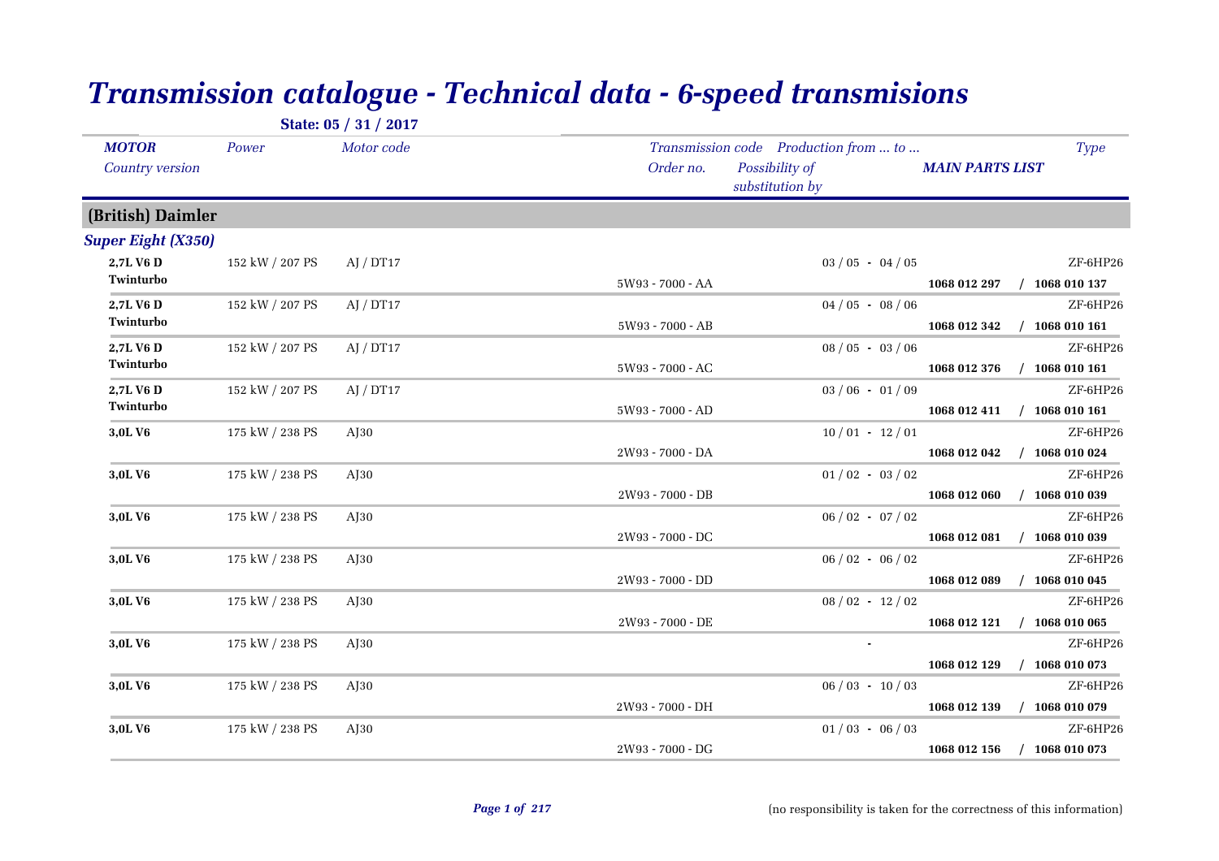# Transmission catalogue - Technical data - 6-speed transmisions

**State: 05 / 31 / 2017**

| MOTOR / Country version | Power | Motor code | Transmission code / Order no. | Possibility of substitution by | Production from ... to ... | MAIN PARTS LIST | Type |
|---|---|---|---|---|---|---|---|
| **(British) Daimler** | | | | | | | |
| ***Super Eight (X350)*** | | | | | | | |
| **2,7L V6 D Twinturbo** | 152 kW / 207 PS | AJ / DT17 | 5W93 - 7000 - AA | | 03 / 05 - 04 / 05 | **1068 012 297 / 1068 010 137** | ZF-6HP26 |
| **2,7L V6 D Twinturbo** | 152 kW / 207 PS | AJ / DT17 | 5W93 - 7000 - AB | | 04 / 05 - 08 / 06 | **1068 012 342 / 1068 010 161** | ZF-6HP26 |
| **2,7L V6 D Twinturbo** | 152 kW / 207 PS | AJ / DT17 | 5W93 - 7000 - AC | | 08 / 05 - 03 / 06 | **1068 012 376 / 1068 010 161** | ZF-6HP26 |
| **2,7L V6 D Twinturbo** | 152 kW / 207 PS | AJ / DT17 | 5W93 - 7000 - AD | | 03 / 06 - 01 / 09 | **1068 012 411 / 1068 010 161** | ZF-6HP26 |
| **3,0L V6** | 175 kW / 238 PS | AJ30 | 2W93 - 7000 - DA | | 10 / 01 - 12 / 01 | **1068 012 042 / 1068 010 024** | ZF-6HP26 |
| **3,0L V6** | 175 kW / 238 PS | AJ30 | 2W93 - 7000 - DB | | 01 / 02 - 03 / 02 | **1068 012 060 / 1068 010 039** | ZF-6HP26 |
| **3,0L V6** | 175 kW / 238 PS | AJ30 | 2W93 - 7000 - DC | | 06 / 02 - 07 / 02 | **1068 012 081 / 1068 010 039** | ZF-6HP26 |
| **3,0L V6** | 175 kW / 238 PS | AJ30 | 2W93 - 7000 - DD | | 06 / 02 - 06 / 02 | **1068 012 089 / 1068 010 045** | ZF-6HP26 |
| **3,0L V6** | 175 kW / 238 PS | AJ30 | 2W93 - 7000 - DE | | 08 / 02 - 12 / 02 | **1068 012 121 / 1068 010 065** | ZF-6HP26 |
| **3,0L V6** | 175 kW / 238 PS | AJ30 | | | - | **1068 012 129 / 1068 010 073** | ZF-6HP26 |
| **3,0L V6** | 175 kW / 238 PS | AJ30 | 2W93 - 7000 - DH | | 06 / 03 - 10 / 03 | **1068 012 139 / 1068 010 079** | ZF-6HP26 |
| **3,0L V6** | 175 kW / 238 PS | AJ30 | 2W93 - 7000 - DG | | 01 / 03 - 06 / 03 | **1068 012 156 / 1068 010 073** | ZF-6HP26 |

(no responsibility is taken for the correctness of this information)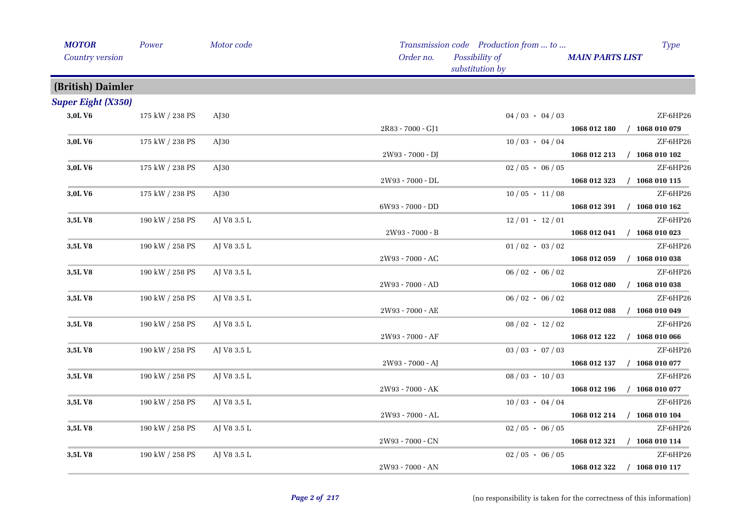| MOTOR | Power | Motor code | Transmission code | Production from ... to ... | | Type |
|---|---|---|---|---|---|---|
| Country version | | | Order no. | Possibility of substitution by | MAIN PARTS LIST | |

## (British) Daimler

### *Super Eight (X350)*

| MOTOR | Power | Motor code | Transmission code / Order no. | Production from ... to ... | MAIN PARTS LIST | Type |
|---|---|---|---|---|---|---|
| 3,0L V6 | 175 kW / 238 PS | AJ30 | | 04 / 03 - 04 / 03 | | ZF-6HP26 |
| | | | 2R83 - 7000 - GJ1 | | 1068 012 180 / 1068 010 079 | |
| 3,0L V6 | 175 kW / 238 PS | AJ30 | | 10 / 03 - 04 / 04 | | ZF-6HP26 |
| | | | 2W93 - 7000 - DJ | | 1068 012 213 / 1068 010 102 | |
| 3,0L V6 | 175 kW / 238 PS | AJ30 | | 02 / 05 - 06 / 05 | | ZF-6HP26 |
| | | | 2W93 - 7000 - DL | | 1068 012 323 / 1068 010 115 | |
| 3,0L V6 | 175 kW / 238 PS | AJ30 | | 10 / 05 - 11 / 08 | | ZF-6HP26 |
| | | | 6W93 - 7000 - DD | | 1068 012 391 / 1068 010 162 | |
| 3,5L V8 | 190 kW / 258 PS | AJ V8 3.5 L | | 12 / 01 - 12 / 01 | | ZF-6HP26 |
| | | | 2W93 - 7000 - B | | 1068 012 041 / 1068 010 023 | |
| 3,5L V8 | 190 kW / 258 PS | AJ V8 3.5 L | | 01 / 02 - 03 / 02 | | ZF-6HP26 |
| | | | 2W93 - 7000 - AC | | 1068 012 059 / 1068 010 038 | |
| 3,5L V8 | 190 kW / 258 PS | AJ V8 3.5 L | | 06 / 02 - 06 / 02 | | ZF-6HP26 |
| | | | 2W93 - 7000 - AD | | 1068 012 080 / 1068 010 038 | |
| 3,5L V8 | 190 kW / 258 PS | AJ V8 3.5 L | | 06 / 02 - 06 / 02 | | ZF-6HP26 |
| | | | 2W93 - 7000 - AE | | 1068 012 088 / 1068 010 049 | |
| 3,5L V8 | 190 kW / 258 PS | AJ V8 3.5 L | | 08 / 02 - 12 / 02 | | ZF-6HP26 |
| | | | 2W93 - 7000 - AF | | 1068 012 122 / 1068 010 066 | |
| 3,5L V8 | 190 kW / 258 PS | AJ V8 3.5 L | | 03 / 03 - 07 / 03 | | ZF-6HP26 |
| | | | 2W93 - 7000 - AJ | | 1068 012 137 / 1068 010 077 | |
| 3,5L V8 | 190 kW / 258 PS | AJ V8 3.5 L | | 08 / 03 - 10 / 03 | | ZF-6HP26 |
| | | | 2W93 - 7000 - AK | | 1068 012 196 / 1068 010 077 | |
| 3,5L V8 | 190 kW / 258 PS | AJ V8 3.5 L | | 10 / 03 - 04 / 04 | | ZF-6HP26 |
| | | | 2W93 - 7000 - AL | | 1068 012 214 / 1068 010 104 | |
| 3,5L V8 | 190 kW / 258 PS | AJ V8 3.5 L | | 02 / 05 - 06 / 05 | | ZF-6HP26 |
| | | | 2W93 - 7000 - CN | | 1068 012 321 / 1068 010 114 | |
| 3,5L V8 | 190 kW / 258 PS | AJ V8 3.5 L | | 02 / 05 - 06 / 05 | | ZF-6HP26 |
| | | | 2W93 - 7000 - AN | | 1068 012 322 / 1068 010 117 | |

(no responsibility is taken for the correctness of this information)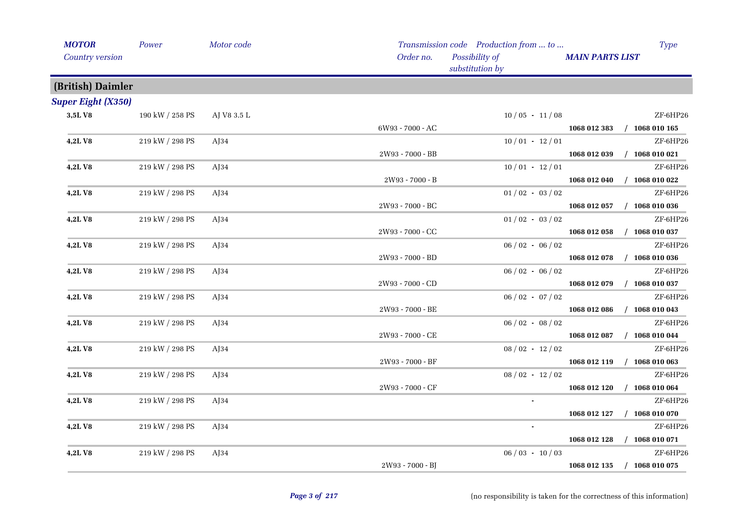| MOTOR / Country version | Power | Motor code | Transmission code / Order no. | Possibility of substitution by | Production from ... to ... | MAIN PARTS LIST | Type |
|---|---|---|---|---|---|---|---|
| **(British) Daimler** | | | | | | | |
| ***Super Eight (X350)*** | | | | | | | |
| **3,5L V8** | 190 kW / 258 PS | AJ V8 3.5 L | 6W93 - 7000 - AC | | 10 / 05 - 11 / 08 | **1068 012 383 / 1068 010 165** | ZF-6HP26 |
| **4,2L V8** | 219 kW / 298 PS | AJ34 | 2W93 - 7000 - BB | | 10 / 01 - 12 / 01 | **1068 012 039 / 1068 010 021** | ZF-6HP26 |
| **4,2L V8** | 219 kW / 298 PS | AJ34 | 2W93 - 7000 - B | | 10 / 01 - 12 / 01 | **1068 012 040 / 1068 010 022** | ZF-6HP26 |
| **4,2L V8** | 219 kW / 298 PS | AJ34 | 2W93 - 7000 - BC | | 01 / 02 - 03 / 02 | **1068 012 057 / 1068 010 036** | ZF-6HP26 |
| **4,2L V8** | 219 kW / 298 PS | AJ34 | 2W93 - 7000 - CC | | 01 / 02 - 03 / 02 | **1068 012 058 / 1068 010 037** | ZF-6HP26 |
| **4,2L V8** | 219 kW / 298 PS | AJ34 | 2W93 - 7000 - BD | | 06 / 02 - 06 / 02 | **1068 012 078 / 1068 010 036** | ZF-6HP26 |
| **4,2L V8** | 219 kW / 298 PS | AJ34 | 2W93 - 7000 - CD | | 06 / 02 - 06 / 02 | **1068 012 079 / 1068 010 037** | ZF-6HP26 |
| **4,2L V8** | 219 kW / 298 PS | AJ34 | 2W93 - 7000 - BE | | 06 / 02 - 07 / 02 | **1068 012 086 / 1068 010 043** | ZF-6HP26 |
| **4,2L V8** | 219 kW / 298 PS | AJ34 | 2W93 - 7000 - CE | | 06 / 02 - 08 / 02 | **1068 012 087 / 1068 010 044** | ZF-6HP26 |
| **4,2L V8** | 219 kW / 298 PS | AJ34 | 2W93 - 7000 - BF | | 08 / 02 - 12 / 02 | **1068 012 119 / 1068 010 063** | ZF-6HP26 |
| **4,2L V8** | 219 kW / 298 PS | AJ34 | 2W93 - 7000 - CF | | 08 / 02 - 12 / 02 | **1068 012 120 / 1068 010 064** | ZF-6HP26 |
| **4,2L V8** | 219 kW / 298 PS | AJ34 | | | - | **1068 012 127 / 1068 010 070** | ZF-6HP26 |
| **4,2L V8** | 219 kW / 298 PS | AJ34 | | | - | **1068 012 128 / 1068 010 071** | ZF-6HP26 |
| **4,2L V8** | 219 kW / 298 PS | AJ34 | 2W93 - 7000 - BJ | | 06 / 03 - 10 / 03 | **1068 012 135 / 1068 010 075** | ZF-6HP26 |

(no responsibility is taken for the correctness of this information)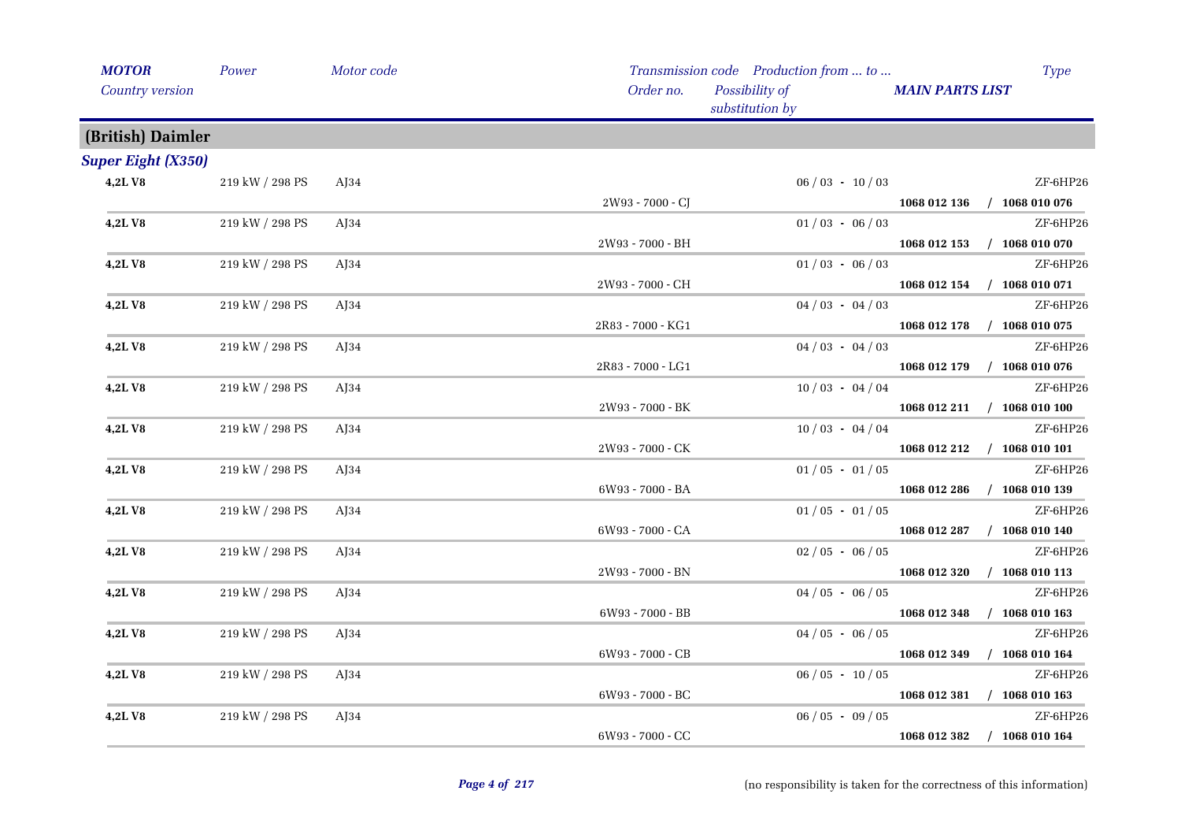| *MOTOR* | *Power* | *Motor code* | *Transmission code* | *Production from ... to ...* | | *Type* |
|---|---|---|---|---|---|---|
| *Country version* | | | *Order no.* | *Possibility of substitution by* | *MAIN PARTS LIST* | |

## (British) Daimler

### *Super Eight (X350)*

| MOTOR | Power | Motor code | Order no. | Production from ... to ... | MAIN PARTS LIST | Type |
|---|---|---|---|---|---|---|
| **4,2L V8** | 219 kW / 298 PS | AJ34 | 2W93 - 7000 - CJ | 06 / 03 - 10 / 03 | **1068 012 136 / 1068 010 076** | ZF-6HP26 |
| **4,2L V8** | 219 kW / 298 PS | AJ34 | 2W93 - 7000 - BH | 01 / 03 - 06 / 03 | **1068 012 153 / 1068 010 070** | ZF-6HP26 |
| **4,2L V8** | 219 kW / 298 PS | AJ34 | 2W93 - 7000 - CH | 01 / 03 - 06 / 03 | **1068 012 154 / 1068 010 071** | ZF-6HP26 |
| **4,2L V8** | 219 kW / 298 PS | AJ34 | 2R83 - 7000 - KG1 | 04 / 03 - 04 / 03 | **1068 012 178 / 1068 010 075** | ZF-6HP26 |
| **4,2L V8** | 219 kW / 298 PS | AJ34 | 2R83 - 7000 - LG1 | 04 / 03 - 04 / 03 | **1068 012 179 / 1068 010 076** | ZF-6HP26 |
| **4,2L V8** | 219 kW / 298 PS | AJ34 | 2W93 - 7000 - BK | 10 / 03 - 04 / 04 | **1068 012 211 / 1068 010 100** | ZF-6HP26 |
| **4,2L V8** | 219 kW / 298 PS | AJ34 | 2W93 - 7000 - CK | 10 / 03 - 04 / 04 | **1068 012 212 / 1068 010 101** | ZF-6HP26 |
| **4,2L V8** | 219 kW / 298 PS | AJ34 | 6W93 - 7000 - BA | 01 / 05 - 01 / 05 | **1068 012 286 / 1068 010 139** | ZF-6HP26 |
| **4,2L V8** | 219 kW / 298 PS | AJ34 | 6W93 - 7000 - CA | 01 / 05 - 01 / 05 | **1068 012 287 / 1068 010 140** | ZF-6HP26 |
| **4,2L V8** | 219 kW / 298 PS | AJ34 | 2W93 - 7000 - BN | 02 / 05 - 06 / 05 | **1068 012 320 / 1068 010 113** | ZF-6HP26 |
| **4,2L V8** | 219 kW / 298 PS | AJ34 | 6W93 - 7000 - BB | 04 / 05 - 06 / 05 | **1068 012 348 / 1068 010 163** | ZF-6HP26 |
| **4,2L V8** | 219 kW / 298 PS | AJ34 | 6W93 - 7000 - CB | 04 / 05 - 06 / 05 | **1068 012 349 / 1068 010 164** | ZF-6HP26 |
| **4,2L V8** | 219 kW / 298 PS | AJ34 | 6W93 - 7000 - BC | 06 / 05 - 10 / 05 | **1068 012 381 / 1068 010 163** | ZF-6HP26 |
| **4,2L V8** | 219 kW / 298 PS | AJ34 | 6W93 - 7000 - CC | 06 / 05 - 09 / 05 | **1068 012 382 / 1068 010 164** | ZF-6HP26 |

(no responsibility is taken for the correctness of this information)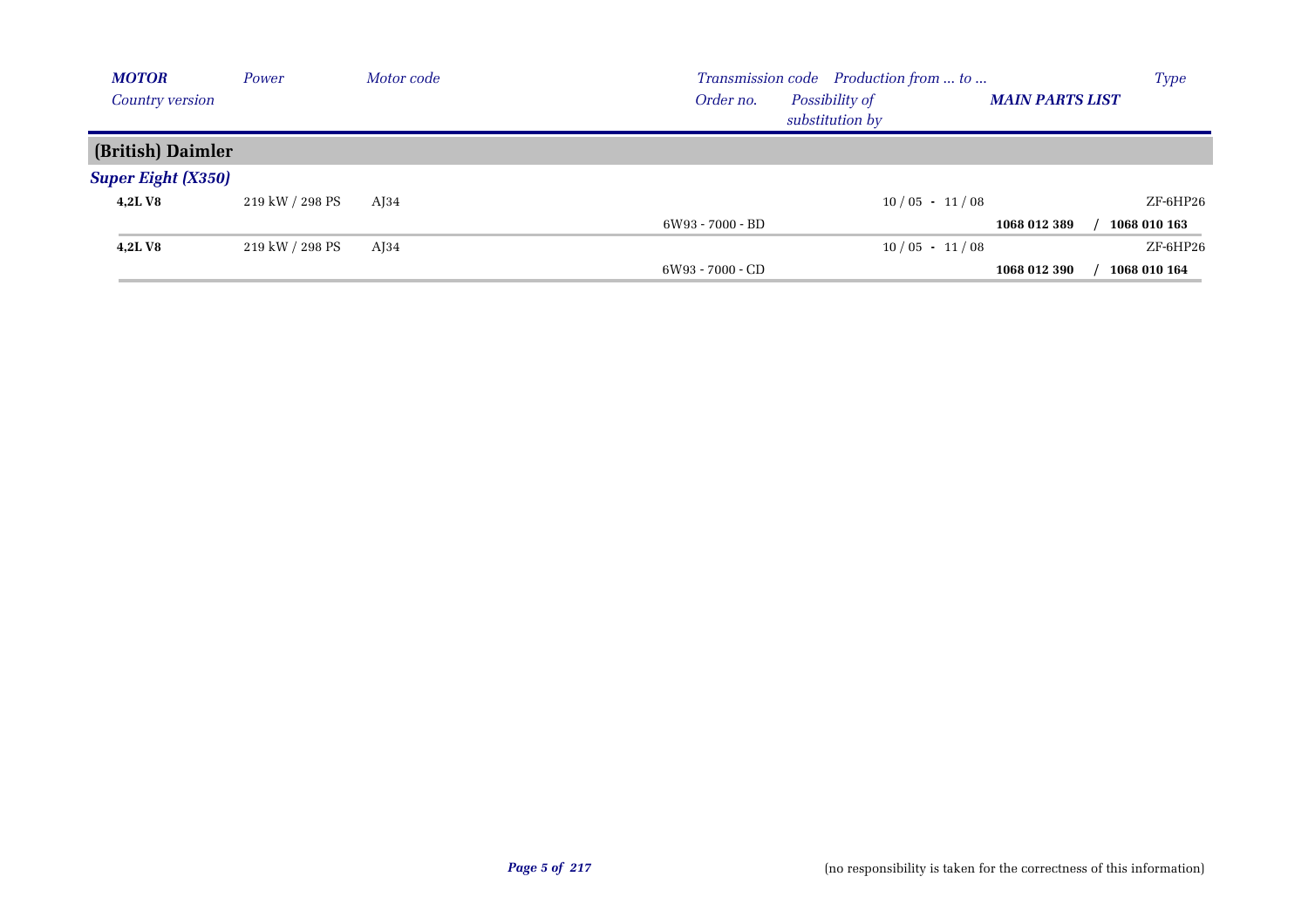| *MOTOR* | *Power* | *Motor code* | *Transmission code* | *Production from ... to ...* | | *Type* |
|---|---|---|---|---|---|---|
| *Country version* | | | *Order no.* | *Possibility of substitution by* | ***MAIN PARTS LIST*** | |
| **(British) Daimler** | | | | | | |
| ***Super Eight (X350)*** | | | | | | |
| **4,2L V8** | 219 kW / 298 PS | AJ34 | | 10 / 05 - 11 / 08 | | ZF-6HP26 |
| | | | 6W93 - 7000 - BD | | **1068 012 389** | **/ 1068 010 163** |
| **4,2L V8** | 219 kW / 298 PS | AJ34 | | 10 / 05 - 11 / 08 | | ZF-6HP26 |
| | | | 6W93 - 7000 - CD | | **1068 012 390** | **/ 1068 010 164** |

(no responsibility is taken for the correctness of this information)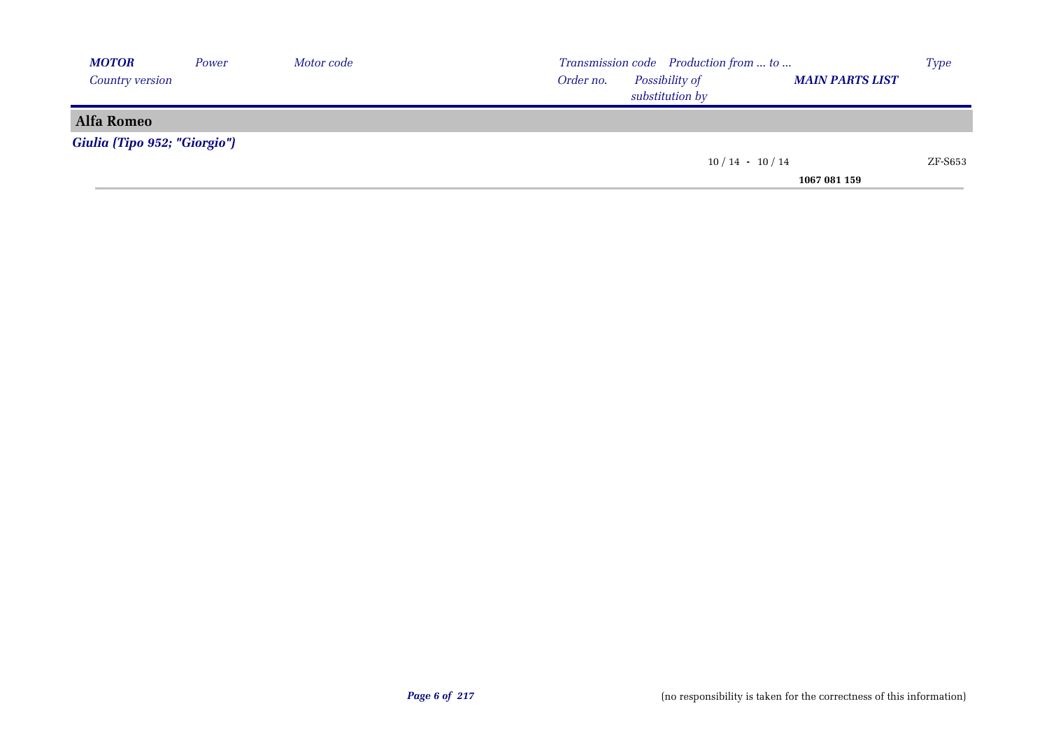| *MOTOR* / *Country version* | *Power* | *Motor code* | *Transmission code* / *Order no.* | *Production from ... to ...* / *Possibility of substitution by* | *MAIN PARTS LIST* | *Type* |
|---|---|---|---|---|---|---|
| **Alfa Romeo** | | | | | | |
| ***Giulia (Tipo 952; "Giorgio")*** | | | | | | |
| | | | | 10 / 14 - 10 / 14 | **1067 081 159** | ZF-S653 |

(no responsibility is taken for the correctness of this information)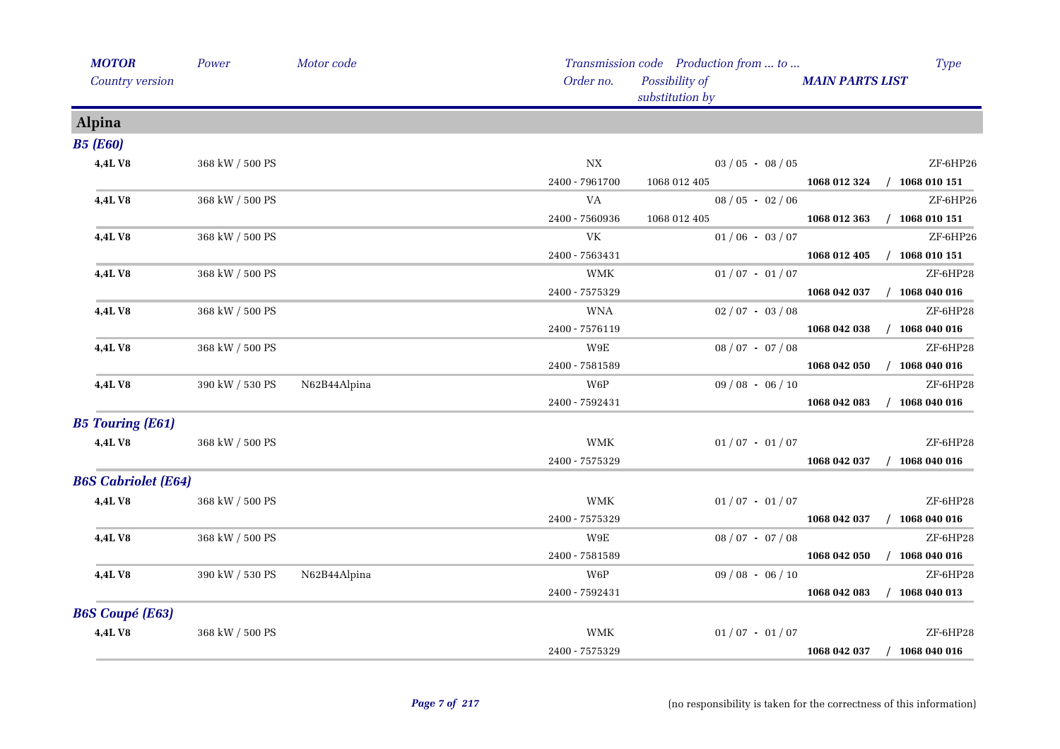| *MOTOR* *Country version* | *Power* | *Motor code* | *Transmission code* *Order no.* | *Production from ... to ...* *Possibility of substitution by* | *MAIN PARTS LIST* | *Type* |
|---|---|---|---|---|---|---|
| **Alpina** | | | | | | |
| ***B5 (E60)*** | | | | | | |
| **4,4L V8** | 368 kW / 500 PS | | NX | 03 / 05 - 08 / 05 | | ZF-6HP26 |
| | | | 2400 - 7961700 | 1068 012 405 | **1068 012 324** | **/ 1068 010 151** |
| **4,4L V8** | 368 kW / 500 PS | | VA | 08 / 05 - 02 / 06 | | ZF-6HP26 |
| | | | 2400 - 7560936 | 1068 012 405 | **1068 012 363** | **/ 1068 010 151** |
| **4,4L V8** | 368 kW / 500 PS | | VK | 01 / 06 - 03 / 07 | | ZF-6HP26 |
| | | | 2400 - 7563431 | | **1068 012 405** | **/ 1068 010 151** |
| **4,4L V8** | 368 kW / 500 PS | | WMK | 01 / 07 - 01 / 07 | | ZF-6HP28 |
| | | | 2400 - 7575329 | | **1068 042 037** | **/ 1068 040 016** |
| **4,4L V8** | 368 kW / 500 PS | | WNA | 02 / 07 - 03 / 08 | | ZF-6HP28 |
| | | | 2400 - 7576119 | | **1068 042 038** | **/ 1068 040 016** |
| **4,4L V8** | 368 kW / 500 PS | | W9E | 08 / 07 - 07 / 08 | | ZF-6HP28 |
| | | | 2400 - 7581589 | | **1068 042 050** | **/ 1068 040 016** |
| **4,4L V8** | 390 kW / 530 PS | N62B44Alpina | W6P | 09 / 08 - 06 / 10 | | ZF-6HP28 |
| | | | 2400 - 7592431 | | **1068 042 083** | **/ 1068 040 016** |
| ***B5 Touring (E61)*** | | | | | | |
| **4,4L V8** | 368 kW / 500 PS | | WMK | 01 / 07 - 01 / 07 | | ZF-6HP28 |
| | | | 2400 - 7575329 | | **1068 042 037** | **/ 1068 040 016** |
| ***B6S Cabriolet (E64)*** | | | | | | |
| **4,4L V8** | 368 kW / 500 PS | | WMK | 01 / 07 - 01 / 07 | | ZF-6HP28 |
| | | | 2400 - 7575329 | | **1068 042 037** | **/ 1068 040 016** |
| **4,4L V8** | 368 kW / 500 PS | | W9E | 08 / 07 - 07 / 08 | | ZF-6HP28 |
| | | | 2400 - 7581589 | | **1068 042 050** | **/ 1068 040 016** |
| **4,4L V8** | 390 kW / 530 PS | N62B44Alpina | W6P | 09 / 08 - 06 / 10 | | ZF-6HP28 |
| | | | 2400 - 7592431 | | **1068 042 083** | **/ 1068 040 013** |
| ***B6S Coupé (E63)*** | | | | | | |
| **4,4L V8** | 368 kW / 500 PS | | WMK | 01 / 07 - 01 / 07 | | ZF-6HP28 |
| | | | 2400 - 7575329 | | **1068 042 037** | **/ 1068 040 016** |

(no responsibility is taken for the correctness of this information)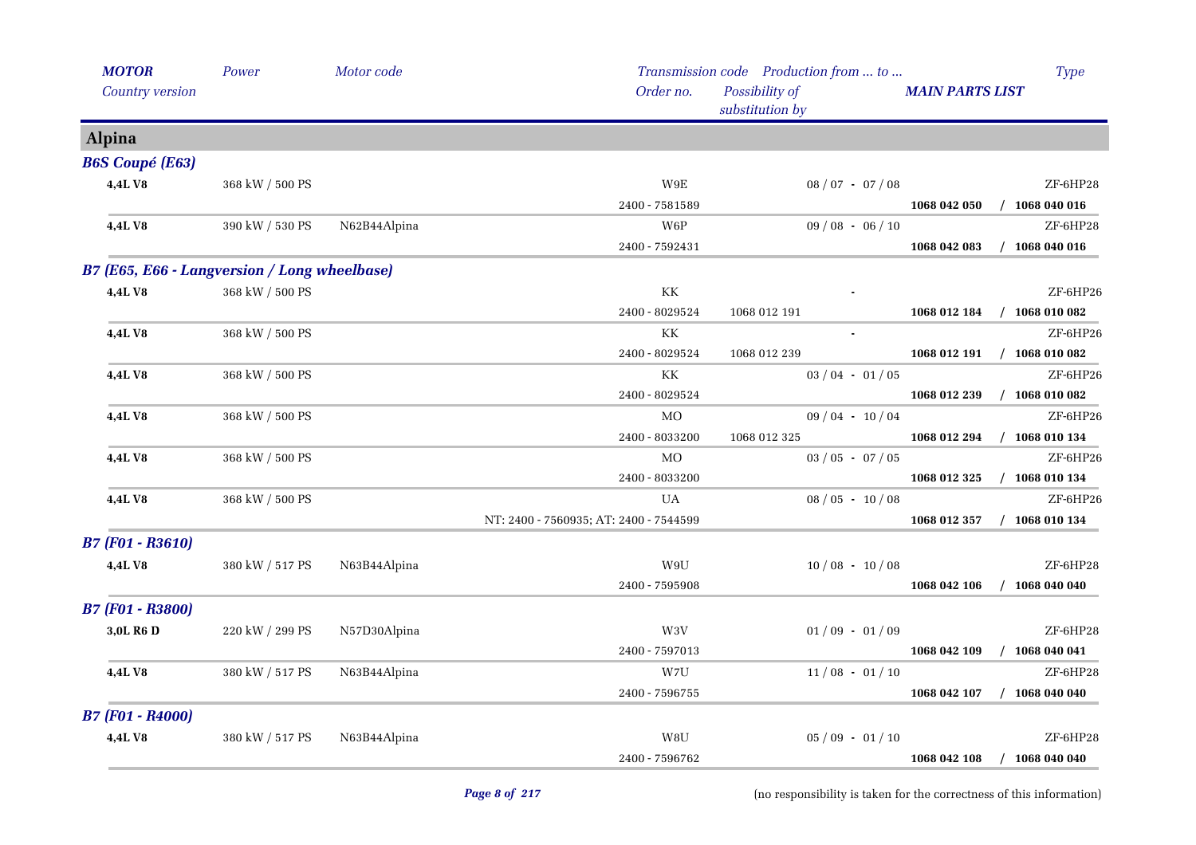| MOTOR | Power | Motor code | Transmission code | Production from ... to ... | | Type |
|---|---|---|---|---|---|---|
| Country version | | | Order no. | Possibility of substitution by | MAIN PARTS LIST | |

## Alpina

### B6S Coupé (E63)

| MOTOR | Power | Motor code | Transmission code / Order no. | Possibility of substitution by | Production from ... to ... / MAIN PARTS LIST | Type |
|---|---|---|---|---|---|---|
| **4,4L V8** | 368 kW / 500 PS | | W9E | | 08 / 07 - 07 / 08 | ZF-6HP28 |
| | | | 2400 - 7581589 | | **1068 042 050** | **/ 1068 040 016** |
| **4,4L V8** | 390 kW / 530 PS | N62B44Alpina | W6P | | 09 / 08 - 06 / 10 | ZF-6HP28 |
| | | | 2400 - 7592431 | | **1068 042 083** | **/ 1068 040 016** |

### B7 (E65, E66 - Langversion / Long wheelbase)

| MOTOR | Power | Motor code | Transmission code / Order no. | Possibility of substitution by | Production from ... to ... / MAIN PARTS LIST | Type |
|---|---|---|---|---|---|---|
| **4,4L V8** | 368 kW / 500 PS | | KK | | - | ZF-6HP26 |
| | | | 2400 - 8029524 | 1068 012 191 | **1068 012 184** | **/ 1068 010 082** |
| **4,4L V8** | 368 kW / 500 PS | | KK | | - | ZF-6HP26 |
| | | | 2400 - 8029524 | 1068 012 239 | **1068 012 191** | **/ 1068 010 082** |
| **4,4L V8** | 368 kW / 500 PS | | KK | | 03 / 04 - 01 / 05 | ZF-6HP26 |
| | | | 2400 - 8029524 | | **1068 012 239** | **/ 1068 010 082** |
| **4,4L V8** | 368 kW / 500 PS | | MO | | 09 / 04 - 10 / 04 | ZF-6HP26 |
| | | | 2400 - 8033200 | 1068 012 325 | **1068 012 294** | **/ 1068 010 134** |
| **4,4L V8** | 368 kW / 500 PS | | MO | | 03 / 05 - 07 / 05 | ZF-6HP26 |
| | | | 2400 - 8033200 | | **1068 012 325** | **/ 1068 010 134** |
| **4,4L V8** | 368 kW / 500 PS | | UA | | 08 / 05 - 10 / 08 | ZF-6HP26 |
| | | | NT: 2400 - 7560935; AT: 2400 - 7544599 | | **1068 012 357** | **/ 1068 010 134** |

### B7 (F01 - R3610)

| MOTOR | Power | Motor code | Transmission code / Order no. | Possibility of substitution by | Production from ... to ... / MAIN PARTS LIST | Type |
|---|---|---|---|---|---|---|
| **4,4L V8** | 380 kW / 517 PS | N63B44Alpina | W9U | | 10 / 08 - 10 / 08 | ZF-6HP28 |
| | | | 2400 - 7595908 | | **1068 042 106** | **/ 1068 040 040** |

### B7 (F01 - R3800)

| MOTOR | Power | Motor code | Transmission code / Order no. | Possibility of substitution by | Production from ... to ... / MAIN PARTS LIST | Type |
|---|---|---|---|---|---|---|
| **3,0L R6 D** | 220 kW / 299 PS | N57D30Alpina | W3V | | 01 / 09 - 01 / 09 | ZF-6HP28 |
| | | | 2400 - 7597013 | | **1068 042 109** | **/ 1068 040 041** |
| **4,4L V8** | 380 kW / 517 PS | N63B44Alpina | W7U | | 11 / 08 - 01 / 10 | ZF-6HP28 |
| | | | 2400 - 7596755 | | **1068 042 107** | **/ 1068 040 040** |

### B7 (F01 - R4000)

| MOTOR | Power | Motor code | Transmission code / Order no. | Possibility of substitution by | Production from ... to ... / MAIN PARTS LIST | Type |
|---|---|---|---|---|---|---|
| **4,4L V8** | 380 kW / 517 PS | N63B44Alpina | W8U | | 05 / 09 - 01 / 10 | ZF-6HP28 |
| | | | 2400 - 7596762 | | **1068 042 108** | **/ 1068 040 040** |

(no responsibility is taken for the correctness of this information)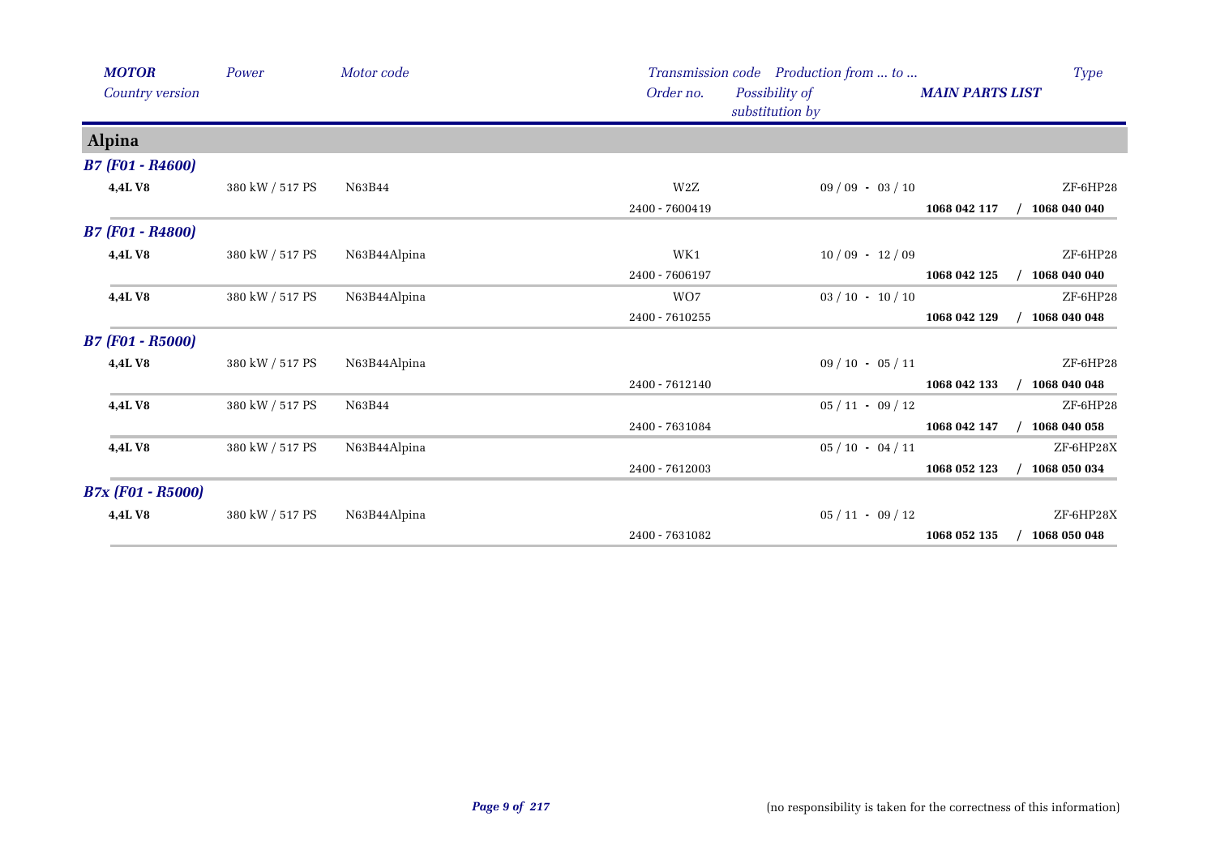| *MOTOR* | *Power* | *Motor code* | *Transmission code* | *Production from ... to ...* | | *Type* |
|---|---|---|---|---|---|---|
| *Country version* | | | *Order no.* | *Possibility of substitution by* | ***MAIN PARTS LIST*** | |
| **Alpina** | | | | | | |
| ***B7 (F01 - R4600)*** | | | | | | |
| **4,4L V8** | 380 kW / 517 PS | N63B44 | W2Z | 09 / 09 - 03 / 10 | | ZF-6HP28 |
| | | | 2400 - 7600419 | | **1068 042 117** | **/ 1068 040 040** |
| ***B7 (F01 - R4800)*** | | | | | | |
| **4,4L V8** | 380 kW / 517 PS | N63B44Alpina | WK1 | 10 / 09 - 12 / 09 | | ZF-6HP28 |
| | | | 2400 - 7606197 | | **1068 042 125** | **/ 1068 040 040** |
| **4,4L V8** | 380 kW / 517 PS | N63B44Alpina | WO7 | 03 / 10 - 10 / 10 | | ZF-6HP28 |
| | | | 2400 - 7610255 | | **1068 042 129** | **/ 1068 040 048** |
| ***B7 (F01 - R5000)*** | | | | | | |
| **4,4L V8** | 380 kW / 517 PS | N63B44Alpina | | 09 / 10 - 05 / 11 | | ZF-6HP28 |
| | | | 2400 - 7612140 | | **1068 042 133** | **/ 1068 040 048** |
| **4,4L V8** | 380 kW / 517 PS | N63B44 | | 05 / 11 - 09 / 12 | | ZF-6HP28 |
| | | | 2400 - 7631084 | | **1068 042 147** | **/ 1068 040 058** |
| **4,4L V8** | 380 kW / 517 PS | N63B44Alpina | | 05 / 10 - 04 / 11 | | ZF-6HP28X |
| | | | 2400 - 7612003 | | **1068 052 123** | **/ 1068 050 034** |
| ***B7x (F01 - R5000)*** | | | | | | |
| **4,4L V8** | 380 kW / 517 PS | N63B44Alpina | | 05 / 11 - 09 / 12 | | ZF-6HP28X |
| | | | 2400 - 7631082 | | **1068 052 135** | **/ 1068 050 048** |

(no responsibility is taken for the correctness of this information)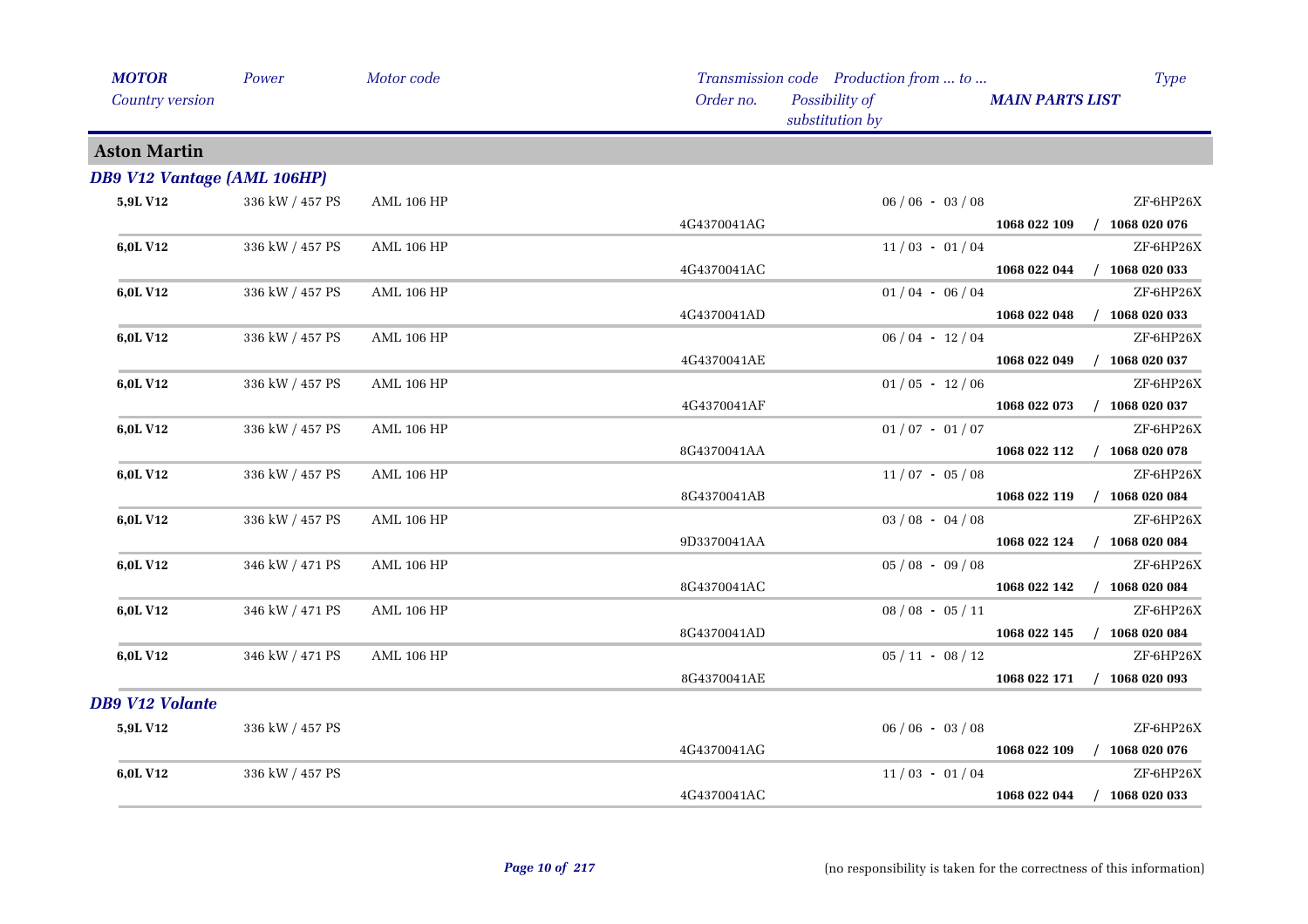| *MOTOR* | *Power* | *Motor code* | *Transmission code* | *Production from ... to ...* | | *Type* |
|---|---|---|---|---|---|---|
| *Country version* | | | *Order no.* | *Possibility of substitution by* | ***MAIN PARTS LIST*** | |

## Aston Martin

### *DB9 V12 Vantage (AML 106HP)*

| MOTOR | Power | Motor code | Order no. | Production from ... to ... | MAIN PARTS LIST | Type |
|---|---|---|---|---|---|---|
| **5,9L V12** | 336 kW / 457 PS | AML 106 HP | | 06 / 06 - 03 / 08 | | ZF-6HP26X |
| | | | 4G4370041AG | | **1068 022 109 / 1068 020 076** | |
| **6,0L V12** | 336 kW / 457 PS | AML 106 HP | | 11 / 03 - 01 / 04 | | ZF-6HP26X |
| | | | 4G4370041AC | | **1068 022 044 / 1068 020 033** | |
| **6,0L V12** | 336 kW / 457 PS | AML 106 HP | | 01 / 04 - 06 / 04 | | ZF-6HP26X |
| | | | 4G4370041AD | | **1068 022 048 / 1068 020 033** | |
| **6,0L V12** | 336 kW / 457 PS | AML 106 HP | | 06 / 04 - 12 / 04 | | ZF-6HP26X |
| | | | 4G4370041AE | | **1068 022 049 / 1068 020 037** | |
| **6,0L V12** | 336 kW / 457 PS | AML 106 HP | | 01 / 05 - 12 / 06 | | ZF-6HP26X |
| | | | 4G4370041AF | | **1068 022 073 / 1068 020 037** | |
| **6,0L V12** | 336 kW / 457 PS | AML 106 HP | | 01 / 07 - 01 / 07 | | ZF-6HP26X |
| | | | 8G4370041AA | | **1068 022 112 / 1068 020 078** | |
| **6,0L V12** | 336 kW / 457 PS | AML 106 HP | | 11 / 07 - 05 / 08 | | ZF-6HP26X |
| | | | 8G4370041AB | | **1068 022 119 / 1068 020 084** | |
| **6,0L V12** | 336 kW / 457 PS | AML 106 HP | | 03 / 08 - 04 / 08 | | ZF-6HP26X |
| | | | 9D3370041AA | | **1068 022 124 / 1068 020 084** | |
| **6,0L V12** | 346 kW / 471 PS | AML 106 HP | | 05 / 08 - 09 / 08 | | ZF-6HP26X |
| | | | 8G4370041AC | | **1068 022 142 / 1068 020 084** | |
| **6,0L V12** | 346 kW / 471 PS | AML 106 HP | | 08 / 08 - 05 / 11 | | ZF-6HP26X |
| | | | 8G4370041AD | | **1068 022 145 / 1068 020 084** | |
| **6,0L V12** | 346 kW / 471 PS | AML 106 HP | | 05 / 11 - 08 / 12 | | ZF-6HP26X |
| | | | 8G4370041AE | | **1068 022 171 / 1068 020 093** | |

### *DB9 V12 Volante*

| MOTOR | Power | Motor code | Order no. | Production from ... to ... | MAIN PARTS LIST | Type |
|---|---|---|---|---|---|---|
| **5,9L V12** | 336 kW / 457 PS | | | 06 / 06 - 03 / 08 | | ZF-6HP26X |
| | | | 4G4370041AG | | **1068 022 109 / 1068 020 076** | |
| **6,0L V12** | 336 kW / 457 PS | | | 11 / 03 - 01 / 04 | | ZF-6HP26X |
| | | | 4G4370041AC | | **1068 022 044 / 1068 020 033** | |

(no responsibility is taken for the correctness of this information)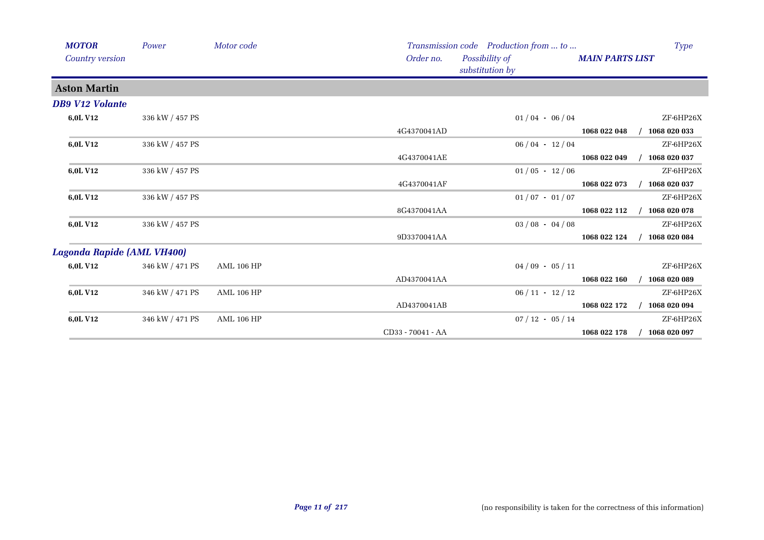| MOTOR | Power | Motor code | Transmission code | Production from ... to ... | | Type |
|---|---|---|---|---|---|---|
| Country version | | | Order no. | Possibility of substitution by | MAIN PARTS LIST | |

## Aston Martin

### DB9 V12 Volante

| MOTOR | Power | Motor code | Order no. | Production from ... to ... | MAIN PARTS LIST | Type |
|---|---|---|---|---|---|---|
| **6,0L V12** | 336 kW / 457 PS | | | 01 / 04 - 06 / 04 | | ZF-6HP26X |
| | | | 4G4370041AD | | **1068 022 048** / **1068 020 033** | |
| **6,0L V12** | 336 kW / 457 PS | | | 06 / 04 - 12 / 04 | | ZF-6HP26X |
| | | | 4G4370041AE | | **1068 022 049** / **1068 020 037** | |
| **6,0L V12** | 336 kW / 457 PS | | | 01 / 05 - 12 / 06 | | ZF-6HP26X |
| | | | 4G4370041AF | | **1068 022 073** / **1068 020 037** | |
| **6,0L V12** | 336 kW / 457 PS | | | 01 / 07 - 01 / 07 | | ZF-6HP26X |
| | | | 8G4370041AA | | **1068 022 112** / **1068 020 078** | |
| **6,0L V12** | 336 kW / 457 PS | | | 03 / 08 - 04 / 08 | | ZF-6HP26X |
| | | | 9D3370041AA | | **1068 022 124** / **1068 020 084** | |

### Lagonda Rapide (AML VH400)

| MOTOR | Power | Motor code | Order no. | Production from ... to ... | MAIN PARTS LIST | Type |
|---|---|---|---|---|---|---|
| **6,0L V12** | 346 kW / 471 PS | AML 106 HP | | 04 / 09 - 05 / 11 | | ZF-6HP26X |
| | | | AD4370041AA | | **1068 022 160** / **1068 020 089** | |
| **6,0L V12** | 346 kW / 471 PS | AML 106 HP | | 06 / 11 - 12 / 12 | | ZF-6HP26X |
| | | | AD4370041AB | | **1068 022 172** / **1068 020 094** | |
| **6,0L V12** | 346 kW / 471 PS | AML 106 HP | | 07 / 12 - 05 / 14 | | ZF-6HP26X |
| | | | CD33 - 70041 - AA | | **1068 022 178** / **1068 020 097** | |

(no responsibility is taken for the correctness of this information)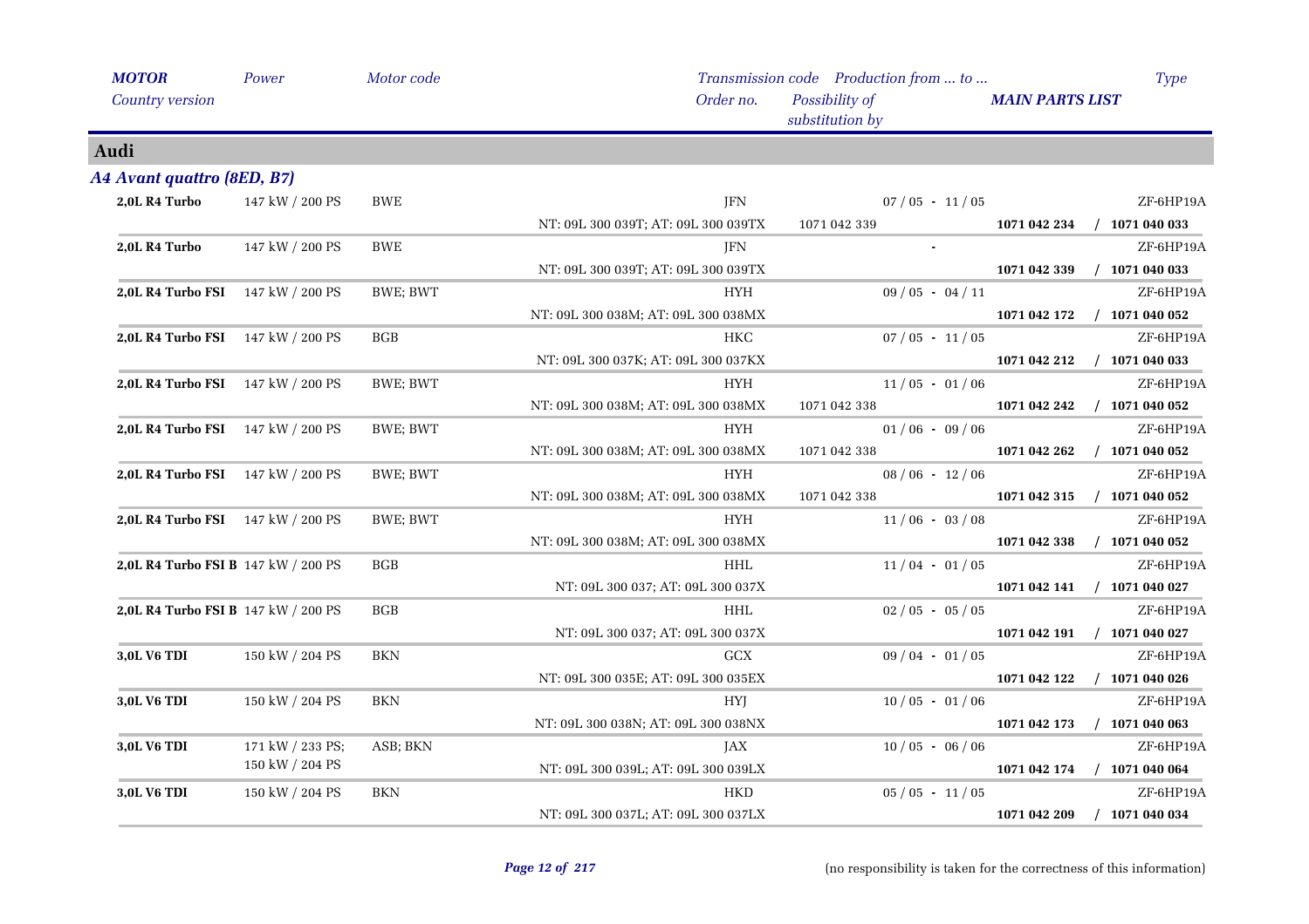| MOTOR Country version | Power | Motor code | Transmission code Order no. | Production from … to … Possibility of substitution by | MAIN PARTS LIST | Type |
|---|---|---|---|---|---|---|

## Audi

### A4 Avant quattro (8ED, B7)

| MOTOR Country version | Power | Motor code | Transmission code Order no. | Production from … to … Possibility of substitution by | MAIN PARTS LIST | Type |
|---|---|---|---|---|---|---|
| **2,0L R4 Turbo** | 147 kW / 200 PS | BWE | JFN | 07 / 05 - 11 / 05 | | ZF-6HP19A |
| | | | NT: 09L 300 039T; AT: 09L 300 039TX | 1071 042 339 | **1071 042 234 / 1071 040 033** | |
| **2,0L R4 Turbo** | 147 kW / 200 PS | BWE | JFN | - | | ZF-6HP19A |
| | | | NT: 09L 300 039T; AT: 09L 300 039TX | | **1071 042 339 / 1071 040 033** | |
| **2,0L R4 Turbo FSI** | 147 kW / 200 PS | BWE; BWT | HYH | 09 / 05 - 04 / 11 | | ZF-6HP19A |
| | | | NT: 09L 300 038M; AT: 09L 300 038MX | | **1071 042 172 / 1071 040 052** | |
| **2,0L R4 Turbo FSI** | 147 kW / 200 PS | BGB | HKC | 07 / 05 - 11 / 05 | | ZF-6HP19A |
| | | | NT: 09L 300 037K; AT: 09L 300 037KX | | **1071 042 212 / 1071 040 033** | |
| **2,0L R4 Turbo FSI** | 147 kW / 200 PS | BWE; BWT | HYH | 11 / 05 - 01 / 06 | | ZF-6HP19A |
| | | | NT: 09L 300 038M; AT: 09L 300 038MX | 1071 042 338 | **1071 042 242 / 1071 040 052** | |
| **2,0L R4 Turbo FSI** | 147 kW / 200 PS | BWE; BWT | HYH | 01 / 06 - 09 / 06 | | ZF-6HP19A |
| | | | NT: 09L 300 038M; AT: 09L 300 038MX | 1071 042 338 | **1071 042 262 / 1071 040 052** | |
| **2,0L R4 Turbo FSI** | 147 kW / 200 PS | BWE; BWT | HYH | 08 / 06 - 12 / 06 | | ZF-6HP19A |
| | | | NT: 09L 300 038M; AT: 09L 300 038MX | 1071 042 338 | **1071 042 315 / 1071 040 052** | |
| **2,0L R4 Turbo FSI** | 147 kW / 200 PS | BWE; BWT | HYH | 11 / 06 - 03 / 08 | | ZF-6HP19A |
| | | | NT: 09L 300 038M; AT: 09L 300 038MX | | **1071 042 338 / 1071 040 052** | |
| **2,0L R4 Turbo FSI B** | 147 kW / 200 PS | BGB | HHL | 11 / 04 - 01 / 05 | | ZF-6HP19A |
| | | | NT: 09L 300 037; AT: 09L 300 037X | | **1071 042 141 / 1071 040 027** | |
| **2,0L R4 Turbo FSI B** | 147 kW / 200 PS | BGB | HHL | 02 / 05 - 05 / 05 | | ZF-6HP19A |
| | | | NT: 09L 300 037; AT: 09L 300 037X | | **1071 042 191 / 1071 040 027** | |
| **3,0L V6 TDI** | 150 kW / 204 PS | BKN | GCX | 09 / 04 - 01 / 05 | | ZF-6HP19A |
| | | | NT: 09L 300 035E; AT: 09L 300 035EX | | **1071 042 122 / 1071 040 026** | |
| **3,0L V6 TDI** | 150 kW / 204 PS | BKN | HYJ | 10 / 05 - 01 / 06 | | ZF-6HP19A |
| | | | NT: 09L 300 038N; AT: 09L 300 038NX | | **1071 042 173 / 1071 040 063** | |
| **3,0L V6 TDI** | 171 kW / 233 PS; 150 kW / 204 PS | ASB; BKN | JAX | 10 / 05 - 06 / 06 | | ZF-6HP19A |
| | | | NT: 09L 300 039L; AT: 09L 300 039LX | | **1071 042 174 / 1071 040 064** | |
| **3,0L V6 TDI** | 150 kW / 204 PS | BKN | HKD | 05 / 05 - 11 / 05 | | ZF-6HP19A |
| | | | NT: 09L 300 037L; AT: 09L 300 037LX | | **1071 042 209 / 1071 040 034** | |

(no responsibility is taken for the correctness of this information)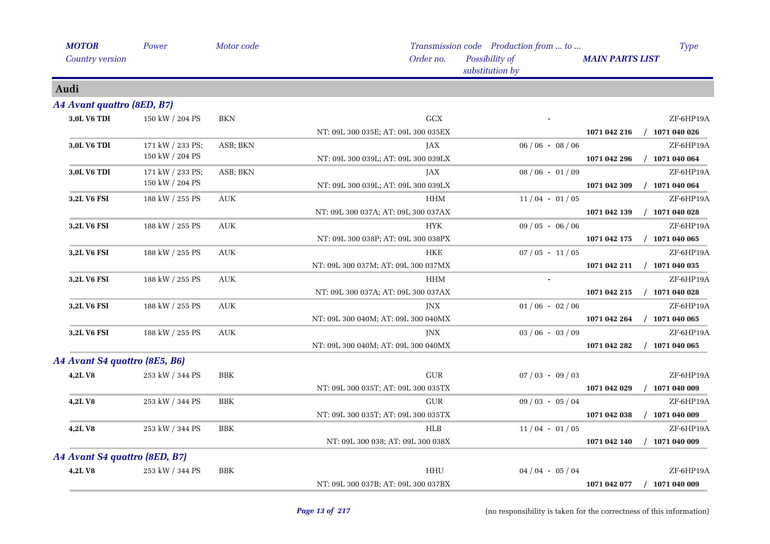| *MOTOR* | *Power* | *Motor code* | *Transmission code* | *Production from ... to ...* | | *Type* |
|---|---|---|---|---|---|---|
| *Country version* | | | *Order no.* | *Possibility of substitution by* | *MAIN PARTS LIST* | |

## Audi

### *A4 Avant quattro (8ED, B7)*

| *MOTOR* / *Country version* | *Power* | *Motor code* | *Transmission code* / *Order no.* | *Production from ... to ...* / *Possibility of substitution by* | *MAIN PARTS LIST* | *Type* |
|---|---|---|---|---|---|---|
| **3,0L V6 TDI** | 150 kW / 204 PS | BKN | GCX | - | | ZF-6HP19A |
| | | | NT: 09L 300 035E; AT: 09L 300 035EX | | **1071 042 216** | **/ 1071 040 026** |
| **3,0L V6 TDI** | 171 kW / 233 PS; 150 kW / 204 PS | ASB; BKN | JAX | 06 / 06 - 08 / 06 | | ZF-6HP19A |
| | | | NT: 09L 300 039L; AT: 09L 300 039LX | | **1071 042 296** | **/ 1071 040 064** |
| **3,0L V6 TDI** | 171 kW / 233 PS; 150 kW / 204 PS | ASB; BKN | JAX | 08 / 06 - 01 / 09 | | ZF-6HP19A |
| | | | NT: 09L 300 039L; AT: 09L 300 039LX | | **1071 042 309** | **/ 1071 040 064** |
| **3,2L V6 FSI** | 188 kW / 255 PS | AUK | HHM | 11 / 04 - 01 / 05 | | ZF-6HP19A |
| | | | NT: 09L 300 037A; AT: 09L 300 037AX | | **1071 042 139** | **/ 1071 040 028** |
| **3,2L V6 FSI** | 188 kW / 255 PS | AUK | HYK | 09 / 05 - 06 / 06 | | ZF-6HP19A |
| | | | NT: 09L 300 038P; AT: 09L 300 038PX | | **1071 042 175** | **/ 1071 040 065** |
| **3,2L V6 FSI** | 188 kW / 255 PS | AUK | HKE | 07 / 05 - 11 / 05 | | ZF-6HP19A |
| | | | NT: 09L 300 037M; AT: 09L 300 037MX | | **1071 042 211** | **/ 1071 040 035** |
| **3,2L V6 FSI** | 188 kW / 255 PS | AUK | HHM | - | | ZF-6HP19A |
| | | | NT: 09L 300 037A; AT: 09L 300 037AX | | **1071 042 215** | **/ 1071 040 028** |
| **3,2L V6 FSI** | 188 kW / 255 PS | AUK | JNX | 01 / 06 - 02 / 06 | | ZF-6HP19A |
| | | | NT: 09L 300 040M; AT: 09L 300 040MX | | **1071 042 264** | **/ 1071 040 065** |
| **3,2L V6 FSI** | 188 kW / 255 PS | AUK | JNX | 03 / 06 - 03 / 09 | | ZF-6HP19A |
| | | | NT: 09L 300 040M; AT: 09L 300 040MX | | **1071 042 282** | **/ 1071 040 065** |

### *A4 Avant S4 quattro (8E5, B6)*

| *MOTOR* / *Country version* | *Power* | *Motor code* | *Transmission code* / *Order no.* | *Production from ... to ...* / *Possibility of substitution by* | *MAIN PARTS LIST* | *Type* |
|---|---|---|---|---|---|---|
| **4,2L V8** | 253 kW / 344 PS | BBK | GUR | 07 / 03 - 09 / 03 | | ZF-6HP19A |
| | | | NT: 09L 300 035T; AT: 09L 300 035TX | | **1071 042 029** | **/ 1071 040 009** |
| **4,2L V8** | 253 kW / 344 PS | BBK | GUR | 09 / 03 - 05 / 04 | | ZF-6HP19A |
| | | | NT: 09L 300 035T; AT: 09L 300 035TX | | **1071 042 038** | **/ 1071 040 009** |
| **4,2L V8** | 253 kW / 344 PS | BBK | HLB | 11 / 04 - 01 / 05 | | ZF-6HP19A |
| | | | NT: 09L 300 038; AT: 09L 300 038X | | **1071 042 140** | **/ 1071 040 009** |

### *A4 Avant S4 quattro (8ED, B7)*

| *MOTOR* / *Country version* | *Power* | *Motor code* | *Transmission code* / *Order no.* | *Production from ... to ...* / *Possibility of substitution by* | *MAIN PARTS LIST* | *Type* |
|---|---|---|---|---|---|---|
| **4,2L V8** | 253 kW / 344 PS | BBK | HHU | 04 / 04 - 05 / 04 | | ZF-6HP19A |
| | | | NT: 09L 300 037B; AT: 09L 300 037BX | | **1071 042 077** | **/ 1071 040 009** |

(no responsibility is taken for the correctness of this information)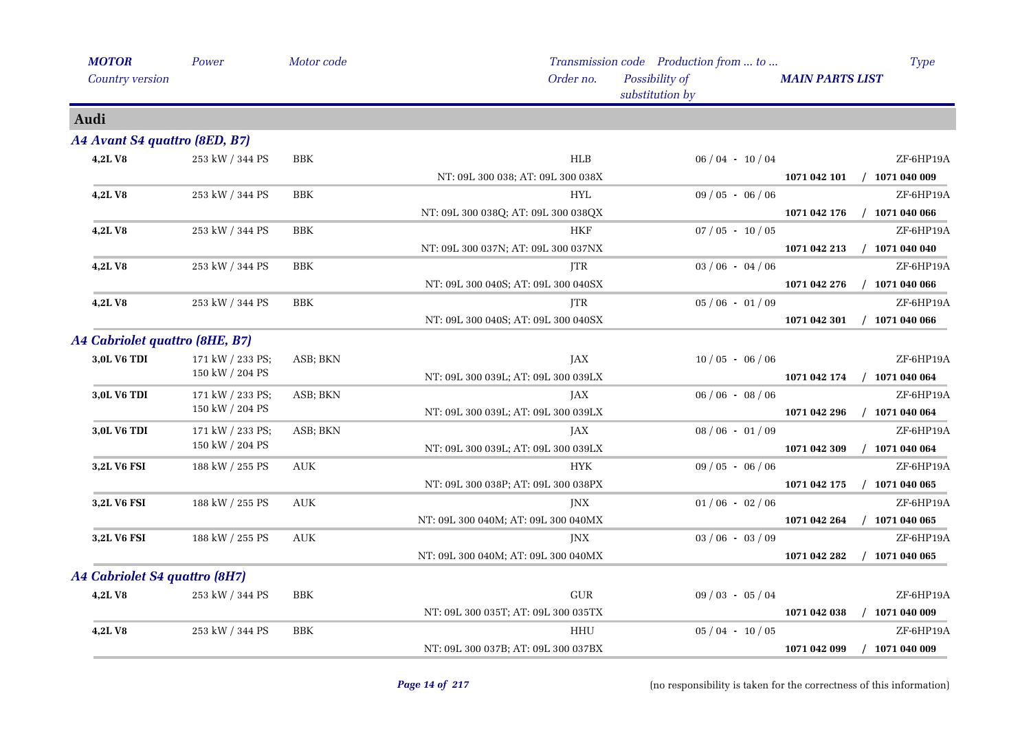| MOTOR | Power | Motor code | Transmission code | Production from ... to ... | Type |
|---|---|---|---|---|---|
| Country version | | | Order no. | Possibility of substitution by | MAIN PARTS LIST |

## Audi

### A4 Avant S4 quattro (8ED, B7)

| MOTOR | Power | Motor code | Transmission code / Order no. | Production from ... to ... | Type / MAIN PARTS LIST |
|---|---|---|---|---|---|
| 4,2L V8 | 253 kW / 344 PS | BBK | HLB | 06 / 04 - 10 / 04 | ZF-6HP19A |
| | | | NT: 09L 300 038; AT: 09L 300 038X | | 1071 042 101 / 1071 040 009 |
| 4,2L V8 | 253 kW / 344 PS | BBK | HYL | 09 / 05 - 06 / 06 | ZF-6HP19A |
| | | | NT: 09L 300 038Q; AT: 09L 300 038QX | | 1071 042 176 / 1071 040 066 |
| 4,2L V8 | 253 kW / 344 PS | BBK | HKF | 07 / 05 - 10 / 05 | ZF-6HP19A |
| | | | NT: 09L 300 037N; AT: 09L 300 037NX | | 1071 042 213 / 1071 040 040 |
| 4,2L V8 | 253 kW / 344 PS | BBK | JTR | 03 / 06 - 04 / 06 | ZF-6HP19A |
| | | | NT: 09L 300 040S; AT: 09L 300 040SX | | 1071 042 276 / 1071 040 066 |
| 4,2L V8 | 253 kW / 344 PS | BBK | JTR | 05 / 06 - 01 / 09 | ZF-6HP19A |
| | | | NT: 09L 300 040S; AT: 09L 300 040SX | | 1071 042 301 / 1071 040 066 |

### A4 Cabriolet quattro (8HE, B7)

| MOTOR | Power | Motor code | Transmission code / Order no. | Production from ... to ... | Type / MAIN PARTS LIST |
|---|---|---|---|---|---|
| 3,0L V6 TDI | 171 kW / 233 PS; 150 kW / 204 PS | ASB; BKN | JAX | 10 / 05 - 06 / 06 | ZF-6HP19A |
| | | | NT: 09L 300 039L; AT: 09L 300 039LX | | 1071 042 174 / 1071 040 064 |
| 3,0L V6 TDI | 171 kW / 233 PS; 150 kW / 204 PS | ASB; BKN | JAX | 06 / 06 - 08 / 06 | ZF-6HP19A |
| | | | NT: 09L 300 039L; AT: 09L 300 039LX | | 1071 042 296 / 1071 040 064 |
| 3,0L V6 TDI | 171 kW / 233 PS; 150 kW / 204 PS | ASB; BKN | JAX | 08 / 06 - 01 / 09 | ZF-6HP19A |
| | | | NT: 09L 300 039L; AT: 09L 300 039LX | | 1071 042 309 / 1071 040 064 |
| 3,2L V6 FSI | 188 kW / 255 PS | AUK | HYK | 09 / 05 - 06 / 06 | ZF-6HP19A |
| | | | NT: 09L 300 038P; AT: 09L 300 038PX | | 1071 042 175 / 1071 040 065 |
| 3,2L V6 FSI | 188 kW / 255 PS | AUK | JNX | 01 / 06 - 02 / 06 | ZF-6HP19A |
| | | | NT: 09L 300 040M; AT: 09L 300 040MX | | 1071 042 264 / 1071 040 065 |
| 3,2L V6 FSI | 188 kW / 255 PS | AUK | JNX | 03 / 06 - 03 / 09 | ZF-6HP19A |
| | | | NT: 09L 300 040M; AT: 09L 300 040MX | | 1071 042 282 / 1071 040 065 |

### A4 Cabriolet S4 quattro (8H7)

| MOTOR | Power | Motor code | Transmission code / Order no. | Production from ... to ... | Type / MAIN PARTS LIST |
|---|---|---|---|---|---|
| 4,2L V8 | 253 kW / 344 PS | BBK | GUR | 09 / 03 - 05 / 04 | ZF-6HP19A |
| | | | NT: 09L 300 035T; AT: 09L 300 035TX | | 1071 042 038 / 1071 040 009 |
| 4,2L V8 | 253 kW / 344 PS | BBK | HHU | 05 / 04 - 10 / 05 | ZF-6HP19A |
| | | | NT: 09L 300 037B; AT: 09L 300 037BX | | 1071 042 099 / 1071 040 009 |

(no responsibility is taken for the correctness of this information)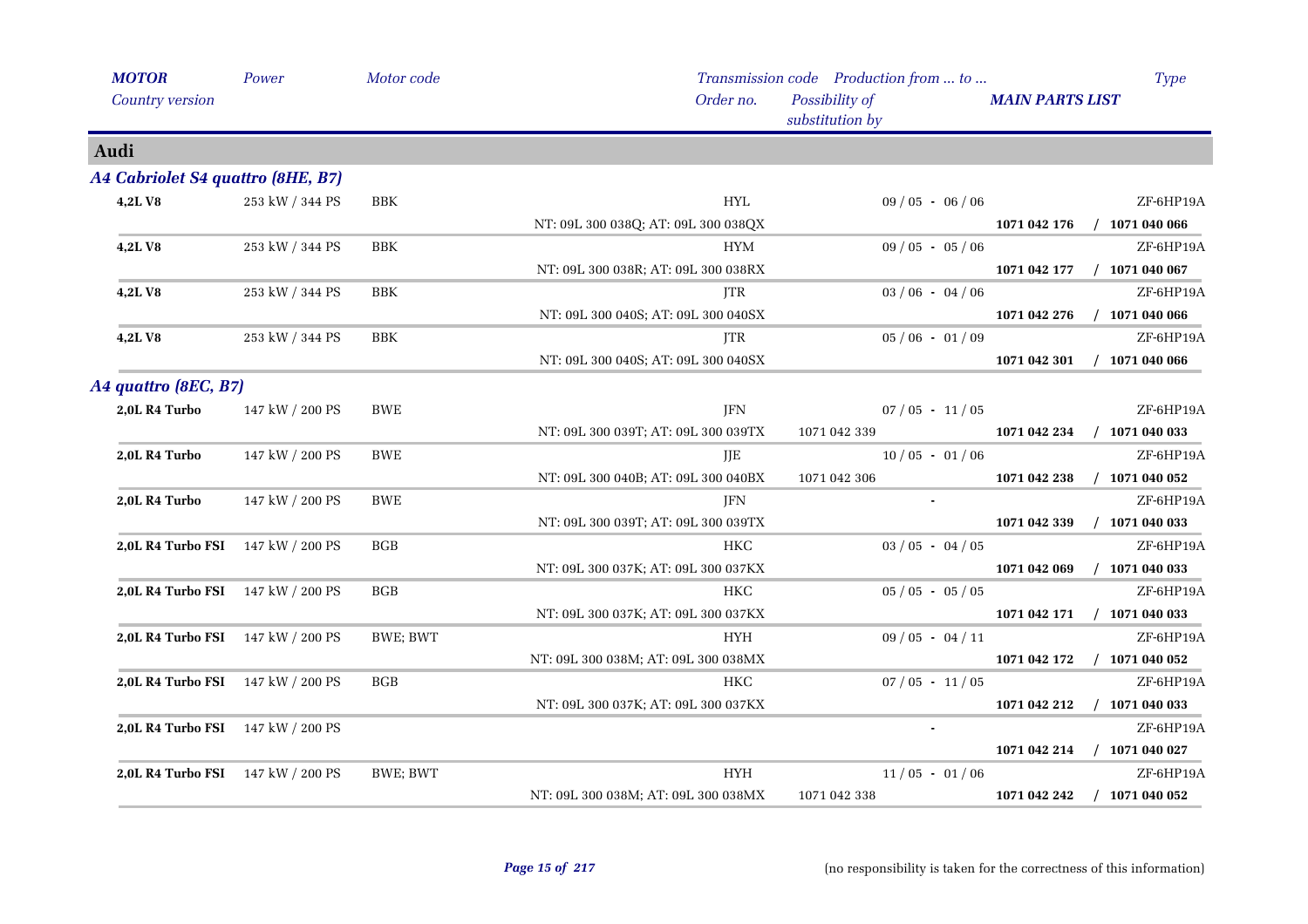| *MOTOR* | *Power* | *Motor code* | *Transmission code* | *Production from ... to ...* | | *Type* |
|---|---|---|---|---|---|---|
| *Country version* | | | *Order no.* | *Possibility of substitution by* | *MAIN PARTS LIST* | |

## Audi

### A4 Cabriolet S4 quattro (8HE, B7)

| MOTOR | Power | Motor code | Transmission code / Order no. | Production from ... to ... / Possibility of substitution by | MAIN PARTS LIST | Type |
|---|---|---|---|---|---|---|
| **4,2L V8** | 253 kW / 344 PS | BBK | HYL | 09 / 05 - 06 / 06 | | ZF-6HP19A |
| | | | NT: 09L 300 038Q; AT: 09L 300 038QX | | **1071 042 176** | **/ 1071 040 066** |
| **4,2L V8** | 253 kW / 344 PS | BBK | HYM | 09 / 05 - 05 / 06 | | ZF-6HP19A |
| | | | NT: 09L 300 038R; AT: 09L 300 038RX | | **1071 042 177** | **/ 1071 040 067** |
| **4,2L V8** | 253 kW / 344 PS | BBK | JTR | 03 / 06 - 04 / 06 | | ZF-6HP19A |
| | | | NT: 09L 300 040S; AT: 09L 300 040SX | | **1071 042 276** | **/ 1071 040 066** |
| **4,2L V8** | 253 kW / 344 PS | BBK | JTR | 05 / 06 - 01 / 09 | | ZF-6HP19A |
| | | | NT: 09L 300 040S; AT: 09L 300 040SX | | **1071 042 301** | **/ 1071 040 066** |

### A4 quattro (8EC, B7)

| MOTOR | Power | Motor code | Transmission code / Order no. | Production from ... to ... / Possibility of substitution by | MAIN PARTS LIST | Type |
|---|---|---|---|---|---|---|
| **2,0L R4 Turbo** | 147 kW / 200 PS | BWE | JFN | 07 / 05 - 11 / 05 | | ZF-6HP19A |
| | | | NT: 09L 300 039T; AT: 09L 300 039TX | 1071 042 339 | **1071 042 234** | **/ 1071 040 033** |
| **2,0L R4 Turbo** | 147 kW / 200 PS | BWE | JJE | 10 / 05 - 01 / 06 | | ZF-6HP19A |
| | | | NT: 09L 300 040B; AT: 09L 300 040BX | 1071 042 306 | **1071 042 238** | **/ 1071 040 052** |
| **2,0L R4 Turbo** | 147 kW / 200 PS | BWE | JFN | - | | ZF-6HP19A |
| | | | NT: 09L 300 039T; AT: 09L 300 039TX | | **1071 042 339** | **/ 1071 040 033** |
| **2,0L R4 Turbo FSI** | 147 kW / 200 PS | BGB | HKC | 03 / 05 - 04 / 05 | | ZF-6HP19A |
| | | | NT: 09L 300 037K; AT: 09L 300 037KX | | **1071 042 069** | **/ 1071 040 033** |
| **2,0L R4 Turbo FSI** | 147 kW / 200 PS | BGB | HKC | 05 / 05 - 05 / 05 | | ZF-6HP19A |
| | | | NT: 09L 300 037K; AT: 09L 300 037KX | | **1071 042 171** | **/ 1071 040 033** |
| **2,0L R4 Turbo FSI** | 147 kW / 200 PS | BWE; BWT | HYH | 09 / 05 - 04 / 11 | | ZF-6HP19A |
| | | | NT: 09L 300 038M; AT: 09L 300 038MX | | **1071 042 172** | **/ 1071 040 052** |
| **2,0L R4 Turbo FSI** | 147 kW / 200 PS | BGB | HKC | 07 / 05 - 11 / 05 | | ZF-6HP19A |
| | | | NT: 09L 300 037K; AT: 09L 300 037KX | | **1071 042 212** | **/ 1071 040 033** |
| **2,0L R4 Turbo FSI** | 147 kW / 200 PS | | | - | | ZF-6HP19A |
| | | | | | **1071 042 214** | **/ 1071 040 027** |
| **2,0L R4 Turbo FSI** | 147 kW / 200 PS | BWE; BWT | HYH | 11 / 05 - 01 / 06 | | ZF-6HP19A |
| | | | NT: 09L 300 038M; AT: 09L 300 038MX | 1071 042 338 | **1071 042 242** | **/ 1071 040 052** |

(no responsibility is taken for the correctness of this information)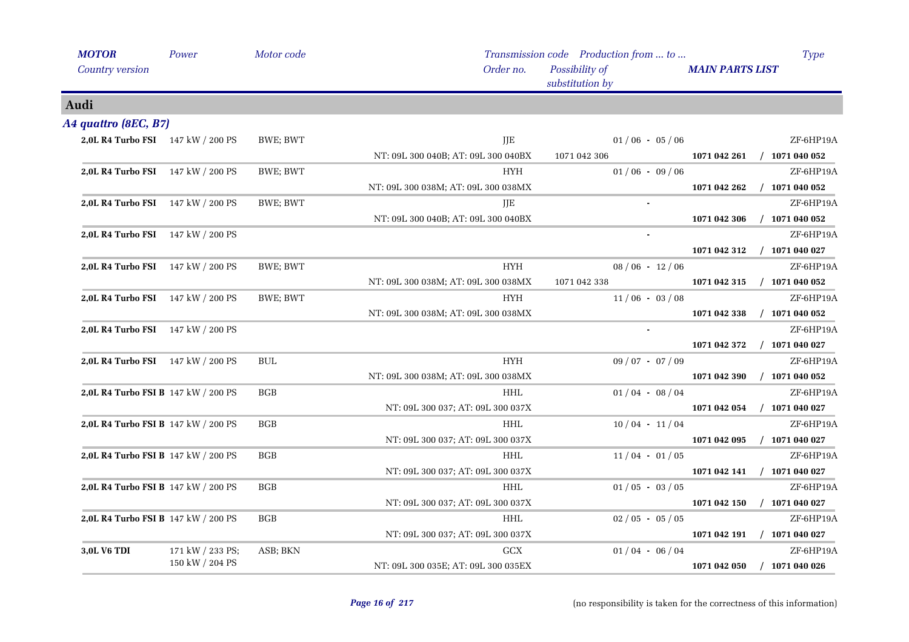| *MOTOR* | *Power* | *Motor code* | *Transmission code* | *Production from ... to ...* | | *Type* |
|---|---|---|---|---|---|---|
| *Country version* | | | *Order no.* | *Possibility of substitution by* | *MAIN PARTS LIST* | |

## Audi

### *A4 quattro (8EC, B7)*

| MOTOR | Power | Motor code | Transmission code / Order no. | Production from ... to ... / Possibility of substitution by | MAIN PARTS LIST | Type |
|---|---|---|---|---|---|---|
| **2,0L R4 Turbo FSI** | 147 kW / 200 PS | BWE; BWT | JJE | 01 / 06 - 05 / 06 | | ZF-6HP19A |
| | | | NT: 09L 300 040B; AT: 09L 300 040BX | 1071 042 306 | **1071 042 261** | **/ 1071 040 052** |
| **2,0L R4 Turbo FSI** | 147 kW / 200 PS | BWE; BWT | HYH | 01 / 06 - 09 / 06 | | ZF-6HP19A |
| | | | NT: 09L 300 038M; AT: 09L 300 038MX | | **1071 042 262** | **/ 1071 040 052** |
| **2,0L R4 Turbo FSI** | 147 kW / 200 PS | BWE; BWT | JJE | - | | ZF-6HP19A |
| | | | NT: 09L 300 040B; AT: 09L 300 040BX | | **1071 042 306** | **/ 1071 040 052** |
| **2,0L R4 Turbo FSI** | 147 kW / 200 PS | | | - | | ZF-6HP19A |
| | | | | | **1071 042 312** | **/ 1071 040 027** |
| **2,0L R4 Turbo FSI** | 147 kW / 200 PS | BWE; BWT | HYH | 08 / 06 - 12 / 06 | | ZF-6HP19A |
| | | | NT: 09L 300 038M; AT: 09L 300 038MX | 1071 042 338 | **1071 042 315** | **/ 1071 040 052** |
| **2,0L R4 Turbo FSI** | 147 kW / 200 PS | BWE; BWT | HYH | 11 / 06 - 03 / 08 | | ZF-6HP19A |
| | | | NT: 09L 300 038M; AT: 09L 300 038MX | | **1071 042 338** | **/ 1071 040 052** |
| **2,0L R4 Turbo FSI** | 147 kW / 200 PS | | | - | | ZF-6HP19A |
| | | | | | **1071 042 372** | **/ 1071 040 027** |
| **2,0L R4 Turbo FSI** | 147 kW / 200 PS | BUL | HYH | 09 / 07 - 07 / 09 | | ZF-6HP19A |
| | | | NT: 09L 300 038M; AT: 09L 300 038MX | | **1071 042 390** | **/ 1071 040 052** |
| **2,0L R4 Turbo FSI B** | 147 kW / 200 PS | BGB | HHL | 01 / 04 - 08 / 04 | | ZF-6HP19A |
| | | | NT: 09L 300 037; AT: 09L 300 037X | | **1071 042 054** | **/ 1071 040 027** |
| **2,0L R4 Turbo FSI B** | 147 kW / 200 PS | BGB | HHL | 10 / 04 - 11 / 04 | | ZF-6HP19A |
| | | | NT: 09L 300 037; AT: 09L 300 037X | | **1071 042 095** | **/ 1071 040 027** |
| **2,0L R4 Turbo FSI B** | 147 kW / 200 PS | BGB | HHL | 11 / 04 - 01 / 05 | | ZF-6HP19A |
| | | | NT: 09L 300 037; AT: 09L 300 037X | | **1071 042 141** | **/ 1071 040 027** |
| **2,0L R4 Turbo FSI B** | 147 kW / 200 PS | BGB | HHL | 01 / 05 - 03 / 05 | | ZF-6HP19A |
| | | | NT: 09L 300 037; AT: 09L 300 037X | | **1071 042 150** | **/ 1071 040 027** |
| **2,0L R4 Turbo FSI B** | 147 kW / 200 PS | BGB | HHL | 02 / 05 - 05 / 05 | | ZF-6HP19A |
| | | | NT: 09L 300 037; AT: 09L 300 037X | | **1071 042 191** | **/ 1071 040 027** |
| **3,0L V6 TDI** | 171 kW / 233 PS; 150 kW / 204 PS | ASB; BKN | GCX | 01 / 04 - 06 / 04 | | ZF-6HP19A |
| | | | NT: 09L 300 035E; AT: 09L 300 035EX | | **1071 042 050** | **/ 1071 040 026** |

(no responsibility is taken for the correctness of this information)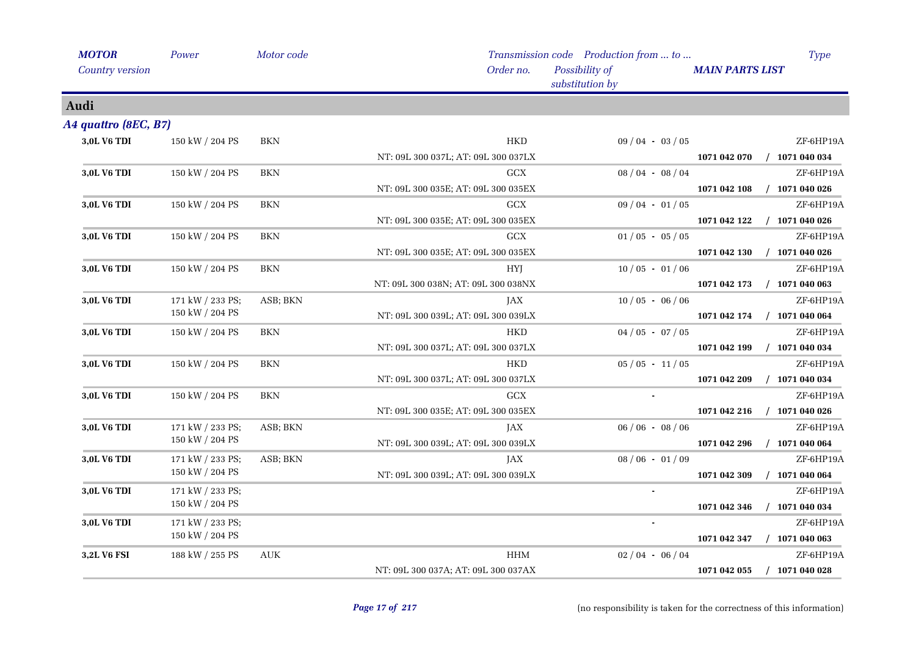| MOTOR<br>Country version | Power | Motor code | Transmission code<br>Order no. | Production from ... to ...<br>Possibility of substitution by | MAIN PARTS LIST | Type |
|---|---|---|---|---|---|---|

## Audi

### A4 quattro (8EC, B7)

| MOTOR | Power | Motor code | Transmission code / Order no. | Production from ... to ... | MAIN PARTS LIST | Type |
|---|---|---|---|---|---|---|
| **3,0L V6 TDI** | 150 kW / 204 PS | BKN | HKD | 09 / 04 - 03 / 05 | | ZF-6HP19A |
| | | | NT: 09L 300 037L; AT: 09L 300 037LX | | **1071 042 070** | / **1071 040 034** |
| **3,0L V6 TDI** | 150 kW / 204 PS | BKN | GCX | 08 / 04 - 08 / 04 | | ZF-6HP19A |
| | | | NT: 09L 300 035E; AT: 09L 300 035EX | | **1071 042 108** | / **1071 040 026** |
| **3,0L V6 TDI** | 150 kW / 204 PS | BKN | GCX | 09 / 04 - 01 / 05 | | ZF-6HP19A |
| | | | NT: 09L 300 035E; AT: 09L 300 035EX | | **1071 042 122** | / **1071 040 026** |
| **3,0L V6 TDI** | 150 kW / 204 PS | BKN | GCX | 01 / 05 - 05 / 05 | | ZF-6HP19A |
| | | | NT: 09L 300 035E; AT: 09L 300 035EX | | **1071 042 130** | / **1071 040 026** |
| **3,0L V6 TDI** | 150 kW / 204 PS | BKN | HYJ | 10 / 05 - 01 / 06 | | ZF-6HP19A |
| | | | NT: 09L 300 038N; AT: 09L 300 038NX | | **1071 042 173** | / **1071 040 063** |
| **3,0L V6 TDI** | 171 kW / 233 PS; 150 kW / 204 PS | ASB; BKN | JAX | 10 / 05 - 06 / 06 | | ZF-6HP19A |
| | | | NT: 09L 300 039L; AT: 09L 300 039LX | | **1071 042 174** | / **1071 040 064** |
| **3,0L V6 TDI** | 150 kW / 204 PS | BKN | HKD | 04 / 05 - 07 / 05 | | ZF-6HP19A |
| | | | NT: 09L 300 037L; AT: 09L 300 037LX | | **1071 042 199** | / **1071 040 034** |
| **3,0L V6 TDI** | 150 kW / 204 PS | BKN | HKD | 05 / 05 - 11 / 05 | | ZF-6HP19A |
| | | | NT: 09L 300 037L; AT: 09L 300 037LX | | **1071 042 209** | / **1071 040 034** |
| **3,0L V6 TDI** | 150 kW / 204 PS | BKN | GCX | - | | ZF-6HP19A |
| | | | NT: 09L 300 035E; AT: 09L 300 035EX | | **1071 042 216** | / **1071 040 026** |
| **3,0L V6 TDI** | 171 kW / 233 PS; 150 kW / 204 PS | ASB; BKN | JAX | 06 / 06 - 08 / 06 | | ZF-6HP19A |
| | | | NT: 09L 300 039L; AT: 09L 300 039LX | | **1071 042 296** | / **1071 040 064** |
| **3,0L V6 TDI** | 171 kW / 233 PS; 150 kW / 204 PS | ASB; BKN | JAX | 08 / 06 - 01 / 09 | | ZF-6HP19A |
| | | | NT: 09L 300 039L; AT: 09L 300 039LX | | **1071 042 309** | / **1071 040 064** |
| **3,0L V6 TDI** | 171 kW / 233 PS; 150 kW / 204 PS | | | - | | ZF-6HP19A |
| | | | | | **1071 042 346** | / **1071 040 034** |
| **3,0L V6 TDI** | 171 kW / 233 PS; 150 kW / 204 PS | | | - | | ZF-6HP19A |
| | | | | | **1071 042 347** | / **1071 040 063** |
| **3,2L V6 FSI** | 188 kW / 255 PS | AUK | HHM | 02 / 04 - 06 / 04 | | ZF-6HP19A |
| | | | NT: 09L 300 037A; AT: 09L 300 037AX | | **1071 042 055** | / **1071 040 028** |

(no responsibility is taken for the correctness of this information)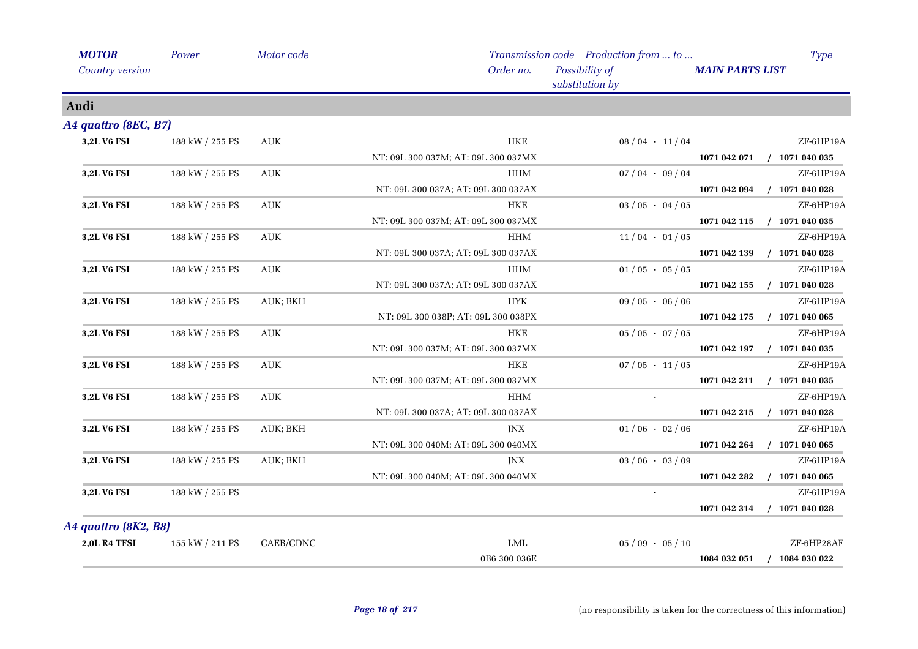| *MOTOR* | *Power* | *Motor code* | *Transmission code* | *Production from ... to ...* | | *Type* |
|---|---|---|---|---|---|---|
| *Country version* | | | *Order no.* | *Possibility of substitution by* | *MAIN PARTS LIST* | |

## Audi

### *A4 quattro (8EC, B7)*

| MOTOR | Power | Motor code | Transmission code / Order no. | Production from ... to ... | MAIN PARTS LIST | Type |
|---|---|---|---|---|---|---|
| **3,2L V6 FSI** | 188 kW / 255 PS | AUK | HKE | 08 / 04 - 11 / 04 | | ZF-6HP19A |
| | | | NT: 09L 300 037M; AT: 09L 300 037MX | | **1071 042 071** | / **1071 040 035** |
| **3,2L V6 FSI** | 188 kW / 255 PS | AUK | HHM | 07 / 04 - 09 / 04 | | ZF-6HP19A |
| | | | NT: 09L 300 037A; AT: 09L 300 037AX | | **1071 042 094** | / **1071 040 028** |
| **3,2L V6 FSI** | 188 kW / 255 PS | AUK | HKE | 03 / 05 - 04 / 05 | | ZF-6HP19A |
| | | | NT: 09L 300 037M; AT: 09L 300 037MX | | **1071 042 115** | / **1071 040 035** |
| **3,2L V6 FSI** | 188 kW / 255 PS | AUK | HHM | 11 / 04 - 01 / 05 | | ZF-6HP19A |
| | | | NT: 09L 300 037A; AT: 09L 300 037AX | | **1071 042 139** | / **1071 040 028** |
| **3,2L V6 FSI** | 188 kW / 255 PS | AUK | HHM | 01 / 05 - 05 / 05 | | ZF-6HP19A |
| | | | NT: 09L 300 037A; AT: 09L 300 037AX | | **1071 042 155** | / **1071 040 028** |
| **3,2L V6 FSI** | 188 kW / 255 PS | AUK; BKH | HYK | 09 / 05 - 06 / 06 | | ZF-6HP19A |
| | | | NT: 09L 300 038P; AT: 09L 300 038PX | | **1071 042 175** | / **1071 040 065** |
| **3,2L V6 FSI** | 188 kW / 255 PS | AUK | HKE | 05 / 05 - 07 / 05 | | ZF-6HP19A |
| | | | NT: 09L 300 037M; AT: 09L 300 037MX | | **1071 042 197** | / **1071 040 035** |
| **3,2L V6 FSI** | 188 kW / 255 PS | AUK | HKE | 07 / 05 - 11 / 05 | | ZF-6HP19A |
| | | | NT: 09L 300 037M; AT: 09L 300 037MX | | **1071 042 211** | / **1071 040 035** |
| **3,2L V6 FSI** | 188 kW / 255 PS | AUK | HHM | - | | ZF-6HP19A |
| | | | NT: 09L 300 037A; AT: 09L 300 037AX | | **1071 042 215** | / **1071 040 028** |
| **3,2L V6 FSI** | 188 kW / 255 PS | AUK; BKH | JNX | 01 / 06 - 02 / 06 | | ZF-6HP19A |
| | | | NT: 09L 300 040M; AT: 09L 300 040MX | | **1071 042 264** | / **1071 040 065** |
| **3,2L V6 FSI** | 188 kW / 255 PS | AUK; BKH | JNX | 03 / 06 - 03 / 09 | | ZF-6HP19A |
| | | | NT: 09L 300 040M; AT: 09L 300 040MX | | **1071 042 282** | / **1071 040 065** |
| **3,2L V6 FSI** | 188 kW / 255 PS | | | - | | ZF-6HP19A |
| | | | | | **1071 042 314** | / **1071 040 028** |

### *A4 quattro (8K2, B8)*

| MOTOR | Power | Motor code | Transmission code / Order no. | Production from ... to ... | MAIN PARTS LIST | Type |
|---|---|---|---|---|---|---|
| **2,0L R4 TFSI** | 155 kW / 211 PS | CAEB/CDNC | LML | 05 / 09 - 05 / 10 | | ZF-6HP28AF |
| | | | 0B6 300 036E | | **1084 032 051** | / **1084 030 022** |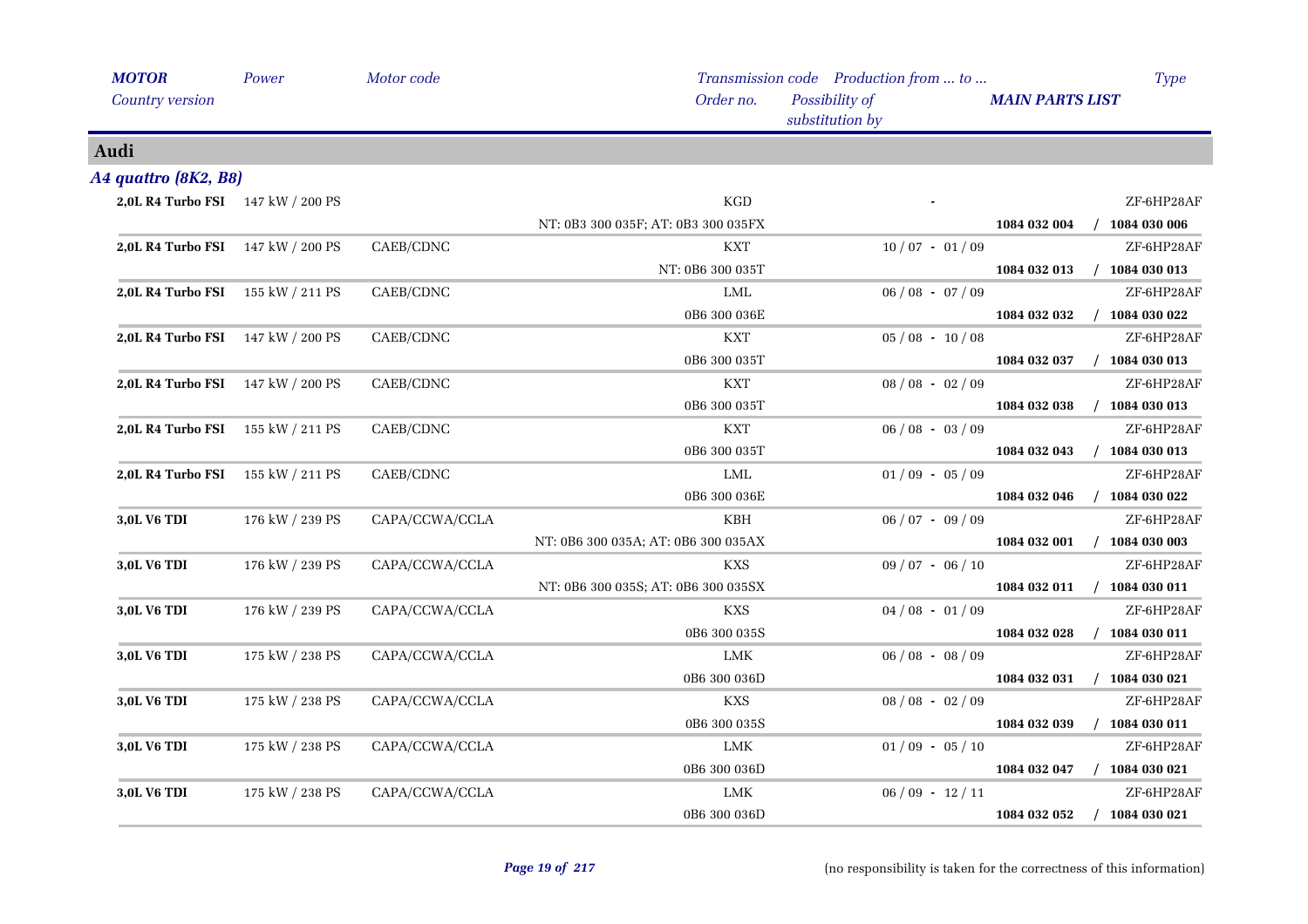| MOTOR | Power | Motor code | Transmission code | Production from ... to ... | | Type |
|---|---|---|---|---|---|---|
| Country version | | | Order no. | Possibility of substitution by | MAIN PARTS LIST | |

## Audi

### A4 quattro (8K2, B8)

| MOTOR / Country version | Power | Motor code | Transmission code / Order no. | Production from ... to ... / Possibility of substitution by | MAIN PARTS LIST | Type |
|---|---|---|---|---|---|---|
| **2,0L R4 Turbo FSI** | 147 kW / 200 PS | | KGD | - | | ZF-6HP28AF |
| | | | NT: 0B3 300 035F; AT: 0B3 300 035FX | | **1084 032 004** | / **1084 030 006** |
| **2,0L R4 Turbo FSI** | 147 kW / 200 PS | CAEB/CDNC | KXT | 10 / 07 - 01 / 09 | | ZF-6HP28AF |
| | | | NT: 0B6 300 035T | | **1084 032 013** | / **1084 030 013** |
| **2,0L R4 Turbo FSI** | 155 kW / 211 PS | CAEB/CDNC | LML | 06 / 08 - 07 / 09 | | ZF-6HP28AF |
| | | | 0B6 300 036E | | **1084 032 032** | / **1084 030 022** |
| **2,0L R4 Turbo FSI** | 147 kW / 200 PS | CAEB/CDNC | KXT | 05 / 08 - 10 / 08 | | ZF-6HP28AF |
| | | | 0B6 300 035T | | **1084 032 037** | / **1084 030 013** |
| **2,0L R4 Turbo FSI** | 147 kW / 200 PS | CAEB/CDNC | KXT | 08 / 08 - 02 / 09 | | ZF-6HP28AF |
| | | | 0B6 300 035T | | **1084 032 038** | / **1084 030 013** |
| **2,0L R4 Turbo FSI** | 155 kW / 211 PS | CAEB/CDNC | KXT | 06 / 08 - 03 / 09 | | ZF-6HP28AF |
| | | | 0B6 300 035T | | **1084 032 043** | / **1084 030 013** |
| **2,0L R4 Turbo FSI** | 155 kW / 211 PS | CAEB/CDNC | LML | 01 / 09 - 05 / 09 | | ZF-6HP28AF |
| | | | 0B6 300 036E | | **1084 032 046** | / **1084 030 022** |
| **3,0L V6 TDI** | 176 kW / 239 PS | CAPA/CCWA/CCLA | KBH | 06 / 07 - 09 / 09 | | ZF-6HP28AF |
| | | | NT: 0B6 300 035A; AT: 0B6 300 035AX | | **1084 032 001** | / **1084 030 003** |
| **3,0L V6 TDI** | 176 kW / 239 PS | CAPA/CCWA/CCLA | KXS | 09 / 07 - 06 / 10 | | ZF-6HP28AF |
| | | | NT: 0B6 300 035S; AT: 0B6 300 035SX | | **1084 032 011** | / **1084 030 011** |
| **3,0L V6 TDI** | 176 kW / 239 PS | CAPA/CCWA/CCLA | KXS | 04 / 08 - 01 / 09 | | ZF-6HP28AF |
| | | | 0B6 300 035S | | **1084 032 028** | / **1084 030 011** |
| **3,0L V6 TDI** | 175 kW / 238 PS | CAPA/CCWA/CCLA | LMK | 06 / 08 - 08 / 09 | | ZF-6HP28AF |
| | | | 0B6 300 036D | | **1084 032 031** | / **1084 030 021** |
| **3,0L V6 TDI** | 175 kW / 238 PS | CAPA/CCWA/CCLA | KXS | 08 / 08 - 02 / 09 | | ZF-6HP28AF |
| | | | 0B6 300 035S | | **1084 032 039** | / **1084 030 011** |
| **3,0L V6 TDI** | 175 kW / 238 PS | CAPA/CCWA/CCLA | LMK | 01 / 09 - 05 / 10 | | ZF-6HP28AF |
| | | | 0B6 300 036D | | **1084 032 047** | / **1084 030 021** |
| **3,0L V6 TDI** | 175 kW / 238 PS | CAPA/CCWA/CCLA | LMK | 06 / 09 - 12 / 11 | | ZF-6HP28AF |
| | | | 0B6 300 036D | | **1084 032 052** | / **1084 030 021** |

(no responsibility is taken for the correctness of this information)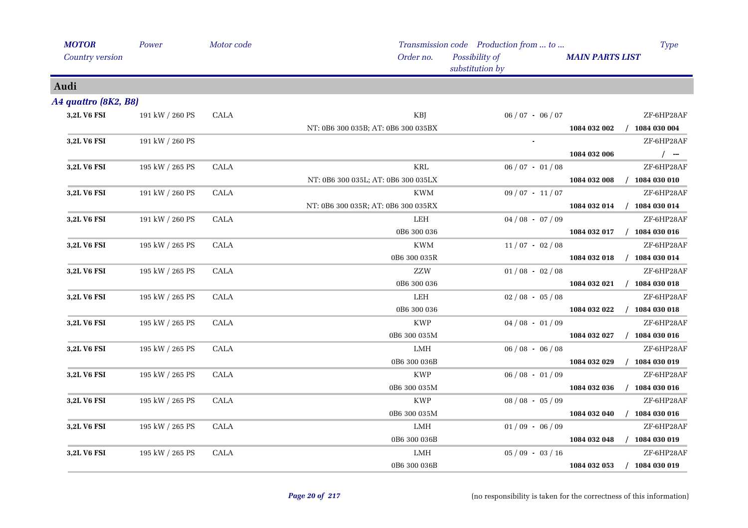## Audi

### *A4 quattro (8K2, B8)*

| MOTOR / Country version | Power | Motor code | Transmission code / Order no. | Production from ... to ... / Possibility of substitution by | MAIN PARTS LIST | Type |
|---|---|---|---|---|---|---|
| **3,2L V6 FSI** | 191 kW / 260 PS | CALA | KBJ | 06 / 07 - 06 / 07 | | ZF-6HP28AF |
| | | | NT: 0B6 300 035B; AT: 0B6 300 035BX | | **1084 032 002** | **/ 1084 030 004** |
| **3,2L V6 FSI** | 191 kW / 260 PS | | | - | | ZF-6HP28AF |
| | | | | | **1084 032 006** | **/ ---** |
| **3,2L V6 FSI** | 195 kW / 265 PS | CALA | KRL | 06 / 07 - 01 / 08 | | ZF-6HP28AF |
| | | | NT: 0B6 300 035L; AT: 0B6 300 035LX | | **1084 032 008** | **/ 1084 030 010** |
| **3,2L V6 FSI** | 191 kW / 260 PS | CALA | KWM | 09 / 07 - 11 / 07 | | ZF-6HP28AF |
| | | | NT: 0B6 300 035R; AT: 0B6 300 035RX | | **1084 032 014** | **/ 1084 030 014** |
| **3,2L V6 FSI** | 191 kW / 260 PS | CALA | LEH | 04 / 08 - 07 / 09 | | ZF-6HP28AF |
| | | | 0B6 300 036 | | **1084 032 017** | **/ 1084 030 016** |
| **3,2L V6 FSI** | 195 kW / 265 PS | CALA | KWM | 11 / 07 - 02 / 08 | | ZF-6HP28AF |
| | | | 0B6 300 035R | | **1084 032 018** | **/ 1084 030 014** |
| **3,2L V6 FSI** | 195 kW / 265 PS | CALA | ZZW | 01 / 08 - 02 / 08 | | ZF-6HP28AF |
| | | | 0B6 300 036 | | **1084 032 021** | **/ 1084 030 018** |
| **3,2L V6 FSI** | 195 kW / 265 PS | CALA | LEH | 02 / 08 - 05 / 08 | | ZF-6HP28AF |
| | | | 0B6 300 036 | | **1084 032 022** | **/ 1084 030 018** |
| **3,2L V6 FSI** | 195 kW / 265 PS | CALA | KWP | 04 / 08 - 01 / 09 | | ZF-6HP28AF |
| | | | 0B6 300 035M | | **1084 032 027** | **/ 1084 030 016** |
| **3,2L V6 FSI** | 195 kW / 265 PS | CALA | LMH | 06 / 08 - 06 / 08 | | ZF-6HP28AF |
| | | | 0B6 300 036B | | **1084 032 029** | **/ 1084 030 019** |
| **3,2L V6 FSI** | 195 kW / 265 PS | CALA | KWP | 06 / 08 - 01 / 09 | | ZF-6HP28AF |
| | | | 0B6 300 035M | | **1084 032 036** | **/ 1084 030 016** |
| **3,2L V6 FSI** | 195 kW / 265 PS | CALA | KWP | 08 / 08 - 05 / 09 | | ZF-6HP28AF |
| | | | 0B6 300 035M | | **1084 032 040** | **/ 1084 030 016** |
| **3,2L V6 FSI** | 195 kW / 265 PS | CALA | LMH | 01 / 09 - 06 / 09 | | ZF-6HP28AF |
| | | | 0B6 300 036B | | **1084 032 048** | **/ 1084 030 019** |
| **3,2L V6 FSI** | 195 kW / 265 PS | CALA | LMH | 05 / 09 - 03 / 16 | | ZF-6HP28AF |
| | | | 0B6 300 036B | | **1084 032 053** | **/ 1084 030 019** |

(no responsibility is taken for the correctness of this information)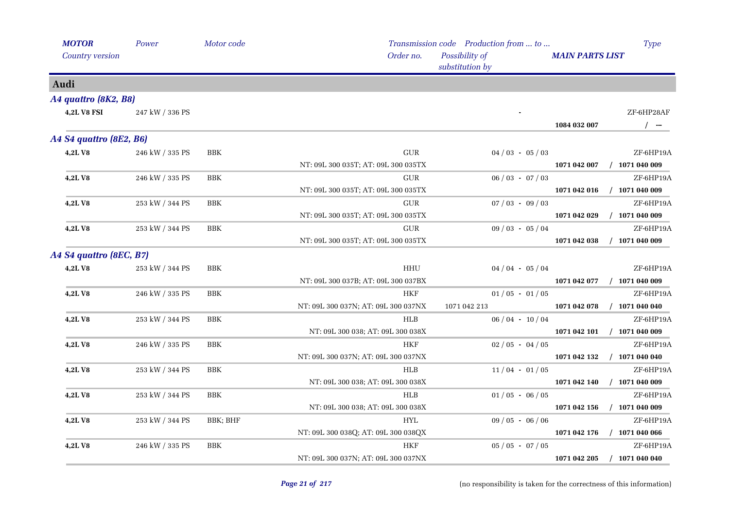| *MOTOR* | *Power* | *Motor code* | *Transmission code* | *Production from ... to ...* | | *Type* |
|---|---|---|---|---|---|---|
| *Country version* | | | *Order no.* | *Possibility of substitution by* | ***MAIN PARTS LIST*** | |

## Audi

### *A4 quattro (8K2, B8)*

| MOTOR | Power | Motor code | Transmission code / Order no. | Production / Possibility of substitution by | MAIN PARTS LIST | Type |
|---|---|---|---|---|---|---|
| **4,2L V8 FSI** | 247 kW / 336 PS | | | - | | ZF-6HP28AF |
| | | | | | **1084 032 007** | / --- |

### *A4 S4 quattro (8E2, B6)*

| MOTOR | Power | Motor code | Transmission code / Order no. | Production / Possibility of substitution by | MAIN PARTS LIST | Type |
|---|---|---|---|---|---|---|
| **4,2L V8** | 246 kW / 335 PS | BBK | GUR | 04 / 03 - 05 / 03 | | ZF-6HP19A |
| | | | NT: 09L 300 035T; AT: 09L 300 035TX | | **1071 042 007** | / **1071 040 009** |
| **4,2L V8** | 246 kW / 335 PS | BBK | GUR | 06 / 03 - 07 / 03 | | ZF-6HP19A |
| | | | NT: 09L 300 035T; AT: 09L 300 035TX | | **1071 042 016** | / **1071 040 009** |
| **4,2L V8** | 253 kW / 344 PS | BBK | GUR | 07 / 03 - 09 / 03 | | ZF-6HP19A |
| | | | NT: 09L 300 035T; AT: 09L 300 035TX | | **1071 042 029** | / **1071 040 009** |
| **4,2L V8** | 253 kW / 344 PS | BBK | GUR | 09 / 03 - 05 / 04 | | ZF-6HP19A |
| | | | NT: 09L 300 035T; AT: 09L 300 035TX | | **1071 042 038** | / **1071 040 009** |

### *A4 S4 quattro (8EC, B7)*

| MOTOR | Power | Motor code | Transmission code / Order no. | Production / Possibility of substitution by | MAIN PARTS LIST | Type |
|---|---|---|---|---|---|---|
| **4,2L V8** | 253 kW / 344 PS | BBK | HHU | 04 / 04 - 05 / 04 | | ZF-6HP19A |
| | | | NT: 09L 300 037B; AT: 09L 300 037BX | | **1071 042 077** | / **1071 040 009** |
| **4,2L V8** | 246 kW / 335 PS | BBK | HKF | 01 / 05 - 01 / 05 | | ZF-6HP19A |
| | | | NT: 09L 300 037N; AT: 09L 300 037NX | 1071 042 213 | **1071 042 078** | / **1071 040 040** |
| **4,2L V8** | 253 kW / 344 PS | BBK | HLB | 06 / 04 - 10 / 04 | | ZF-6HP19A |
| | | | NT: 09L 300 038; AT: 09L 300 038X | | **1071 042 101** | / **1071 040 009** |
| **4,2L V8** | 246 kW / 335 PS | BBK | HKF | 02 / 05 - 04 / 05 | | ZF-6HP19A |
| | | | NT: 09L 300 037N; AT: 09L 300 037NX | | **1071 042 132** | / **1071 040 040** |
| **4,2L V8** | 253 kW / 344 PS | BBK | HLB | 11 / 04 - 01 / 05 | | ZF-6HP19A |
| | | | NT: 09L 300 038; AT: 09L 300 038X | | **1071 042 140** | / **1071 040 009** |
| **4,2L V8** | 253 kW / 344 PS | BBK | HLB | 01 / 05 - 06 / 05 | | ZF-6HP19A |
| | | | NT: 09L 300 038; AT: 09L 300 038X | | **1071 042 156** | / **1071 040 009** |
| **4,2L V8** | 253 kW / 344 PS | BBK; BHF | HYL | 09 / 05 - 06 / 06 | | ZF-6HP19A |
| | | | NT: 09L 300 038Q; AT: 09L 300 038QX | | **1071 042 176** | / **1071 040 066** |
| **4,2L V8** | 246 kW / 335 PS | BBK | HKF | 05 / 05 - 07 / 05 | | ZF-6HP19A |
| | | | NT: 09L 300 037N; AT: 09L 300 037NX | | **1071 042 205** | / **1071 040 040** |

(no responsibility is taken for the correctness of this information)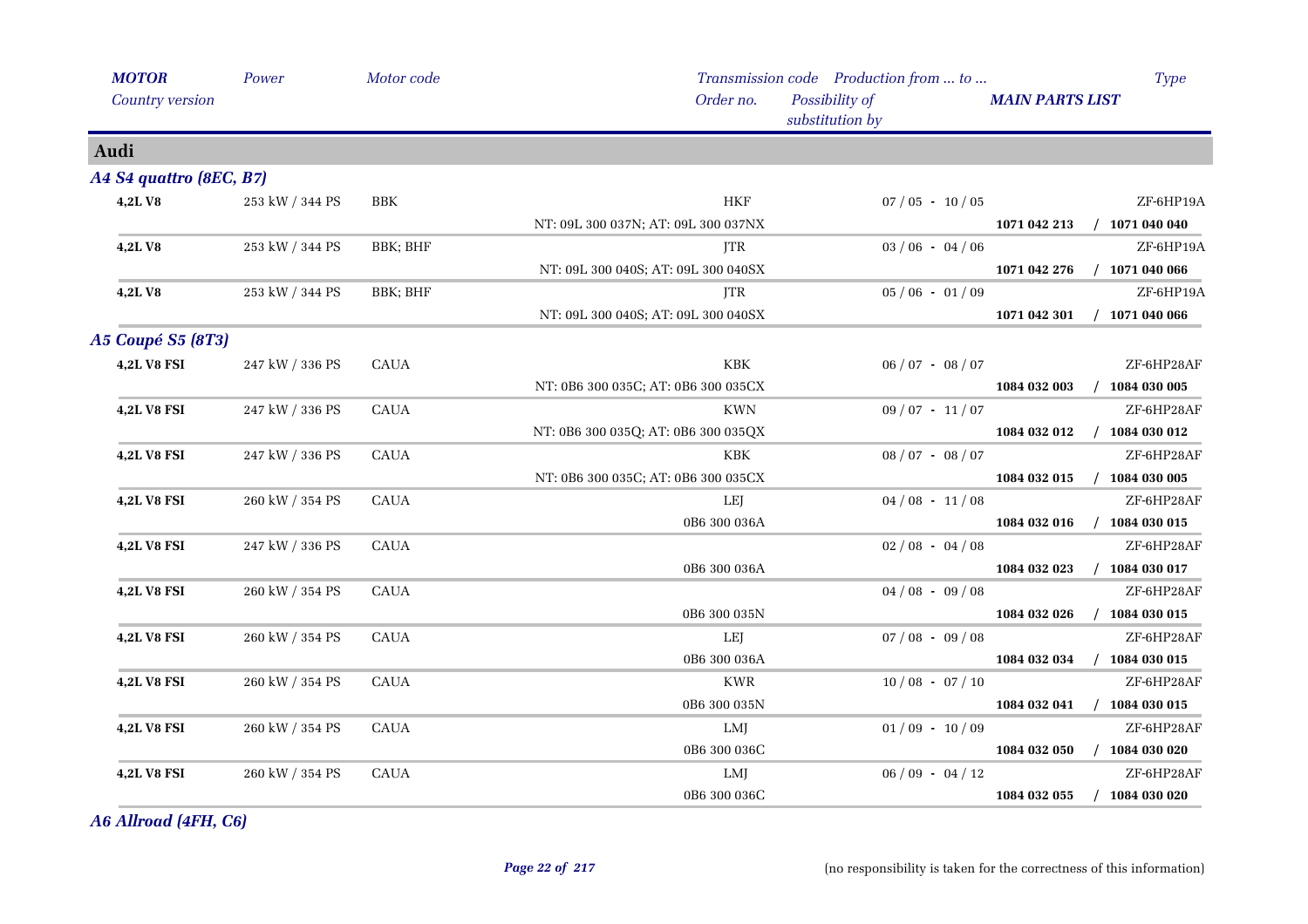| *MOTOR* | *Power* | *Motor code* | *Transmission code* | *Production from ... to ...* | | *Type* |
| --- | --- | --- | --- | --- | --- | --- |
| *Country version* | | | *Order no.* | *Possibility of substitution by* | *MAIN PARTS LIST* | |

## Audi

### *A4 S4 quattro (8EC, B7)*

| *MOTOR* | *Power* | *Motor code* | *Transmission code / Order no.* | *Production from ... to ...* | *MAIN PARTS LIST* | *Type* |
| --- | --- | --- | --- | --- | --- | --- |
| **4,2L V8** | 253 kW / 344 PS | BBK | HKF | 07 / 05 - 10 / 05 | | ZF-6HP19A |
| | | | NT: 09L 300 037N; AT: 09L 300 037NX | | **1071 042 213** | **/ 1071 040 040** |
| **4,2L V8** | 253 kW / 344 PS | BBK; BHF | JTR | 03 / 06 - 04 / 06 | | ZF-6HP19A |
| | | | NT: 09L 300 040S; AT: 09L 300 040SX | | **1071 042 276** | **/ 1071 040 066** |
| **4,2L V8** | 253 kW / 344 PS | BBK; BHF | JTR | 05 / 06 - 01 / 09 | | ZF-6HP19A |
| | | | NT: 09L 300 040S; AT: 09L 300 040SX | | **1071 042 301** | **/ 1071 040 066** |

### *A5 Coupé S5 (8T3)*

| *MOTOR* | *Power* | *Motor code* | *Transmission code / Order no.* | *Production from ... to ...* | *MAIN PARTS LIST* | *Type* |
| --- | --- | --- | --- | --- | --- | --- |
| **4,2L V8 FSI** | 247 kW / 336 PS | CAUA | KBK | 06 / 07 - 08 / 07 | | ZF-6HP28AF |
| | | | NT: 0B6 300 035C; AT: 0B6 300 035CX | | **1084 032 003** | **/ 1084 030 005** |
| **4,2L V8 FSI** | 247 kW / 336 PS | CAUA | KWN | 09 / 07 - 11 / 07 | | ZF-6HP28AF |
| | | | NT: 0B6 300 035Q; AT: 0B6 300 035QX | | **1084 032 012** | **/ 1084 030 012** |
| **4,2L V8 FSI** | 247 kW / 336 PS | CAUA | KBK | 08 / 07 - 08 / 07 | | ZF-6HP28AF |
| | | | NT: 0B6 300 035C; AT: 0B6 300 035CX | | **1084 032 015** | **/ 1084 030 005** |
| **4,2L V8 FSI** | 260 kW / 354 PS | CAUA | LEJ | 04 / 08 - 11 / 08 | | ZF-6HP28AF |
| | | | 0B6 300 036A | | **1084 032 016** | **/ 1084 030 015** |
| **4,2L V8 FSI** | 247 kW / 336 PS | CAUA | | 02 / 08 - 04 / 08 | | ZF-6HP28AF |
| | | | 0B6 300 036A | | **1084 032 023** | **/ 1084 030 017** |
| **4,2L V8 FSI** | 260 kW / 354 PS | CAUA | | 04 / 08 - 09 / 08 | | ZF-6HP28AF |
| | | | 0B6 300 035N | | **1084 032 026** | **/ 1084 030 015** |
| **4,2L V8 FSI** | 260 kW / 354 PS | CAUA | LEJ | 07 / 08 - 09 / 08 | | ZF-6HP28AF |
| | | | 0B6 300 036A | | **1084 032 034** | **/ 1084 030 015** |
| **4,2L V8 FSI** | 260 kW / 354 PS | CAUA | KWR | 10 / 08 - 07 / 10 | | ZF-6HP28AF |
| | | | 0B6 300 035N | | **1084 032 041** | **/ 1084 030 015** |
| **4,2L V8 FSI** | 260 kW / 354 PS | CAUA | LMJ | 01 / 09 - 10 / 09 | | ZF-6HP28AF |
| | | | 0B6 300 036C | | **1084 032 050** | **/ 1084 030 020** |
| **4,2L V8 FSI** | 260 kW / 354 PS | CAUA | LMJ | 06 / 09 - 04 / 12 | | ZF-6HP28AF |
| | | | 0B6 300 036C | | **1084 032 055** | **/ 1084 030 020** |

### *A6 Allroad (4FH, C6)*

(no responsibility is taken for the correctness of this information)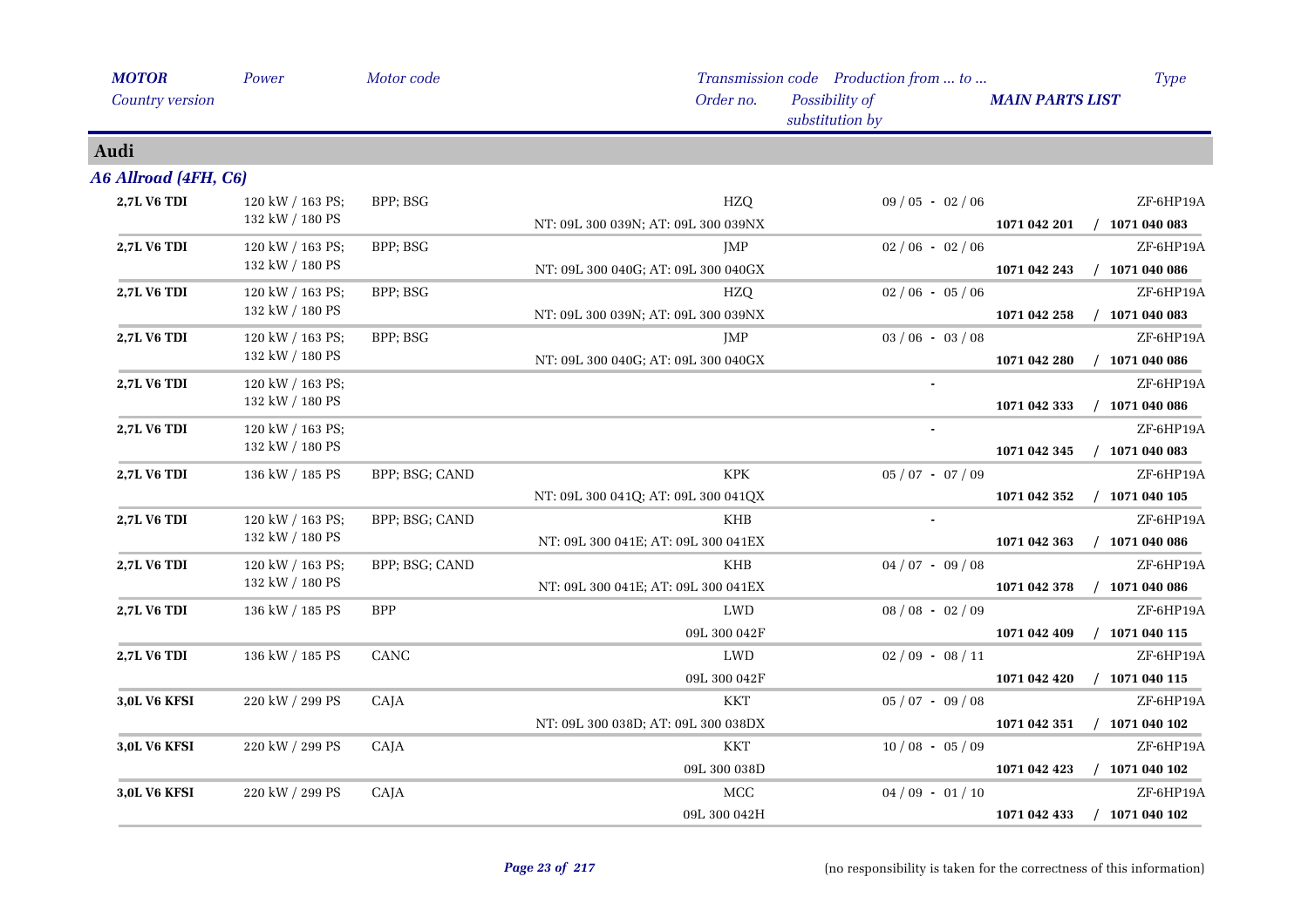| MOTOR<br>Country version | Power | Motor code | Transmission code<br>Order no. | Production from ... to ...<br>Possibility of substitution by | MAIN PARTS LIST | Type |
|---|---|---|---|---|---|---|

## Audi

### A6 Allroad (4FH, C6)

| MOTOR | Power | Motor code | Transmission code / Order no. | Production from ... to ... | MAIN PARTS LIST | Type |
|---|---|---|---|---|---|---|
| **2,7L V6 TDI** | 120 kW / 163 PS; 132 kW / 180 PS | BPP; BSG | HZQ<br>NT: 09L 300 039N; AT: 09L 300 039NX | 09 / 05 - 02 / 06 | **1071 042 201 / 1071 040 083** | ZF-6HP19A |
| **2,7L V6 TDI** | 120 kW / 163 PS; 132 kW / 180 PS | BPP; BSG | JMP<br>NT: 09L 300 040G; AT: 09L 300 040GX | 02 / 06 - 02 / 06 | **1071 042 243 / 1071 040 086** | ZF-6HP19A |
| **2,7L V6 TDI** | 120 kW / 163 PS; 132 kW / 180 PS | BPP; BSG | HZQ<br>NT: 09L 300 039N; AT: 09L 300 039NX | 02 / 06 - 05 / 06 | **1071 042 258 / 1071 040 083** | ZF-6HP19A |
| **2,7L V6 TDI** | 120 kW / 163 PS; 132 kW / 180 PS | BPP; BSG | JMP<br>NT: 09L 300 040G; AT: 09L 300 040GX | 03 / 06 - 03 / 08 | **1071 042 280 / 1071 040 086** | ZF-6HP19A |
| **2,7L V6 TDI** | 120 kW / 163 PS; 132 kW / 180 PS | | | - | **1071 042 333 / 1071 040 086** | ZF-6HP19A |
| **2,7L V6 TDI** | 120 kW / 163 PS; 132 kW / 180 PS | | | - | **1071 042 345 / 1071 040 083** | ZF-6HP19A |
| **2,7L V6 TDI** | 136 kW / 185 PS | BPP; BSG; CAND | KPK<br>NT: 09L 300 041Q; AT: 09L 300 041QX | 05 / 07 - 07 / 09 | **1071 042 352 / 1071 040 105** | ZF-6HP19A |
| **2,7L V6 TDI** | 120 kW / 163 PS; 132 kW / 180 PS | BPP; BSG; CAND | KHB<br>NT: 09L 300 041E; AT: 09L 300 041EX | - | **1071 042 363 / 1071 040 086** | ZF-6HP19A |
| **2,7L V6 TDI** | 120 kW / 163 PS; 132 kW / 180 PS | BPP; BSG; CAND | KHB<br>NT: 09L 300 041E; AT: 09L 300 041EX | 04 / 07 - 09 / 08 | **1071 042 378 / 1071 040 086** | ZF-6HP19A |
| **2,7L V6 TDI** | 136 kW / 185 PS | BPP | LWD<br>09L 300 042F | 08 / 08 - 02 / 09 | **1071 042 409 / 1071 040 115** | ZF-6HP19A |
| **2,7L V6 TDI** | 136 kW / 185 PS | CANC | LWD<br>09L 300 042F | 02 / 09 - 08 / 11 | **1071 042 420 / 1071 040 115** | ZF-6HP19A |
| **3,0L V6 KFSI** | 220 kW / 299 PS | CAJA | KKT<br>NT: 09L 300 038D; AT: 09L 300 038DX | 05 / 07 - 09 / 08 | **1071 042 351 / 1071 040 102** | ZF-6HP19A |
| **3,0L V6 KFSI** | 220 kW / 299 PS | CAJA | KKT<br>09L 300 038D | 10 / 08 - 05 / 09 | **1071 042 423 / 1071 040 102** | ZF-6HP19A |
| **3,0L V6 KFSI** | 220 kW / 299 PS | CAJA | MCC<br>09L 300 042H | 04 / 09 - 01 / 10 | **1071 042 433 / 1071 040 102** | ZF-6HP19A |

(no responsibility is taken for the correctness of this information)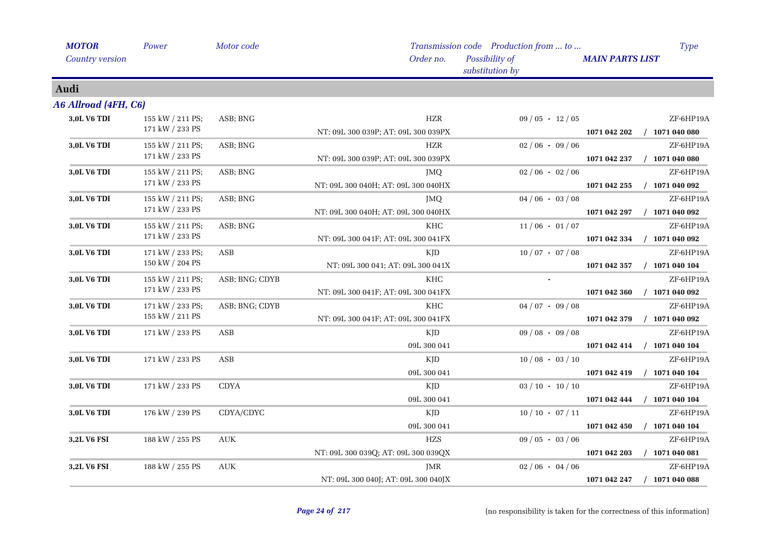| MOTOR | Power | Motor code | Transmission code | Production from ... to ... | | Type |
|---|---|---|---|---|---|---|
| Country version | | | Order no. | Possibility of substitution by | MAIN PARTS LIST | |

## Audi

### A6 Allroad (4FH, C6)

| MOTOR | Power | Motor code | Transmission code / Order no. | Production from ... to ... | MAIN PARTS LIST | Type |
|---|---|---|---|---|---|---|
| **3,0L V6 TDI** | 155 kW / 211 PS; 171 kW / 233 PS | ASB; BNG | HZR<br>NT: 09L 300 039P; AT: 09L 300 039PX | 09 / 05 - 12 / 05 | **1071 042 202 / 1071 040 080** | ZF-6HP19A |
| **3,0L V6 TDI** | 155 kW / 211 PS; 171 kW / 233 PS | ASB; BNG | HZR<br>NT: 09L 300 039P; AT: 09L 300 039PX | 02 / 06 - 09 / 06 | **1071 042 237 / 1071 040 080** | ZF-6HP19A |
| **3,0L V6 TDI** | 155 kW / 211 PS; 171 kW / 233 PS | ASB; BNG | JMQ<br>NT: 09L 300 040H; AT: 09L 300 040HX | 02 / 06 - 02 / 06 | **1071 042 255 / 1071 040 092** | ZF-6HP19A |
| **3,0L V6 TDI** | 155 kW / 211 PS; 171 kW / 233 PS | ASB; BNG | JMQ<br>NT: 09L 300 040H; AT: 09L 300 040HX | 04 / 06 - 03 / 08 | **1071 042 297 / 1071 040 092** | ZF-6HP19A |
| **3,0L V6 TDI** | 155 kW / 211 PS; 171 kW / 233 PS | ASB; BNG | KHC<br>NT: 09L 300 041F; AT: 09L 300 041FX | 11 / 06 - 01 / 07 | **1071 042 334 / 1071 040 092** | ZF-6HP19A |
| **3,0L V6 TDI** | 171 kW / 233 PS; 150 kW / 204 PS | ASB | KJD<br>NT: 09L 300 041; AT: 09L 300 041X | 10 / 07 - 07 / 08 | **1071 042 357 / 1071 040 104** | ZF-6HP19A |
| **3,0L V6 TDI** | 155 kW / 211 PS; 171 kW / 233 PS | ASB; BNG; CDYB | KHC<br>NT: 09L 300 041F; AT: 09L 300 041FX | - | **1071 042 360 / 1071 040 092** | ZF-6HP19A |
| **3,0L V6 TDI** | 171 kW / 233 PS; 155 kW / 211 PS | ASB; BNG; CDYB | KHC<br>NT: 09L 300 041F; AT: 09L 300 041FX | 04 / 07 - 09 / 08 | **1071 042 379 / 1071 040 092** | ZF-6HP19A |
| **3,0L V6 TDI** | 171 kW / 233 PS | ASB | KJD<br>09L 300 041 | 09 / 08 - 09 / 08 | **1071 042 414 / 1071 040 104** | ZF-6HP19A |
| **3,0L V6 TDI** | 171 kW / 233 PS | ASB | KJD<br>09L 300 041 | 10 / 08 - 03 / 10 | **1071 042 419 / 1071 040 104** | ZF-6HP19A |
| **3,0L V6 TDI** | 171 kW / 233 PS | CDYA | KJD<br>09L 300 041 | 03 / 10 - 10 / 10 | **1071 042 444 / 1071 040 104** | ZF-6HP19A |
| **3,0L V6 TDI** | 176 kW / 239 PS | CDYA/CDYC | KJD<br>09L 300 041 | 10 / 10 - 07 / 11 | **1071 042 450 / 1071 040 104** | ZF-6HP19A |
| **3,2L V6 FSI** | 188 kW / 255 PS | AUK | HZS<br>NT: 09L 300 039Q; AT: 09L 300 039QX | 09 / 05 - 03 / 06 | **1071 042 203 / 1071 040 081** | ZF-6HP19A |
| **3,2L V6 FSI** | 188 kW / 255 PS | AUK | JMR<br>NT: 09L 300 040J; AT: 09L 300 040JX | 02 / 06 - 04 / 06 | **1071 042 247 / 1071 040 088** | ZF-6HP19A |

(no responsibility is taken for the correctness of this information)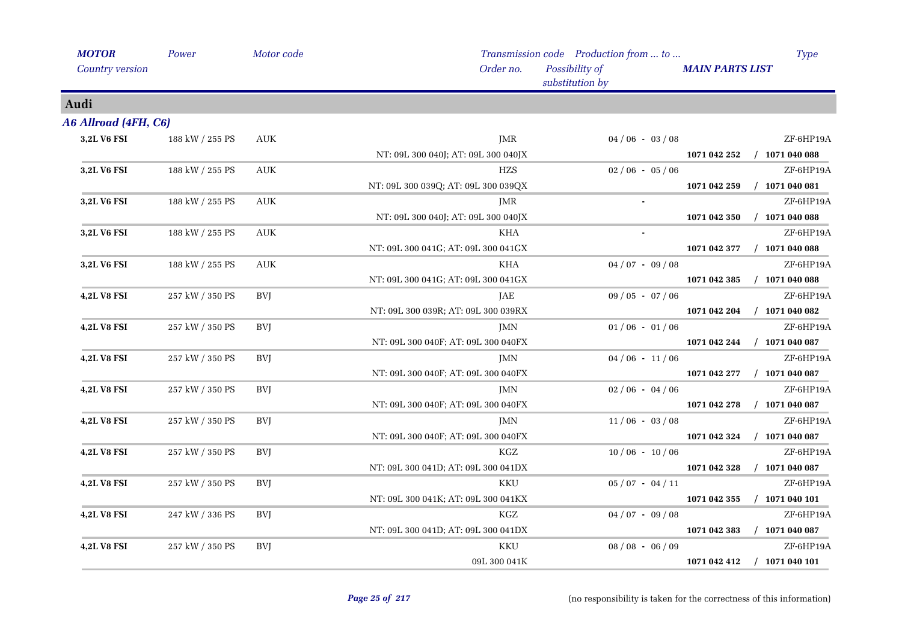| MOTOR | Power | Motor code | Transmission code | Production from ... to ... | Type |
|---|---|---|---|---|---|
| Country version | | | Order no. | Possibility of substitution by | MAIN PARTS LIST |

## Audi

### A6 Allroad (4FH, C6)

| MOTOR | Power | Motor code | Transmission code / Order no. | Production from ... to ... | Type / MAIN PARTS LIST |
|---|---|---|---|---|---|
| 3,2L V6 FSI | 188 kW / 255 PS | AUK | JMR | 04 / 06 - 03 / 08 | ZF-6HP19A |
| | | | NT: 09L 300 040J; AT: 09L 300 040JX | | 1071 042 252 / 1071 040 088 |
| 3,2L V6 FSI | 188 kW / 255 PS | AUK | HZS | 02 / 06 - 05 / 06 | ZF-6HP19A |
| | | | NT: 09L 300 039Q; AT: 09L 300 039QX | | 1071 042 259 / 1071 040 081 |
| 3,2L V6 FSI | 188 kW / 255 PS | AUK | JMR | - | ZF-6HP19A |
| | | | NT: 09L 300 040J; AT: 09L 300 040JX | | 1071 042 350 / 1071 040 088 |
| 3,2L V6 FSI | 188 kW / 255 PS | AUK | KHA | - | ZF-6HP19A |
| | | | NT: 09L 300 041G; AT: 09L 300 041GX | | 1071 042 377 / 1071 040 088 |
| 3,2L V6 FSI | 188 kW / 255 PS | AUK | KHA | 04 / 07 - 09 / 08 | ZF-6HP19A |
| | | | NT: 09L 300 041G; AT: 09L 300 041GX | | 1071 042 385 / 1071 040 088 |
| 4,2L V8 FSI | 257 kW / 350 PS | BVJ | JAE | 09 / 05 - 07 / 06 | ZF-6HP19A |
| | | | NT: 09L 300 039R; AT: 09L 300 039RX | | 1071 042 204 / 1071 040 082 |
| 4,2L V8 FSI | 257 kW / 350 PS | BVJ | JMN | 01 / 06 - 01 / 06 | ZF-6HP19A |
| | | | NT: 09L 300 040F; AT: 09L 300 040FX | | 1071 042 244 / 1071 040 087 |
| 4,2L V8 FSI | 257 kW / 350 PS | BVJ | JMN | 04 / 06 - 11 / 06 | ZF-6HP19A |
| | | | NT: 09L 300 040F; AT: 09L 300 040FX | | 1071 042 277 / 1071 040 087 |
| 4,2L V8 FSI | 257 kW / 350 PS | BVJ | JMN | 02 / 06 - 04 / 06 | ZF-6HP19A |
| | | | NT: 09L 300 040F; AT: 09L 300 040FX | | 1071 042 278 / 1071 040 087 |
| 4,2L V8 FSI | 257 kW / 350 PS | BVJ | JMN | 11 / 06 - 03 / 08 | ZF-6HP19A |
| | | | NT: 09L 300 040F; AT: 09L 300 040FX | | 1071 042 324 / 1071 040 087 |
| 4,2L V8 FSI | 257 kW / 350 PS | BVJ | KGZ | 10 / 06 - 10 / 06 | ZF-6HP19A |
| | | | NT: 09L 300 041D; AT: 09L 300 041DX | | 1071 042 328 / 1071 040 087 |
| 4,2L V8 FSI | 257 kW / 350 PS | BVJ | KKU | 05 / 07 - 04 / 11 | ZF-6HP19A |
| | | | NT: 09L 300 041K; AT: 09L 300 041KX | | 1071 042 355 / 1071 040 101 |
| 4,2L V8 FSI | 247 kW / 336 PS | BVJ | KGZ | 04 / 07 - 09 / 08 | ZF-6HP19A |
| | | | NT: 09L 300 041D; AT: 09L 300 041DX | | 1071 042 383 / 1071 040 087 |
| 4,2L V8 FSI | 257 kW / 350 PS | BVJ | KKU | 08 / 08 - 06 / 09 | ZF-6HP19A |
| | | | 09L 300 041K | | 1071 042 412 / 1071 040 101 |

(no responsibility is taken for the correctness of this information)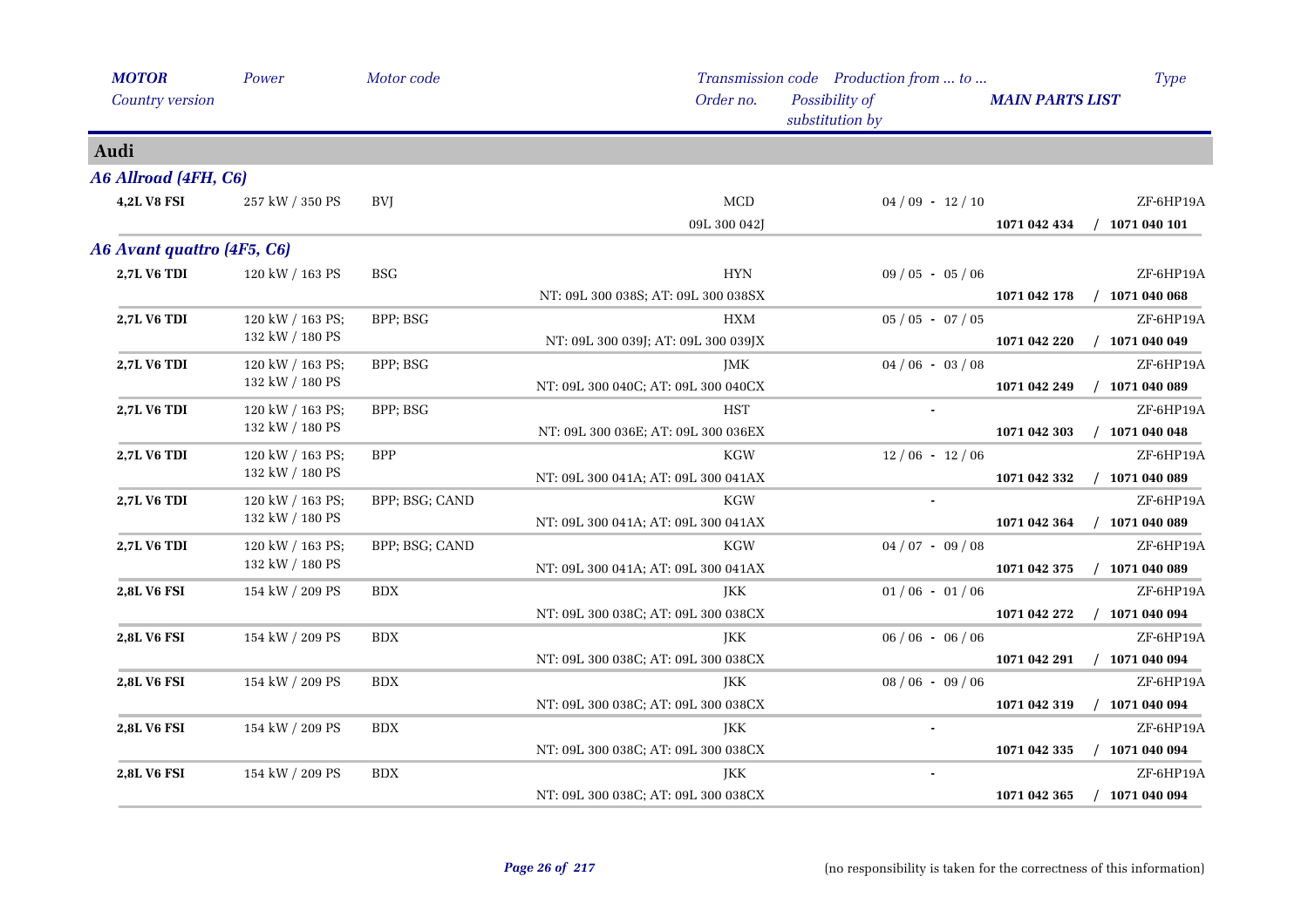| *MOTOR* / *Country version* | *Power* | *Motor code* | *Transmission code* / *Order no.* | *Production from ... to ...* / *Possibility of substitution by* | *MAIN PARTS LIST* | *Type* |
|---|---|---|---|---|---|---|
| **Audi** | | | | | | |
| ***A6 Allroad (4FH, C6)*** | | | | | | |
| **4,2L V8 FSI** | 257 kW / 350 PS | BVJ | MCD | 04 / 09 - 12 / 10 | | ZF-6HP19A |
| | | | 09L 300 042J | | **1071 042 434** | / **1071 040 101** |
| ***A6 Avant quattro (4F5, C6)*** | | | | | | |
| **2,7L V6 TDI** | 120 kW / 163 PS | BSG | HYN | 09 / 05 - 05 / 06 | | ZF-6HP19A |
| | | | NT: 09L 300 038S; AT: 09L 300 038SX | | **1071 042 178** | / **1071 040 068** |
| **2,7L V6 TDI** | 120 kW / 163 PS; 132 kW / 180 PS | BPP; BSG | HXM | 05 / 05 - 07 / 05 | | ZF-6HP19A |
| | | | NT: 09L 300 039J; AT: 09L 300 039JX | | **1071 042 220** | / **1071 040 049** |
| **2,7L V6 TDI** | 120 kW / 163 PS; 132 kW / 180 PS | BPP; BSG | JMK | 04 / 06 - 03 / 08 | | ZF-6HP19A |
| | | | NT: 09L 300 040C; AT: 09L 300 040CX | | **1071 042 249** | / **1071 040 089** |
| **2,7L V6 TDI** | 120 kW / 163 PS; 132 kW / 180 PS | BPP; BSG | HST | - | | ZF-6HP19A |
| | | | NT: 09L 300 036E; AT: 09L 300 036EX | | **1071 042 303** | / **1071 040 048** |
| **2,7L V6 TDI** | 120 kW / 163 PS; 132 kW / 180 PS | BPP | KGW | 12 / 06 - 12 / 06 | | ZF-6HP19A |
| | | | NT: 09L 300 041A; AT: 09L 300 041AX | | **1071 042 332** | / **1071 040 089** |
| **2,7L V6 TDI** | 120 kW / 163 PS; 132 kW / 180 PS | BPP; BSG; CAND | KGW | - | | ZF-6HP19A |
| | | | NT: 09L 300 041A; AT: 09L 300 041AX | | **1071 042 364** | / **1071 040 089** |
| **2,7L V6 TDI** | 120 kW / 163 PS; 132 kW / 180 PS | BPP; BSG; CAND | KGW | 04 / 07 - 09 / 08 | | ZF-6HP19A |
| | | | NT: 09L 300 041A; AT: 09L 300 041AX | | **1071 042 375** | / **1071 040 089** |
| **2,8L V6 FSI** | 154 kW / 209 PS | BDX | JKK | 01 / 06 - 01 / 06 | | ZF-6HP19A |
| | | | NT: 09L 300 038C; AT: 09L 300 038CX | | **1071 042 272** | / **1071 040 094** |
| **2,8L V6 FSI** | 154 kW / 209 PS | BDX | JKK | 06 / 06 - 06 / 06 | | ZF-6HP19A |
| | | | NT: 09L 300 038C; AT: 09L 300 038CX | | **1071 042 291** | / **1071 040 094** |
| **2,8L V6 FSI** | 154 kW / 209 PS | BDX | JKK | 08 / 06 - 09 / 06 | | ZF-6HP19A |
| | | | NT: 09L 300 038C; AT: 09L 300 038CX | | **1071 042 319** | / **1071 040 094** |
| **2,8L V6 FSI** | 154 kW / 209 PS | BDX | JKK | - | | ZF-6HP19A |
| | | | NT: 09L 300 038C; AT: 09L 300 038CX | | **1071 042 335** | / **1071 040 094** |
| **2,8L V6 FSI** | 154 kW / 209 PS | BDX | JKK | - | | ZF-6HP19A |
| | | | NT: 09L 300 038C; AT: 09L 300 038CX | | **1071 042 365** | / **1071 040 094** |

(no responsibility is taken for the correctness of this information)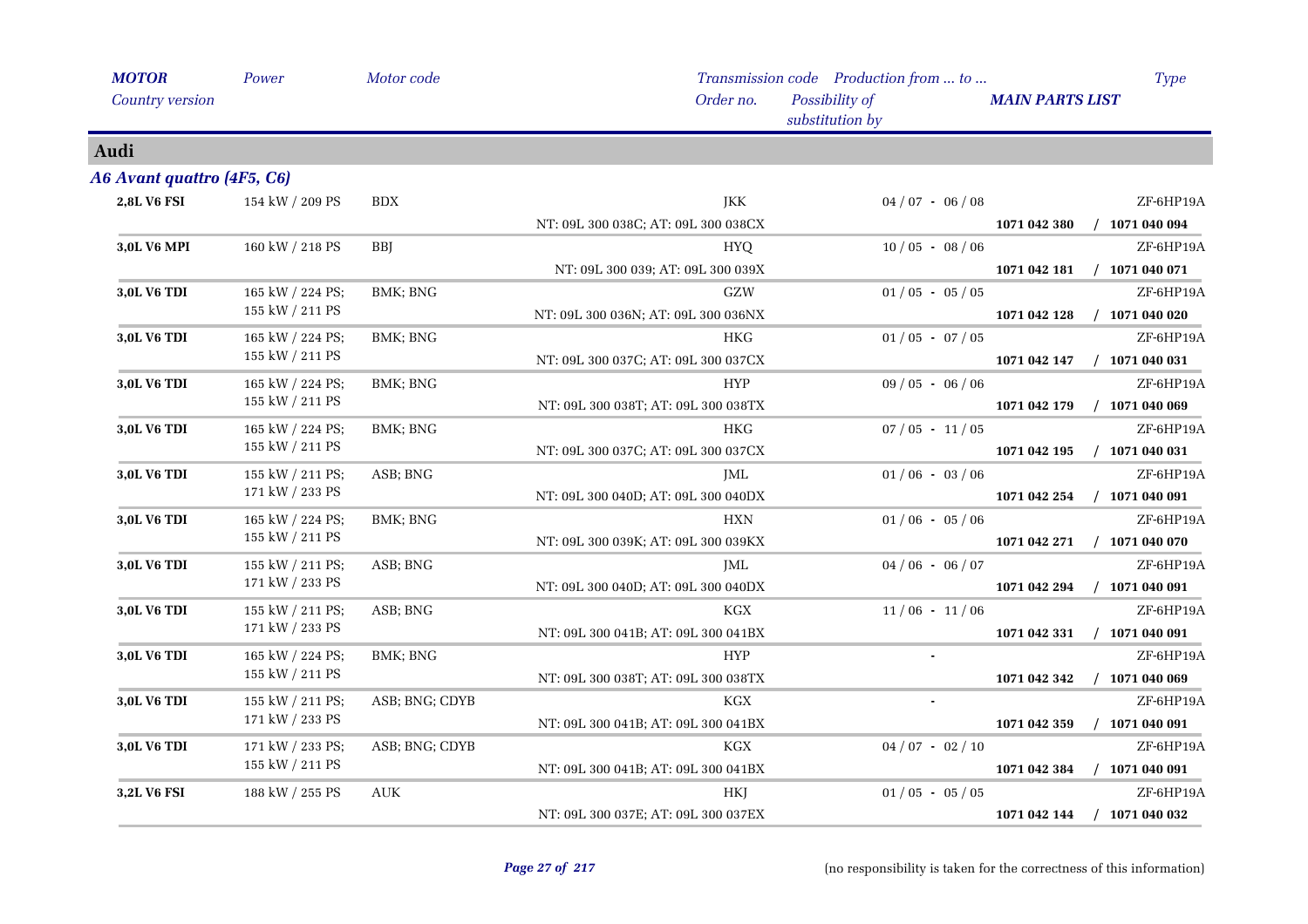## Audi

### *A6 Avant quattro (4F5, C6)*

| MOTOR / Country version | Power | Motor code | Transmission code / Order no. | Production from ... to ... / Possibility of substitution by | MAIN PARTS LIST | Type |
|---|---|---|---|---|---|---|
| **2,8L V6 FSI** | 154 kW / 209 PS | BDX | JKK | 04 / 07 - 06 / 08 | | ZF-6HP19A |
| | | | NT: 09L 300 038C; AT: 09L 300 038CX | | **1071 042 380** | / **1071 040 094** |
| **3,0L V6 MPI** | 160 kW / 218 PS | BBJ | HYQ | 10 / 05 - 08 / 06 | | ZF-6HP19A |
| | | | NT: 09L 300 039; AT: 09L 300 039X | | **1071 042 181** | / **1071 040 071** |
| **3,0L V6 TDI** | 165 kW / 224 PS; 155 kW / 211 PS | BMK; BNG | GZW | 01 / 05 - 05 / 05 | | ZF-6HP19A |
| | | | NT: 09L 300 036N; AT: 09L 300 036NX | | **1071 042 128** | / **1071 040 020** |
| **3,0L V6 TDI** | 165 kW / 224 PS; 155 kW / 211 PS | BMK; BNG | HKG | 01 / 05 - 07 / 05 | | ZF-6HP19A |
| | | | NT: 09L 300 037C; AT: 09L 300 037CX | | **1071 042 147** | / **1071 040 031** |
| **3,0L V6 TDI** | 165 kW / 224 PS; 155 kW / 211 PS | BMK; BNG | HYP | 09 / 05 - 06 / 06 | | ZF-6HP19A |
| | | | NT: 09L 300 038T; AT: 09L 300 038TX | | **1071 042 179** | / **1071 040 069** |
| **3,0L V6 TDI** | 165 kW / 224 PS; 155 kW / 211 PS | BMK; BNG | HKG | 07 / 05 - 11 / 05 | | ZF-6HP19A |
| | | | NT: 09L 300 037C; AT: 09L 300 037CX | | **1071 042 195** | / **1071 040 031** |
| **3,0L V6 TDI** | 155 kW / 211 PS; 171 kW / 233 PS | ASB; BNG | JML | 01 / 06 - 03 / 06 | | ZF-6HP19A |
| | | | NT: 09L 300 040D; AT: 09L 300 040DX | | **1071 042 254** | / **1071 040 091** |
| **3,0L V6 TDI** | 165 kW / 224 PS; 155 kW / 211 PS | BMK; BNG | HXN | 01 / 06 - 05 / 06 | | ZF-6HP19A |
| | | | NT: 09L 300 039K; AT: 09L 300 039KX | | **1071 042 271** | / **1071 040 070** |
| **3,0L V6 TDI** | 155 kW / 211 PS; 171 kW / 233 PS | ASB; BNG | JML | 04 / 06 - 06 / 07 | | ZF-6HP19A |
| | | | NT: 09L 300 040D; AT: 09L 300 040DX | | **1071 042 294** | / **1071 040 091** |
| **3,0L V6 TDI** | 155 kW / 211 PS; 171 kW / 233 PS | ASB; BNG | KGX | 11 / 06 - 11 / 06 | | ZF-6HP19A |
| | | | NT: 09L 300 041B; AT: 09L 300 041BX | | **1071 042 331** | / **1071 040 091** |
| **3,0L V6 TDI** | 165 kW / 224 PS; 155 kW / 211 PS | BMK; BNG | HYP | - | | ZF-6HP19A |
| | | | NT: 09L 300 038T; AT: 09L 300 038TX | | **1071 042 342** | / **1071 040 069** |
| **3,0L V6 TDI** | 155 kW / 211 PS; 171 kW / 233 PS | ASB; BNG; CDYB | KGX | - | | ZF-6HP19A |
| | | | NT: 09L 300 041B; AT: 09L 300 041BX | | **1071 042 359** | / **1071 040 091** |
| **3,0L V6 TDI** | 171 kW / 233 PS; 155 kW / 211 PS | ASB; BNG; CDYB | KGX | 04 / 07 - 02 / 10 | | ZF-6HP19A |
| | | | NT: 09L 300 041B; AT: 09L 300 041BX | | **1071 042 384** | / **1071 040 091** |
| **3,2L V6 FSI** | 188 kW / 255 PS | AUK | HKJ | 01 / 05 - 05 / 05 | | ZF-6HP19A |
| | | | NT: 09L 300 037E; AT: 09L 300 037EX | | **1071 042 144** | / **1071 040 032** |

(no responsibility is taken for the correctness of this information)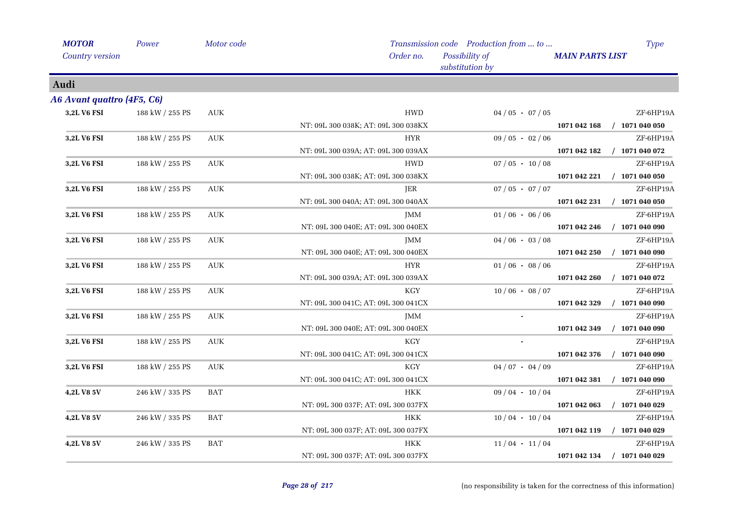| *MOTOR* | *Power* | *Motor code* | *Transmission code* | *Production from ... to ...* | | *Type* |
|---|---|---|---|---|---|---|
| *Country version* | | | *Order no.* | *Possibility of substitution by* | ***MAIN PARTS LIST*** | |

## Audi

### *A6 Avant quattro (4F5, C6)*

| MOTOR | Power | Motor code | Transmission code / Order no. | Production from ... to ... | MAIN PARTS LIST | Type |
|---|---|---|---|---|---|---|
| **3,2L V6 FSI** | 188 kW / 255 PS | AUK | HWD | 04 / 05 - 07 / 05 | | ZF-6HP19A |
| | | | NT: 09L 300 038K; AT: 09L 300 038KX | | **1071 042 168** | **/ 1071 040 050** |
| **3,2L V6 FSI** | 188 kW / 255 PS | AUK | HYR | 09 / 05 - 02 / 06 | | ZF-6HP19A |
| | | | NT: 09L 300 039A; AT: 09L 300 039AX | | **1071 042 182** | **/ 1071 040 072** |
| **3,2L V6 FSI** | 188 kW / 255 PS | AUK | HWD | 07 / 05 - 10 / 08 | | ZF-6HP19A |
| | | | NT: 09L 300 038K; AT: 09L 300 038KX | | **1071 042 221** | **/ 1071 040 050** |
| **3,2L V6 FSI** | 188 kW / 255 PS | AUK | JER | 07 / 05 - 07 / 07 | | ZF-6HP19A |
| | | | NT: 09L 300 040A; AT: 09L 300 040AX | | **1071 042 231** | **/ 1071 040 050** |
| **3,2L V6 FSI** | 188 kW / 255 PS | AUK | JMM | 01 / 06 - 06 / 06 | | ZF-6HP19A |
| | | | NT: 09L 300 040E; AT: 09L 300 040EX | | **1071 042 246** | **/ 1071 040 090** |
| **3,2L V6 FSI** | 188 kW / 255 PS | AUK | JMM | 04 / 06 - 03 / 08 | | ZF-6HP19A |
| | | | NT: 09L 300 040E; AT: 09L 300 040EX | | **1071 042 250** | **/ 1071 040 090** |
| **3,2L V6 FSI** | 188 kW / 255 PS | AUK | HYR | 01 / 06 - 08 / 06 | | ZF-6HP19A |
| | | | NT: 09L 300 039A; AT: 09L 300 039AX | | **1071 042 260** | **/ 1071 040 072** |
| **3,2L V6 FSI** | 188 kW / 255 PS | AUK | KGY | 10 / 06 - 08 / 07 | | ZF-6HP19A |
| | | | NT: 09L 300 041C; AT: 09L 300 041CX | | **1071 042 329** | **/ 1071 040 090** |
| **3,2L V6 FSI** | 188 kW / 255 PS | AUK | JMM | - | | ZF-6HP19A |
| | | | NT: 09L 300 040E; AT: 09L 300 040EX | | **1071 042 349** | **/ 1071 040 090** |
| **3,2L V6 FSI** | 188 kW / 255 PS | AUK | KGY | - | | ZF-6HP19A |
| | | | NT: 09L 300 041C; AT: 09L 300 041CX | | **1071 042 376** | **/ 1071 040 090** |
| **3,2L V6 FSI** | 188 kW / 255 PS | AUK | KGY | 04 / 07 - 04 / 09 | | ZF-6HP19A |
| | | | NT: 09L 300 041C; AT: 09L 300 041CX | | **1071 042 381** | **/ 1071 040 090** |
| **4,2L V8 5V** | 246 kW / 335 PS | BAT | HKK | 09 / 04 - 10 / 04 | | ZF-6HP19A |
| | | | NT: 09L 300 037F; AT: 09L 300 037FX | | **1071 042 063** | **/ 1071 040 029** |
| **4,2L V8 5V** | 246 kW / 335 PS | BAT | HKK | 10 / 04 - 10 / 04 | | ZF-6HP19A |
| | | | NT: 09L 300 037F; AT: 09L 300 037FX | | **1071 042 119** | **/ 1071 040 029** |
| **4,2L V8 5V** | 246 kW / 335 PS | BAT | HKK | 11 / 04 - 11 / 04 | | ZF-6HP19A |
| | | | NT: 09L 300 037F; AT: 09L 300 037FX | | **1071 042 134** | **/ 1071 040 029** |

(no responsibility is taken for the correctness of this information)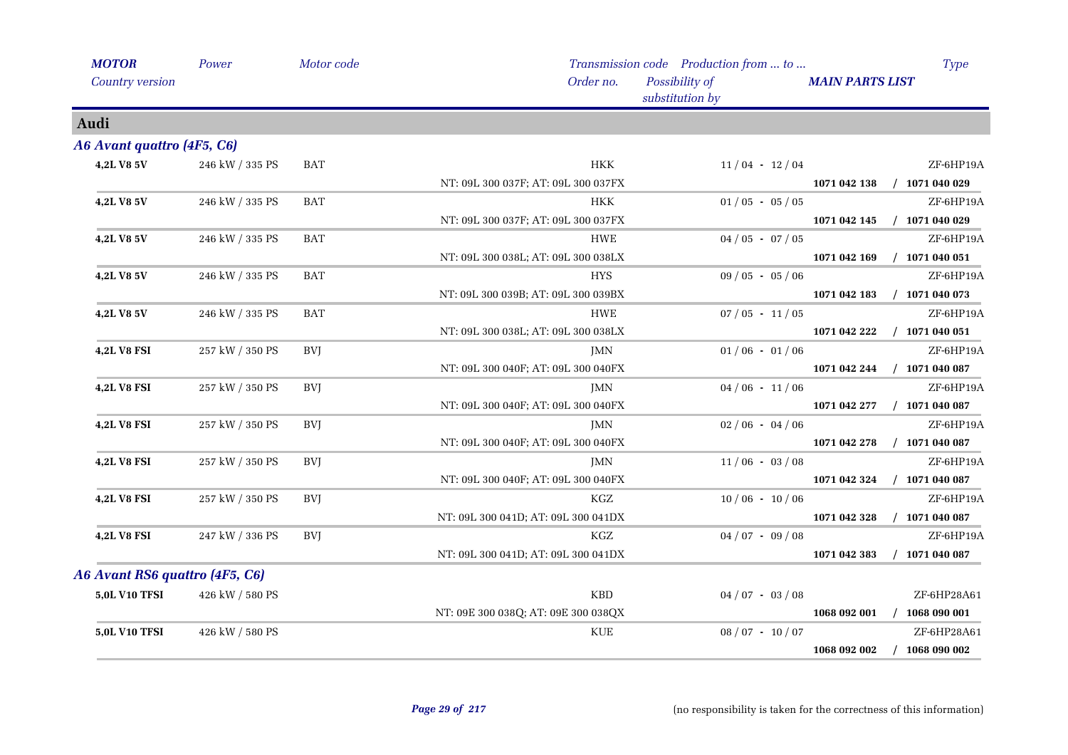| *MOTOR* | *Power* | *Motor code* | *Transmission code* | *Production from ... to ...* | | *Type* |
|---|---|---|---|---|---|---|
| *Country version* | | | *Order no.* | *Possibility of substitution by* | *MAIN PARTS LIST* | |

## Audi

### *A6 Avant quattro (4F5, C6)*

| MOTOR | Power | Motor code | Transmission code / Order no. | Production from ... to ... | MAIN PARTS LIST | Type |
|---|---|---|---|---|---|---|
| **4,2L V8 5V** | 246 kW / 335 PS | BAT | HKK | 11 / 04 - 12 / 04 | | ZF-6HP19A |
| | | | NT: 09L 300 037F; AT: 09L 300 037FX | | **1071 042 138** | **/ 1071 040 029** |
| **4,2L V8 5V** | 246 kW / 335 PS | BAT | HKK | 01 / 05 - 05 / 05 | | ZF-6HP19A |
| | | | NT: 09L 300 037F; AT: 09L 300 037FX | | **1071 042 145** | **/ 1071 040 029** |
| **4,2L V8 5V** | 246 kW / 335 PS | BAT | HWE | 04 / 05 - 07 / 05 | | ZF-6HP19A |
| | | | NT: 09L 300 038L; AT: 09L 300 038LX | | **1071 042 169** | **/ 1071 040 051** |
| **4,2L V8 5V** | 246 kW / 335 PS | BAT | HYS | 09 / 05 - 05 / 06 | | ZF-6HP19A |
| | | | NT: 09L 300 039B; AT: 09L 300 039BX | | **1071 042 183** | **/ 1071 040 073** |
| **4,2L V8 5V** | 246 kW / 335 PS | BAT | HWE | 07 / 05 - 11 / 05 | | ZF-6HP19A |
| | | | NT: 09L 300 038L; AT: 09L 300 038LX | | **1071 042 222** | **/ 1071 040 051** |
| **4,2L V8 FSI** | 257 kW / 350 PS | BVJ | JMN | 01 / 06 - 01 / 06 | | ZF-6HP19A |
| | | | NT: 09L 300 040F; AT: 09L 300 040FX | | **1071 042 244** | **/ 1071 040 087** |
| **4,2L V8 FSI** | 257 kW / 350 PS | BVJ | JMN | 04 / 06 - 11 / 06 | | ZF-6HP19A |
| | | | NT: 09L 300 040F; AT: 09L 300 040FX | | **1071 042 277** | **/ 1071 040 087** |
| **4,2L V8 FSI** | 257 kW / 350 PS | BVJ | JMN | 02 / 06 - 04 / 06 | | ZF-6HP19A |
| | | | NT: 09L 300 040F; AT: 09L 300 040FX | | **1071 042 278** | **/ 1071 040 087** |
| **4,2L V8 FSI** | 257 kW / 350 PS | BVJ | JMN | 11 / 06 - 03 / 08 | | ZF-6HP19A |
| | | | NT: 09L 300 040F; AT: 09L 300 040FX | | **1071 042 324** | **/ 1071 040 087** |
| **4,2L V8 FSI** | 257 kW / 350 PS | BVJ | KGZ | 10 / 06 - 10 / 06 | | ZF-6HP19A |
| | | | NT: 09L 300 041D; AT: 09L 300 041DX | | **1071 042 328** | **/ 1071 040 087** |
| **4,2L V8 FSI** | 247 kW / 336 PS | BVJ | KGZ | 04 / 07 - 09 / 08 | | ZF-6HP19A |
| | | | NT: 09L 300 041D; AT: 09L 300 041DX | | **1071 042 383** | **/ 1071 040 087** |

### *A6 Avant RS6 quattro (4F5, C6)*

| MOTOR | Power | Motor code | Transmission code / Order no. | Production from ... to ... | MAIN PARTS LIST | Type |
|---|---|---|---|---|---|---|
| **5,0L V10 TFSI** | 426 kW / 580 PS | | KBD | 04 / 07 - 03 / 08 | | ZF-6HP28A61 |
| | | | NT: 09E 300 038Q; AT: 09E 300 038QX | | **1068 092 001** | **/ 1068 090 001** |
| **5,0L V10 TFSI** | 426 kW / 580 PS | | KUE | 08 / 07 - 10 / 07 | | ZF-6HP28A61 |
| | | | | | **1068 092 002** | **/ 1068 090 002** |

(no responsibility is taken for the correctness of this information)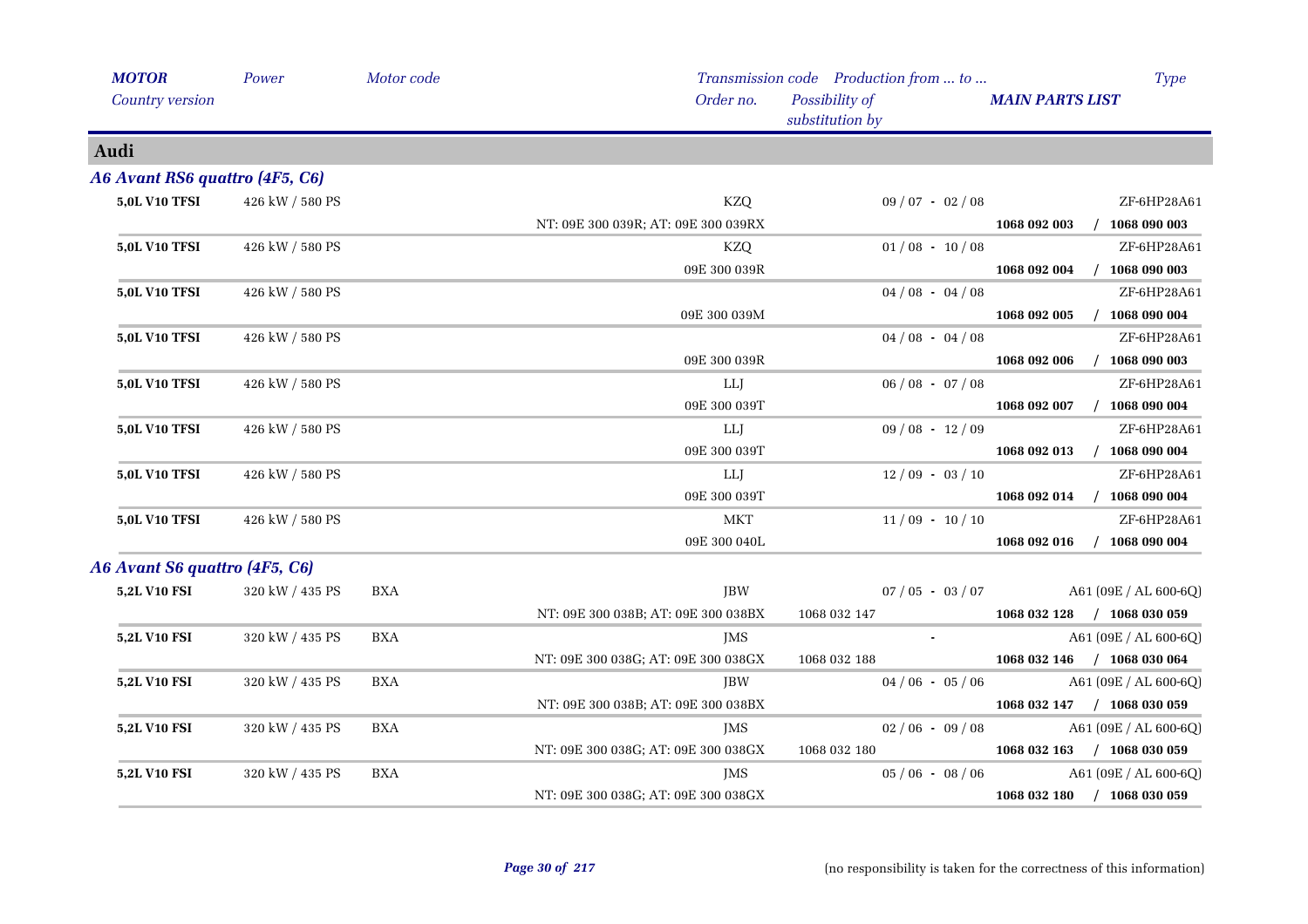| *MOTOR* | *Power* | *Motor code* | *Transmission code* | *Production from ... to ...* | *Type* |
|---|---|---|---|---|---|
| *Country version* | | | *Order no.* | *Possibility of substitution by* | ***MAIN PARTS LIST*** |

## Audi

### *A6 Avant RS6 quattro (4F5, C6)*

| MOTOR | Power | Motor code | Transmission code / Order no. | Production from ... to ... / Possibility of substitution by | Type / MAIN PARTS LIST |
|---|---|---|---|---|---|
| **5,0L V10 TFSI** | 426 kW / 580 PS | | KZQ | 09 / 07 - 02 / 08 | ZF-6HP28A61 |
| | | | NT: 09E 300 039R; AT: 09E 300 039RX | | **1068 092 003 / 1068 090 003** |
| **5,0L V10 TFSI** | 426 kW / 580 PS | | KZQ | 01 / 08 - 10 / 08 | ZF-6HP28A61 |
| | | | 09E 300 039R | | **1068 092 004 / 1068 090 003** |
| **5,0L V10 TFSI** | 426 kW / 580 PS | | | 04 / 08 - 04 / 08 | ZF-6HP28A61 |
| | | | 09E 300 039M | | **1068 092 005 / 1068 090 004** |
| **5,0L V10 TFSI** | 426 kW / 580 PS | | | 04 / 08 - 04 / 08 | ZF-6HP28A61 |
| | | | 09E 300 039R | | **1068 092 006 / 1068 090 003** |
| **5,0L V10 TFSI** | 426 kW / 580 PS | | LLJ | 06 / 08 - 07 / 08 | ZF-6HP28A61 |
| | | | 09E 300 039T | | **1068 092 007 / 1068 090 004** |
| **5,0L V10 TFSI** | 426 kW / 580 PS | | LLJ | 09 / 08 - 12 / 09 | ZF-6HP28A61 |
| | | | 09E 300 039T | | **1068 092 013 / 1068 090 004** |
| **5,0L V10 TFSI** | 426 kW / 580 PS | | LLJ | 12 / 09 - 03 / 10 | ZF-6HP28A61 |
| | | | 09E 300 039T | | **1068 092 014 / 1068 090 004** |
| **5,0L V10 TFSI** | 426 kW / 580 PS | | MKT | 11 / 09 - 10 / 10 | ZF-6HP28A61 |
| | | | 09E 300 040L | | **1068 092 016 / 1068 090 004** |

### *A6 Avant S6 quattro (4F5, C6)*

| MOTOR | Power | Motor code | Transmission code / Order no. | Production from ... to ... / Possibility of substitution by | Type / MAIN PARTS LIST |
|---|---|---|---|---|---|
| **5,2L V10 FSI** | 320 kW / 435 PS | BXA | JBW | 07 / 05 - 03 / 07 | A61 (09E / AL 600-6Q) |
| | | | NT: 09E 300 038B; AT: 09E 300 038BX | 1068 032 147 | **1068 032 128 / 1068 030 059** |
| **5,2L V10 FSI** | 320 kW / 435 PS | BXA | JMS | - | A61 (09E / AL 600-6Q) |
| | | | NT: 09E 300 038G; AT: 09E 300 038GX | 1068 032 188 | **1068 032 146 / 1068 030 064** |
| **5,2L V10 FSI** | 320 kW / 435 PS | BXA | JBW | 04 / 06 - 05 / 06 | A61 (09E / AL 600-6Q) |
| | | | NT: 09E 300 038B; AT: 09E 300 038BX | | **1068 032 147 / 1068 030 059** |
| **5,2L V10 FSI** | 320 kW / 435 PS | BXA | JMS | 02 / 06 - 09 / 08 | A61 (09E / AL 600-6Q) |
| | | | NT: 09E 300 038G; AT: 09E 300 038GX | 1068 032 180 | **1068 032 163 / 1068 030 059** |
| **5,2L V10 FSI** | 320 kW / 435 PS | BXA | JMS | 05 / 06 - 08 / 06 | A61 (09E / AL 600-6Q) |
| | | | NT: 09E 300 038G; AT: 09E 300 038GX | | **1068 032 180 / 1068 030 059** |

(no responsibility is taken for the correctness of this information)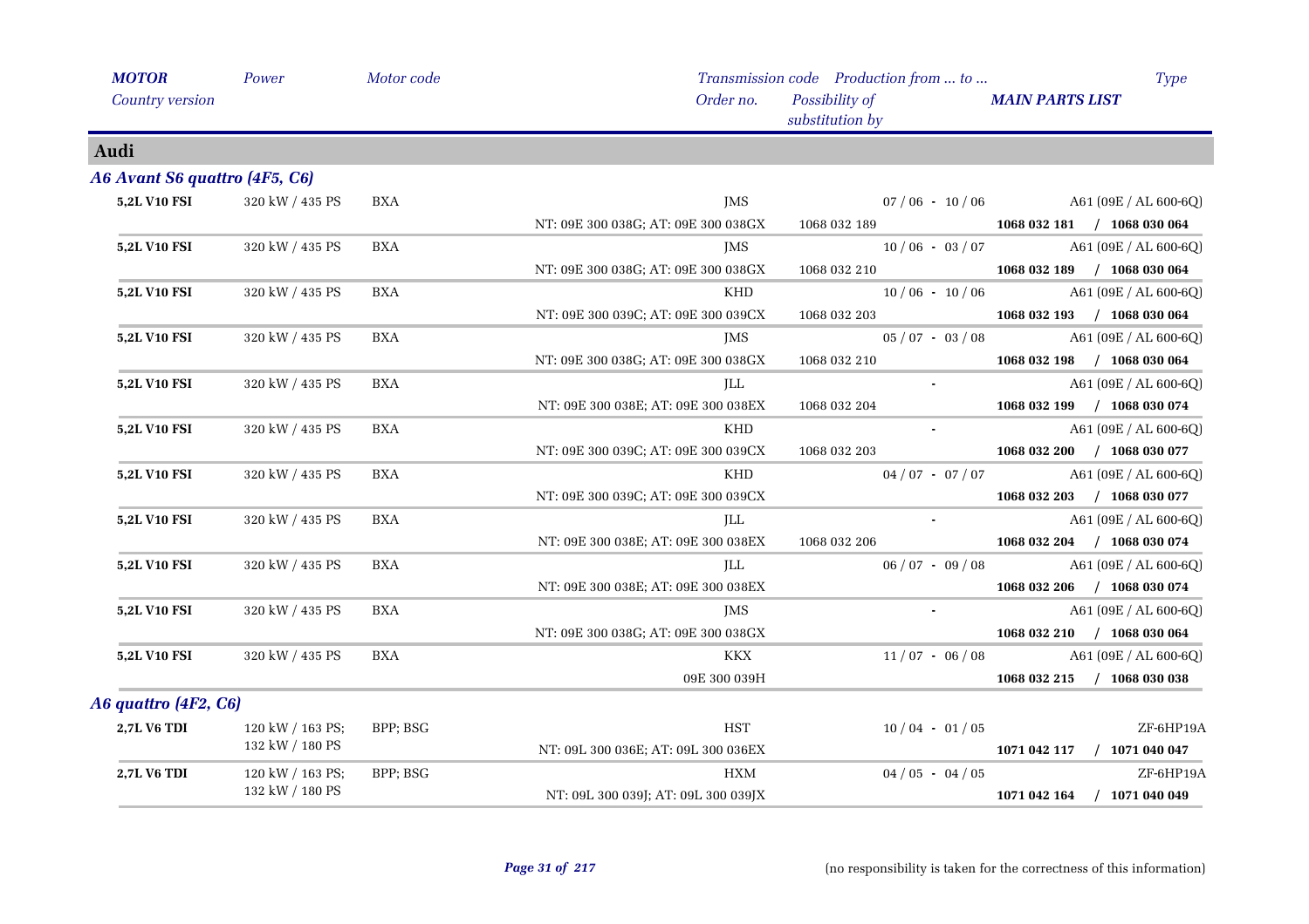| MOTOR<br>Country version | Power | Motor code | Transmission code<br>Order no. | Production from ... to ...<br>Possibility of substitution by | Type<br>MAIN PARTS LIST |
|---|---|---|---|---|---|

## Audi

### A6 Avant S6 quattro (4F5, C6)

| MOTOR | Power | Motor code | Transmission code / Order no. | Production from ... to ... / Possibility of substitution by | Type / MAIN PARTS LIST |
|---|---|---|---|---|---|
| **5,2L V10 FSI** | 320 kW / 435 PS | BXA | JMS | 07 / 06 - 10 / 06 | A61 (09E / AL 600-6Q) |
| | | | NT: 09E 300 038G; AT: 09E 300 038GX | 1068 032 189 | **1068 032 181 / 1068 030 064** |
| **5,2L V10 FSI** | 320 kW / 435 PS | BXA | JMS | 10 / 06 - 03 / 07 | A61 (09E / AL 600-6Q) |
| | | | NT: 09E 300 038G; AT: 09E 300 038GX | 1068 032 210 | **1068 032 189 / 1068 030 064** |
| **5,2L V10 FSI** | 320 kW / 435 PS | BXA | KHD | 10 / 06 - 10 / 06 | A61 (09E / AL 600-6Q) |
| | | | NT: 09E 300 039C; AT: 09E 300 039CX | 1068 032 203 | **1068 032 193 / 1068 030 064** |
| **5,2L V10 FSI** | 320 kW / 435 PS | BXA | JMS | 05 / 07 - 03 / 08 | A61 (09E / AL 600-6Q) |
| | | | NT: 09E 300 038G; AT: 09E 300 038GX | 1068 032 210 | **1068 032 198 / 1068 030 064** |
| **5,2L V10 FSI** | 320 kW / 435 PS | BXA | JLL | - | A61 (09E / AL 600-6Q) |
| | | | NT: 09E 300 038E; AT: 09E 300 038EX | 1068 032 204 | **1068 032 199 / 1068 030 074** |
| **5,2L V10 FSI** | 320 kW / 435 PS | BXA | KHD | - | A61 (09E / AL 600-6Q) |
| | | | NT: 09E 300 039C; AT: 09E 300 039CX | 1068 032 203 | **1068 032 200 / 1068 030 077** |
| **5,2L V10 FSI** | 320 kW / 435 PS | BXA | KHD | 04 / 07 - 07 / 07 | A61 (09E / AL 600-6Q) |
| | | | NT: 09E 300 039C; AT: 09E 300 039CX | | **1068 032 203 / 1068 030 077** |
| **5,2L V10 FSI** | 320 kW / 435 PS | BXA | JLL | - | A61 (09E / AL 600-6Q) |
| | | | NT: 09E 300 038E; AT: 09E 300 038EX | 1068 032 206 | **1068 032 204 / 1068 030 074** |
| **5,2L V10 FSI** | 320 kW / 435 PS | BXA | JLL | 06 / 07 - 09 / 08 | A61 (09E / AL 600-6Q) |
| | | | NT: 09E 300 038E; AT: 09E 300 038EX | | **1068 032 206 / 1068 030 074** |
| **5,2L V10 FSI** | 320 kW / 435 PS | BXA | JMS | - | A61 (09E / AL 600-6Q) |
| | | | NT: 09E 300 038G; AT: 09E 300 038GX | | **1068 032 210 / 1068 030 064** |
| **5,2L V10 FSI** | 320 kW / 435 PS | BXA | KKX | 11 / 07 - 06 / 08 | A61 (09E / AL 600-6Q) |
| | | | 09E 300 039H | | **1068 032 215 / 1068 030 038** |

### A6 quattro (4F2, C6)

| MOTOR | Power | Motor code | Transmission code / Order no. | Production from ... to ... / Possibility of substitution by | Type / MAIN PARTS LIST |
|---|---|---|---|---|---|
| **2,7L V6 TDI** | 120 kW / 163 PS; 132 kW / 180 PS | BPP; BSG | HST | 10 / 04 - 01 / 05 | ZF-6HP19A |
| | | | NT: 09L 300 036E; AT: 09L 300 036EX | | **1071 042 117 / 1071 040 047** |
| **2,7L V6 TDI** | 120 kW / 163 PS; 132 kW / 180 PS | BPP; BSG | HXM | 04 / 05 - 04 / 05 | ZF-6HP19A |
| | | | NT: 09L 300 039J; AT: 09L 300 039JX | | **1071 042 164 / 1071 040 049** |

(no responsibility is taken for the correctness of this information)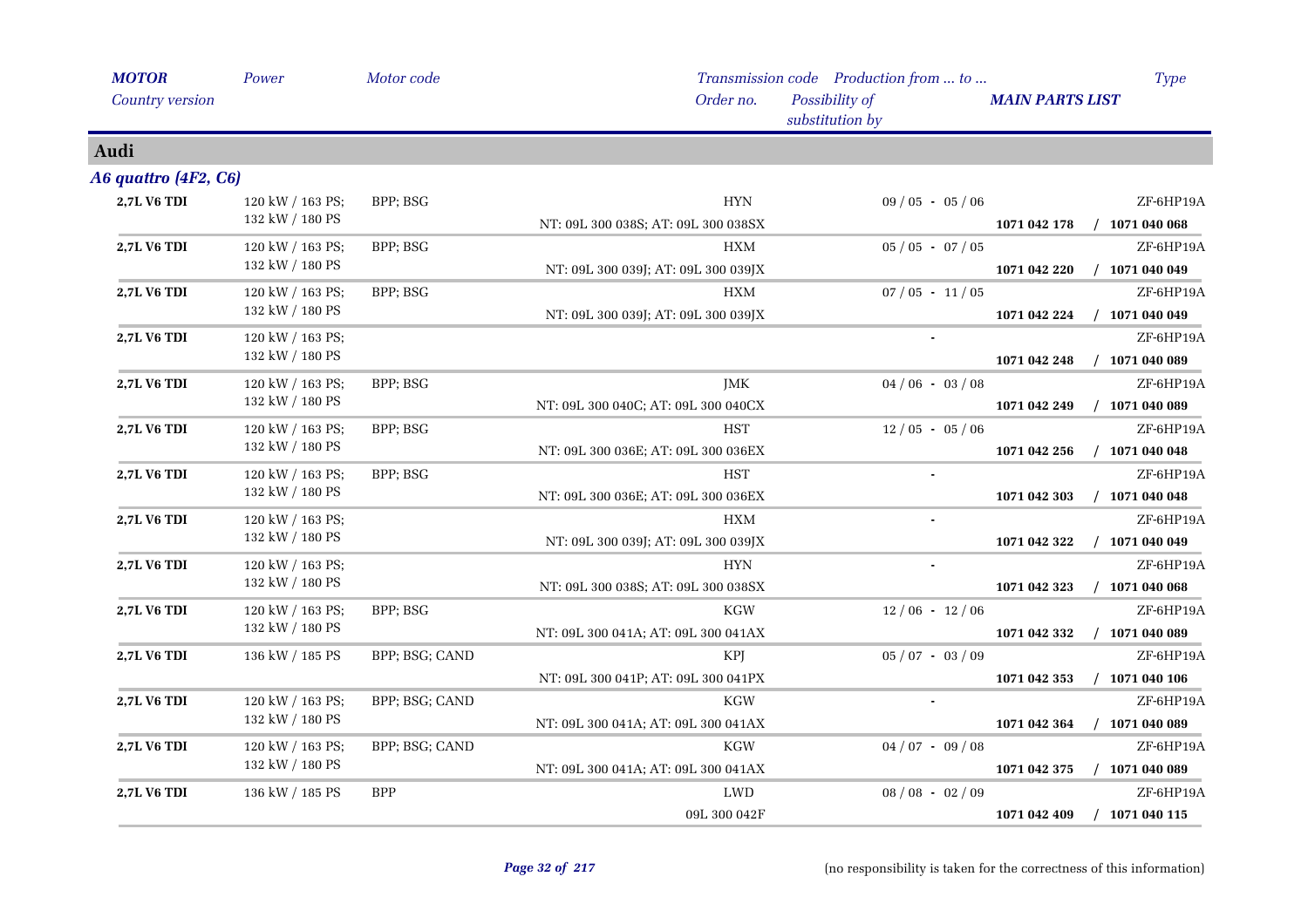| *MOTOR* *Country version* | *Power* | *Motor code* | *Transmission code* *Order no.* | *Production from ... to ...* *Possibility of substitution by* | *MAIN PARTS LIST* | *Type* |
|---|---|---|---|---|---|---|

## Audi

### *A6 quattro (4F2, C6)*

| *MOTOR* | *Power* | *Motor code* | *Transmission code* / *Order no.* | *Production from ... to ...* | *MAIN PARTS LIST* | *Type* |
|---|---|---|---|---|---|---|
| **2,7L V6 TDI** | 120 kW / 163 PS; 132 kW / 180 PS | BPP; BSG | HYN / NT: 09L 300 038S; AT: 09L 300 038SX | 09 / 05 - 05 / 06 | **1071 042 178 / 1071 040 068** | ZF-6HP19A |
| **2,7L V6 TDI** | 120 kW / 163 PS; 132 kW / 180 PS | BPP; BSG | HXM / NT: 09L 300 039J; AT: 09L 300 039JX | 05 / 05 - 07 / 05 | **1071 042 220 / 1071 040 049** | ZF-6HP19A |
| **2,7L V6 TDI** | 120 kW / 163 PS; 132 kW / 180 PS | BPP; BSG | HXM / NT: 09L 300 039J; AT: 09L 300 039JX | 07 / 05 - 11 / 05 | **1071 042 224 / 1071 040 049** | ZF-6HP19A |
| **2,7L V6 TDI** | 120 kW / 163 PS; 132 kW / 180 PS | | | - | **1071 042 248 / 1071 040 089** | ZF-6HP19A |
| **2,7L V6 TDI** | 120 kW / 163 PS; 132 kW / 180 PS | BPP; BSG | JMK / NT: 09L 300 040C; AT: 09L 300 040CX | 04 / 06 - 03 / 08 | **1071 042 249 / 1071 040 089** | ZF-6HP19A |
| **2,7L V6 TDI** | 120 kW / 163 PS; 132 kW / 180 PS | BPP; BSG | HST / NT: 09L 300 036E; AT: 09L 300 036EX | 12 / 05 - 05 / 06 | **1071 042 256 / 1071 040 048** | ZF-6HP19A |
| **2,7L V6 TDI** | 120 kW / 163 PS; 132 kW / 180 PS | BPP; BSG | HST / NT: 09L 300 036E; AT: 09L 300 036EX | - | **1071 042 303 / 1071 040 048** | ZF-6HP19A |
| **2,7L V6 TDI** | 120 kW / 163 PS; 132 kW / 180 PS | | HXM / NT: 09L 300 039J; AT: 09L 300 039JX | - | **1071 042 322 / 1071 040 049** | ZF-6HP19A |
| **2,7L V6 TDI** | 120 kW / 163 PS; 132 kW / 180 PS | | HYN / NT: 09L 300 038S; AT: 09L 300 038SX | - | **1071 042 323 / 1071 040 068** | ZF-6HP19A |
| **2,7L V6 TDI** | 120 kW / 163 PS; 132 kW / 180 PS | BPP; BSG | KGW / NT: 09L 300 041A; AT: 09L 300 041AX | 12 / 06 - 12 / 06 | **1071 042 332 / 1071 040 089** | ZF-6HP19A |
| **2,7L V6 TDI** | 136 kW / 185 PS | BPP; BSG; CAND | KPJ / NT: 09L 300 041P; AT: 09L 300 041PX | 05 / 07 - 03 / 09 | **1071 042 353 / 1071 040 106** | ZF-6HP19A |
| **2,7L V6 TDI** | 120 kW / 163 PS; 132 kW / 180 PS | BPP; BSG; CAND | KGW / NT: 09L 300 041A; AT: 09L 300 041AX | - | **1071 042 364 / 1071 040 089** | ZF-6HP19A |
| **2,7L V6 TDI** | 120 kW / 163 PS; 132 kW / 180 PS | BPP; BSG; CAND | KGW / NT: 09L 300 041A; AT: 09L 300 041AX | 04 / 07 - 09 / 08 | **1071 042 375 / 1071 040 089** | ZF-6HP19A |
| **2,7L V6 TDI** | 136 kW / 185 PS | BPP | LWD / 09L 300 042F | 08 / 08 - 02 / 09 | **1071 042 409 / 1071 040 115** | ZF-6HP19A |

(no responsibility is taken for the correctness of this information)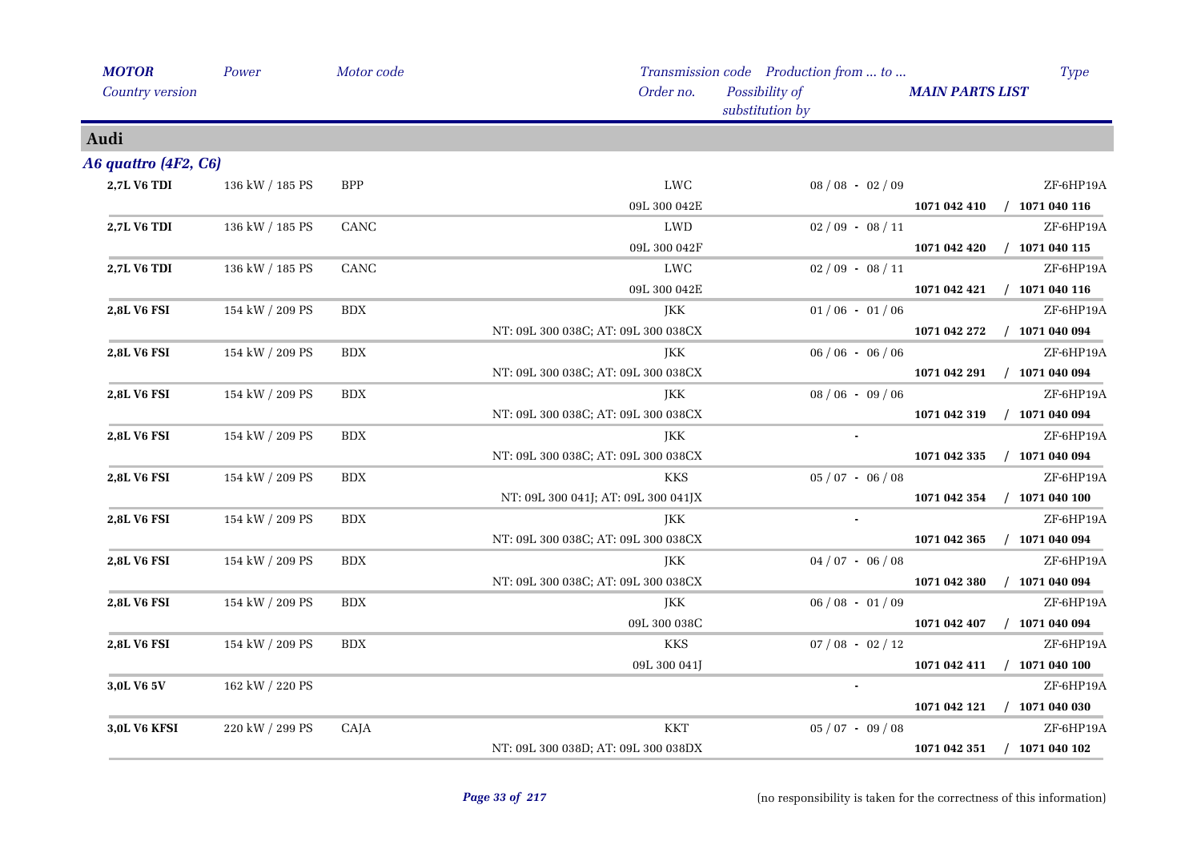| *MOTOR* | *Power* | *Motor code* | *Transmission code* | *Production from ... to ...* | | *Type* |
|---|---|---|---|---|---|---|
| *Country version* | | | *Order no.* | *Possibility of substitution by* | *MAIN PARTS LIST* | |

## Audi

### *A6 quattro (4F2, C6)*

| MOTOR | Power | Motor code | Transmission code / Order no. | Production from ... to ... | MAIN PARTS LIST | Type |
|---|---|---|---|---|---|---|
| **2,7L V6 TDI** | 136 kW / 185 PS | BPP | LWC | 08 / 08 - 02 / 09 | | ZF-6HP19A |
| | | | 09L 300 042E | | **1071 042 410** | / **1071 040 116** |
| **2,7L V6 TDI** | 136 kW / 185 PS | CANC | LWD | 02 / 09 - 08 / 11 | | ZF-6HP19A |
| | | | 09L 300 042F | | **1071 042 420** | / **1071 040 115** |
| **2,7L V6 TDI** | 136 kW / 185 PS | CANC | LWC | 02 / 09 - 08 / 11 | | ZF-6HP19A |
| | | | 09L 300 042E | | **1071 042 421** | / **1071 040 116** |
| **2,8L V6 FSI** | 154 kW / 209 PS | BDX | JKK | 01 / 06 - 01 / 06 | | ZF-6HP19A |
| | | | NT: 09L 300 038C; AT: 09L 300 038CX | | **1071 042 272** | / **1071 040 094** |
| **2,8L V6 FSI** | 154 kW / 209 PS | BDX | JKK | 06 / 06 - 06 / 06 | | ZF-6HP19A |
| | | | NT: 09L 300 038C; AT: 09L 300 038CX | | **1071 042 291** | / **1071 040 094** |
| **2,8L V6 FSI** | 154 kW / 209 PS | BDX | JKK | 08 / 06 - 09 / 06 | | ZF-6HP19A |
| | | | NT: 09L 300 038C; AT: 09L 300 038CX | | **1071 042 319** | / **1071 040 094** |
| **2,8L V6 FSI** | 154 kW / 209 PS | BDX | JKK | - | | ZF-6HP19A |
| | | | NT: 09L 300 038C; AT: 09L 300 038CX | | **1071 042 335** | / **1071 040 094** |
| **2,8L V6 FSI** | 154 kW / 209 PS | BDX | KKS | 05 / 07 - 06 / 08 | | ZF-6HP19A |
| | | | NT: 09L 300 041J; AT: 09L 300 041JX | | **1071 042 354** | / **1071 040 100** |
| **2,8L V6 FSI** | 154 kW / 209 PS | BDX | JKK | - | | ZF-6HP19A |
| | | | NT: 09L 300 038C; AT: 09L 300 038CX | | **1071 042 365** | / **1071 040 094** |
| **2,8L V6 FSI** | 154 kW / 209 PS | BDX | JKK | 04 / 07 - 06 / 08 | | ZF-6HP19A |
| | | | NT: 09L 300 038C; AT: 09L 300 038CX | | **1071 042 380** | / **1071 040 094** |
| **2,8L V6 FSI** | 154 kW / 209 PS | BDX | JKK | 06 / 08 - 01 / 09 | | ZF-6HP19A |
| | | | 09L 300 038C | | **1071 042 407** | / **1071 040 094** |
| **2,8L V6 FSI** | 154 kW / 209 PS | BDX | KKS | 07 / 08 - 02 / 12 | | ZF-6HP19A |
| | | | 09L 300 041J | | **1071 042 411** | / **1071 040 100** |
| **3,0L V6 5V** | 162 kW / 220 PS | | | - | | ZF-6HP19A |
| | | | | | **1071 042 121** | / **1071 040 030** |
| **3,0L V6 KFSI** | 220 kW / 299 PS | CAJA | KKT | 05 / 07 - 09 / 08 | | ZF-6HP19A |
| | | | NT: 09L 300 038D; AT: 09L 300 038DX | | **1071 042 351** | / **1071 040 102** |

(no responsibility is taken for the correctness of this information)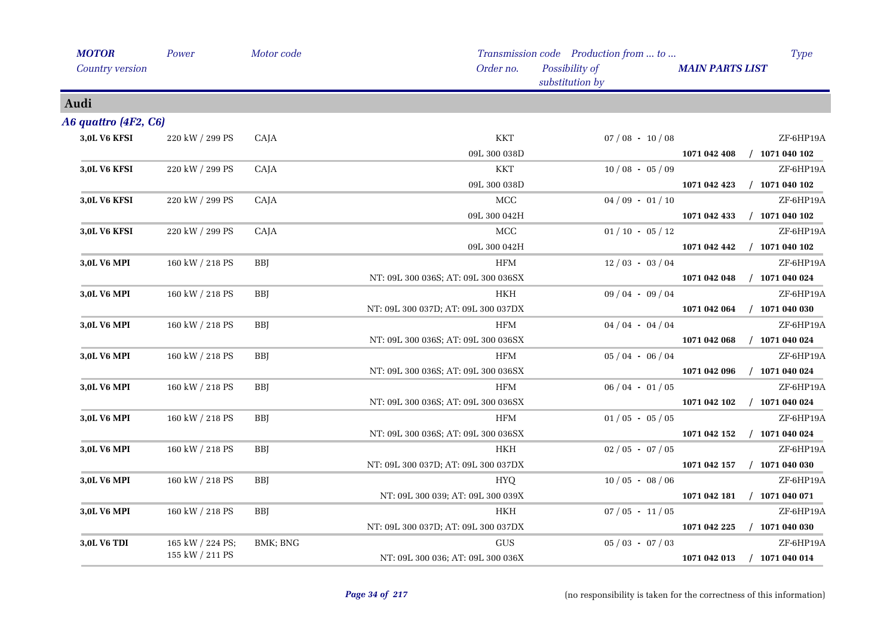| MOTOR<br>Country version | Power | Motor code | Transmission code<br>Order no. | Production from ... to ...<br>Possibility of substitution by | MAIN PARTS LIST | Type |
|---|---|---|---|---|---|---|

## Audi

### A6 quattro (4F2, C6)

| MOTOR<br>Country version | Power | Motor code | Transmission code<br>Order no. | Production from ... to ...<br>Possibility of substitution by | MAIN PARTS LIST | Type |
|---|---|---|---|---|---|---|
| **3,0L V6 KFSI** | 220 kW / 299 PS | CAJA | KKT<br>09L 300 038D | 07 / 08 - 10 / 08 | **1071 042 408 / 1071 040 102** | ZF-6HP19A |
| **3,0L V6 KFSI** | 220 kW / 299 PS | CAJA | KKT<br>09L 300 038D | 10 / 08 - 05 / 09 | **1071 042 423 / 1071 040 102** | ZF-6HP19A |
| **3,0L V6 KFSI** | 220 kW / 299 PS | CAJA | MCC<br>09L 300 042H | 04 / 09 - 01 / 10 | **1071 042 433 / 1071 040 102** | ZF-6HP19A |
| **3,0L V6 KFSI** | 220 kW / 299 PS | CAJA | MCC<br>09L 300 042H | 01 / 10 - 05 / 12 | **1071 042 442 / 1071 040 102** | ZF-6HP19A |
| **3,0L V6 MPI** | 160 kW / 218 PS | BBJ | HFM<br>NT: 09L 300 036S; AT: 09L 300 036SX | 12 / 03 - 03 / 04 | **1071 042 048 / 1071 040 024** | ZF-6HP19A |
| **3,0L V6 MPI** | 160 kW / 218 PS | BBJ | HKH<br>NT: 09L 300 037D; AT: 09L 300 037DX | 09 / 04 - 09 / 04 | **1071 042 064 / 1071 040 030** | ZF-6HP19A |
| **3,0L V6 MPI** | 160 kW / 218 PS | BBJ | HFM<br>NT: 09L 300 036S; AT: 09L 300 036SX | 04 / 04 - 04 / 04 | **1071 042 068 / 1071 040 024** | ZF-6HP19A |
| **3,0L V6 MPI** | 160 kW / 218 PS | BBJ | HFM<br>NT: 09L 300 036S; AT: 09L 300 036SX | 05 / 04 - 06 / 04 | **1071 042 096 / 1071 040 024** | ZF-6HP19A |
| **3,0L V6 MPI** | 160 kW / 218 PS | BBJ | HFM<br>NT: 09L 300 036S; AT: 09L 300 036SX | 06 / 04 - 01 / 05 | **1071 042 102 / 1071 040 024** | ZF-6HP19A |
| **3,0L V6 MPI** | 160 kW / 218 PS | BBJ | HFM<br>NT: 09L 300 036S; AT: 09L 300 036SX | 01 / 05 - 05 / 05 | **1071 042 152 / 1071 040 024** | ZF-6HP19A |
| **3,0L V6 MPI** | 160 kW / 218 PS | BBJ | HKH<br>NT: 09L 300 037D; AT: 09L 300 037DX | 02 / 05 - 07 / 05 | **1071 042 157 / 1071 040 030** | ZF-6HP19A |
| **3,0L V6 MPI** | 160 kW / 218 PS | BBJ | HYQ<br>NT: 09L 300 039; AT: 09L 300 039X | 10 / 05 - 08 / 06 | **1071 042 181 / 1071 040 071** | ZF-6HP19A |
| **3,0L V6 MPI** | 160 kW / 218 PS | BBJ | HKH<br>NT: 09L 300 037D; AT: 09L 300 037DX | 07 / 05 - 11 / 05 | **1071 042 225 / 1071 040 030** | ZF-6HP19A |
| **3,0L V6 TDI** | 165 kW / 224 PS;<br>155 kW / 211 PS | BMK; BNG | GUS<br>NT: 09L 300 036; AT: 09L 300 036X | 05 / 03 - 07 / 03 | **1071 042 013 / 1071 040 014** | ZF-6HP19A |

(no responsibility is taken for the correctness of this information)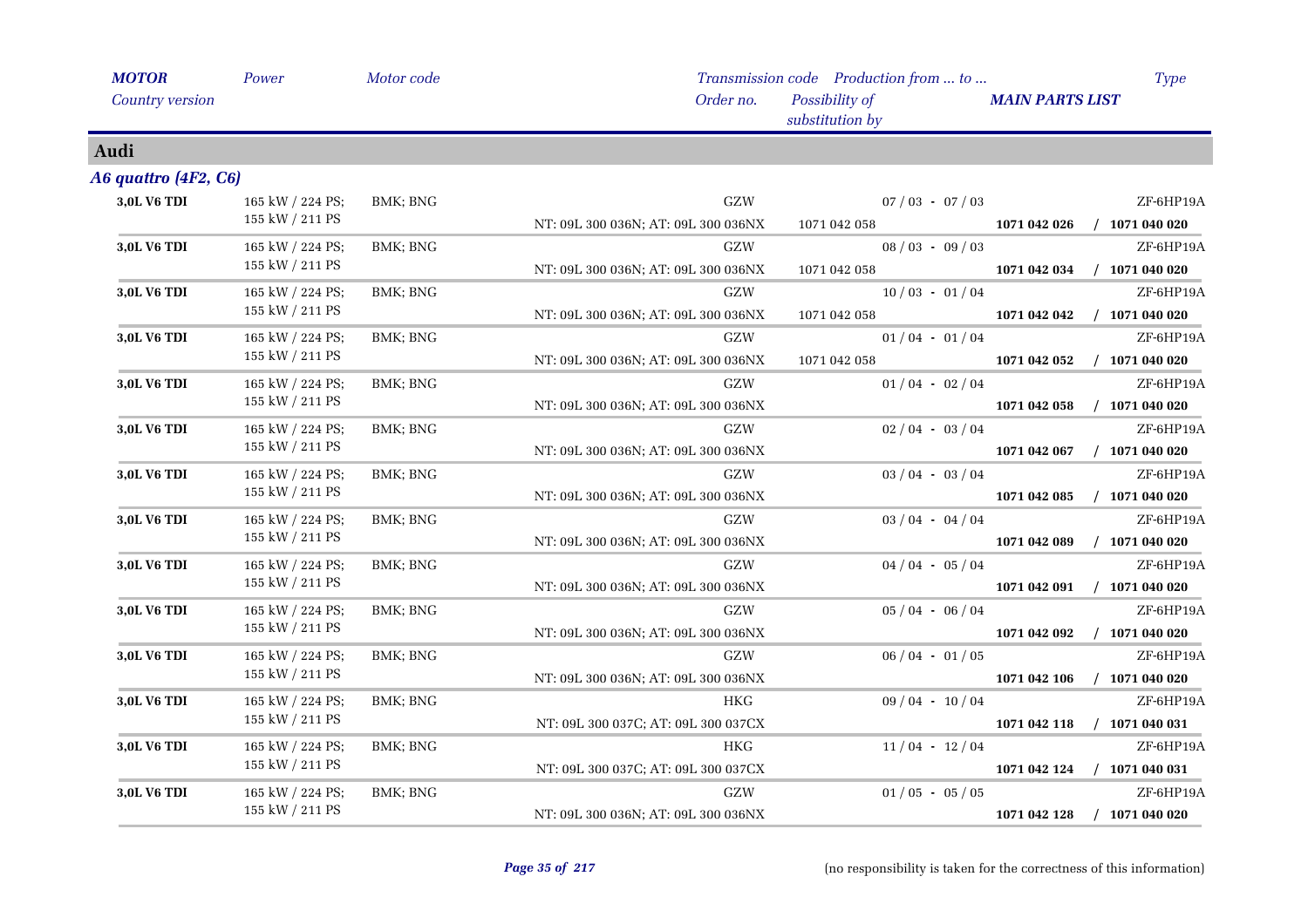## Audi

### *A6 quattro (4F2, C6)*

| MOTOR / Country version | Power | Motor code | Transmission code / Order no. | Production from ... to ... / Possibility of substitution by | MAIN PARTS LIST | Type |
|---|---|---|---|---|---|---|
| **3,0L V6 TDI** | 165 kW / 224 PS; 155 kW / 211 PS | BMK; BNG | GZW / NT: 09L 300 036N; AT: 09L 300 036NX | 07 / 03 - 07 / 03 / 1071 042 058 | **1071 042 026 / 1071 040 020** | ZF-6HP19A |
| **3,0L V6 TDI** | 165 kW / 224 PS; 155 kW / 211 PS | BMK; BNG | GZW / NT: 09L 300 036N; AT: 09L 300 036NX | 08 / 03 - 09 / 03 / 1071 042 058 | **1071 042 034 / 1071 040 020** | ZF-6HP19A |
| **3,0L V6 TDI** | 165 kW / 224 PS; 155 kW / 211 PS | BMK; BNG | GZW / NT: 09L 300 036N; AT: 09L 300 036NX | 10 / 03 - 01 / 04 / 1071 042 058 | **1071 042 042 / 1071 040 020** | ZF-6HP19A |
| **3,0L V6 TDI** | 165 kW / 224 PS; 155 kW / 211 PS | BMK; BNG | GZW / NT: 09L 300 036N; AT: 09L 300 036NX | 01 / 04 - 01 / 04 / 1071 042 058 | **1071 042 052 / 1071 040 020** | ZF-6HP19A |
| **3,0L V6 TDI** | 165 kW / 224 PS; 155 kW / 211 PS | BMK; BNG | GZW / NT: 09L 300 036N; AT: 09L 300 036NX | 01 / 04 - 02 / 04 | **1071 042 058 / 1071 040 020** | ZF-6HP19A |
| **3,0L V6 TDI** | 165 kW / 224 PS; 155 kW / 211 PS | BMK; BNG | GZW / NT: 09L 300 036N; AT: 09L 300 036NX | 02 / 04 - 03 / 04 | **1071 042 067 / 1071 040 020** | ZF-6HP19A |
| **3,0L V6 TDI** | 165 kW / 224 PS; 155 kW / 211 PS | BMK; BNG | GZW / NT: 09L 300 036N; AT: 09L 300 036NX | 03 / 04 - 03 / 04 | **1071 042 085 / 1071 040 020** | ZF-6HP19A |
| **3,0L V6 TDI** | 165 kW / 224 PS; 155 kW / 211 PS | BMK; BNG | GZW / NT: 09L 300 036N; AT: 09L 300 036NX | 03 / 04 - 04 / 04 | **1071 042 089 / 1071 040 020** | ZF-6HP19A |
| **3,0L V6 TDI** | 165 kW / 224 PS; 155 kW / 211 PS | BMK; BNG | GZW / NT: 09L 300 036N; AT: 09L 300 036NX | 04 / 04 - 05 / 04 | **1071 042 091 / 1071 040 020** | ZF-6HP19A |
| **3,0L V6 TDI** | 165 kW / 224 PS; 155 kW / 211 PS | BMK; BNG | GZW / NT: 09L 300 036N; AT: 09L 300 036NX | 05 / 04 - 06 / 04 | **1071 042 092 / 1071 040 020** | ZF-6HP19A |
| **3,0L V6 TDI** | 165 kW / 224 PS; 155 kW / 211 PS | BMK; BNG | GZW / NT: 09L 300 036N; AT: 09L 300 036NX | 06 / 04 - 01 / 05 | **1071 042 106 / 1071 040 020** | ZF-6HP19A |
| **3,0L V6 TDI** | 165 kW / 224 PS; 155 kW / 211 PS | BMK; BNG | HKG / NT: 09L 300 037C; AT: 09L 300 037CX | 09 / 04 - 10 / 04 | **1071 042 118 / 1071 040 031** | ZF-6HP19A |
| **3,0L V6 TDI** | 165 kW / 224 PS; 155 kW / 211 PS | BMK; BNG | HKG / NT: 09L 300 037C; AT: 09L 300 037CX | 11 / 04 - 12 / 04 | **1071 042 124 / 1071 040 031** | ZF-6HP19A |
| **3,0L V6 TDI** | 165 kW / 224 PS; 155 kW / 211 PS | BMK; BNG | GZW / NT: 09L 300 036N; AT: 09L 300 036NX | 01 / 05 - 05 / 05 | **1071 042 128 / 1071 040 020** | ZF-6HP19A |

(no responsibility is taken for the correctness of this information)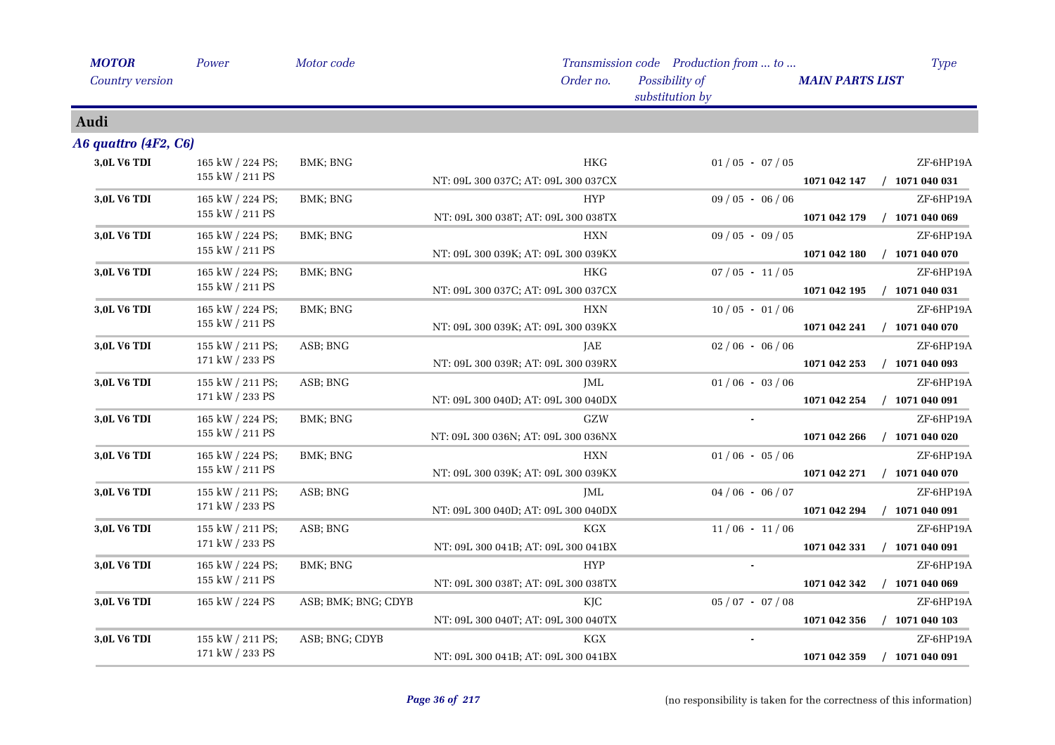| MOTOR<br>Country version | Power | Motor code | Transmission code<br>Order no. | Production from ... to ...<br>Possibility of substitution by | MAIN PARTS LIST | Type |
|---|---|---|---|---|---|---|

## Audi

### A6 quattro (4F2, C6)

| MOTOR | Power | Motor code | Transmission code / Order no. | Production from ... to ... | MAIN PARTS LIST | Type |
|---|---|---|---|---|---|---|
| **3,0L V6 TDI** | 165 kW / 224 PS; 155 kW / 211 PS | BMK; BNG | HKG<br>NT: 09L 300 037C; AT: 09L 300 037CX | 01 / 05 - 07 / 05 | **1071 042 147 / 1071 040 031** | ZF-6HP19A |
| **3,0L V6 TDI** | 165 kW / 224 PS; 155 kW / 211 PS | BMK; BNG | HYP<br>NT: 09L 300 038T; AT: 09L 300 038TX | 09 / 05 - 06 / 06 | **1071 042 179 / 1071 040 069** | ZF-6HP19A |
| **3,0L V6 TDI** | 165 kW / 224 PS; 155 kW / 211 PS | BMK; BNG | HXN<br>NT: 09L 300 039K; AT: 09L 300 039KX | 09 / 05 - 09 / 05 | **1071 042 180 / 1071 040 070** | ZF-6HP19A |
| **3,0L V6 TDI** | 165 kW / 224 PS; 155 kW / 211 PS | BMK; BNG | HKG<br>NT: 09L 300 037C; AT: 09L 300 037CX | 07 / 05 - 11 / 05 | **1071 042 195 / 1071 040 031** | ZF-6HP19A |
| **3,0L V6 TDI** | 165 kW / 224 PS; 155 kW / 211 PS | BMK; BNG | HXN<br>NT: 09L 300 039K; AT: 09L 300 039KX | 10 / 05 - 01 / 06 | **1071 042 241 / 1071 040 070** | ZF-6HP19A |
| **3,0L V6 TDI** | 155 kW / 211 PS; 171 kW / 233 PS | ASB; BNG | JAE<br>NT: 09L 300 039R; AT: 09L 300 039RX | 02 / 06 - 06 / 06 | **1071 042 253 / 1071 040 093** | ZF-6HP19A |
| **3,0L V6 TDI** | 155 kW / 211 PS; 171 kW / 233 PS | ASB; BNG | JML<br>NT: 09L 300 040D; AT: 09L 300 040DX | 01 / 06 - 03 / 06 | **1071 042 254 / 1071 040 091** | ZF-6HP19A |
| **3,0L V6 TDI** | 165 kW / 224 PS; 155 kW / 211 PS | BMK; BNG | GZW<br>NT: 09L 300 036N; AT: 09L 300 036NX | - | **1071 042 266 / 1071 040 020** | ZF-6HP19A |
| **3,0L V6 TDI** | 165 kW / 224 PS; 155 kW / 211 PS | BMK; BNG | HXN<br>NT: 09L 300 039K; AT: 09L 300 039KX | 01 / 06 - 05 / 06 | **1071 042 271 / 1071 040 070** | ZF-6HP19A |
| **3,0L V6 TDI** | 155 kW / 211 PS; 171 kW / 233 PS | ASB; BNG | JML<br>NT: 09L 300 040D; AT: 09L 300 040DX | 04 / 06 - 06 / 07 | **1071 042 294 / 1071 040 091** | ZF-6HP19A |
| **3,0L V6 TDI** | 155 kW / 211 PS; 171 kW / 233 PS | ASB; BNG | KGX<br>NT: 09L 300 041B; AT: 09L 300 041BX | 11 / 06 - 11 / 06 | **1071 042 331 / 1071 040 091** | ZF-6HP19A |
| **3,0L V6 TDI** | 165 kW / 224 PS; 155 kW / 211 PS | BMK; BNG | HYP<br>NT: 09L 300 038T; AT: 09L 300 038TX | - | **1071 042 342 / 1071 040 069** | ZF-6HP19A |
| **3,0L V6 TDI** | 165 kW / 224 PS | ASB; BMK; BNG; CDYB | KJC<br>NT: 09L 300 040T; AT: 09L 300 040TX | 05 / 07 - 07 / 08 | **1071 042 356 / 1071 040 103** | ZF-6HP19A |
| **3,0L V6 TDI** | 155 kW / 211 PS; 171 kW / 233 PS | ASB; BNG; CDYB | KGX<br>NT: 09L 300 041B; AT: 09L 300 041BX | - | **1071 042 359 / 1071 040 091** | ZF-6HP19A |

(no responsibility is taken for the correctness of this information)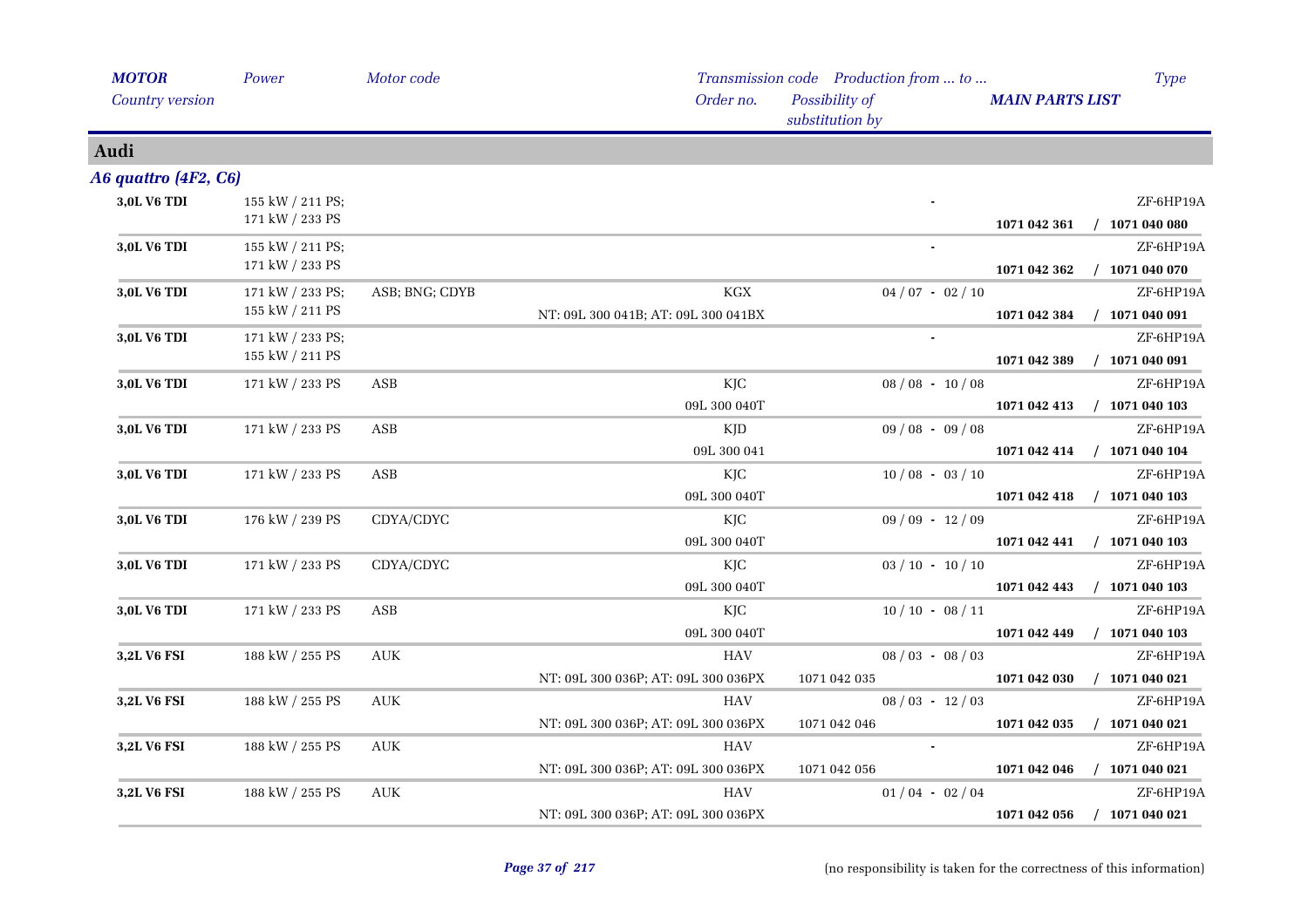| MOTOR / Country version | Power | Motor code | Transmission code / Order no. | Production from ... to ... / Possibility of substitution by | MAIN PARTS LIST | Type |
|---|---|---|---|---|---|---|

## Audi

### A6 quattro (4F2, C6)

| MOTOR / Country version | Power | Motor code | Transmission code / Order no. | Production from ... to ... / Possibility of substitution by | MAIN PARTS LIST | Type |
|---|---|---|---|---|---|---|
| **3,0L V6 TDI** | 155 kW / 211 PS; 171 kW / 233 PS | | | - | **1071 042 361 / 1071 040 080** | ZF-6HP19A |
| **3,0L V6 TDI** | 155 kW / 211 PS; 171 kW / 233 PS | | | - | **1071 042 362 / 1071 040 070** | ZF-6HP19A |
| **3,0L V6 TDI** | 171 kW / 233 PS; 155 kW / 211 PS | ASB; BNG; CDYB | KGX<br>NT: 09L 300 041B; AT: 09L 300 041BX | 04 / 07 - 02 / 10 | **1071 042 384 / 1071 040 091** | ZF-6HP19A |
| **3,0L V6 TDI** | 171 kW / 233 PS; 155 kW / 211 PS | | | - | **1071 042 389 / 1071 040 091** | ZF-6HP19A |
| **3,0L V6 TDI** | 171 kW / 233 PS | ASB | KJC<br>09L 300 040T | 08 / 08 - 10 / 08 | **1071 042 413 / 1071 040 103** | ZF-6HP19A |
| **3,0L V6 TDI** | 171 kW / 233 PS | ASB | KJD<br>09L 300 041 | 09 / 08 - 09 / 08 | **1071 042 414 / 1071 040 104** | ZF-6HP19A |
| **3,0L V6 TDI** | 171 kW / 233 PS | ASB | KJC<br>09L 300 040T | 10 / 08 - 03 / 10 | **1071 042 418 / 1071 040 103** | ZF-6HP19A |
| **3,0L V6 TDI** | 176 kW / 239 PS | CDYA/CDYC | KJC<br>09L 300 040T | 09 / 09 - 12 / 09 | **1071 042 441 / 1071 040 103** | ZF-6HP19A |
| **3,0L V6 TDI** | 171 kW / 233 PS | CDYA/CDYC | KJC<br>09L 300 040T | 03 / 10 - 10 / 10 | **1071 042 443 / 1071 040 103** | ZF-6HP19A |
| **3,0L V6 TDI** | 171 kW / 233 PS | ASB | KJC<br>09L 300 040T | 10 / 10 - 08 / 11 | **1071 042 449 / 1071 040 103** | ZF-6HP19A |
| **3,2L V6 FSI** | 188 kW / 255 PS | AUK | HAV<br>NT: 09L 300 036P; AT: 09L 300 036PX | 08 / 03 - 08 / 03<br>1071 042 035 | **1071 042 030 / 1071 040 021** | ZF-6HP19A |
| **3,2L V6 FSI** | 188 kW / 255 PS | AUK | HAV<br>NT: 09L 300 036P; AT: 09L 300 036PX | 08 / 03 - 12 / 03<br>1071 042 046 | **1071 042 035 / 1071 040 021** | ZF-6HP19A |
| **3,2L V6 FSI** | 188 kW / 255 PS | AUK | HAV<br>NT: 09L 300 036P; AT: 09L 300 036PX | -<br>1071 042 056 | **1071 042 046 / 1071 040 021** | ZF-6HP19A |
| **3,2L V6 FSI** | 188 kW / 255 PS | AUK | HAV<br>NT: 09L 300 036P; AT: 09L 300 036PX | 01 / 04 - 02 / 04 | **1071 042 056 / 1071 040 021** | ZF-6HP19A |

(no responsibility is taken for the correctness of this information)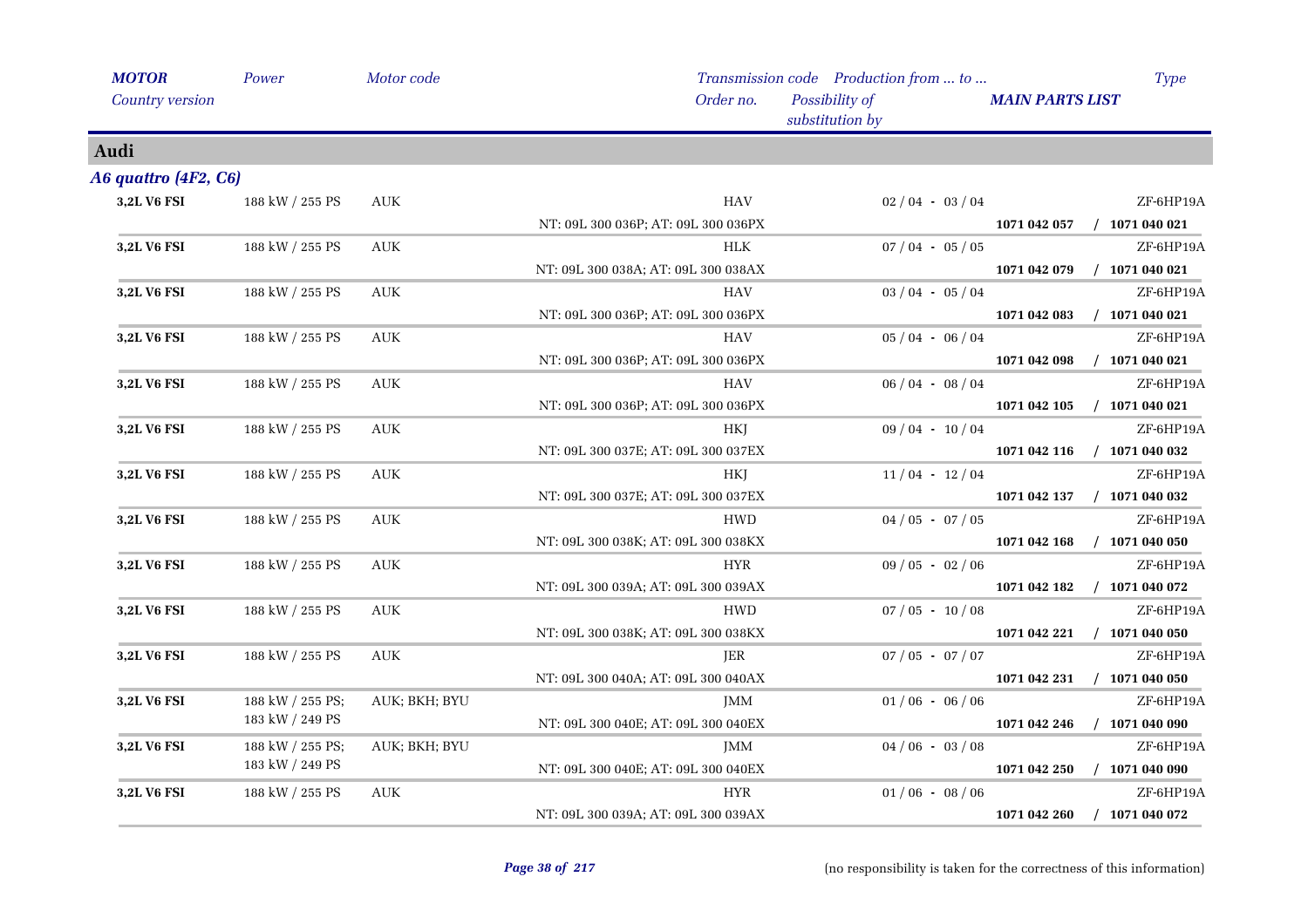| MOTOR | Power | Motor code | Transmission code | Production from ... to ... | Type |
|---|---|---|---|---|---|
| Country version | | | Order no. | Possibility of substitution by | MAIN PARTS LIST |

## Audi

### A6 quattro (4F2, C6)

| MOTOR | Power | Motor code | Transmission code / Order no. | Production from ... to ... | Type / MAIN PARTS LIST |
|---|---|---|---|---|---|
| 3,2L V6 FSI | 188 kW / 255 PS | AUK | HAV | 02 / 04 - 03 / 04 | ZF-6HP19A |
| | | | NT: 09L 300 036P; AT: 09L 300 036PX | | 1071 042 057 / 1071 040 021 |
| 3,2L V6 FSI | 188 kW / 255 PS | AUK | HLK | 07 / 04 - 05 / 05 | ZF-6HP19A |
| | | | NT: 09L 300 038A; AT: 09L 300 038AX | | 1071 042 079 / 1071 040 021 |
| 3,2L V6 FSI | 188 kW / 255 PS | AUK | HAV | 03 / 04 - 05 / 04 | ZF-6HP19A |
| | | | NT: 09L 300 036P; AT: 09L 300 036PX | | 1071 042 083 / 1071 040 021 |
| 3,2L V6 FSI | 188 kW / 255 PS | AUK | HAV | 05 / 04 - 06 / 04 | ZF-6HP19A |
| | | | NT: 09L 300 036P; AT: 09L 300 036PX | | 1071 042 098 / 1071 040 021 |
| 3,2L V6 FSI | 188 kW / 255 PS | AUK | HAV | 06 / 04 - 08 / 04 | ZF-6HP19A |
| | | | NT: 09L 300 036P; AT: 09L 300 036PX | | 1071 042 105 / 1071 040 021 |
| 3,2L V6 FSI | 188 kW / 255 PS | AUK | HKJ | 09 / 04 - 10 / 04 | ZF-6HP19A |
| | | | NT: 09L 300 037E; AT: 09L 300 037EX | | 1071 042 116 / 1071 040 032 |
| 3,2L V6 FSI | 188 kW / 255 PS | AUK | HKJ | 11 / 04 - 12 / 04 | ZF-6HP19A |
| | | | NT: 09L 300 037E; AT: 09L 300 037EX | | 1071 042 137 / 1071 040 032 |
| 3,2L V6 FSI | 188 kW / 255 PS | AUK | HWD | 04 / 05 - 07 / 05 | ZF-6HP19A |
| | | | NT: 09L 300 038K; AT: 09L 300 038KX | | 1071 042 168 / 1071 040 050 |
| 3,2L V6 FSI | 188 kW / 255 PS | AUK | HYR | 09 / 05 - 02 / 06 | ZF-6HP19A |
| | | | NT: 09L 300 039A; AT: 09L 300 039AX | | 1071 042 182 / 1071 040 072 |
| 3,2L V6 FSI | 188 kW / 255 PS | AUK | HWD | 07 / 05 - 10 / 08 | ZF-6HP19A |
| | | | NT: 09L 300 038K; AT: 09L 300 038KX | | 1071 042 221 / 1071 040 050 |
| 3,2L V6 FSI | 188 kW / 255 PS | AUK | JER | 07 / 05 - 07 / 07 | ZF-6HP19A |
| | | | NT: 09L 300 040A; AT: 09L 300 040AX | | 1071 042 231 / 1071 040 050 |
| 3,2L V6 FSI | 188 kW / 255 PS; 183 kW / 249 PS | AUK; BKH; BYU | JMM | 01 / 06 - 06 / 06 | ZF-6HP19A |
| | | | NT: 09L 300 040E; AT: 09L 300 040EX | | 1071 042 246 / 1071 040 090 |
| 3,2L V6 FSI | 188 kW / 255 PS; 183 kW / 249 PS | AUK; BKH; BYU | JMM | 04 / 06 - 03 / 08 | ZF-6HP19A |
| | | | NT: 09L 300 040E; AT: 09L 300 040EX | | 1071 042 250 / 1071 040 090 |
| 3,2L V6 FSI | 188 kW / 255 PS | AUK | HYR | 01 / 06 - 08 / 06 | ZF-6HP19A |
| | | | NT: 09L 300 039A; AT: 09L 300 039AX | | 1071 042 260 / 1071 040 072 |

(no responsibility is taken for the correctness of this information)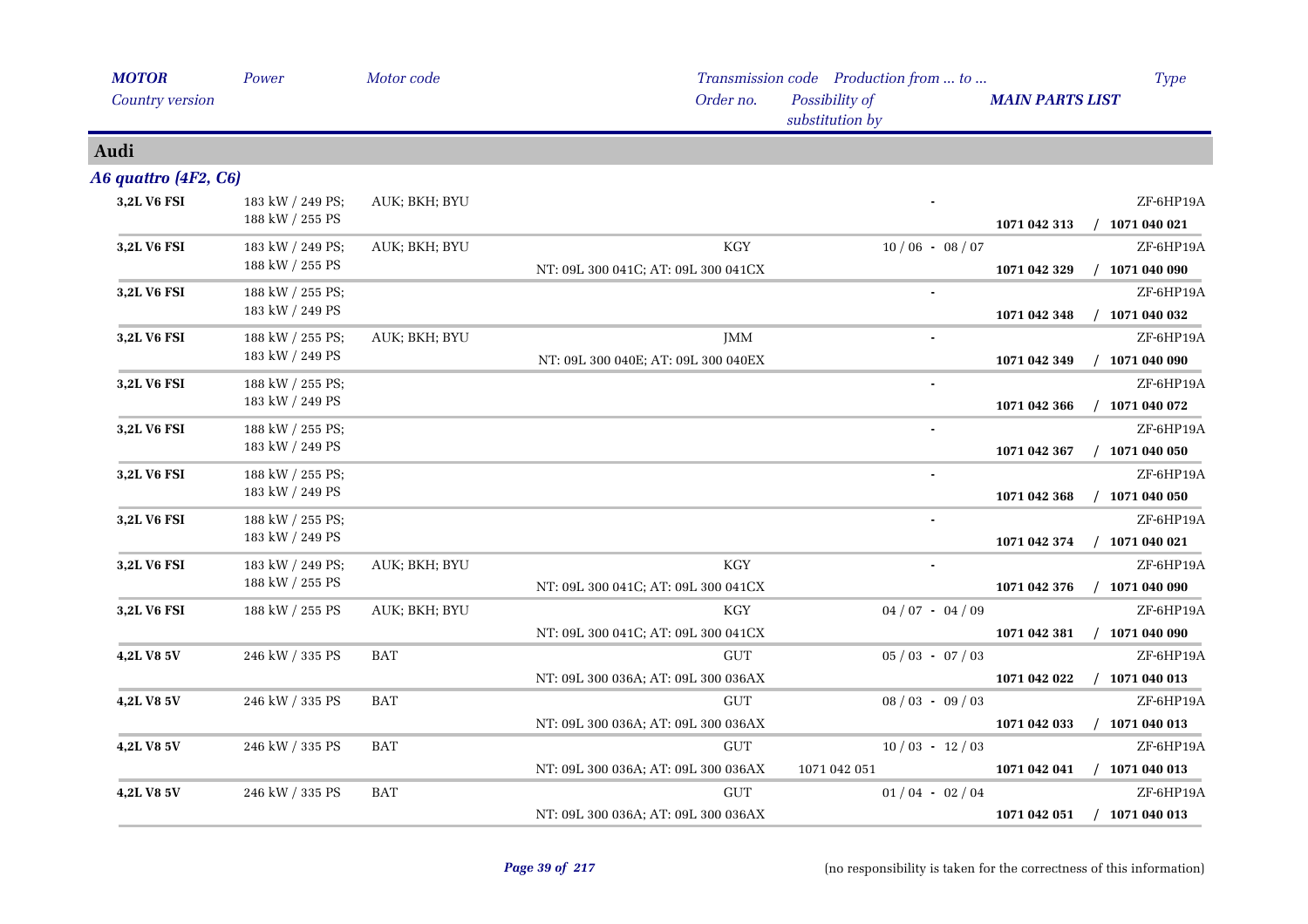## Audi

### *A6 quattro (4F2, C6)*

| MOTOR / Country version | Power | Motor code | Transmission code / Order no. | Production from ... to ... / Possibility of substitution by | MAIN PARTS LIST | Type |
|---|---|---|---|---|---|---|
| **3,2L V6 FSI** | 183 kW / 249 PS; 188 kW / 255 PS | AUK; BKH; BYU | | - | **1071 042 313** / **1071 040 021** | ZF-6HP19A |
| **3,2L V6 FSI** | 183 kW / 249 PS; 188 kW / 255 PS | AUK; BKH; BYU | KGY / NT: 09L 300 041C; AT: 09L 300 041CX | 10 / 06 - 08 / 07 | **1071 042 329** / **1071 040 090** | ZF-6HP19A |
| **3,2L V6 FSI** | 188 kW / 255 PS; 183 kW / 249 PS | | | - | **1071 042 348** / **1071 040 032** | ZF-6HP19A |
| **3,2L V6 FSI** | 188 kW / 255 PS; 183 kW / 249 PS | AUK; BKH; BYU | JMM / NT: 09L 300 040E; AT: 09L 300 040EX | - | **1071 042 349** / **1071 040 090** | ZF-6HP19A |
| **3,2L V6 FSI** | 188 kW / 255 PS; 183 kW / 249 PS | | | - | **1071 042 366** / **1071 040 072** | ZF-6HP19A |
| **3,2L V6 FSI** | 188 kW / 255 PS; 183 kW / 249 PS | | | - | **1071 042 367** / **1071 040 050** | ZF-6HP19A |
| **3,2L V6 FSI** | 188 kW / 255 PS; 183 kW / 249 PS | | | - | **1071 042 368** / **1071 040 050** | ZF-6HP19A |
| **3,2L V6 FSI** | 188 kW / 255 PS; 183 kW / 249 PS | | | - | **1071 042 374** / **1071 040 021** | ZF-6HP19A |
| **3,2L V6 FSI** | 183 kW / 249 PS; 188 kW / 255 PS | AUK; BKH; BYU | KGY / NT: 09L 300 041C; AT: 09L 300 041CX | - | **1071 042 376** / **1071 040 090** | ZF-6HP19A |
| **3,2L V6 FSI** | 188 kW / 255 PS | AUK; BKH; BYU | KGY / NT: 09L 300 041C; AT: 09L 300 041CX | 04 / 07 - 04 / 09 | **1071 042 381** / **1071 040 090** | ZF-6HP19A |
| **4,2L V8 5V** | 246 kW / 335 PS | BAT | GUT / NT: 09L 300 036A; AT: 09L 300 036AX | 05 / 03 - 07 / 03 | **1071 042 022** / **1071 040 013** | ZF-6HP19A |
| **4,2L V8 5V** | 246 kW / 335 PS | BAT | GUT / NT: 09L 300 036A; AT: 09L 300 036AX | 08 / 03 - 09 / 03 | **1071 042 033** / **1071 040 013** | ZF-6HP19A |
| **4,2L V8 5V** | 246 kW / 335 PS | BAT | GUT / NT: 09L 300 036A; AT: 09L 300 036AX | 10 / 03 - 12 / 03 / 1071 042 051 | **1071 042 041** / **1071 040 013** | ZF-6HP19A |
| **4,2L V8 5V** | 246 kW / 335 PS | BAT | GUT / NT: 09L 300 036A; AT: 09L 300 036AX | 01 / 04 - 02 / 04 | **1071 042 051** / **1071 040 013** | ZF-6HP19A |

(no responsibility is taken for the correctness of this information)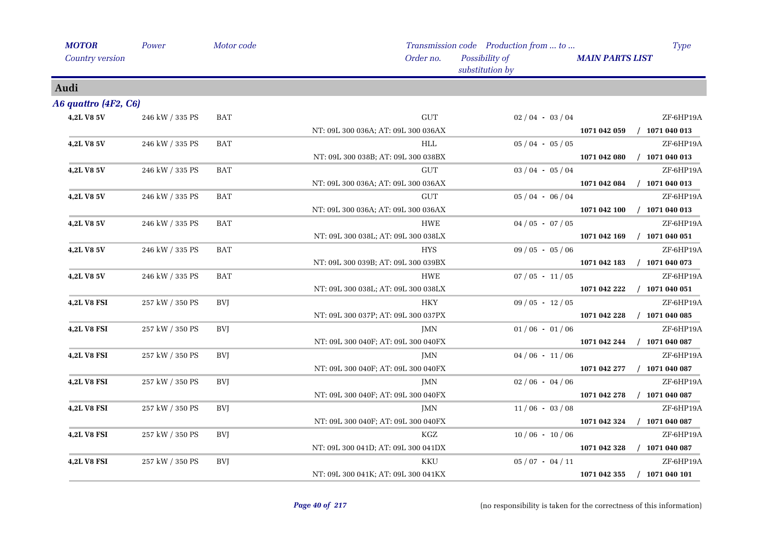| MOTOR | Power | Motor code | Transmission code | Production from ... to ... | Type |
|---|---|---|---|---|---|
| Country version | | | Order no. | Possibility of substitution by | MAIN PARTS LIST |

## Audi

### A6 quattro (4F2, C6)

| MOTOR | Power | Motor code | Transmission code / Order no. | Production from ... to ... | Type / MAIN PARTS LIST |
|---|---|---|---|---|---|
| 4,2L V8 5V | 246 kW / 335 PS | BAT | GUT | 02 / 04 - 03 / 04 | ZF-6HP19A |
| | | | NT: 09L 300 036A; AT: 09L 300 036AX | | 1071 042 059 / 1071 040 013 |
| 4,2L V8 5V | 246 kW / 335 PS | BAT | HLL | 05 / 04 - 05 / 05 | ZF-6HP19A |
| | | | NT: 09L 300 038B; AT: 09L 300 038BX | | 1071 042 080 / 1071 040 013 |
| 4,2L V8 5V | 246 kW / 335 PS | BAT | GUT | 03 / 04 - 05 / 04 | ZF-6HP19A |
| | | | NT: 09L 300 036A; AT: 09L 300 036AX | | 1071 042 084 / 1071 040 013 |
| 4,2L V8 5V | 246 kW / 335 PS | BAT | GUT | 05 / 04 - 06 / 04 | ZF-6HP19A |
| | | | NT: 09L 300 036A; AT: 09L 300 036AX | | 1071 042 100 / 1071 040 013 |
| 4,2L V8 5V | 246 kW / 335 PS | BAT | HWE | 04 / 05 - 07 / 05 | ZF-6HP19A |
| | | | NT: 09L 300 038L; AT: 09L 300 038LX | | 1071 042 169 / 1071 040 051 |
| 4,2L V8 5V | 246 kW / 335 PS | BAT | HYS | 09 / 05 - 05 / 06 | ZF-6HP19A |
| | | | NT: 09L 300 039B; AT: 09L 300 039BX | | 1071 042 183 / 1071 040 073 |
| 4,2L V8 5V | 246 kW / 335 PS | BAT | HWE | 07 / 05 - 11 / 05 | ZF-6HP19A |
| | | | NT: 09L 300 038L; AT: 09L 300 038LX | | 1071 042 222 / 1071 040 051 |
| 4,2L V8 FSI | 257 kW / 350 PS | BVJ | HKY | 09 / 05 - 12 / 05 | ZF-6HP19A |
| | | | NT: 09L 300 037P; AT: 09L 300 037PX | | 1071 042 228 / 1071 040 085 |
| 4,2L V8 FSI | 257 kW / 350 PS | BVJ | JMN | 01 / 06 - 01 / 06 | ZF-6HP19A |
| | | | NT: 09L 300 040F; AT: 09L 300 040FX | | 1071 042 244 / 1071 040 087 |
| 4,2L V8 FSI | 257 kW / 350 PS | BVJ | JMN | 04 / 06 - 11 / 06 | ZF-6HP19A |
| | | | NT: 09L 300 040F; AT: 09L 300 040FX | | 1071 042 277 / 1071 040 087 |
| 4,2L V8 FSI | 257 kW / 350 PS | BVJ | JMN | 02 / 06 - 04 / 06 | ZF-6HP19A |
| | | | NT: 09L 300 040F; AT: 09L 300 040FX | | 1071 042 278 / 1071 040 087 |
| 4,2L V8 FSI | 257 kW / 350 PS | BVJ | JMN | 11 / 06 - 03 / 08 | ZF-6HP19A |
| | | | NT: 09L 300 040F; AT: 09L 300 040FX | | 1071 042 324 / 1071 040 087 |
| 4,2L V8 FSI | 257 kW / 350 PS | BVJ | KGZ | 10 / 06 - 10 / 06 | ZF-6HP19A |
| | | | NT: 09L 300 041D; AT: 09L 300 041DX | | 1071 042 328 / 1071 040 087 |
| 4,2L V8 FSI | 257 kW / 350 PS | BVJ | KKU | 05 / 07 - 04 / 11 | ZF-6HP19A |
| | | | NT: 09L 300 041K; AT: 09L 300 041KX | | 1071 042 355 / 1071 040 101 |

(no responsibility is taken for the correctness of this information)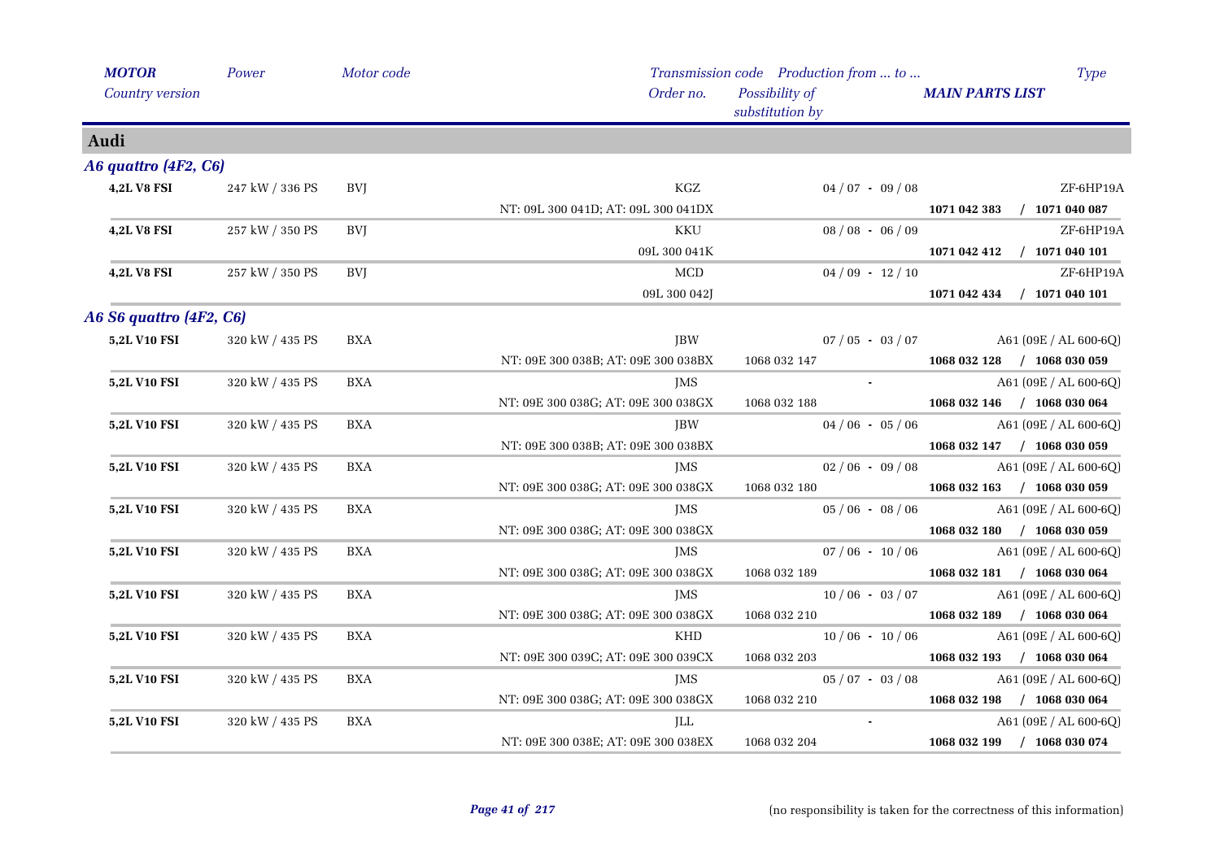| *MOTOR* / *Country version* | *Power* | *Motor code* | *Transmission code* / *Order no.* | *Possibility of substitution by* | *Production from ... to ...* | *MAIN PARTS LIST* | *Type* |
|---|---|---|---|---|---|---|---|
| **Audi** | | | | | | | |
| ***A6 quattro (4F2, C6)*** | | | | | | | |
| **4,2L V8 FSI** | 247 kW / 336 PS | BVJ | KGZ | | 04 / 07 - 09 / 08 | | ZF-6HP19A |
| | | | NT: 09L 300 041D; AT: 09L 300 041DX | | | **1071 042 383 / 1071 040 087** | |
| **4,2L V8 FSI** | 257 kW / 350 PS | BVJ | KKU | | 08 / 08 - 06 / 09 | | ZF-6HP19A |
| | | | 09L 300 041K | | | **1071 042 412 / 1071 040 101** | |
| **4,2L V8 FSI** | 257 kW / 350 PS | BVJ | MCD | | 04 / 09 - 12 / 10 | | ZF-6HP19A |
| | | | 09L 300 042J | | | **1071 042 434 / 1071 040 101** | |
| ***A6 S6 quattro (4F2, C6)*** | | | | | | | |
| **5,2L V10 FSI** | 320 kW / 435 PS | BXA | JBW | | 07 / 05 - 03 / 07 | | A61 (09E / AL 600-6Q) |
| | | | NT: 09E 300 038B; AT: 09E 300 038BX | 1068 032 147 | | **1068 032 128 / 1068 030 059** | |
| **5,2L V10 FSI** | 320 kW / 435 PS | BXA | JMS | | - | | A61 (09E / AL 600-6Q) |
| | | | NT: 09E 300 038G; AT: 09E 300 038GX | 1068 032 188 | | **1068 032 146 / 1068 030 064** | |
| **5,2L V10 FSI** | 320 kW / 435 PS | BXA | JBW | | 04 / 06 - 05 / 06 | | A61 (09E / AL 600-6Q) |
| | | | NT: 09E 300 038B; AT: 09E 300 038BX | | | **1068 032 147 / 1068 030 059** | |
| **5,2L V10 FSI** | 320 kW / 435 PS | BXA | JMS | | 02 / 06 - 09 / 08 | | A61 (09E / AL 600-6Q) |
| | | | NT: 09E 300 038G; AT: 09E 300 038GX | 1068 032 180 | | **1068 032 163 / 1068 030 059** | |
| **5,2L V10 FSI** | 320 kW / 435 PS | BXA | JMS | | 05 / 06 - 08 / 06 | | A61 (09E / AL 600-6Q) |
| | | | NT: 09E 300 038G; AT: 09E 300 038GX | | | **1068 032 180 / 1068 030 059** | |
| **5,2L V10 FSI** | 320 kW / 435 PS | BXA | JMS | | 07 / 06 - 10 / 06 | | A61 (09E / AL 600-6Q) |
| | | | NT: 09E 300 038G; AT: 09E 300 038GX | 1068 032 189 | | **1068 032 181 / 1068 030 064** | |
| **5,2L V10 FSI** | 320 kW / 435 PS | BXA | JMS | | 10 / 06 - 03 / 07 | | A61 (09E / AL 600-6Q) |
| | | | NT: 09E 300 038G; AT: 09E 300 038GX | 1068 032 210 | | **1068 032 189 / 1068 030 064** | |
| **5,2L V10 FSI** | 320 kW / 435 PS | BXA | KHD | | 10 / 06 - 10 / 06 | | A61 (09E / AL 600-6Q) |
| | | | NT: 09E 300 039C; AT: 09E 300 039CX | 1068 032 203 | | **1068 032 193 / 1068 030 064** | |
| **5,2L V10 FSI** | 320 kW / 435 PS | BXA | JMS | | 05 / 07 - 03 / 08 | | A61 (09E / AL 600-6Q) |
| | | | NT: 09E 300 038G; AT: 09E 300 038GX | 1068 032 210 | | **1068 032 198 / 1068 030 064** | |
| **5,2L V10 FSI** | 320 kW / 435 PS | BXA | JLL | | - | | A61 (09E / AL 600-6Q) |
| | | | NT: 09E 300 038E; AT: 09E 300 038EX | 1068 032 204 | | **1068 032 199 / 1068 030 074** | |

(no responsibility is taken for the correctness of this information)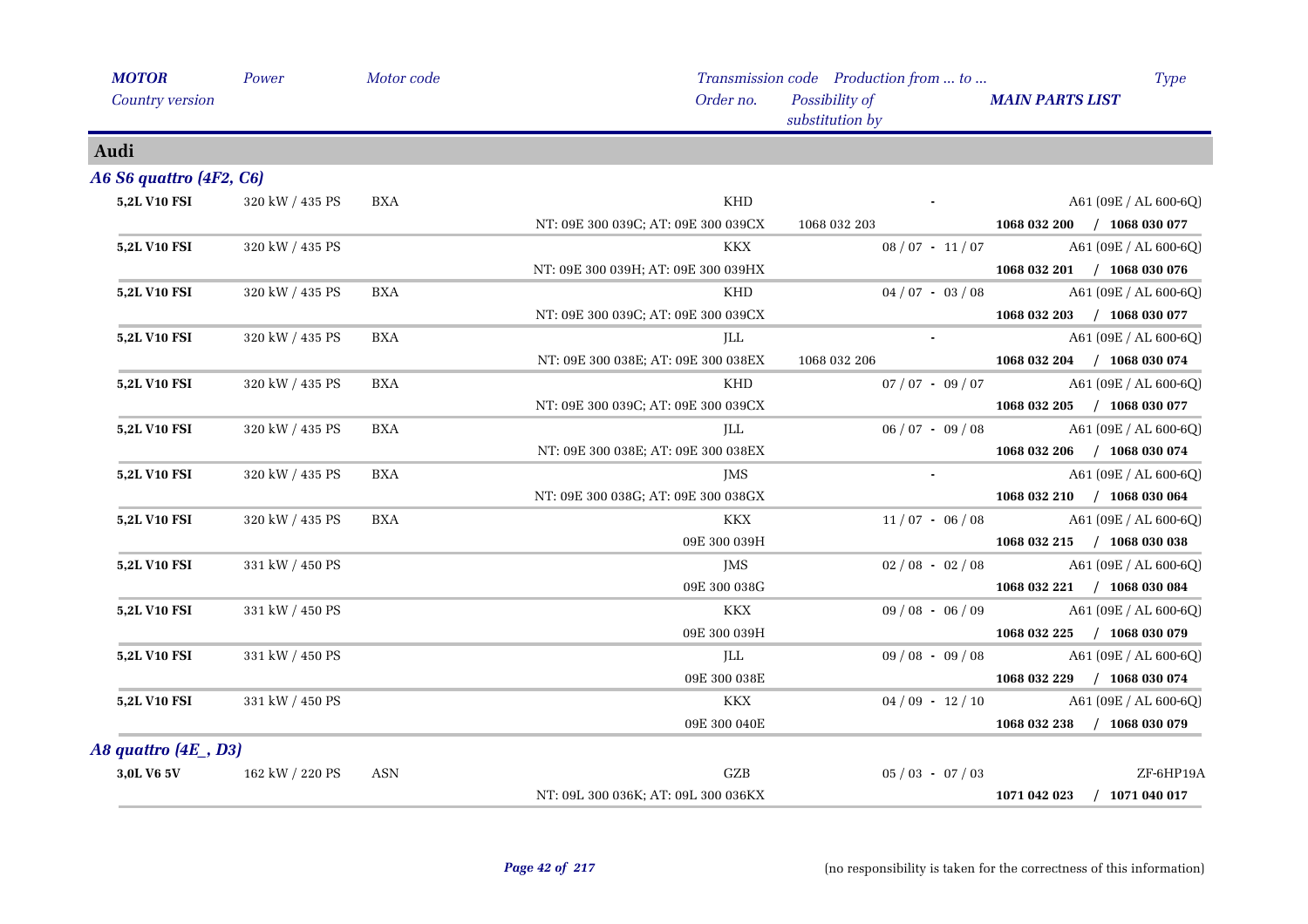| MOTOR | Power | Motor code | Transmission code | Production from ... to ... | Type |
|---|---|---|---|---|---|
| Country version | | | Order no. | Possibility of substitution by | MAIN PARTS LIST |

## Audi

### A6 S6 quattro (4F2, C6)

| MOTOR | Power | Motor code | Transmission code / Order no. | Possibility of substitution by | Production from ... to ... | Type / MAIN PARTS LIST |
|---|---|---|---|---|---|---|
| **5,2L V10 FSI** | 320 kW / 435 PS | BXA | KHD | | - | A61 (09E / AL 600-6Q) |
| | | | NT: 09E 300 039C; AT: 09E 300 039CX | 1068 032 203 | | **1068 032 200 / 1068 030 077** |
| **5,2L V10 FSI** | 320 kW / 435 PS | | KKX | | 08 / 07 - 11 / 07 | A61 (09E / AL 600-6Q) |
| | | | NT: 09E 300 039H; AT: 09E 300 039HX | | | **1068 032 201 / 1068 030 076** |
| **5,2L V10 FSI** | 320 kW / 435 PS | BXA | KHD | | 04 / 07 - 03 / 08 | A61 (09E / AL 600-6Q) |
| | | | NT: 09E 300 039C; AT: 09E 300 039CX | | | **1068 032 203 / 1068 030 077** |
| **5,2L V10 FSI** | 320 kW / 435 PS | BXA | JLL | | - | A61 (09E / AL 600-6Q) |
| | | | NT: 09E 300 038E; AT: 09E 300 038EX | 1068 032 206 | | **1068 032 204 / 1068 030 074** |
| **5,2L V10 FSI** | 320 kW / 435 PS | BXA | KHD | | 07 / 07 - 09 / 07 | A61 (09E / AL 600-6Q) |
| | | | NT: 09E 300 039C; AT: 09E 300 039CX | | | **1068 032 205 / 1068 030 077** |
| **5,2L V10 FSI** | 320 kW / 435 PS | BXA | JLL | | 06 / 07 - 09 / 08 | A61 (09E / AL 600-6Q) |
| | | | NT: 09E 300 038E; AT: 09E 300 038EX | | | **1068 032 206 / 1068 030 074** |
| **5,2L V10 FSI** | 320 kW / 435 PS | BXA | JMS | | - | A61 (09E / AL 600-6Q) |
| | | | NT: 09E 300 038G; AT: 09E 300 038GX | | | **1068 032 210 / 1068 030 064** |
| **5,2L V10 FSI** | 320 kW / 435 PS | BXA | KKX | | 11 / 07 - 06 / 08 | A61 (09E / AL 600-6Q) |
| | | | 09E 300 039H | | | **1068 032 215 / 1068 030 038** |
| **5,2L V10 FSI** | 331 kW / 450 PS | | JMS | | 02 / 08 - 02 / 08 | A61 (09E / AL 600-6Q) |
| | | | 09E 300 038G | | | **1068 032 221 / 1068 030 084** |
| **5,2L V10 FSI** | 331 kW / 450 PS | | KKX | | 09 / 08 - 06 / 09 | A61 (09E / AL 600-6Q) |
| | | | 09E 300 039H | | | **1068 032 225 / 1068 030 079** |
| **5,2L V10 FSI** | 331 kW / 450 PS | | JLL | | 09 / 08 - 09 / 08 | A61 (09E / AL 600-6Q) |
| | | | 09E 300 038E | | | **1068 032 229 / 1068 030 074** |
| **5,2L V10 FSI** | 331 kW / 450 PS | | KKX | | 04 / 09 - 12 / 10 | A61 (09E / AL 600-6Q) |
| | | | 09E 300 040E | | | **1068 032 238 / 1068 030 079** |

### A8 quattro (4E_, D3)

| MOTOR | Power | Motor code | Transmission code / Order no. | Possibility of substitution by | Production from ... to ... | Type / MAIN PARTS LIST |
|---|---|---|---|---|---|---|
| **3,0L V6 5V** | 162 kW / 220 PS | ASN | GZB | | 05 / 03 - 07 / 03 | ZF-6HP19A |
| | | | NT: 09L 300 036K; AT: 09L 300 036KX | | | **1071 042 023 / 1071 040 017** |

(no responsibility is taken for the correctness of this information)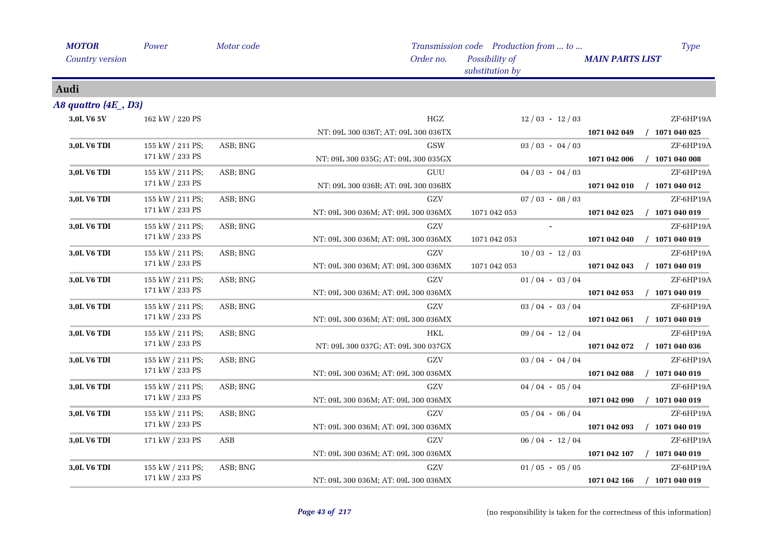| MOTOR<br>Country version | Power | Motor code | Transmission code<br>Order no. | Possibility of substitution by | Production from ... to ... | MAIN PARTS LIST | Type |
|---|---|---|---|---|---|---|---|

## Audi

### *A8 quattro (4E_, D3)*

| MOTOR<br>Country version | Power | Motor code | Transmission code<br>Order no. | Possibility of substitution by | Production from ... to ... | MAIN PARTS LIST | Type |
|---|---|---|---|---|---|---|---|
| **3,0L V6 5V** | 162 kW / 220 PS | | HGZ<br>NT: 09L 300 036T; AT: 09L 300 036TX | | 12 / 03 - 12 / 03 | **1071 042 049 / 1071 040 025** | ZF-6HP19A |
| **3,0L V6 TDI** | 155 kW / 211 PS;<br>171 kW / 233 PS | ASB; BNG | GSW<br>NT: 09L 300 035G; AT: 09L 300 035GX | | 03 / 03 - 04 / 03 | **1071 042 006 / 1071 040 008** | ZF-6HP19A |
| **3,0L V6 TDI** | 155 kW / 211 PS;<br>171 kW / 233 PS | ASB; BNG | GUU<br>NT: 09L 300 036B; AT: 09L 300 036BX | | 04 / 03 - 04 / 03 | **1071 042 010 / 1071 040 012** | ZF-6HP19A |
| **3,0L V6 TDI** | 155 kW / 211 PS;<br>171 kW / 233 PS | ASB; BNG | GZV<br>NT: 09L 300 036M; AT: 09L 300 036MX | 1071 042 053 | 07 / 03 - 08 / 03 | **1071 042 025 / 1071 040 019** | ZF-6HP19A |
| **3,0L V6 TDI** | 155 kW / 211 PS;<br>171 kW / 233 PS | ASB; BNG | GZV<br>NT: 09L 300 036M; AT: 09L 300 036MX | 1071 042 053 | - | **1071 042 040 / 1071 040 019** | ZF-6HP19A |
| **3,0L V6 TDI** | 155 kW / 211 PS;<br>171 kW / 233 PS | ASB; BNG | GZV<br>NT: 09L 300 036M; AT: 09L 300 036MX | 1071 042 053 | 10 / 03 - 12 / 03 | **1071 042 043 / 1071 040 019** | ZF-6HP19A |
| **3,0L V6 TDI** | 155 kW / 211 PS;<br>171 kW / 233 PS | ASB; BNG | GZV<br>NT: 09L 300 036M; AT: 09L 300 036MX | | 01 / 04 - 03 / 04 | **1071 042 053 / 1071 040 019** | ZF-6HP19A |
| **3,0L V6 TDI** | 155 kW / 211 PS;<br>171 kW / 233 PS | ASB; BNG | GZV<br>NT: 09L 300 036M; AT: 09L 300 036MX | | 03 / 04 - 03 / 04 | **1071 042 061 / 1071 040 019** | ZF-6HP19A |
| **3,0L V6 TDI** | 155 kW / 211 PS;<br>171 kW / 233 PS | ASB; BNG | HKL<br>NT: 09L 300 037G; AT: 09L 300 037GX | | 09 / 04 - 12 / 04 | **1071 042 072 / 1071 040 036** | ZF-6HP19A |
| **3,0L V6 TDI** | 155 kW / 211 PS;<br>171 kW / 233 PS | ASB; BNG | GZV<br>NT: 09L 300 036M; AT: 09L 300 036MX | | 03 / 04 - 04 / 04 | **1071 042 088 / 1071 040 019** | ZF-6HP19A |
| **3,0L V6 TDI** | 155 kW / 211 PS;<br>171 kW / 233 PS | ASB; BNG | GZV<br>NT: 09L 300 036M; AT: 09L 300 036MX | | 04 / 04 - 05 / 04 | **1071 042 090 / 1071 040 019** | ZF-6HP19A |
| **3,0L V6 TDI** | 155 kW / 211 PS;<br>171 kW / 233 PS | ASB; BNG | GZV<br>NT: 09L 300 036M; AT: 09L 300 036MX | | 05 / 04 - 06 / 04 | **1071 042 093 / 1071 040 019** | ZF-6HP19A |
| **3,0L V6 TDI** | 171 kW / 233 PS | ASB | GZV<br>NT: 09L 300 036M; AT: 09L 300 036MX | | 06 / 04 - 12 / 04 | **1071 042 107 / 1071 040 019** | ZF-6HP19A |
| **3,0L V6 TDI** | 155 kW / 211 PS;<br>171 kW / 233 PS | ASB; BNG | GZV<br>NT: 09L 300 036M; AT: 09L 300 036MX | | 01 / 05 - 05 / 05 | **1071 042 166 / 1071 040 019** | ZF-6HP19A |

(no responsibility is taken for the correctness of this information)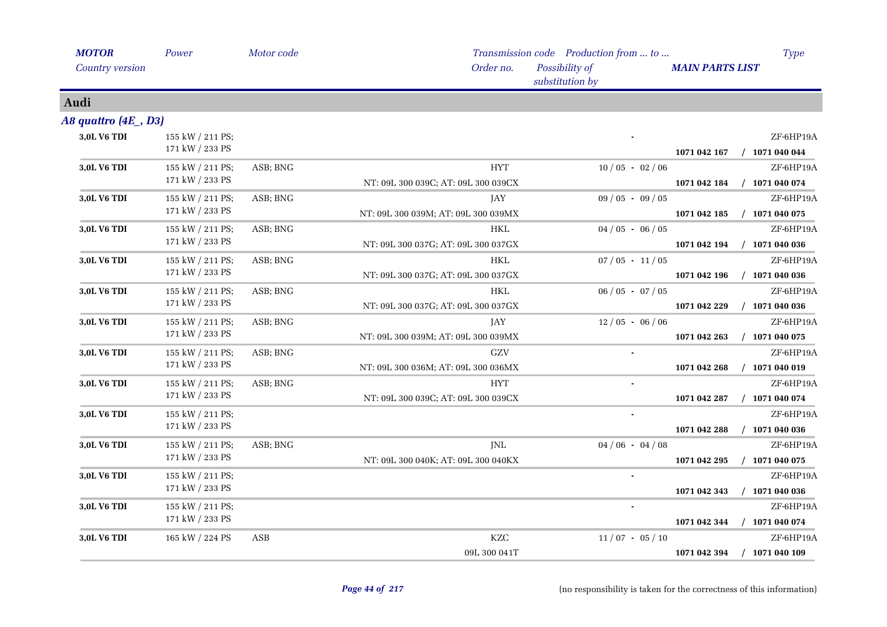| MOTOR Country version | Power | Motor code | Transmission code Order no. | Production from ... to ... Possibility of substitution by | MAIN PARTS LIST | Type |
|---|---|---|---|---|---|---|

## Audi

### *A8 quattro (4E_, D3)*

| MOTOR | Power | Motor code | Transmission code / Order no. | Production from ... to ... | MAIN PARTS LIST | Type |
|---|---|---|---|---|---|---|
| **3,0L V6 TDI** | 155 kW / 211 PS; 171 kW / 233 PS | | | - | **1071 042 167 / 1071 040 044** | ZF-6HP19A |
| **3,0L V6 TDI** | 155 kW / 211 PS; 171 kW / 233 PS | ASB; BNG | HYT NT: 09L 300 039C; AT: 09L 300 039CX | 10 / 05 - 02 / 06 | **1071 042 184 / 1071 040 074** | ZF-6HP19A |
| **3,0L V6 TDI** | 155 kW / 211 PS; 171 kW / 233 PS | ASB; BNG | JAY NT: 09L 300 039M; AT: 09L 300 039MX | 09 / 05 - 09 / 05 | **1071 042 185 / 1071 040 075** | ZF-6HP19A |
| **3,0L V6 TDI** | 155 kW / 211 PS; 171 kW / 233 PS | ASB; BNG | HKL NT: 09L 300 037G; AT: 09L 300 037GX | 04 / 05 - 06 / 05 | **1071 042 194 / 1071 040 036** | ZF-6HP19A |
| **3,0L V6 TDI** | 155 kW / 211 PS; 171 kW / 233 PS | ASB; BNG | HKL NT: 09L 300 037G; AT: 09L 300 037GX | 07 / 05 - 11 / 05 | **1071 042 196 / 1071 040 036** | ZF-6HP19A |
| **3,0L V6 TDI** | 155 kW / 211 PS; 171 kW / 233 PS | ASB; BNG | HKL NT: 09L 300 037G; AT: 09L 300 037GX | 06 / 05 - 07 / 05 | **1071 042 229 / 1071 040 036** | ZF-6HP19A |
| **3,0L V6 TDI** | 155 kW / 211 PS; 171 kW / 233 PS | ASB; BNG | JAY NT: 09L 300 039M; AT: 09L 300 039MX | 12 / 05 - 06 / 06 | **1071 042 263 / 1071 040 075** | ZF-6HP19A |
| **3,0L V6 TDI** | 155 kW / 211 PS; 171 kW / 233 PS | ASB; BNG | GZV NT: 09L 300 036M; AT: 09L 300 036MX | - | **1071 042 268 / 1071 040 019** | ZF-6HP19A |
| **3,0L V6 TDI** | 155 kW / 211 PS; 171 kW / 233 PS | ASB; BNG | HYT NT: 09L 300 039C; AT: 09L 300 039CX | - | **1071 042 287 / 1071 040 074** | ZF-6HP19A |
| **3,0L V6 TDI** | 155 kW / 211 PS; 171 kW / 233 PS | | | - | **1071 042 288 / 1071 040 036** | ZF-6HP19A |
| **3,0L V6 TDI** | 155 kW / 211 PS; 171 kW / 233 PS | ASB; BNG | JNL NT: 09L 300 040K; AT: 09L 300 040KX | 04 / 06 - 04 / 08 | **1071 042 295 / 1071 040 075** | ZF-6HP19A |
| **3,0L V6 TDI** | 155 kW / 211 PS; 171 kW / 233 PS | | | - | **1071 042 343 / 1071 040 036** | ZF-6HP19A |
| **3,0L V6 TDI** | 155 kW / 211 PS; 171 kW / 233 PS | | | - | **1071 042 344 / 1071 040 074** | ZF-6HP19A |
| **3,0L V6 TDI** | 165 kW / 224 PS | ASB | KZC 09L 300 041T | 11 / 07 - 05 / 10 | **1071 042 394 / 1071 040 109** | ZF-6HP19A |

(no responsibility is taken for the correctness of this information)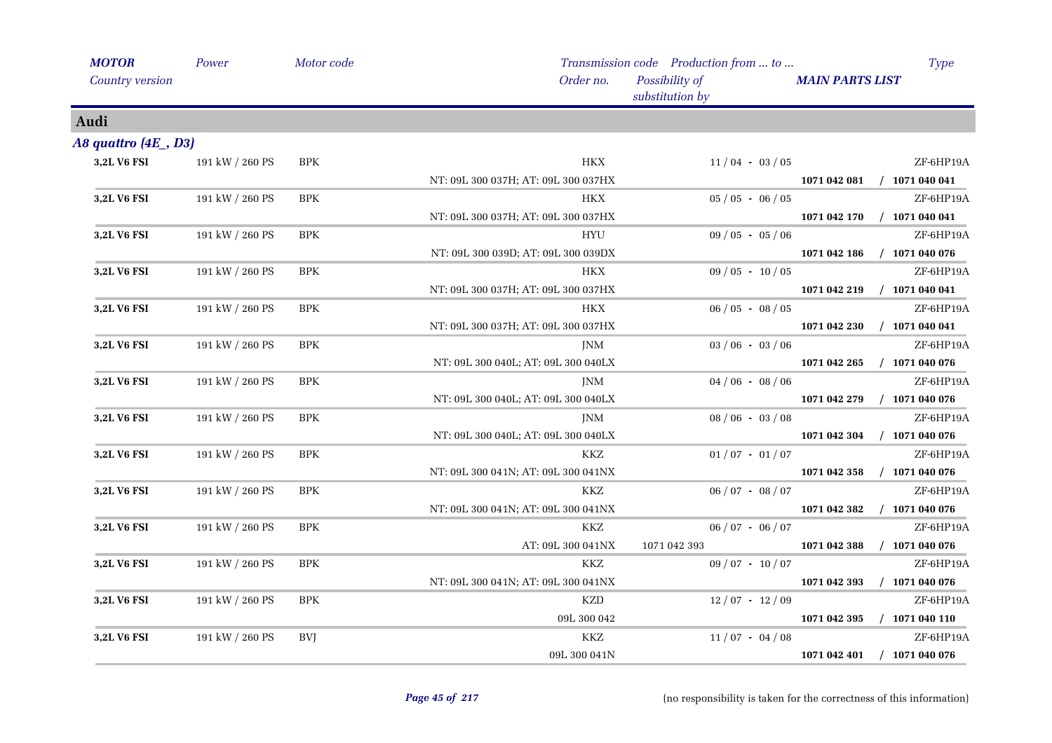| *MOTOR* | *Power* | *Motor code* | *Transmission code* | *Production from ... to ...* | | *Type* |
|---|---|---|---|---|---|---|
| *Country version* | | | *Order no.* | *Possibility of substitution by* | ***MAIN PARTS LIST*** | |

## Audi

### *A8 quattro (4E_, D3)*

| *MOTOR* / *Country version* | *Power* | *Motor code* | *Transmission code* / *Order no.* | *Production from ... to ...* / *Possibility of substitution by* | ***MAIN PARTS LIST*** | *Type* |
|---|---|---|---|---|---|---|
| **3,2L V6 FSI** | 191 kW / 260 PS | BPK | HKX | 11 / 04 - 03 / 05 | | ZF-6HP19A |
| | | | NT: 09L 300 037H; AT: 09L 300 037HX | | **1071 042 081** | **/ 1071 040 041** |
| **3,2L V6 FSI** | 191 kW / 260 PS | BPK | HKX | 05 / 05 - 06 / 05 | | ZF-6HP19A |
| | | | NT: 09L 300 037H; AT: 09L 300 037HX | | **1071 042 170** | **/ 1071 040 041** |
| **3,2L V6 FSI** | 191 kW / 260 PS | BPK | HYU | 09 / 05 - 05 / 06 | | ZF-6HP19A |
| | | | NT: 09L 300 039D; AT: 09L 300 039DX | | **1071 042 186** | **/ 1071 040 076** |
| **3,2L V6 FSI** | 191 kW / 260 PS | BPK | HKX | 09 / 05 - 10 / 05 | | ZF-6HP19A |
| | | | NT: 09L 300 037H; AT: 09L 300 037HX | | **1071 042 219** | **/ 1071 040 041** |
| **3,2L V6 FSI** | 191 kW / 260 PS | BPK | HKX | 06 / 05 - 08 / 05 | | ZF-6HP19A |
| | | | NT: 09L 300 037H; AT: 09L 300 037HX | | **1071 042 230** | **/ 1071 040 041** |
| **3,2L V6 FSI** | 191 kW / 260 PS | BPK | JNM | 03 / 06 - 03 / 06 | | ZF-6HP19A |
| | | | NT: 09L 300 040L; AT: 09L 300 040LX | | **1071 042 265** | **/ 1071 040 076** |
| **3,2L V6 FSI** | 191 kW / 260 PS | BPK | JNM | 04 / 06 - 08 / 06 | | ZF-6HP19A |
| | | | NT: 09L 300 040L; AT: 09L 300 040LX | | **1071 042 279** | **/ 1071 040 076** |
| **3,2L V6 FSI** | 191 kW / 260 PS | BPK | JNM | 08 / 06 - 03 / 08 | | ZF-6HP19A |
| | | | NT: 09L 300 040L; AT: 09L 300 040LX | | **1071 042 304** | **/ 1071 040 076** |
| **3,2L V6 FSI** | 191 kW / 260 PS | BPK | KKZ | 01 / 07 - 01 / 07 | | ZF-6HP19A |
| | | | NT: 09L 300 041N; AT: 09L 300 041NX | | **1071 042 358** | **/ 1071 040 076** |
| **3,2L V6 FSI** | 191 kW / 260 PS | BPK | KKZ | 06 / 07 - 08 / 07 | | ZF-6HP19A |
| | | | NT: 09L 300 041N; AT: 09L 300 041NX | | **1071 042 382** | **/ 1071 040 076** |
| **3,2L V6 FSI** | 191 kW / 260 PS | BPK | KKZ | 06 / 07 - 06 / 07 | | ZF-6HP19A |
| | | | AT: 09L 300 041NX | 1071 042 393 | **1071 042 388** | **/ 1071 040 076** |
| **3,2L V6 FSI** | 191 kW / 260 PS | BPK | KKZ | 09 / 07 - 10 / 07 | | ZF-6HP19A |
| | | | NT: 09L 300 041N; AT: 09L 300 041NX | | **1071 042 393** | **/ 1071 040 076** |
| **3,2L V6 FSI** | 191 kW / 260 PS | BPK | KZD | 12 / 07 - 12 / 09 | | ZF-6HP19A |
| | | | 09L 300 042 | | **1071 042 395** | **/ 1071 040 110** |
| **3,2L V6 FSI** | 191 kW / 260 PS | BVJ | KKZ | 11 / 07 - 04 / 08 | | ZF-6HP19A |
| | | | 09L 300 041N | | **1071 042 401** | **/ 1071 040 076** |

(no responsibility is taken for the correctness of this information)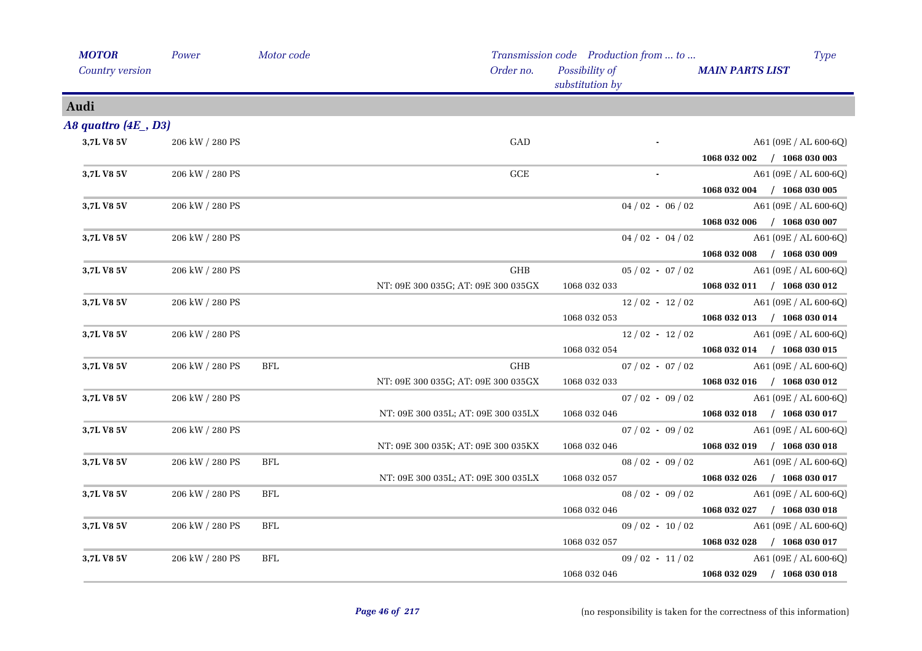## Audi

### *A8 quattro (4E_, D3)*

| MOTOR / Country version | Power | Motor code | Transmission code / Order no. | Production from ... to ... / Possibility of substitution by | Type / MAIN PARTS LIST |
|---|---|---|---|---|---|
| **3,7L V8 5V** | 206 kW / 280 PS | | GAD | - | A61 (09E / AL 600-6Q) |
| | | | | | **1068 032 002 / 1068 030 003** |
| **3,7L V8 5V** | 206 kW / 280 PS | | GCE | - | A61 (09E / AL 600-6Q) |
| | | | | | **1068 032 004 / 1068 030 005** |
| **3,7L V8 5V** | 206 kW / 280 PS | | | 04 / 02 - 06 / 02 | A61 (09E / AL 600-6Q) |
| | | | | | **1068 032 006 / 1068 030 007** |
| **3,7L V8 5V** | 206 kW / 280 PS | | | 04 / 02 - 04 / 02 | A61 (09E / AL 600-6Q) |
| | | | | | **1068 032 008 / 1068 030 009** |
| **3,7L V8 5V** | 206 kW / 280 PS | | GHB | 05 / 02 - 07 / 02 | A61 (09E / AL 600-6Q) |
| | | | NT: 09E 300 035G; AT: 09E 300 035GX | 1068 032 033 | **1068 032 011 / 1068 030 012** |
| **3,7L V8 5V** | 206 kW / 280 PS | | | 12 / 02 - 12 / 02 | A61 (09E / AL 600-6Q) |
| | | | | 1068 032 053 | **1068 032 013 / 1068 030 014** |
| **3,7L V8 5V** | 206 kW / 280 PS | | | 12 / 02 - 12 / 02 | A61 (09E / AL 600-6Q) |
| | | | | 1068 032 054 | **1068 032 014 / 1068 030 015** |
| **3,7L V8 5V** | 206 kW / 280 PS | BFL | GHB | 07 / 02 - 07 / 02 | A61 (09E / AL 600-6Q) |
| | | | NT: 09E 300 035G; AT: 09E 300 035GX | 1068 032 033 | **1068 032 016 / 1068 030 012** |
| **3,7L V8 5V** | 206 kW / 280 PS | | | 07 / 02 - 09 / 02 | A61 (09E / AL 600-6Q) |
| | | | NT: 09E 300 035L; AT: 09E 300 035LX | 1068 032 046 | **1068 032 018 / 1068 030 017** |
| **3,7L V8 5V** | 206 kW / 280 PS | | | 07 / 02 - 09 / 02 | A61 (09E / AL 600-6Q) |
| | | | NT: 09E 300 035K; AT: 09E 300 035KX | 1068 032 046 | **1068 032 019 / 1068 030 018** |
| **3,7L V8 5V** | 206 kW / 280 PS | BFL | | 08 / 02 - 09 / 02 | A61 (09E / AL 600-6Q) |
| | | | NT: 09E 300 035L; AT: 09E 300 035LX | 1068 032 057 | **1068 032 026 / 1068 030 017** |
| **3,7L V8 5V** | 206 kW / 280 PS | BFL | | 08 / 02 - 09 / 02 | A61 (09E / AL 600-6Q) |
| | | | | 1068 032 046 | **1068 032 027 / 1068 030 018** |
| **3,7L V8 5V** | 206 kW / 280 PS | BFL | | 09 / 02 - 10 / 02 | A61 (09E / AL 600-6Q) |
| | | | | 1068 032 057 | **1068 032 028 / 1068 030 017** |
| **3,7L V8 5V** | 206 kW / 280 PS | BFL | | 09 / 02 - 11 / 02 | A61 (09E / AL 600-6Q) |
| | | | | 1068 032 046 | **1068 032 029 / 1068 030 018** |

(no responsibility is taken for the correctness of this information)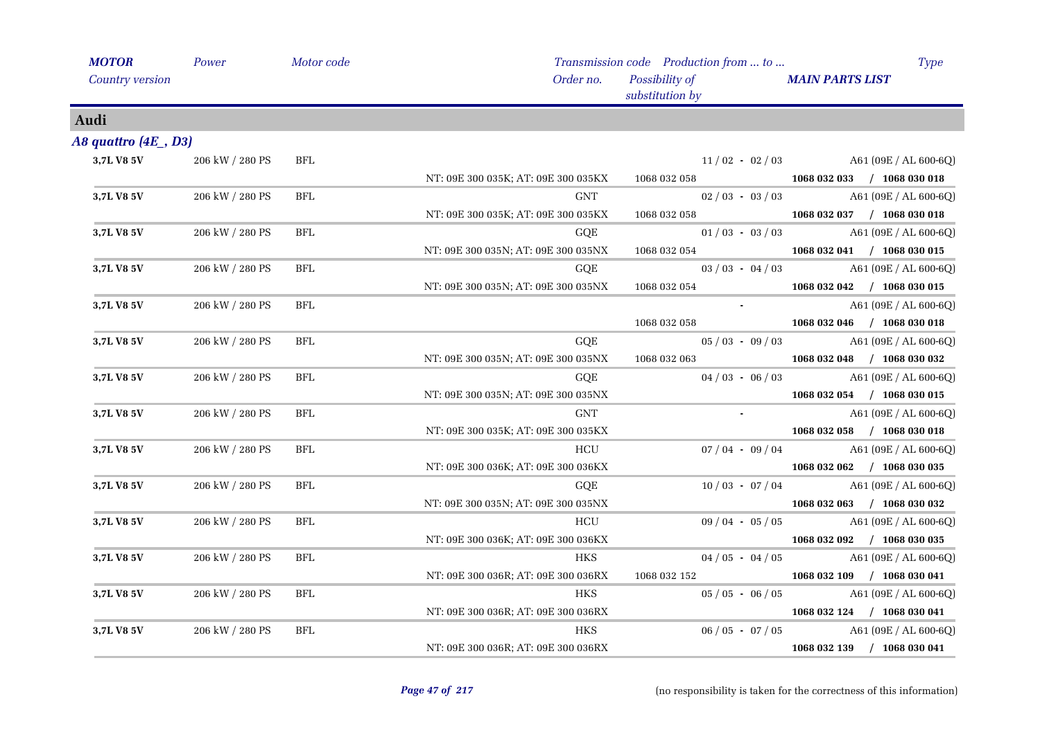| MOTOR Country version | Power | Motor code | Transmission code Order no. | Production from ... to ... Possibility of substitution by | Type MAIN PARTS LIST |
|---|---|---|---|---|---|

## Audi

### A8 quattro (4E_, D3)

| MOTOR Country version | Power | Motor code | Transmission code Order no. | Production from ... to ... Possibility of substitution by | Type MAIN PARTS LIST |
|---|---|---|---|---|---|
| 3,7L V8 5V | 206 kW / 280 PS | BFL | | 11 / 02 - 02 / 03 | A61 (09E / AL 600-6Q) |
| | | | NT: 09E 300 035K; AT: 09E 300 035KX | 1068 032 058 | **1068 032 033 / 1068 030 018** |
| 3,7L V8 5V | 206 kW / 280 PS | BFL | GNT | 02 / 03 - 03 / 03 | A61 (09E / AL 600-6Q) |
| | | | NT: 09E 300 035K; AT: 09E 300 035KX | 1068 032 058 | **1068 032 037 / 1068 030 018** |
| 3,7L V8 5V | 206 kW / 280 PS | BFL | GQE | 01 / 03 - 03 / 03 | A61 (09E / AL 600-6Q) |
| | | | NT: 09E 300 035N; AT: 09E 300 035NX | 1068 032 054 | **1068 032 041 / 1068 030 015** |
| 3,7L V8 5V | 206 kW / 280 PS | BFL | GQE | 03 / 03 - 04 / 03 | A61 (09E / AL 600-6Q) |
| | | | NT: 09E 300 035N; AT: 09E 300 035NX | 1068 032 054 | **1068 032 042 / 1068 030 015** |
| 3,7L V8 5V | 206 kW / 280 PS | BFL | | - | A61 (09E / AL 600-6Q) |
| | | | | 1068 032 058 | **1068 032 046 / 1068 030 018** |
| 3,7L V8 5V | 206 kW / 280 PS | BFL | GQE | 05 / 03 - 09 / 03 | A61 (09E / AL 600-6Q) |
| | | | NT: 09E 300 035N; AT: 09E 300 035NX | 1068 032 063 | **1068 032 048 / 1068 030 032** |
| 3,7L V8 5V | 206 kW / 280 PS | BFL | GQE | 04 / 03 - 06 / 03 | A61 (09E / AL 600-6Q) |
| | | | NT: 09E 300 035N; AT: 09E 300 035NX | | **1068 032 054 / 1068 030 015** |
| 3,7L V8 5V | 206 kW / 280 PS | BFL | GNT | - | A61 (09E / AL 600-6Q) |
| | | | NT: 09E 300 035K; AT: 09E 300 035KX | | **1068 032 058 / 1068 030 018** |
| 3,7L V8 5V | 206 kW / 280 PS | BFL | HCU | 07 / 04 - 09 / 04 | A61 (09E / AL 600-6Q) |
| | | | NT: 09E 300 036K; AT: 09E 300 036KX | | **1068 032 062 / 1068 030 035** |
| 3,7L V8 5V | 206 kW / 280 PS | BFL | GQE | 10 / 03 - 07 / 04 | A61 (09E / AL 600-6Q) |
| | | | NT: 09E 300 035N; AT: 09E 300 035NX | | **1068 032 063 / 1068 030 032** |
| 3,7L V8 5V | 206 kW / 280 PS | BFL | HCU | 09 / 04 - 05 / 05 | A61 (09E / AL 600-6Q) |
| | | | NT: 09E 300 036K; AT: 09E 300 036KX | | **1068 032 092 / 1068 030 035** |
| 3,7L V8 5V | 206 kW / 280 PS | BFL | HKS | 04 / 05 - 04 / 05 | A61 (09E / AL 600-6Q) |
| | | | NT: 09E 300 036R; AT: 09E 300 036RX | 1068 032 152 | **1068 032 109 / 1068 030 041** |
| 3,7L V8 5V | 206 kW / 280 PS | BFL | HKS | 05 / 05 - 06 / 05 | A61 (09E / AL 600-6Q) |
| | | | NT: 09E 300 036R; AT: 09E 300 036RX | | **1068 032 124 / 1068 030 041** |
| 3,7L V8 5V | 206 kW / 280 PS | BFL | HKS | 06 / 05 - 07 / 05 | A61 (09E / AL 600-6Q) |
| | | | NT: 09E 300 036R; AT: 09E 300 036RX | | **1068 032 139 / 1068 030 041** |

(no responsibility is taken for the correctness of this information)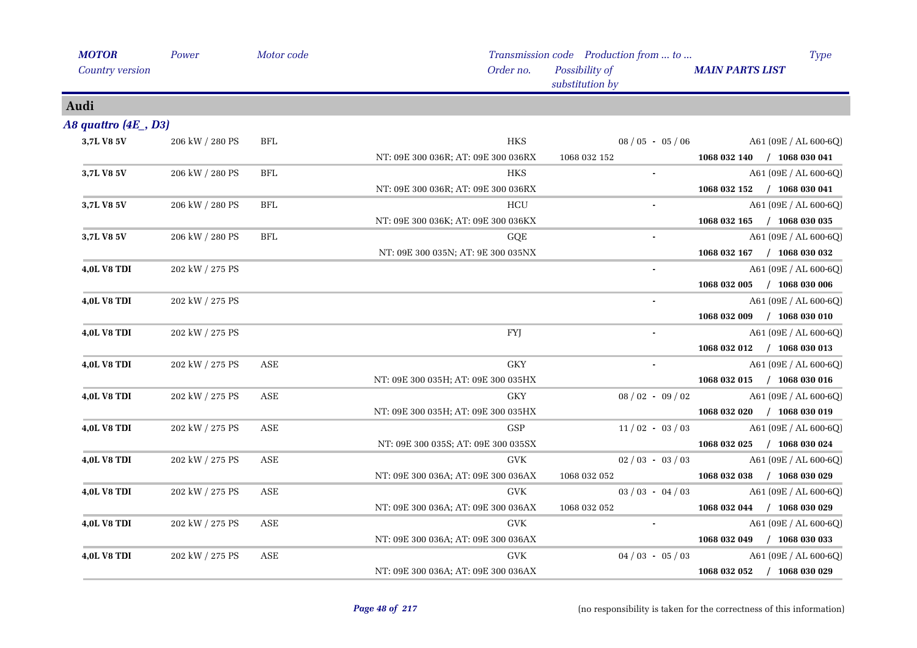## Audi

### *A8 quattro (4E_, D3)*

| MOTOR / Country version | Power | Motor code | Transmission code / Order no. | Production from ... to ... / Possibility of substitution by | Type / MAIN PARTS LIST |
|---|---|---|---|---|---|
| **3,7L V8 5V** | 206 kW / 280 PS | BFL | HKS | 08 / 05 - 05 / 06 | A61 (09E / AL 600-6Q) |
| | | | NT: 09E 300 036R; AT: 09E 300 036RX | 1068 032 152 | **1068 032 140 / 1068 030 041** |
| **3,7L V8 5V** | 206 kW / 280 PS | BFL | HKS | - | A61 (09E / AL 600-6Q) |
| | | | NT: 09E 300 036R; AT: 09E 300 036RX | | **1068 032 152 / 1068 030 041** |
| **3,7L V8 5V** | 206 kW / 280 PS | BFL | HCU | - | A61 (09E / AL 600-6Q) |
| | | | NT: 09E 300 036K; AT: 09E 300 036KX | | **1068 032 165 / 1068 030 035** |
| **3,7L V8 5V** | 206 kW / 280 PS | BFL | GQE | - | A61 (09E / AL 600-6Q) |
| | | | NT: 09E 300 035N; AT: 9E 300 035NX | | **1068 032 167 / 1068 030 032** |
| **4,0L V8 TDI** | 202 kW / 275 PS | | | - | A61 (09E / AL 600-6Q) |
| | | | | | **1068 032 005 / 1068 030 006** |
| **4,0L V8 TDI** | 202 kW / 275 PS | | | - | A61 (09E / AL 600-6Q) |
| | | | | | **1068 032 009 / 1068 030 010** |
| **4,0L V8 TDI** | 202 kW / 275 PS | | FYJ | - | A61 (09E / AL 600-6Q) |
| | | | | | **1068 032 012 / 1068 030 013** |
| **4,0L V8 TDI** | 202 kW / 275 PS | ASE | GKY | - | A61 (09E / AL 600-6Q) |
| | | | NT: 09E 300 035H; AT: 09E 300 035HX | | **1068 032 015 / 1068 030 016** |
| **4,0L V8 TDI** | 202 kW / 275 PS | ASE | GKY | 08 / 02 - 09 / 02 | A61 (09E / AL 600-6Q) |
| | | | NT: 09E 300 035H; AT: 09E 300 035HX | | **1068 032 020 / 1068 030 019** |
| **4,0L V8 TDI** | 202 kW / 275 PS | ASE | GSP | 11 / 02 - 03 / 03 | A61 (09E / AL 600-6Q) |
| | | | NT: 09E 300 035S; AT: 09E 300 035SX | | **1068 032 025 / 1068 030 024** |
| **4,0L V8 TDI** | 202 kW / 275 PS | ASE | GVK | 02 / 03 - 03 / 03 | A61 (09E / AL 600-6Q) |
| | | | NT: 09E 300 036A; AT: 09E 300 036AX | 1068 032 052 | **1068 032 038 / 1068 030 029** |
| **4,0L V8 TDI** | 202 kW / 275 PS | ASE | GVK | 03 / 03 - 04 / 03 | A61 (09E / AL 600-6Q) |
| | | | NT: 09E 300 036A; AT: 09E 300 036AX | 1068 032 052 | **1068 032 044 / 1068 030 029** |
| **4,0L V8 TDI** | 202 kW / 275 PS | ASE | GVK | - | A61 (09E / AL 600-6Q) |
| | | | NT: 09E 300 036A; AT: 09E 300 036AX | | **1068 032 049 / 1068 030 033** |
| **4,0L V8 TDI** | 202 kW / 275 PS | ASE | GVK | 04 / 03 - 05 / 03 | A61 (09E / AL 600-6Q) |
| | | | NT: 09E 300 036A; AT: 09E 300 036AX | | **1068 032 052 / 1068 030 029** |

(no responsibility is taken for the correctness of this information)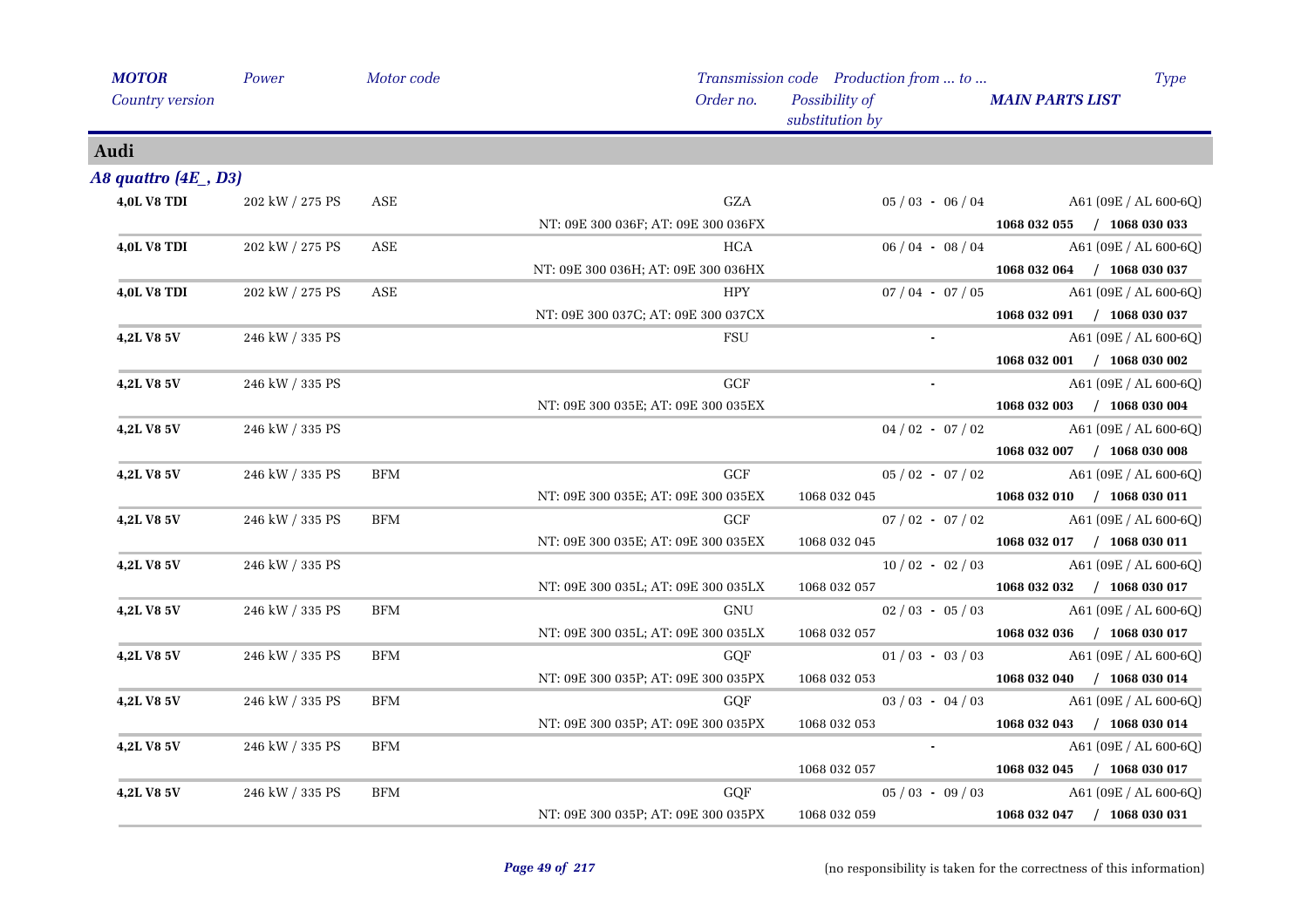## Audi

### *A8 quattro (4E_, D3)*

| MOTOR / Country version | Power | Motor code | Transmission code / Order no. | Production from ... to ... / Possibility of substitution by | Type / MAIN PARTS LIST |
|---|---|---|---|---|---|
| **4,0L V8 TDI** | 202 kW / 275 PS | ASE | GZA | 05 / 03 - 06 / 04 | A61 (09E / AL 600-6Q) |
| | | | NT: 09E 300 036F; AT: 09E 300 036FX | | **1068 032 055 / 1068 030 033** |
| **4,0L V8 TDI** | 202 kW / 275 PS | ASE | HCA | 06 / 04 - 08 / 04 | A61 (09E / AL 600-6Q) |
| | | | NT: 09E 300 036H; AT: 09E 300 036HX | | **1068 032 064 / 1068 030 037** |
| **4,0L V8 TDI** | 202 kW / 275 PS | ASE | HPY | 07 / 04 - 07 / 05 | A61 (09E / AL 600-6Q) |
| | | | NT: 09E 300 037C; AT: 09E 300 037CX | | **1068 032 091 / 1068 030 037** |
| **4,2L V8 5V** | 246 kW / 335 PS | | FSU | - | A61 (09E / AL 600-6Q) |
| | | | | | **1068 032 001 / 1068 030 002** |
| **4,2L V8 5V** | 246 kW / 335 PS | | GCF | - | A61 (09E / AL 600-6Q) |
| | | | NT: 09E 300 035E; AT: 09E 300 035EX | | **1068 032 003 / 1068 030 004** |
| **4,2L V8 5V** | 246 kW / 335 PS | | | 04 / 02 - 07 / 02 | A61 (09E / AL 600-6Q) |
| | | | | | **1068 032 007 / 1068 030 008** |
| **4,2L V8 5V** | 246 kW / 335 PS | BFM | GCF | 05 / 02 - 07 / 02 | A61 (09E / AL 600-6Q) |
| | | | NT: 09E 300 035E; AT: 09E 300 035EX | 1068 032 045 | **1068 032 010 / 1068 030 011** |
| **4,2L V8 5V** | 246 kW / 335 PS | BFM | GCF | 07 / 02 - 07 / 02 | A61 (09E / AL 600-6Q) |
| | | | NT: 09E 300 035E; AT: 09E 300 035EX | 1068 032 045 | **1068 032 017 / 1068 030 011** |
| **4,2L V8 5V** | 246 kW / 335 PS | | | 10 / 02 - 02 / 03 | A61 (09E / AL 600-6Q) |
| | | | NT: 09E 300 035L; AT: 09E 300 035LX | 1068 032 057 | **1068 032 032 / 1068 030 017** |
| **4,2L V8 5V** | 246 kW / 335 PS | BFM | GNU | 02 / 03 - 05 / 03 | A61 (09E / AL 600-6Q) |
| | | | NT: 09E 300 035L; AT: 09E 300 035LX | 1068 032 057 | **1068 032 036 / 1068 030 017** |
| **4,2L V8 5V** | 246 kW / 335 PS | BFM | GQF | 01 / 03 - 03 / 03 | A61 (09E / AL 600-6Q) |
| | | | NT: 09E 300 035P; AT: 09E 300 035PX | 1068 032 053 | **1068 032 040 / 1068 030 014** |
| **4,2L V8 5V** | 246 kW / 335 PS | BFM | GQF | 03 / 03 - 04 / 03 | A61 (09E / AL 600-6Q) |
| | | | NT: 09E 300 035P; AT: 09E 300 035PX | 1068 032 053 | **1068 032 043 / 1068 030 014** |
| **4,2L V8 5V** | 246 kW / 335 PS | BFM | | - | A61 (09E / AL 600-6Q) |
| | | | | 1068 032 057 | **1068 032 045 / 1068 030 017** |
| **4,2L V8 5V** | 246 kW / 335 PS | BFM | GQF | 05 / 03 - 09 / 03 | A61 (09E / AL 600-6Q) |
| | | | NT: 09E 300 035P; AT: 09E 300 035PX | 1068 032 059 | **1068 032 047 / 1068 030 031** |

(no responsibility is taken for the correctness of this information)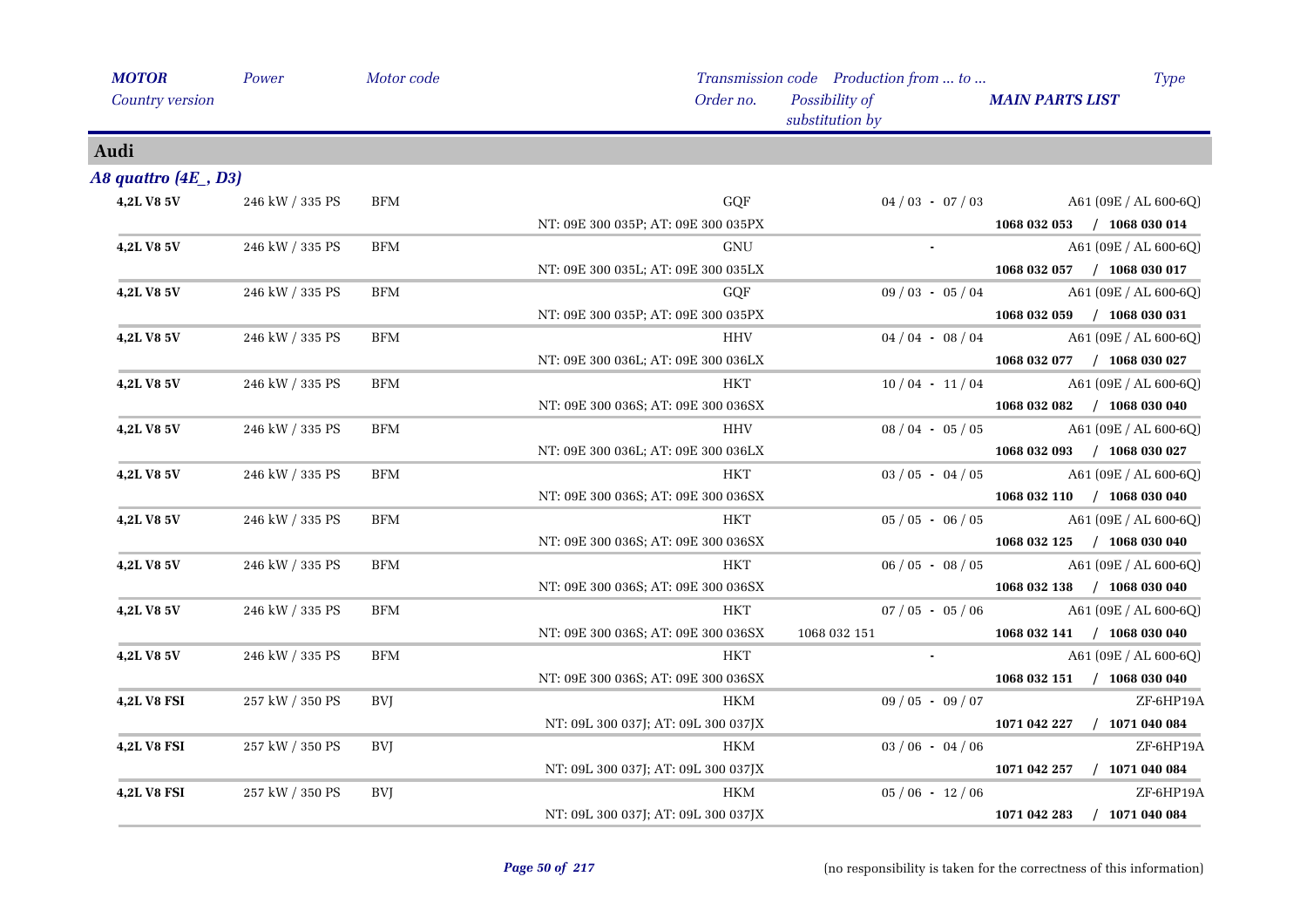## Audi

### *A8 quattro (4E_, D3)*

| MOTOR / Country version | Power | Motor code | Order no. | Transmission code | Production from ... to ... / Possibility of substitution by | Type / MAIN PARTS LIST |
|---|---|---|---|---|---|---|
| **4,2L V8 5V** | 246 kW / 335 PS | BFM | | GQF | 04 / 03 - 07 / 03 | A61 (09E / AL 600-6Q) |
| | | | NT: 09E 300 035P; AT: 09E 300 035PX | | | **1068 032 053 / 1068 030 014** |
| **4,2L V8 5V** | 246 kW / 335 PS | BFM | | GNU | - | A61 (09E / AL 600-6Q) |
| | | | NT: 09E 300 035L; AT: 09E 300 035LX | | | **1068 032 057 / 1068 030 017** |
| **4,2L V8 5V** | 246 kW / 335 PS | BFM | | GQF | 09 / 03 - 05 / 04 | A61 (09E / AL 600-6Q) |
| | | | NT: 09E 300 035P; AT: 09E 300 035PX | | | **1068 032 059 / 1068 030 031** |
| **4,2L V8 5V** | 246 kW / 335 PS | BFM | | HHV | 04 / 04 - 08 / 04 | A61 (09E / AL 600-6Q) |
| | | | NT: 09E 300 036L; AT: 09E 300 036LX | | | **1068 032 077 / 1068 030 027** |
| **4,2L V8 5V** | 246 kW / 335 PS | BFM | | HKT | 10 / 04 - 11 / 04 | A61 (09E / AL 600-6Q) |
| | | | NT: 09E 300 036S; AT: 09E 300 036SX | | | **1068 032 082 / 1068 030 040** |
| **4,2L V8 5V** | 246 kW / 335 PS | BFM | | HHV | 08 / 04 - 05 / 05 | A61 (09E / AL 600-6Q) |
| | | | NT: 09E 300 036L; AT: 09E 300 036LX | | | **1068 032 093 / 1068 030 027** |
| **4,2L V8 5V** | 246 kW / 335 PS | BFM | | HKT | 03 / 05 - 04 / 05 | A61 (09E / AL 600-6Q) |
| | | | NT: 09E 300 036S; AT: 09E 300 036SX | | | **1068 032 110 / 1068 030 040** |
| **4,2L V8 5V** | 246 kW / 335 PS | BFM | | HKT | 05 / 05 - 06 / 05 | A61 (09E / AL 600-6Q) |
| | | | NT: 09E 300 036S; AT: 09E 300 036SX | | | **1068 032 125 / 1068 030 040** |
| **4,2L V8 5V** | 246 kW / 335 PS | BFM | | HKT | 06 / 05 - 08 / 05 | A61 (09E / AL 600-6Q) |
| | | | NT: 09E 300 036S; AT: 09E 300 036SX | | | **1068 032 138 / 1068 030 040** |
| **4,2L V8 5V** | 246 kW / 335 PS | BFM | | HKT | 07 / 05 - 05 / 06 | A61 (09E / AL 600-6Q) |
| | | | NT: 09E 300 036S; AT: 09E 300 036SX | | 1068 032 151 | **1068 032 141 / 1068 030 040** |
| **4,2L V8 5V** | 246 kW / 335 PS | BFM | | HKT | - | A61 (09E / AL 600-6Q) |
| | | | NT: 09E 300 036S; AT: 09E 300 036SX | | | **1068 032 151 / 1068 030 040** |
| **4,2L V8 FSI** | 257 kW / 350 PS | BVJ | | HKM | 09 / 05 - 09 / 07 | ZF-6HP19A |
| | | | NT: 09L 300 037J; AT: 09L 300 037JX | | | **1071 042 227 / 1071 040 084** |
| **4,2L V8 FSI** | 257 kW / 350 PS | BVJ | | HKM | 03 / 06 - 04 / 06 | ZF-6HP19A |
| | | | NT: 09L 300 037J; AT: 09L 300 037JX | | | **1071 042 257 / 1071 040 084** |
| **4,2L V8 FSI** | 257 kW / 350 PS | BVJ | | HKM | 05 / 06 - 12 / 06 | ZF-6HP19A |
| | | | NT: 09L 300 037J; AT: 09L 300 037JX | | | **1071 042 283 / 1071 040 084** |

(no responsibility is taken for the correctness of this information)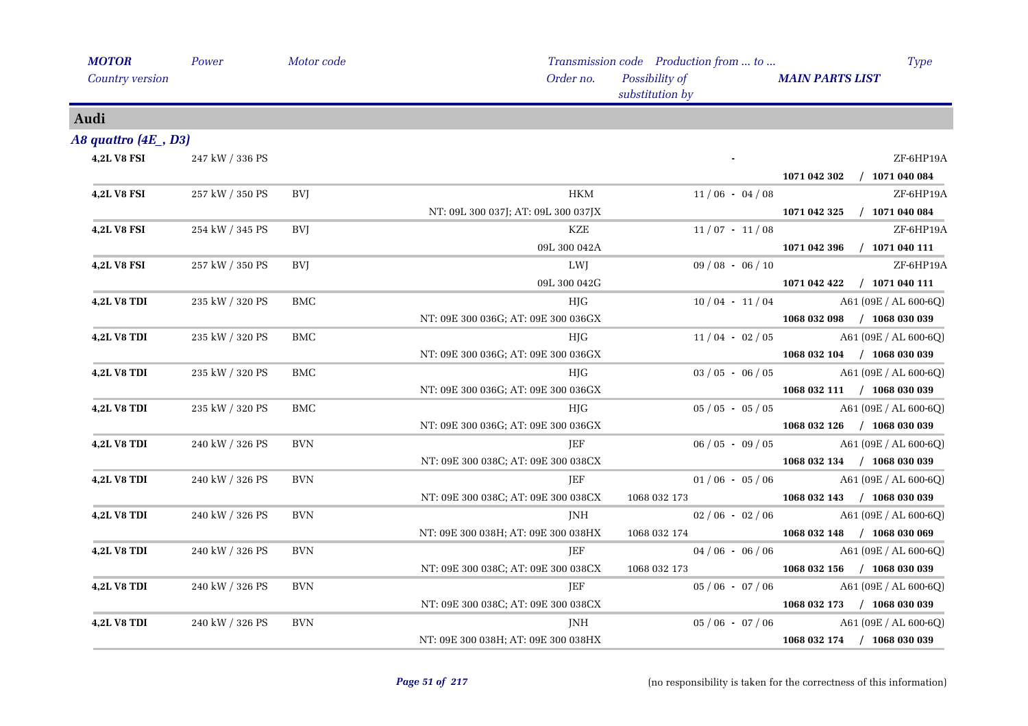## Audi

### *A8 quattro (4E_, D3)*

| MOTOR / Country version | Power | Motor code | Transmission code / Order no. | Production from ... to ... / Possibility of substitution by | Type / MAIN PARTS LIST |
|---|---|---|---|---|---|
| **4,2L V8 FSI** | 247 kW / 336 PS | | | - | ZF-6HP19A |
| | | | | | **1071 042 302 / 1071 040 084** |
| **4,2L V8 FSI** | 257 kW / 350 PS | BVJ | HKM | 11 / 06 - 04 / 08 | ZF-6HP19A |
| | | | NT: 09L 300 037J; AT: 09L 300 037JX | | **1071 042 325 / 1071 040 084** |
| **4,2L V8 FSI** | 254 kW / 345 PS | BVJ | KZE | 11 / 07 - 11 / 08 | ZF-6HP19A |
| | | | 09L 300 042A | | **1071 042 396 / 1071 040 111** |
| **4,2L V8 FSI** | 257 kW / 350 PS | BVJ | LWJ | 09 / 08 - 06 / 10 | ZF-6HP19A |
| | | | 09L 300 042G | | **1071 042 422 / 1071 040 111** |
| **4,2L V8 TDI** | 235 kW / 320 PS | BMC | HJG | 10 / 04 - 11 / 04 | A61 (09E / AL 600-6Q) |
| | | | NT: 09E 300 036G; AT: 09E 300 036GX | | **1068 032 098 / 1068 030 039** |
| **4,2L V8 TDI** | 235 kW / 320 PS | BMC | HJG | 11 / 04 - 02 / 05 | A61 (09E / AL 600-6Q) |
| | | | NT: 09E 300 036G; AT: 09E 300 036GX | | **1068 032 104 / 1068 030 039** |
| **4,2L V8 TDI** | 235 kW / 320 PS | BMC | HJG | 03 / 05 - 06 / 05 | A61 (09E / AL 600-6Q) |
| | | | NT: 09E 300 036G; AT: 09E 300 036GX | | **1068 032 111 / 1068 030 039** |
| **4,2L V8 TDI** | 235 kW / 320 PS | BMC | HJG | 05 / 05 - 05 / 05 | A61 (09E / AL 600-6Q) |
| | | | NT: 09E 300 036G; AT: 09E 300 036GX | | **1068 032 126 / 1068 030 039** |
| **4,2L V8 TDI** | 240 kW / 326 PS | BVN | JEF | 06 / 05 - 09 / 05 | A61 (09E / AL 600-6Q) |
| | | | NT: 09E 300 038C; AT: 09E 300 038CX | | **1068 032 134 / 1068 030 039** |
| **4,2L V8 TDI** | 240 kW / 326 PS | BVN | JEF | 01 / 06 - 05 / 06 | A61 (09E / AL 600-6Q) |
| | | | NT: 09E 300 038C; AT: 09E 300 038CX | 1068 032 173 | **1068 032 143 / 1068 030 039** |
| **4,2L V8 TDI** | 240 kW / 326 PS | BVN | JNH | 02 / 06 - 02 / 06 | A61 (09E / AL 600-6Q) |
| | | | NT: 09E 300 038H; AT: 09E 300 038HX | 1068 032 174 | **1068 032 148 / 1068 030 069** |
| **4,2L V8 TDI** | 240 kW / 326 PS | BVN | JEF | 04 / 06 - 06 / 06 | A61 (09E / AL 600-6Q) |
| | | | NT: 09E 300 038C; AT: 09E 300 038CX | 1068 032 173 | **1068 032 156 / 1068 030 039** |
| **4,2L V8 TDI** | 240 kW / 326 PS | BVN | JEF | 05 / 06 - 07 / 06 | A61 (09E / AL 600-6Q) |
| | | | NT: 09E 300 038C; AT: 09E 300 038CX | | **1068 032 173 / 1068 030 039** |
| **4,2L V8 TDI** | 240 kW / 326 PS | BVN | JNH | 05 / 06 - 07 / 06 | A61 (09E / AL 600-6Q) |
| | | | NT: 09E 300 038H; AT: 09E 300 038HX | | **1068 032 174 / 1068 030 039** |

(no responsibility is taken for the correctness of this information)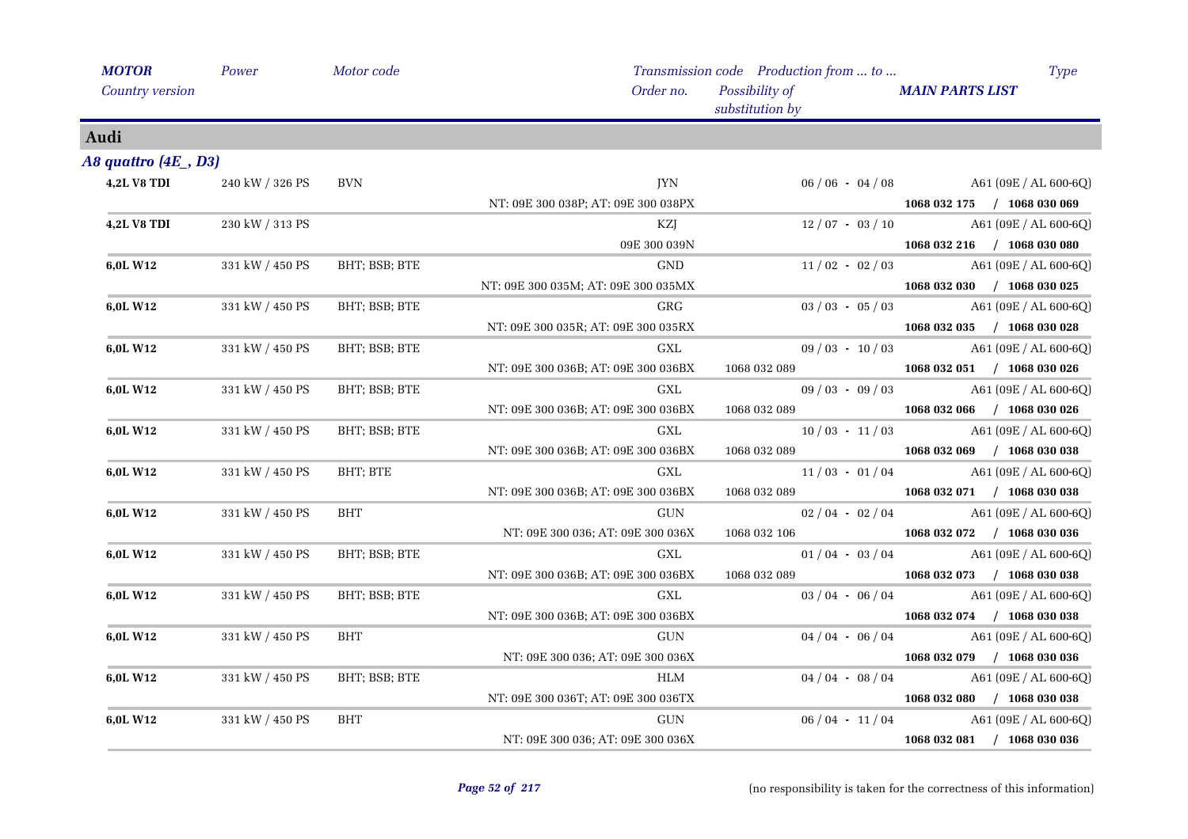## Audi

### *A8 quattro (4E_, D3)*

| MOTOR<br>Country version | Power | Motor code | Transmission code<br>Order no. | Production from ... to ...<br>Possibility of substitution by | Type<br>MAIN PARTS LIST |
|---|---|---|---|---|---|
| **4,2L V8 TDI** | 240 kW / 326 PS | BVN | JYN | 06 / 06 - 04 / 08 | A61 (09E / AL 600-6Q) |
| | | | NT: 09E 300 038P; AT: 09E 300 038PX | | **1068 032 175 / 1068 030 069** |
| **4,2L V8 TDI** | 230 kW / 313 PS | | KZJ | 12 / 07 - 03 / 10 | A61 (09E / AL 600-6Q) |
| | | | 09E 300 039N | | **1068 032 216 / 1068 030 080** |
| **6,0L W12** | 331 kW / 450 PS | BHT; BSB; BTE | GND | 11 / 02 - 02 / 03 | A61 (09E / AL 600-6Q) |
| | | | NT: 09E 300 035M; AT: 09E 300 035MX | | **1068 032 030 / 1068 030 025** |
| **6,0L W12** | 331 kW / 450 PS | BHT; BSB; BTE | GRG | 03 / 03 - 05 / 03 | A61 (09E / AL 600-6Q) |
| | | | NT: 09E 300 035R; AT: 09E 300 035RX | | **1068 032 035 / 1068 030 028** |
| **6,0L W12** | 331 kW / 450 PS | BHT; BSB; BTE | GXL | 09 / 03 - 10 / 03 | A61 (09E / AL 600-6Q) |
| | | | NT: 09E 300 036B; AT: 09E 300 036BX | 1068 032 089 | **1068 032 051 / 1068 030 026** |
| **6,0L W12** | 331 kW / 450 PS | BHT; BSB; BTE | GXL | 09 / 03 - 09 / 03 | A61 (09E / AL 600-6Q) |
| | | | NT: 09E 300 036B; AT: 09E 300 036BX | 1068 032 089 | **1068 032 066 / 1068 030 026** |
| **6,0L W12** | 331 kW / 450 PS | BHT; BSB; BTE | GXL | 10 / 03 - 11 / 03 | A61 (09E / AL 600-6Q) |
| | | | NT: 09E 300 036B; AT: 09E 300 036BX | 1068 032 089 | **1068 032 069 / 1068 030 038** |
| **6,0L W12** | 331 kW / 450 PS | BHT; BTE | GXL | 11 / 03 - 01 / 04 | A61 (09E / AL 600-6Q) |
| | | | NT: 09E 300 036B; AT: 09E 300 036BX | 1068 032 089 | **1068 032 071 / 1068 030 038** |
| **6,0L W12** | 331 kW / 450 PS | BHT | GUN | 02 / 04 - 02 / 04 | A61 (09E / AL 600-6Q) |
| | | | NT: 09E 300 036; AT: 09E 300 036X | 1068 032 106 | **1068 032 072 / 1068 030 036** |
| **6,0L W12** | 331 kW / 450 PS | BHT; BSB; BTE | GXL | 01 / 04 - 03 / 04 | A61 (09E / AL 600-6Q) |
| | | | NT: 09E 300 036B; AT: 09E 300 036BX | 1068 032 089 | **1068 032 073 / 1068 030 038** |
| **6,0L W12** | 331 kW / 450 PS | BHT; BSB; BTE | GXL | 03 / 04 - 06 / 04 | A61 (09E / AL 600-6Q) |
| | | | NT: 09E 300 036B; AT: 09E 300 036BX | | **1068 032 074 / 1068 030 038** |
| **6,0L W12** | 331 kW / 450 PS | BHT | GUN | 04 / 04 - 06 / 04 | A61 (09E / AL 600-6Q) |
| | | | NT: 09E 300 036; AT: 09E 300 036X | | **1068 032 079 / 1068 030 036** |
| **6,0L W12** | 331 kW / 450 PS | BHT; BSB; BTE | HLM | 04 / 04 - 08 / 04 | A61 (09E / AL 600-6Q) |
| | | | NT: 09E 300 036T; AT: 09E 300 036TX | | **1068 032 080 / 1068 030 038** |
| **6,0L W12** | 331 kW / 450 PS | BHT | GUN | 06 / 04 - 11 / 04 | A61 (09E / AL 600-6Q) |
| | | | NT: 09E 300 036; AT: 09E 300 036X | | **1068 032 081 / 1068 030 036** |

(no responsibility is taken for the correctness of this information)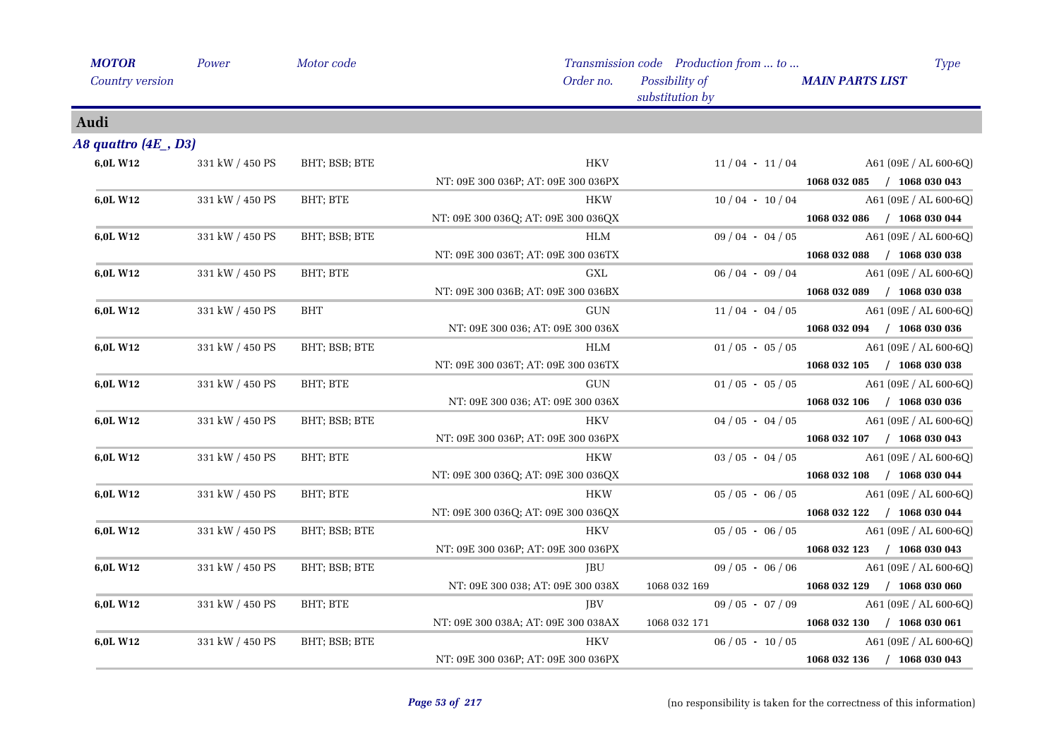## Audi

### *A8 quattro (4E_, D3)*

| MOTOR / Country version | Power | Motor code | Transmission code / Order no. | Production from ... to ... / Possibility of substitution by | Type / MAIN PARTS LIST |
|---|---|---|---|---|---|
| **6,0L W12** | 331 kW / 450 PS | BHT; BSB; BTE | HKV | 11 / 04 - 11 / 04 | A61 (09E / AL 600-6Q) |
| | | | NT: 09E 300 036P; AT: 09E 300 036PX | | **1068 032 085 / 1068 030 043** |
| **6,0L W12** | 331 kW / 450 PS | BHT; BTE | HKW | 10 / 04 - 10 / 04 | A61 (09E / AL 600-6Q) |
| | | | NT: 09E 300 036Q; AT: 09E 300 036QX | | **1068 032 086 / 1068 030 044** |
| **6,0L W12** | 331 kW / 450 PS | BHT; BSB; BTE | HLM | 09 / 04 - 04 / 05 | A61 (09E / AL 600-6Q) |
| | | | NT: 09E 300 036T; AT: 09E 300 036TX | | **1068 032 088 / 1068 030 038** |
| **6,0L W12** | 331 kW / 450 PS | BHT; BTE | GXL | 06 / 04 - 09 / 04 | A61 (09E / AL 600-6Q) |
| | | | NT: 09E 300 036B; AT: 09E 300 036BX | | **1068 032 089 / 1068 030 038** |
| **6,0L W12** | 331 kW / 450 PS | BHT | GUN | 11 / 04 - 04 / 05 | A61 (09E / AL 600-6Q) |
| | | | NT: 09E 300 036; AT: 09E 300 036X | | **1068 032 094 / 1068 030 036** |
| **6,0L W12** | 331 kW / 450 PS | BHT; BSB; BTE | HLM | 01 / 05 - 05 / 05 | A61 (09E / AL 600-6Q) |
| | | | NT: 09E 300 036T; AT: 09E 300 036TX | | **1068 032 105 / 1068 030 038** |
| **6,0L W12** | 331 kW / 450 PS | BHT; BTE | GUN | 01 / 05 - 05 / 05 | A61 (09E / AL 600-6Q) |
| | | | NT: 09E 300 036; AT: 09E 300 036X | | **1068 032 106 / 1068 030 036** |
| **6,0L W12** | 331 kW / 450 PS | BHT; BSB; BTE | HKV | 04 / 05 - 04 / 05 | A61 (09E / AL 600-6Q) |
| | | | NT: 09E 300 036P; AT: 09E 300 036PX | | **1068 032 107 / 1068 030 043** |
| **6,0L W12** | 331 kW / 450 PS | BHT; BTE | HKW | 03 / 05 - 04 / 05 | A61 (09E / AL 600-6Q) |
| | | | NT: 09E 300 036Q; AT: 09E 300 036QX | | **1068 032 108 / 1068 030 044** |
| **6,0L W12** | 331 kW / 450 PS | BHT; BTE | HKW | 05 / 05 - 06 / 05 | A61 (09E / AL 600-6Q) |
| | | | NT: 09E 300 036Q; AT: 09E 300 036QX | | **1068 032 122 / 1068 030 044** |
| **6,0L W12** | 331 kW / 450 PS | BHT; BSB; BTE | HKV | 05 / 05 - 06 / 05 | A61 (09E / AL 600-6Q) |
| | | | NT: 09E 300 036P; AT: 09E 300 036PX | | **1068 032 123 / 1068 030 043** |
| **6,0L W12** | 331 kW / 450 PS | BHT; BSB; BTE | JBU | 09 / 05 - 06 / 06 | A61 (09E / AL 600-6Q) |
| | | | NT: 09E 300 038; AT: 09E 300 038X | 1068 032 169 | **1068 032 129 / 1068 030 060** |
| **6,0L W12** | 331 kW / 450 PS | BHT; BTE | JBV | 09 / 05 - 07 / 09 | A61 (09E / AL 600-6Q) |
| | | | NT: 09E 300 038A; AT: 09E 300 038AX | 1068 032 171 | **1068 032 130 / 1068 030 061** |
| **6,0L W12** | 331 kW / 450 PS | BHT; BSB; BTE | HKV | 06 / 05 - 10 / 05 | A61 (09E / AL 600-6Q) |
| | | | NT: 09E 300 036P; AT: 09E 300 036PX | | **1068 032 136 / 1068 030 043** |

(no responsibility is taken for the correctness of this information)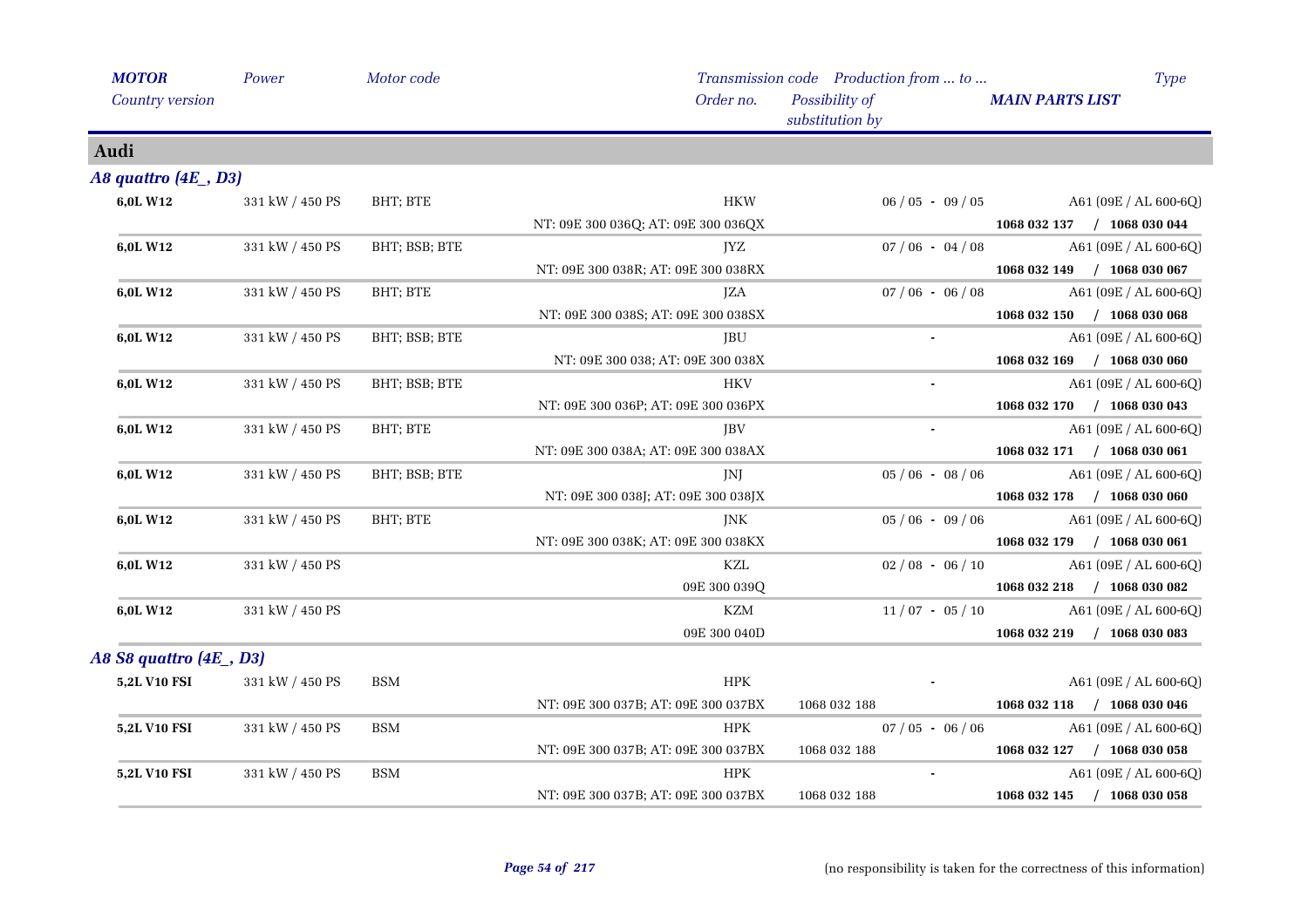| *MOTOR* | *Power* | *Motor code* | *Transmission code* | *Production from ... to ...* | *Type* |
|---|---|---|---|---|---|
| *Country version* | | | *Order no.* | *Possibility of substitution by* | ***MAIN PARTS LIST*** |

## Audi

### *A8 quattro (4E_, D3)*

| *MOTOR* / *Country version* | *Power* | *Motor code* | *Transmission code* / *Order no.* | *Production from ... to ...* / *Possibility of substitution by* | *Type* / ***MAIN PARTS LIST*** |
|---|---|---|---|---|---|
| **6,0L W12** | 331 kW / 450 PS | BHT; BTE | HKW | 06 / 05 - 09 / 05 | A61 (09E / AL 600-6Q) |
| | | | NT: 09E 300 036Q; AT: 09E 300 036QX | | **1068 032 137 / 1068 030 044** |
| **6,0L W12** | 331 kW / 450 PS | BHT; BSB; BTE | JYZ | 07 / 06 - 04 / 08 | A61 (09E / AL 600-6Q) |
| | | | NT: 09E 300 038R; AT: 09E 300 038RX | | **1068 032 149 / 1068 030 067** |
| **6,0L W12** | 331 kW / 450 PS | BHT; BTE | JZA | 07 / 06 - 06 / 08 | A61 (09E / AL 600-6Q) |
| | | | NT: 09E 300 038S; AT: 09E 300 038SX | | **1068 032 150 / 1068 030 068** |
| **6,0L W12** | 331 kW / 450 PS | BHT; BSB; BTE | JBU | - | A61 (09E / AL 600-6Q) |
| | | | NT: 09E 300 038; AT: 09E 300 038X | | **1068 032 169 / 1068 030 060** |
| **6,0L W12** | 331 kW / 450 PS | BHT; BSB; BTE | HKV | - | A61 (09E / AL 600-6Q) |
| | | | NT: 09E 300 036P; AT: 09E 300 036PX | | **1068 032 170 / 1068 030 043** |
| **6,0L W12** | 331 kW / 450 PS | BHT; BTE | JBV | - | A61 (09E / AL 600-6Q) |
| | | | NT: 09E 300 038A; AT: 09E 300 038AX | | **1068 032 171 / 1068 030 061** |
| **6,0L W12** | 331 kW / 450 PS | BHT; BSB; BTE | JNJ | 05 / 06 - 08 / 06 | A61 (09E / AL 600-6Q) |
| | | | NT: 09E 300 038J; AT: 09E 300 038JX | | **1068 032 178 / 1068 030 060** |
| **6,0L W12** | 331 kW / 450 PS | BHT; BTE | JNK | 05 / 06 - 09 / 06 | A61 (09E / AL 600-6Q) |
| | | | NT: 09E 300 038K; AT: 09E 300 038KX | | **1068 032 179 / 1068 030 061** |
| **6,0L W12** | 331 kW / 450 PS | | KZL | 02 / 08 - 06 / 10 | A61 (09E / AL 600-6Q) |
| | | | 09E 300 039Q | | **1068 032 218 / 1068 030 082** |
| **6,0L W12** | 331 kW / 450 PS | | KZM | 11 / 07 - 05 / 10 | A61 (09E / AL 600-6Q) |
| | | | 09E 300 040D | | **1068 032 219 / 1068 030 083** |

### *A8 S8 quattro (4E_, D3)*

| *MOTOR* / *Country version* | *Power* | *Motor code* | *Transmission code* / *Order no.* | *Production from ... to ...* / *Possibility of substitution by* | *Type* / ***MAIN PARTS LIST*** |
|---|---|---|---|---|---|
| **5,2L V10 FSI** | 331 kW / 450 PS | BSM | HPK | - | A61 (09E / AL 600-6Q) |
| | | | NT: 09E 300 037B; AT: 09E 300 037BX | 1068 032 188 | **1068 032 118 / 1068 030 046** |
| **5,2L V10 FSI** | 331 kW / 450 PS | BSM | HPK | 07 / 05 - 06 / 06 | A61 (09E / AL 600-6Q) |
| | | | NT: 09E 300 037B; AT: 09E 300 037BX | 1068 032 188 | **1068 032 127 / 1068 030 058** |
| **5,2L V10 FSI** | 331 kW / 450 PS | BSM | HPK | - | A61 (09E / AL 600-6Q) |
| | | | NT: 09E 300 037B; AT: 09E 300 037BX | 1068 032 188 | **1068 032 145 / 1068 030 058** |

(no responsibility is taken for the correctness of this information)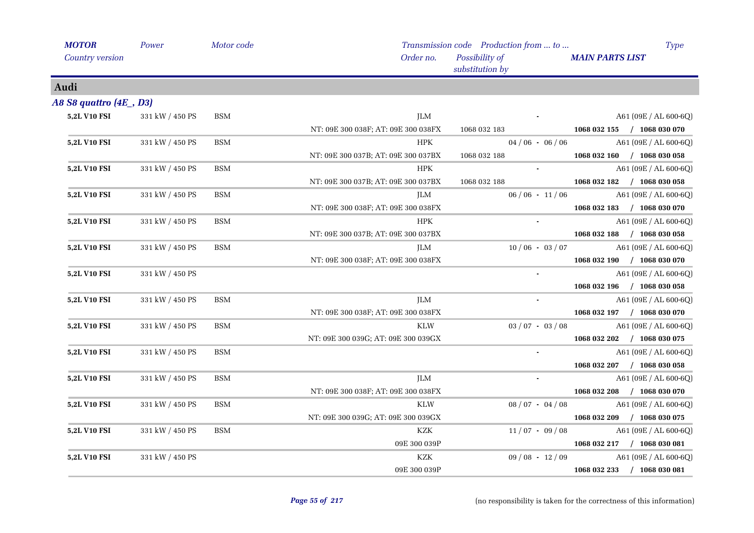## Audi

### *A8 S8 quattro (4E_, D3)*

| MOTOR / Country version | Power | Motor code | Transmission code / Order no. | Possibility of substitution by | Production from ... to ... | Type / MAIN PARTS LIST |
|---|---|---|---|---|---|---|
| **5,2L V10 FSI** | 331 kW / 450 PS | BSM | JLM | | - | A61 (09E / AL 600-6Q) |
| | | | NT: 09E 300 038F; AT: 09E 300 038FX | 1068 032 183 | | **1068 032 155 / 1068 030 070** |
| **5,2L V10 FSI** | 331 kW / 450 PS | BSM | HPK | | 04 / 06 - 06 / 06 | A61 (09E / AL 600-6Q) |
| | | | NT: 09E 300 037B; AT: 09E 300 037BX | 1068 032 188 | | **1068 032 160 / 1068 030 058** |
| **5,2L V10 FSI** | 331 kW / 450 PS | BSM | HPK | | - | A61 (09E / AL 600-6Q) |
| | | | NT: 09E 300 037B; AT: 09E 300 037BX | 1068 032 188 | | **1068 032 182 / 1068 030 058** |
| **5,2L V10 FSI** | 331 kW / 450 PS | BSM | JLM | | 06 / 06 - 11 / 06 | A61 (09E / AL 600-6Q) |
| | | | NT: 09E 300 038F; AT: 09E 300 038FX | | | **1068 032 183 / 1068 030 070** |
| **5,2L V10 FSI** | 331 kW / 450 PS | BSM | HPK | | - | A61 (09E / AL 600-6Q) |
| | | | NT: 09E 300 037B; AT: 09E 300 037BX | | | **1068 032 188 / 1068 030 058** |
| **5,2L V10 FSI** | 331 kW / 450 PS | BSM | JLM | | 10 / 06 - 03 / 07 | A61 (09E / AL 600-6Q) |
| | | | NT: 09E 300 038F; AT: 09E 300 038FX | | | **1068 032 190 / 1068 030 070** |
| **5,2L V10 FSI** | 331 kW / 450 PS | | | | - | A61 (09E / AL 600-6Q) |
| | | | | | | **1068 032 196 / 1068 030 058** |
| **5,2L V10 FSI** | 331 kW / 450 PS | BSM | JLM | | - | A61 (09E / AL 600-6Q) |
| | | | NT: 09E 300 038F; AT: 09E 300 038FX | | | **1068 032 197 / 1068 030 070** |
| **5,2L V10 FSI** | 331 kW / 450 PS | BSM | KLW | | 03 / 07 - 03 / 08 | A61 (09E / AL 600-6Q) |
| | | | NT: 09E 300 039G; AT: 09E 300 039GX | | | **1068 032 202 / 1068 030 075** |
| **5,2L V10 FSI** | 331 kW / 450 PS | BSM | | | - | A61 (09E / AL 600-6Q) |
| | | | | | | **1068 032 207 / 1068 030 058** |
| **5,2L V10 FSI** | 331 kW / 450 PS | BSM | JLM | | - | A61 (09E / AL 600-6Q) |
| | | | NT: 09E 300 038F; AT: 09E 300 038FX | | | **1068 032 208 / 1068 030 070** |
| **5,2L V10 FSI** | 331 kW / 450 PS | BSM | KLW | | 08 / 07 - 04 / 08 | A61 (09E / AL 600-6Q) |
| | | | NT: 09E 300 039G; AT: 09E 300 039GX | | | **1068 032 209 / 1068 030 075** |
| **5,2L V10 FSI** | 331 kW / 450 PS | BSM | KZK | | 11 / 07 - 09 / 08 | A61 (09E / AL 600-6Q) |
| | | | 09E 300 039P | | | **1068 032 217 / 1068 030 081** |
| **5,2L V10 FSI** | 331 kW / 450 PS | | KZK | | 09 / 08 - 12 / 09 | A61 (09E / AL 600-6Q) |
| | | | 09E 300 039P | | | **1068 032 233 / 1068 030 081** |

(no responsibility is taken for the correctness of this information)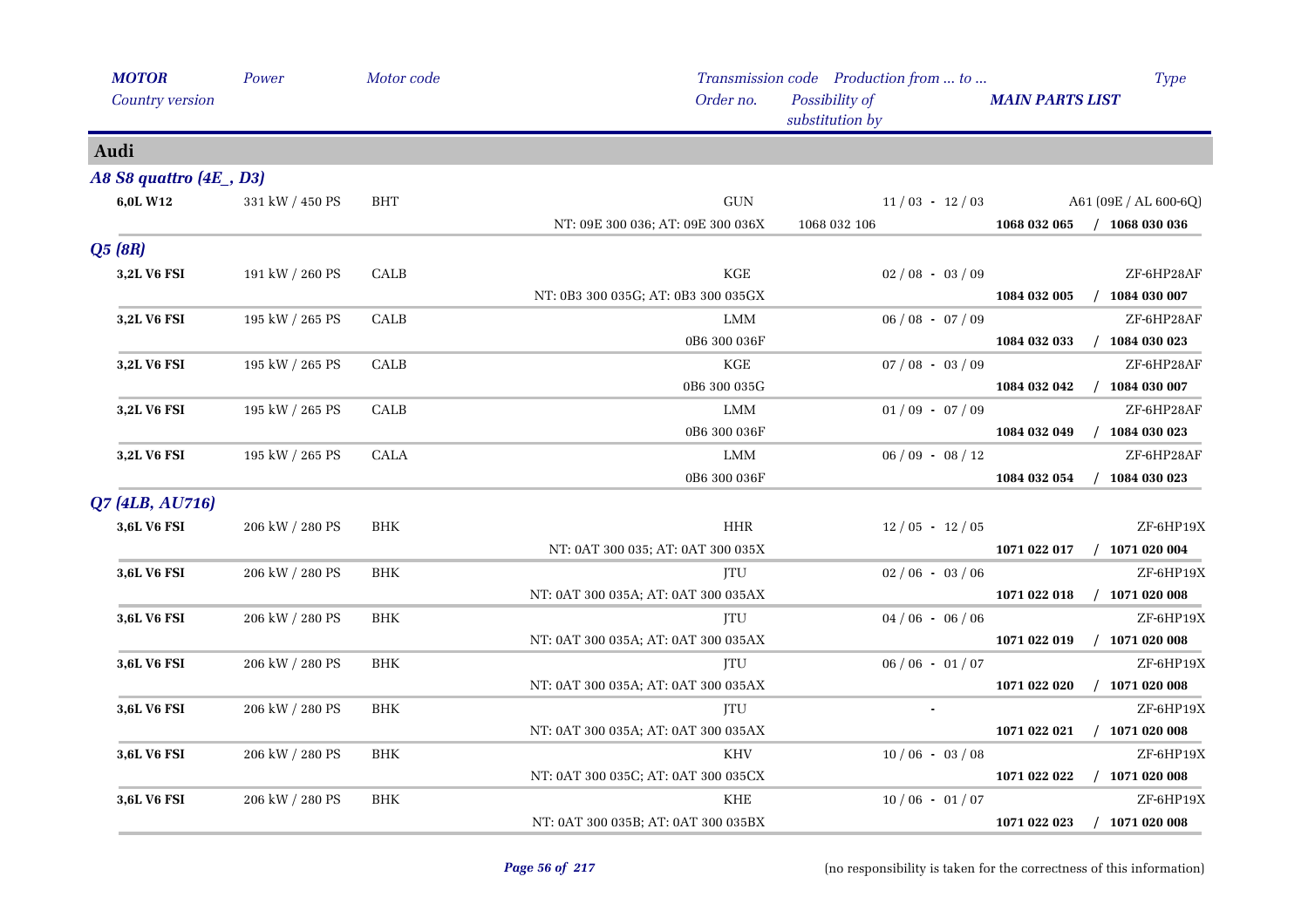| MOTOR<br>Country version | Power | Motor code | Transmission code<br>Order no. | Production from ... to ...<br>Possibility of substitution by | MAIN PARTS LIST | Type |
|---|---|---|---|---|---|---|
| **Audi** | | | | | | |
| ***A8 S8 quattro (4E_, D3)*** | | | | | | |
| **6,0L W12** | 331 kW / 450 PS | BHT | GUN | 11 / 03 - 12 / 03 | | A61 (09E / AL 600-6Q) |
| | | | NT: 09E 300 036; AT: 09E 300 036X | 1068 032 106 | **1068 032 065 / 1068 030 036** | |
| ***Q5 (8R)*** | | | | | | |
| **3,2L V6 FSI** | 191 kW / 260 PS | CALB | KGE | 02 / 08 - 03 / 09 | | ZF-6HP28AF |
| | | | NT: 0B3 300 035G; AT: 0B3 300 035GX | | **1084 032 005 / 1084 030 007** | |
| **3,2L V6 FSI** | 195 kW / 265 PS | CALB | LMM | 06 / 08 - 07 / 09 | | ZF-6HP28AF |
| | | | 0B6 300 036F | | **1084 032 033 / 1084 030 023** | |
| **3,2L V6 FSI** | 195 kW / 265 PS | CALB | KGE | 07 / 08 - 03 / 09 | | ZF-6HP28AF |
| | | | 0B6 300 035G | | **1084 032 042 / 1084 030 007** | |
| **3,2L V6 FSI** | 195 kW / 265 PS | CALB | LMM | 01 / 09 - 07 / 09 | | ZF-6HP28AF |
| | | | 0B6 300 036F | | **1084 032 049 / 1084 030 023** | |
| **3,2L V6 FSI** | 195 kW / 265 PS | CALA | LMM | 06 / 09 - 08 / 12 | | ZF-6HP28AF |
| | | | 0B6 300 036F | | **1084 032 054 / 1084 030 023** | |
| ***Q7 (4LB, AU716)*** | | | | | | |
| **3,6L V6 FSI** | 206 kW / 280 PS | BHK | HHR | 12 / 05 - 12 / 05 | | ZF-6HP19X |
| | | | NT: 0AT 300 035; AT: 0AT 300 035X | | **1071 022 017 / 1071 020 004** | |
| **3,6L V6 FSI** | 206 kW / 280 PS | BHK | JTU | 02 / 06 - 03 / 06 | | ZF-6HP19X |
| | | | NT: 0AT 300 035A; AT: 0AT 300 035AX | | **1071 022 018 / 1071 020 008** | |
| **3,6L V6 FSI** | 206 kW / 280 PS | BHK | JTU | 04 / 06 - 06 / 06 | | ZF-6HP19X |
| | | | NT: 0AT 300 035A; AT: 0AT 300 035AX | | **1071 022 019 / 1071 020 008** | |
| **3,6L V6 FSI** | 206 kW / 280 PS | BHK | JTU | 06 / 06 - 01 / 07 | | ZF-6HP19X |
| | | | NT: 0AT 300 035A; AT: 0AT 300 035AX | | **1071 022 020 / 1071 020 008** | |
| **3,6L V6 FSI** | 206 kW / 280 PS | BHK | JTU | - | | ZF-6HP19X |
| | | | NT: 0AT 300 035A; AT: 0AT 300 035AX | | **1071 022 021 / 1071 020 008** | |
| **3,6L V6 FSI** | 206 kW / 280 PS | BHK | KHV | 10 / 06 - 03 / 08 | | ZF-6HP19X |
| | | | NT: 0AT 300 035C; AT: 0AT 300 035CX | | **1071 022 022 / 1071 020 008** | |
| **3,6L V6 FSI** | 206 kW / 280 PS | BHK | KHE | 10 / 06 - 01 / 07 | | ZF-6HP19X |
| | | | NT: 0AT 300 035B; AT: 0AT 300 035BX | | **1071 022 023 / 1071 020 008** | |

(no responsibility is taken for the correctness of this information)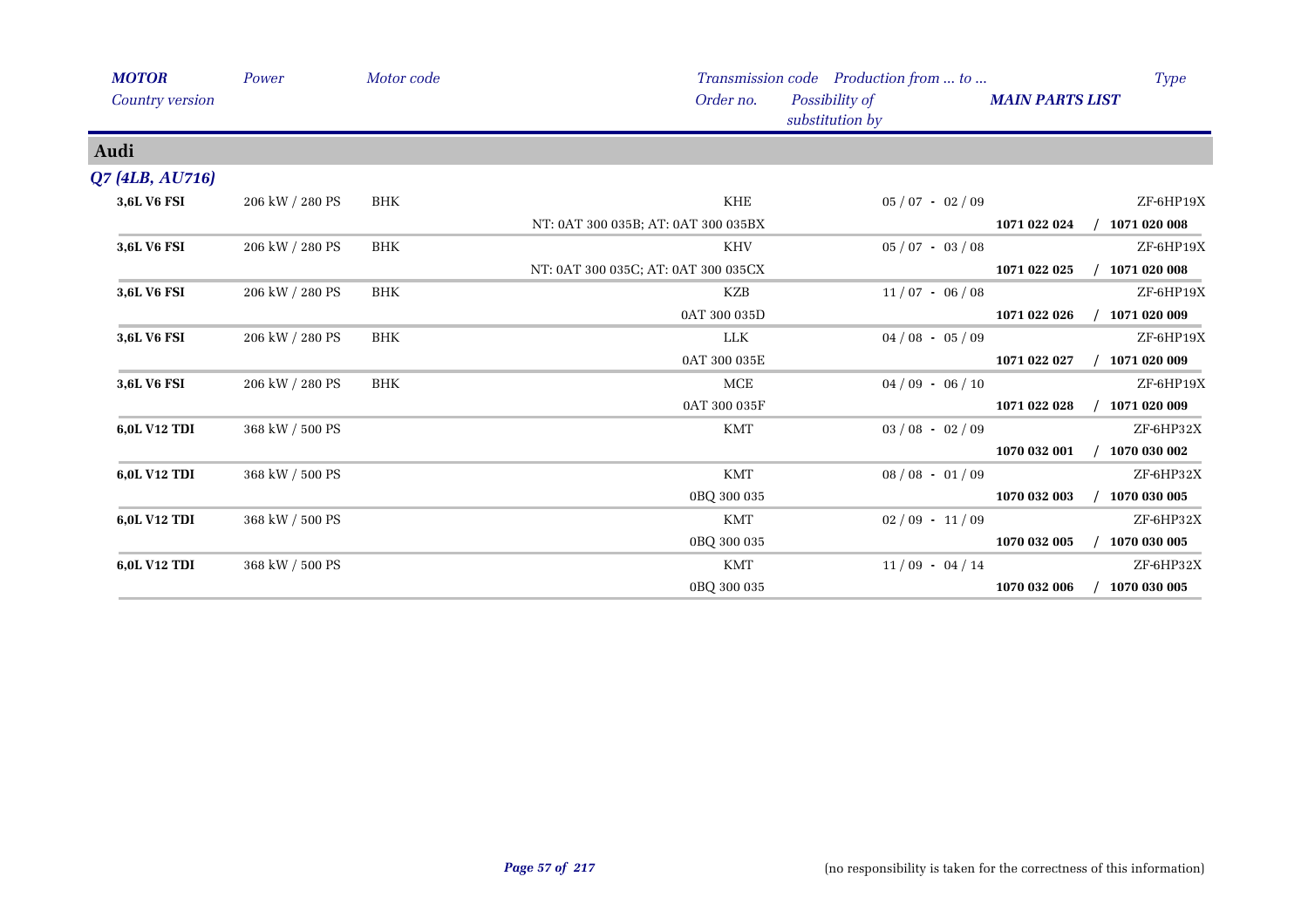| *MOTOR* | *Power* | *Motor code* | *Transmission code* | *Production from ... to ...* | | *Type* |
|---|---|---|---|---|---|---|
| *Country version* | | | *Order no.* | *Possibility of substitution by* | *MAIN PARTS LIST* | |

## Audi

### *Q7 (4LB, AU716)*

| *MOTOR* | *Power* | *Motor code* | *Transmission code / Order no.* | *Production from ... to ...* | *MAIN PARTS LIST* | *Type* |
|---|---|---|---|---|---|---|
| **3,6L V6 FSI** | 206 kW / 280 PS | BHK | KHE | 05 / 07 - 02 / 09 | | ZF-6HP19X |
| | | | NT: 0AT 300 035B; AT: 0AT 300 035BX | | **1071 022 024** / **1071 020 008** | |
| **3,6L V6 FSI** | 206 kW / 280 PS | BHK | KHV | 05 / 07 - 03 / 08 | | ZF-6HP19X |
| | | | NT: 0AT 300 035C; AT: 0AT 300 035CX | | **1071 022 025** / **1071 020 008** | |
| **3,6L V6 FSI** | 206 kW / 280 PS | BHK | KZB | 11 / 07 - 06 / 08 | | ZF-6HP19X |
| | | | 0AT 300 035D | | **1071 022 026** / **1071 020 009** | |
| **3,6L V6 FSI** | 206 kW / 280 PS | BHK | LLK | 04 / 08 - 05 / 09 | | ZF-6HP19X |
| | | | 0AT 300 035E | | **1071 022 027** / **1071 020 009** | |
| **3,6L V6 FSI** | 206 kW / 280 PS | BHK | MCE | 04 / 09 - 06 / 10 | | ZF-6HP19X |
| | | | 0AT 300 035F | | **1071 022 028** / **1071 020 009** | |
| **6,0L V12 TDI** | 368 kW / 500 PS | | KMT | 03 / 08 - 02 / 09 | | ZF-6HP32X |
| | | | | | **1070 032 001** / **1070 030 002** | |
| **6,0L V12 TDI** | 368 kW / 500 PS | | KMT | 08 / 08 - 01 / 09 | | ZF-6HP32X |
| | | | 0BQ 300 035 | | **1070 032 003** / **1070 030 005** | |
| **6,0L V12 TDI** | 368 kW / 500 PS | | KMT | 02 / 09 - 11 / 09 | | ZF-6HP32X |
| | | | 0BQ 300 035 | | **1070 032 005** / **1070 030 005** | |
| **6,0L V12 TDI** | 368 kW / 500 PS | | KMT | 11 / 09 - 04 / 14 | | ZF-6HP32X |
| | | | 0BQ 300 035 | | **1070 032 006** / **1070 030 005** | |

(no responsibility is taken for the correctness of this information)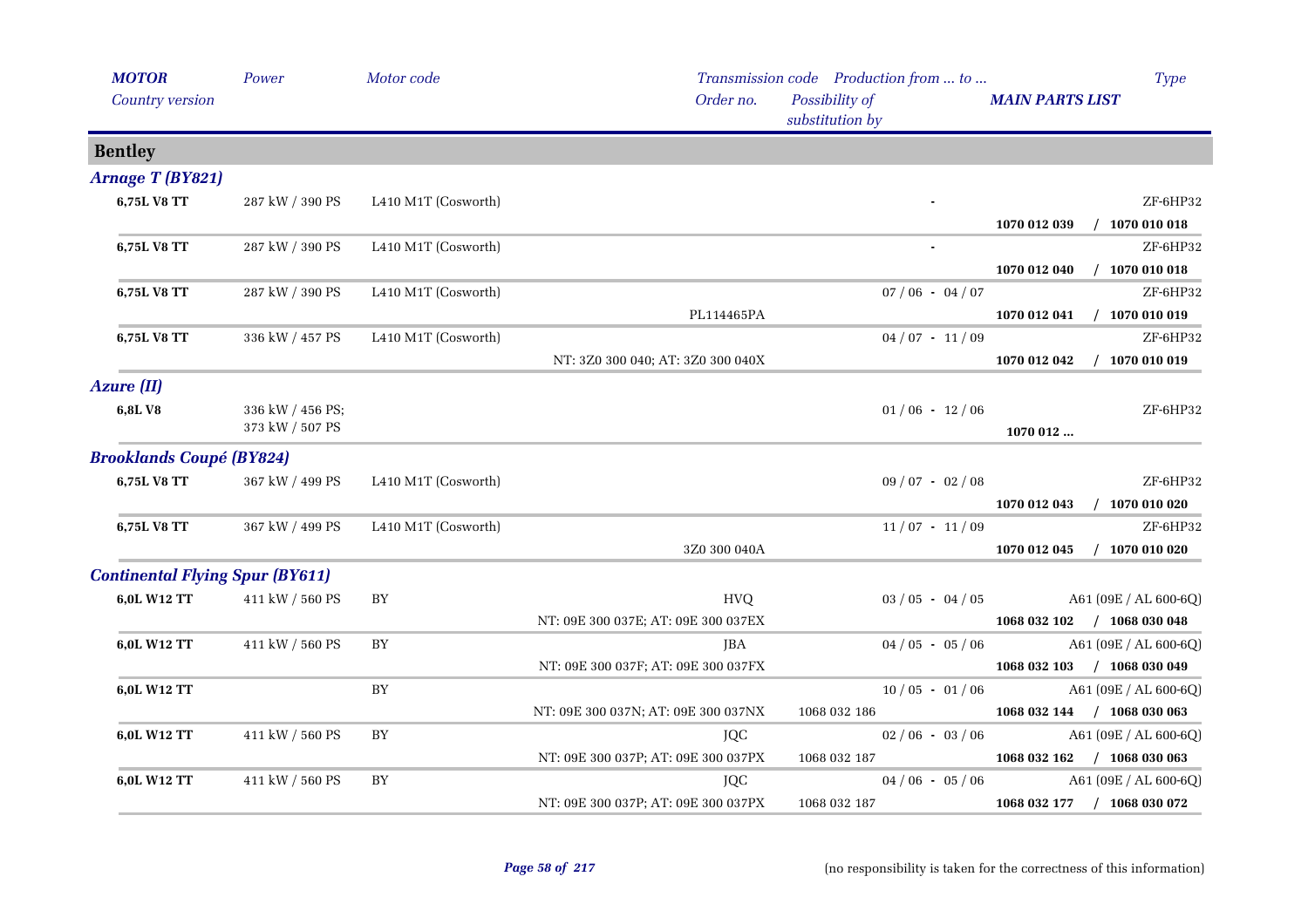| MOTOR<br>Country version | Power | Motor code | Transmission code<br>Order no. | Production from ... to ...<br>Possibility of substitution by | MAIN PARTS LIST | Type |
|---|---|---|---|---|---|---|
| **Bentley** | | | | | | |
| ***Arnage T (BY821)*** | | | | | | |
| **6,75L V8 TT** | 287 kW / 390 PS | L410 M1T (Cosworth) | | - | **1070 012 039 / 1070 010 018** | ZF-6HP32 |
| **6,75L V8 TT** | 287 kW / 390 PS | L410 M1T (Cosworth) | | - | **1070 012 040 / 1070 010 018** | ZF-6HP32 |
| **6,75L V8 TT** | 287 kW / 390 PS | L410 M1T (Cosworth) | PL114465PA | 07 / 06 - 04 / 07 | **1070 012 041 / 1070 010 019** | ZF-6HP32 |
| **6,75L V8 TT** | 336 kW / 457 PS | L410 M1T (Cosworth) | NT: 3Z0 300 040; AT: 3Z0 300 040X | 04 / 07 - 11 / 09 | **1070 012 042 / 1070 010 019** | ZF-6HP32 |
| ***Azure (II)*** | | | | | | |
| **6,8L V8** | 336 kW / 456 PS; 373 kW / 507 PS | | | 01 / 06 - 12 / 06 | **1070 012 ...** | ZF-6HP32 |
| ***Brooklands Coupé (BY824)*** | | | | | | |
| **6,75L V8 TT** | 367 kW / 499 PS | L410 M1T (Cosworth) | | 09 / 07 - 02 / 08 | **1070 012 043 / 1070 010 020** | ZF-6HP32 |
| **6,75L V8 TT** | 367 kW / 499 PS | L410 M1T (Cosworth) | 3Z0 300 040A | 11 / 07 - 11 / 09 | **1070 012 045 / 1070 010 020** | ZF-6HP32 |
| ***Continental Flying Spur (BY611)*** | | | | | | |
| **6,0L W12 TT** | 411 kW / 560 PS | BY | HVQ<br>NT: 09E 300 037E; AT: 09E 300 037EX | 03 / 05 - 04 / 05 | **1068 032 102 / 1068 030 048** | A61 (09E / AL 600-6Q) |
| **6,0L W12 TT** | 411 kW / 560 PS | BY | JBA<br>NT: 09E 300 037F; AT: 09E 300 037FX | 04 / 05 - 05 / 06 | **1068 032 103 / 1068 030 049** | A61 (09E / AL 600-6Q) |
| **6,0L W12 TT** | | BY | NT: 09E 300 037N; AT: 09E 300 037NX | 10 / 05 - 01 / 06<br>1068 032 186 | **1068 032 144 / 1068 030 063** | A61 (09E / AL 600-6Q) |
| **6,0L W12 TT** | 411 kW / 560 PS | BY | JQC<br>NT: 09E 300 037P; AT: 09E 300 037PX | 02 / 06 - 03 / 06<br>1068 032 187 | **1068 032 162 / 1068 030 063** | A61 (09E / AL 600-6Q) |
| **6,0L W12 TT** | 411 kW / 560 PS | BY | JQC<br>NT: 09E 300 037P; AT: 09E 300 037PX | 04 / 06 - 05 / 06<br>1068 032 187 | **1068 032 177 / 1068 030 072** | A61 (09E / AL 600-6Q) |

(no responsibility is taken for the correctness of this information)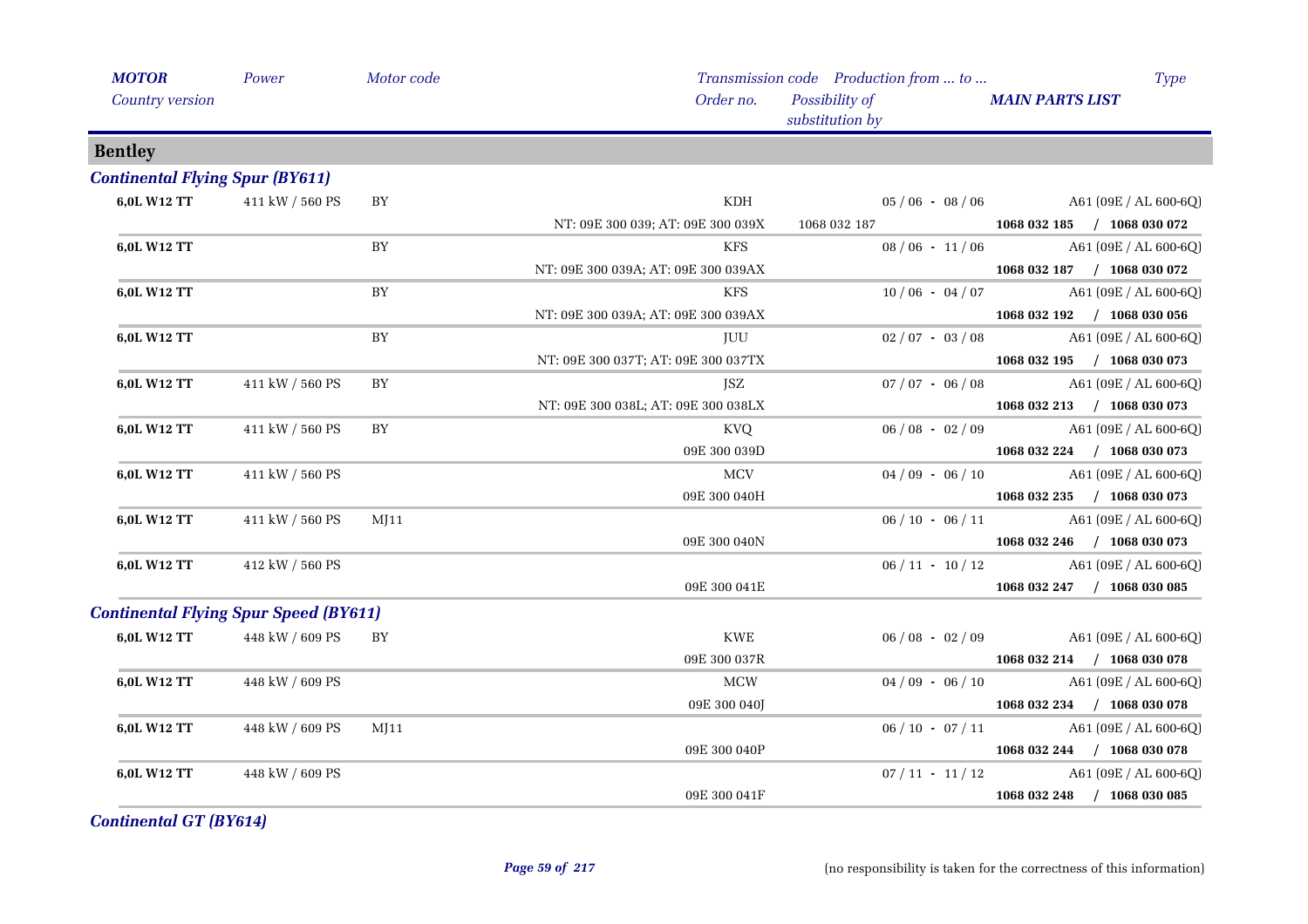| *MOTOR* | *Power* | *Motor code* | *Transmission code* | *Production from ... to ...* | *Type* |
|---|---|---|---|---|---|
| *Country version* | | | *Order no.* | *Possibility of substitution by* | ***MAIN PARTS LIST*** |

## Bentley

### *Continental Flying Spur (BY611)*

| *MOTOR* | *Power* | *Motor code* | *Transmission code / Order no.* | *Production from ... to ... / Possibility of substitution by* | *Type / MAIN PARTS LIST* |
|---|---|---|---|---|---|
| **6,0L W12 TT** | 411 kW / 560 PS | BY | KDH | 05 / 06 - 08 / 06 | A61 (09E / AL 600-6Q) |
| | | | NT: 09E 300 039; AT: 09E 300 039X | 1068 032 187 | **1068 032 185 / 1068 030 072** |
| **6,0L W12 TT** | | BY | KFS | 08 / 06 - 11 / 06 | A61 (09E / AL 600-6Q) |
| | | | NT: 09E 300 039A; AT: 09E 300 039AX | | **1068 032 187 / 1068 030 072** |
| **6,0L W12 TT** | | BY | KFS | 10 / 06 - 04 / 07 | A61 (09E / AL 600-6Q) |
| | | | NT: 09E 300 039A; AT: 09E 300 039AX | | **1068 032 192 / 1068 030 056** |
| **6,0L W12 TT** | | BY | JUU | 02 / 07 - 03 / 08 | A61 (09E / AL 600-6Q) |
| | | | NT: 09E 300 037T; AT: 09E 300 037TX | | **1068 032 195 / 1068 030 073** |
| **6,0L W12 TT** | 411 kW / 560 PS | BY | JSZ | 07 / 07 - 06 / 08 | A61 (09E / AL 600-6Q) |
| | | | NT: 09E 300 038L; AT: 09E 300 038LX | | **1068 032 213 / 1068 030 073** |
| **6,0L W12 TT** | 411 kW / 560 PS | BY | KVQ | 06 / 08 - 02 / 09 | A61 (09E / AL 600-6Q) |
| | | | 09E 300 039D | | **1068 032 224 / 1068 030 073** |
| **6,0L W12 TT** | 411 kW / 560 PS | | MCV | 04 / 09 - 06 / 10 | A61 (09E / AL 600-6Q) |
| | | | 09E 300 040H | | **1068 032 235 / 1068 030 073** |
| **6,0L W12 TT** | 411 kW / 560 PS | MJ11 | | 06 / 10 - 06 / 11 | A61 (09E / AL 600-6Q) |
| | | | 09E 300 040N | | **1068 032 246 / 1068 030 073** |
| **6,0L W12 TT** | 412 kW / 560 PS | | | 06 / 11 - 10 / 12 | A61 (09E / AL 600-6Q) |
| | | | 09E 300 041E | | **1068 032 247 / 1068 030 085** |

### *Continental Flying Spur Speed (BY611)*

| *MOTOR* | *Power* | *Motor code* | *Transmission code / Order no.* | *Production from ... to ... / Possibility of substitution by* | *Type / MAIN PARTS LIST* |
|---|---|---|---|---|---|
| **6,0L W12 TT** | 448 kW / 609 PS | BY | KWE | 06 / 08 - 02 / 09 | A61 (09E / AL 600-6Q) |
| | | | 09E 300 037R | | **1068 032 214 / 1068 030 078** |
| **6,0L W12 TT** | 448 kW / 609 PS | | MCW | 04 / 09 - 06 / 10 | A61 (09E / AL 600-6Q) |
| | | | 09E 300 040J | | **1068 032 234 / 1068 030 078** |
| **6,0L W12 TT** | 448 kW / 609 PS | MJ11 | | 06 / 10 - 07 / 11 | A61 (09E / AL 600-6Q) |
| | | | 09E 300 040P | | **1068 032 244 / 1068 030 078** |
| **6,0L W12 TT** | 448 kW / 609 PS | | | 07 / 11 - 11 / 12 | A61 (09E / AL 600-6Q) |
| | | | 09E 300 041F | | **1068 032 248 / 1068 030 085** |

### *Continental GT (BY614)*

(no responsibility is taken for the correctness of this information)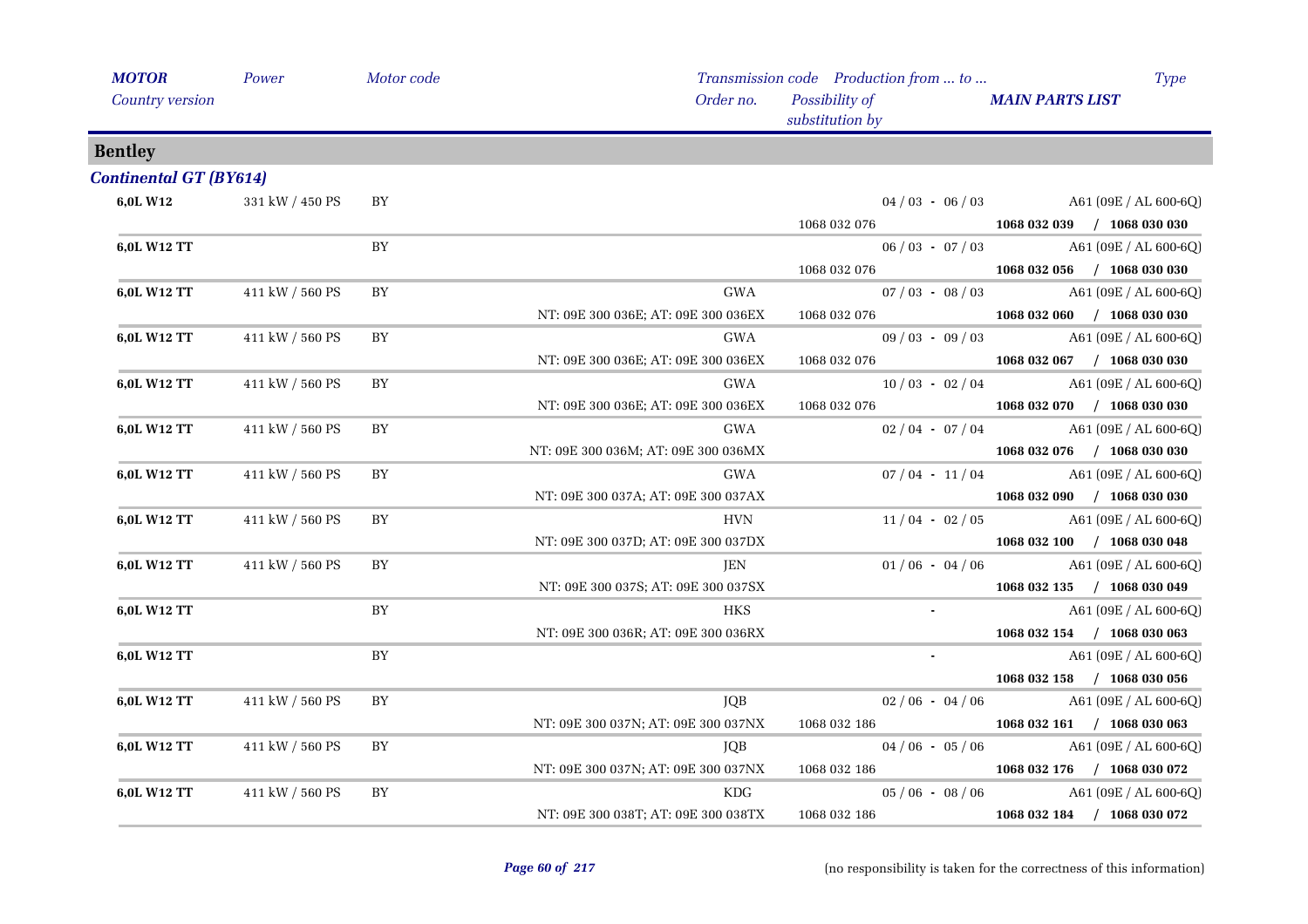| MOTOR / Country version | Power | Motor code | Transmission code / Order no. | Production from ... to ... / Possibility of substitution by | Type / MAIN PARTS LIST |
|---|---|---|---|---|---|

## Bentley

### *Continental GT (BY614)*

| MOTOR / Country version | Power | Motor code | Transmission code / Order no. | Production from ... to ... / Possibility of substitution by | Type / MAIN PARTS LIST |
|---|---|---|---|---|---|
| **6,0L W12** | 331 kW / 450 PS | BY | | 04 / 03 - 06 / 03 | A61 (09E / AL 600-6Q) |
| | | | | 1068 032 076 | **1068 032 039 / 1068 030 030** |
| **6,0L W12 TT** | | BY | | 06 / 03 - 07 / 03 | A61 (09E / AL 600-6Q) |
| | | | | 1068 032 076 | **1068 032 056 / 1068 030 030** |
| **6,0L W12 TT** | 411 kW / 560 PS | BY | GWA | 07 / 03 - 08 / 03 | A61 (09E / AL 600-6Q) |
| | | | NT: 09E 300 036E; AT: 09E 300 036EX | 1068 032 076 | **1068 032 060 / 1068 030 030** |
| **6,0L W12 TT** | 411 kW / 560 PS | BY | GWA | 09 / 03 - 09 / 03 | A61 (09E / AL 600-6Q) |
| | | | NT: 09E 300 036E; AT: 09E 300 036EX | 1068 032 076 | **1068 032 067 / 1068 030 030** |
| **6,0L W12 TT** | 411 kW / 560 PS | BY | GWA | 10 / 03 - 02 / 04 | A61 (09E / AL 600-6Q) |
| | | | NT: 09E 300 036E; AT: 09E 300 036EX | 1068 032 076 | **1068 032 070 / 1068 030 030** |
| **6,0L W12 TT** | 411 kW / 560 PS | BY | GWA | 02 / 04 - 07 / 04 | A61 (09E / AL 600-6Q) |
| | | | NT: 09E 300 036M; AT: 09E 300 036MX | | **1068 032 076 / 1068 030 030** |
| **6,0L W12 TT** | 411 kW / 560 PS | BY | GWA | 07 / 04 - 11 / 04 | A61 (09E / AL 600-6Q) |
| | | | NT: 09E 300 037A; AT: 09E 300 037AX | | **1068 032 090 / 1068 030 030** |
| **6,0L W12 TT** | 411 kW / 560 PS | BY | HVN | 11 / 04 - 02 / 05 | A61 (09E / AL 600-6Q) |
| | | | NT: 09E 300 037D; AT: 09E 300 037DX | | **1068 032 100 / 1068 030 048** |
| **6,0L W12 TT** | 411 kW / 560 PS | BY | JEN | 01 / 06 - 04 / 06 | A61 (09E / AL 600-6Q) |
| | | | NT: 09E 300 037S; AT: 09E 300 037SX | | **1068 032 135 / 1068 030 049** |
| **6,0L W12 TT** | | BY | HKS | - | A61 (09E / AL 600-6Q) |
| | | | NT: 09E 300 036R; AT: 09E 300 036RX | | **1068 032 154 / 1068 030 063** |
| **6,0L W12 TT** | | BY | | - | A61 (09E / AL 600-6Q) |
| | | | | | **1068 032 158 / 1068 030 056** |
| **6,0L W12 TT** | 411 kW / 560 PS | BY | JQB | 02 / 06 - 04 / 06 | A61 (09E / AL 600-6Q) |
| | | | NT: 09E 300 037N; AT: 09E 300 037NX | 1068 032 186 | **1068 032 161 / 1068 030 063** |
| **6,0L W12 TT** | 411 kW / 560 PS | BY | JQB | 04 / 06 - 05 / 06 | A61 (09E / AL 600-6Q) |
| | | | NT: 09E 300 037N; AT: 09E 300 037NX | 1068 032 186 | **1068 032 176 / 1068 030 072** |
| **6,0L W12 TT** | 411 kW / 560 PS | BY | KDG | 05 / 06 - 08 / 06 | A61 (09E / AL 600-6Q) |
| | | | NT: 09E 300 038T; AT: 09E 300 038TX | 1068 032 186 | **1068 032 184 / 1068 030 072** |

(no responsibility is taken for the correctness of this information)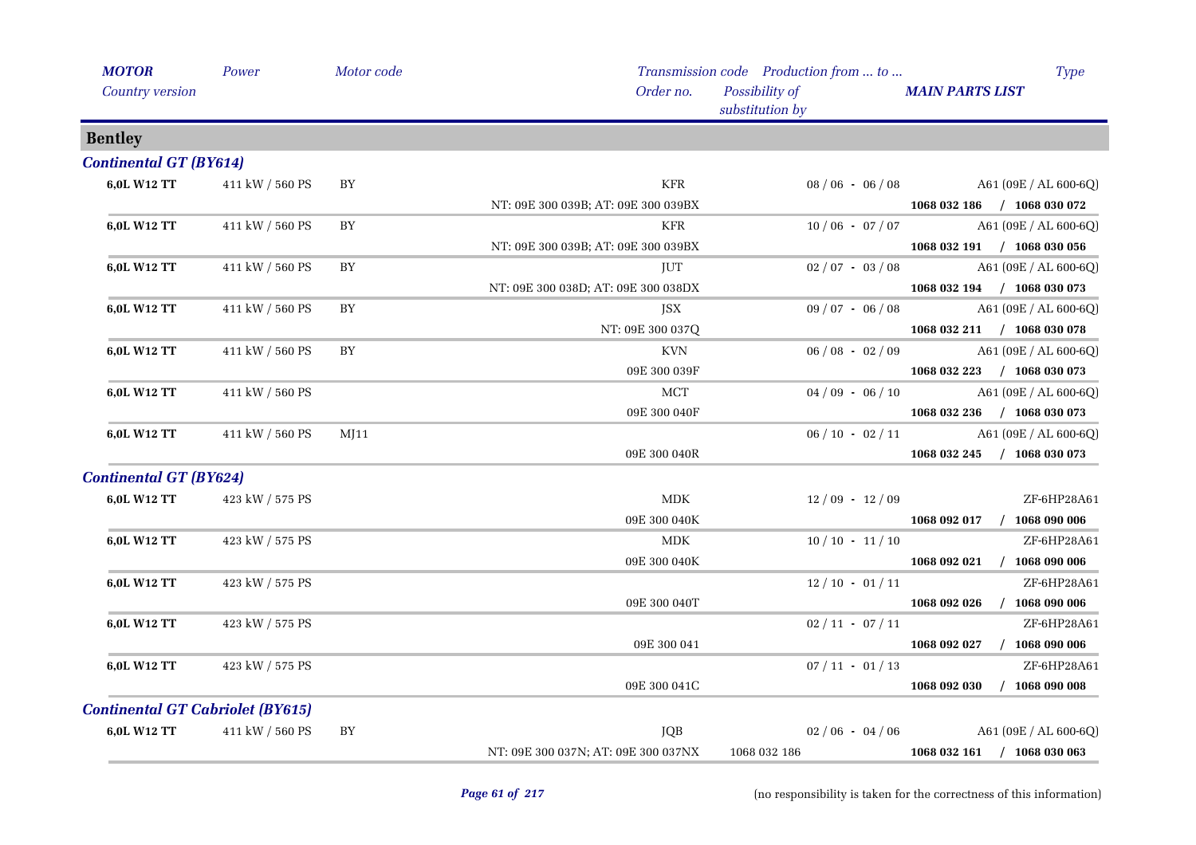| *MOTOR* | *Power* | *Motor code* | *Transmission code* | *Production from ... to ...* | *Type* |
|---|---|---|---|---|---|
| *Country version* | | | *Order no.* | *Possibility of substitution by* | *MAIN PARTS LIST* |
| **Bentley** | | | | | |
| ***Continental GT (BY614)*** | | | | | |
| **6,0L W12 TT** | 411 kW / 560 PS | BY | KFR | 08 / 06 - 06 / 08 | A61 (09E / AL 600-6Q) |
| | | | NT: 09E 300 039B; AT: 09E 300 039BX | | **1068 032 186 / 1068 030 072** |
| **6,0L W12 TT** | 411 kW / 560 PS | BY | KFR | 10 / 06 - 07 / 07 | A61 (09E / AL 600-6Q) |
| | | | NT: 09E 300 039B; AT: 09E 300 039BX | | **1068 032 191 / 1068 030 056** |
| **6,0L W12 TT** | 411 kW / 560 PS | BY | JUT | 02 / 07 - 03 / 08 | A61 (09E / AL 600-6Q) |
| | | | NT: 09E 300 038D; AT: 09E 300 038DX | | **1068 032 194 / 1068 030 073** |
| **6,0L W12 TT** | 411 kW / 560 PS | BY | JSX | 09 / 07 - 06 / 08 | A61 (09E / AL 600-6Q) |
| | | | NT: 09E 300 037Q | | **1068 032 211 / 1068 030 078** |
| **6,0L W12 TT** | 411 kW / 560 PS | BY | KVN | 06 / 08 - 02 / 09 | A61 (09E / AL 600-6Q) |
| | | | 09E 300 039F | | **1068 032 223 / 1068 030 073** |
| **6,0L W12 TT** | 411 kW / 560 PS | | MCT | 04 / 09 - 06 / 10 | A61 (09E / AL 600-6Q) |
| | | | 09E 300 040F | | **1068 032 236 / 1068 030 073** |
| **6,0L W12 TT** | 411 kW / 560 PS | MJ11 | | 06 / 10 - 02 / 11 | A61 (09E / AL 600-6Q) |
| | | | 09E 300 040R | | **1068 032 245 / 1068 030 073** |
| ***Continental GT (BY624)*** | | | | | |
| **6,0L W12 TT** | 423 kW / 575 PS | | MDK | 12 / 09 - 12 / 09 | ZF-6HP28A61 |
| | | | 09E 300 040K | | **1068 092 017 / 1068 090 006** |
| **6,0L W12 TT** | 423 kW / 575 PS | | MDK | 10 / 10 - 11 / 10 | ZF-6HP28A61 |
| | | | 09E 300 040K | | **1068 092 021 / 1068 090 006** |
| **6,0L W12 TT** | 423 kW / 575 PS | | | 12 / 10 - 01 / 11 | ZF-6HP28A61 |
| | | | 09E 300 040T | | **1068 092 026 / 1068 090 006** |
| **6,0L W12 TT** | 423 kW / 575 PS | | | 02 / 11 - 07 / 11 | ZF-6HP28A61 |
| | | | 09E 300 041 | | **1068 092 027 / 1068 090 006** |
| **6,0L W12 TT** | 423 kW / 575 PS | | | 07 / 11 - 01 / 13 | ZF-6HP28A61 |
| | | | 09E 300 041C | | **1068 092 030 / 1068 090 008** |
| ***Continental GT Cabriolet (BY615)*** | | | | | |
| **6,0L W12 TT** | 411 kW / 560 PS | BY | JQB | 02 / 06 - 04 / 06 | A61 (09E / AL 600-6Q) |
| | | | NT: 09E 300 037N; AT: 09E 300 037NX | 1068 032 186 | **1068 032 161 / 1068 030 063** |

(no responsibility is taken for the correctness of this information)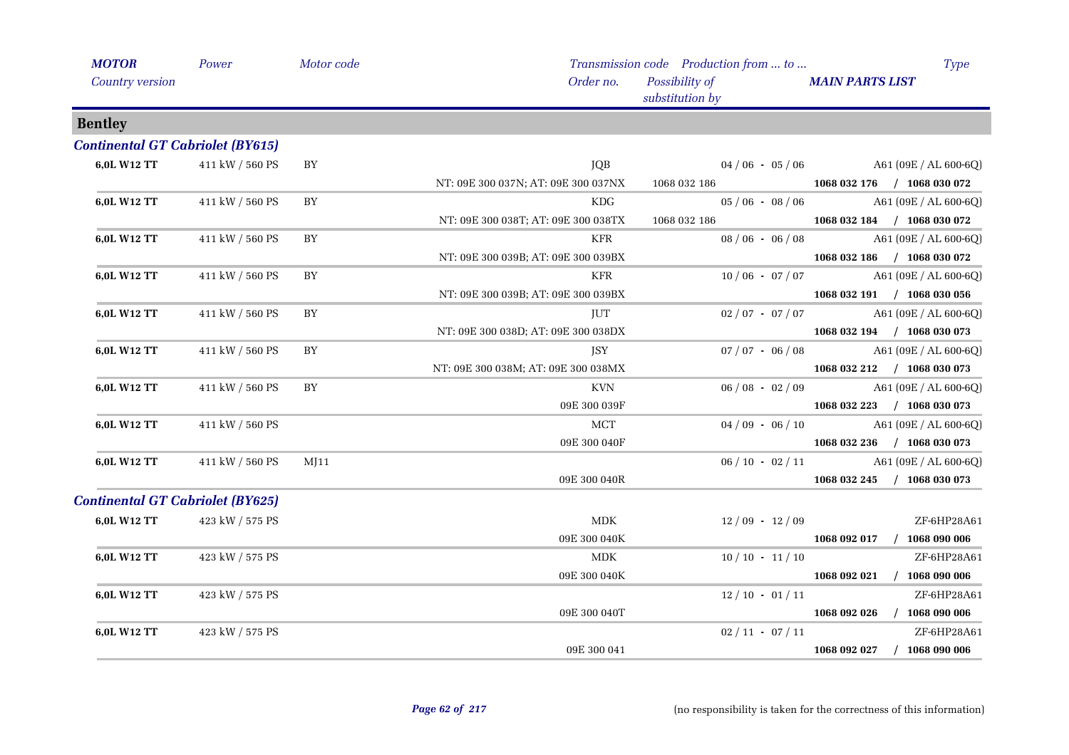| *MOTOR* | *Power* | *Motor code* | *Transmission code* | *Production from ... to ...* | *Type* |
|---|---|---|---|---|---|
| *Country version* | | | *Order no.* | *Possibility of substitution by* | *MAIN PARTS LIST* |

## Bentley

### *Continental GT Cabriolet (BY615)*

| MOTOR | Power | Motor code | Transmission code / Order no. | Production from ... to ... / Possibility of substitution by | Type / MAIN PARTS LIST |
|---|---|---|---|---|---|
| **6,0L W12 TT** | 411 kW / 560 PS | BY | JQB | 04 / 06 - 05 / 06 | A61 (09E / AL 600-6Q) |
| | | | NT: 09E 300 037N; AT: 09E 300 037NX | 1068 032 186 | **1068 032 176 / 1068 030 072** |
| **6,0L W12 TT** | 411 kW / 560 PS | BY | KDG | 05 / 06 - 08 / 06 | A61 (09E / AL 600-6Q) |
| | | | NT: 09E 300 038T; AT: 09E 300 038TX | 1068 032 186 | **1068 032 184 / 1068 030 072** |
| **6,0L W12 TT** | 411 kW / 560 PS | BY | KFR | 08 / 06 - 06 / 08 | A61 (09E / AL 600-6Q) |
| | | | NT: 09E 300 039B; AT: 09E 300 039BX | | **1068 032 186 / 1068 030 072** |
| **6,0L W12 TT** | 411 kW / 560 PS | BY | KFR | 10 / 06 - 07 / 07 | A61 (09E / AL 600-6Q) |
| | | | NT: 09E 300 039B; AT: 09E 300 039BX | | **1068 032 191 / 1068 030 056** |
| **6,0L W12 TT** | 411 kW / 560 PS | BY | JUT | 02 / 07 - 07 / 07 | A61 (09E / AL 600-6Q) |
| | | | NT: 09E 300 038D; AT: 09E 300 038DX | | **1068 032 194 / 1068 030 073** |
| **6,0L W12 TT** | 411 kW / 560 PS | BY | JSY | 07 / 07 - 06 / 08 | A61 (09E / AL 600-6Q) |
| | | | NT: 09E 300 038M; AT: 09E 300 038MX | | **1068 032 212 / 1068 030 073** |
| **6,0L W12 TT** | 411 kW / 560 PS | BY | KVN | 06 / 08 - 02 / 09 | A61 (09E / AL 600-6Q) |
| | | | 09E 300 039F | | **1068 032 223 / 1068 030 073** |
| **6,0L W12 TT** | 411 kW / 560 PS | | MCT | 04 / 09 - 06 / 10 | A61 (09E / AL 600-6Q) |
| | | | 09E 300 040F | | **1068 032 236 / 1068 030 073** |
| **6,0L W12 TT** | 411 kW / 560 PS | MJ11 | | 06 / 10 - 02 / 11 | A61 (09E / AL 600-6Q) |
| | | | 09E 300 040R | | **1068 032 245 / 1068 030 073** |

### *Continental GT Cabriolet (BY625)*

| MOTOR | Power | Motor code | Transmission code / Order no. | Production from ... to ... / Possibility of substitution by | Type / MAIN PARTS LIST |
|---|---|---|---|---|---|
| **6,0L W12 TT** | 423 kW / 575 PS | | MDK | 12 / 09 - 12 / 09 | ZF-6HP28A61 |
| | | | 09E 300 040K | | **1068 092 017 / 1068 090 006** |
| **6,0L W12 TT** | 423 kW / 575 PS | | MDK | 10 / 10 - 11 / 10 | ZF-6HP28A61 |
| | | | 09E 300 040K | | **1068 092 021 / 1068 090 006** |
| **6,0L W12 TT** | 423 kW / 575 PS | | | 12 / 10 - 01 / 11 | ZF-6HP28A61 |
| | | | 09E 300 040T | | **1068 092 026 / 1068 090 006** |
| **6,0L W12 TT** | 423 kW / 575 PS | | | 02 / 11 - 07 / 11 | ZF-6HP28A61 |
| | | | 09E 300 041 | | **1068 092 027 / 1068 090 006** |

(no responsibility is taken for the correctness of this information)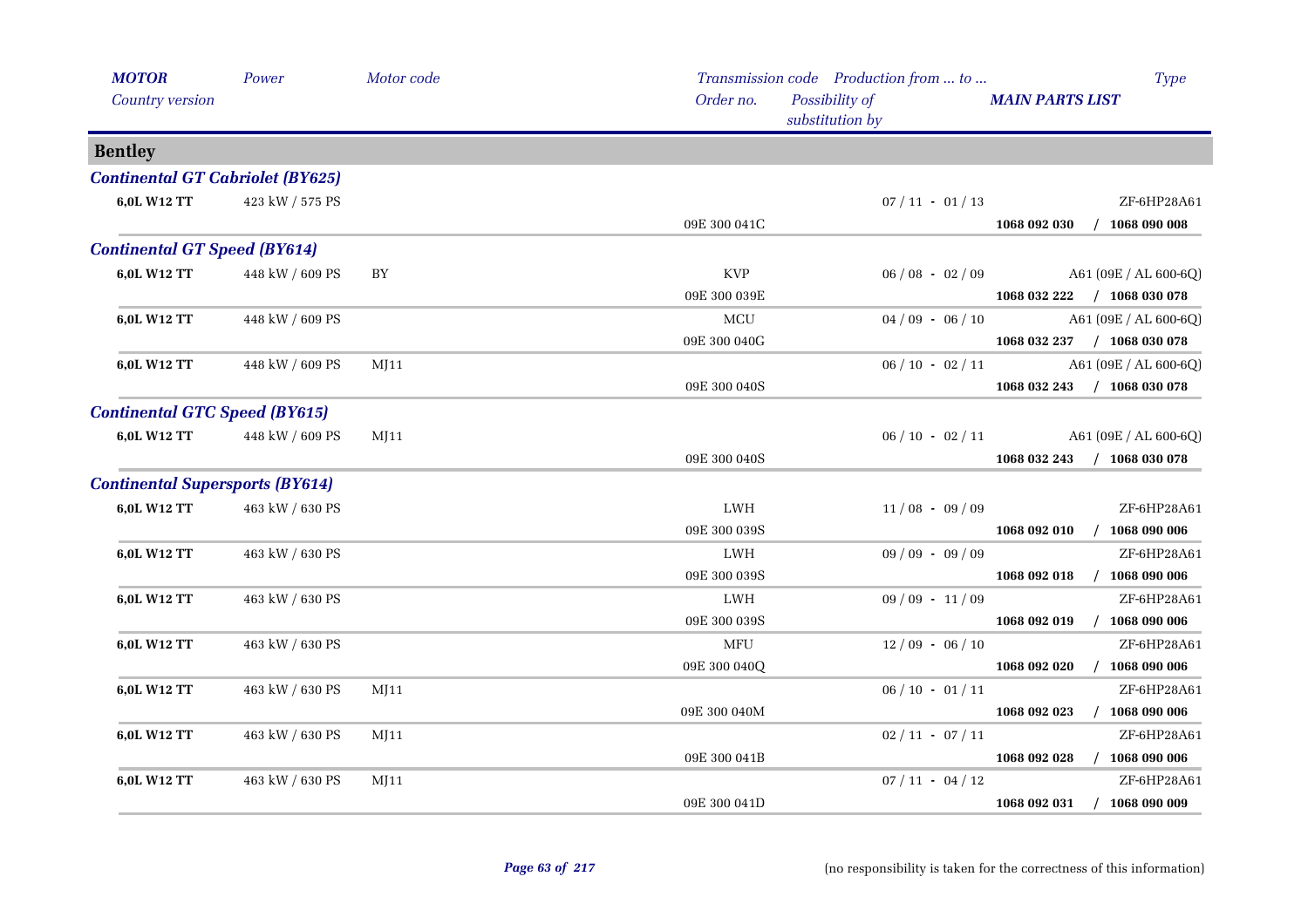| MOTOR | Power | Motor code | Transmission code | Production from ... to ... | Type |
|---|---|---|---|---|---|
| Country version | | | Order no. | Possibility of substitution by | MAIN PARTS LIST |
| **Bentley** | | | | | |
| ***Continental GT Cabriolet (BY625)*** | | | | | |
| **6,0L W12 TT** | 423 kW / 575 PS | | | 07 / 11 - 01 / 13 | ZF-6HP28A61 |
| | | | 09E 300 041C | | **1068 092 030 / 1068 090 008** |
| ***Continental GT Speed (BY614)*** | | | | | |
| **6,0L W12 TT** | 448 kW / 609 PS | BY | KVP | 06 / 08 - 02 / 09 | A61 (09E / AL 600-6Q) |
| | | | 09E 300 039E | | **1068 032 222 / 1068 030 078** |
| **6,0L W12 TT** | 448 kW / 609 PS | | MCU | 04 / 09 - 06 / 10 | A61 (09E / AL 600-6Q) |
| | | | 09E 300 040G | | **1068 032 237 / 1068 030 078** |
| **6,0L W12 TT** | 448 kW / 609 PS | MJ11 | | 06 / 10 - 02 / 11 | A61 (09E / AL 600-6Q) |
| | | | 09E 300 040S | | **1068 032 243 / 1068 030 078** |
| ***Continental GTC Speed (BY615)*** | | | | | |
| **6,0L W12 TT** | 448 kW / 609 PS | MJ11 | | 06 / 10 - 02 / 11 | A61 (09E / AL 600-6Q) |
| | | | 09E 300 040S | | **1068 032 243 / 1068 030 078** |
| ***Continental Supersports (BY614)*** | | | | | |
| **6,0L W12 TT** | 463 kW / 630 PS | | LWH | 11 / 08 - 09 / 09 | ZF-6HP28A61 |
| | | | 09E 300 039S | | **1068 092 010 / 1068 090 006** |
| **6,0L W12 TT** | 463 kW / 630 PS | | LWH | 09 / 09 - 09 / 09 | ZF-6HP28A61 |
| | | | 09E 300 039S | | **1068 092 018 / 1068 090 006** |
| **6,0L W12 TT** | 463 kW / 630 PS | | LWH | 09 / 09 - 11 / 09 | ZF-6HP28A61 |
| | | | 09E 300 039S | | **1068 092 019 / 1068 090 006** |
| **6,0L W12 TT** | 463 kW / 630 PS | | MFU | 12 / 09 - 06 / 10 | ZF-6HP28A61 |
| | | | 09E 300 040Q | | **1068 092 020 / 1068 090 006** |
| **6,0L W12 TT** | 463 kW / 630 PS | MJ11 | | 06 / 10 - 01 / 11 | ZF-6HP28A61 |
| | | | 09E 300 040M | | **1068 092 023 / 1068 090 006** |
| **6,0L W12 TT** | 463 kW / 630 PS | MJ11 | | 02 / 11 - 07 / 11 | ZF-6HP28A61 |
| | | | 09E 300 041B | | **1068 092 028 / 1068 090 006** |
| **6,0L W12 TT** | 463 kW / 630 PS | MJ11 | | 07 / 11 - 04 / 12 | ZF-6HP28A61 |
| | | | 09E 300 041D | | **1068 092 031 / 1068 090 009** |

(no responsibility is taken for the correctness of this information)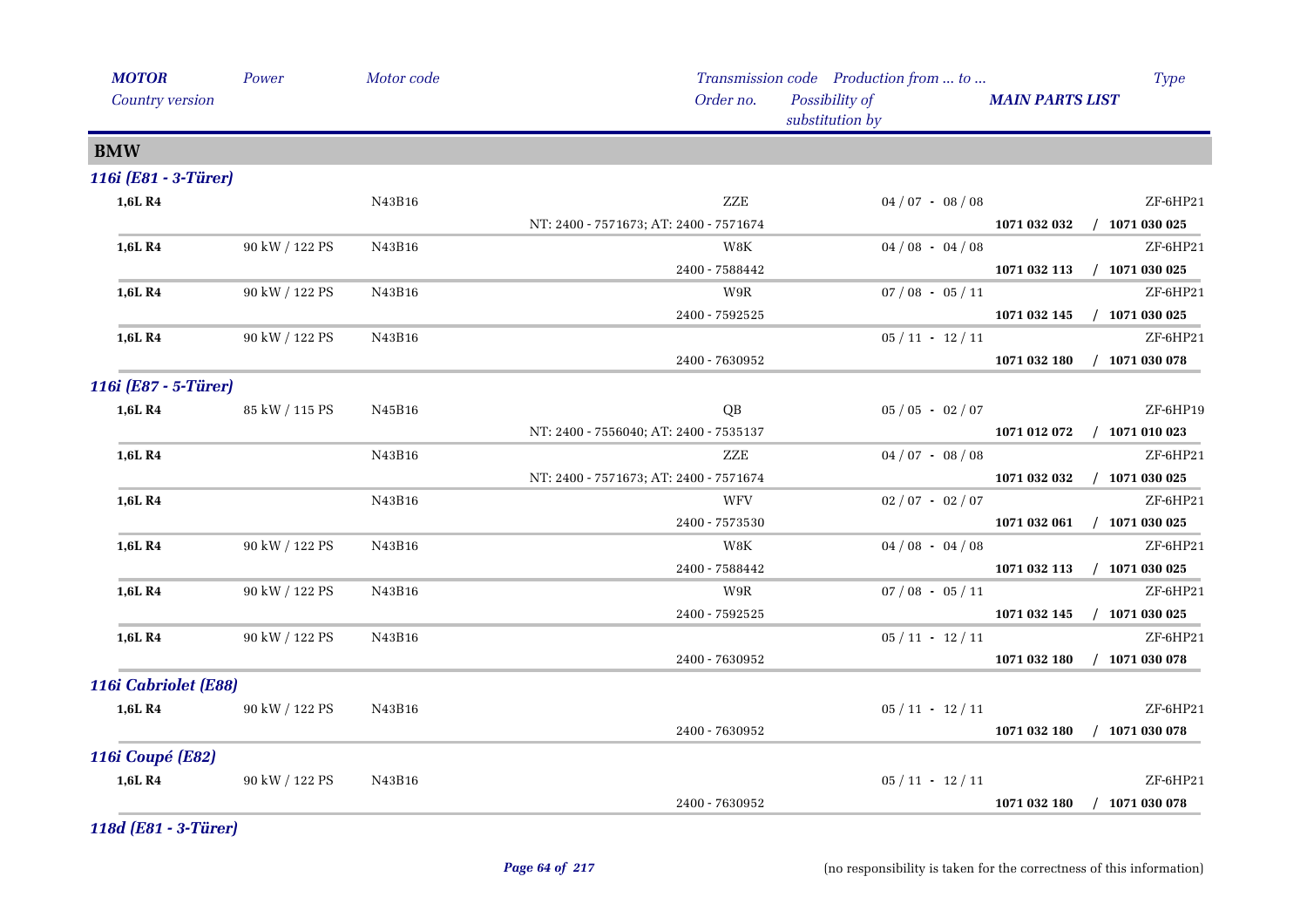| *MOTOR* | *Power* | *Motor code* | *Transmission code* | *Production from ... to ...* | *Type* |
|---|---|---|---|---|---|
| *Country version* | | | *Order no.* | *Possibility of substitution by* | *MAIN PARTS LIST* |

## BMW

### *116i (E81 - 3-Türer)*

| MOTOR | Power | Motor code | Transmission code / Order no. | Production from ... to ... | Type / MAIN PARTS LIST |
|---|---|---|---|---|---|
| **1,6L R4** | | N43B16 | ZZE | 04 / 07 - 08 / 08 | ZF-6HP21 |
| | | | NT: 2400 - 7571673; AT: 2400 - 7571674 | | **1071 032 032 / 1071 030 025** |
| **1,6L R4** | 90 kW / 122 PS | N43B16 | W8K | 04 / 08 - 04 / 08 | ZF-6HP21 |
| | | | 2400 - 7588442 | | **1071 032 113 / 1071 030 025** |
| **1,6L R4** | 90 kW / 122 PS | N43B16 | W9R | 07 / 08 - 05 / 11 | ZF-6HP21 |
| | | | 2400 - 7592525 | | **1071 032 145 / 1071 030 025** |
| **1,6L R4** | 90 kW / 122 PS | N43B16 | | 05 / 11 - 12 / 11 | ZF-6HP21 |
| | | | 2400 - 7630952 | | **1071 032 180 / 1071 030 078** |

### *116i (E87 - 5-Türer)*

| MOTOR | Power | Motor code | Transmission code / Order no. | Production from ... to ... | Type / MAIN PARTS LIST |
|---|---|---|---|---|---|
| **1,6L R4** | 85 kW / 115 PS | N45B16 | QB | 05 / 05 - 02 / 07 | ZF-6HP19 |
| | | | NT: 2400 - 7556040; AT: 2400 - 7535137 | | **1071 012 072 / 1071 010 023** |
| **1,6L R4** | | N43B16 | ZZE | 04 / 07 - 08 / 08 | ZF-6HP21 |
| | | | NT: 2400 - 7571673; AT: 2400 - 7571674 | | **1071 032 032 / 1071 030 025** |
| **1,6L R4** | | N43B16 | WFV | 02 / 07 - 02 / 07 | ZF-6HP21 |
| | | | 2400 - 7573530 | | **1071 032 061 / 1071 030 025** |
| **1,6L R4** | 90 kW / 122 PS | N43B16 | W8K | 04 / 08 - 04 / 08 | ZF-6HP21 |
| | | | 2400 - 7588442 | | **1071 032 113 / 1071 030 025** |
| **1,6L R4** | 90 kW / 122 PS | N43B16 | W9R | 07 / 08 - 05 / 11 | ZF-6HP21 |
| | | | 2400 - 7592525 | | **1071 032 145 / 1071 030 025** |
| **1,6L R4** | 90 kW / 122 PS | N43B16 | | 05 / 11 - 12 / 11 | ZF-6HP21 |
| | | | 2400 - 7630952 | | **1071 032 180 / 1071 030 078** |

### *116i Cabriolet (E88)*

| MOTOR | Power | Motor code | Transmission code / Order no. | Production from ... to ... | Type / MAIN PARTS LIST |
|---|---|---|---|---|---|
| **1,6L R4** | 90 kW / 122 PS | N43B16 | | 05 / 11 - 12 / 11 | ZF-6HP21 |
| | | | 2400 - 7630952 | | **1071 032 180 / 1071 030 078** |

### *116i Coupé (E82)*

| MOTOR | Power | Motor code | Transmission code / Order no. | Production from ... to ... | Type / MAIN PARTS LIST |
|---|---|---|---|---|---|
| **1,6L R4** | 90 kW / 122 PS | N43B16 | | 05 / 11 - 12 / 11 | ZF-6HP21 |
| | | | 2400 - 7630952 | | **1071 032 180 / 1071 030 078** |

### *118d (E81 - 3-Türer)*

(no responsibility is taken for the correctness of this information)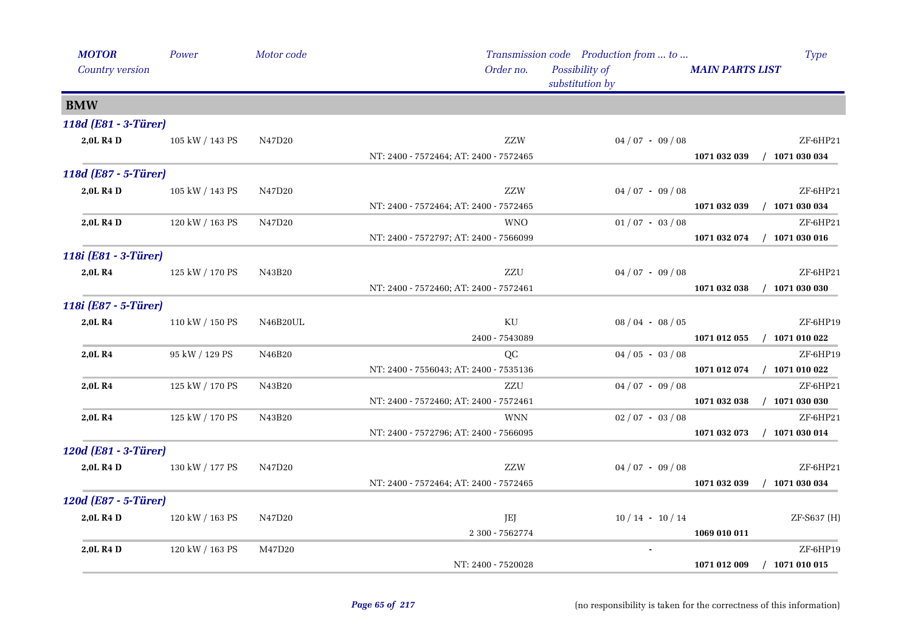| MOTOR | Power | Motor code | Transmission code | Production from ... to ... | | Type |
|---|---|---|---|---|---|---|
| Country version | | | Order no. | Possibility of substitution by | MAIN PARTS LIST | |

## BMW

### 118d (E81 - 3-Türer)

| MOTOR | Power | Motor code | Transmission code / Order no. | Production from ... to ... | MAIN PARTS LIST | Type |
|---|---|---|---|---|---|---|
| 2,0L R4 D | 105 kW / 143 PS | N47D20 | ZZW | 04 / 07 - 09 / 08 | | ZF-6HP21 |
| | | | NT: 2400 - 7572464; AT: 2400 - 7572465 | | 1071 032 039 | / 1071 030 034 |

### 118d (E87 - 5-Türer)

| MOTOR | Power | Motor code | Transmission code / Order no. | Production from ... to ... | MAIN PARTS LIST | Type |
|---|---|---|---|---|---|---|
| 2,0L R4 D | 105 kW / 143 PS | N47D20 | ZZW | 04 / 07 - 09 / 08 | | ZF-6HP21 |
| | | | NT: 2400 - 7572464; AT: 2400 - 7572465 | | 1071 032 039 | / 1071 030 034 |
| 2,0L R4 D | 120 kW / 163 PS | N47D20 | WNO | 01 / 07 - 03 / 08 | | ZF-6HP21 |
| | | | NT: 2400 - 7572797; AT: 2400 - 7566099 | | 1071 032 074 | / 1071 030 016 |

### 118i (E81 - 3-Türer)

| MOTOR | Power | Motor code | Transmission code / Order no. | Production from ... to ... | MAIN PARTS LIST | Type |
|---|---|---|---|---|---|---|
| 2,0L R4 | 125 kW / 170 PS | N43B20 | ZZU | 04 / 07 - 09 / 08 | | ZF-6HP21 |
| | | | NT: 2400 - 7572460; AT: 2400 - 7572461 | | 1071 032 038 | / 1071 030 030 |

### 118i (E87 - 5-Türer)

| MOTOR | Power | Motor code | Transmission code / Order no. | Production from ... to ... | MAIN PARTS LIST | Type |
|---|---|---|---|---|---|---|
| 2,0L R4 | 110 kW / 150 PS | N46B20UL | KU | 08 / 04 - 08 / 05 | | ZF-6HP19 |
| | | | 2400 - 7543089 | | 1071 012 055 | / 1071 010 022 |
| 2,0L R4 | 95 kW / 129 PS | N46B20 | QC | 04 / 05 - 03 / 08 | | ZF-6HP19 |
| | | | NT: 2400 - 7556043; AT: 2400 - 7535136 | | 1071 012 074 | / 1071 010 022 |
| 2,0L R4 | 125 kW / 170 PS | N43B20 | ZZU | 04 / 07 - 09 / 08 | | ZF-6HP21 |
| | | | NT: 2400 - 7572460; AT: 2400 - 7572461 | | 1071 032 038 | / 1071 030 030 |
| 2,0L R4 | 125 kW / 170 PS | N43B20 | WNN | 02 / 07 - 03 / 08 | | ZF-6HP21 |
| | | | NT: 2400 - 7572796; AT: 2400 - 7566095 | | 1071 032 073 | / 1071 030 014 |

### 120d (E81 - 3-Türer)

| MOTOR | Power | Motor code | Transmission code / Order no. | Production from ... to ... | MAIN PARTS LIST | Type |
|---|---|---|---|---|---|---|
| 2,0L R4 D | 130 kW / 177 PS | N47D20 | ZZW | 04 / 07 - 09 / 08 | | ZF-6HP21 |
| | | | NT: 2400 - 7572464; AT: 2400 - 7572465 | | 1071 032 039 | / 1071 030 034 |

### 120d (E87 - 5-Türer)

| MOTOR | Power | Motor code | Transmission code / Order no. | Production from ... to ... | MAIN PARTS LIST | Type |
|---|---|---|---|---|---|---|
| 2,0L R4 D | 120 kW / 163 PS | N47D20 | JEJ | 10 / 14 - 10 / 14 | | ZF-S637 (H) |
| | | | 2 300 - 7562774 | | 1069 010 011 | |
| 2,0L R4 D | 120 kW / 163 PS | M47D20 | | - | | ZF-6HP19 |
| | | | NT: 2400 - 7520028 | | 1071 012 009 | / 1071 010 015 |

(no responsibility is taken for the correctness of this information)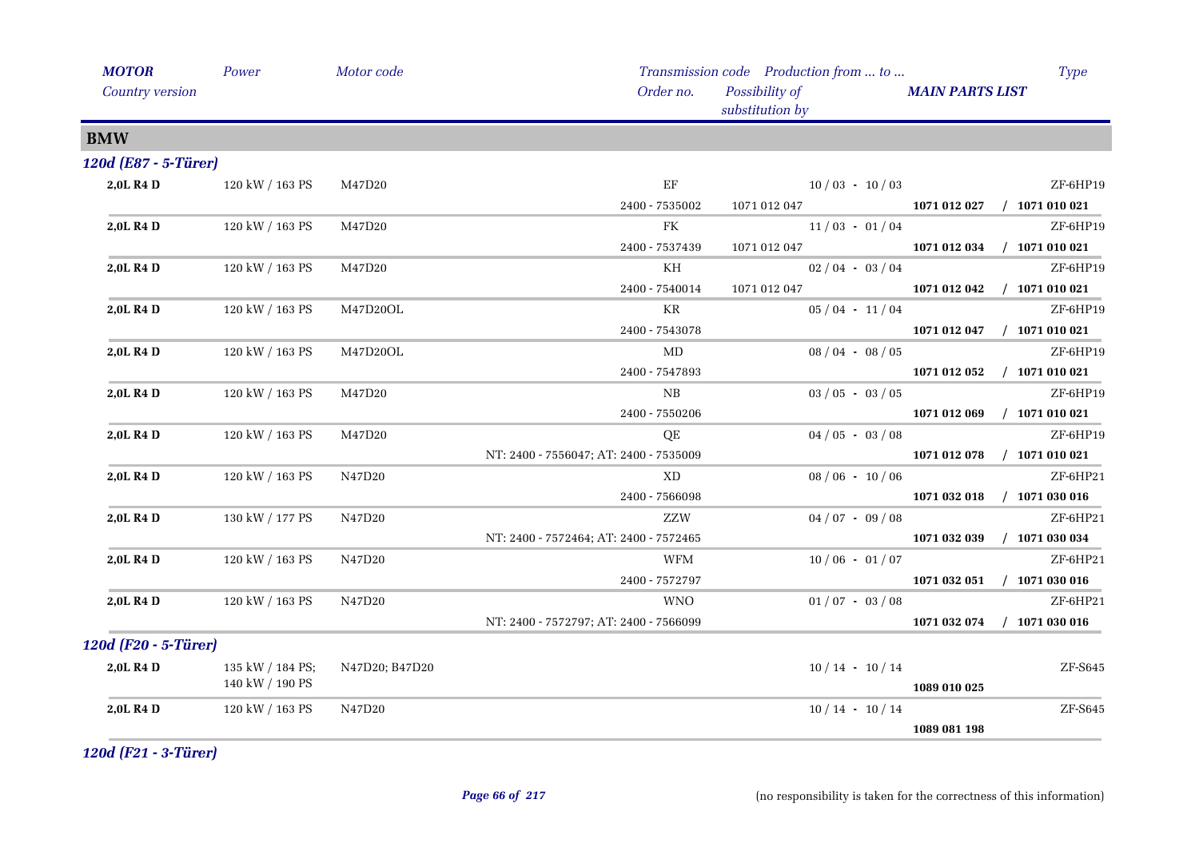| MOTOR<br>Country version | Power | Motor code | Transmission code<br>Order no. | Production from ... to ...<br>Possibility of substitution by | MAIN PARTS LIST | Type |
|---|---|---|---|---|---|---|

## BMW

### 120d (E87 - 5-Türer)

| MOTOR | Power | Motor code | Transmission code / Order no. | Production from ... to ... / Possibility of substitution by | MAIN PARTS LIST | Type |
|---|---|---|---|---|---|---|
| **2,0L R4 D** | 120 kW / 163 PS | M47D20 | EF | 10 / 03 - 10 / 03 | | ZF-6HP19 |
| | | | 2400 - 7535002 | 1071 012 047 | **1071 012 027 / 1071 010 021** | |
| **2,0L R4 D** | 120 kW / 163 PS | M47D20 | FK | 11 / 03 - 01 / 04 | | ZF-6HP19 |
| | | | 2400 - 7537439 | 1071 012 047 | **1071 012 034 / 1071 010 021** | |
| **2,0L R4 D** | 120 kW / 163 PS | M47D20 | KH | 02 / 04 - 03 / 04 | | ZF-6HP19 |
| | | | 2400 - 7540014 | 1071 012 047 | **1071 012 042 / 1071 010 021** | |
| **2,0L R4 D** | 120 kW / 163 PS | M47D20OL | KR | 05 / 04 - 11 / 04 | | ZF-6HP19 |
| | | | 2400 - 7543078 | | **1071 012 047 / 1071 010 021** | |
| **2,0L R4 D** | 120 kW / 163 PS | M47D20OL | MD | 08 / 04 - 08 / 05 | | ZF-6HP19 |
| | | | 2400 - 7547893 | | **1071 012 052 / 1071 010 021** | |
| **2,0L R4 D** | 120 kW / 163 PS | M47D20 | NB | 03 / 05 - 03 / 05 | | ZF-6HP19 |
| | | | 2400 - 7550206 | | **1071 012 069 / 1071 010 021** | |
| **2,0L R4 D** | 120 kW / 163 PS | M47D20 | QE | 04 / 05 - 03 / 08 | | ZF-6HP19 |
| | | | NT: 2400 - 7556047; AT: 2400 - 7535009 | | **1071 012 078 / 1071 010 021** | |
| **2,0L R4 D** | 120 kW / 163 PS | N47D20 | XD | 08 / 06 - 10 / 06 | | ZF-6HP21 |
| | | | 2400 - 7566098 | | **1071 032 018 / 1071 030 016** | |
| **2,0L R4 D** | 130 kW / 177 PS | N47D20 | ZZW | 04 / 07 - 09 / 08 | | ZF-6HP21 |
| | | | NT: 2400 - 7572464; AT: 2400 - 7572465 | | **1071 032 039 / 1071 030 034** | |
| **2,0L R4 D** | 120 kW / 163 PS | N47D20 | WFM | 10 / 06 - 01 / 07 | | ZF-6HP21 |
| | | | 2400 - 7572797 | | **1071 032 051 / 1071 030 016** | |
| **2,0L R4 D** | 120 kW / 163 PS | N47D20 | WNO | 01 / 07 - 03 / 08 | | ZF-6HP21 |
| | | | NT: 2400 - 7572797; AT: 2400 - 7566099 | | **1071 032 074 / 1071 030 016** | |

### 120d (F20 - 5-Türer)

| MOTOR | Power | Motor code | Transmission code / Order no. | Production from ... to ... / Possibility of substitution by | MAIN PARTS LIST | Type |
|---|---|---|---|---|---|---|
| **2,0L R4 D** | 135 kW / 184 PS; 140 kW / 190 PS | N47D20; B47D20 | | 10 / 14 - 10 / 14 | | ZF-S645 |
| | | | | | **1089 010 025** | |
| **2,0L R4 D** | 120 kW / 163 PS | N47D20 | | 10 / 14 - 10 / 14 | | ZF-S645 |
| | | | | | **1089 081 198** | |

### 120d (F21 - 3-Türer)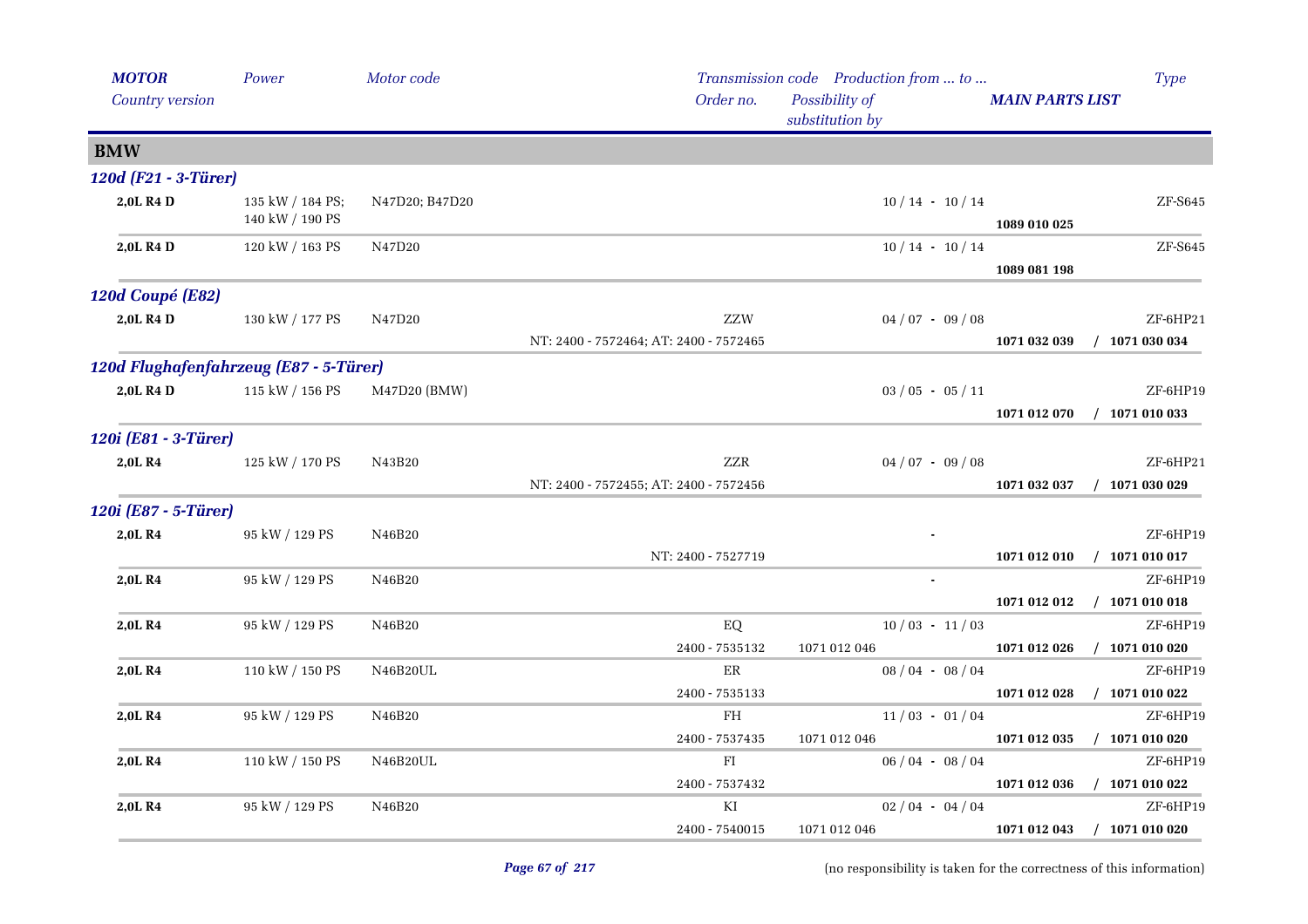| MOTOR<br>Country version | Power | Motor code | Transmission code<br>Order no. | Production from ... to ...<br>Possibility of substitution by | MAIN PARTS LIST | Type |
|---|---|---|---|---|---|---|
| **BMW** | | | | | | |
| ***120d (F21 - 3-Türer)*** | | | | | | |
| **2,0L R4 D** | 135 kW / 184 PS; 140 kW / 190 PS | N47D20; B47D20 | | 10 / 14 - 10 / 14 | **1089 010 025** | ZF-S645 |
| **2,0L R4 D** | 120 kW / 163 PS | N47D20 | | 10 / 14 - 10 / 14 | **1089 081 198** | ZF-S645 |
| ***120d Coupé (E82)*** | | | | | | |
| **2,0L R4 D** | 130 kW / 177 PS | N47D20 | ZZW<br>NT: 2400 - 7572464; AT: 2400 - 7572465 | 04 / 07 - 09 / 08 | **1071 032 039 / 1071 030 034** | ZF-6HP21 |
| ***120d Flughafenfahrzeug (E87 - 5-Türer)*** | | | | | | |
| **2,0L R4 D** | 115 kW / 156 PS | M47D20 (BMW) | | 03 / 05 - 05 / 11 | **1071 012 070 / 1071 010 033** | ZF-6HP19 |
| ***120i (E81 - 3-Türer)*** | | | | | | |
| **2,0L R4** | 125 kW / 170 PS | N43B20 | ZZR<br>NT: 2400 - 7572455; AT: 2400 - 7572456 | 04 / 07 - 09 / 08 | **1071 032 037 / 1071 030 029** | ZF-6HP21 |
| ***120i (E87 - 5-Türer)*** | | | | | | |
| **2,0L R4** | 95 kW / 129 PS | N46B20 | NT: 2400 - 7527719 | - | **1071 012 010 / 1071 010 017** | ZF-6HP19 |
| **2,0L R4** | 95 kW / 129 PS | N46B20 | | - | **1071 012 012 / 1071 010 018** | ZF-6HP19 |
| **2,0L R4** | 95 kW / 129 PS | N46B20 | EQ<br>2400 - 7535132 | 10 / 03 - 11 / 03<br>1071 012 046 | **1071 012 026 / 1071 010 020** | ZF-6HP19 |
| **2,0L R4** | 110 kW / 150 PS | N46B20UL | ER<br>2400 - 7535133 | 08 / 04 - 08 / 04 | **1071 012 028 / 1071 010 022** | ZF-6HP19 |
| **2,0L R4** | 95 kW / 129 PS | N46B20 | FH<br>2400 - 7537435 | 11 / 03 - 01 / 04<br>1071 012 046 | **1071 012 035 / 1071 010 020** | ZF-6HP19 |
| **2,0L R4** | 110 kW / 150 PS | N46B20UL | FI<br>2400 - 7537432 | 06 / 04 - 08 / 04 | **1071 012 036 / 1071 010 022** | ZF-6HP19 |
| **2,0L R4** | 95 kW / 129 PS | N46B20 | KI<br>2400 - 7540015 | 02 / 04 - 04 / 04<br>1071 012 046 | **1071 012 043 / 1071 010 020** | ZF-6HP19 |

(no responsibility is taken for the correctness of this information)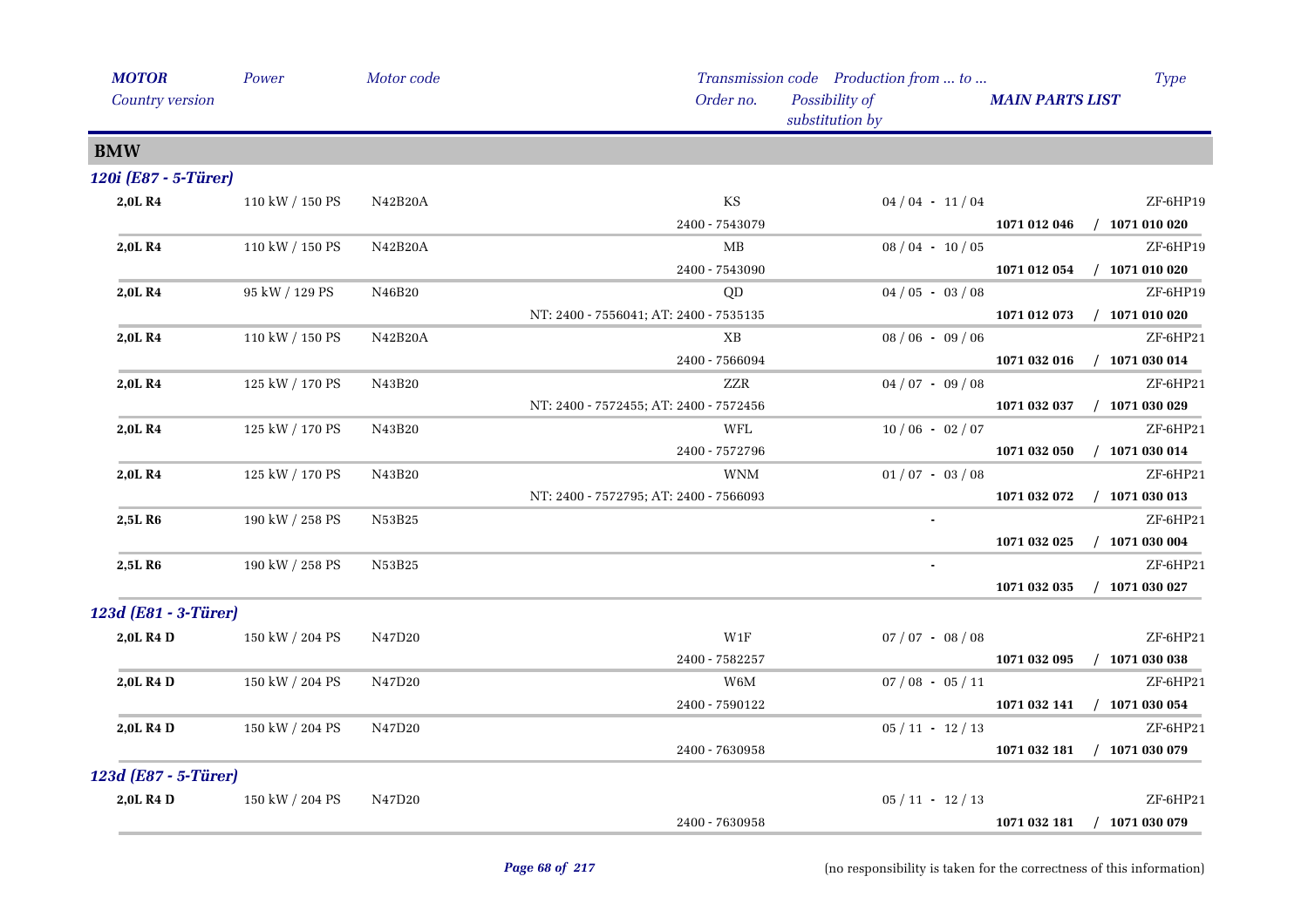| MOTOR<br>Country version | Power | Motor code | Transmission code<br>Order no. | Production from ... to ...<br>Possibility of substitution by | MAIN PARTS LIST | Type |
|---|---|---|---|---|---|---|
| **BMW** | | | | | | |
| ***120i (E87 - 5-Türer)*** | | | | | | |
| **2,0L R4** | 110 kW / 150 PS | N42B20A | KS | 04 / 04 - 11 / 04 | | ZF-6HP19 |
| | | | 2400 - 7543079 | | **1071 012 046 / 1071 010 020** | |
| **2,0L R4** | 110 kW / 150 PS | N42B20A | MB | 08 / 04 - 10 / 05 | | ZF-6HP19 |
| | | | 2400 - 7543090 | | **1071 012 054 / 1071 010 020** | |
| **2,0L R4** | 95 kW / 129 PS | N46B20 | QD | 04 / 05 - 03 / 08 | | ZF-6HP19 |
| | | | NT: 2400 - 7556041; AT: 2400 - 7535135 | | **1071 012 073 / 1071 010 020** | |
| **2,0L R4** | 110 kW / 150 PS | N42B20A | XB | 08 / 06 - 09 / 06 | | ZF-6HP21 |
| | | | 2400 - 7566094 | | **1071 032 016 / 1071 030 014** | |
| **2,0L R4** | 125 kW / 170 PS | N43B20 | ZZR | 04 / 07 - 09 / 08 | | ZF-6HP21 |
| | | | NT: 2400 - 7572455; AT: 2400 - 7572456 | | **1071 032 037 / 1071 030 029** | |
| **2,0L R4** | 125 kW / 170 PS | N43B20 | WFL | 10 / 06 - 02 / 07 | | ZF-6HP21 |
| | | | 2400 - 7572796 | | **1071 032 050 / 1071 030 014** | |
| **2,0L R4** | 125 kW / 170 PS | N43B20 | WNM | 01 / 07 - 03 / 08 | | ZF-6HP21 |
| | | | NT: 2400 - 7572795; AT: 2400 - 7566093 | | **1071 032 072 / 1071 030 013** | |
| **2,5L R6** | 190 kW / 258 PS | N53B25 | | - | | ZF-6HP21 |
| | | | | | **1071 032 025 / 1071 030 004** | |
| **2,5L R6** | 190 kW / 258 PS | N53B25 | | - | | ZF-6HP21 |
| | | | | | **1071 032 035 / 1071 030 027** | |
| ***123d (E81 - 3-Türer)*** | | | | | | |
| **2,0L R4 D** | 150 kW / 204 PS | N47D20 | W1F | 07 / 07 - 08 / 08 | | ZF-6HP21 |
| | | | 2400 - 7582257 | | **1071 032 095 / 1071 030 038** | |
| **2,0L R4 D** | 150 kW / 204 PS | N47D20 | W6M | 07 / 08 - 05 / 11 | | ZF-6HP21 |
| | | | 2400 - 7590122 | | **1071 032 141 / 1071 030 054** | |
| **2,0L R4 D** | 150 kW / 204 PS | N47D20 | | 05 / 11 - 12 / 13 | | ZF-6HP21 |
| | | | 2400 - 7630958 | | **1071 032 181 / 1071 030 079** | |
| ***123d (E87 - 5-Türer)*** | | | | | | |
| **2,0L R4 D** | 150 kW / 204 PS | N47D20 | | 05 / 11 - 12 / 13 | | ZF-6HP21 |
| | | | 2400 - 7630958 | | **1071 032 181 / 1071 030 079** | |

(no responsibility is taken for the correctness of this information)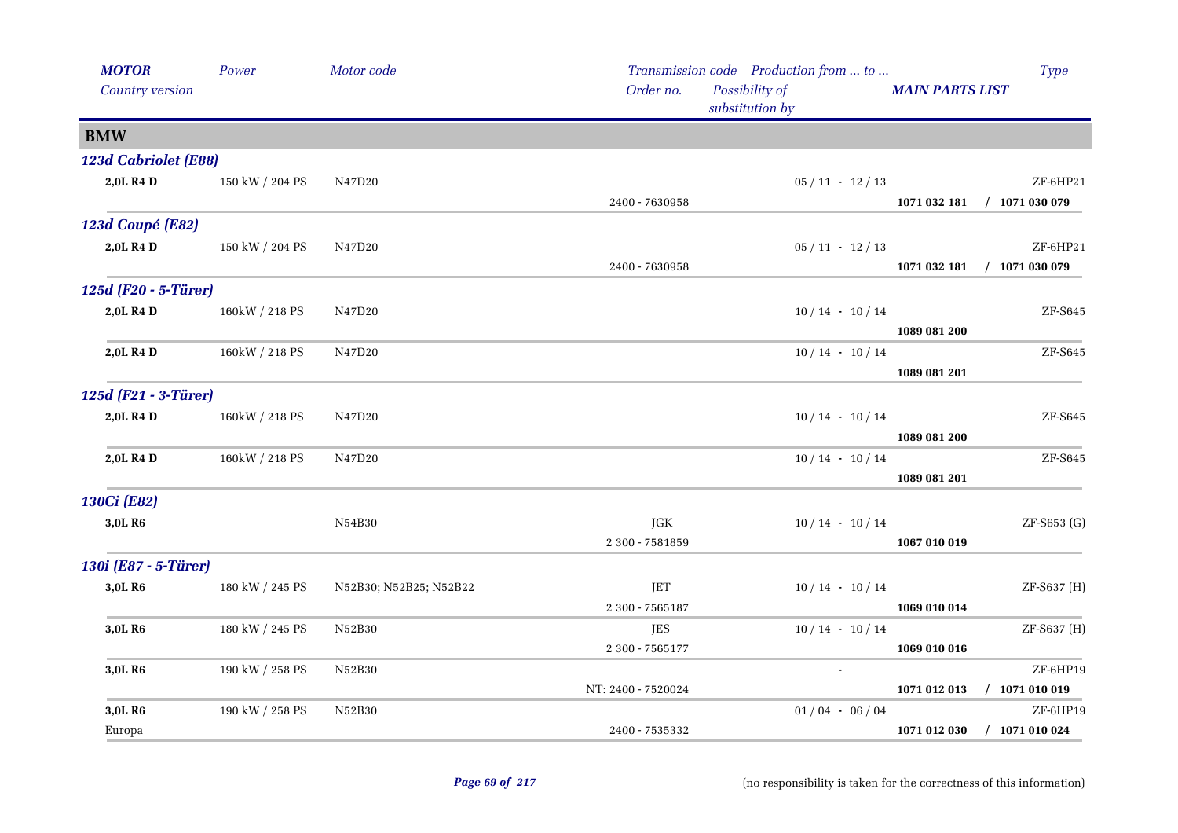| *MOTOR* | *Power* | *Motor code* | *Transmission code* | *Production from ... to ...* | | *Type* |
|---|---|---|---|---|---|---|
| *Country version* | | | *Order no.* | *Possibility of substitution by* | ***MAIN PARTS LIST*** | |
| **BMW** | | | | | | |
| ***123d Cabriolet (E88)*** | | | | | | |
| **2,0L R4 D** | 150 kW / 204 PS | N47D20 | | 05 / 11 - 12 / 13 | | ZF-6HP21 |
| | | | 2400 - 7630958 | | **1071 032 181** | **/ 1071 030 079** |
| ***123d Coupé (E82)*** | | | | | | |
| **2,0L R4 D** | 150 kW / 204 PS | N47D20 | | 05 / 11 - 12 / 13 | | ZF-6HP21 |
| | | | 2400 - 7630958 | | **1071 032 181** | **/ 1071 030 079** |
| ***125d (F20 - 5-Türer)*** | | | | | | |
| **2,0L R4 D** | 160kW / 218 PS | N47D20 | | 10 / 14 - 10 / 14 | | ZF-S645 |
| | | | | | **1089 081 200** | |
| **2,0L R4 D** | 160kW / 218 PS | N47D20 | | 10 / 14 - 10 / 14 | | ZF-S645 |
| | | | | | **1089 081 201** | |
| ***125d (F21 - 3-Türer)*** | | | | | | |
| **2,0L R4 D** | 160kW / 218 PS | N47D20 | | 10 / 14 - 10 / 14 | | ZF-S645 |
| | | | | | **1089 081 200** | |
| **2,0L R4 D** | 160kW / 218 PS | N47D20 | | 10 / 14 - 10 / 14 | | ZF-S645 |
| | | | | | **1089 081 201** | |
| ***130Ci (E82)*** | | | | | | |
| **3,0L R6** | | N54B30 | JGK | 10 / 14 - 10 / 14 | | ZF-S653 (G) |
| | | | 2 300 - 7581859 | | **1067 010 019** | |
| ***130i (E87 - 5-Türer)*** | | | | | | |
| **3,0L R6** | 180 kW / 245 PS | N52B30; N52B25; N52B22 | JET | 10 / 14 - 10 / 14 | | ZF-S637 (H) |
| | | | 2 300 - 7565187 | | **1069 010 014** | |
| **3,0L R6** | 180 kW / 245 PS | N52B30 | JES | 10 / 14 - 10 / 14 | | ZF-S637 (H) |
| | | | 2 300 - 7565177 | | **1069 010 016** | |
| **3,0L R6** | 190 kW / 258 PS | N52B30 | | - | | ZF-6HP19 |
| | | | NT: 2400 - 7520024 | | **1071 012 013** | **/ 1071 010 019** |
| **3,0L R6** | 190 kW / 258 PS | N52B30 | | 01 / 04 - 06 / 04 | | ZF-6HP19 |
| Europa | | | 2400 - 7535332 | | **1071 012 030** | **/ 1071 010 024** |

(no responsibility is taken for the correctness of this information)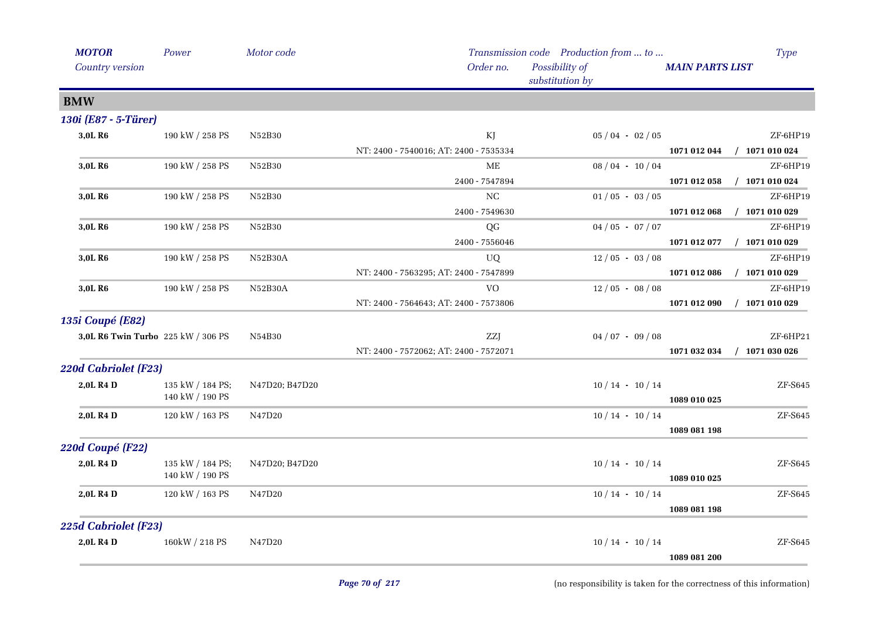| MOTOR<br>Country version | Power | Motor code | Transmission code<br>Order no. | Production from ... to ...<br>Possibility of substitution by | MAIN PARTS LIST | Type |
|---|---|---|---|---|---|---|
| **BMW** | | | | | | |
| ***130i (E87 - 5-Türer)*** | | | | | | |
| **3,0L R6** | 190 kW / 258 PS | N52B30 | KJ | 05 / 04 - 02 / 05 | | ZF-6HP19 |
| | | | NT: 2400 - 7540016; AT: 2400 - 7535334 | | **1071 012 044 / 1071 010 024** | |
| **3,0L R6** | 190 kW / 258 PS | N52B30 | ME | 08 / 04 - 10 / 04 | | ZF-6HP19 |
| | | | 2400 - 7547894 | | **1071 012 058 / 1071 010 024** | |
| **3,0L R6** | 190 kW / 258 PS | N52B30 | NC | 01 / 05 - 03 / 05 | | ZF-6HP19 |
| | | | 2400 - 7549630 | | **1071 012 068 / 1071 010 029** | |
| **3,0L R6** | 190 kW / 258 PS | N52B30 | QG | 04 / 05 - 07 / 07 | | ZF-6HP19 |
| | | | 2400 - 7556046 | | **1071 012 077 / 1071 010 029** | |
| **3,0L R6** | 190 kW / 258 PS | N52B30A | UQ | 12 / 05 - 03 / 08 | | ZF-6HP19 |
| | | | NT: 2400 - 7563295; AT: 2400 - 7547899 | | **1071 012 086 / 1071 010 029** | |
| **3,0L R6** | 190 kW / 258 PS | N52B30A | VO | 12 / 05 - 08 / 08 | | ZF-6HP19 |
| | | | NT: 2400 - 7564643; AT: 2400 - 7573806 | | **1071 012 090 / 1071 010 029** | |
| ***135i Coupé (E82)*** | | | | | | |
| **3,0L R6 Twin Turbo** | 225 kW / 306 PS | N54B30 | ZZJ | 04 / 07 - 09 / 08 | | ZF-6HP21 |
| | | | NT: 2400 - 7572062; AT: 2400 - 7572071 | | **1071 032 034 / 1071 030 026** | |
| ***220d Cabriolet (F23)*** | | | | | | |
| **2,0L R4 D** | 135 kW / 184 PS; 140 kW / 190 PS | N47D20; B47D20 | | 10 / 14 - 10 / 14 | | ZF-S645 |
| | | | | | **1089 010 025** | |
| **2,0L R4 D** | 120 kW / 163 PS | N47D20 | | 10 / 14 - 10 / 14 | | ZF-S645 |
| | | | | | **1089 081 198** | |
| ***220d Coupé (F22)*** | | | | | | |
| **2,0L R4 D** | 135 kW / 184 PS; 140 kW / 190 PS | N47D20; B47D20 | | 10 / 14 - 10 / 14 | | ZF-S645 |
| | | | | | **1089 010 025** | |
| **2,0L R4 D** | 120 kW / 163 PS | N47D20 | | 10 / 14 - 10 / 14 | | ZF-S645 |
| | | | | | **1089 081 198** | |
| ***225d Cabriolet (F23)*** | | | | | | |
| **2,0L R4 D** | 160kW / 218 PS | N47D20 | | 10 / 14 - 10 / 14 | | ZF-S645 |
| | | | | | **1089 081 200** | |

(no responsibility is taken for the correctness of this information)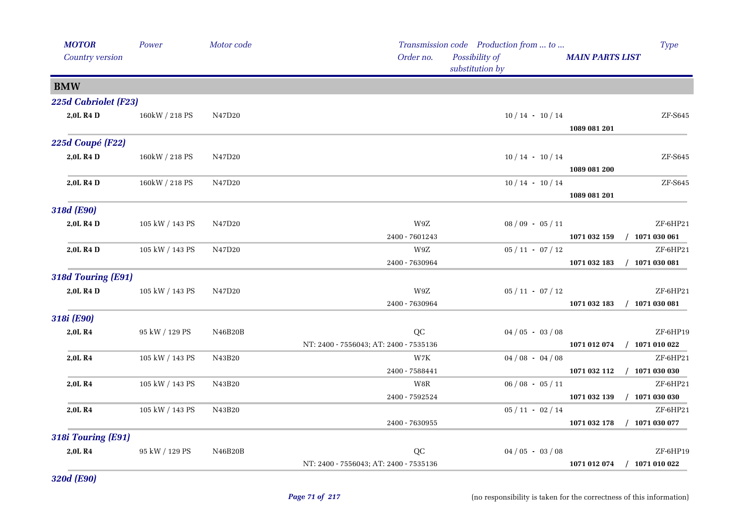| MOTOR<br>Country version | Power | Motor code | Transmission code<br>Order no. | Production from ... to ...<br>Possibility of substitution by | MAIN PARTS LIST | Type |
|---|---|---|---|---|---|---|
| **BMW** | | | | | | |
| ***225d Cabriolet (F23)*** | | | | | | |
| **2,0L R4 D** | 160kW / 218 PS | N47D20 | | 10 / 14 - 10 / 14 | **1089 081 201** | ZF-S645 |
| ***225d Coupé (F22)*** | | | | | | |
| **2,0L R4 D** | 160kW / 218 PS | N47D20 | | 10 / 14 - 10 / 14 | **1089 081 200** | ZF-S645 |
| **2,0L R4 D** | 160kW / 218 PS | N47D20 | | 10 / 14 - 10 / 14 | **1089 081 201** | ZF-S645 |
| ***318d (E90)*** | | | | | | |
| **2,0L R4 D** | 105 kW / 143 PS | N47D20 | W9Z<br>2400 - 7601243 | 08 / 09 - 05 / 11 | **1071 032 159 / 1071 030 061** | ZF-6HP21 |
| **2,0L R4 D** | 105 kW / 143 PS | N47D20 | W9Z<br>2400 - 7630964 | 05 / 11 - 07 / 12 | **1071 032 183 / 1071 030 081** | ZF-6HP21 |
| ***318d Touring (E91)*** | | | | | | |
| **2,0L R4 D** | 105 kW / 143 PS | N47D20 | W9Z<br>2400 - 7630964 | 05 / 11 - 07 / 12 | **1071 032 183 / 1071 030 081** | ZF-6HP21 |
| ***318i (E90)*** | | | | | | |
| **2,0L R4** | 95 kW / 129 PS | N46B20B | QC<br>NT: 2400 - 7556043; AT: 2400 - 7535136 | 04 / 05 - 03 / 08 | **1071 012 074 / 1071 010 022** | ZF-6HP19 |
| **2,0L R4** | 105 kW / 143 PS | N43B20 | W7K<br>2400 - 7588441 | 04 / 08 - 04 / 08 | **1071 032 112 / 1071 030 030** | ZF-6HP21 |
| **2,0L R4** | 105 kW / 143 PS | N43B20 | W8R<br>2400 - 7592524 | 06 / 08 - 05 / 11 | **1071 032 139 / 1071 030 030** | ZF-6HP21 |
| **2,0L R4** | 105 kW / 143 PS | N43B20 | 2400 - 7630955 | 05 / 11 - 02 / 14 | **1071 032 178 / 1071 030 077** | ZF-6HP21 |
| ***318i Touring (E91)*** | | | | | | |
| **2,0L R4** | 95 kW / 129 PS | N46B20B | QC<br>NT: 2400 - 7556043; AT: 2400 - 7535136 | 04 / 05 - 03 / 08 | **1071 012 074 / 1071 010 022** | ZF-6HP19 |
| ***320d (E90)*** | | | | | | |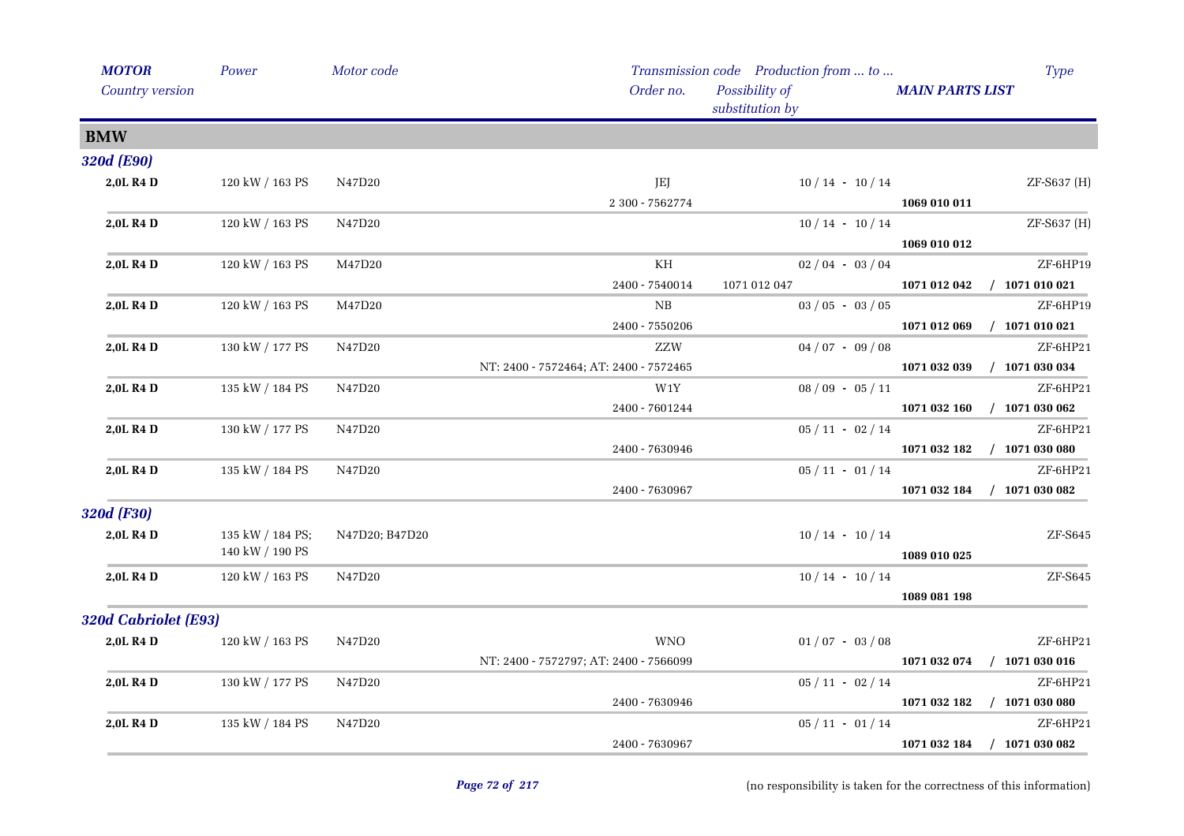| *MOTOR* | *Power* | *Motor code* | *Transmission code* | *Production from ... to ...* | | *Type* |
|---|---|---|---|---|---|---|
| *Country version* | | | *Order no.* | *Possibility of substitution by* | ***MAIN PARTS LIST*** | |

## BMW

### 320d (E90)

| *MOTOR* | *Power* | *Motor code* | *Transmission code* / *Order no.* | *Production from ... to ...* / *Possibility of substitution by* | ***MAIN PARTS LIST*** | *Type* |
|---|---|---|---|---|---|---|
| **2,0L R4 D** | 120 kW / 163 PS | N47D20 | JEJ | 10 / 14 - 10 / 14 | | ZF-S637 (H) |
| | | | 2 300 - 7562774 | | **1069 010 011** | |
| **2,0L R4 D** | 120 kW / 163 PS | N47D20 | | 10 / 14 - 10 / 14 | | ZF-S637 (H) |
| | | | | | **1069 010 012** | |
| **2,0L R4 D** | 120 kW / 163 PS | M47D20 | KH | 02 / 04 - 03 / 04 | | ZF-6HP19 |
| | | | 2400 - 7540014 | 1071 012 047 | **1071 012 042** | **/ 1071 010 021** |
| **2,0L R4 D** | 120 kW / 163 PS | M47D20 | NB | 03 / 05 - 03 / 05 | | ZF-6HP19 |
| | | | 2400 - 7550206 | | **1071 012 069** | **/ 1071 010 021** |
| **2,0L R4 D** | 130 kW / 177 PS | N47D20 | ZZW | 04 / 07 - 09 / 08 | | ZF-6HP21 |
| | | | NT: 2400 - 7572464; AT: 2400 - 7572465 | | **1071 032 039** | **/ 1071 030 034** |
| **2,0L R4 D** | 135 kW / 184 PS | N47D20 | W1Y | 08 / 09 - 05 / 11 | | ZF-6HP21 |
| | | | 2400 - 7601244 | | **1071 032 160** | **/ 1071 030 062** |
| **2,0L R4 D** | 130 kW / 177 PS | N47D20 | | 05 / 11 - 02 / 14 | | ZF-6HP21 |
| | | | 2400 - 7630946 | | **1071 032 182** | **/ 1071 030 080** |
| **2,0L R4 D** | 135 kW / 184 PS | N47D20 | | 05 / 11 - 01 / 14 | | ZF-6HP21 |
| | | | 2400 - 7630967 | | **1071 032 184** | **/ 1071 030 082** |

### 320d (F30)

| *MOTOR* | *Power* | *Motor code* | *Transmission code* / *Order no.* | *Production from ... to ...* / *Possibility of substitution by* | ***MAIN PARTS LIST*** | *Type* |
|---|---|---|---|---|---|---|
| **2,0L R4 D** | 135 kW / 184 PS; 140 kW / 190 PS | N47D20; B47D20 | | 10 / 14 - 10 / 14 | | ZF-S645 |
| | | | | | **1089 010 025** | |
| **2,0L R4 D** | 120 kW / 163 PS | N47D20 | | 10 / 14 - 10 / 14 | | ZF-S645 |
| | | | | | **1089 081 198** | |

### 320d Cabriolet (E93)

| *MOTOR* | *Power* | *Motor code* | *Transmission code* / *Order no.* | *Production from ... to ...* / *Possibility of substitution by* | ***MAIN PARTS LIST*** | *Type* |
|---|---|---|---|---|---|---|
| **2,0L R4 D** | 120 kW / 163 PS | N47D20 | WNO | 01 / 07 - 03 / 08 | | ZF-6HP21 |
| | | | NT: 2400 - 7572797; AT: 2400 - 7566099 | | **1071 032 074** | **/ 1071 030 016** |
| **2,0L R4 D** | 130 kW / 177 PS | N47D20 | | 05 / 11 - 02 / 14 | | ZF-6HP21 |
| | | | 2400 - 7630946 | | **1071 032 182** | **/ 1071 030 080** |
| **2,0L R4 D** | 135 kW / 184 PS | N47D20 | | 05 / 11 - 01 / 14 | | ZF-6HP21 |
| | | | 2400 - 7630967 | | **1071 032 184** | **/ 1071 030 082** |

(no responsibility is taken for the correctness of this information)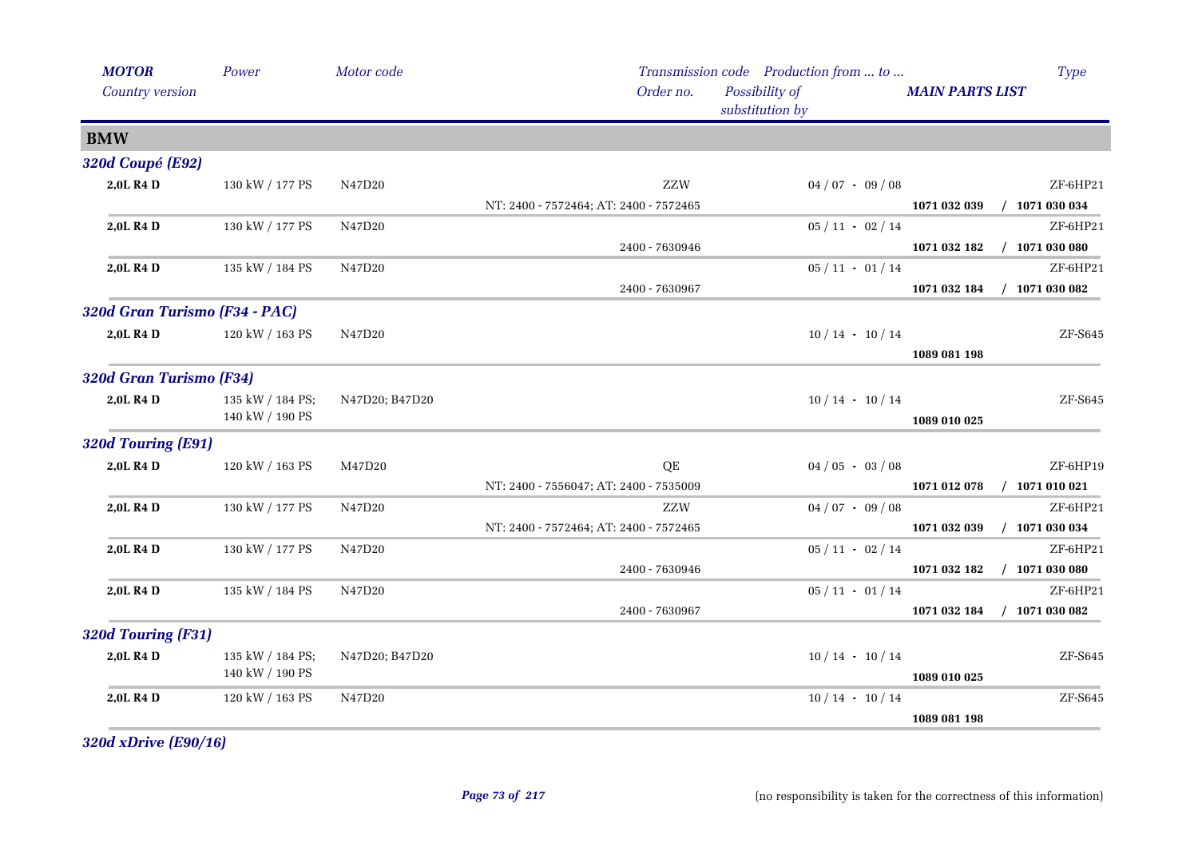| *MOTOR* / *Country version* | *Power* | *Motor code* | *Transmission code* / *Order no.* | *Production from ... to ...* / *Possibility of substitution by* | *MAIN PARTS LIST* | *Type* |
|---|---|---|---|---|---|---|
| **BMW** | | | | | | |
| ***320d Coupé (E92)*** | | | | | | |
| **2,0L R4 D** | 130 kW / 177 PS | N47D20 | ZZW | 04 / 07 - 09 / 08 | | ZF-6HP21 |
| | | | NT: 2400 - 7572464; AT: 2400 - 7572465 | | **1071 032 039 / 1071 030 034** | |
| **2,0L R4 D** | 130 kW / 177 PS | N47D20 | | 05 / 11 - 02 / 14 | | ZF-6HP21 |
| | | | 2400 - 7630946 | | **1071 032 182 / 1071 030 080** | |
| **2,0L R4 D** | 135 kW / 184 PS | N47D20 | | 05 / 11 - 01 / 14 | | ZF-6HP21 |
| | | | 2400 - 7630967 | | **1071 032 184 / 1071 030 082** | |
| ***320d Gran Turismo (F34 - PAC)*** | | | | | | |
| **2,0L R4 D** | 120 kW / 163 PS | N47D20 | | 10 / 14 - 10 / 14 | | ZF-S645 |
| | | | | | **1089 081 198** | |
| ***320d Gran Turismo (F34)*** | | | | | | |
| **2,0L R4 D** | 135 kW / 184 PS; 140 kW / 190 PS | N47D20; B47D20 | | 10 / 14 - 10 / 14 | | ZF-S645 |
| | | | | | **1089 010 025** | |
| ***320d Touring (E91)*** | | | | | | |
| **2,0L R4 D** | 120 kW / 163 PS | M47D20 | QE | 04 / 05 - 03 / 08 | | ZF-6HP19 |
| | | | NT: 2400 - 7556047; AT: 2400 - 7535009 | | **1071 012 078 / 1071 010 021** | |
| **2,0L R4 D** | 130 kW / 177 PS | N47D20 | ZZW | 04 / 07 - 09 / 08 | | ZF-6HP21 |
| | | | NT: 2400 - 7572464; AT: 2400 - 7572465 | | **1071 032 039 / 1071 030 034** | |
| **2,0L R4 D** | 130 kW / 177 PS | N47D20 | | 05 / 11 - 02 / 14 | | ZF-6HP21 |
| | | | 2400 - 7630946 | | **1071 032 182 / 1071 030 080** | |
| **2,0L R4 D** | 135 kW / 184 PS | N47D20 | | 05 / 11 - 01 / 14 | | ZF-6HP21 |
| | | | 2400 - 7630967 | | **1071 032 184 / 1071 030 082** | |
| ***320d Touring (F31)*** | | | | | | |
| **2,0L R4 D** | 135 kW / 184 PS; 140 kW / 190 PS | N47D20; B47D20 | | 10 / 14 - 10 / 14 | | ZF-S645 |
| | | | | | **1089 010 025** | |
| **2,0L R4 D** | 120 kW / 163 PS | N47D20 | | 10 / 14 - 10 / 14 | | ZF-S645 |
| | | | | | **1089 081 198** | |

***320d xDrive (E90/16)***

(no responsibility is taken for the correctness of this information)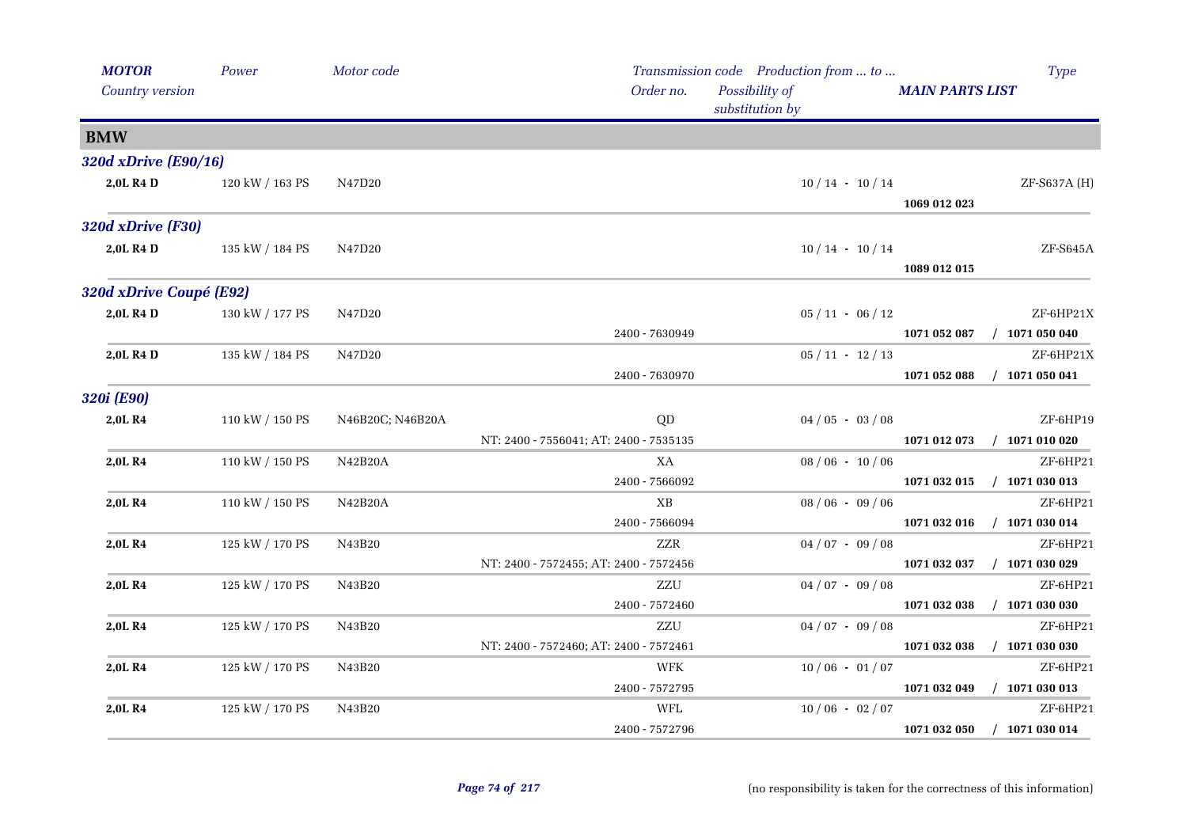| MOTOR | Power | Motor code | Transmission code | Production from ... to ... | Type |
|---|---|---|---|---|---|
| Country version | | | Order no. | Possibility of substitution by | MAIN PARTS LIST |

## BMW

### 320d xDrive (E90/16)

| MOTOR | Power | Motor code | Transmission code / Order no. | Production from ... to ... | MAIN PARTS LIST | Type |
|---|---|---|---|---|---|---|
| 2,0L R4 D | 120 kW / 163 PS | N47D20 | | 10 / 14 - 10 / 14 | 1069 012 023 | ZF-S637A (H) |

### 320d xDrive (F30)

| MOTOR | Power | Motor code | Transmission code / Order no. | Production from ... to ... | MAIN PARTS LIST | Type |
|---|---|---|---|---|---|---|
| 2,0L R4 D | 135 kW / 184 PS | N47D20 | | 10 / 14 - 10 / 14 | 1089 012 015 | ZF-S645A |

### 320d xDrive Coupé (E92)

| MOTOR | Power | Motor code | Transmission code / Order no. | Production from ... to ... | MAIN PARTS LIST | Type |
|---|---|---|---|---|---|---|
| 2,0L R4 D | 130 kW / 177 PS | N47D20 | 2400 - 7630949 | 05 / 11 - 06 / 12 | 1071 052 087 / 1071 050 040 | ZF-6HP21X |
| 2,0L R4 D | 135 kW / 184 PS | N47D20 | 2400 - 7630970 | 05 / 11 - 12 / 13 | 1071 052 088 / 1071 050 041 | ZF-6HP21X |

### 320i (E90)

| MOTOR | Power | Motor code | Transmission code / Order no. | Production from ... to ... | MAIN PARTS LIST | Type |
|---|---|---|---|---|---|---|
| 2,0L R4 | 110 kW / 150 PS | N46B20C; N46B20A | QD / NT: 2400 - 7556041; AT: 2400 - 7535135 | 04 / 05 - 03 / 08 | 1071 012 073 / 1071 010 020 | ZF-6HP19 |
| 2,0L R4 | 110 kW / 150 PS | N42B20A | XA / 2400 - 7566092 | 08 / 06 - 10 / 06 | 1071 032 015 / 1071 030 013 | ZF-6HP21 |
| 2,0L R4 | 110 kW / 150 PS | N42B20A | XB / 2400 - 7566094 | 08 / 06 - 09 / 06 | 1071 032 016 / 1071 030 014 | ZF-6HP21 |
| 2,0L R4 | 125 kW / 170 PS | N43B20 | ZZR / NT: 2400 - 7572455; AT: 2400 - 7572456 | 04 / 07 - 09 / 08 | 1071 032 037 / 1071 030 029 | ZF-6HP21 |
| 2,0L R4 | 125 kW / 170 PS | N43B20 | ZZU / 2400 - 7572460 | 04 / 07 - 09 / 08 | 1071 032 038 / 1071 030 030 | ZF-6HP21 |
| 2,0L R4 | 125 kW / 170 PS | N43B20 | ZZU / NT: 2400 - 7572460; AT: 2400 - 7572461 | 04 / 07 - 09 / 08 | 1071 032 038 / 1071 030 030 | ZF-6HP21 |
| 2,0L R4 | 125 kW / 170 PS | N43B20 | WFK / 2400 - 7572795 | 10 / 06 - 01 / 07 | 1071 032 049 / 1071 030 013 | ZF-6HP21 |
| 2,0L R4 | 125 kW / 170 PS | N43B20 | WFL / 2400 - 7572796 | 10 / 06 - 02 / 07 | 1071 032 050 / 1071 030 014 | ZF-6HP21 |

(no responsibility is taken for the correctness of this information)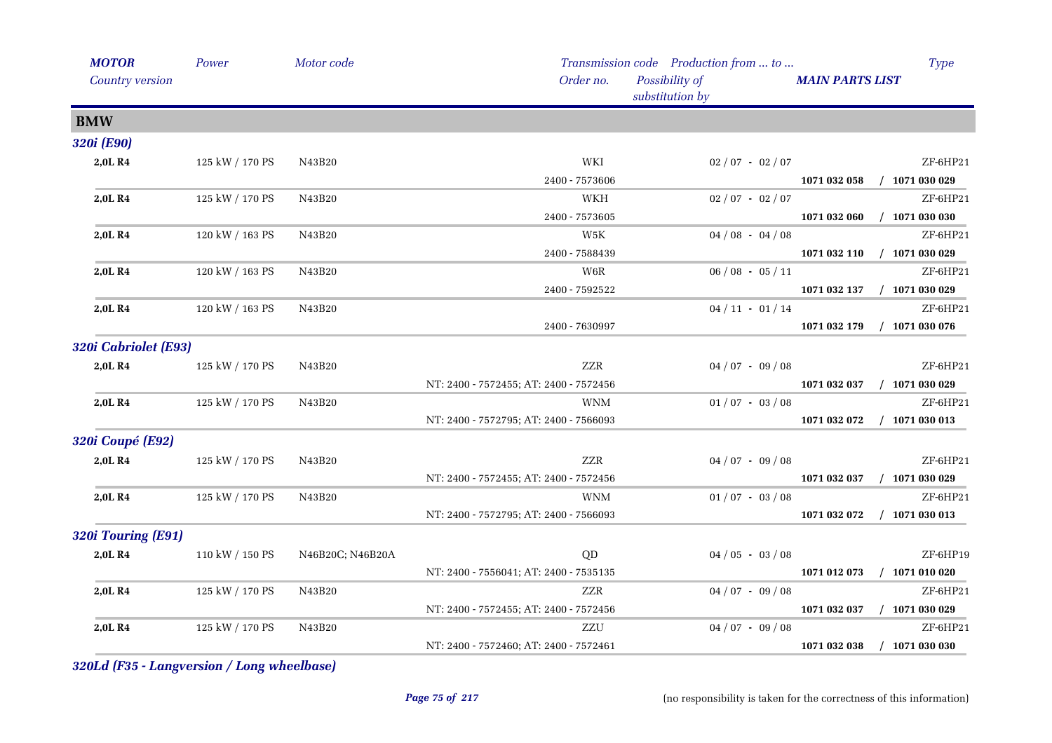| MOTOR<br>Country version | Power | Motor code | Transmission code<br>Order no. | Production from ... to ...<br>Possibility of substitution by | MAIN PARTS LIST | Type |
|---|---|---|---|---|---|---|

## BMW

### 320i (E90)

| MOTOR | Power | Motor code | Transmission code / Order no. | Production from ... to ... | MAIN PARTS LIST | Type |
|---|---|---|---|---|---|---|
| 2,0L R4 | 125 kW / 170 PS | N43B20 | WKI | 02 / 07 - 02 / 07 | | ZF-6HP21 |
| | | | 2400 - 7573606 | | 1071 032 058 / 1071 030 029 | |
| 2,0L R4 | 125 kW / 170 PS | N43B20 | WKH | 02 / 07 - 02 / 07 | | ZF-6HP21 |
| | | | 2400 - 7573605 | | 1071 032 060 / 1071 030 030 | |
| 2,0L R4 | 120 kW / 163 PS | N43B20 | W5K | 04 / 08 - 04 / 08 | | ZF-6HP21 |
| | | | 2400 - 7588439 | | 1071 032 110 / 1071 030 029 | |
| 2,0L R4 | 120 kW / 163 PS | N43B20 | W6R | 06 / 08 - 05 / 11 | | ZF-6HP21 |
| | | | 2400 - 7592522 | | 1071 032 137 / 1071 030 029 | |
| 2,0L R4 | 120 kW / 163 PS | N43B20 | | 04 / 11 - 01 / 14 | | ZF-6HP21 |
| | | | 2400 - 7630997 | | 1071 032 179 / 1071 030 076 | |

### 320i Cabriolet (E93)

| MOTOR | Power | Motor code | Transmission code / Order no. | Production from ... to ... | MAIN PARTS LIST | Type |
|---|---|---|---|---|---|---|
| 2,0L R4 | 125 kW / 170 PS | N43B20 | ZZR | 04 / 07 - 09 / 08 | | ZF-6HP21 |
| | | | NT: 2400 - 7572455; AT: 2400 - 7572456 | | 1071 032 037 / 1071 030 029 | |
| 2,0L R4 | 125 kW / 170 PS | N43B20 | WNM | 01 / 07 - 03 / 08 | | ZF-6HP21 |
| | | | NT: 2400 - 7572795; AT: 2400 - 7566093 | | 1071 032 072 / 1071 030 013 | |

### 320i Coupé (E92)

| MOTOR | Power | Motor code | Transmission code / Order no. | Production from ... to ... | MAIN PARTS LIST | Type |
|---|---|---|---|---|---|---|
| 2,0L R4 | 125 kW / 170 PS | N43B20 | ZZR | 04 / 07 - 09 / 08 | | ZF-6HP21 |
| | | | NT: 2400 - 7572455; AT: 2400 - 7572456 | | 1071 032 037 / 1071 030 029 | |
| 2,0L R4 | 125 kW / 170 PS | N43B20 | WNM | 01 / 07 - 03 / 08 | | ZF-6HP21 |
| | | | NT: 2400 - 7572795; AT: 2400 - 7566093 | | 1071 032 072 / 1071 030 013 | |

### 320i Touring (E91)

| MOTOR | Power | Motor code | Transmission code / Order no. | Production from ... to ... | MAIN PARTS LIST | Type |
|---|---|---|---|---|---|---|
| 2,0L R4 | 110 kW / 150 PS | N46B20C; N46B20A | QD | 04 / 05 - 03 / 08 | | ZF-6HP19 |
| | | | NT: 2400 - 7556041; AT: 2400 - 7535135 | | 1071 012 073 / 1071 010 020 | |
| 2,0L R4 | 125 kW / 170 PS | N43B20 | ZZR | 04 / 07 - 09 / 08 | | ZF-6HP21 |
| | | | NT: 2400 - 7572455; AT: 2400 - 7572456 | | 1071 032 037 / 1071 030 029 | |
| 2,0L R4 | 125 kW / 170 PS | N43B20 | ZZU | 04 / 07 - 09 / 08 | | ZF-6HP21 |
| | | | NT: 2400 - 7572460; AT: 2400 - 7572461 | | 1071 032 038 / 1071 030 030 | |

### 320Ld (F35 - Langversion / Long wheelbase)

(no responsibility is taken for the correctness of this information)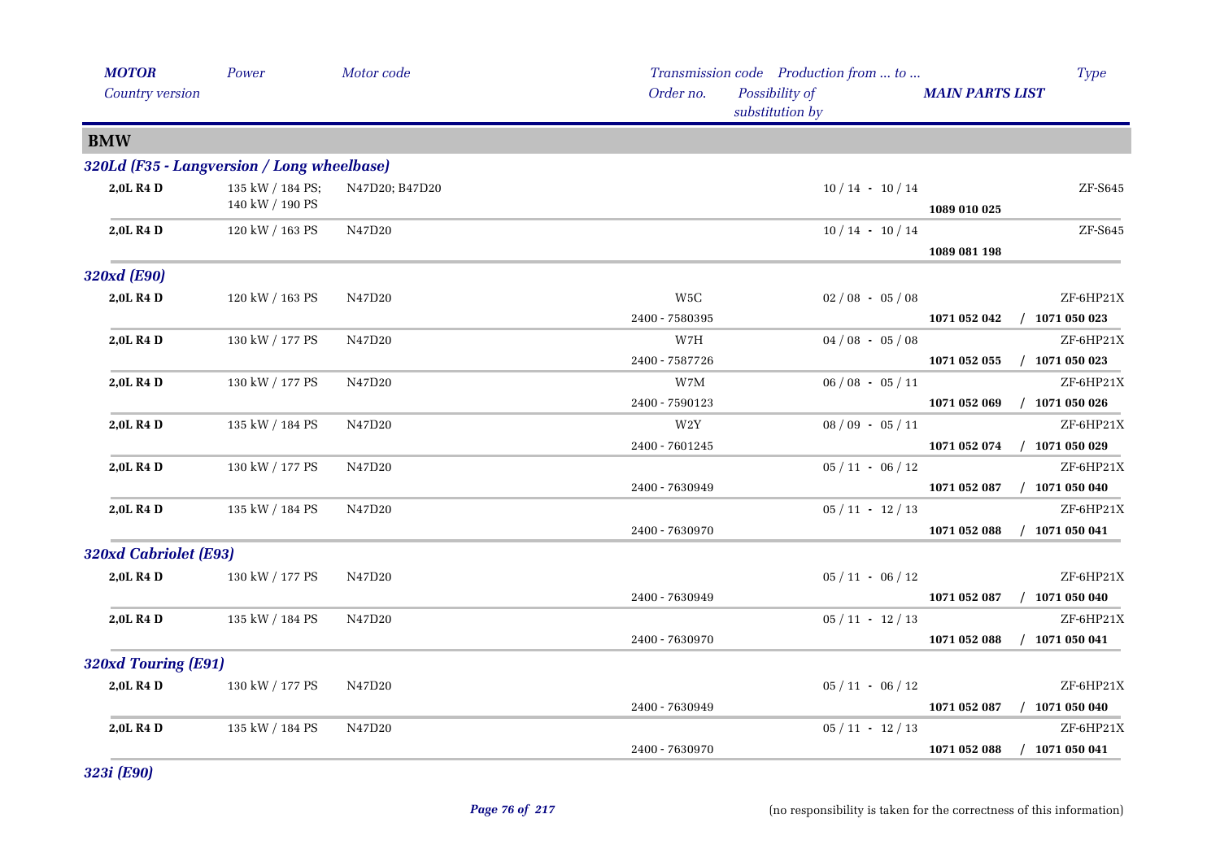| *MOTOR* / *Country version* | *Power* | *Motor code* | *Transmission code* / *Order no.* | *Production from ... to ...* / *Possibility of substitution by* | *MAIN PARTS LIST* | *Type* |
|---|---|---|---|---|---|---|

## BMW

### *320Ld (F35 - Langversion / Long wheelbase)*

| MOTOR | Power | Motor code | Transmission code / Order no. | Production from ... to ... | MAIN PARTS LIST | Type |
|---|---|---|---|---|---|---|
| **2,0L R4 D** | 135 kW / 184 PS; 140 kW / 190 PS | N47D20; B47D20 | | 10 / 14 - 10 / 14 | **1089 010 025** | ZF-S645 |
| **2,0L R4 D** | 120 kW / 163 PS | N47D20 | | 10 / 14 - 10 / 14 | **1089 081 198** | ZF-S645 |

### *320xd (E90)*

| MOTOR | Power | Motor code | Transmission code / Order no. | Production from ... to ... | MAIN PARTS LIST | Type |
|---|---|---|---|---|---|---|
| **2,0L R4 D** | 120 kW / 163 PS | N47D20 | W5C / 2400 - 7580395 | 02 / 08 - 05 / 08 | **1071 052 042 / 1071 050 023** | ZF-6HP21X |
| **2,0L R4 D** | 130 kW / 177 PS | N47D20 | W7H / 2400 - 7587726 | 04 / 08 - 05 / 08 | **1071 052 055 / 1071 050 023** | ZF-6HP21X |
| **2,0L R4 D** | 130 kW / 177 PS | N47D20 | W7M / 2400 - 7590123 | 06 / 08 - 05 / 11 | **1071 052 069 / 1071 050 026** | ZF-6HP21X |
| **2,0L R4 D** | 135 kW / 184 PS | N47D20 | W2Y / 2400 - 7601245 | 08 / 09 - 05 / 11 | **1071 052 074 / 1071 050 029** | ZF-6HP21X |
| **2,0L R4 D** | 130 kW / 177 PS | N47D20 | 2400 - 7630949 | 05 / 11 - 06 / 12 | **1071 052 087 / 1071 050 040** | ZF-6HP21X |
| **2,0L R4 D** | 135 kW / 184 PS | N47D20 | 2400 - 7630970 | 05 / 11 - 12 / 13 | **1071 052 088 / 1071 050 041** | ZF-6HP21X |

### *320xd Cabriolet (E93)*

| MOTOR | Power | Motor code | Transmission code / Order no. | Production from ... to ... | MAIN PARTS LIST | Type |
|---|---|---|---|---|---|---|
| **2,0L R4 D** | 130 kW / 177 PS | N47D20 | 2400 - 7630949 | 05 / 11 - 06 / 12 | **1071 052 087 / 1071 050 040** | ZF-6HP21X |
| **2,0L R4 D** | 135 kW / 184 PS | N47D20 | 2400 - 7630970 | 05 / 11 - 12 / 13 | **1071 052 088 / 1071 050 041** | ZF-6HP21X |

### *320xd Touring (E91)*

| MOTOR | Power | Motor code | Transmission code / Order no. | Production from ... to ... | MAIN PARTS LIST | Type |
|---|---|---|---|---|---|---|
| **2,0L R4 D** | 130 kW / 177 PS | N47D20 | 2400 - 7630949 | 05 / 11 - 06 / 12 | **1071 052 087 / 1071 050 040** | ZF-6HP21X |
| **2,0L R4 D** | 135 kW / 184 PS | N47D20 | 2400 - 7630970 | 05 / 11 - 12 / 13 | **1071 052 088 / 1071 050 041** | ZF-6HP21X |

### *323i (E90)*

(no responsibility is taken for the correctness of this information)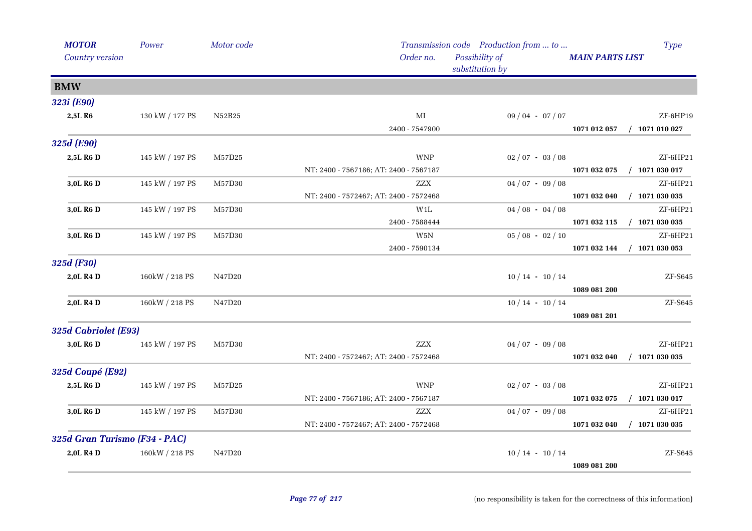| *MOTOR* | *Power* | *Motor code* | *Transmission code* | *Production from ... to ...* | *Type* |
|---|---|---|---|---|---|
| *Country version* | | | *Order no.* | *Possibility of substitution by* | *MAIN PARTS LIST* |
| **BMW** | | | | | |
| ***323i (E90)*** | | | | | |
| **2,5L R6** | 130 kW / 177 PS | N52B25 | MI | 09 / 04 - 07 / 07 | ZF-6HP19 |
| | | | 2400 - 7547900 | | **1071 012 057 / 1071 010 027** |
| ***325d (E90)*** | | | | | |
| **2,5L R6 D** | 145 kW / 197 PS | M57D25 | WNP | 02 / 07 - 03 / 08 | ZF-6HP21 |
| | | | NT: 2400 - 7567186; AT: 2400 - 7567187 | | **1071 032 075 / 1071 030 017** |
| **3,0L R6 D** | 145 kW / 197 PS | M57D30 | ZZX | 04 / 07 - 09 / 08 | ZF-6HP21 |
| | | | NT: 2400 - 7572467; AT: 2400 - 7572468 | | **1071 032 040 / 1071 030 035** |
| **3,0L R6 D** | 145 kW / 197 PS | M57D30 | W1L | 04 / 08 - 04 / 08 | ZF-6HP21 |
| | | | 2400 - 7588444 | | **1071 032 115 / 1071 030 035** |
| **3,0L R6 D** | 145 kW / 197 PS | M57D30 | W5N | 05 / 08 - 02 / 10 | ZF-6HP21 |
| | | | 2400 - 7590134 | | **1071 032 144 / 1071 030 053** |
| ***325d (F30)*** | | | | | |
| **2,0L R4 D** | 160kW / 218 PS | N47D20 | | 10 / 14 - 10 / 14 | ZF-S645 |
| | | | | | **1089 081 200** |
| **2,0L R4 D** | 160kW / 218 PS | N47D20 | | 10 / 14 - 10 / 14 | ZF-S645 |
| | | | | | **1089 081 201** |
| ***325d Cabriolet (E93)*** | | | | | |
| **3,0L R6 D** | 145 kW / 197 PS | M57D30 | ZZX | 04 / 07 - 09 / 08 | ZF-6HP21 |
| | | | NT: 2400 - 7572467; AT: 2400 - 7572468 | | **1071 032 040 / 1071 030 035** |
| ***325d Coupé (E92)*** | | | | | |
| **2,5L R6 D** | 145 kW / 197 PS | M57D25 | WNP | 02 / 07 - 03 / 08 | ZF-6HP21 |
| | | | NT: 2400 - 7567186; AT: 2400 - 7567187 | | **1071 032 075 / 1071 030 017** |
| **3,0L R6 D** | 145 kW / 197 PS | M57D30 | ZZX | 04 / 07 - 09 / 08 | ZF-6HP21 |
| | | | NT: 2400 - 7572467; AT: 2400 - 7572468 | | **1071 032 040 / 1071 030 035** |
| ***325d Gran Turismo (F34 - PAC)*** | | | | | |
| **2,0L R4 D** | 160kW / 218 PS | N47D20 | | 10 / 14 - 10 / 14 | ZF-S645 |
| | | | | | **1089 081 200** |

(no responsibility is taken for the correctness of this information)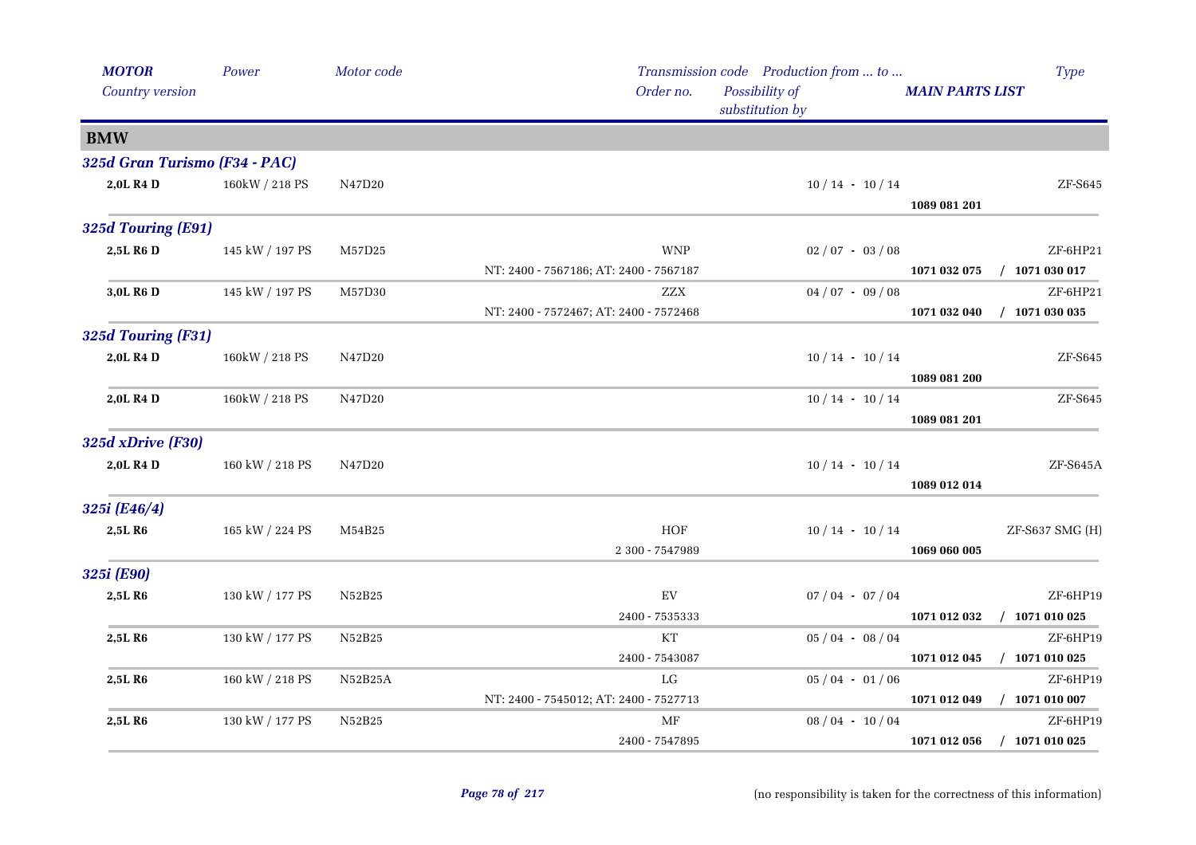| *MOTOR* | *Power* | *Motor code* | *Transmission code* | *Production from ... to ...* | | *Type* |
|---|---|---|---|---|---|---|
| *Country version* | | | *Order no.* | *Possibility of substitution by* | *MAIN PARTS LIST* | |
| **BMW** | | | | | | |
| ***325d Gran Turismo (F34 - PAC)*** | | | | | | |
| **2,0L R4 D** | 160kW / 218 PS | N47D20 | | 10 / 14 - 10 / 14 | | ZF-S645 |
| | | | | | **1089 081 201** | |
| ***325d Touring (E91)*** | | | | | | |
| **2,5L R6 D** | 145 kW / 197 PS | M57D25 | WNP | 02 / 07 - 03 / 08 | | ZF-6HP21 |
| | | | NT: 2400 - 7567186; AT: 2400 - 7567187 | | **1071 032 075** | **/ 1071 030 017** |
| **3,0L R6 D** | 145 kW / 197 PS | M57D30 | ZZX | 04 / 07 - 09 / 08 | | ZF-6HP21 |
| | | | NT: 2400 - 7572467; AT: 2400 - 7572468 | | **1071 032 040** | **/ 1071 030 035** |
| ***325d Touring (F31)*** | | | | | | |
| **2,0L R4 D** | 160kW / 218 PS | N47D20 | | 10 / 14 - 10 / 14 | | ZF-S645 |
| | | | | | **1089 081 200** | |
| **2,0L R4 D** | 160kW / 218 PS | N47D20 | | 10 / 14 - 10 / 14 | | ZF-S645 |
| | | | | | **1089 081 201** | |
| ***325d xDrive (F30)*** | | | | | | |
| **2,0L R4 D** | 160 kW / 218 PS | N47D20 | | 10 / 14 - 10 / 14 | | ZF-S645A |
| | | | | | **1089 012 014** | |
| ***325i (E46/4)*** | | | | | | |
| **2,5L R6** | 165 kW / 224 PS | M54B25 | HOF | 10 / 14 - 10 / 14 | | ZF-S637 SMG (H) |
| | | | 2 300 - 7547989 | | **1069 060 005** | |
| ***325i (E90)*** | | | | | | |
| **2,5L R6** | 130 kW / 177 PS | N52B25 | EV | 07 / 04 - 07 / 04 | | ZF-6HP19 |
| | | | 2400 - 7535333 | | **1071 012 032** | **/ 1071 010 025** |
| **2,5L R6** | 130 kW / 177 PS | N52B25 | KT | 05 / 04 - 08 / 04 | | ZF-6HP19 |
| | | | 2400 - 7543087 | | **1071 012 045** | **/ 1071 010 025** |
| **2,5L R6** | 160 kW / 218 PS | N52B25A | LG | 05 / 04 - 01 / 06 | | ZF-6HP19 |
| | | | NT: 2400 - 7545012; AT: 2400 - 7527713 | | **1071 012 049** | **/ 1071 010 007** |
| **2,5L R6** | 130 kW / 177 PS | N52B25 | MF | 08 / 04 - 10 / 04 | | ZF-6HP19 |
| | | | 2400 - 7547895 | | **1071 012 056** | **/ 1071 010 025** |

(no responsibility is taken for the correctness of this information)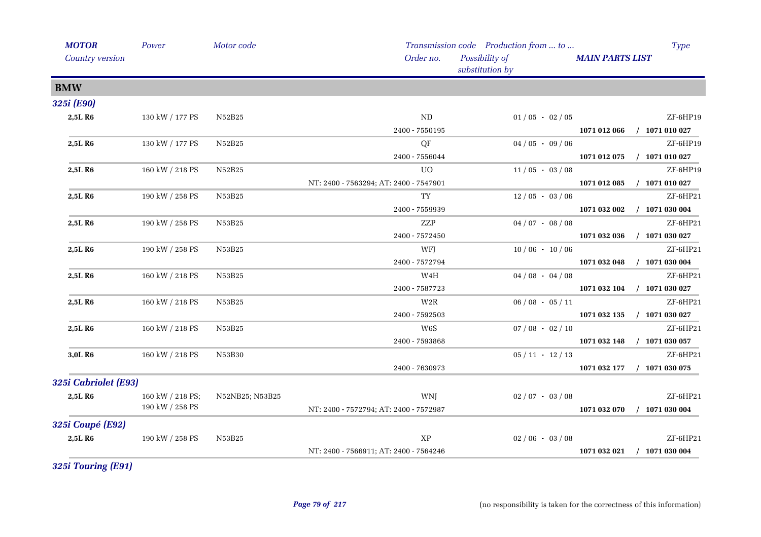| *MOTOR* | *Power* | *Motor code* | *Transmission code* | *Production from ... to ...* | | *Type* |
|---|---|---|---|---|---|---|
| *Country version* | | | *Order no.* | *Possibility of substitution by* | *MAIN PARTS LIST* | |

## BMW

### 325i (E90)

| MOTOR | Power | Motor code | Transmission code / Order no. | Production from ... to ... | MAIN PARTS LIST | Type |
|---|---|---|---|---|---|---|
| **2,5L R6** | 130 kW / 177 PS | N52B25 | ND | 01 / 05 - 02 / 05 | | ZF-6HP19 |
| | | | 2400 - 7550195 | | **1071 012 066** | **/ 1071 010 027** |
| **2,5L R6** | 130 kW / 177 PS | N52B25 | QF | 04 / 05 - 09 / 06 | | ZF-6HP19 |
| | | | 2400 - 7556044 | | **1071 012 075** | **/ 1071 010 027** |
| **2,5L R6** | 160 kW / 218 PS | N52B25 | UO | 11 / 05 - 03 / 08 | | ZF-6HP19 |
| | | | NT: 2400 - 7563294; AT: 2400 - 7547901 | | **1071 012 085** | **/ 1071 010 027** |
| **2,5L R6** | 190 kW / 258 PS | N53B25 | TY | 12 / 05 - 03 / 06 | | ZF-6HP21 |
| | | | 2400 - 7559939 | | **1071 032 002** | **/ 1071 030 004** |
| **2,5L R6** | 190 kW / 258 PS | N53B25 | ZZP | 04 / 07 - 08 / 08 | | ZF-6HP21 |
| | | | 2400 - 7572450 | | **1071 032 036** | **/ 1071 030 027** |
| **2,5L R6** | 190 kW / 258 PS | N53B25 | WFJ | 10 / 06 - 10 / 06 | | ZF-6HP21 |
| | | | 2400 - 7572794 | | **1071 032 048** | **/ 1071 030 004** |
| **2,5L R6** | 160 kW / 218 PS | N53B25 | W4H | 04 / 08 - 04 / 08 | | ZF-6HP21 |
| | | | 2400 - 7587723 | | **1071 032 104** | **/ 1071 030 027** |
| **2,5L R6** | 160 kW / 218 PS | N53B25 | W2R | 06 / 08 - 05 / 11 | | ZF-6HP21 |
| | | | 2400 - 7592503 | | **1071 032 135** | **/ 1071 030 027** |
| **2,5L R6** | 160 kW / 218 PS | N53B25 | W6S | 07 / 08 - 02 / 10 | | ZF-6HP21 |
| | | | 2400 - 7593868 | | **1071 032 148** | **/ 1071 030 057** |
| **3,0L R6** | 160 kW / 218 PS | N53B30 | | 05 / 11 - 12 / 13 | | ZF-6HP21 |
| | | | 2400 - 7630973 | | **1071 032 177** | **/ 1071 030 075** |

### 325i Cabriolet (E93)

| MOTOR | Power | Motor code | Transmission code / Order no. | Production from ... to ... | MAIN PARTS LIST | Type |
|---|---|---|---|---|---|---|
| **2,5L R6** | 160 kW / 218 PS; 190 kW / 258 PS | N52NB25; N53B25 | WNJ | 02 / 07 - 03 / 08 | | ZF-6HP21 |
| | | | NT: 2400 - 7572794; AT: 2400 - 7572987 | | **1071 032 070** | **/ 1071 030 004** |

### 325i Coupé (E92)

| MOTOR | Power | Motor code | Transmission code / Order no. | Production from ... to ... | MAIN PARTS LIST | Type |
|---|---|---|---|---|---|---|
| **2,5L R6** | 190 kW / 258 PS | N53B25 | XP | 02 / 06 - 03 / 08 | | ZF-6HP21 |
| | | | NT: 2400 - 7566911; AT: 2400 - 7564246 | | **1071 032 021** | **/ 1071 030 004** |

### 325i Touring (E91)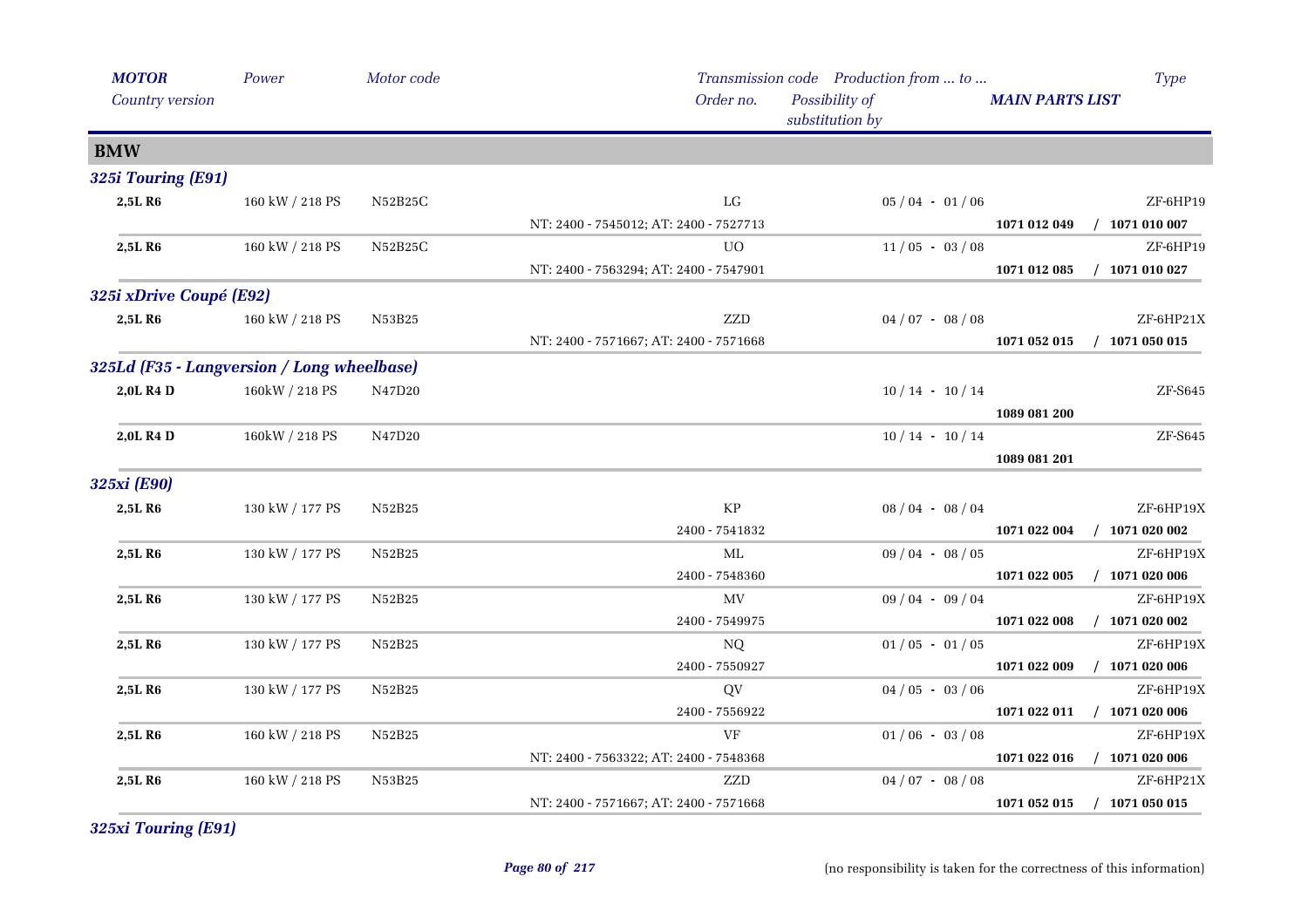| *MOTOR* | *Power* | *Motor code* | *Transmission code* | *Production from ... to ...* | | *Type* |
|---|---|---|---|---|---|---|
| *Country version* | | | *Order no.* | *Possibility of substitution by* | ***MAIN PARTS LIST*** | |

## BMW

### 325i Touring (E91)

| *MOTOR* | *Power* | *Motor code* | *Transmission code / Order no.* | *Production from ... to ...* | ***MAIN PARTS LIST*** | *Type* |
|---|---|---|---|---|---|---|
| **2,5L R6** | 160 kW / 218 PS | N52B25C | LG | 05 / 04 - 01 / 06 | | ZF-6HP19 |
| | | | NT: 2400 - 7545012; AT: 2400 - 7527713 | | **1071 012 049** | **/ 1071 010 007** |
| **2,5L R6** | 160 kW / 218 PS | N52B25C | UO | 11 / 05 - 03 / 08 | | ZF-6HP19 |
| | | | NT: 2400 - 7563294; AT: 2400 - 7547901 | | **1071 012 085** | **/ 1071 010 027** |

### 325i xDrive Coupé (E92)

| *MOTOR* | *Power* | *Motor code* | *Transmission code / Order no.* | *Production from ... to ...* | ***MAIN PARTS LIST*** | *Type* |
|---|---|---|---|---|---|---|
| **2,5L R6** | 160 kW / 218 PS | N53B25 | ZZD | 04 / 07 - 08 / 08 | | ZF-6HP21X |
| | | | NT: 2400 - 7571667; AT: 2400 - 7571668 | | **1071 052 015** | **/ 1071 050 015** |

### 325Ld (F35 - Langversion / Long wheelbase)

| *MOTOR* | *Power* | *Motor code* | *Transmission code / Order no.* | *Production from ... to ...* | ***MAIN PARTS LIST*** | *Type* |
|---|---|---|---|---|---|---|
| **2,0L R4 D** | 160kW / 218 PS | N47D20 | | 10 / 14 - 10 / 14 | | ZF-S645 |
| | | | | | **1089 081 200** | |
| **2,0L R4 D** | 160kW / 218 PS | N47D20 | | 10 / 14 - 10 / 14 | | ZF-S645 |
| | | | | | **1089 081 201** | |

### 325xi (E90)

| *MOTOR* | *Power* | *Motor code* | *Transmission code / Order no.* | *Production from ... to ...* | ***MAIN PARTS LIST*** | *Type* |
|---|---|---|---|---|---|---|
| **2,5L R6** | 130 kW / 177 PS | N52B25 | KP | 08 / 04 - 08 / 04 | | ZF-6HP19X |
| | | | 2400 - 7541832 | | **1071 022 004** | **/ 1071 020 002** |
| **2,5L R6** | 130 kW / 177 PS | N52B25 | ML | 09 / 04 - 08 / 05 | | ZF-6HP19X |
| | | | 2400 - 7548360 | | **1071 022 005** | **/ 1071 020 006** |
| **2,5L R6** | 130 kW / 177 PS | N52B25 | MV | 09 / 04 - 09 / 04 | | ZF-6HP19X |
| | | | 2400 - 7549975 | | **1071 022 008** | **/ 1071 020 002** |
| **2,5L R6** | 130 kW / 177 PS | N52B25 | NQ | 01 / 05 - 01 / 05 | | ZF-6HP19X |
| | | | 2400 - 7550927 | | **1071 022 009** | **/ 1071 020 006** |
| **2,5L R6** | 130 kW / 177 PS | N52B25 | QV | 04 / 05 - 03 / 06 | | ZF-6HP19X |
| | | | 2400 - 7556922 | | **1071 022 011** | **/ 1071 020 006** |
| **2,5L R6** | 160 kW / 218 PS | N52B25 | VF | 01 / 06 - 03 / 08 | | ZF-6HP19X |
| | | | NT: 2400 - 7563322; AT: 2400 - 7548368 | | **1071 022 016** | **/ 1071 020 006** |
| **2,5L R6** | 160 kW / 218 PS | N53B25 | ZZD | 04 / 07 - 08 / 08 | | ZF-6HP21X |
| | | | NT: 2400 - 7571667; AT: 2400 - 7571668 | | **1071 052 015** | **/ 1071 050 015** |

### 325xi Touring (E91)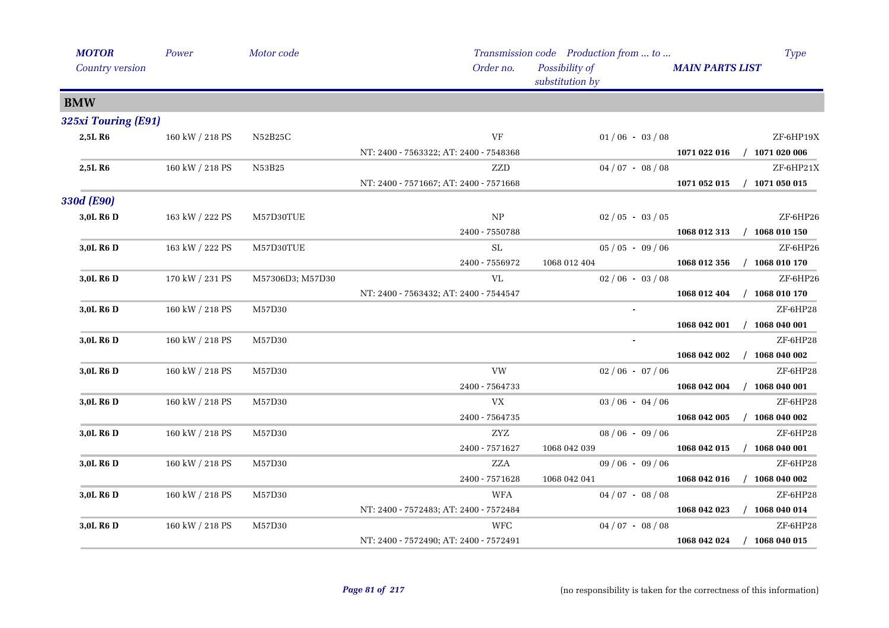| *MOTOR* | *Power* | *Motor code* | *Transmission code* | *Production from ... to ...* | | *Type* |
|---|---|---|---|---|---|---|
| *Country version* | | | *Order no.* | *Possibility of substitution by* | *MAIN PARTS LIST* | |

## BMW

### *325xi Touring (E91)*

| | | | | | | |
|---|---|---|---|---|---|---|
| **2,5L R6** | 160 kW / 218 PS | N52B25C | VF | 01 / 06 - 03 / 08 | | ZF-6HP19X |
| | | | NT: 2400 - 7563322; AT: 2400 - 7548368 | | **1071 022 016** | **/ 1071 020 006** |
| **2,5L R6** | 160 kW / 218 PS | N53B25 | ZZD | 04 / 07 - 08 / 08 | | ZF-6HP21X |
| | | | NT: 2400 - 7571667; AT: 2400 - 7571668 | | **1071 052 015** | **/ 1071 050 015** |

### *330d (E90)*

| | | | | | | |
|---|---|---|---|---|---|---|
| **3,0L R6 D** | 163 kW / 222 PS | M57D30TUE | NP | 02 / 05 - 03 / 05 | | ZF-6HP26 |
| | | | 2400 - 7550788 | | **1068 012 313** | **/ 1068 010 150** |
| **3,0L R6 D** | 163 kW / 222 PS | M57D30TUE | SL | 05 / 05 - 09 / 06 | | ZF-6HP26 |
| | | | 2400 - 7556972 | 1068 012 404 | **1068 012 356** | **/ 1068 010 170** |
| **3,0L R6 D** | 170 kW / 231 PS | M57306D3; M57D30 | VL | 02 / 06 - 03 / 08 | | ZF-6HP26 |
| | | | NT: 2400 - 7563432; AT: 2400 - 7544547 | | **1068 012 404** | **/ 1068 010 170** |
| **3,0L R6 D** | 160 kW / 218 PS | M57D30 | | - | | ZF-6HP28 |
| | | | | | **1068 042 001** | **/ 1068 040 001** |
| **3,0L R6 D** | 160 kW / 218 PS | M57D30 | | - | | ZF-6HP28 |
| | | | | | **1068 042 002** | **/ 1068 040 002** |
| **3,0L R6 D** | 160 kW / 218 PS | M57D30 | VW | 02 / 06 - 07 / 06 | | ZF-6HP28 |
| | | | 2400 - 7564733 | | **1068 042 004** | **/ 1068 040 001** |
| **3,0L R6 D** | 160 kW / 218 PS | M57D30 | VX | 03 / 06 - 04 / 06 | | ZF-6HP28 |
| | | | 2400 - 7564735 | | **1068 042 005** | **/ 1068 040 002** |
| **3,0L R6 D** | 160 kW / 218 PS | M57D30 | ZYZ | 08 / 06 - 09 / 06 | | ZF-6HP28 |
| | | | 2400 - 7571627 | 1068 042 039 | **1068 042 015** | **/ 1068 040 001** |
| **3,0L R6 D** | 160 kW / 218 PS | M57D30 | ZZA | 09 / 06 - 09 / 06 | | ZF-6HP28 |
| | | | 2400 - 7571628 | 1068 042 041 | **1068 042 016** | **/ 1068 040 002** |
| **3,0L R6 D** | 160 kW / 218 PS | M57D30 | WFA | 04 / 07 - 08 / 08 | | ZF-6HP28 |
| | | | NT: 2400 - 7572483; AT: 2400 - 7572484 | | **1068 042 023** | **/ 1068 040 014** |
| **3,0L R6 D** | 160 kW / 218 PS | M57D30 | WFC | 04 / 07 - 08 / 08 | | ZF-6HP28 |
| | | | NT: 2400 - 7572490; AT: 2400 - 7572491 | | **1068 042 024** | **/ 1068 040 015** |

(no responsibility is taken for the correctness of this information)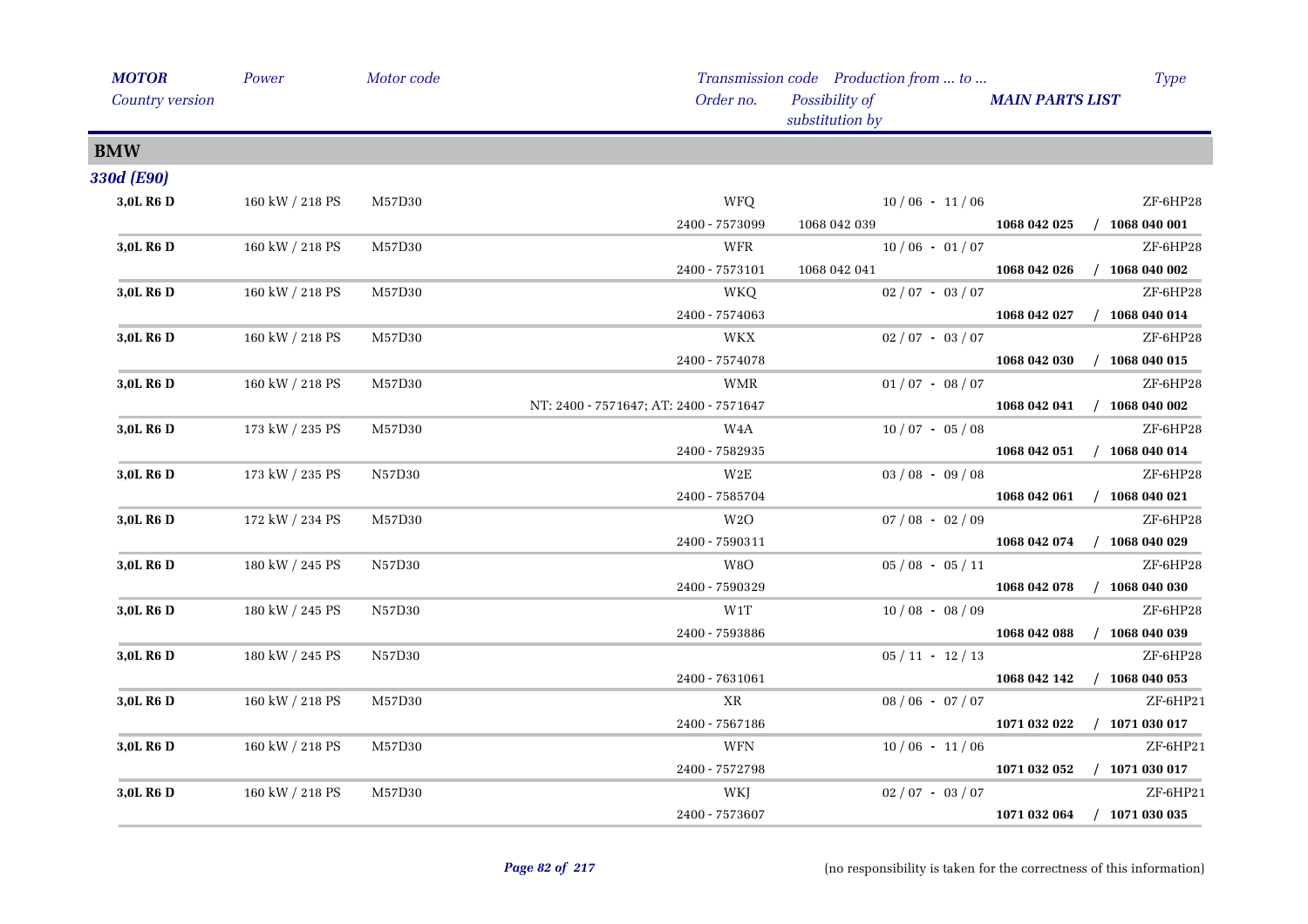## BMW

### 330d (E90)

| MOTOR / Country version | Power | Motor code | Transmission code / Order no. | Production from ... to ... / Possibility of substitution by | MAIN PARTS LIST | Type |
|---|---|---|---|---|---|---|
| 3,0L R6 D | 160 kW / 218 PS | M57D30 | WFQ | 10 / 06 - 11 / 06 | | ZF-6HP28 |
| | | | 2400 - 7573099 | 1068 042 039 | **1068 042 025 / 1068 040 001** | |
| 3,0L R6 D | 160 kW / 218 PS | M57D30 | WFR | 10 / 06 - 01 / 07 | | ZF-6HP28 |
| | | | 2400 - 7573101 | 1068 042 041 | **1068 042 026 / 1068 040 002** | |
| 3,0L R6 D | 160 kW / 218 PS | M57D30 | WKQ | 02 / 07 - 03 / 07 | | ZF-6HP28 |
| | | | 2400 - 7574063 | | **1068 042 027 / 1068 040 014** | |
| 3,0L R6 D | 160 kW / 218 PS | M57D30 | WKX | 02 / 07 - 03 / 07 | | ZF-6HP28 |
| | | | 2400 - 7574078 | | **1068 042 030 / 1068 040 015** | |
| 3,0L R6 D | 160 kW / 218 PS | M57D30 | WMR | 01 / 07 - 08 / 07 | | ZF-6HP28 |
| | | | NT: 2400 - 7571647; AT: 2400 - 7571647 | | **1068 042 041 / 1068 040 002** | |
| 3,0L R6 D | 173 kW / 235 PS | M57D30 | W4A | 10 / 07 - 05 / 08 | | ZF-6HP28 |
| | | | 2400 - 7582935 | | **1068 042 051 / 1068 040 014** | |
| 3,0L R6 D | 173 kW / 235 PS | N57D30 | W2E | 03 / 08 - 09 / 08 | | ZF-6HP28 |
| | | | 2400 - 7585704 | | **1068 042 061 / 1068 040 021** | |
| 3,0L R6 D | 172 kW / 234 PS | M57D30 | W2O | 07 / 08 - 02 / 09 | | ZF-6HP28 |
| | | | 2400 - 7590311 | | **1068 042 074 / 1068 040 029** | |
| 3,0L R6 D | 180 kW / 245 PS | N57D30 | W8O | 05 / 08 - 05 / 11 | | ZF-6HP28 |
| | | | 2400 - 7590329 | | **1068 042 078 / 1068 040 030** | |
| 3,0L R6 D | 180 kW / 245 PS | N57D30 | W1T | 10 / 08 - 08 / 09 | | ZF-6HP28 |
| | | | 2400 - 7593886 | | **1068 042 088 / 1068 040 039** | |
| 3,0L R6 D | 180 kW / 245 PS | N57D30 | | 05 / 11 - 12 / 13 | | ZF-6HP28 |
| | | | 2400 - 7631061 | | **1068 042 142 / 1068 040 053** | |
| 3,0L R6 D | 160 kW / 218 PS | M57D30 | XR | 08 / 06 - 07 / 07 | | ZF-6HP21 |
| | | | 2400 - 7567186 | | **1071 032 022 / 1071 030 017** | |
| 3,0L R6 D | 160 kW / 218 PS | M57D30 | WFN | 10 / 06 - 11 / 06 | | ZF-6HP21 |
| | | | 2400 - 7572798 | | **1071 032 052 / 1071 030 017** | |
| 3,0L R6 D | 160 kW / 218 PS | M57D30 | WKJ | 02 / 07 - 03 / 07 | | ZF-6HP21 |
| | | | 2400 - 7573607 | | **1071 032 064 / 1071 030 035** | |

(no responsibility is taken for the correctness of this information)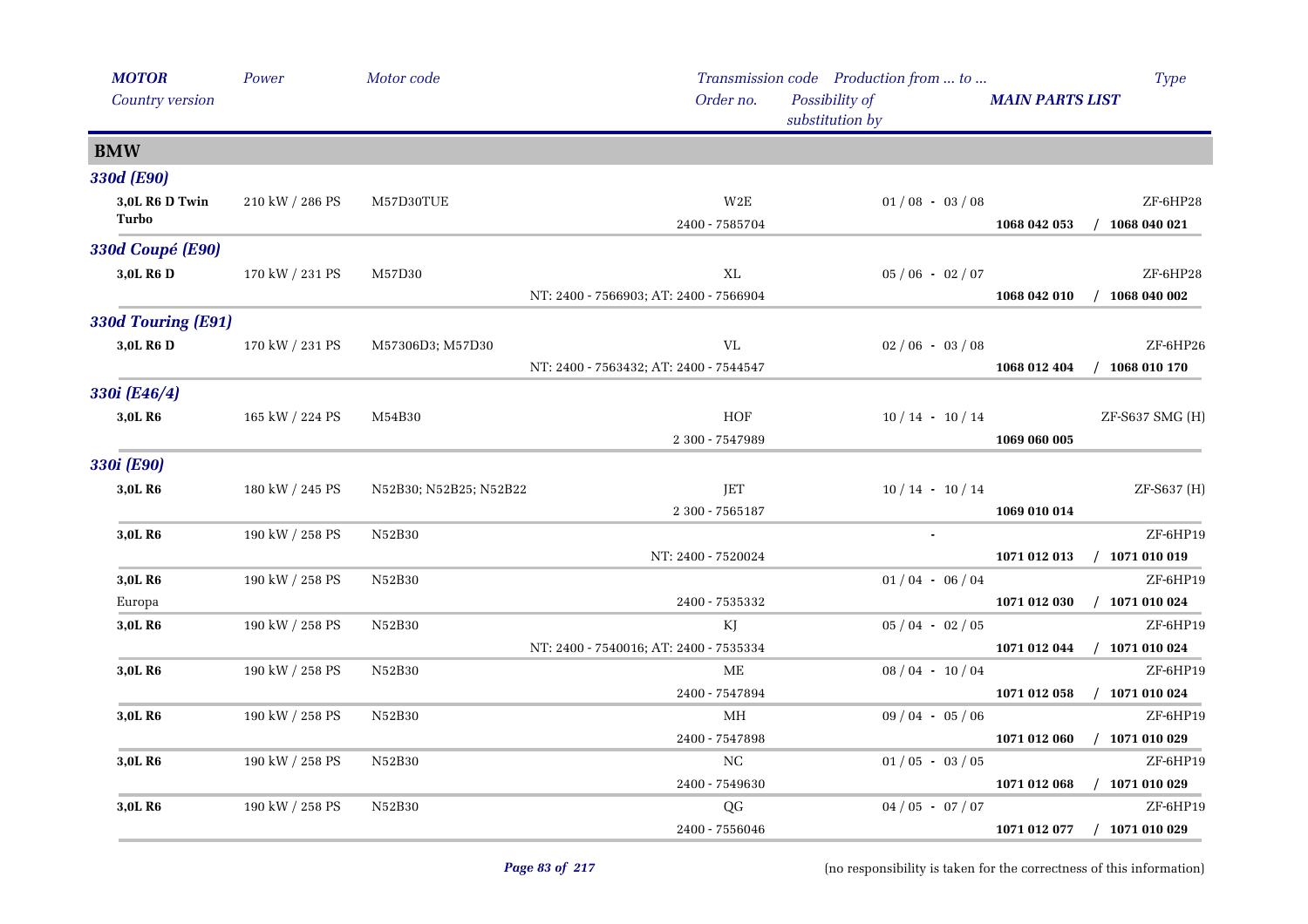| *MOTOR* | *Power* | *Motor code* | *Transmission code* | *Production from ... to ...* | | *Type* |
|---|---|---|---|---|---|---|
| *Country version* | | | *Order no.* | *Possibility of substitution by* | ***MAIN PARTS LIST*** | |

## BMW

### *330d (E90)*

| | | | | | | |
|---|---|---|---|---|---|---|
| **3,0L R6 D Twin Turbo** | 210 kW / 286 PS | M57D30TUE | W2E | 01 / 08 - 03 / 08 | | ZF-6HP28 |
| | | | 2400 - 7585704 | | **1068 042 053** | **/ 1068 040 021** |

### *330d Coupé (E90)*

| | | | | | | |
|---|---|---|---|---|---|---|
| **3,0L R6 D** | 170 kW / 231 PS | M57D30 | XL | 05 / 06 - 02 / 07 | | ZF-6HP28 |
| | | | NT: 2400 - 7566903; AT: 2400 - 7566904 | | **1068 042 010** | **/ 1068 040 002** |

### *330d Touring (E91)*

| | | | | | | |
|---|---|---|---|---|---|---|
| **3,0L R6 D** | 170 kW / 231 PS | M57306D3; M57D30 | VL | 02 / 06 - 03 / 08 | | ZF-6HP26 |
| | | | NT: 2400 - 7563432; AT: 2400 - 7544547 | | **1068 012 404** | **/ 1068 010 170** |

### *330i (E46/4)*

| | | | | | | |
|---|---|---|---|---|---|---|
| **3,0L R6** | 165 kW / 224 PS | M54B30 | HOF | 10 / 14 - 10 / 14 | | ZF-S637 SMG (H) |
| | | | 2 300 - 7547989 | | **1069 060 005** | |

### *330i (E90)*

| | | | | | | |
|---|---|---|---|---|---|---|
| **3,0L R6** | 180 kW / 245 PS | N52B30; N52B25; N52B22 | JET | 10 / 14 - 10 / 14 | | ZF-S637 (H) |
| | | | 2 300 - 7565187 | | **1069 010 014** | |
| **3,0L R6** | 190 kW / 258 PS | N52B30 | | - | | ZF-6HP19 |
| | | | NT: 2400 - 7520024 | | **1071 012 013** | **/ 1071 010 019** |
| **3,0L R6** | 190 kW / 258 PS | N52B30 | | 01 / 04 - 06 / 04 | | ZF-6HP19 |
| Europa | | | 2400 - 7535332 | | **1071 012 030** | **/ 1071 010 024** |
| **3,0L R6** | 190 kW / 258 PS | N52B30 | KJ | 05 / 04 - 02 / 05 | | ZF-6HP19 |
| | | | NT: 2400 - 7540016; AT: 2400 - 7535334 | | **1071 012 044** | **/ 1071 010 024** |
| **3,0L R6** | 190 kW / 258 PS | N52B30 | ME | 08 / 04 - 10 / 04 | | ZF-6HP19 |
| | | | 2400 - 7547894 | | **1071 012 058** | **/ 1071 010 024** |
| **3,0L R6** | 190 kW / 258 PS | N52B30 | MH | 09 / 04 - 05 / 06 | | ZF-6HP19 |
| | | | 2400 - 7547898 | | **1071 012 060** | **/ 1071 010 029** |
| **3,0L R6** | 190 kW / 258 PS | N52B30 | NC | 01 / 05 - 03 / 05 | | ZF-6HP19 |
| | | | 2400 - 7549630 | | **1071 012 068** | **/ 1071 010 029** |
| **3,0L R6** | 190 kW / 258 PS | N52B30 | QG | 04 / 05 - 07 / 07 | | ZF-6HP19 |
| | | | 2400 - 7556046 | | **1071 012 077** | **/ 1071 010 029** |

(no responsibility is taken for the correctness of this information)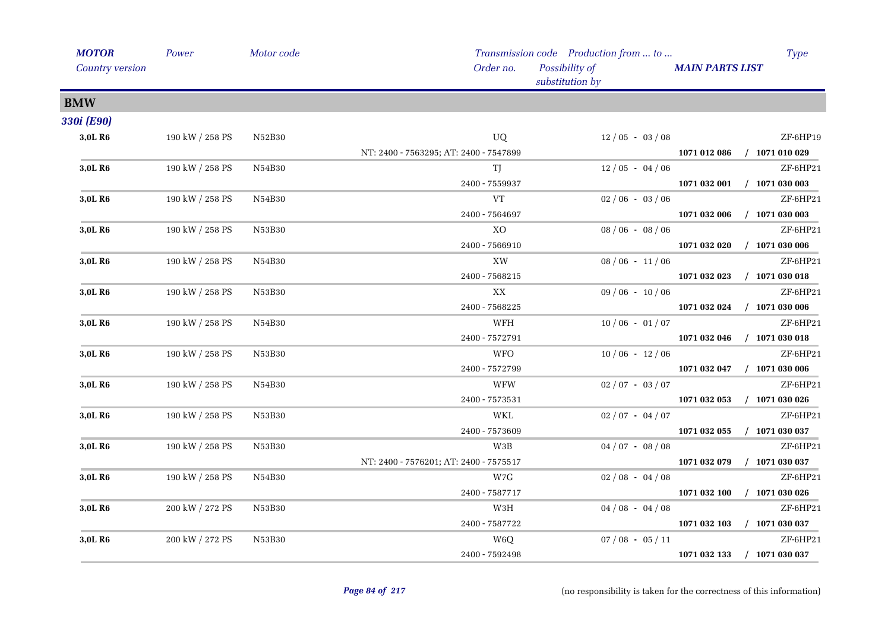| MOTOR<br>Country version | Power | Motor code | Transmission code<br>Order no. | Production from ... to ...<br>Possibility of substitution by | MAIN PARTS LIST | Type |
|---|---|---|---|---|---|---|

## BMW

### 330i (E90)

| MOTOR | Power | Motor code | Transmission code / Order no. | Production from ... to ... | MAIN PARTS LIST | Type |
|---|---|---|---|---|---|---|
| **3,0L R6** | 190 kW / 258 PS | N52B30 | UQ | 12 / 05 - 03 / 08 | | ZF-6HP19 |
| | | | NT: 2400 - 7563295; AT: 2400 - 7547899 | | **1071 012 086 / 1071 010 029** | |
| **3,0L R6** | 190 kW / 258 PS | N54B30 | TJ | 12 / 05 - 04 / 06 | | ZF-6HP21 |
| | | | 2400 - 7559937 | | **1071 032 001 / 1071 030 003** | |
| **3,0L R6** | 190 kW / 258 PS | N54B30 | VT | 02 / 06 - 03 / 06 | | ZF-6HP21 |
| | | | 2400 - 7564697 | | **1071 032 006 / 1071 030 003** | |
| **3,0L R6** | 190 kW / 258 PS | N53B30 | XO | 08 / 06 - 08 / 06 | | ZF-6HP21 |
| | | | 2400 - 7566910 | | **1071 032 020 / 1071 030 006** | |
| **3,0L R6** | 190 kW / 258 PS | N54B30 | XW | 08 / 06 - 11 / 06 | | ZF-6HP21 |
| | | | 2400 - 7568215 | | **1071 032 023 / 1071 030 018** | |
| **3,0L R6** | 190 kW / 258 PS | N53B30 | XX | 09 / 06 - 10 / 06 | | ZF-6HP21 |
| | | | 2400 - 7568225 | | **1071 032 024 / 1071 030 006** | |
| **3,0L R6** | 190 kW / 258 PS | N54B30 | WFH | 10 / 06 - 01 / 07 | | ZF-6HP21 |
| | | | 2400 - 7572791 | | **1071 032 046 / 1071 030 018** | |
| **3,0L R6** | 190 kW / 258 PS | N53B30 | WFO | 10 / 06 - 12 / 06 | | ZF-6HP21 |
| | | | 2400 - 7572799 | | **1071 032 047 / 1071 030 006** | |
| **3,0L R6** | 190 kW / 258 PS | N54B30 | WFW | 02 / 07 - 03 / 07 | | ZF-6HP21 |
| | | | 2400 - 7573531 | | **1071 032 053 / 1071 030 026** | |
| **3,0L R6** | 190 kW / 258 PS | N53B30 | WKL | 02 / 07 - 04 / 07 | | ZF-6HP21 |
| | | | 2400 - 7573609 | | **1071 032 055 / 1071 030 037** | |
| **3,0L R6** | 190 kW / 258 PS | N53B30 | W3B | 04 / 07 - 08 / 08 | | ZF-6HP21 |
| | | | NT: 2400 - 7576201; AT: 2400 - 7575517 | | **1071 032 079 / 1071 030 037** | |
| **3,0L R6** | 190 kW / 258 PS | N54B30 | W7G | 02 / 08 - 04 / 08 | | ZF-6HP21 |
| | | | 2400 - 7587717 | | **1071 032 100 / 1071 030 026** | |
| **3,0L R6** | 200 kW / 272 PS | N53B30 | W3H | 04 / 08 - 04 / 08 | | ZF-6HP21 |
| | | | 2400 - 7587722 | | **1071 032 103 / 1071 030 037** | |
| **3,0L R6** | 200 kW / 272 PS | N53B30 | W6Q | 07 / 08 - 05 / 11 | | ZF-6HP21 |
| | | | 2400 - 7592498 | | **1071 032 133 / 1071 030 037** | |

(no responsibility is taken for the correctness of this information)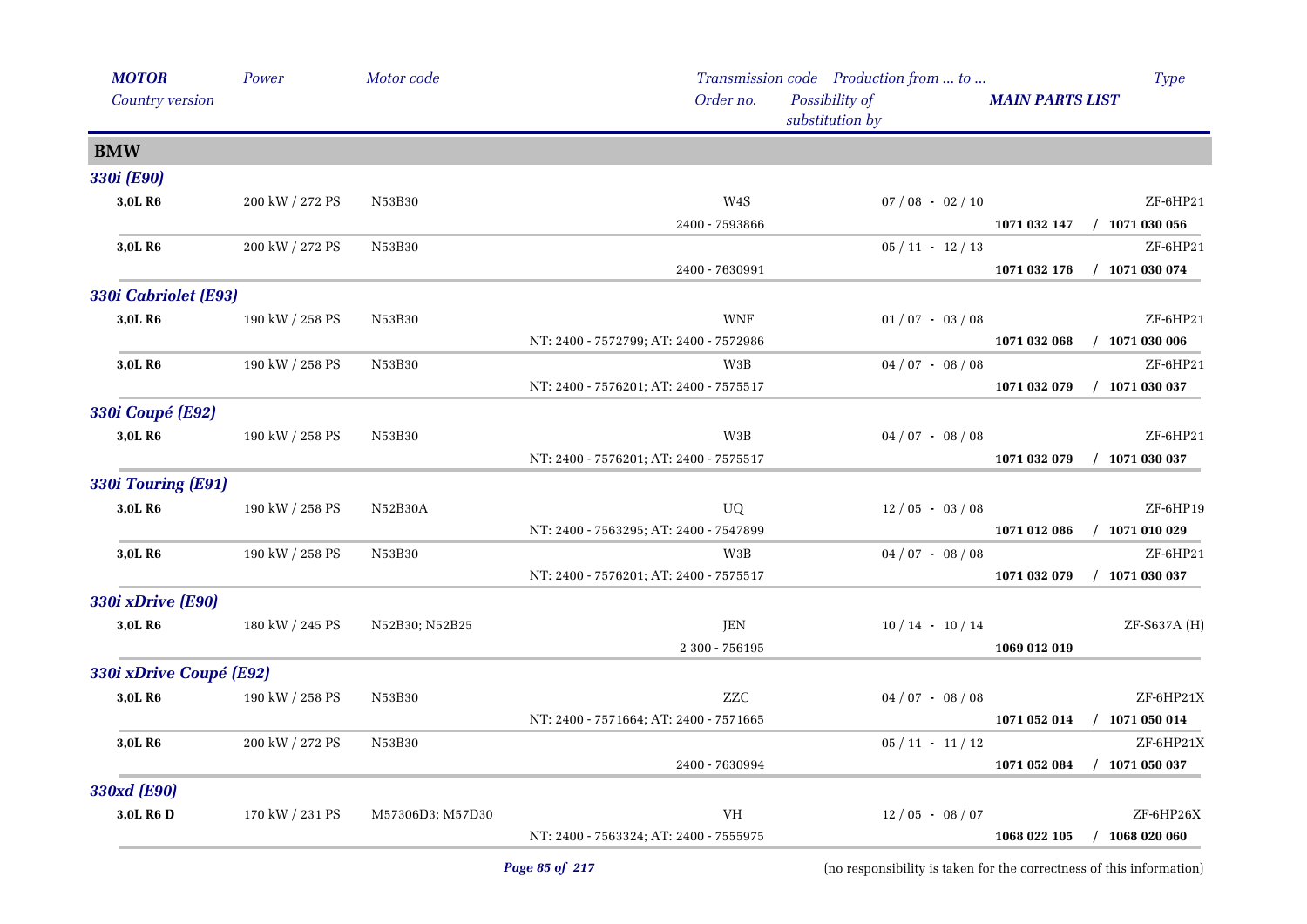| MOTOR<br>Country version | Power | Motor code | Transmission code<br>Order no. | Production from ... to ...<br>Possibility of substitution by | MAIN PARTS LIST | Type |
|---|---|---|---|---|---|---|
| **BMW** | | | | | | |
| ***330i (E90)*** | | | | | | |
| **3,0L R6** | 200 kW / 272 PS | N53B30 | W4S | 07 / 08 - 02 / 10 | | ZF-6HP21 |
| | | | 2400 - 7593866 | | **1071 032 147 / 1071 030 056** | |
| **3,0L R6** | 200 kW / 272 PS | N53B30 | | 05 / 11 - 12 / 13 | | ZF-6HP21 |
| | | | 2400 - 7630991 | | **1071 032 176 / 1071 030 074** | |
| ***330i Cabriolet (E93)*** | | | | | | |
| **3,0L R6** | 190 kW / 258 PS | N53B30 | WNF | 01 / 07 - 03 / 08 | | ZF-6HP21 |
| | | | NT: 2400 - 7572799; AT: 2400 - 7572986 | | **1071 032 068 / 1071 030 006** | |
| **3,0L R6** | 190 kW / 258 PS | N53B30 | W3B | 04 / 07 - 08 / 08 | | ZF-6HP21 |
| | | | NT: 2400 - 7576201; AT: 2400 - 7575517 | | **1071 032 079 / 1071 030 037** | |
| ***330i Coupé (E92)*** | | | | | | |
| **3,0L R6** | 190 kW / 258 PS | N53B30 | W3B | 04 / 07 - 08 / 08 | | ZF-6HP21 |
| | | | NT: 2400 - 7576201; AT: 2400 - 7575517 | | **1071 032 079 / 1071 030 037** | |
| ***330i Touring (E91)*** | | | | | | |
| **3,0L R6** | 190 kW / 258 PS | N52B30A | UQ | 12 / 05 - 03 / 08 | | ZF-6HP19 |
| | | | NT: 2400 - 7563295; AT: 2400 - 7547899 | | **1071 012 086 / 1071 010 029** | |
| **3,0L R6** | 190 kW / 258 PS | N53B30 | W3B | 04 / 07 - 08 / 08 | | ZF-6HP21 |
| | | | NT: 2400 - 7576201; AT: 2400 - 7575517 | | **1071 032 079 / 1071 030 037** | |
| ***330i xDrive (E90)*** | | | | | | |
| **3,0L R6** | 180 kW / 245 PS | N52B30; N52B25 | JEN | 10 / 14 - 10 / 14 | | ZF-S637A (H) |
| | | | 2 300 - 756195 | | **1069 012 019** | |
| ***330i xDrive Coupé (E92)*** | | | | | | |
| **3,0L R6** | 190 kW / 258 PS | N53B30 | ZZC | 04 / 07 - 08 / 08 | | ZF-6HP21X |
| | | | NT: 2400 - 7571664; AT: 2400 - 7571665 | | **1071 052 014 / 1071 050 014** | |
| **3,0L R6** | 200 kW / 272 PS | N53B30 | | 05 / 11 - 11 / 12 | | ZF-6HP21X |
| | | | 2400 - 7630994 | | **1071 052 084 / 1071 050 037** | |
| ***330xd (E90)*** | | | | | | |
| **3,0L R6 D** | 170 kW / 231 PS | M57306D3; M57D30 | VH | 12 / 05 - 08 / 07 | | ZF-6HP26X |
| | | | NT: 2400 - 7563324; AT: 2400 - 7555975 | | **1068 022 105 / 1068 020 060** | |

(no responsibility is taken for the correctness of this information)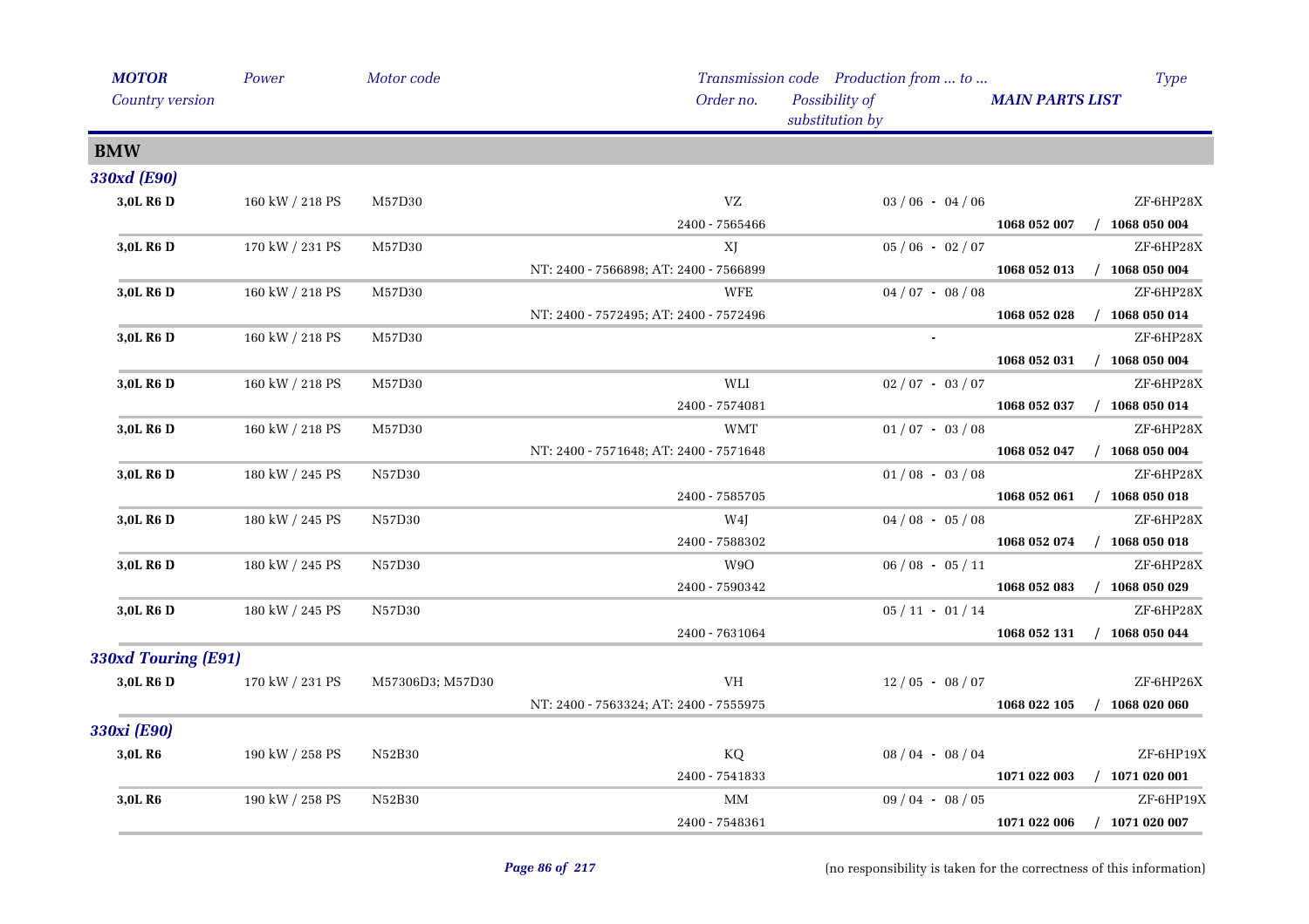| MOTOR<br>Country version | Power | Motor code | Transmission code<br>Order no. | Production from ... to ...<br>Possibility of substitution by | MAIN PARTS LIST | Type |
|---|---|---|---|---|---|---|
| **BMW** | | | | | | |
| ***330xd (E90)*** | | | | | | |
| **3,0L R6 D** | 160 kW / 218 PS | M57D30 | VZ | 03 / 06 - 04 / 06 | | ZF-6HP28X |
| | | | 2400 - 7565466 | | **1068 052 007** | **/ 1068 050 004** |
| **3,0L R6 D** | 170 kW / 231 PS | M57D30 | XJ | 05 / 06 - 02 / 07 | | ZF-6HP28X |
| | | | NT: 2400 - 7566898; AT: 2400 - 7566899 | | **1068 052 013** | **/ 1068 050 004** |
| **3,0L R6 D** | 160 kW / 218 PS | M57D30 | WFE | 04 / 07 - 08 / 08 | | ZF-6HP28X |
| | | | NT: 2400 - 7572495; AT: 2400 - 7572496 | | **1068 052 028** | **/ 1068 050 014** |
| **3,0L R6 D** | 160 kW / 218 PS | M57D30 | | - | | ZF-6HP28X |
| | | | | | **1068 052 031** | **/ 1068 050 004** |
| **3,0L R6 D** | 160 kW / 218 PS | M57D30 | WLI | 02 / 07 - 03 / 07 | | ZF-6HP28X |
| | | | 2400 - 7574081 | | **1068 052 037** | **/ 1068 050 014** |
| **3,0L R6 D** | 160 kW / 218 PS | M57D30 | WMT | 01 / 07 - 03 / 08 | | ZF-6HP28X |
| | | | NT: 2400 - 7571648; AT: 2400 - 7571648 | | **1068 052 047** | **/ 1068 050 004** |
| **3,0L R6 D** | 180 kW / 245 PS | N57D30 | | 01 / 08 - 03 / 08 | | ZF-6HP28X |
| | | | 2400 - 7585705 | | **1068 052 061** | **/ 1068 050 018** |
| **3,0L R6 D** | 180 kW / 245 PS | N57D30 | W4J | 04 / 08 - 05 / 08 | | ZF-6HP28X |
| | | | 2400 - 7588302 | | **1068 052 074** | **/ 1068 050 018** |
| **3,0L R6 D** | 180 kW / 245 PS | N57D30 | W9O | 06 / 08 - 05 / 11 | | ZF-6HP28X |
| | | | 2400 - 7590342 | | **1068 052 083** | **/ 1068 050 029** |
| **3,0L R6 D** | 180 kW / 245 PS | N57D30 | | 05 / 11 - 01 / 14 | | ZF-6HP28X |
| | | | 2400 - 7631064 | | **1068 052 131** | **/ 1068 050 044** |
| ***330xd Touring (E91)*** | | | | | | |
| **3,0L R6 D** | 170 kW / 231 PS | M57306D3; M57D30 | VH | 12 / 05 - 08 / 07 | | ZF-6HP26X |
| | | | NT: 2400 - 7563324; AT: 2400 - 7555975 | | **1068 022 105** | **/ 1068 020 060** |
| ***330xi (E90)*** | | | | | | |
| **3,0L R6** | 190 kW / 258 PS | N52B30 | KQ | 08 / 04 - 08 / 04 | | ZF-6HP19X |
| | | | 2400 - 7541833 | | **1071 022 003** | **/ 1071 020 001** |
| **3,0L R6** | 190 kW / 258 PS | N52B30 | MM | 09 / 04 - 08 / 05 | | ZF-6HP19X |
| | | | 2400 - 7548361 | | **1071 022 006** | **/ 1071 020 007** |

(no responsibility is taken for the correctness of this information)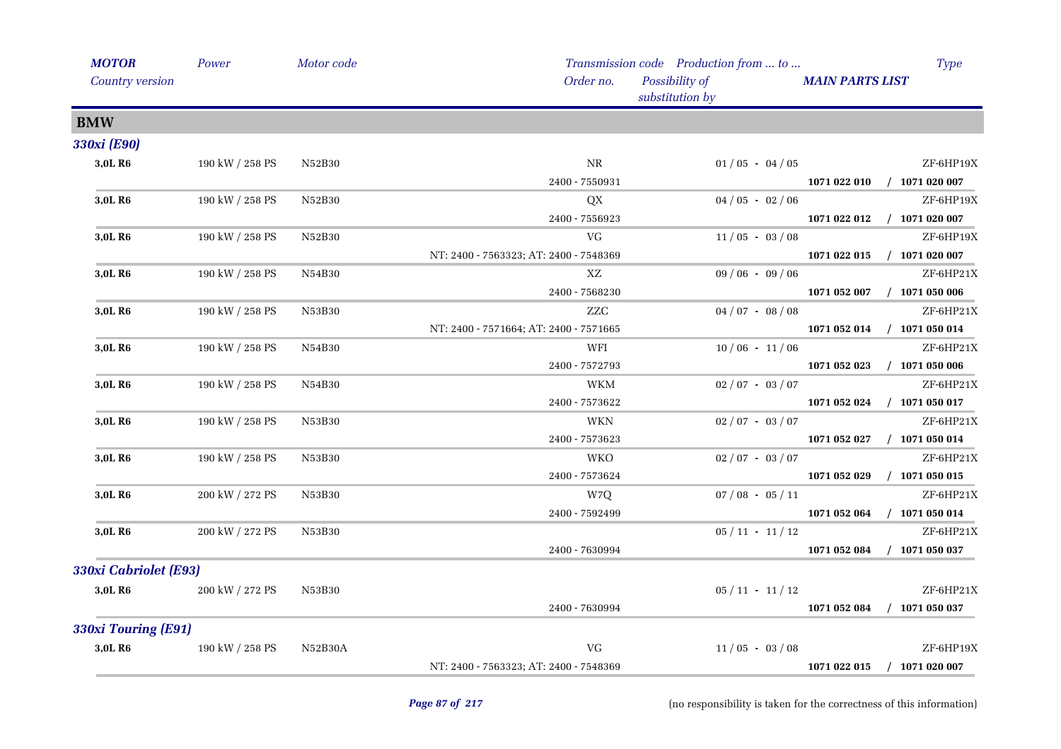| *MOTOR* *Country version* | *Power* | *Motor code* | *Transmission code* *Order no.* | *Production from ... to ...* *Possibility of substitution by* | *Type* *MAIN PARTS LIST* |
|---|---|---|---|---|---|
| **BMW** | | | | | |
| ***330xi (E90)*** | | | | | |
| **3,0L R6** | 190 kW / 258 PS | N52B30 | NR | 01 / 05 - 04 / 05 | ZF-6HP19X |
| | | | 2400 - 7550931 | | **1071 022 010 / 1071 020 007** |
| **3,0L R6** | 190 kW / 258 PS | N52B30 | QX | 04 / 05 - 02 / 06 | ZF-6HP19X |
| | | | 2400 - 7556923 | | **1071 022 012 / 1071 020 007** |
| **3,0L R6** | 190 kW / 258 PS | N52B30 | VG | 11 / 05 - 03 / 08 | ZF-6HP19X |
| | | | NT: 2400 - 7563323; AT: 2400 - 7548369 | | **1071 022 015 / 1071 020 007** |
| **3,0L R6** | 190 kW / 258 PS | N54B30 | XZ | 09 / 06 - 09 / 06 | ZF-6HP21X |
| | | | 2400 - 7568230 | | **1071 052 007 / 1071 050 006** |
| **3,0L R6** | 190 kW / 258 PS | N53B30 | ZZC | 04 / 07 - 08 / 08 | ZF-6HP21X |
| | | | NT: 2400 - 7571664; AT: 2400 - 7571665 | | **1071 052 014 / 1071 050 014** |
| **3,0L R6** | 190 kW / 258 PS | N54B30 | WFI | 10 / 06 - 11 / 06 | ZF-6HP21X |
| | | | 2400 - 7572793 | | **1071 052 023 / 1071 050 006** |
| **3,0L R6** | 190 kW / 258 PS | N54B30 | WKM | 02 / 07 - 03 / 07 | ZF-6HP21X |
| | | | 2400 - 7573622 | | **1071 052 024 / 1071 050 017** |
| **3,0L R6** | 190 kW / 258 PS | N53B30 | WKN | 02 / 07 - 03 / 07 | ZF-6HP21X |
| | | | 2400 - 7573623 | | **1071 052 027 / 1071 050 014** |
| **3,0L R6** | 190 kW / 258 PS | N53B30 | WKO | 02 / 07 - 03 / 07 | ZF-6HP21X |
| | | | 2400 - 7573624 | | **1071 052 029 / 1071 050 015** |
| **3,0L R6** | 200 kW / 272 PS | N53B30 | W7Q | 07 / 08 - 05 / 11 | ZF-6HP21X |
| | | | 2400 - 7592499 | | **1071 052 064 / 1071 050 014** |
| **3,0L R6** | 200 kW / 272 PS | N53B30 | | 05 / 11 - 11 / 12 | ZF-6HP21X |
| | | | 2400 - 7630994 | | **1071 052 084 / 1071 050 037** |
| ***330xi Cabriolet (E93)*** | | | | | |
| **3,0L R6** | 200 kW / 272 PS | N53B30 | | 05 / 11 - 11 / 12 | ZF-6HP21X |
| | | | 2400 - 7630994 | | **1071 052 084 / 1071 050 037** |
| ***330xi Touring (E91)*** | | | | | |
| **3,0L R6** | 190 kW / 258 PS | N52B30A | VG | 11 / 05 - 03 / 08 | ZF-6HP19X |
| | | | NT: 2400 - 7563323; AT: 2400 - 7548369 | | **1071 022 015 / 1071 020 007** |

(no responsibility is taken for the correctness of this information)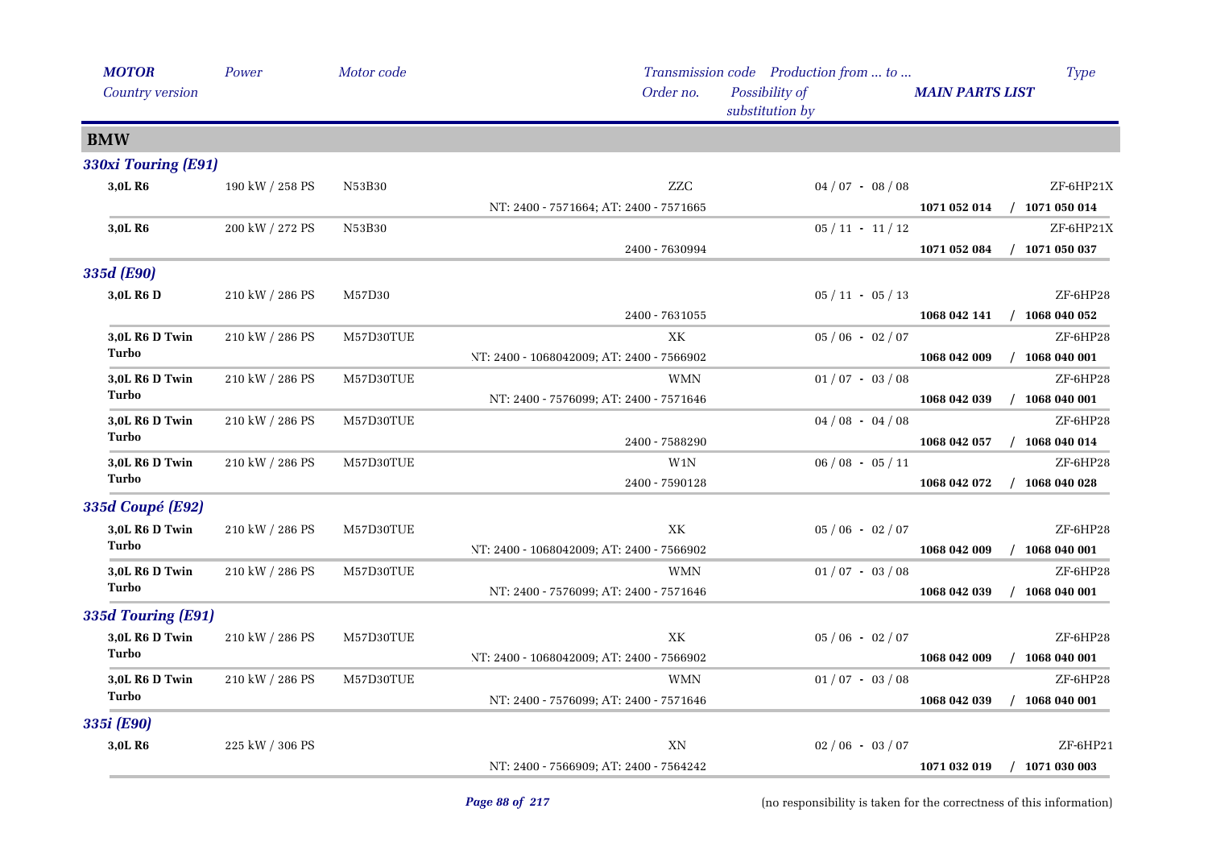| *MOTOR* *Country version* | *Power* | *Motor code* | *Transmission code* *Order no.* | *Production from ... to ...* *Possibility of substitution by* | *MAIN PARTS LIST* | *Type* |
|---|---|---|---|---|---|---|

## BMW

### *330xi Touring (E91)*

| MOTOR | Power | Motor code | Transmission code / Order no. | Production from ... to ... | MAIN PARTS LIST | Type |
|---|---|---|---|---|---|---|
| **3,0L R6** | 190 kW / 258 PS | N53B30 | ZZC | 04 / 07 - 08 / 08 | | ZF-6HP21X |
| | | | NT: 2400 - 7571664; AT: 2400 - 7571665 | | **1071 052 014** | **/ 1071 050 014** |
| **3,0L R6** | 200 kW / 272 PS | N53B30 | | 05 / 11 - 11 / 12 | | ZF-6HP21X |
| | | | 2400 - 7630994 | | **1071 052 084** | **/ 1071 050 037** |

### *335d (E90)*

| MOTOR | Power | Motor code | Transmission code / Order no. | Production from ... to ... | MAIN PARTS LIST | Type |
|---|---|---|---|---|---|---|
| **3,0L R6 D** | 210 kW / 286 PS | M57D30 | | 05 / 11 - 05 / 13 | | ZF-6HP28 |
| | | | 2400 - 7631055 | | **1068 042 141** | **/ 1068 040 052** |
| **3,0L R6 D Twin Turbo** | 210 kW / 286 PS | M57D30TUE | XK | 05 / 06 - 02 / 07 | | ZF-6HP28 |
| | | | NT: 2400 - 1068042009; AT: 2400 - 7566902 | | **1068 042 009** | **/ 1068 040 001** |
| **3,0L R6 D Twin Turbo** | 210 kW / 286 PS | M57D30TUE | WMN | 01 / 07 - 03 / 08 | | ZF-6HP28 |
| | | | NT: 2400 - 7576099; AT: 2400 - 7571646 | | **1068 042 039** | **/ 1068 040 001** |
| **3,0L R6 D Twin Turbo** | 210 kW / 286 PS | M57D30TUE | | 04 / 08 - 04 / 08 | | ZF-6HP28 |
| | | | 2400 - 7588290 | | **1068 042 057** | **/ 1068 040 014** |
| **3,0L R6 D Twin Turbo** | 210 kW / 286 PS | M57D30TUE | W1N | 06 / 08 - 05 / 11 | | ZF-6HP28 |
| | | | 2400 - 7590128 | | **1068 042 072** | **/ 1068 040 028** |

### *335d Coupé (E92)*

| MOTOR | Power | Motor code | Transmission code / Order no. | Production from ... to ... | MAIN PARTS LIST | Type |
|---|---|---|---|---|---|---|
| **3,0L R6 D Twin Turbo** | 210 kW / 286 PS | M57D30TUE | XK | 05 / 06 - 02 / 07 | | ZF-6HP28 |
| | | | NT: 2400 - 1068042009; AT: 2400 - 7566902 | | **1068 042 009** | **/ 1068 040 001** |
| **3,0L R6 D Twin Turbo** | 210 kW / 286 PS | M57D30TUE | WMN | 01 / 07 - 03 / 08 | | ZF-6HP28 |
| | | | NT: 2400 - 7576099; AT: 2400 - 7571646 | | **1068 042 039** | **/ 1068 040 001** |

### *335d Touring (E91)*

| MOTOR | Power | Motor code | Transmission code / Order no. | Production from ... to ... | MAIN PARTS LIST | Type |
|---|---|---|---|---|---|---|
| **3,0L R6 D Twin Turbo** | 210 kW / 286 PS | M57D30TUE | XK | 05 / 06 - 02 / 07 | | ZF-6HP28 |
| | | | NT: 2400 - 1068042009; AT: 2400 - 7566902 | | **1068 042 009** | **/ 1068 040 001** |
| **3,0L R6 D Twin Turbo** | 210 kW / 286 PS | M57D30TUE | WMN | 01 / 07 - 03 / 08 | | ZF-6HP28 |
| | | | NT: 2400 - 7576099; AT: 2400 - 7571646 | | **1068 042 039** | **/ 1068 040 001** |

### *335i (E90)*

| MOTOR | Power | Motor code | Transmission code / Order no. | Production from ... to ... | MAIN PARTS LIST | Type |
|---|---|---|---|---|---|---|
| **3,0L R6** | 225 kW / 306 PS | | XN | 02 / 06 - 03 / 07 | | ZF-6HP21 |
| | | | NT: 2400 - 7566909; AT: 2400 - 7564242 | | **1071 032 019** | **/ 1071 030 003** |

(no responsibility is taken for the correctness of this information)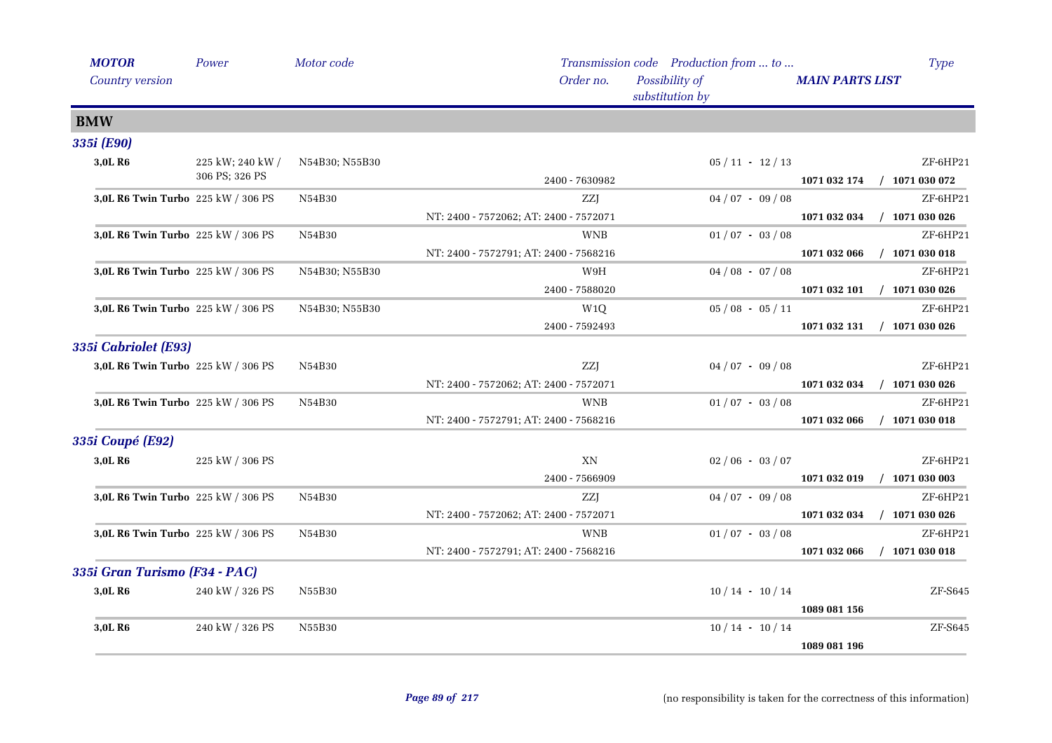| MOTOR | Power | Motor code | Transmission code | Production from ... to ... | | Type |
|---|---|---|---|---|---|---|
| Country version | | | Order no. | Possibility of substitution by | MAIN PARTS LIST | |

## BMW

### 335i (E90)

| MOTOR | Power | Motor code | Transmission code / Order no. | Production from ... to ... | MAIN PARTS LIST | Type |
|---|---|---|---|---|---|---|
| 3,0L R6 | 225 kW; 240 kW / 306 PS; 326 PS | N54B30; N55B30 | | 05 / 11 - 12 / 13 | | ZF-6HP21 |
| | | | 2400 - 7630982 | | 1071 032 174 / 1071 030 072 | |
| 3,0L R6 Twin Turbo | 225 kW / 306 PS | N54B30 | ZZJ | 04 / 07 - 09 / 08 | | ZF-6HP21 |
| | | | NT: 2400 - 7572062; AT: 2400 - 7572071 | | 1071 032 034 / 1071 030 026 | |
| 3,0L R6 Twin Turbo | 225 kW / 306 PS | N54B30 | WNB | 01 / 07 - 03 / 08 | | ZF-6HP21 |
| | | | NT: 2400 - 7572791; AT: 2400 - 7568216 | | 1071 032 066 / 1071 030 018 | |
| 3,0L R6 Twin Turbo | 225 kW / 306 PS | N54B30; N55B30 | W9H | 04 / 08 - 07 / 08 | | ZF-6HP21 |
| | | | 2400 - 7588020 | | 1071 032 101 / 1071 030 026 | |
| 3,0L R6 Twin Turbo | 225 kW / 306 PS | N54B30; N55B30 | W1Q | 05 / 08 - 05 / 11 | | ZF-6HP21 |
| | | | 2400 - 7592493 | | 1071 032 131 / 1071 030 026 | |

### 335i Cabriolet (E93)

| MOTOR | Power | Motor code | Transmission code / Order no. | Production from ... to ... | MAIN PARTS LIST | Type |
|---|---|---|---|---|---|---|
| 3,0L R6 Twin Turbo | 225 kW / 306 PS | N54B30 | ZZJ | 04 / 07 - 09 / 08 | | ZF-6HP21 |
| | | | NT: 2400 - 7572062; AT: 2400 - 7572071 | | 1071 032 034 / 1071 030 026 | |
| 3,0L R6 Twin Turbo | 225 kW / 306 PS | N54B30 | WNB | 01 / 07 - 03 / 08 | | ZF-6HP21 |
| | | | NT: 2400 - 7572791; AT: 2400 - 7568216 | | 1071 032 066 / 1071 030 018 | |

### 335i Coupé (E92)

| MOTOR | Power | Motor code | Transmission code / Order no. | Production from ... to ... | MAIN PARTS LIST | Type |
|---|---|---|---|---|---|---|
| 3,0L R6 | 225 kW / 306 PS | | XN | 02 / 06 - 03 / 07 | | ZF-6HP21 |
| | | | 2400 - 7566909 | | 1071 032 019 / 1071 030 003 | |
| 3,0L R6 Twin Turbo | 225 kW / 306 PS | N54B30 | ZZJ | 04 / 07 - 09 / 08 | | ZF-6HP21 |
| | | | NT: 2400 - 7572062; AT: 2400 - 7572071 | | 1071 032 034 / 1071 030 026 | |
| 3,0L R6 Twin Turbo | 225 kW / 306 PS | N54B30 | WNB | 01 / 07 - 03 / 08 | | ZF-6HP21 |
| | | | NT: 2400 - 7572791; AT: 2400 - 7568216 | | 1071 032 066 / 1071 030 018 | |

### 335i Gran Turismo (F34 - PAC)

| MOTOR | Power | Motor code | Transmission code / Order no. | Production from ... to ... | MAIN PARTS LIST | Type |
|---|---|---|---|---|---|---|
| 3,0L R6 | 240 kW / 326 PS | N55B30 | | 10 / 14 - 10 / 14 | | ZF-S645 |
| | | | | | 1089 081 156 | |
| 3,0L R6 | 240 kW / 326 PS | N55B30 | | 10 / 14 - 10 / 14 | | ZF-S645 |
| | | | | | 1089 081 196 | |

(no responsibility is taken for the correctness of this information)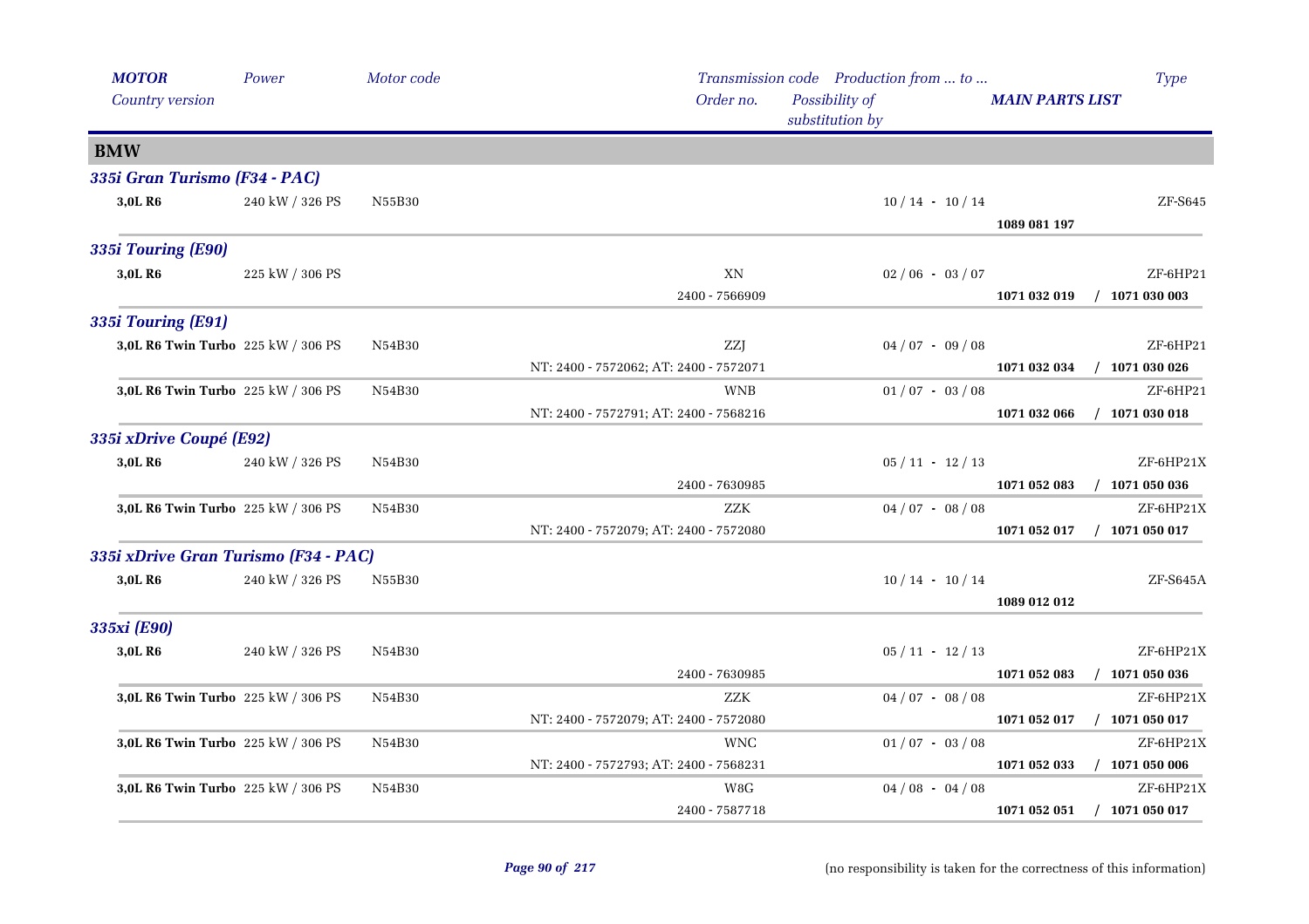| MOTOR | Power | Motor code | Transmission code | Production from ... to ... | | Type |
|---|---|---|---|---|---|---|
| Country version | | | Order no. | Possibility of substitution by | MAIN PARTS LIST | |
| **BMW** | | | | | | |
| ***335i Gran Turismo (F34 - PAC)*** | | | | | | |
| **3,0L R6** | 240 kW / 326 PS | N55B30 | | 10 / 14 - 10 / 14 | | ZF-S645 |
| | | | | | **1089 081 197** | |
| ***335i Touring (E90)*** | | | | | | |
| **3,0L R6** | 225 kW / 306 PS | | XN | 02 / 06 - 03 / 07 | | ZF-6HP21 |
| | | | 2400 - 7566909 | | **1071 032 019** | **/ 1071 030 003** |
| ***335i Touring (E91)*** | | | | | | |
| **3,0L R6 Twin Turbo** | 225 kW / 306 PS | N54B30 | ZZJ | 04 / 07 - 09 / 08 | | ZF-6HP21 |
| | | | NT: 2400 - 7572062; AT: 2400 - 7572071 | | **1071 032 034** | **/ 1071 030 026** |
| **3,0L R6 Twin Turbo** | 225 kW / 306 PS | N54B30 | WNB | 01 / 07 - 03 / 08 | | ZF-6HP21 |
| | | | NT: 2400 - 7572791; AT: 2400 - 7568216 | | **1071 032 066** | **/ 1071 030 018** |
| ***335i xDrive Coupé (E92)*** | | | | | | |
| **3,0L R6** | 240 kW / 326 PS | N54B30 | | 05 / 11 - 12 / 13 | | ZF-6HP21X |
| | | | 2400 - 7630985 | | **1071 052 083** | **/ 1071 050 036** |
| **3,0L R6 Twin Turbo** | 225 kW / 306 PS | N54B30 | ZZK | 04 / 07 - 08 / 08 | | ZF-6HP21X |
| | | | NT: 2400 - 7572079; AT: 2400 - 7572080 | | **1071 052 017** | **/ 1071 050 017** |
| ***335i xDrive Gran Turismo (F34 - PAC)*** | | | | | | |
| **3,0L R6** | 240 kW / 326 PS | N55B30 | | 10 / 14 - 10 / 14 | | ZF-S645A |
| | | | | | **1089 012 012** | |
| ***335xi (E90)*** | | | | | | |
| **3,0L R6** | 240 kW / 326 PS | N54B30 | | 05 / 11 - 12 / 13 | | ZF-6HP21X |
| | | | 2400 - 7630985 | | **1071 052 083** | **/ 1071 050 036** |
| **3,0L R6 Twin Turbo** | 225 kW / 306 PS | N54B30 | ZZK | 04 / 07 - 08 / 08 | | ZF-6HP21X |
| | | | NT: 2400 - 7572079; AT: 2400 - 7572080 | | **1071 052 017** | **/ 1071 050 017** |
| **3,0L R6 Twin Turbo** | 225 kW / 306 PS | N54B30 | WNC | 01 / 07 - 03 / 08 | | ZF-6HP21X |
| | | | NT: 2400 - 7572793; AT: 2400 - 7568231 | | **1071 052 033** | **/ 1071 050 006** |
| **3,0L R6 Twin Turbo** | 225 kW / 306 PS | N54B30 | W8G | 04 / 08 - 04 / 08 | | ZF-6HP21X |
| | | | 2400 - 7587718 | | **1071 052 051** | **/ 1071 050 017** |

(no responsibility is taken for the correctness of this information)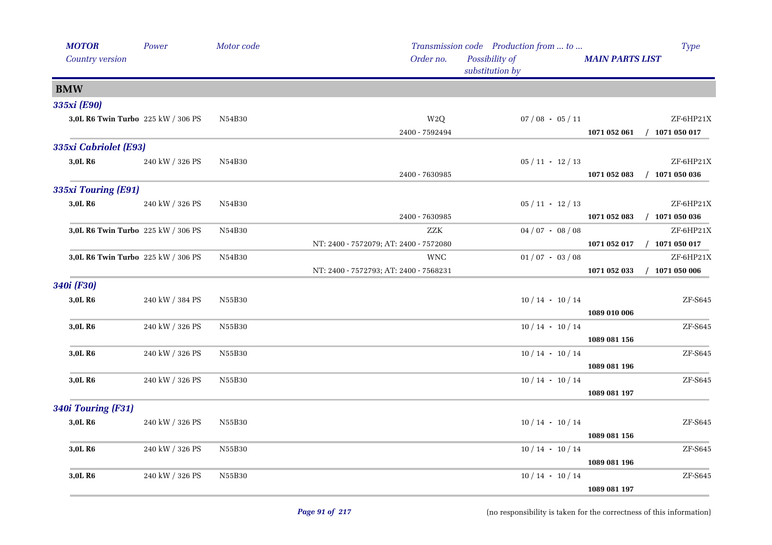| *MOTOR* | *Power* | *Motor code* | *Transmission code* | *Production from ... to ...* | | *Type* |
|---|---|---|---|---|---|---|
| *Country version* | | | *Order no.* | *Possibility of substitution by* | ***MAIN PARTS LIST*** | |
| **BMW** | | | | | | |
| ***335xi (E90)*** | | | | | | |
| **3,0L R6 Twin Turbo** | 225 kW / 306 PS | N54B30 | W2Q | 07 / 08 - 05 / 11 | | ZF-6HP21X |
| | | | 2400 - 7592494 | | **1071 052 061** | **/ 1071 050 017** |
| ***335xi Cabriolet (E93)*** | | | | | | |
| **3,0L R6** | 240 kW / 326 PS | N54B30 | | 05 / 11 - 12 / 13 | | ZF-6HP21X |
| | | | 2400 - 7630985 | | **1071 052 083** | **/ 1071 050 036** |
| ***335xi Touring (E91)*** | | | | | | |
| **3,0L R6** | 240 kW / 326 PS | N54B30 | | 05 / 11 - 12 / 13 | | ZF-6HP21X |
| | | | 2400 - 7630985 | | **1071 052 083** | **/ 1071 050 036** |
| **3,0L R6 Twin Turbo** | 225 kW / 306 PS | N54B30 | ZZK | 04 / 07 - 08 / 08 | | ZF-6HP21X |
| | | | NT: 2400 - 7572079; AT: 2400 - 7572080 | | **1071 052 017** | **/ 1071 050 017** |
| **3,0L R6 Twin Turbo** | 225 kW / 306 PS | N54B30 | WNC | 01 / 07 - 03 / 08 | | ZF-6HP21X |
| | | | NT: 2400 - 7572793; AT: 2400 - 7568231 | | **1071 052 033** | **/ 1071 050 006** |
| ***340i (F30)*** | | | | | | |
| **3,0L R6** | 240 kW / 384 PS | N55B30 | | 10 / 14 - 10 / 14 | | ZF-S645 |
| | | | | | **1089 010 006** | |
| **3,0L R6** | 240 kW / 326 PS | N55B30 | | 10 / 14 - 10 / 14 | | ZF-S645 |
| | | | | | **1089 081 156** | |
| **3,0L R6** | 240 kW / 326 PS | N55B30 | | 10 / 14 - 10 / 14 | | ZF-S645 |
| | | | | | **1089 081 196** | |
| **3,0L R6** | 240 kW / 326 PS | N55B30 | | 10 / 14 - 10 / 14 | | ZF-S645 |
| | | | | | **1089 081 197** | |
| ***340i Touring (F31)*** | | | | | | |
| **3,0L R6** | 240 kW / 326 PS | N55B30 | | 10 / 14 - 10 / 14 | | ZF-S645 |
| | | | | | **1089 081 156** | |
| **3,0L R6** | 240 kW / 326 PS | N55B30 | | 10 / 14 - 10 / 14 | | ZF-S645 |
| | | | | | **1089 081 196** | |
| **3,0L R6** | 240 kW / 326 PS | N55B30 | | 10 / 14 - 10 / 14 | | ZF-S645 |
| | | | | | **1089 081 197** | |

(no responsibility is taken for the correctness of this information)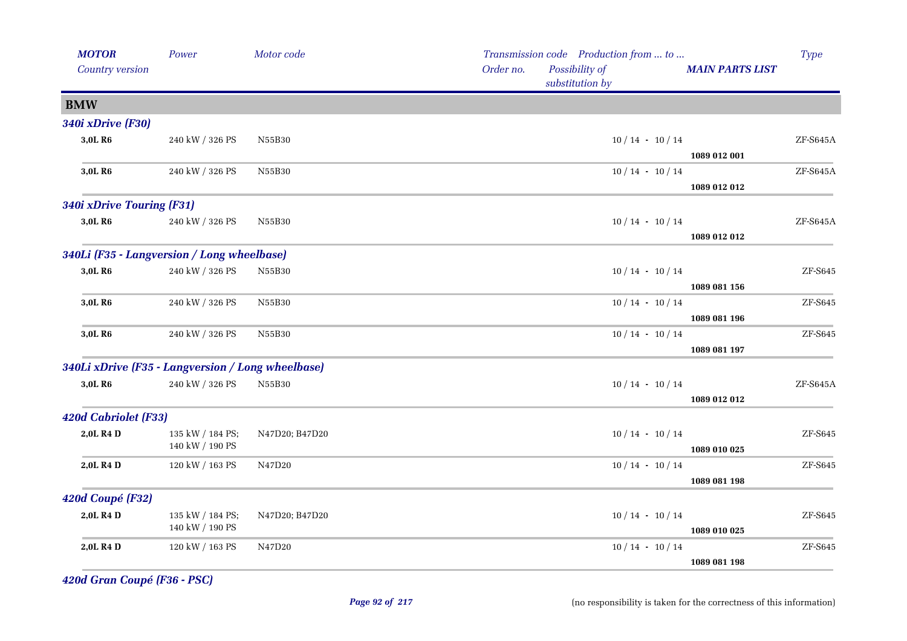| MOTOR | Power | Motor code | Transmission code | Production from ... to ... | | Type |
|---|---|---|---|---|---|---|
| Country version | | | Order no. | Possibility of substitution by | MAIN PARTS LIST | |

## BMW

### 340i xDrive (F30)

| MOTOR | Power | Motor code | Order no. | Production from ... to ... | MAIN PARTS LIST | Type |
|---|---|---|---|---|---|---|
| 3,0L R6 | 240 kW / 326 PS | N55B30 | | 10 / 14 - 10 / 14 | 1089 012 001 | ZF-S645A |
| 3,0L R6 | 240 kW / 326 PS | N55B30 | | 10 / 14 - 10 / 14 | 1089 012 012 | ZF-S645A |

### 340i xDrive Touring (F31)

| MOTOR | Power | Motor code | Order no. | Production from ... to ... | MAIN PARTS LIST | Type |
|---|---|---|---|---|---|---|
| 3,0L R6 | 240 kW / 326 PS | N55B30 | | 10 / 14 - 10 / 14 | 1089 012 012 | ZF-S645A |

### 340Li (F35 - Langversion / Long wheelbase)

| MOTOR | Power | Motor code | Order no. | Production from ... to ... | MAIN PARTS LIST | Type |
|---|---|---|---|---|---|---|
| 3,0L R6 | 240 kW / 326 PS | N55B30 | | 10 / 14 - 10 / 14 | 1089 081 156 | ZF-S645 |
| 3,0L R6 | 240 kW / 326 PS | N55B30 | | 10 / 14 - 10 / 14 | 1089 081 196 | ZF-S645 |
| 3,0L R6 | 240 kW / 326 PS | N55B30 | | 10 / 14 - 10 / 14 | 1089 081 197 | ZF-S645 |

### 340Li xDrive (F35 - Langversion / Long wheelbase)

| MOTOR | Power | Motor code | Order no. | Production from ... to ... | MAIN PARTS LIST | Type |
|---|---|---|---|---|---|---|
| 3,0L R6 | 240 kW / 326 PS | N55B30 | | 10 / 14 - 10 / 14 | 1089 012 012 | ZF-S645A |

### 420d Cabriolet (F33)

| MOTOR | Power | Motor code | Order no. | Production from ... to ... | MAIN PARTS LIST | Type |
|---|---|---|---|---|---|---|
| 2,0L R4 D | 135 kW / 184 PS; 140 kW / 190 PS | N47D20; B47D20 | | 10 / 14 - 10 / 14 | 1089 010 025 | ZF-S645 |
| 2,0L R4 D | 120 kW / 163 PS | N47D20 | | 10 / 14 - 10 / 14 | 1089 081 198 | ZF-S645 |

### 420d Coupé (F32)

| MOTOR | Power | Motor code | Order no. | Production from ... to ... | MAIN PARTS LIST | Type |
|---|---|---|---|---|---|---|
| 2,0L R4 D | 135 kW / 184 PS; 140 kW / 190 PS | N47D20; B47D20 | | 10 / 14 - 10 / 14 | 1089 010 025 | ZF-S645 |
| 2,0L R4 D | 120 kW / 163 PS | N47D20 | | 10 / 14 - 10 / 14 | 1089 081 198 | ZF-S645 |

### 420d Gran Coupé (F36 - PSC)

(no responsibility is taken for the correctness of this information)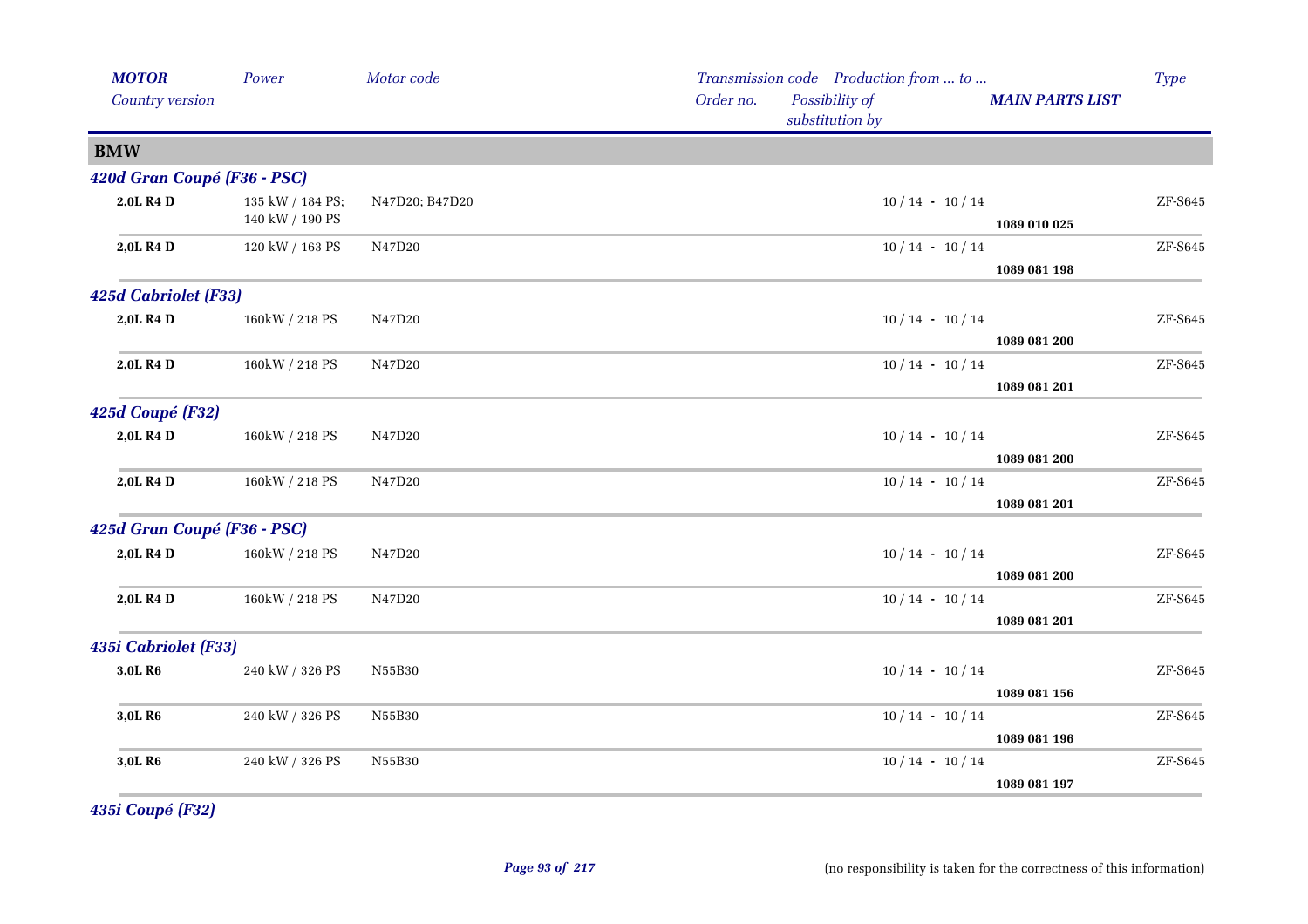| MOTOR<br>Country version | Power | Motor code | Transmission code<br>Order no. | Production from ... to ...<br>Possibility of substitution by | MAIN PARTS LIST | Type |
|---|---|---|---|---|---|---|
| **BMW** | | | | | | |
| ***420d Gran Coupé (F36 - PSC)*** | | | | | | |
| **2,0L R4 D** | 135 kW / 184 PS; 140 kW / 190 PS | N47D20; B47D20 | | 10 / 14 - 10 / 14 | **1089 010 025** | ZF-S645 |
| **2,0L R4 D** | 120 kW / 163 PS | N47D20 | | 10 / 14 - 10 / 14 | **1089 081 198** | ZF-S645 |
| ***425d Cabriolet (F33)*** | | | | | | |
| **2,0L R4 D** | 160kW / 218 PS | N47D20 | | 10 / 14 - 10 / 14 | **1089 081 200** | ZF-S645 |
| **2,0L R4 D** | 160kW / 218 PS | N47D20 | | 10 / 14 - 10 / 14 | **1089 081 201** | ZF-S645 |
| ***425d Coupé (F32)*** | | | | | | |
| **2,0L R4 D** | 160kW / 218 PS | N47D20 | | 10 / 14 - 10 / 14 | **1089 081 200** | ZF-S645 |
| **2,0L R4 D** | 160kW / 218 PS | N47D20 | | 10 / 14 - 10 / 14 | **1089 081 201** | ZF-S645 |
| ***425d Gran Coupé (F36 - PSC)*** | | | | | | |
| **2,0L R4 D** | 160kW / 218 PS | N47D20 | | 10 / 14 - 10 / 14 | **1089 081 200** | ZF-S645 |
| **2,0L R4 D** | 160kW / 218 PS | N47D20 | | 10 / 14 - 10 / 14 | **1089 081 201** | ZF-S645 |
| ***435i Cabriolet (F33)*** | | | | | | |
| **3,0L R6** | 240 kW / 326 PS | N55B30 | | 10 / 14 - 10 / 14 | **1089 081 156** | ZF-S645 |
| **3,0L R6** | 240 kW / 326 PS | N55B30 | | 10 / 14 - 10 / 14 | **1089 081 196** | ZF-S645 |
| **3,0L R6** | 240 kW / 326 PS | N55B30 | | 10 / 14 - 10 / 14 | **1089 081 197** | ZF-S645 |
| ***435i Coupé (F32)*** | | | | | | |

(no responsibility is taken for the correctness of this information)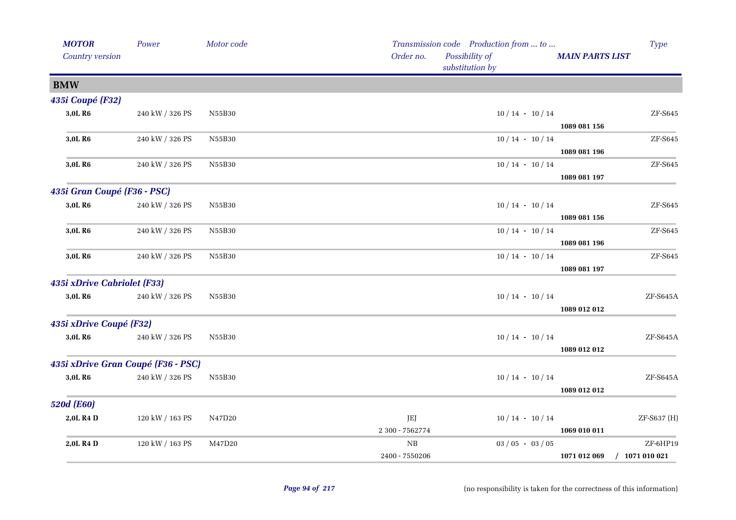| *MOTOR* | *Power* | *Motor code* | *Transmission code* | *Production from ... to ...* | | *Type* |
|---|---|---|---|---|---|---|
| *Country version* | | | *Order no.* | *Possibility of substitution by* | ***MAIN PARTS LIST*** | |
| **BMW** | | | | | | |
| ***435i Coupé (F32)*** | | | | | | |
| **3,0L R6** | 240 kW / 326 PS | N55B30 | | 10 / 14 - 10 / 14 | | ZF-S645 |
| | | | | | **1089 081 156** | |
| **3,0L R6** | 240 kW / 326 PS | N55B30 | | 10 / 14 - 10 / 14 | | ZF-S645 |
| | | | | | **1089 081 196** | |
| **3,0L R6** | 240 kW / 326 PS | N55B30 | | 10 / 14 - 10 / 14 | | ZF-S645 |
| | | | | | **1089 081 197** | |
| ***435i Gran Coupé (F36 - PSC)*** | | | | | | |
| **3,0L R6** | 240 kW / 326 PS | N55B30 | | 10 / 14 - 10 / 14 | | ZF-S645 |
| | | | | | **1089 081 156** | |
| **3,0L R6** | 240 kW / 326 PS | N55B30 | | 10 / 14 - 10 / 14 | | ZF-S645 |
| | | | | | **1089 081 196** | |
| **3,0L R6** | 240 kW / 326 PS | N55B30 | | 10 / 14 - 10 / 14 | | ZF-S645 |
| | | | | | **1089 081 197** | |
| ***435i xDrive Cabriolet (F33)*** | | | | | | |
| **3,0L R6** | 240 kW / 326 PS | N55B30 | | 10 / 14 - 10 / 14 | | ZF-S645A |
| | | | | | **1089 012 012** | |
| ***435i xDrive Coupé (F32)*** | | | | | | |
| **3,0L R6** | 240 kW / 326 PS | N55B30 | | 10 / 14 - 10 / 14 | | ZF-S645A |
| | | | | | **1089 012 012** | |
| ***435i xDrive Gran Coupé (F36 - PSC)*** | | | | | | |
| **3,0L R6** | 240 kW / 326 PS | N55B30 | | 10 / 14 - 10 / 14 | | ZF-S645A |
| | | | | | **1089 012 012** | |
| ***520d (E60)*** | | | | | | |
| **2,0L R4 D** | 120 kW / 163 PS | N47D20 | JEJ | 10 / 14 - 10 / 14 | | ZF-S637 (H) |
| | | | 2 300 - 7562774 | | **1069 010 011** | |
| **2,0L R4 D** | 120 kW / 163 PS | M47D20 | NB | 03 / 05 - 03 / 05 | | ZF-6HP19 |
| | | | 2400 - 7550206 | | **1071 012 069** | **/ 1071 010 021** |

(no responsibility is taken for the correctness of this information)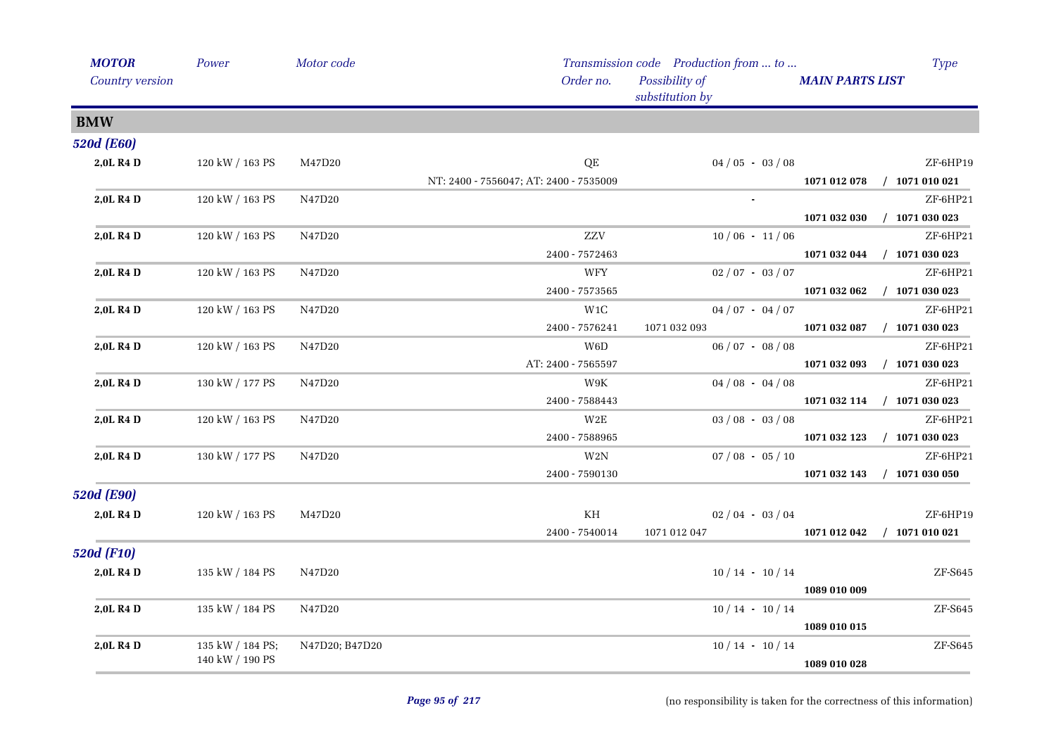| *MOTOR* *Country version* | *Power* | *Motor code* | *Transmission code* *Order no.* | *Production from … to …* *Possibility of substitution by* | *MAIN PARTS LIST* | *Type* |
|---|---|---|---|---|---|---|
| **BMW** | | | | | | |
| ***520d (E60)*** | | | | | | |
| **2,0L R4 D** | 120 kW / 163 PS | M47D20 | QE | 04 / 05 - 03 / 08 | | ZF-6HP19 |
| | | | NT: 2400 - 7556047; AT: 2400 - 7535009 | | **1071 012 078** | **/ 1071 010 021** |
| **2,0L R4 D** | 120 kW / 163 PS | N47D20 | | - | | ZF-6HP21 |
| | | | | | **1071 032 030** | **/ 1071 030 023** |
| **2,0L R4 D** | 120 kW / 163 PS | N47D20 | ZZV | 10 / 06 - 11 / 06 | | ZF-6HP21 |
| | | | 2400 - 7572463 | | **1071 032 044** | **/ 1071 030 023** |
| **2,0L R4 D** | 120 kW / 163 PS | N47D20 | WFY | 02 / 07 - 03 / 07 | | ZF-6HP21 |
| | | | 2400 - 7573565 | | **1071 032 062** | **/ 1071 030 023** |
| **2,0L R4 D** | 120 kW / 163 PS | N47D20 | W1C | 04 / 07 - 04 / 07 | | ZF-6HP21 |
| | | | 2400 - 7576241 | 1071 032 093 | **1071 032 087** | **/ 1071 030 023** |
| **2,0L R4 D** | 120 kW / 163 PS | N47D20 | W6D | 06 / 07 - 08 / 08 | | ZF-6HP21 |
| | | | AT: 2400 - 7565597 | | **1071 032 093** | **/ 1071 030 023** |
| **2,0L R4 D** | 130 kW / 177 PS | N47D20 | W9K | 04 / 08 - 04 / 08 | | ZF-6HP21 |
| | | | 2400 - 7588443 | | **1071 032 114** | **/ 1071 030 023** |
| **2,0L R4 D** | 120 kW / 163 PS | N47D20 | W2E | 03 / 08 - 03 / 08 | | ZF-6HP21 |
| | | | 2400 - 7588965 | | **1071 032 123** | **/ 1071 030 023** |
| **2,0L R4 D** | 130 kW / 177 PS | N47D20 | W2N | 07 / 08 - 05 / 10 | | ZF-6HP21 |
| | | | 2400 - 7590130 | | **1071 032 143** | **/ 1071 030 050** |
| ***520d (E90)*** | | | | | | |
| **2,0L R4 D** | 120 kW / 163 PS | M47D20 | KH | 02 / 04 - 03 / 04 | | ZF-6HP19 |
| | | | 2400 - 7540014 | 1071 012 047 | **1071 012 042** | **/ 1071 010 021** |
| ***520d (F10)*** | | | | | | |
| **2,0L R4 D** | 135 kW / 184 PS | N47D20 | | 10 / 14 - 10 / 14 | | ZF-S645 |
| | | | | | **1089 010 009** | |
| **2,0L R4 D** | 135 kW / 184 PS | N47D20 | | 10 / 14 - 10 / 14 | | ZF-S645 |
| | | | | | **1089 010 015** | |
| **2,0L R4 D** | 135 kW / 184 PS; 140 kW / 190 PS | N47D20; B47D20 | | 10 / 14 - 10 / 14 | | ZF-S645 |
| | | | | | **1089 010 028** | |

(no responsibility is taken for the correctness of this information)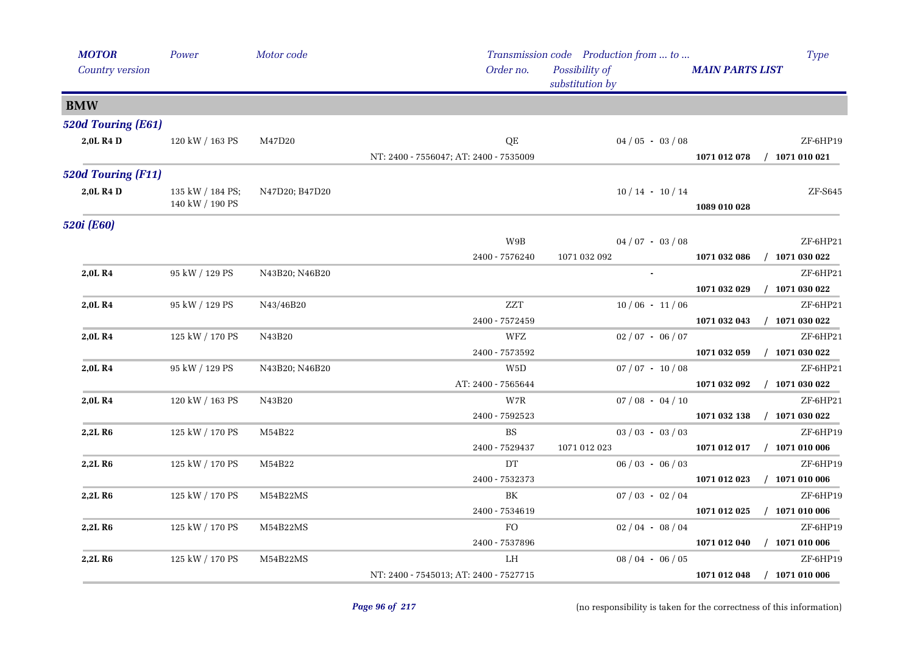| *MOTOR* *Country version* | *Power* | *Motor code* | *Transmission code* *Order no.* | *Production from ... to ...* *Possibility of substitution by* | *MAIN PARTS LIST* | *Type* |
|---|---|---|---|---|---|---|
| **BMW** | | | | | | |
| ***520d Touring (E61)*** | | | | | | |
| **2,0L R4 D** | 120 kW / 163 PS | M47D20 | QE | 04 / 05 - 03 / 08 | | ZF-6HP19 |
| | | | NT: 2400 - 7556047; AT: 2400 - 7535009 | | **1071 012 078 / 1071 010 021** | |
| ***520d Touring (F11)*** | | | | | | |
| **2,0L R4 D** | 135 kW / 184 PS; 140 kW / 190 PS | N47D20; B47D20 | | 10 / 14 - 10 / 14 | **1089 010 028** | ZF-S645 |
| ***520i (E60)*** | | | | | | |
| | | | W9B | 04 / 07 - 03 / 08 | | ZF-6HP21 |
| | | | 2400 - 7576240 | 1071 032 092 | **1071 032 086 / 1071 030 022** | |
| **2,0L R4** | 95 kW / 129 PS | N43B20; N46B20 | | - | | ZF-6HP21 |
| | | | | | **1071 032 029 / 1071 030 022** | |
| **2,0L R4** | 95 kW / 129 PS | N43/46B20 | ZZT | 10 / 06 - 11 / 06 | | ZF-6HP21 |
| | | | 2400 - 7572459 | | **1071 032 043 / 1071 030 022** | |
| **2,0L R4** | 125 kW / 170 PS | N43B20 | WFZ | 02 / 07 - 06 / 07 | | ZF-6HP21 |
| | | | 2400 - 7573592 | | **1071 032 059 / 1071 030 022** | |
| **2,0L R4** | 95 kW / 129 PS | N43B20; N46B20 | W5D | 07 / 07 - 10 / 08 | | ZF-6HP21 |
| | | | AT: 2400 - 7565644 | | **1071 032 092 / 1071 030 022** | |
| **2,0L R4** | 120 kW / 163 PS | N43B20 | W7R | 07 / 08 - 04 / 10 | | ZF-6HP21 |
| | | | 2400 - 7592523 | | **1071 032 138 / 1071 030 022** | |
| **2,2L R6** | 125 kW / 170 PS | M54B22 | BS | 03 / 03 - 03 / 03 | | ZF-6HP19 |
| | | | 2400 - 7529437 | 1071 012 023 | **1071 012 017 / 1071 010 006** | |
| **2,2L R6** | 125 kW / 170 PS | M54B22 | DT | 06 / 03 - 06 / 03 | | ZF-6HP19 |
| | | | 2400 - 7532373 | | **1071 012 023 / 1071 010 006** | |
| **2,2L R6** | 125 kW / 170 PS | M54B22MS | BK | 07 / 03 - 02 / 04 | | ZF-6HP19 |
| | | | 2400 - 7534619 | | **1071 012 025 / 1071 010 006** | |
| **2,2L R6** | 125 kW / 170 PS | M54B22MS | FO | 02 / 04 - 08 / 04 | | ZF-6HP19 |
| | | | 2400 - 7537896 | | **1071 012 040 / 1071 010 006** | |
| **2,2L R6** | 125 kW / 170 PS | M54B22MS | LH | 08 / 04 - 06 / 05 | | ZF-6HP19 |
| | | | NT: 2400 - 7545013; AT: 2400 - 7527715 | | **1071 012 048 / 1071 010 006** | |

(no responsibility is taken for the correctness of this information)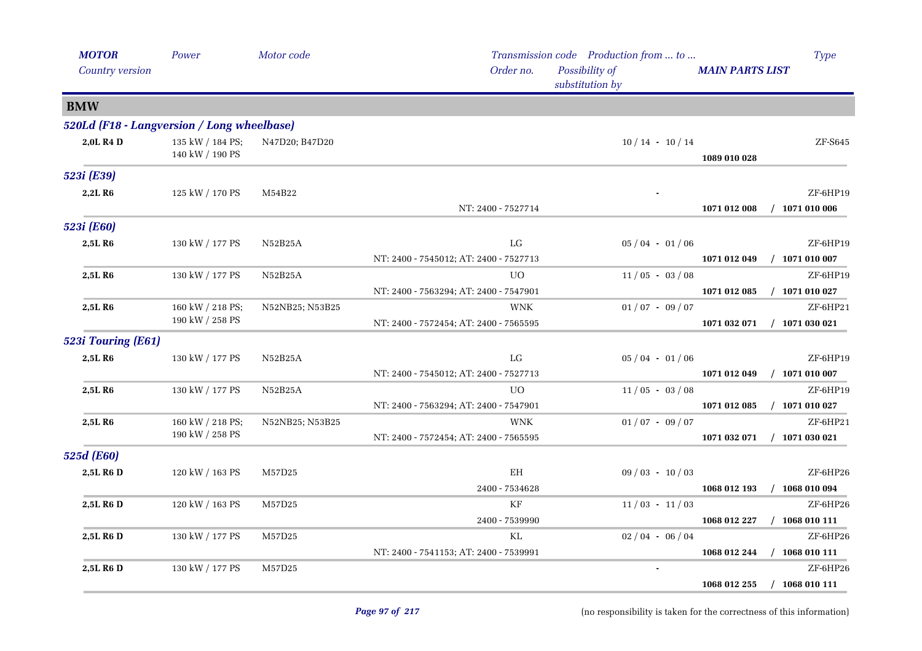| *MOTOR* | *Power* | *Motor code* | *Transmission code* | *Production from ... to ...* | | *Type* |
|---|---|---|---|---|---|---|
| *Country version* | | | *Order no.* | *Possibility of substitution by* | ***MAIN PARTS LIST*** | |

## BMW

### *520Ld (F18 - Langversion / Long wheelbase)*

| MOTOR | Power | Motor code | Transmission code / Order no. | Production from ... to ... | MAIN PARTS LIST | Type |
|---|---|---|---|---|---|---|
| **2,0L R4 D** | 135 kW / 184 PS; 140 kW / 190 PS | N47D20; B47D20 | | 10 / 14 - 10 / 14 | **1089 010 028** | ZF-S645 |

### *523i (E39)*

| MOTOR | Power | Motor code | Transmission code / Order no. | Production from ... to ... | MAIN PARTS LIST | Type |
|---|---|---|---|---|---|---|
| **2,2L R6** | 125 kW / 170 PS | M54B22 | NT: 2400 - 7527714 | - | **1071 012 008 / 1071 010 006** | ZF-6HP19 |

### *523i (E60)*

| MOTOR | Power | Motor code | Transmission code / Order no. | Production from ... to ... | MAIN PARTS LIST | Type |
|---|---|---|---|---|---|---|
| **2,5L R6** | 130 kW / 177 PS | N52B25A | LG<br>NT: 2400 - 7545012; AT: 2400 - 7527713 | 05 / 04 - 01 / 06 | **1071 012 049 / 1071 010 007** | ZF-6HP19 |
| **2,5L R6** | 130 kW / 177 PS | N52B25A | UO<br>NT: 2400 - 7563294; AT: 2400 - 7547901 | 11 / 05 - 03 / 08 | **1071 012 085 / 1071 010 027** | ZF-6HP19 |
| **2,5L R6** | 160 kW / 218 PS; 190 kW / 258 PS | N52NB25; N53B25 | WNK<br>NT: 2400 - 7572454; AT: 2400 - 7565595 | 01 / 07 - 09 / 07 | **1071 032 071 / 1071 030 021** | ZF-6HP21 |

### *523i Touring (E61)*

| MOTOR | Power | Motor code | Transmission code / Order no. | Production from ... to ... | MAIN PARTS LIST | Type |
|---|---|---|---|---|---|---|
| **2,5L R6** | 130 kW / 177 PS | N52B25A | LG<br>NT: 2400 - 7545012; AT: 2400 - 7527713 | 05 / 04 - 01 / 06 | **1071 012 049 / 1071 010 007** | ZF-6HP19 |
| **2,5L R6** | 130 kW / 177 PS | N52B25A | UO<br>NT: 2400 - 7563294; AT: 2400 - 7547901 | 11 / 05 - 03 / 08 | **1071 012 085 / 1071 010 027** | ZF-6HP19 |
| **2,5L R6** | 160 kW / 218 PS; 190 kW / 258 PS | N52NB25; N53B25 | WNK<br>NT: 2400 - 7572454; AT: 2400 - 7565595 | 01 / 07 - 09 / 07 | **1071 032 071 / 1071 030 021** | ZF-6HP21 |

### *525d (E60)*

| MOTOR | Power | Motor code | Transmission code / Order no. | Production from ... to ... | MAIN PARTS LIST | Type |
|---|---|---|---|---|---|---|
| **2,5L R6 D** | 120 kW / 163 PS | M57D25 | EH<br>2400 - 7534628 | 09 / 03 - 10 / 03 | **1068 012 193 / 1068 010 094** | ZF-6HP26 |
| **2,5L R6 D** | 120 kW / 163 PS | M57D25 | KF<br>2400 - 7539990 | 11 / 03 - 11 / 03 | **1068 012 227 / 1068 010 111** | ZF-6HP26 |
| **2,5L R6 D** | 130 kW / 177 PS | M57D25 | KL<br>NT: 2400 - 7541153; AT: 2400 - 7539991 | 02 / 04 - 06 / 04 | **1068 012 244 / 1068 010 111** | ZF-6HP26 |
| **2,5L R6 D** | 130 kW / 177 PS | M57D25 | | - | **1068 012 255 / 1068 010 111** | ZF-6HP26 |

(no responsibility is taken for the correctness of this information)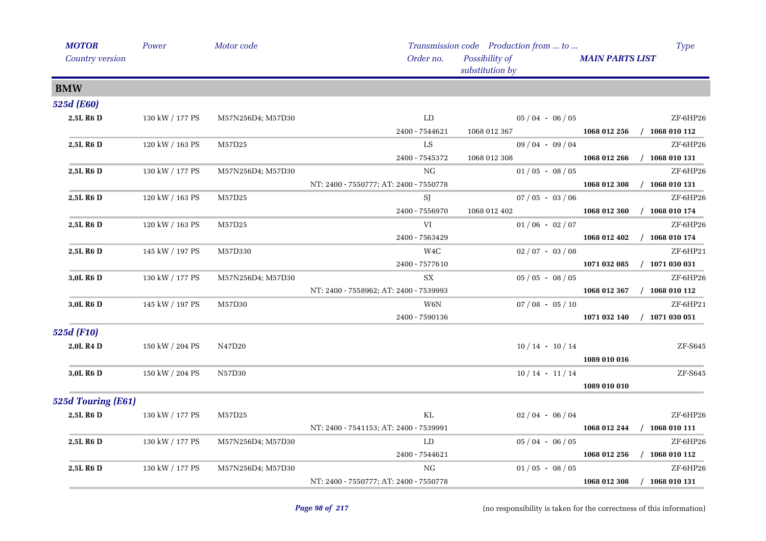| MOTOR | Power | Motor code | Transmission code | Production from ... to ... | | Type |
|---|---|---|---|---|---|---|
| Country version | | | Order no. | Possibility of substitution by | MAIN PARTS LIST | |

## BMW

### 525d (E60)

| MOTOR | Power | Motor code | Transmission code / Order no. | Possibility of substitution by | Production from ... to ... / MAIN PARTS LIST | Type |
|---|---|---|---|---|---|---|
| **2,5L R6 D** | 130 kW / 177 PS | M57N256D4; M57D30 | LD | | 05 / 04 - 06 / 05 | ZF-6HP26 |
| | | | 2400 - 7544621 | 1068 012 367 | **1068 012 256** | **/ 1068 010 112** |
| **2,5L R6 D** | 120 kW / 163 PS | M57D25 | LS | | 09 / 04 - 09 / 04 | ZF-6HP26 |
| | | | 2400 - 7545372 | 1068 012 308 | **1068 012 266** | **/ 1068 010 131** |
| **2,5L R6 D** | 130 kW / 177 PS | M57N256D4; M57D30 | NG | | 01 / 05 - 08 / 05 | ZF-6HP26 |
| | | | NT: 2400 - 7550777; AT: 2400 - 7550778 | | **1068 012 308** | **/ 1068 010 131** |
| **2,5L R6 D** | 120 kW / 163 PS | M57D25 | SJ | | 07 / 05 - 03 / 06 | ZF-6HP26 |
| | | | 2400 - 7556970 | 1068 012 402 | **1068 012 360** | **/ 1068 010 174** |
| **2,5L R6 D** | 120 kW / 163 PS | M57D25 | VI | | 01 / 06 - 02 / 07 | ZF-6HP26 |
| | | | 2400 - 7563429 | | **1068 012 402** | **/ 1068 010 174** |
| **2,5L R6 D** | 145 kW / 197 PS | M57D330 | W4C | | 02 / 07 - 03 / 08 | ZF-6HP21 |
| | | | 2400 - 7577610 | | **1071 032 085** | **/ 1071 030 031** |
| **3,0L R6 D** | 130 kW / 177 PS | M57N256D4; M57D30 | SX | | 05 / 05 - 08 / 05 | ZF-6HP26 |
| | | | NT: 2400 - 7558962; AT: 2400 - 7539993 | | **1068 012 367** | **/ 1068 010 112** |
| **3,0L R6 D** | 145 kW / 197 PS | M57D30 | W6N | | 07 / 08 - 05 / 10 | ZF-6HP21 |
| | | | 2400 - 7590136 | | **1071 032 140** | **/ 1071 030 051** |

### 525d (F10)

| MOTOR | Power | Motor code | Transmission code / Order no. | Possibility of substitution by | Production from ... to ... / MAIN PARTS LIST | Type |
|---|---|---|---|---|---|---|
| **2,0L R4 D** | 150 kW / 204 PS | N47D20 | | | 10 / 14 - 10 / 14 | ZF-S645 |
| | | | | | **1089 010 016** | |
| **3,0L R6 D** | 150 kW / 204 PS | N57D30 | | | 10 / 14 - 11 / 14 | ZF-S645 |
| | | | | | **1089 010 010** | |

### 525d Touring (E61)

| MOTOR | Power | Motor code | Transmission code / Order no. | Possibility of substitution by | Production from ... to ... / MAIN PARTS LIST | Type |
|---|---|---|---|---|---|---|
| **2,5L R6 D** | 130 kW / 177 PS | M57D25 | KL | | 02 / 04 - 06 / 04 | ZF-6HP26 |
| | | | NT: 2400 - 7541153; AT: 2400 - 7539991 | | **1068 012 244** | **/ 1068 010 111** |
| **2,5L R6 D** | 130 kW / 177 PS | M57N256D4; M57D30 | LD | | 05 / 04 - 06 / 05 | ZF-6HP26 |
| | | | 2400 - 7544621 | | **1068 012 256** | **/ 1068 010 112** |
| **2,5L R6 D** | 130 kW / 177 PS | M57N256D4; M57D30 | NG | | 01 / 05 - 08 / 05 | ZF-6HP26 |
| | | | NT: 2400 - 7550777; AT: 2400 - 7550778 | | **1068 012 308** | **/ 1068 010 131** |

(no responsibility is taken for the correctness of this information)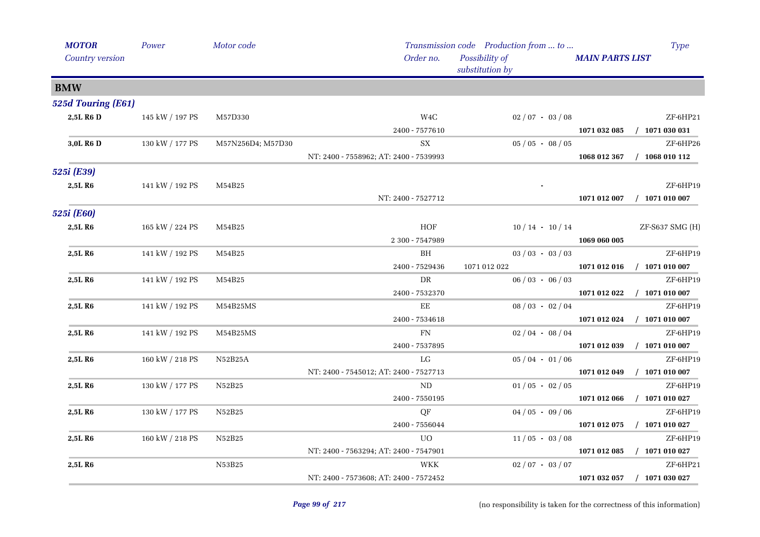| *MOTOR* *Country version* | *Power* | *Motor code* | *Transmission code* *Order no.* | *Production from ... to ...* *Possibility of substitution by* | *MAIN PARTS LIST* | *Type* |
|---|---|---|---|---|---|---|
| **BMW** | | | | | | |
| ***525d Touring (E61)*** | | | | | | |
| **2,5L R6 D** | 145 kW / 197 PS | M57D330 | W4C | 02 / 07 - 03 / 08 | | ZF-6HP21 |
| | | | 2400 - 7577610 | | **1071 032 085** | **/ 1071 030 031** |
| **3,0L R6 D** | 130 kW / 177 PS | M57N256D4; M57D30 | SX | 05 / 05 - 08 / 05 | | ZF-6HP26 |
| | | | NT: 2400 - 7558962; AT: 2400 - 7539993 | | **1068 012 367** | **/ 1068 010 112** |
| ***525i (E39)*** | | | | | | |
| **2,5L R6** | 141 kW / 192 PS | M54B25 | | - | | ZF-6HP19 |
| | | | NT: 2400 - 7527712 | | **1071 012 007** | **/ 1071 010 007** |
| ***525i (E60)*** | | | | | | |
| **2,5L R6** | 165 kW / 224 PS | M54B25 | HOF | 10 / 14 - 10 / 14 | | ZF-S637 SMG (H) |
| | | | 2 300 - 7547989 | | **1069 060 005** | |
| **2,5L R6** | 141 kW / 192 PS | M54B25 | BH | 03 / 03 - 03 / 03 | | ZF-6HP19 |
| | | | 2400 - 7529436 | 1071 012 022 | **1071 012 016** | **/ 1071 010 007** |
| **2,5L R6** | 141 kW / 192 PS | M54B25 | DR | 06 / 03 - 06 / 03 | | ZF-6HP19 |
| | | | 2400 - 7532370 | | **1071 012 022** | **/ 1071 010 007** |
| **2,5L R6** | 141 kW / 192 PS | M54B25MS | EE | 08 / 03 - 02 / 04 | | ZF-6HP19 |
| | | | 2400 - 7534618 | | **1071 012 024** | **/ 1071 010 007** |
| **2,5L R6** | 141 kW / 192 PS | M54B25MS | FN | 02 / 04 - 08 / 04 | | ZF-6HP19 |
| | | | 2400 - 7537895 | | **1071 012 039** | **/ 1071 010 007** |
| **2,5L R6** | 160 kW / 218 PS | N52B25A | LG | 05 / 04 - 01 / 06 | | ZF-6HP19 |
| | | | NT: 2400 - 7545012; AT: 2400 - 7527713 | | **1071 012 049** | **/ 1071 010 007** |
| **2,5L R6** | 130 kW / 177 PS | N52B25 | ND | 01 / 05 - 02 / 05 | | ZF-6HP19 |
| | | | 2400 - 7550195 | | **1071 012 066** | **/ 1071 010 027** |
| **2,5L R6** | 130 kW / 177 PS | N52B25 | QF | 04 / 05 - 09 / 06 | | ZF-6HP19 |
| | | | 2400 - 7556044 | | **1071 012 075** | **/ 1071 010 027** |
| **2,5L R6** | 160 kW / 218 PS | N52B25 | UO | 11 / 05 - 03 / 08 | | ZF-6HP19 |
| | | | NT: 2400 - 7563294; AT: 2400 - 7547901 | | **1071 012 085** | **/ 1071 010 027** |
| **2,5L R6** | | N53B25 | WKK | 02 / 07 - 03 / 07 | | ZF-6HP21 |
| | | | NT: 2400 - 7573608; AT: 2400 - 7572452 | | **1071 032 057** | **/ 1071 030 027** |

(no responsibility is taken for the correctness of this information)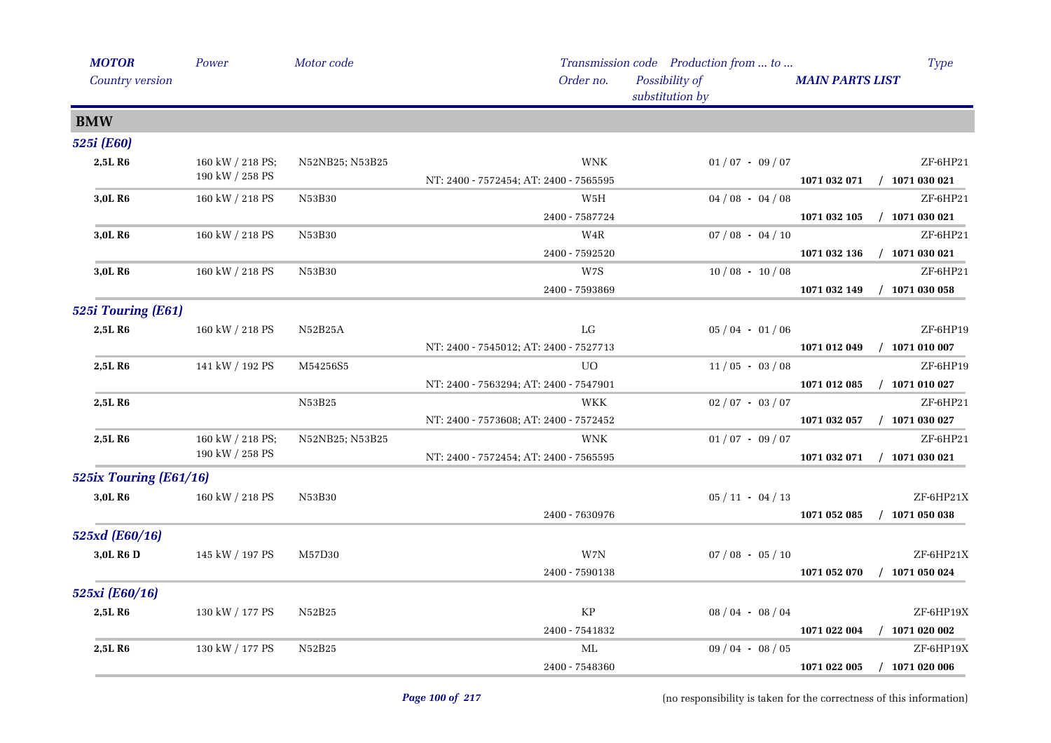| *MOTOR* | *Power* | *Motor code* | *Transmission code* | *Production from ... to ...* | | *Type* |
|---|---|---|---|---|---|---|
| *Country version* | | | *Order no.* | *Possibility of substitution by* | ***MAIN PARTS LIST*** | |
| **BMW** | | | | | | |
| ***525i (E60)*** | | | | | | |
| **2,5L R6** | 160 kW / 218 PS; 190 kW / 258 PS | N52NB25; N53B25 | WNK | 01 / 07 - 09 / 07 | | ZF-6HP21 |
| | | | NT: 2400 - 7572454; AT: 2400 - 7565595 | | **1071 032 071** | **/ 1071 030 021** |
| **3,0L R6** | 160 kW / 218 PS | N53B30 | W5H | 04 / 08 - 04 / 08 | | ZF-6HP21 |
| | | | 2400 - 7587724 | | **1071 032 105** | **/ 1071 030 021** |
| **3,0L R6** | 160 kW / 218 PS | N53B30 | W4R | 07 / 08 - 04 / 10 | | ZF-6HP21 |
| | | | 2400 - 7592520 | | **1071 032 136** | **/ 1071 030 021** |
| **3,0L R6** | 160 kW / 218 PS | N53B30 | W7S | 10 / 08 - 10 / 08 | | ZF-6HP21 |
| | | | 2400 - 7593869 | | **1071 032 149** | **/ 1071 030 058** |
| ***525i Touring (E61)*** | | | | | | |
| **2,5L R6** | 160 kW / 218 PS | N52B25A | LG | 05 / 04 - 01 / 06 | | ZF-6HP19 |
| | | | NT: 2400 - 7545012; AT: 2400 - 7527713 | | **1071 012 049** | **/ 1071 010 007** |
| **2,5L R6** | 141 kW / 192 PS | M54256S5 | UO | 11 / 05 - 03 / 08 | | ZF-6HP19 |
| | | | NT: 2400 - 7563294; AT: 2400 - 7547901 | | **1071 012 085** | **/ 1071 010 027** |
| **2,5L R6** | | N53B25 | WKK | 02 / 07 - 03 / 07 | | ZF-6HP21 |
| | | | NT: 2400 - 7573608; AT: 2400 - 7572452 | | **1071 032 057** | **/ 1071 030 027** |
| **2,5L R6** | 160 kW / 218 PS; 190 kW / 258 PS | N52NB25; N53B25 | WNK | 01 / 07 - 09 / 07 | | ZF-6HP21 |
| | | | NT: 2400 - 7572454; AT: 2400 - 7565595 | | **1071 032 071** | **/ 1071 030 021** |
| ***525ix Touring (E61/16)*** | | | | | | |
| **3,0L R6** | 160 kW / 218 PS | N53B30 | | 05 / 11 - 04 / 13 | | ZF-6HP21X |
| | | | 2400 - 7630976 | | **1071 052 085** | **/ 1071 050 038** |
| ***525xd (E60/16)*** | | | | | | |
| **3,0L R6 D** | 145 kW / 197 PS | M57D30 | W7N | 07 / 08 - 05 / 10 | | ZF-6HP21X |
| | | | 2400 - 7590138 | | **1071 052 070** | **/ 1071 050 024** |
| ***525xi (E60/16)*** | | | | | | |
| **2,5L R6** | 130 kW / 177 PS | N52B25 | KP | 08 / 04 - 08 / 04 | | ZF-6HP19X |
| | | | 2400 - 7541832 | | **1071 022 004** | **/ 1071 020 002** |
| **2,5L R6** | 130 kW / 177 PS | N52B25 | ML | 09 / 04 - 08 / 05 | | ZF-6HP19X |
| | | | 2400 - 7548360 | | **1071 022 005** | **/ 1071 020 006** |

(no responsibility is taken for the correctness of this information)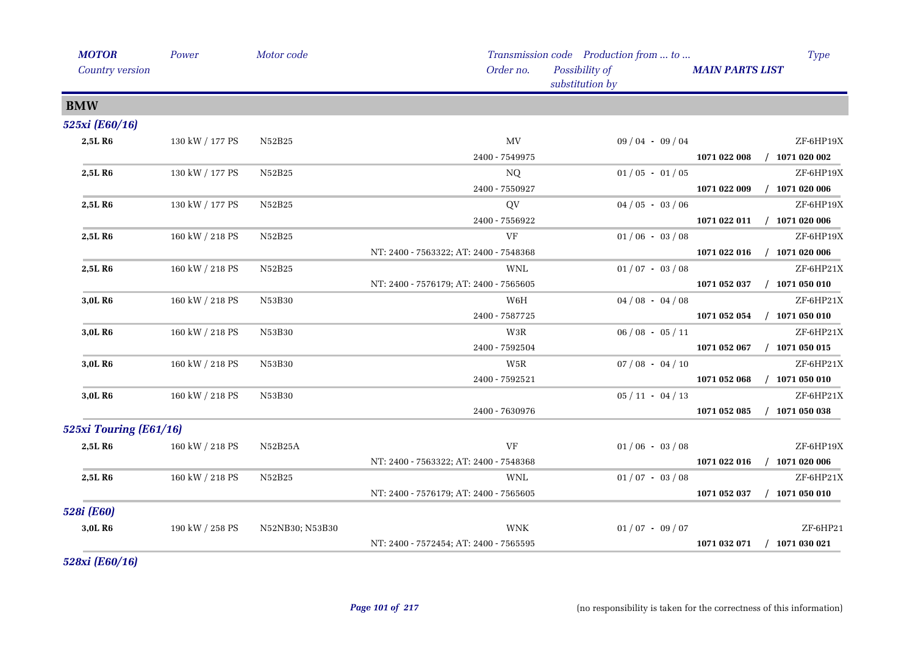| MOTOR Country version | Power | Motor code | Transmission code Order no. | Possibility of substitution by | Production from ... to ... | MAIN PARTS LIST | Type |
|---|---|---|---|---|---|---|---|
| **BMW** | | | | | | | |
| ***525xi (E60/16)*** | | | | | | | |
| **2,5L R6** | 130 kW / 177 PS | N52B25 | MV | | 09 / 04 - 09 / 04 | | ZF-6HP19X |
| | | | 2400 - 7549975 | | | **1071 022 008 / 1071 020 002** | |
| **2,5L R6** | 130 kW / 177 PS | N52B25 | NQ | | 01 / 05 - 01 / 05 | | ZF-6HP19X |
| | | | 2400 - 7550927 | | | **1071 022 009 / 1071 020 006** | |
| **2,5L R6** | 130 kW / 177 PS | N52B25 | QV | | 04 / 05 - 03 / 06 | | ZF-6HP19X |
| | | | 2400 - 7556922 | | | **1071 022 011 / 1071 020 006** | |
| **2,5L R6** | 160 kW / 218 PS | N52B25 | VF | | 01 / 06 - 03 / 08 | | ZF-6HP19X |
| | | | NT: 2400 - 7563322; AT: 2400 - 7548368 | | | **1071 022 016 / 1071 020 006** | |
| **2,5L R6** | 160 kW / 218 PS | N52B25 | WNL | | 01 / 07 - 03 / 08 | | ZF-6HP21X |
| | | | NT: 2400 - 7576179; AT: 2400 - 7565605 | | | **1071 052 037 / 1071 050 010** | |
| **3,0L R6** | 160 kW / 218 PS | N53B30 | W6H | | 04 / 08 - 04 / 08 | | ZF-6HP21X |
| | | | 2400 - 7587725 | | | **1071 052 054 / 1071 050 010** | |
| **3,0L R6** | 160 kW / 218 PS | N53B30 | W3R | | 06 / 08 - 05 / 11 | | ZF-6HP21X |
| | | | 2400 - 7592504 | | | **1071 052 067 / 1071 050 015** | |
| **3,0L R6** | 160 kW / 218 PS | N53B30 | W5R | | 07 / 08 - 04 / 10 | | ZF-6HP21X |
| | | | 2400 - 7592521 | | | **1071 052 068 / 1071 050 010** | |
| **3,0L R6** | 160 kW / 218 PS | N53B30 | | | 05 / 11 - 04 / 13 | | ZF-6HP21X |
| | | | 2400 - 7630976 | | | **1071 052 085 / 1071 050 038** | |
| ***525xi Touring (E61/16)*** | | | | | | | |
| **2,5L R6** | 160 kW / 218 PS | N52B25A | VF | | 01 / 06 - 03 / 08 | | ZF-6HP19X |
| | | | NT: 2400 - 7563322; AT: 2400 - 7548368 | | | **1071 022 016 / 1071 020 006** | |
| **2,5L R6** | 160 kW / 218 PS | N52B25 | WNL | | 01 / 07 - 03 / 08 | | ZF-6HP21X |
| | | | NT: 2400 - 7576179; AT: 2400 - 7565605 | | | **1071 052 037 / 1071 050 010** | |
| ***528i (E60)*** | | | | | | | |
| **3,0L R6** | 190 kW / 258 PS | N52NB30; N53B30 | WNK | | 01 / 07 - 09 / 07 | | ZF-6HP21 |
| | | | NT: 2400 - 7572454; AT: 2400 - 7565595 | | | **1071 032 071 / 1071 030 021** | |
| ***528xi (E60/16)*** | | | | | | | |

(no responsibility is taken for the correctness of this information)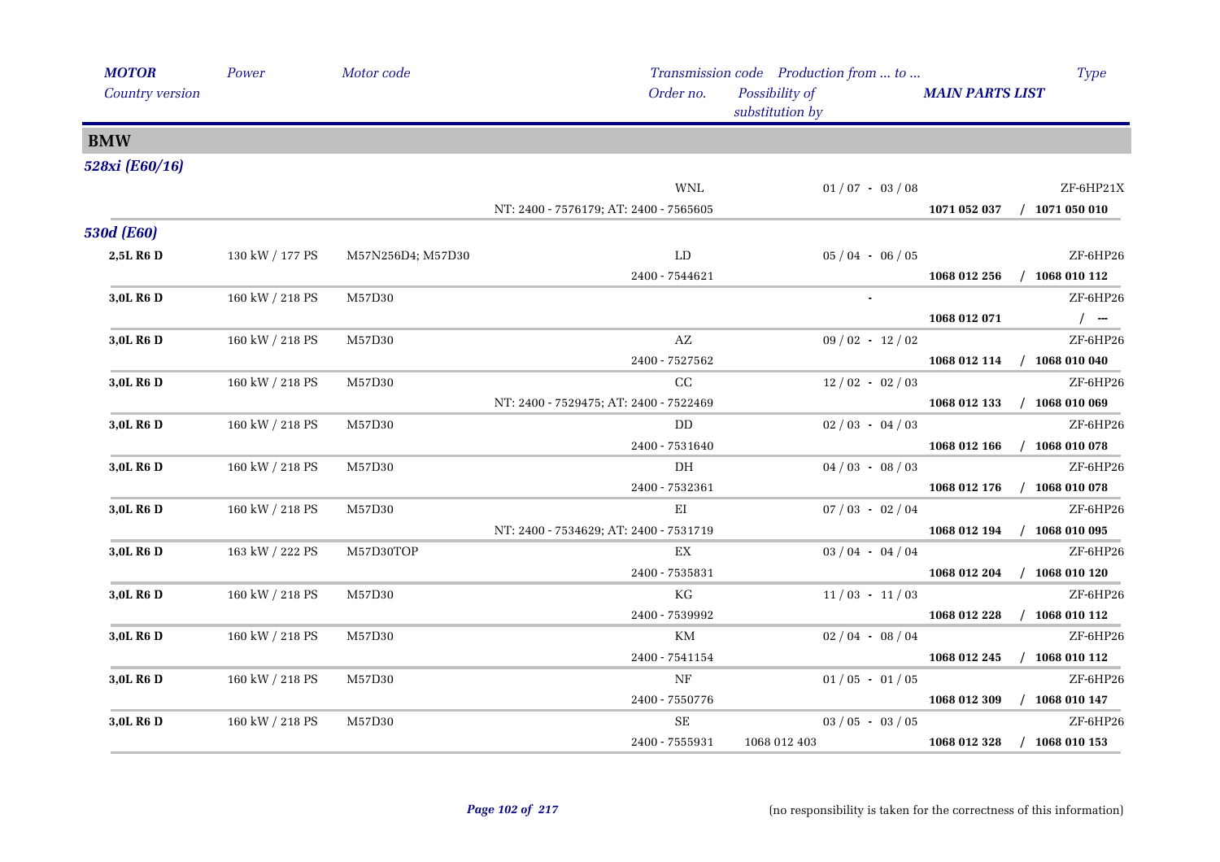| *MOTOR* | *Power* | *Motor code* | *Transmission code* | *Production from ... to ...* | | *Type* |
|---|---|---|---|---|---|---|
| *Country version* | | | *Order no.* | *Possibility of substitution by* | *MAIN PARTS LIST* | |

## BMW

### *528xi (E60/16)*

| | | | | | | |
|---|---|---|---|---|---|---|
| | | | WNL | 01 / 07 - 03 / 08 | | ZF-6HP21X |
| | | | NT: 2400 - 7576179; AT: 2400 - 7565605 | | **1071 052 037** | **/ 1071 050 010** |

### *530d (E60)*

| | | | | | | |
|---|---|---|---|---|---|---|
| **2,5L R6 D** | 130 kW / 177 PS | M57N256D4; M57D30 | LD | 05 / 04 - 06 / 05 | | ZF-6HP26 |
| | | | 2400 - 7544621 | | **1068 012 256** | **/ 1068 010 112** |
| **3,0L R6 D** | 160 kW / 218 PS | M57D30 | | - | | ZF-6HP26 |
| | | | | | **1068 012 071** | **/ ---** |
| **3,0L R6 D** | 160 kW / 218 PS | M57D30 | AZ | 09 / 02 - 12 / 02 | | ZF-6HP26 |
| | | | 2400 - 7527562 | | **1068 012 114** | **/ 1068 010 040** |
| **3,0L R6 D** | 160 kW / 218 PS | M57D30 | CC | 12 / 02 - 02 / 03 | | ZF-6HP26 |
| | | | NT: 2400 - 7529475; AT: 2400 - 7522469 | | **1068 012 133** | **/ 1068 010 069** |
| **3,0L R6 D** | 160 kW / 218 PS | M57D30 | DD | 02 / 03 - 04 / 03 | | ZF-6HP26 |
| | | | 2400 - 7531640 | | **1068 012 166** | **/ 1068 010 078** |
| **3,0L R6 D** | 160 kW / 218 PS | M57D30 | DH | 04 / 03 - 08 / 03 | | ZF-6HP26 |
| | | | 2400 - 7532361 | | **1068 012 176** | **/ 1068 010 078** |
| **3,0L R6 D** | 160 kW / 218 PS | M57D30 | EI | 07 / 03 - 02 / 04 | | ZF-6HP26 |
| | | | NT: 2400 - 7534629; AT: 2400 - 7531719 | | **1068 012 194** | **/ 1068 010 095** |
| **3,0L R6 D** | 163 kW / 222 PS | M57D30TOP | EX | 03 / 04 - 04 / 04 | | ZF-6HP26 |
| | | | 2400 - 7535831 | | **1068 012 204** | **/ 1068 010 120** |
| **3,0L R6 D** | 160 kW / 218 PS | M57D30 | KG | 11 / 03 - 11 / 03 | | ZF-6HP26 |
| | | | 2400 - 7539992 | | **1068 012 228** | **/ 1068 010 112** |
| **3,0L R6 D** | 160 kW / 218 PS | M57D30 | KM | 02 / 04 - 08 / 04 | | ZF-6HP26 |
| | | | 2400 - 7541154 | | **1068 012 245** | **/ 1068 010 112** |
| **3,0L R6 D** | 160 kW / 218 PS | M57D30 | NF | 01 / 05 - 01 / 05 | | ZF-6HP26 |
| | | | 2400 - 7550776 | | **1068 012 309** | **/ 1068 010 147** |
| **3,0L R6 D** | 160 kW / 218 PS | M57D30 | SE | 03 / 05 - 03 / 05 | | ZF-6HP26 |
| | | | 2400 - 7555931 | 1068 012 403 | **1068 012 328** | **/ 1068 010 153** |

(no responsibility is taken for the correctness of this information)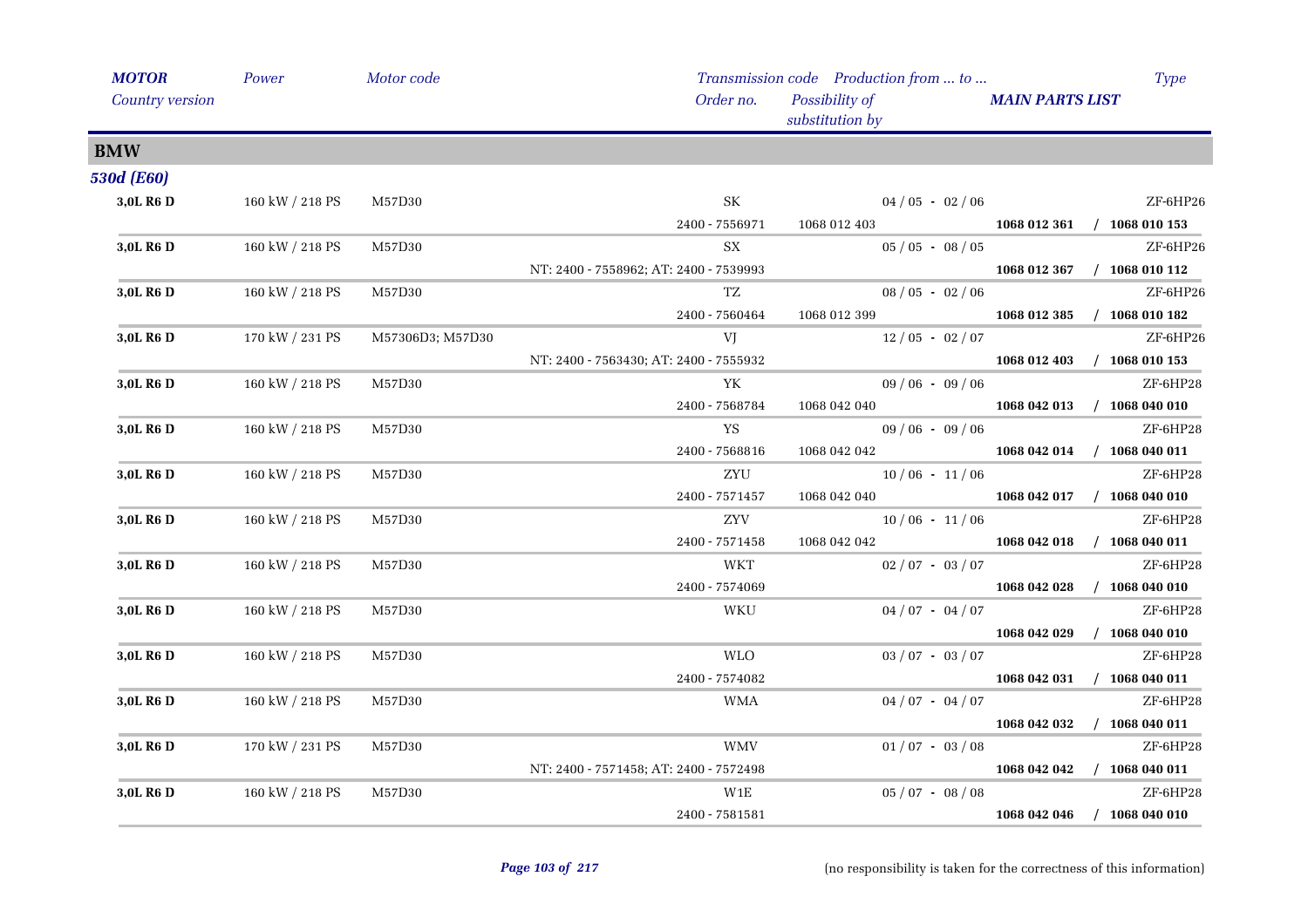## BMW

### 530d (E60)

| MOTOR<br>Country version | Power | Motor code | Transmission code<br>Order no. | Possibility of substitution by | Production from ... to ... | MAIN PARTS LIST | Type |
|---|---|---|---|---|---|---|---|
| 3,0L R6 D | 160 kW / 218 PS | M57D30 | SK | | 04 / 05 - 02 / 06 | | ZF-6HP26 |
| | | | 2400 - 7556971 | 1068 012 403 | | **1068 012 361 / 1068 010 153** | |
| 3,0L R6 D | 160 kW / 218 PS | M57D30 | SX | | 05 / 05 - 08 / 05 | | ZF-6HP26 |
| | | | NT: 2400 - 7558962; AT: 2400 - 7539993 | | | **1068 012 367 / 1068 010 112** | |
| 3,0L R6 D | 160 kW / 218 PS | M57D30 | TZ | | 08 / 05 - 02 / 06 | | ZF-6HP26 |
| | | | 2400 - 7560464 | 1068 012 399 | | **1068 012 385 / 1068 010 182** | |
| 3,0L R6 D | 170 kW / 231 PS | M57306D3; M57D30 | VJ | | 12 / 05 - 02 / 07 | | ZF-6HP26 |
| | | | NT: 2400 - 7563430; AT: 2400 - 7555932 | | | **1068 012 403 / 1068 010 153** | |
| 3,0L R6 D | 160 kW / 218 PS | M57D30 | YK | | 09 / 06 - 09 / 06 | | ZF-6HP28 |
| | | | 2400 - 7568784 | 1068 042 040 | | **1068 042 013 / 1068 040 010** | |
| 3,0L R6 D | 160 kW / 218 PS | M57D30 | YS | | 09 / 06 - 09 / 06 | | ZF-6HP28 |
| | | | 2400 - 7568816 | 1068 042 042 | | **1068 042 014 / 1068 040 011** | |
| 3,0L R6 D | 160 kW / 218 PS | M57D30 | ZYU | | 10 / 06 - 11 / 06 | | ZF-6HP28 |
| | | | 2400 - 7571457 | 1068 042 040 | | **1068 042 017 / 1068 040 010** | |
| 3,0L R6 D | 160 kW / 218 PS | M57D30 | ZYV | | 10 / 06 - 11 / 06 | | ZF-6HP28 |
| | | | 2400 - 7571458 | 1068 042 042 | | **1068 042 018 / 1068 040 011** | |
| 3,0L R6 D | 160 kW / 218 PS | M57D30 | WKT | | 02 / 07 - 03 / 07 | | ZF-6HP28 |
| | | | 2400 - 7574069 | | | **1068 042 028 / 1068 040 010** | |
| 3,0L R6 D | 160 kW / 218 PS | M57D30 | WKU | | 04 / 07 - 04 / 07 | | ZF-6HP28 |
| | | | | | | **1068 042 029 / 1068 040 010** | |
| 3,0L R6 D | 160 kW / 218 PS | M57D30 | WLO | | 03 / 07 - 03 / 07 | | ZF-6HP28 |
| | | | 2400 - 7574082 | | | **1068 042 031 / 1068 040 011** | |
| 3,0L R6 D | 160 kW / 218 PS | M57D30 | WMA | | 04 / 07 - 04 / 07 | | ZF-6HP28 |
| | | | | | | **1068 042 032 / 1068 040 011** | |
| 3,0L R6 D | 170 kW / 231 PS | M57D30 | WMV | | 01 / 07 - 03 / 08 | | ZF-6HP28 |
| | | | NT: 2400 - 7571458; AT: 2400 - 7572498 | | | **1068 042 042 / 1068 040 011** | |
| 3,0L R6 D | 160 kW / 218 PS | M57D30 | W1E | | 05 / 07 - 08 / 08 | | ZF-6HP28 |
| | | | 2400 - 7581581 | | | **1068 042 046 / 1068 040 010** | |

(no responsibility is taken for the correctness of this information)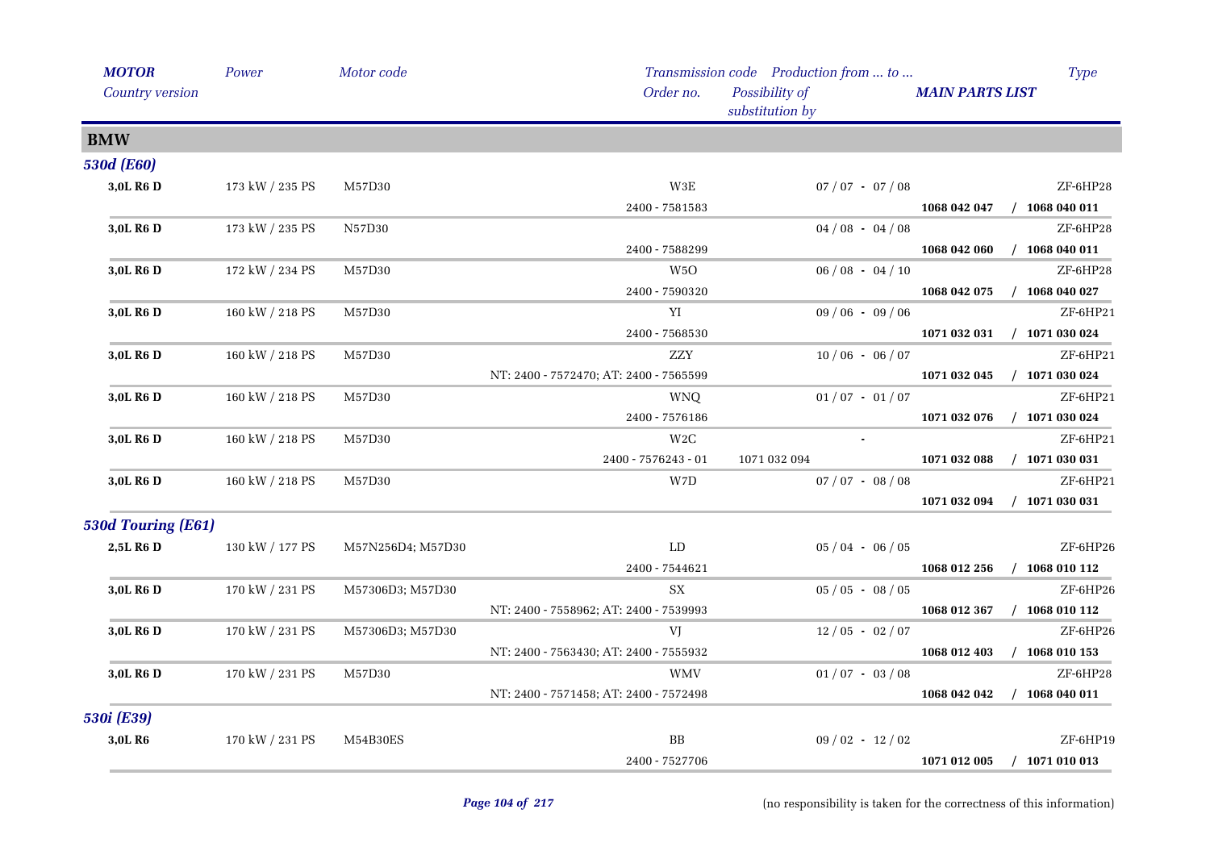| *MOTOR* | *Power* | *Motor code* | *Transmission code* | *Production from ... to ...* | | *Type* |
|---|---|---|---|---|---|---|
| *Country version* | | | *Order no.* | *Possibility of substitution by* | ***MAIN PARTS LIST*** | |
| **BMW** | | | | | | |
| ***530d (E60)*** | | | | | | |
| **3,0L R6 D** | 173 kW / 235 PS | M57D30 | W3E | 07 / 07 - 07 / 08 | | ZF-6HP28 |
| | | | 2400 - 7581583 | | **1068 042 047** | **/ 1068 040 011** |
| **3,0L R6 D** | 173 kW / 235 PS | N57D30 | | 04 / 08 - 04 / 08 | | ZF-6HP28 |
| | | | 2400 - 7588299 | | **1068 042 060** | **/ 1068 040 011** |
| **3,0L R6 D** | 172 kW / 234 PS | M57D30 | W5O | 06 / 08 - 04 / 10 | | ZF-6HP28 |
| | | | 2400 - 7590320 | | **1068 042 075** | **/ 1068 040 027** |
| **3,0L R6 D** | 160 kW / 218 PS | M57D30 | YI | 09 / 06 - 09 / 06 | | ZF-6HP21 |
| | | | 2400 - 7568530 | | **1071 032 031** | **/ 1071 030 024** |
| **3,0L R6 D** | 160 kW / 218 PS | M57D30 | ZZY | 10 / 06 - 06 / 07 | | ZF-6HP21 |
| | | | NT: 2400 - 7572470; AT: 2400 - 7565599 | | **1071 032 045** | **/ 1071 030 024** |
| **3,0L R6 D** | 160 kW / 218 PS | M57D30 | WNQ | 01 / 07 - 01 / 07 | | ZF-6HP21 |
| | | | 2400 - 7576186 | | **1071 032 076** | **/ 1071 030 024** |
| **3,0L R6 D** | 160 kW / 218 PS | M57D30 | W2C | - | | ZF-6HP21 |
| | | | 2400 - 7576243 - 01 | 1071 032 094 | **1071 032 088** | **/ 1071 030 031** |
| **3,0L R6 D** | 160 kW / 218 PS | M57D30 | W7D | 07 / 07 - 08 / 08 | | ZF-6HP21 |
| | | | | | **1071 032 094** | **/ 1071 030 031** |
| ***530d Touring (E61)*** | | | | | | |
| **2,5L R6 D** | 130 kW / 177 PS | M57N256D4; M57D30 | LD | 05 / 04 - 06 / 05 | | ZF-6HP26 |
| | | | 2400 - 7544621 | | **1068 012 256** | **/ 1068 010 112** |
| **3,0L R6 D** | 170 kW / 231 PS | M57306D3; M57D30 | SX | 05 / 05 - 08 / 05 | | ZF-6HP26 |
| | | | NT: 2400 - 7558962; AT: 2400 - 7539993 | | **1068 012 367** | **/ 1068 010 112** |
| **3,0L R6 D** | 170 kW / 231 PS | M57306D3; M57D30 | VJ | 12 / 05 - 02 / 07 | | ZF-6HP26 |
| | | | NT: 2400 - 7563430; AT: 2400 - 7555932 | | **1068 012 403** | **/ 1068 010 153** |
| **3,0L R6 D** | 170 kW / 231 PS | M57D30 | WMV | 01 / 07 - 03 / 08 | | ZF-6HP28 |
| | | | NT: 2400 - 7571458; AT: 2400 - 7572498 | | **1068 042 042** | **/ 1068 040 011** |
| ***530i (E39)*** | | | | | | |
| **3,0L R6** | 170 kW / 231 PS | M54B30ES | BB | 09 / 02 - 12 / 02 | | ZF-6HP19 |
| | | | 2400 - 7527706 | | **1071 012 005** | **/ 1071 010 013** |

(no responsibility is taken for the correctness of this information)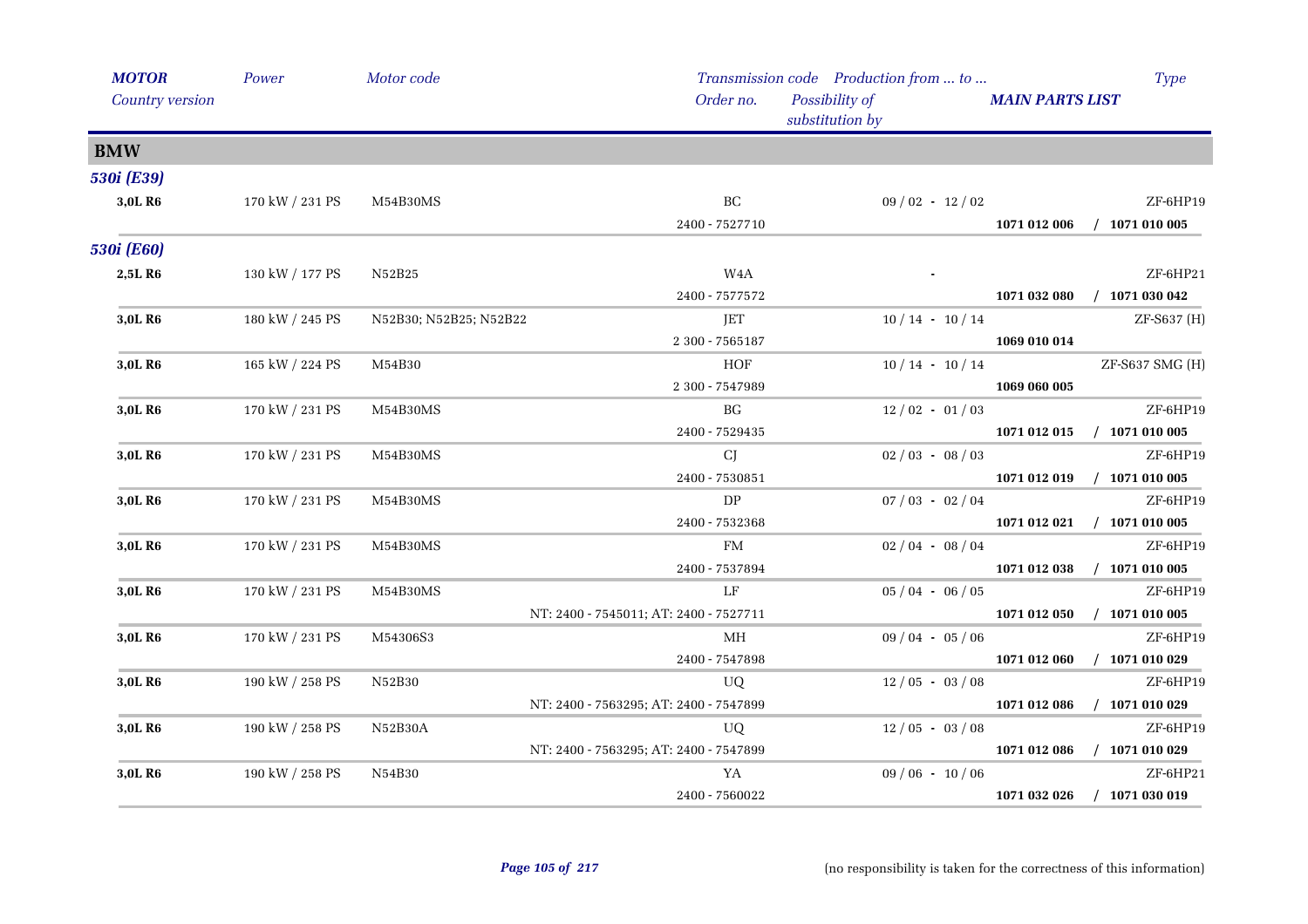| *MOTOR* | *Power* | *Motor code* | *Transmission code* | *Production from ... to ...* | | *Type* |
|---|---|---|---|---|---|---|
| *Country version* | | | *Order no.* | *Possibility of substitution by* | ***MAIN PARTS LIST*** | |

## BMW

### *530i (E39)*

| MOTOR | Power | Motor code | Transmission code / Order no. | Production from ... to ... | MAIN PARTS LIST | Type |
|---|---|---|---|---|---|---|
| **3,0L R6** | 170 kW / 231 PS | M54B30MS | BC | 09 / 02 - 12 / 02 | | ZF-6HP19 |
| | | | 2400 - 7527710 | | **1071 012 006** | **/ 1071 010 005** |

### *530i (E60)*

| MOTOR | Power | Motor code | Transmission code / Order no. | Production from ... to ... | MAIN PARTS LIST | Type |
|---|---|---|---|---|---|---|
| **2,5L R6** | 130 kW / 177 PS | N52B25 | W4A | - | | ZF-6HP21 |
| | | | 2400 - 7577572 | | **1071 032 080** | **/ 1071 030 042** |
| **3,0L R6** | 180 kW / 245 PS | N52B30; N52B25; N52B22 | JET | 10 / 14 - 10 / 14 | | ZF-S637 (H) |
| | | | 2 300 - 7565187 | | **1069 010 014** | |
| **3,0L R6** | 165 kW / 224 PS | M54B30 | HOF | 10 / 14 - 10 / 14 | | ZF-S637 SMG (H) |
| | | | 2 300 - 7547989 | | **1069 060 005** | |
| **3,0L R6** | 170 kW / 231 PS | M54B30MS | BG | 12 / 02 - 01 / 03 | | ZF-6HP19 |
| | | | 2400 - 7529435 | | **1071 012 015** | **/ 1071 010 005** |
| **3,0L R6** | 170 kW / 231 PS | M54B30MS | CJ | 02 / 03 - 08 / 03 | | ZF-6HP19 |
| | | | 2400 - 7530851 | | **1071 012 019** | **/ 1071 010 005** |
| **3,0L R6** | 170 kW / 231 PS | M54B30MS | DP | 07 / 03 - 02 / 04 | | ZF-6HP19 |
| | | | 2400 - 7532368 | | **1071 012 021** | **/ 1071 010 005** |
| **3,0L R6** | 170 kW / 231 PS | M54B30MS | FM | 02 / 04 - 08 / 04 | | ZF-6HP19 |
| | | | 2400 - 7537894 | | **1071 012 038** | **/ 1071 010 005** |
| **3,0L R6** | 170 kW / 231 PS | M54B30MS | LF | 05 / 04 - 06 / 05 | | ZF-6HP19 |
| | | | NT: 2400 - 7545011; AT: 2400 - 7527711 | | **1071 012 050** | **/ 1071 010 005** |
| **3,0L R6** | 170 kW / 231 PS | M54306S3 | MH | 09 / 04 - 05 / 06 | | ZF-6HP19 |
| | | | 2400 - 7547898 | | **1071 012 060** | **/ 1071 010 029** |
| **3,0L R6** | 190 kW / 258 PS | N52B30 | UQ | 12 / 05 - 03 / 08 | | ZF-6HP19 |
| | | | NT: 2400 - 7563295; AT: 2400 - 7547899 | | **1071 012 086** | **/ 1071 010 029** |
| **3,0L R6** | 190 kW / 258 PS | N52B30A | UQ | 12 / 05 - 03 / 08 | | ZF-6HP19 |
| | | | NT: 2400 - 7563295; AT: 2400 - 7547899 | | **1071 012 086** | **/ 1071 010 029** |
| **3,0L R6** | 190 kW / 258 PS | N54B30 | YA | 09 / 06 - 10 / 06 | | ZF-6HP21 |
| | | | 2400 - 7560022 | | **1071 032 026** | **/ 1071 030 019** |

(no responsibility is taken for the correctness of this information)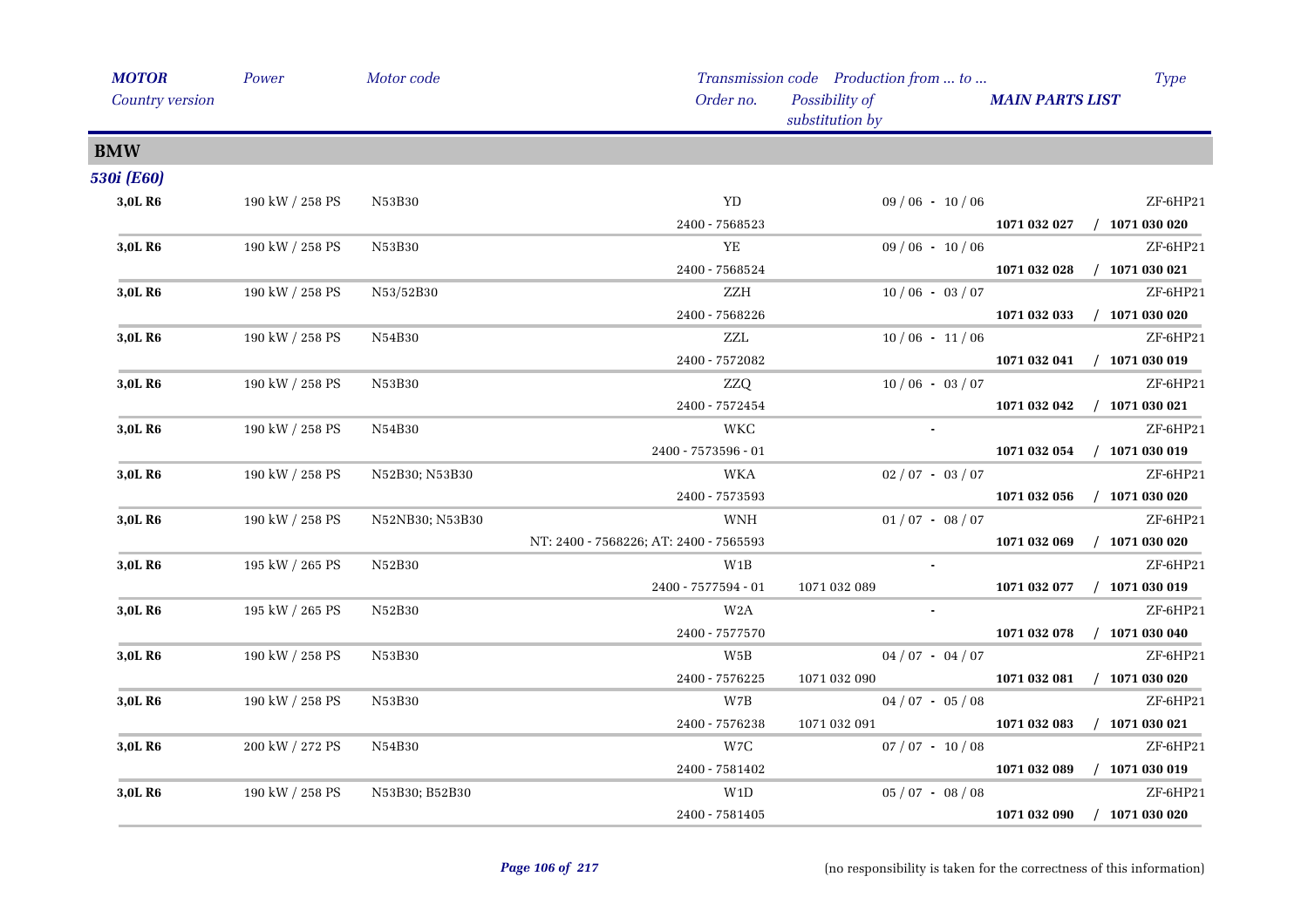## BMW

### 530i (E60)

| MOTOR / Country version | Power | Motor code | Transmission code / Order no. | Possibility of substitution by | Production from ... to ... | MAIN PARTS LIST | Type |
|---|---|---|---|---|---|---|---|
| 3,0L R6 | 190 kW / 258 PS | N53B30 | YD / 2400 - 7568523 | | 09 / 06 - 10 / 06 | **1071 032 027 / 1071 030 020** | ZF-6HP21 |
| 3,0L R6 | 190 kW / 258 PS | N53B30 | YE / 2400 - 7568524 | | 09 / 06 - 10 / 06 | **1071 032 028 / 1071 030 021** | ZF-6HP21 |
| 3,0L R6 | 190 kW / 258 PS | N53/52B30 | ZZH / 2400 - 7568226 | | 10 / 06 - 03 / 07 | **1071 032 033 / 1071 030 020** | ZF-6HP21 |
| 3,0L R6 | 190 kW / 258 PS | N54B30 | ZZL / 2400 - 7572082 | | 10 / 06 - 11 / 06 | **1071 032 041 / 1071 030 019** | ZF-6HP21 |
| 3,0L R6 | 190 kW / 258 PS | N53B30 | ZZQ / 2400 - 7572454 | | 10 / 06 - 03 / 07 | **1071 032 042 / 1071 030 021** | ZF-6HP21 |
| 3,0L R6 | 190 kW / 258 PS | N54B30 | WKC / 2400 - 7573596 - 01 | | - | **1071 032 054 / 1071 030 019** | ZF-6HP21 |
| 3,0L R6 | 190 kW / 258 PS | N52B30; N53B30 | WKA / 2400 - 7573593 | | 02 / 07 - 03 / 07 | **1071 032 056 / 1071 030 020** | ZF-6HP21 |
| 3,0L R6 | 190 kW / 258 PS | N52NB30; N53B30 | WNH / NT: 2400 - 7568226; AT: 2400 - 7565593 | | 01 / 07 - 08 / 07 | **1071 032 069 / 1071 030 020** | ZF-6HP21 |
| 3,0L R6 | 195 kW / 265 PS | N52B30 | W1B / 2400 - 7577594 - 01 | 1071 032 089 | - | **1071 032 077 / 1071 030 019** | ZF-6HP21 |
| 3,0L R6 | 195 kW / 265 PS | N52B30 | W2A / 2400 - 7577570 | | - | **1071 032 078 / 1071 030 040** | ZF-6HP21 |
| 3,0L R6 | 190 kW / 258 PS | N53B30 | W5B / 2400 - 7576225 | 1071 032 090 | 04 / 07 - 04 / 07 | **1071 032 081 / 1071 030 020** | ZF-6HP21 |
| 3,0L R6 | 190 kW / 258 PS | N53B30 | W7B / 2400 - 7576238 | 1071 032 091 | 04 / 07 - 05 / 08 | **1071 032 083 / 1071 030 021** | ZF-6HP21 |
| 3,0L R6 | 200 kW / 272 PS | N54B30 | W7C / 2400 - 7581402 | | 07 / 07 - 10 / 08 | **1071 032 089 / 1071 030 019** | ZF-6HP21 |
| 3,0L R6 | 190 kW / 258 PS | N53B30; B52B30 | W1D / 2400 - 7581405 | | 05 / 07 - 08 / 08 | **1071 032 090 / 1071 030 020** | ZF-6HP21 |

(no responsibility is taken for the correctness of this information)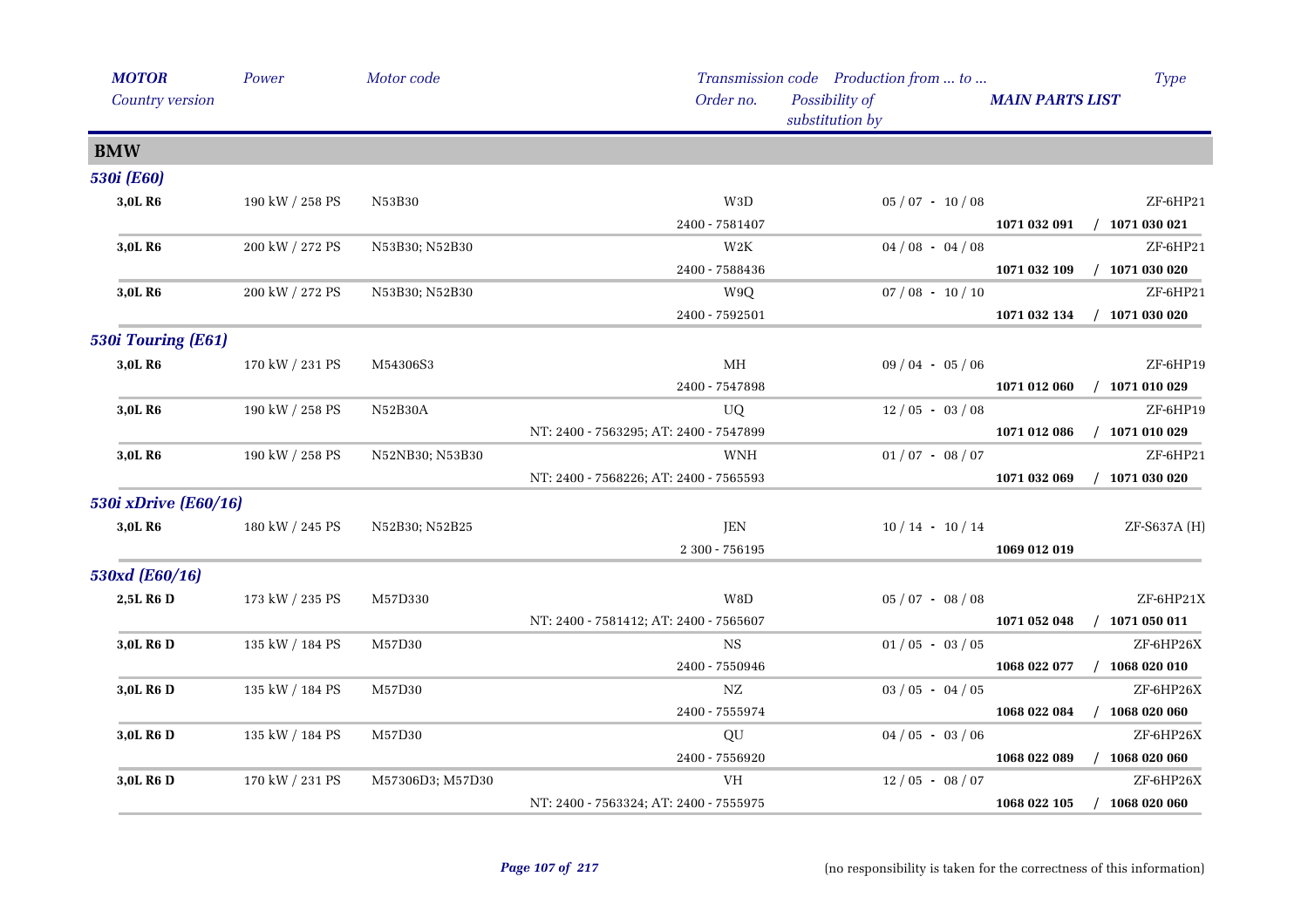| MOTOR<br>Country version | Power | Motor code | Transmission code<br>Order no. | Production from ... to ...<br>Possibility of substitution by | MAIN PARTS LIST | Type |
|---|---|---|---|---|---|---|
| **BMW** | | | | | | |
| ***530i (E60)*** | | | | | | |
| **3,0L R6** | 190 kW / 258 PS | N53B30 | W3D<br>2400 - 7581407 | 05 / 07 - 10 / 08 | **1071 032 091 / 1071 030 021** | ZF-6HP21 |
| **3,0L R6** | 200 kW / 272 PS | N53B30; N52B30 | W2K<br>2400 - 7588436 | 04 / 08 - 04 / 08 | **1071 032 109 / 1071 030 020** | ZF-6HP21 |
| **3,0L R6** | 200 kW / 272 PS | N53B30; N52B30 | W9Q<br>2400 - 7592501 | 07 / 08 - 10 / 10 | **1071 032 134 / 1071 030 020** | ZF-6HP21 |
| ***530i Touring (E61)*** | | | | | | |
| **3,0L R6** | 170 kW / 231 PS | M54306S3 | MH<br>2400 - 7547898 | 09 / 04 - 05 / 06 | **1071 012 060 / 1071 010 029** | ZF-6HP19 |
| **3,0L R6** | 190 kW / 258 PS | N52B30A | UQ<br>NT: 2400 - 7563295; AT: 2400 - 7547899 | 12 / 05 - 03 / 08 | **1071 012 086 / 1071 010 029** | ZF-6HP19 |
| **3,0L R6** | 190 kW / 258 PS | N52NB30; N53B30 | WNH<br>NT: 2400 - 7568226; AT: 2400 - 7565593 | 01 / 07 - 08 / 07 | **1071 032 069 / 1071 030 020** | ZF-6HP21 |
| ***530i xDrive (E60/16)*** | | | | | | |
| **3,0L R6** | 180 kW / 245 PS | N52B30; N52B25 | JEN<br>2 300 - 756195 | 10 / 14 - 10 / 14 | **1069 012 019** | ZF-S637A (H) |
| ***530xd (E60/16)*** | | | | | | |
| **2,5L R6 D** | 173 kW / 235 PS | M57D330 | W8D<br>NT: 2400 - 7581412; AT: 2400 - 7565607 | 05 / 07 - 08 / 08 | **1071 052 048 / 1071 050 011** | ZF-6HP21X |
| **3,0L R6 D** | 135 kW / 184 PS | M57D30 | NS<br>2400 - 7550946 | 01 / 05 - 03 / 05 | **1068 022 077 / 1068 020 010** | ZF-6HP26X |
| **3,0L R6 D** | 135 kW / 184 PS | M57D30 | NZ<br>2400 - 7555974 | 03 / 05 - 04 / 05 | **1068 022 084 / 1068 020 060** | ZF-6HP26X |
| **3,0L R6 D** | 135 kW / 184 PS | M57D30 | QU<br>2400 - 7556920 | 04 / 05 - 03 / 06 | **1068 022 089 / 1068 020 060** | ZF-6HP26X |
| **3,0L R6 D** | 170 kW / 231 PS | M57306D3; M57D30 | VH<br>NT: 2400 - 7563324; AT: 2400 - 7555975 | 12 / 05 - 08 / 07 | **1068 022 105 / 1068 020 060** | ZF-6HP26X |

(no responsibility is taken for the correctness of this information)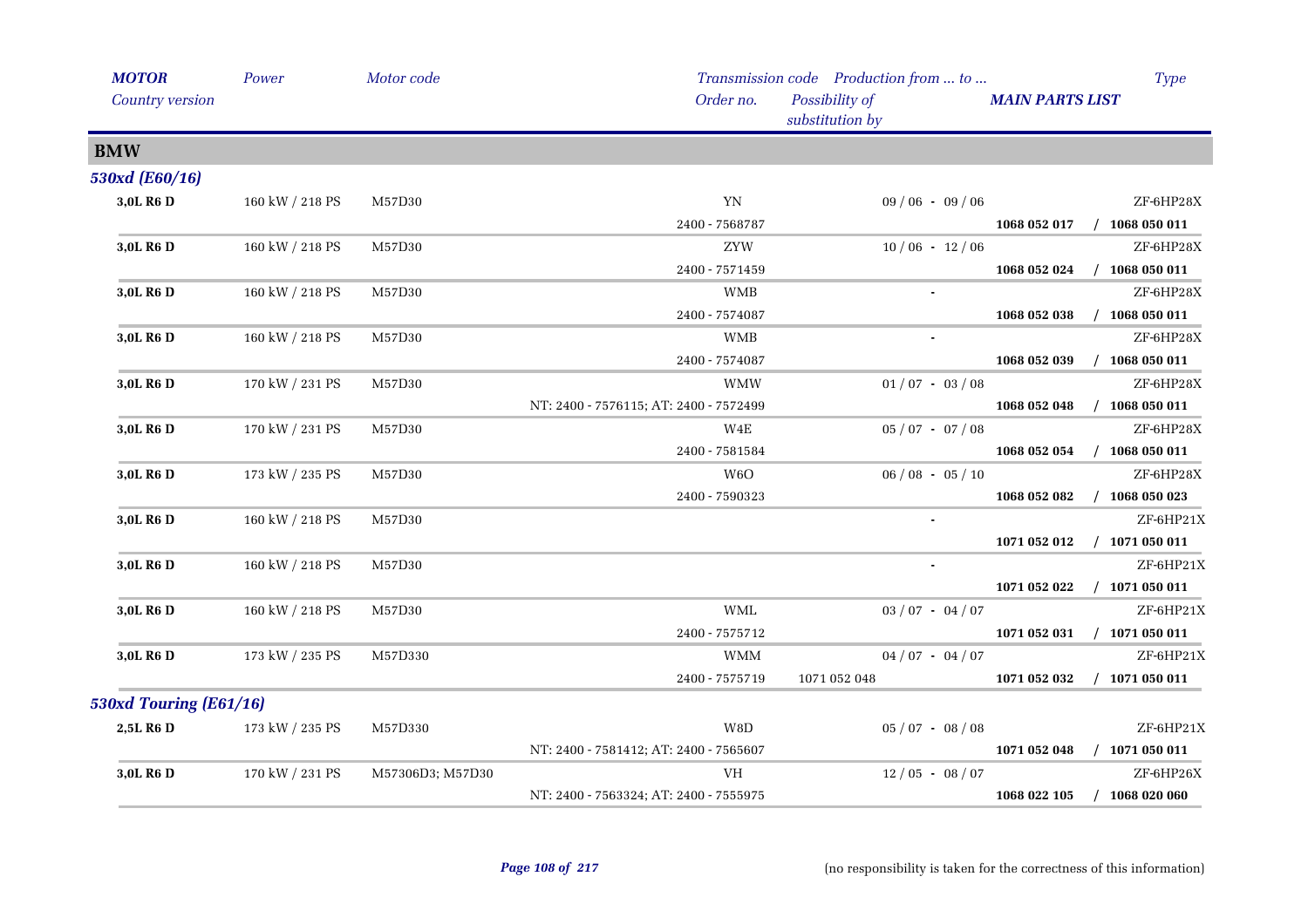| *MOTOR* | *Power* | *Motor code* | *Transmission code* | *Production from ... to ...* | | *Type* |
|---|---|---|---|---|---|---|
| *Country version* | | | *Order no.* | *Possibility of substitution by* | ***MAIN PARTS LIST*** | |

## BMW

### *530xd (E60/16)*

| MOTOR | Power | Motor code | Transmission code / Order no. | Production from ... to ... / Possibility of substitution by | MAIN PARTS LIST | Type |
|---|---|---|---|---|---|---|
| **3,0L R6 D** | 160 kW / 218 PS | M57D30 | YN | 09 / 06 - 09 / 06 | | ZF-6HP28X |
| | | | 2400 - 7568787 | | **1068 052 017** | **/ 1068 050 011** |
| **3,0L R6 D** | 160 kW / 218 PS | M57D30 | ZYW | 10 / 06 - 12 / 06 | | ZF-6HP28X |
| | | | 2400 - 7571459 | | **1068 052 024** | **/ 1068 050 011** |
| **3,0L R6 D** | 160 kW / 218 PS | M57D30 | WMB | - | | ZF-6HP28X |
| | | | 2400 - 7574087 | | **1068 052 038** | **/ 1068 050 011** |
| **3,0L R6 D** | 160 kW / 218 PS | M57D30 | WMB | - | | ZF-6HP28X |
| | | | 2400 - 7574087 | | **1068 052 039** | **/ 1068 050 011** |
| **3,0L R6 D** | 170 kW / 231 PS | M57D30 | WMW | 01 / 07 - 03 / 08 | | ZF-6HP28X |
| | | | NT: 2400 - 7576115; AT: 2400 - 7572499 | | **1068 052 048** | **/ 1068 050 011** |
| **3,0L R6 D** | 170 kW / 231 PS | M57D30 | W4E | 05 / 07 - 07 / 08 | | ZF-6HP28X |
| | | | 2400 - 7581584 | | **1068 052 054** | **/ 1068 050 011** |
| **3,0L R6 D** | 173 kW / 235 PS | M57D30 | W6O | 06 / 08 - 05 / 10 | | ZF-6HP28X |
| | | | 2400 - 7590323 | | **1068 052 082** | **/ 1068 050 023** |
| **3,0L R6 D** | 160 kW / 218 PS | M57D30 | | - | | ZF-6HP21X |
| | | | | | **1071 052 012** | **/ 1071 050 011** |
| **3,0L R6 D** | 160 kW / 218 PS | M57D30 | | - | | ZF-6HP21X |
| | | | | | **1071 052 022** | **/ 1071 050 011** |
| **3,0L R6 D** | 160 kW / 218 PS | M57D30 | WML | 03 / 07 - 04 / 07 | | ZF-6HP21X |
| | | | 2400 - 7575712 | | **1071 052 031** | **/ 1071 050 011** |
| **3,0L R6 D** | 173 kW / 235 PS | M57D330 | WMM | 04 / 07 - 04 / 07 | | ZF-6HP21X |
| | | | 2400 - 7575719 | 1071 052 048 | **1071 052 032** | **/ 1071 050 011** |

### *530xd Touring (E61/16)*

| MOTOR | Power | Motor code | Transmission code / Order no. | Production from ... to ... / Possibility of substitution by | MAIN PARTS LIST | Type |
|---|---|---|---|---|---|---|
| **2,5L R6 D** | 173 kW / 235 PS | M57D330 | W8D | 05 / 07 - 08 / 08 | | ZF-6HP21X |
| | | | NT: 2400 - 7581412; AT: 2400 - 7565607 | | **1071 052 048** | **/ 1071 050 011** |
| **3,0L R6 D** | 170 kW / 231 PS | M57306D3; M57D30 | VH | 12 / 05 - 08 / 07 | | ZF-6HP26X |
| | | | NT: 2400 - 7563324; AT: 2400 - 7555975 | | **1068 022 105** | **/ 1068 020 060** |

(no responsibility is taken for the correctness of this information)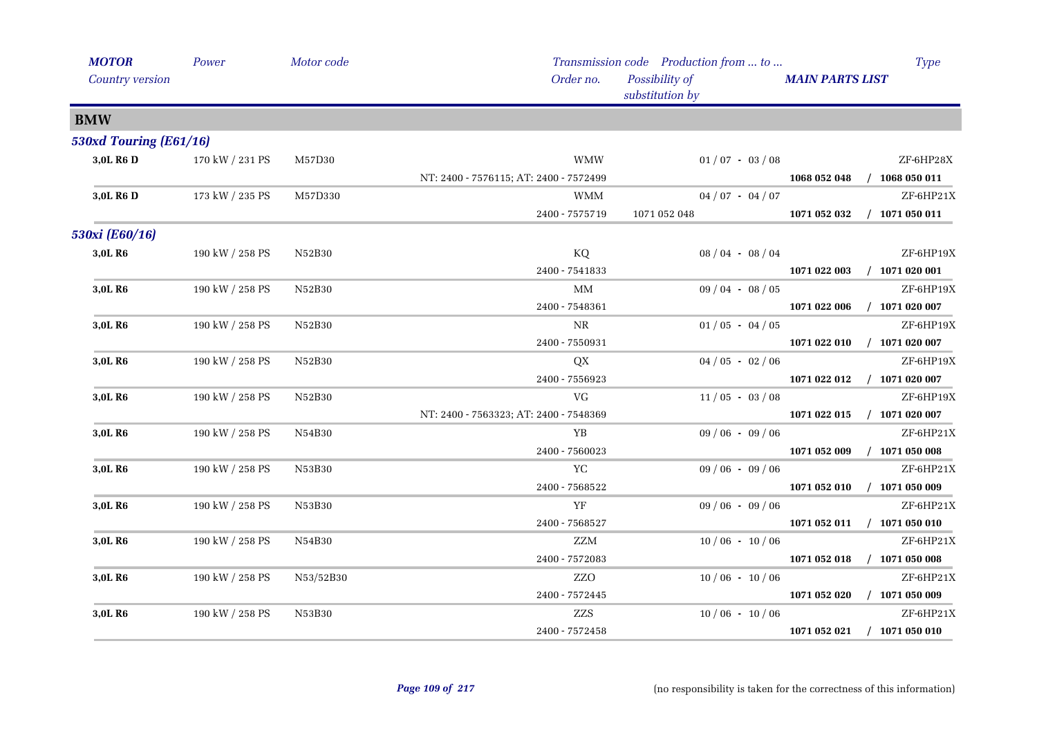| *MOTOR* | *Power* | *Motor code* | *Transmission code* | *Production from ... to ...* | | *Type* |
|---|---|---|---|---|---|---|
| *Country version* | | | *Order no.* | *Possibility of substitution by* | *MAIN PARTS LIST* | |

## BMW

### *530xd Touring (E61/16)*

| MOTOR | Power | Motor code | Transmission code / Order no. | Possibility of substitution by | Production from ... to ... / MAIN PARTS LIST | Type |
|---|---|---|---|---|---|---|
| **3,0L R6 D** | 170 kW / 231 PS | M57D30 | WMW | | 01 / 07 - 03 / 08 | ZF-6HP28X |
| | | | NT: 2400 - 7576115; AT: 2400 - 7572499 | | **1068 052 048** | **/ 1068 050 011** |
| **3,0L R6 D** | 173 kW / 235 PS | M57D330 | WMM | | 04 / 07 - 04 / 07 | ZF-6HP21X |
| | | | 2400 - 7575719 | 1071 052 048 | **1071 052 032** | **/ 1071 050 011** |

### *530xi (E60/16)*

| MOTOR | Power | Motor code | Transmission code / Order no. | Possibility of substitution by | Production from ... to ... / MAIN PARTS LIST | Type |
|---|---|---|---|---|---|---|
| **3,0L R6** | 190 kW / 258 PS | N52B30 | KQ | | 08 / 04 - 08 / 04 | ZF-6HP19X |
| | | | 2400 - 7541833 | | **1071 022 003** | **/ 1071 020 001** |
| **3,0L R6** | 190 kW / 258 PS | N52B30 | MM | | 09 / 04 - 08 / 05 | ZF-6HP19X |
| | | | 2400 - 7548361 | | **1071 022 006** | **/ 1071 020 007** |
| **3,0L R6** | 190 kW / 258 PS | N52B30 | NR | | 01 / 05 - 04 / 05 | ZF-6HP19X |
| | | | 2400 - 7550931 | | **1071 022 010** | **/ 1071 020 007** |
| **3,0L R6** | 190 kW / 258 PS | N52B30 | QX | | 04 / 05 - 02 / 06 | ZF-6HP19X |
| | | | 2400 - 7556923 | | **1071 022 012** | **/ 1071 020 007** |
| **3,0L R6** | 190 kW / 258 PS | N52B30 | VG | | 11 / 05 - 03 / 08 | ZF-6HP19X |
| | | | NT: 2400 - 7563323; AT: 2400 - 7548369 | | **1071 022 015** | **/ 1071 020 007** |
| **3,0L R6** | 190 kW / 258 PS | N54B30 | YB | | 09 / 06 - 09 / 06 | ZF-6HP21X |
| | | | 2400 - 7560023 | | **1071 052 009** | **/ 1071 050 008** |
| **3,0L R6** | 190 kW / 258 PS | N53B30 | YC | | 09 / 06 - 09 / 06 | ZF-6HP21X |
| | | | 2400 - 7568522 | | **1071 052 010** | **/ 1071 050 009** |
| **3,0L R6** | 190 kW / 258 PS | N53B30 | YF | | 09 / 06 - 09 / 06 | ZF-6HP21X |
| | | | 2400 - 7568527 | | **1071 052 011** | **/ 1071 050 010** |
| **3,0L R6** | 190 kW / 258 PS | N54B30 | ZZM | | 10 / 06 - 10 / 06 | ZF-6HP21X |
| | | | 2400 - 7572083 | | **1071 052 018** | **/ 1071 050 008** |
| **3,0L R6** | 190 kW / 258 PS | N53/52B30 | ZZO | | 10 / 06 - 10 / 06 | ZF-6HP21X |
| | | | 2400 - 7572445 | | **1071 052 020** | **/ 1071 050 009** |
| **3,0L R6** | 190 kW / 258 PS | N53B30 | ZZS | | 10 / 06 - 10 / 06 | ZF-6HP21X |
| | | | 2400 - 7572458 | | **1071 052 021** | **/ 1071 050 010** |

(no responsibility is taken for the correctness of this information)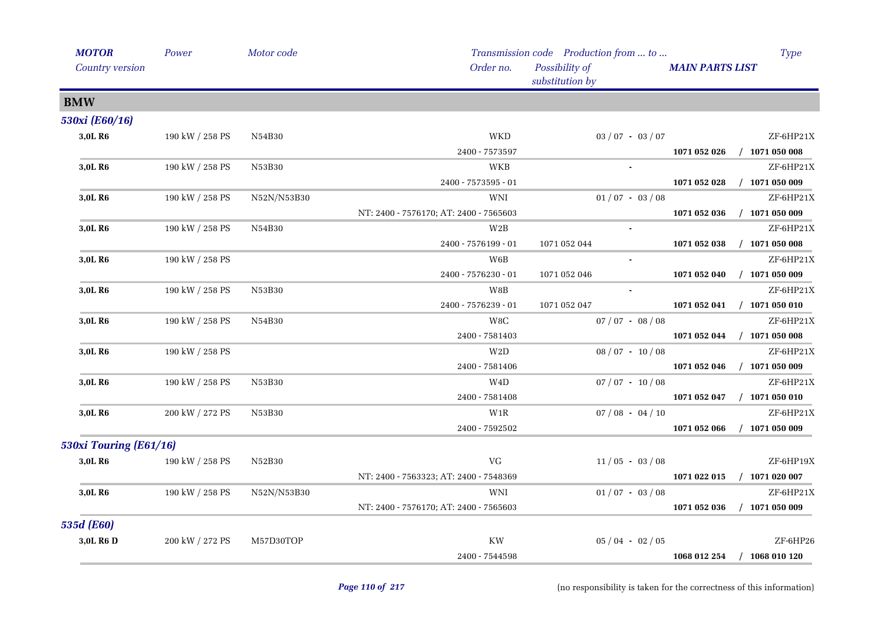| MOTOR | Power | Motor code | Transmission code | Production from ... to ... | | Type |
|---|---|---|---|---|---|---|
| Country version | | | Order no. | Possibility of substitution by | MAIN PARTS LIST | |

## BMW

### 530xi (E60/16)

| MOTOR | Power | Motor code | Transmission code / Order no. | Possibility of substitution by | Production from ... to ... / MAIN PARTS LIST | Type |
|---|---|---|---|---|---|---|
| 3,0L R6 | 190 kW / 258 PS | N54B30 | WKD | | 03 / 07 - 03 / 07 | ZF-6HP21X |
| | | | 2400 - 7573597 | | **1071 052 026** | / **1071 050 008** |
| 3,0L R6 | 190 kW / 258 PS | N53B30 | WKB | | - | ZF-6HP21X |
| | | | 2400 - 7573595 - 01 | | **1071 052 028** | / **1071 050 009** |
| 3,0L R6 | 190 kW / 258 PS | N52N/N53B30 | WNI | | 01 / 07 - 03 / 08 | ZF-6HP21X |
| | | | NT: 2400 - 7576170; AT: 2400 - 7565603 | | **1071 052 036** | / **1071 050 009** |
| 3,0L R6 | 190 kW / 258 PS | N54B30 | W2B | | - | ZF-6HP21X |
| | | | 2400 - 7576199 - 01 | 1071 052 044 | **1071 052 038** | / **1071 050 008** |
| 3,0L R6 | 190 kW / 258 PS | | W6B | | - | ZF-6HP21X |
| | | | 2400 - 7576230 - 01 | 1071 052 046 | **1071 052 040** | / **1071 050 009** |
| 3,0L R6 | 190 kW / 258 PS | N53B30 | W8B | | - | ZF-6HP21X |
| | | | 2400 - 7576239 - 01 | 1071 052 047 | **1071 052 041** | / **1071 050 010** |
| 3,0L R6 | 190 kW / 258 PS | N54B30 | W8C | | 07 / 07 - 08 / 08 | ZF-6HP21X |
| | | | 2400 - 7581403 | | **1071 052 044** | / **1071 050 008** |
| 3,0L R6 | 190 kW / 258 PS | | W2D | | 08 / 07 - 10 / 08 | ZF-6HP21X |
| | | | 2400 - 7581406 | | **1071 052 046** | / **1071 050 009** |
| 3,0L R6 | 190 kW / 258 PS | N53B30 | W4D | | 07 / 07 - 10 / 08 | ZF-6HP21X |
| | | | 2400 - 7581408 | | **1071 052 047** | / **1071 050 010** |
| 3,0L R6 | 200 kW / 272 PS | N53B30 | W1R | | 07 / 08 - 04 / 10 | ZF-6HP21X |
| | | | 2400 - 7592502 | | **1071 052 066** | / **1071 050 009** |

### 530xi Touring (E61/16)

| MOTOR | Power | Motor code | Transmission code / Order no. | Possibility of substitution by | Production from ... to ... / MAIN PARTS LIST | Type |
|---|---|---|---|---|---|---|
| 3,0L R6 | 190 kW / 258 PS | N52B30 | VG | | 11 / 05 - 03 / 08 | ZF-6HP19X |
| | | | NT: 2400 - 7563323; AT: 2400 - 7548369 | | **1071 022 015** | / **1071 020 007** |
| 3,0L R6 | 190 kW / 258 PS | N52N/N53B30 | WNI | | 01 / 07 - 03 / 08 | ZF-6HP21X |
| | | | NT: 2400 - 7576170; AT: 2400 - 7565603 | | **1071 052 036** | / **1071 050 009** |

### 535d (E60)

| MOTOR | Power | Motor code | Transmission code / Order no. | Possibility of substitution by | Production from ... to ... / MAIN PARTS LIST | Type |
|---|---|---|---|---|---|---|
| 3,0L R6 D | 200 kW / 272 PS | M57D30TOP | KW | | 05 / 04 - 02 / 05 | ZF-6HP26 |
| | | | 2400 - 7544598 | | **1068 012 254** | / **1068 010 120** |

(no responsibility is taken for the correctness of this information)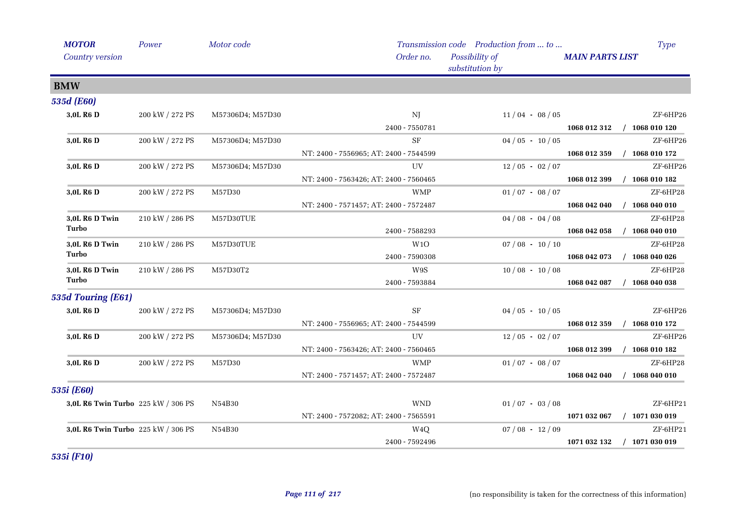| MOTOR<br>Country version | Power | Motor code | Transmission code<br>Order no. | Production from ... to ...<br>Possibility of substitution by | MAIN PARTS LIST | Type |
|---|---|---|---|---|---|---|
| **BMW** | | | | | | |
| ***535d (E60)*** | | | | | | |
| **3,0L R6 D** | 200 kW / 272 PS | M57306D4; M57D30 | NJ | 11 / 04 - 08 / 05 | | ZF-6HP26 |
| | | | 2400 - 7550781 | | **1068 012 312** | **/ 1068 010 120** |
| **3,0L R6 D** | 200 kW / 272 PS | M57306D4; M57D30 | SF | 04 / 05 - 10 / 05 | | ZF-6HP26 |
| | | | NT: 2400 - 7556965; AT: 2400 - 7544599 | | **1068 012 359** | **/ 1068 010 172** |
| **3,0L R6 D** | 200 kW / 272 PS | M57306D4; M57D30 | UV | 12 / 05 - 02 / 07 | | ZF-6HP26 |
| | | | NT: 2400 - 7563426; AT: 2400 - 7560465 | | **1068 012 399** | **/ 1068 010 182** |
| **3,0L R6 D** | 200 kW / 272 PS | M57D30 | WMP | 01 / 07 - 08 / 07 | | ZF-6HP28 |
| | | | NT: 2400 - 7571457; AT: 2400 - 7572487 | | **1068 042 040** | **/ 1068 040 010** |
| **3,0L R6 D Twin Turbo** | 210 kW / 286 PS | M57D30TUE | | 04 / 08 - 04 / 08 | | ZF-6HP28 |
| | | | 2400 - 7588293 | | **1068 042 058** | **/ 1068 040 010** |
| **3,0L R6 D Twin Turbo** | 210 kW / 286 PS | M57D30TUE | W1O | 07 / 08 - 10 / 10 | | ZF-6HP28 |
| | | | 2400 - 7590308 | | **1068 042 073** | **/ 1068 040 026** |
| **3,0L R6 D Twin Turbo** | 210 kW / 286 PS | M57D30T2 | W9S | 10 / 08 - 10 / 08 | | ZF-6HP28 |
| | | | 2400 - 7593884 | | **1068 042 087** | **/ 1068 040 038** |
| ***535d Touring (E61)*** | | | | | | |
| **3,0L R6 D** | 200 kW / 272 PS | M57306D4; M57D30 | SF | 04 / 05 - 10 / 05 | | ZF-6HP26 |
| | | | NT: 2400 - 7556965; AT: 2400 - 7544599 | | **1068 012 359** | **/ 1068 010 172** |
| **3,0L R6 D** | 200 kW / 272 PS | M57306D4; M57D30 | UV | 12 / 05 - 02 / 07 | | ZF-6HP26 |
| | | | NT: 2400 - 7563426; AT: 2400 - 7560465 | | **1068 012 399** | **/ 1068 010 182** |
| **3,0L R6 D** | 200 kW / 272 PS | M57D30 | WMP | 01 / 07 - 08 / 07 | | ZF-6HP28 |
| | | | NT: 2400 - 7571457; AT: 2400 - 7572487 | | **1068 042 040** | **/ 1068 040 010** |
| ***535i (E60)*** | | | | | | |
| **3,0L R6 Twin Turbo** | 225 kW / 306 PS | N54B30 | WND | 01 / 07 - 03 / 08 | | ZF-6HP21 |
| | | | NT: 2400 - 7572082; AT: 2400 - 7565591 | | **1071 032 067** | **/ 1071 030 019** |
| **3,0L R6 Twin Turbo** | 225 kW / 306 PS | N54B30 | W4Q | 07 / 08 - 12 / 09 | | ZF-6HP21 |
| | | | 2400 - 7592496 | | **1071 032 132** | **/ 1071 030 019** |
| ***535i (F10)*** | | | | | | |

(no responsibility is taken for the correctness of this information)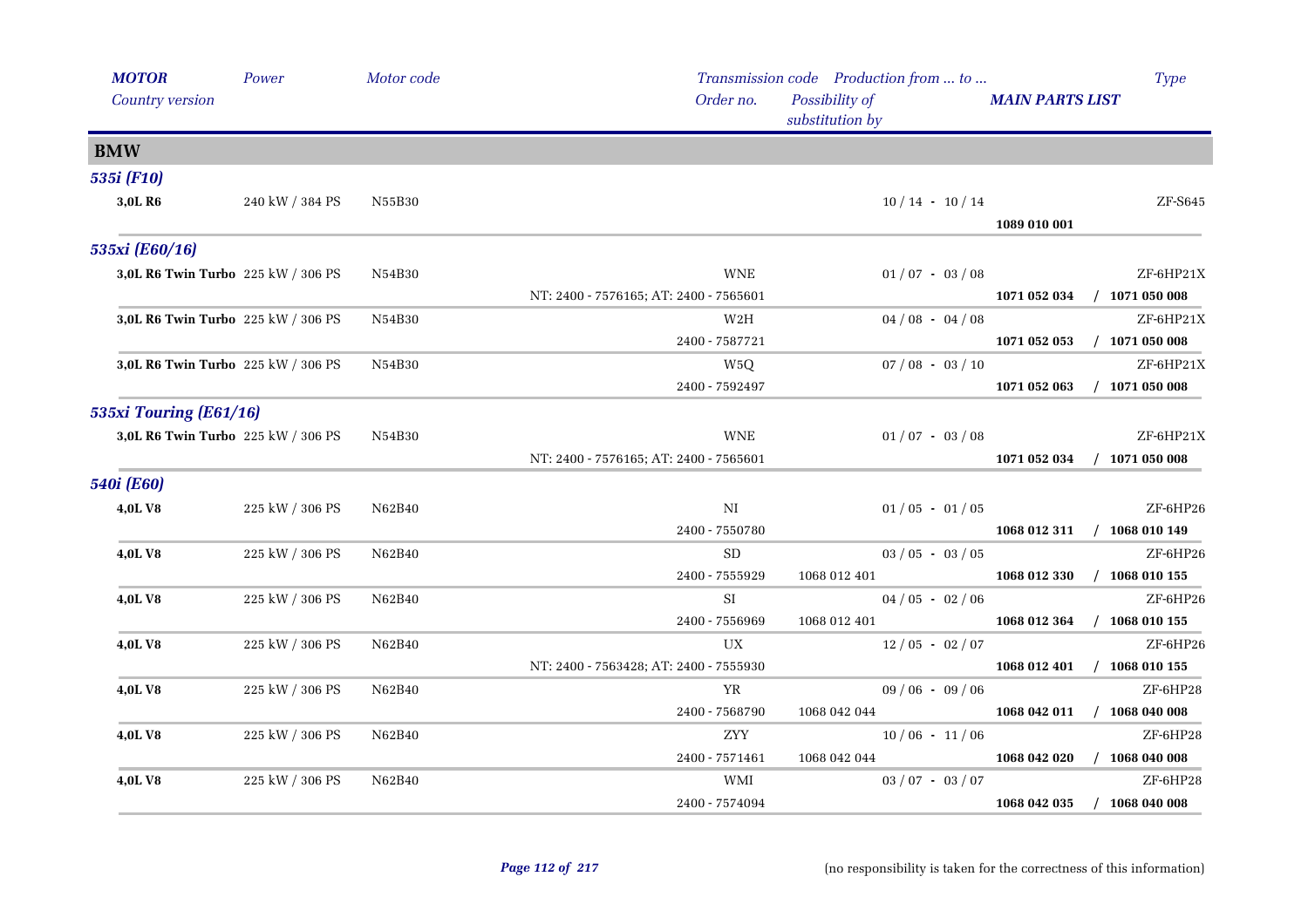| MOTOR<br>Country version | Power | Motor code | Transmission code<br>Order no. | Production from ... to ...<br>Possibility of substitution by | MAIN PARTS LIST | Type |
|---|---|---|---|---|---|---|
| **BMW** | | | | | | |
| ***535i (F10)*** | | | | | | |
| **3,0L R6** | 240 kW / 384 PS | N55B30 | | 10 / 14 - 10 / 14 | | ZF-S645 |
| | | | | | **1089 010 001** | |
| ***535xi (E60/16)*** | | | | | | |
| **3,0L R6 Twin Turbo** | 225 kW / 306 PS | N54B30 | WNE | 01 / 07 - 03 / 08 | | ZF-6HP21X |
| | | | NT: 2400 - 7576165; AT: 2400 - 7565601 | | **1071 052 034** | **/ 1071 050 008** |
| **3,0L R6 Twin Turbo** | 225 kW / 306 PS | N54B30 | W2H | 04 / 08 - 04 / 08 | | ZF-6HP21X |
| | | | 2400 - 7587721 | | **1071 052 053** | **/ 1071 050 008** |
| **3,0L R6 Twin Turbo** | 225 kW / 306 PS | N54B30 | W5Q | 07 / 08 - 03 / 10 | | ZF-6HP21X |
| | | | 2400 - 7592497 | | **1071 052 063** | **/ 1071 050 008** |
| ***535xi Touring (E61/16)*** | | | | | | |
| **3,0L R6 Twin Turbo** | 225 kW / 306 PS | N54B30 | WNE | 01 / 07 - 03 / 08 | | ZF-6HP21X |
| | | | NT: 2400 - 7576165; AT: 2400 - 7565601 | | **1071 052 034** | **/ 1071 050 008** |
| ***540i (E60)*** | | | | | | |
| **4,0L V8** | 225 kW / 306 PS | N62B40 | NI | 01 / 05 - 01 / 05 | | ZF-6HP26 |
| | | | 2400 - 7550780 | | **1068 012 311** | **/ 1068 010 149** |
| **4,0L V8** | 225 kW / 306 PS | N62B40 | SD | 03 / 05 - 03 / 05 | | ZF-6HP26 |
| | | | 2400 - 7555929 | 1068 012 401 | **1068 012 330** | **/ 1068 010 155** |
| **4,0L V8** | 225 kW / 306 PS | N62B40 | SI | 04 / 05 - 02 / 06 | | ZF-6HP26 |
| | | | 2400 - 7556969 | 1068 012 401 | **1068 012 364** | **/ 1068 010 155** |
| **4,0L V8** | 225 kW / 306 PS | N62B40 | UX | 12 / 05 - 02 / 07 | | ZF-6HP26 |
| | | | NT: 2400 - 7563428; AT: 2400 - 7555930 | | **1068 012 401** | **/ 1068 010 155** |
| **4,0L V8** | 225 kW / 306 PS | N62B40 | YR | 09 / 06 - 09 / 06 | | ZF-6HP28 |
| | | | 2400 - 7568790 | 1068 042 044 | **1068 042 011** | **/ 1068 040 008** |
| **4,0L V8** | 225 kW / 306 PS | N62B40 | ZYY | 10 / 06 - 11 / 06 | | ZF-6HP28 |
| | | | 2400 - 7571461 | 1068 042 044 | **1068 042 020** | **/ 1068 040 008** |
| **4,0L V8** | 225 kW / 306 PS | N62B40 | WMI | 03 / 07 - 03 / 07 | | ZF-6HP28 |
| | | | 2400 - 7574094 | | **1068 042 035** | **/ 1068 040 008** |

(no responsibility is taken for the correctness of this information)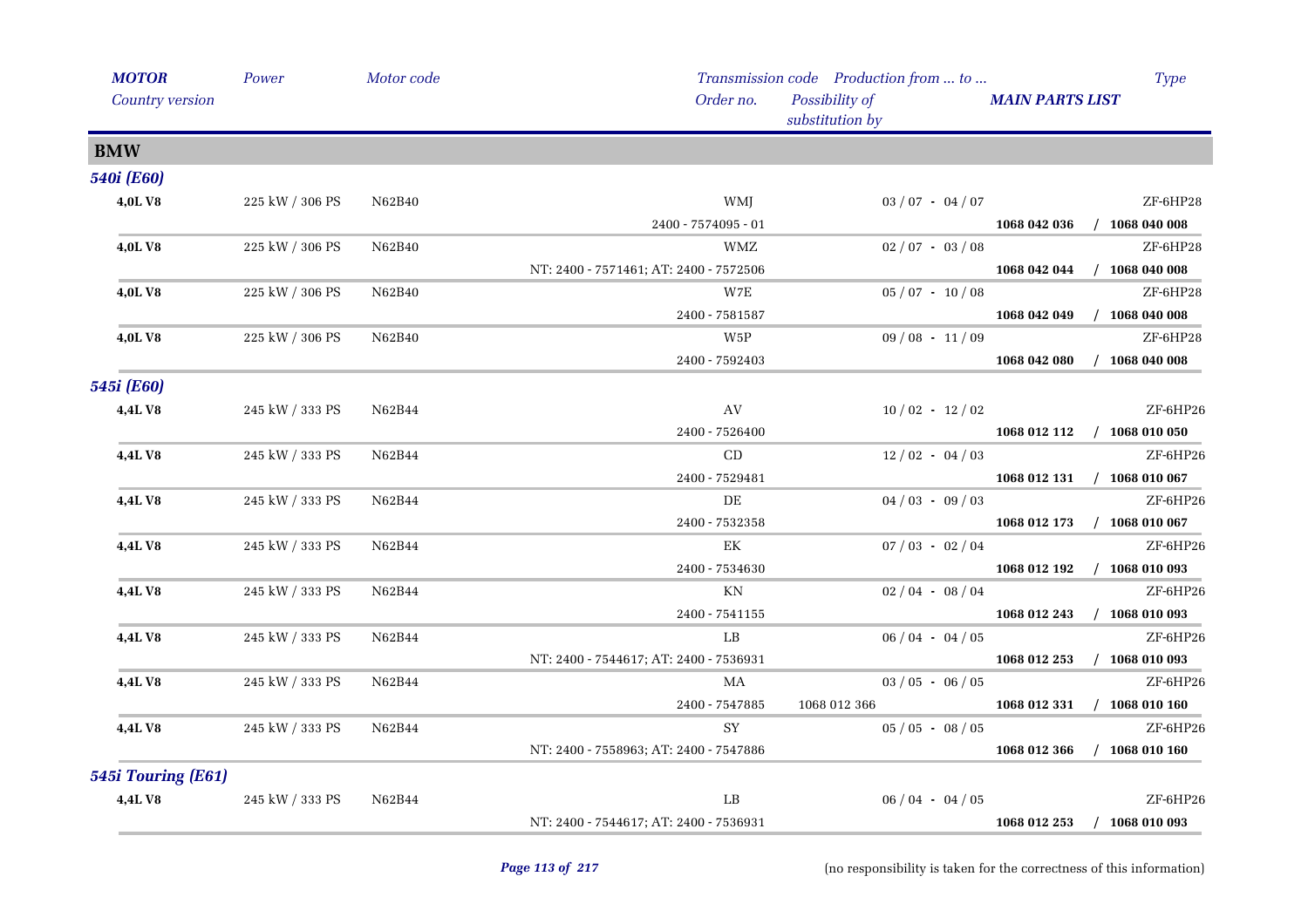| MOTOR<br>Country version | Power | Motor code | Transmission code<br>Order no. | Production from ... to ...<br>Possibility of substitution by | MAIN PARTS LIST | Type |
|---|---|---|---|---|---|---|
| **BMW** | | | | | | |
| ***540i (E60)*** | | | | | | |
| **4,0L V8** | 225 kW / 306 PS | N62B40 | WMJ | 03 / 07 - 04 / 07 | | ZF-6HP28 |
| | | | 2400 - 7574095 - 01 | | **1068 042 036 / 1068 040 008** | |
| **4,0L V8** | 225 kW / 306 PS | N62B40 | WMZ | 02 / 07 - 03 / 08 | | ZF-6HP28 |
| | | | NT: 2400 - 7571461; AT: 2400 - 7572506 | | **1068 042 044 / 1068 040 008** | |
| **4,0L V8** | 225 kW / 306 PS | N62B40 | W7E | 05 / 07 - 10 / 08 | | ZF-6HP28 |
| | | | 2400 - 7581587 | | **1068 042 049 / 1068 040 008** | |
| **4,0L V8** | 225 kW / 306 PS | N62B40 | W5P | 09 / 08 - 11 / 09 | | ZF-6HP28 |
| | | | 2400 - 7592403 | | **1068 042 080 / 1068 040 008** | |
| ***545i (E60)*** | | | | | | |
| **4,4L V8** | 245 kW / 333 PS | N62B44 | AV | 10 / 02 - 12 / 02 | | ZF-6HP26 |
| | | | 2400 - 7526400 | | **1068 012 112 / 1068 010 050** | |
| **4,4L V8** | 245 kW / 333 PS | N62B44 | CD | 12 / 02 - 04 / 03 | | ZF-6HP26 |
| | | | 2400 - 7529481 | | **1068 012 131 / 1068 010 067** | |
| **4,4L V8** | 245 kW / 333 PS | N62B44 | DE | 04 / 03 - 09 / 03 | | ZF-6HP26 |
| | | | 2400 - 7532358 | | **1068 012 173 / 1068 010 067** | |
| **4,4L V8** | 245 kW / 333 PS | N62B44 | EK | 07 / 03 - 02 / 04 | | ZF-6HP26 |
| | | | 2400 - 7534630 | | **1068 012 192 / 1068 010 093** | |
| **4,4L V8** | 245 kW / 333 PS | N62B44 | KN | 02 / 04 - 08 / 04 | | ZF-6HP26 |
| | | | 2400 - 7541155 | | **1068 012 243 / 1068 010 093** | |
| **4,4L V8** | 245 kW / 333 PS | N62B44 | LB | 06 / 04 - 04 / 05 | | ZF-6HP26 |
| | | | NT: 2400 - 7544617; AT: 2400 - 7536931 | | **1068 012 253 / 1068 010 093** | |
| **4,4L V8** | 245 kW / 333 PS | N62B44 | MA | 03 / 05 - 06 / 05 | | ZF-6HP26 |
| | | | 2400 - 7547885 | 1068 012 366 | **1068 012 331 / 1068 010 160** | |
| **4,4L V8** | 245 kW / 333 PS | N62B44 | SY | 05 / 05 - 08 / 05 | | ZF-6HP26 |
| | | | NT: 2400 - 7558963; AT: 2400 - 7547886 | | **1068 012 366 / 1068 010 160** | |
| ***545i Touring (E61)*** | | | | | | |
| **4,4L V8** | 245 kW / 333 PS | N62B44 | LB | 06 / 04 - 04 / 05 | | ZF-6HP26 |
| | | | NT: 2400 - 7544617; AT: 2400 - 7536931 | | **1068 012 253 / 1068 010 093** | |

(no responsibility is taken for the correctness of this information)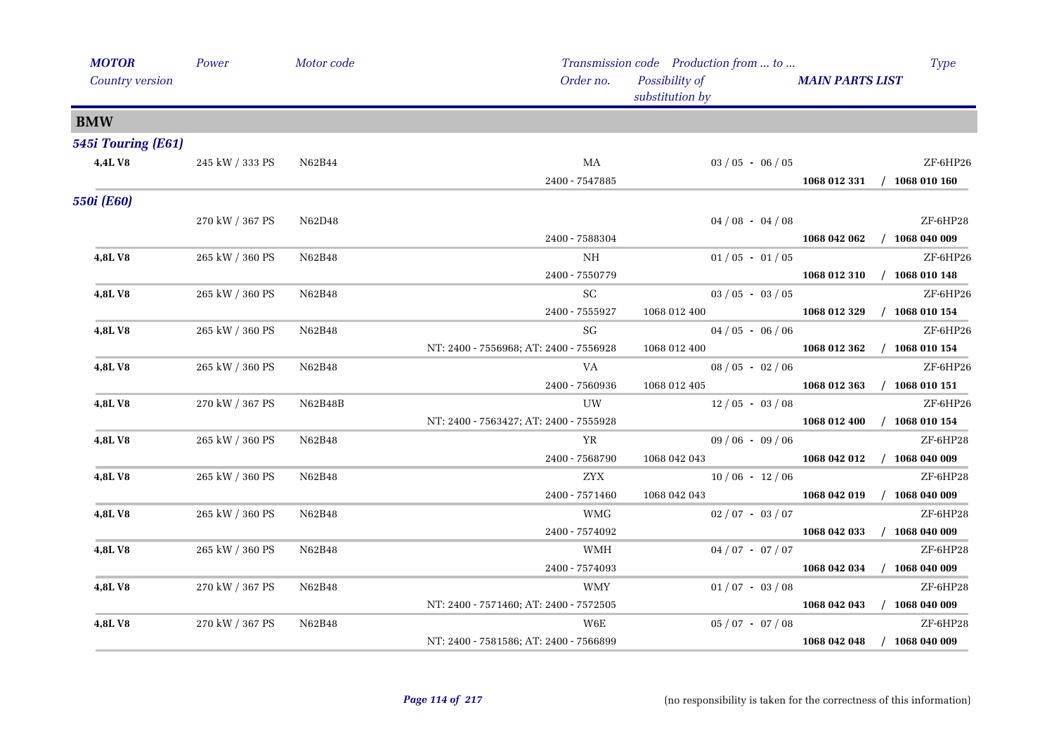| *MOTOR* | *Power* | *Motor code* | *Transmission code* | *Production from ... to ...* | | *Type* |
|---|---|---|---|---|---|---|
| *Country version* | | | *Order no.* | *Possibility of substitution by* | ***MAIN PARTS LIST*** | |
| **BMW** | | | | | | |
| ***545i Touring (E61)*** | | | | | | |
| **4,4L V8** | 245 kW / 333 PS | N62B44 | MA | 03 / 05 - 06 / 05 | | ZF-6HP26 |
| | | | 2400 - 7547885 | | **1068 012 331** | **/ 1068 010 160** |
| ***550i (E60)*** | | | | | | |
| | 270 kW / 367 PS | N62D48 | | 04 / 08 - 04 / 08 | | ZF-6HP28 |
| | | | 2400 - 7588304 | | **1068 042 062** | **/ 1068 040 009** |
| **4,8L V8** | 265 kW / 360 PS | N62B48 | NH | 01 / 05 - 01 / 05 | | ZF-6HP26 |
| | | | 2400 - 7550779 | | **1068 012 310** | **/ 1068 010 148** |
| **4,8L V8** | 265 kW / 360 PS | N62B48 | SC | 03 / 05 - 03 / 05 | | ZF-6HP26 |
| | | | 2400 - 7555927 | 1068 012 400 | **1068 012 329** | **/ 1068 010 154** |
| **4,8L V8** | 265 kW / 360 PS | N62B48 | SG | 04 / 05 - 06 / 06 | | ZF-6HP26 |
| | | | NT: 2400 - 7556968; AT: 2400 - 7556928 | 1068 012 400 | **1068 012 362** | **/ 1068 010 154** |
| **4,8L V8** | 265 kW / 360 PS | N62B48 | VA | 08 / 05 - 02 / 06 | | ZF-6HP26 |
| | | | 2400 - 7560936 | 1068 012 405 | **1068 012 363** | **/ 1068 010 151** |
| **4,8L V8** | 270 kW / 367 PS | N62B48B | UW | 12 / 05 - 03 / 08 | | ZF-6HP26 |
| | | | NT: 2400 - 7563427; AT: 2400 - 7555928 | | **1068 012 400** | **/ 1068 010 154** |
| **4,8L V8** | 265 kW / 360 PS | N62B48 | YR | 09 / 06 - 09 / 06 | | ZF-6HP28 |
| | | | 2400 - 7568790 | 1068 042 043 | **1068 042 012** | **/ 1068 040 009** |
| **4,8L V8** | 265 kW / 360 PS | N62B48 | ZYX | 10 / 06 - 12 / 06 | | ZF-6HP28 |
| | | | 2400 - 7571460 | 1068 042 043 | **1068 042 019** | **/ 1068 040 009** |
| **4,8L V8** | 265 kW / 360 PS | N62B48 | WMG | 02 / 07 - 03 / 07 | | ZF-6HP28 |
| | | | 2400 - 7574092 | | **1068 042 033** | **/ 1068 040 009** |
| **4,8L V8** | 265 kW / 360 PS | N62B48 | WMH | 04 / 07 - 07 / 07 | | ZF-6HP28 |
| | | | 2400 - 7574093 | | **1068 042 034** | **/ 1068 040 009** |
| **4,8L V8** | 270 kW / 367 PS | N62B48 | WMY | 01 / 07 - 03 / 08 | | ZF-6HP28 |
| | | | NT: 2400 - 7571460; AT: 2400 - 7572505 | | **1068 042 043** | **/ 1068 040 009** |
| **4,8L V8** | 270 kW / 367 PS | N62B48 | W6E | 05 / 07 - 07 / 08 | | ZF-6HP28 |
| | | | NT: 2400 - 7581586; AT: 2400 - 7566899 | | **1068 042 048** | **/ 1068 040 009** |

(no responsibility is taken for the correctness of this information)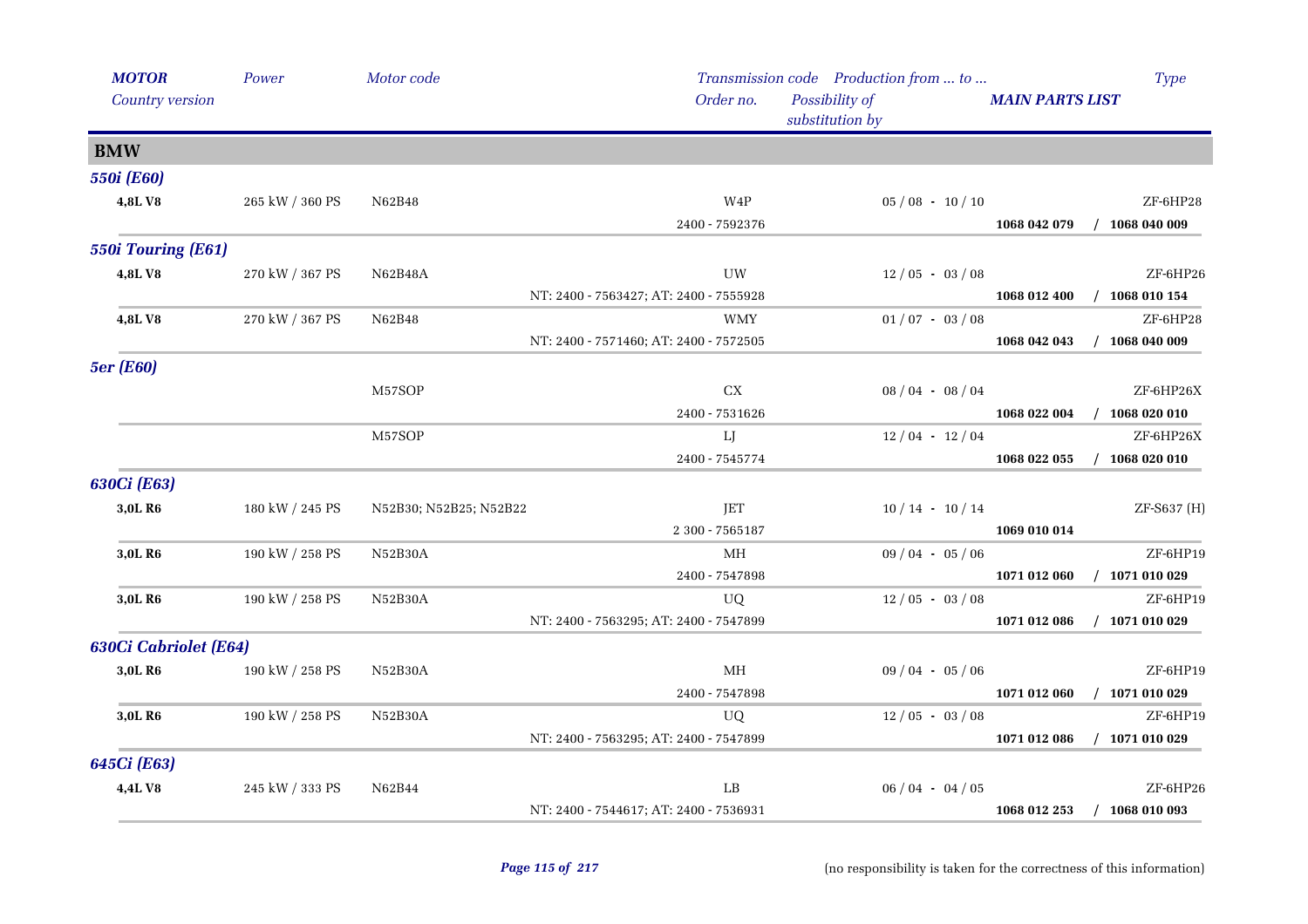| MOTOR | Power | Motor code | Transmission code | Production from ... to ... | | Type |
|---|---|---|---|---|---|---|
| Country version | | | Order no. | Possibility of substitution by | MAIN PARTS LIST | |

## BMW

### 550i (E60)

| MOTOR | Power | Motor code | Transmission code / Order no. | Production from ... to ... | MAIN PARTS LIST | Type |
|---|---|---|---|---|---|---|
| **4,8L V8** | 265 kW / 360 PS | N62B48 | W4P | 05 / 08 - 10 / 10 | | ZF-6HP28 |
| | | | 2400 - 7592376 | | **1068 042 079** | / **1068 040 009** |

### 550i Touring (E61)

| MOTOR | Power | Motor code | Transmission code / Order no. | Production from ... to ... | MAIN PARTS LIST | Type |
|---|---|---|---|---|---|---|
| **4,8L V8** | 270 kW / 367 PS | N62B48A | UW | 12 / 05 - 03 / 08 | | ZF-6HP26 |
| | | | NT: 2400 - 7563427; AT: 2400 - 7555928 | | **1068 012 400** | / **1068 010 154** |
| **4,8L V8** | 270 kW / 367 PS | N62B48 | WMY | 01 / 07 - 03 / 08 | | ZF-6HP28 |
| | | | NT: 2400 - 7571460; AT: 2400 - 7572505 | | **1068 042 043** | / **1068 040 009** |

### 5er (E60)

| MOTOR | Power | Motor code | Transmission code / Order no. | Production from ... to ... | MAIN PARTS LIST | Type |
|---|---|---|---|---|---|---|
| | | M57SOP | CX | 08 / 04 - 08 / 04 | | ZF-6HP26X |
| | | | 2400 - 7531626 | | **1068 022 004** | / **1068 020 010** |
| | | M57SOP | LJ | 12 / 04 - 12 / 04 | | ZF-6HP26X |
| | | | 2400 - 7545774 | | **1068 022 055** | / **1068 020 010** |

### 630Ci (E63)

| MOTOR | Power | Motor code | Transmission code / Order no. | Production from ... to ... | MAIN PARTS LIST | Type |
|---|---|---|---|---|---|---|
| **3,0L R6** | 180 kW / 245 PS | N52B30; N52B25; N52B22 | JET | 10 / 14 - 10 / 14 | | ZF-S637 (H) |
| | | | 2 300 - 7565187 | | **1069 010 014** | |
| **3,0L R6** | 190 kW / 258 PS | N52B30A | MH | 09 / 04 - 05 / 06 | | ZF-6HP19 |
| | | | 2400 - 7547898 | | **1071 012 060** | / **1071 010 029** |
| **3,0L R6** | 190 kW / 258 PS | N52B30A | UQ | 12 / 05 - 03 / 08 | | ZF-6HP19 |
| | | | NT: 2400 - 7563295; AT: 2400 - 7547899 | | **1071 012 086** | / **1071 010 029** |

### 630Ci Cabriolet (E64)

| MOTOR | Power | Motor code | Transmission code / Order no. | Production from ... to ... | MAIN PARTS LIST | Type |
|---|---|---|---|---|---|---|
| **3,0L R6** | 190 kW / 258 PS | N52B30A | MH | 09 / 04 - 05 / 06 | | ZF-6HP19 |
| | | | 2400 - 7547898 | | **1071 012 060** | / **1071 010 029** |
| **3,0L R6** | 190 kW / 258 PS | N52B30A | UQ | 12 / 05 - 03 / 08 | | ZF-6HP19 |
| | | | NT: 2400 - 7563295; AT: 2400 - 7547899 | | **1071 012 086** | / **1071 010 029** |

### 645Ci (E63)

| MOTOR | Power | Motor code | Transmission code / Order no. | Production from ... to ... | MAIN PARTS LIST | Type |
|---|---|---|---|---|---|---|
| **4,4L V8** | 245 kW / 333 PS | N62B44 | LB | 06 / 04 - 04 / 05 | | ZF-6HP26 |
| | | | NT: 2400 - 7544617; AT: 2400 - 7536931 | | **1068 012 253** | / **1068 010 093** |

(no responsibility is taken for the correctness of this information)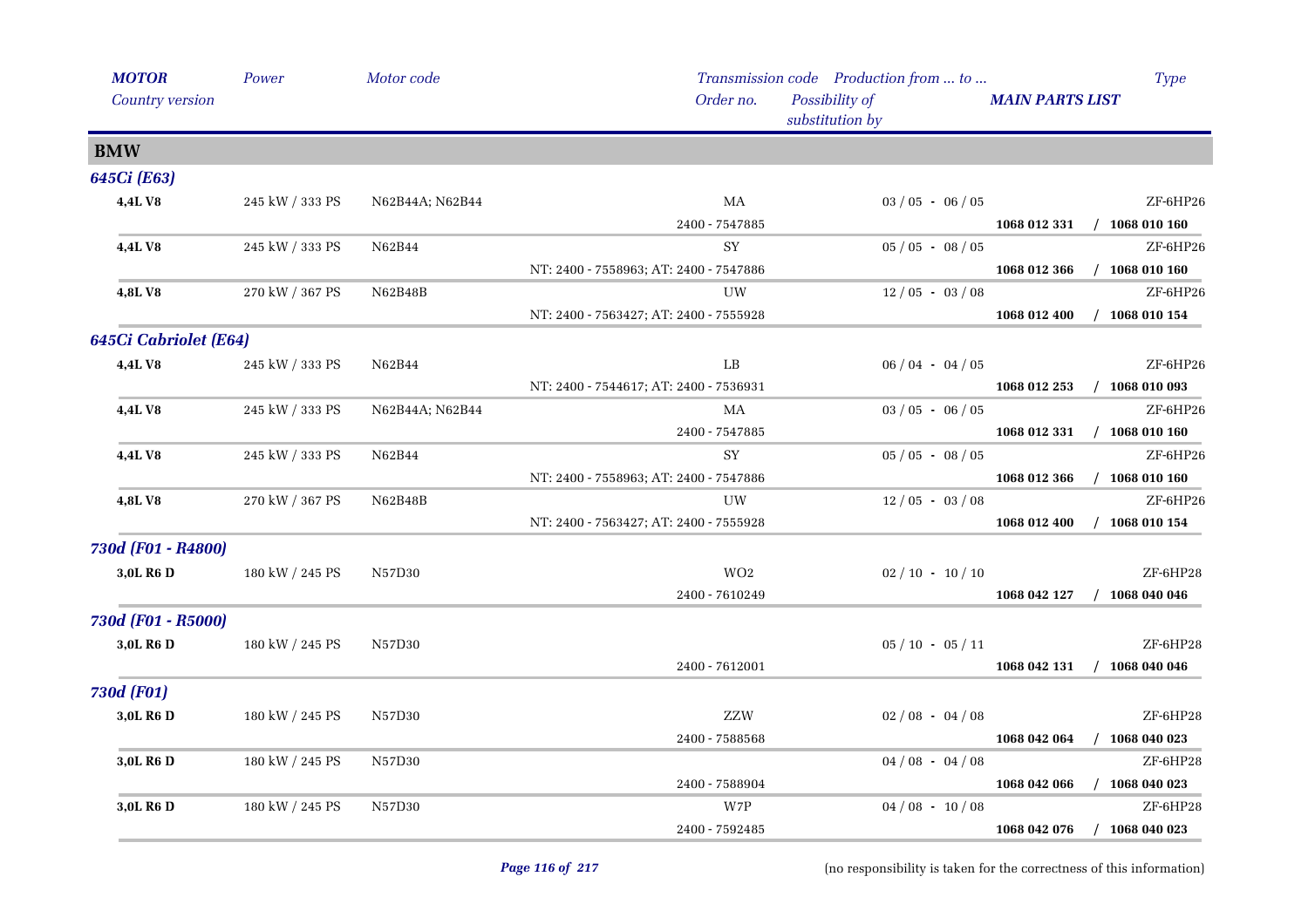| *MOTOR* | *Power* | *Motor code* | *Transmission code* | *Production from ... to ...* | | *Type* |
|---|---|---|---|---|---|---|
| *Country version* | | | *Order no.* | *Possibility of substitution by* | *MAIN PARTS LIST* | |
| **BMW** | | | | | | |
| ***645Ci (E63)*** | | | | | | |
| **4,4L V8** | 245 kW / 333 PS | N62B44A; N62B44 | MA | 03 / 05 - 06 / 05 | | ZF-6HP26 |
| | | | 2400 - 7547885 | | **1068 012 331** | **/ 1068 010 160** |
| **4,4L V8** | 245 kW / 333 PS | N62B44 | SY | 05 / 05 - 08 / 05 | | ZF-6HP26 |
| | | | NT: 2400 - 7558963; AT: 2400 - 7547886 | | **1068 012 366** | **/ 1068 010 160** |
| **4,8L V8** | 270 kW / 367 PS | N62B48B | UW | 12 / 05 - 03 / 08 | | ZF-6HP26 |
| | | | NT: 2400 - 7563427; AT: 2400 - 7555928 | | **1068 012 400** | **/ 1068 010 154** |
| ***645Ci Cabriolet (E64)*** | | | | | | |
| **4,4L V8** | 245 kW / 333 PS | N62B44 | LB | 06 / 04 - 04 / 05 | | ZF-6HP26 |
| | | | NT: 2400 - 7544617; AT: 2400 - 7536931 | | **1068 012 253** | **/ 1068 010 093** |
| **4,4L V8** | 245 kW / 333 PS | N62B44A; N62B44 | MA | 03 / 05 - 06 / 05 | | ZF-6HP26 |
| | | | 2400 - 7547885 | | **1068 012 331** | **/ 1068 010 160** |
| **4,4L V8** | 245 kW / 333 PS | N62B44 | SY | 05 / 05 - 08 / 05 | | ZF-6HP26 |
| | | | NT: 2400 - 7558963; AT: 2400 - 7547886 | | **1068 012 366** | **/ 1068 010 160** |
| **4,8L V8** | 270 kW / 367 PS | N62B48B | UW | 12 / 05 - 03 / 08 | | ZF-6HP26 |
| | | | NT: 2400 - 7563427; AT: 2400 - 7555928 | | **1068 012 400** | **/ 1068 010 154** |
| ***730d (F01 - R4800)*** | | | | | | |
| **3,0L R6 D** | 180 kW / 245 PS | N57D30 | WO2 | 02 / 10 - 10 / 10 | | ZF-6HP28 |
| | | | 2400 - 7610249 | | **1068 042 127** | **/ 1068 040 046** |
| ***730d (F01 - R5000)*** | | | | | | |
| **3,0L R6 D** | 180 kW / 245 PS | N57D30 | | 05 / 10 - 05 / 11 | | ZF-6HP28 |
| | | | 2400 - 7612001 | | **1068 042 131** | **/ 1068 040 046** |
| ***730d (F01)*** | | | | | | |
| **3,0L R6 D** | 180 kW / 245 PS | N57D30 | ZZW | 02 / 08 - 04 / 08 | | ZF-6HP28 |
| | | | 2400 - 7588568 | | **1068 042 064** | **/ 1068 040 023** |
| **3,0L R6 D** | 180 kW / 245 PS | N57D30 | | 04 / 08 - 04 / 08 | | ZF-6HP28 |
| | | | 2400 - 7588904 | | **1068 042 066** | **/ 1068 040 023** |
| **3,0L R6 D** | 180 kW / 245 PS | N57D30 | W7P | 04 / 08 - 10 / 08 | | ZF-6HP28 |
| | | | 2400 - 7592485 | | **1068 042 076** | **/ 1068 040 023** |

(no responsibility is taken for the correctness of this information)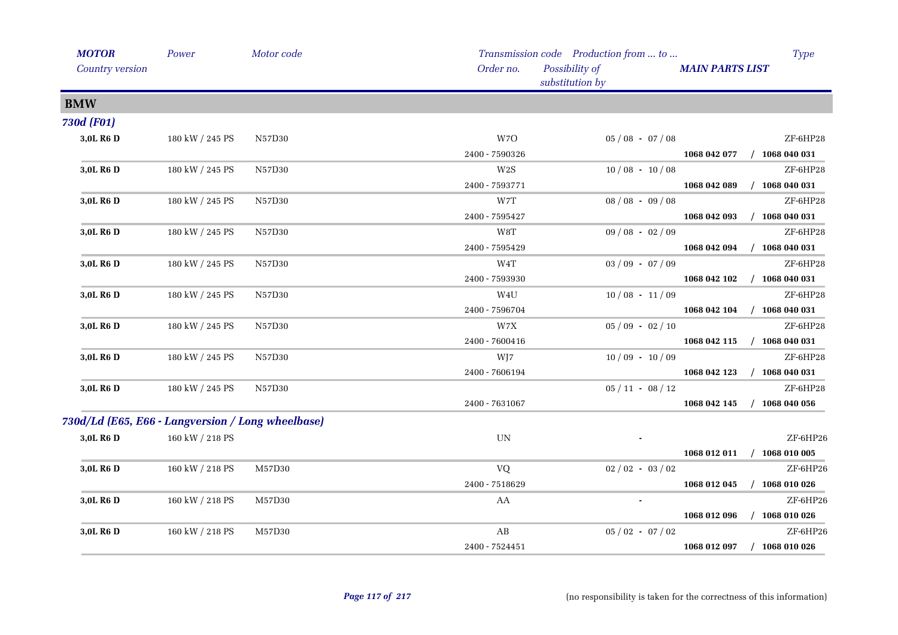| *MOTOR* | *Power* | *Motor code* | *Transmission code* | *Production from ... to ...* | | *Type* |
|---|---|---|---|---|---|---|
| *Country version* | | | *Order no.* | *Possibility of substitution by* | ***MAIN PARTS LIST*** | |
| **BMW** | | | | | | |
| ***730d (F01)*** | | | | | | |
| **3,0L R6 D** | 180 kW / 245 PS | N57D30 | W7O | 05 / 08 - 07 / 08 | | ZF-6HP28 |
| | | | 2400 - 7590326 | | **1068 042 077** | **/ 1068 040 031** |
| **3,0L R6 D** | 180 kW / 245 PS | N57D30 | W2S | 10 / 08 - 10 / 08 | | ZF-6HP28 |
| | | | 2400 - 7593771 | | **1068 042 089** | **/ 1068 040 031** |
| **3,0L R6 D** | 180 kW / 245 PS | N57D30 | W7T | 08 / 08 - 09 / 08 | | ZF-6HP28 |
| | | | 2400 - 7595427 | | **1068 042 093** | **/ 1068 040 031** |
| **3,0L R6 D** | 180 kW / 245 PS | N57D30 | W8T | 09 / 08 - 02 / 09 | | ZF-6HP28 |
| | | | 2400 - 7595429 | | **1068 042 094** | **/ 1068 040 031** |
| **3,0L R6 D** | 180 kW / 245 PS | N57D30 | W4T | 03 / 09 - 07 / 09 | | ZF-6HP28 |
| | | | 2400 - 7593930 | | **1068 042 102** | **/ 1068 040 031** |
| **3,0L R6 D** | 180 kW / 245 PS | N57D30 | W4U | 10 / 08 - 11 / 09 | | ZF-6HP28 |
| | | | 2400 - 7596704 | | **1068 042 104** | **/ 1068 040 031** |
| **3,0L R6 D** | 180 kW / 245 PS | N57D30 | W7X | 05 / 09 - 02 / 10 | | ZF-6HP28 |
| | | | 2400 - 7600416 | | **1068 042 115** | **/ 1068 040 031** |
| **3,0L R6 D** | 180 kW / 245 PS | N57D30 | WJ7 | 10 / 09 - 10 / 09 | | ZF-6HP28 |
| | | | 2400 - 7606194 | | **1068 042 123** | **/ 1068 040 031** |
| **3,0L R6 D** | 180 kW / 245 PS | N57D30 | | 05 / 11 - 08 / 12 | | ZF-6HP28 |
| | | | 2400 - 7631067 | | **1068 042 145** | **/ 1068 040 056** |
| ***730d/Ld (E65, E66 - Langversion / Long wheelbase)*** | | | | | | |
| **3,0L R6 D** | 160 kW / 218 PS | | UN | - | | ZF-6HP26 |
| | | | | | **1068 012 011** | **/ 1068 010 005** |
| **3,0L R6 D** | 160 kW / 218 PS | M57D30 | VQ | 02 / 02 - 03 / 02 | | ZF-6HP26 |
| | | | 2400 - 7518629 | | **1068 012 045** | **/ 1068 010 026** |
| **3,0L R6 D** | 160 kW / 218 PS | M57D30 | AA | - | | ZF-6HP26 |
| | | | | | **1068 012 096** | **/ 1068 010 026** |
| **3,0L R6 D** | 160 kW / 218 PS | M57D30 | AB | 05 / 02 - 07 / 02 | | ZF-6HP26 |
| | | | 2400 - 7524451 | | **1068 012 097** | **/ 1068 010 026** |

(no responsibility is taken for the correctness of this information)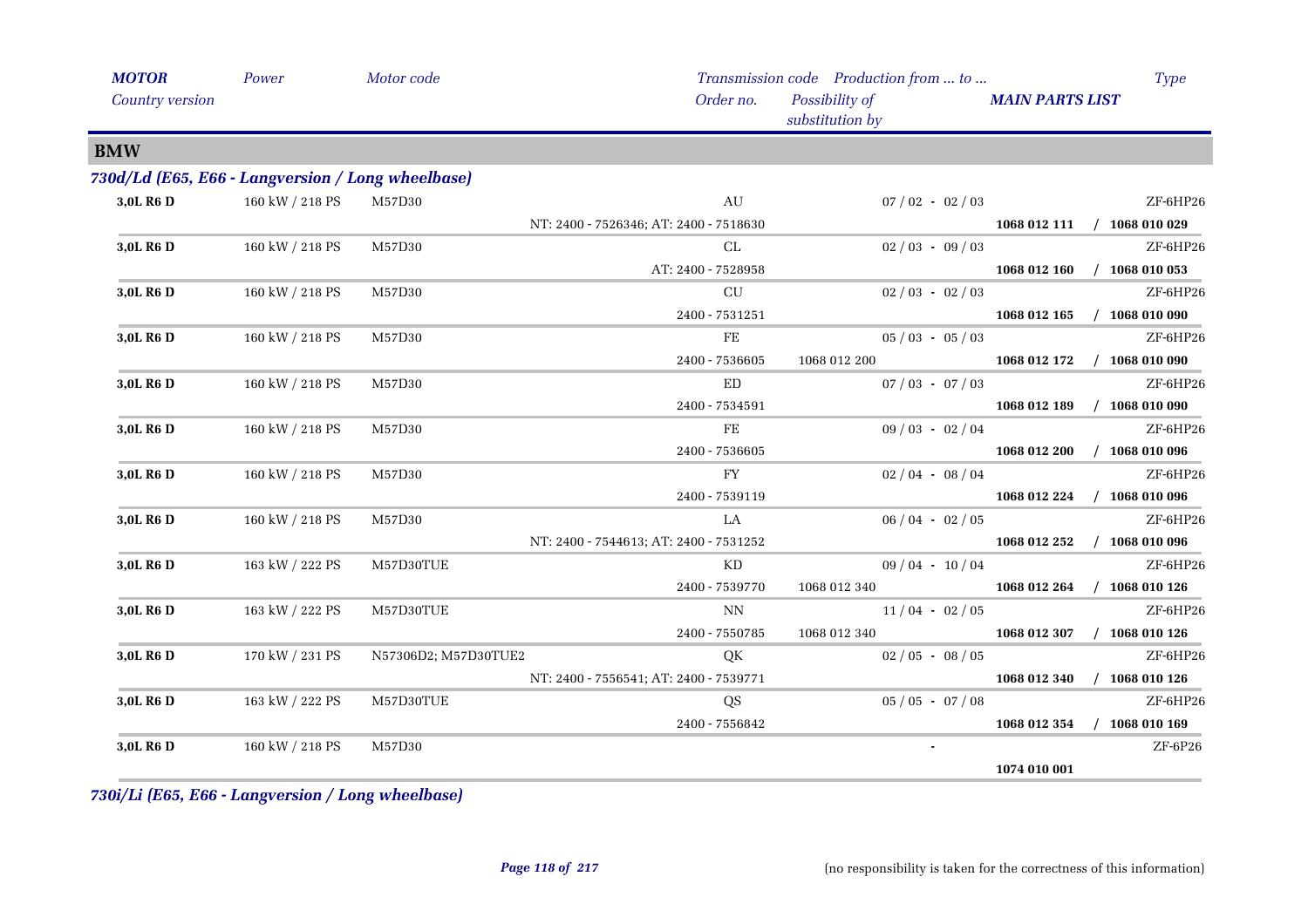## BMW

### 730d/Ld (E65, E66 - Langversion / Long wheelbase)

| MOTOR<br>Country version | Power | Motor code | Transmission code<br>Order no. | Possibility of substitution by | Production from ... to ... | MAIN PARTS LIST | Type |
|---|---|---|---|---|---|---|---|
| **3,0L R6 D** | 160 kW / 218 PS | M57D30 | AU<br>NT: 2400 - 7526346; AT: 2400 - 7518630 | | 07 / 02 - 02 / 03 | **1068 012 111 / 1068 010 029** | ZF-6HP26 |
| **3,0L R6 D** | 160 kW / 218 PS | M57D30 | CL<br>AT: 2400 - 7528958 | | 02 / 03 - 09 / 03 | **1068 012 160 / 1068 010 053** | ZF-6HP26 |
| **3,0L R6 D** | 160 kW / 218 PS | M57D30 | CU<br>2400 - 7531251 | | 02 / 03 - 02 / 03 | **1068 012 165 / 1068 010 090** | ZF-6HP26 |
| **3,0L R6 D** | 160 kW / 218 PS | M57D30 | FE<br>2400 - 7536605 | 1068 012 200 | 05 / 03 - 05 / 03 | **1068 012 172 / 1068 010 090** | ZF-6HP26 |
| **3,0L R6 D** | 160 kW / 218 PS | M57D30 | ED<br>2400 - 7534591 | | 07 / 03 - 07 / 03 | **1068 012 189 / 1068 010 090** | ZF-6HP26 |
| **3,0L R6 D** | 160 kW / 218 PS | M57D30 | FE<br>2400 - 7536605 | | 09 / 03 - 02 / 04 | **1068 012 200 / 1068 010 096** | ZF-6HP26 |
| **3,0L R6 D** | 160 kW / 218 PS | M57D30 | FY<br>2400 - 7539119 | | 02 / 04 - 08 / 04 | **1068 012 224 / 1068 010 096** | ZF-6HP26 |
| **3,0L R6 D** | 160 kW / 218 PS | M57D30 | LA<br>NT: 2400 - 7544613; AT: 2400 - 7531252 | | 06 / 04 - 02 / 05 | **1068 012 252 / 1068 010 096** | ZF-6HP26 |
| **3,0L R6 D** | 163 kW / 222 PS | M57D30TUE | KD<br>2400 - 7539770 | 1068 012 340 | 09 / 04 - 10 / 04 | **1068 012 264 / 1068 010 126** | ZF-6HP26 |
| **3,0L R6 D** | 163 kW / 222 PS | M57D30TUE | NN<br>2400 - 7550785 | 1068 012 340 | 11 / 04 - 02 / 05 | **1068 012 307 / 1068 010 126** | ZF-6HP26 |
| **3,0L R6 D** | 170 kW / 231 PS | N57306D2; M57D30TUE2 | QK<br>NT: 2400 - 7556541; AT: 2400 - 7539771 | | 02 / 05 - 08 / 05 | **1068 012 340 / 1068 010 126** | ZF-6HP26 |
| **3,0L R6 D** | 163 kW / 222 PS | M57D30TUE | QS<br>2400 - 7556842 | | 05 / 05 - 07 / 08 | **1068 012 354 / 1068 010 169** | ZF-6HP26 |
| **3,0L R6 D** | 160 kW / 218 PS | M57D30 | | | - | **1074 010 001** | ZF-6P26 |

### 730i/Li (E65, E66 - Langversion / Long wheelbase)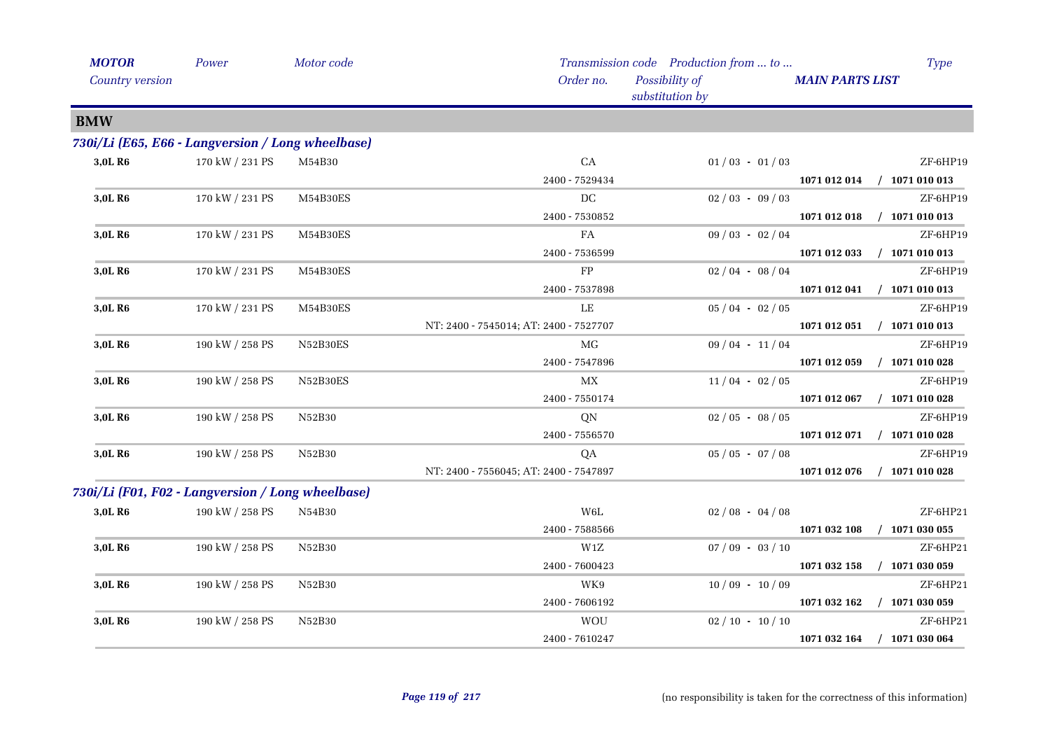| MOTOR | Power | Motor code | Transmission code | Production from ... to ... | | Type |
|---|---|---|---|---|---|---|
| Country version | | | Order no. | Possibility of substitution by | MAIN PARTS LIST | |

## BMW

### 730i/Li (E65, E66 - Langversion / Long wheelbase)

| MOTOR | Power | Motor code | Transmission code / Order no. | Production from ... to ... | MAIN PARTS LIST | Type |
|---|---|---|---|---|---|---|
| 3,0L R6 | 170 kW / 231 PS | M54B30 | CA | 01 / 03 - 01 / 03 | | ZF-6HP19 |
| | | | 2400 - 7529434 | | 1071 012 014 / 1071 010 013 | |
| 3,0L R6 | 170 kW / 231 PS | M54B30ES | DC | 02 / 03 - 09 / 03 | | ZF-6HP19 |
| | | | 2400 - 7530852 | | 1071 012 018 / 1071 010 013 | |
| 3,0L R6 | 170 kW / 231 PS | M54B30ES | FA | 09 / 03 - 02 / 04 | | ZF-6HP19 |
| | | | 2400 - 7536599 | | 1071 012 033 / 1071 010 013 | |
| 3,0L R6 | 170 kW / 231 PS | M54B30ES | FP | 02 / 04 - 08 / 04 | | ZF-6HP19 |
| | | | 2400 - 7537898 | | 1071 012 041 / 1071 010 013 | |
| 3,0L R6 | 170 kW / 231 PS | M54B30ES | LE | 05 / 04 - 02 / 05 | | ZF-6HP19 |
| | | | NT: 2400 - 7545014; AT: 2400 - 7527707 | | 1071 012 051 / 1071 010 013 | |
| 3,0L R6 | 190 kW / 258 PS | N52B30ES | MG | 09 / 04 - 11 / 04 | | ZF-6HP19 |
| | | | 2400 - 7547896 | | 1071 012 059 / 1071 010 028 | |
| 3,0L R6 | 190 kW / 258 PS | N52B30ES | MX | 11 / 04 - 02 / 05 | | ZF-6HP19 |
| | | | 2400 - 7550174 | | 1071 012 067 / 1071 010 028 | |
| 3,0L R6 | 190 kW / 258 PS | N52B30 | QN | 02 / 05 - 08 / 05 | | ZF-6HP19 |
| | | | 2400 - 7556570 | | 1071 012 071 / 1071 010 028 | |
| 3,0L R6 | 190 kW / 258 PS | N52B30 | QA | 05 / 05 - 07 / 08 | | ZF-6HP19 |
| | | | NT: 2400 - 7556045; AT: 2400 - 7547897 | | 1071 012 076 / 1071 010 028 | |

### 730i/Li (F01, F02 - Langversion / Long wheelbase)

| MOTOR | Power | Motor code | Transmission code / Order no. | Production from ... to ... | MAIN PARTS LIST | Type |
|---|---|---|---|---|---|---|
| 3,0L R6 | 190 kW / 258 PS | N54B30 | W6L | 02 / 08 - 04 / 08 | | ZF-6HP21 |
| | | | 2400 - 7588566 | | 1071 032 108 / 1071 030 055 | |
| 3,0L R6 | 190 kW / 258 PS | N52B30 | W1Z | 07 / 09 - 03 / 10 | | ZF-6HP21 |
| | | | 2400 - 7600423 | | 1071 032 158 / 1071 030 059 | |
| 3,0L R6 | 190 kW / 258 PS | N52B30 | WK9 | 10 / 09 - 10 / 09 | | ZF-6HP21 |
| | | | 2400 - 7606192 | | 1071 032 162 / 1071 030 059 | |
| 3,0L R6 | 190 kW / 258 PS | N52B30 | WOU | 02 / 10 - 10 / 10 | | ZF-6HP21 |
| | | | 2400 - 7610247 | | 1071 032 164 / 1071 030 064 | |

(no responsibility is taken for the correctness of this information)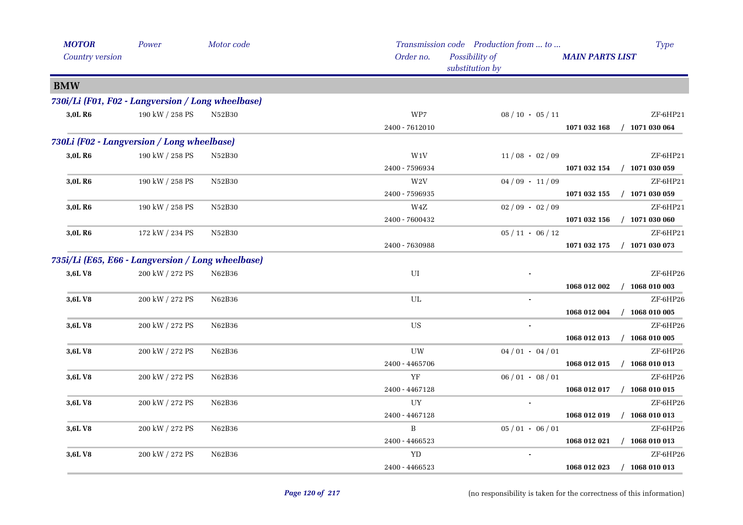| MOTOR | Power | Motor code | Transmission code | Production from … to … | | Type |
|---|---|---|---|---|---|---|
| Country version | | | Order no. | Possibility of substitution by | MAIN PARTS LIST | |

## BMW

### 730i/Li (F01, F02 - Langversion / Long wheelbase)

| MOTOR | Power | Motor code | Transmission code / Order no. | Production from … to … | MAIN PARTS LIST | Type |
|---|---|---|---|---|---|---|
| 3,0L R6 | 190 kW / 258 PS | N52B30 | WP7 | 08 / 10 - 05 / 11 | | ZF-6HP21 |
| | | | 2400 - 7612010 | | 1071 032 168 / 1071 030 064 | |

### 730Li (F02 - Langversion / Long wheelbase)

| MOTOR | Power | Motor code | Transmission code / Order no. | Production from … to … | MAIN PARTS LIST | Type |
|---|---|---|---|---|---|---|
| 3,0L R6 | 190 kW / 258 PS | N52B30 | W1V | 11 / 08 - 02 / 09 | | ZF-6HP21 |
| | | | 2400 - 7596934 | | 1071 032 154 / 1071 030 059 | |
| 3,0L R6 | 190 kW / 258 PS | N52B30 | W2V | 04 / 09 - 11 / 09 | | ZF-6HP21 |
| | | | 2400 - 7596935 | | 1071 032 155 / 1071 030 059 | |
| 3,0L R6 | 190 kW / 258 PS | N52B30 | W4Z | 02 / 09 - 02 / 09 | | ZF-6HP21 |
| | | | 2400 - 7600432 | | 1071 032 156 / 1071 030 060 | |
| 3,0L R6 | 172 kW / 234 PS | N52B30 | | 05 / 11 - 06 / 12 | | ZF-6HP21 |
| | | | 2400 - 7630988 | | 1071 032 175 / 1071 030 073 | |

### 735i/Li (E65, E66 - Langversion / Long wheelbase)

| MOTOR | Power | Motor code | Transmission code / Order no. | Production from … to … | MAIN PARTS LIST | Type |
|---|---|---|---|---|---|---|
| 3,6L V8 | 200 kW / 272 PS | N62B36 | UI | - | | ZF-6HP26 |
| | | | | | 1068 012 002 / 1068 010 003 | |
| 3,6L V8 | 200 kW / 272 PS | N62B36 | UL | - | | ZF-6HP26 |
| | | | | | 1068 012 004 / 1068 010 005 | |
| 3,6L V8 | 200 kW / 272 PS | N62B36 | US | - | | ZF-6HP26 |
| | | | | | 1068 012 013 / 1068 010 005 | |
| 3,6L V8 | 200 kW / 272 PS | N62B36 | UW | 04 / 01 - 04 / 01 | | ZF-6HP26 |
| | | | 2400 - 4465706 | | 1068 012 015 / 1068 010 013 | |
| 3,6L V8 | 200 kW / 272 PS | N62B36 | YF | 06 / 01 - 08 / 01 | | ZF-6HP26 |
| | | | 2400 - 4467128 | | 1068 012 017 / 1068 010 015 | |
| 3,6L V8 | 200 kW / 272 PS | N62B36 | UY | - | | ZF-6HP26 |
| | | | 2400 - 4467128 | | 1068 012 019 / 1068 010 013 | |
| 3,6L V8 | 200 kW / 272 PS | N62B36 | B | 05 / 01 - 06 / 01 | | ZF-6HP26 |
| | | | 2400 - 4466523 | | 1068 012 021 / 1068 010 013 | |
| 3,6L V8 | 200 kW / 272 PS | N62B36 | YD | - | | ZF-6HP26 |
| | | | 2400 - 4466523 | | 1068 012 023 / 1068 010 013 | |

(no responsibility is taken for the correctness of this information)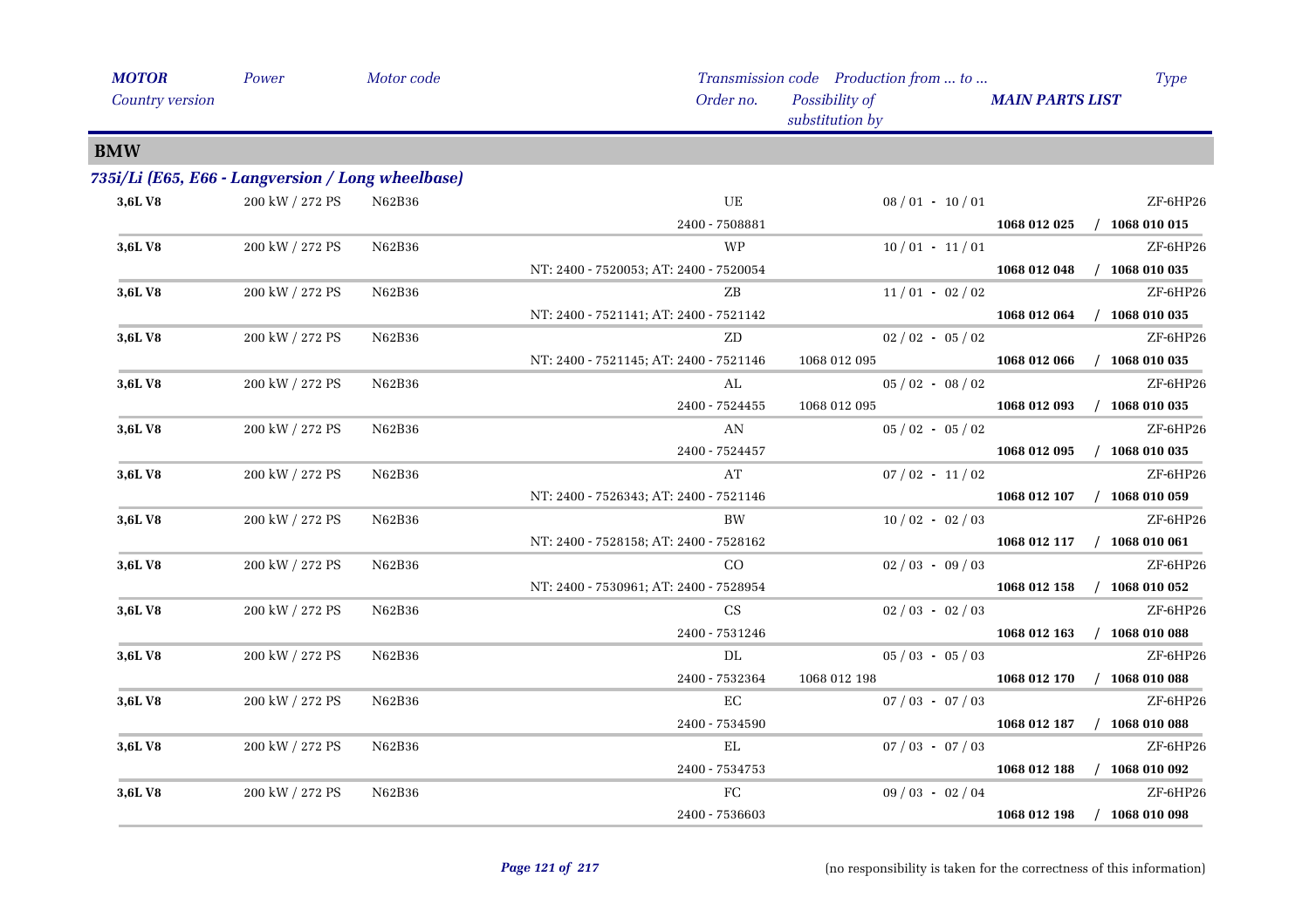## BMW

### *735i/Li (E65, E66 - Langversion / Long wheelbase)*

| MOTOR / Country version | Power | Motor code | Transmission code / Order no. | Possibility of substitution by | Production from ... to ... | MAIN PARTS LIST | Type |
|---|---|---|---|---|---|---|---|
| 3,6L V8 | 200 kW / 272 PS | N62B36 | UE | | 08 / 01 - 10 / 01 | | ZF-6HP26 |
| | | | 2400 - 7508881 | | | **1068 012 025 / 1068 010 015** | |
| 3,6L V8 | 200 kW / 272 PS | N62B36 | WP | | 10 / 01 - 11 / 01 | | ZF-6HP26 |
| | | | NT: 2400 - 7520053; AT: 2400 - 7520054 | | | **1068 012 048 / 1068 010 035** | |
| 3,6L V8 | 200 kW / 272 PS | N62B36 | ZB | | 11 / 01 - 02 / 02 | | ZF-6HP26 |
| | | | NT: 2400 - 7521141; AT: 2400 - 7521142 | | | **1068 012 064 / 1068 010 035** | |
| 3,6L V8 | 200 kW / 272 PS | N62B36 | ZD | | 02 / 02 - 05 / 02 | | ZF-6HP26 |
| | | | NT: 2400 - 7521145; AT: 2400 - 7521146 | 1068 012 095 | | **1068 012 066 / 1068 010 035** | |
| 3,6L V8 | 200 kW / 272 PS | N62B36 | AL | | 05 / 02 - 08 / 02 | | ZF-6HP26 |
| | | | 2400 - 7524455 | 1068 012 095 | | **1068 012 093 / 1068 010 035** | |
| 3,6L V8 | 200 kW / 272 PS | N62B36 | AN | | 05 / 02 - 05 / 02 | | ZF-6HP26 |
| | | | 2400 - 7524457 | | | **1068 012 095 / 1068 010 035** | |
| 3,6L V8 | 200 kW / 272 PS | N62B36 | AT | | 07 / 02 - 11 / 02 | | ZF-6HP26 |
| | | | NT: 2400 - 7526343; AT: 2400 - 7521146 | | | **1068 012 107 / 1068 010 059** | |
| 3,6L V8 | 200 kW / 272 PS | N62B36 | BW | | 10 / 02 - 02 / 03 | | ZF-6HP26 |
| | | | NT: 2400 - 7528158; AT: 2400 - 7528162 | | | **1068 012 117 / 1068 010 061** | |
| 3,6L V8 | 200 kW / 272 PS | N62B36 | CO | | 02 / 03 - 09 / 03 | | ZF-6HP26 |
| | | | NT: 2400 - 7530961; AT: 2400 - 7528954 | | | **1068 012 158 / 1068 010 052** | |
| 3,6L V8 | 200 kW / 272 PS | N62B36 | CS | | 02 / 03 - 02 / 03 | | ZF-6HP26 |
| | | | 2400 - 7531246 | | | **1068 012 163 / 1068 010 088** | |
| 3,6L V8 | 200 kW / 272 PS | N62B36 | DL | | 05 / 03 - 05 / 03 | | ZF-6HP26 |
| | | | 2400 - 7532364 | 1068 012 198 | | **1068 012 170 / 1068 010 088** | |
| 3,6L V8 | 200 kW / 272 PS | N62B36 | EC | | 07 / 03 - 07 / 03 | | ZF-6HP26 |
| | | | 2400 - 7534590 | | | **1068 012 187 / 1068 010 088** | |
| 3,6L V8 | 200 kW / 272 PS | N62B36 | EL | | 07 / 03 - 07 / 03 | | ZF-6HP26 |
| | | | 2400 - 7534753 | | | **1068 012 188 / 1068 010 092** | |
| 3,6L V8 | 200 kW / 272 PS | N62B36 | FC | | 09 / 03 - 02 / 04 | | ZF-6HP26 |
| | | | 2400 - 7536603 | | | **1068 012 198 / 1068 010 098** | |

(no responsibility is taken for the correctness of this information)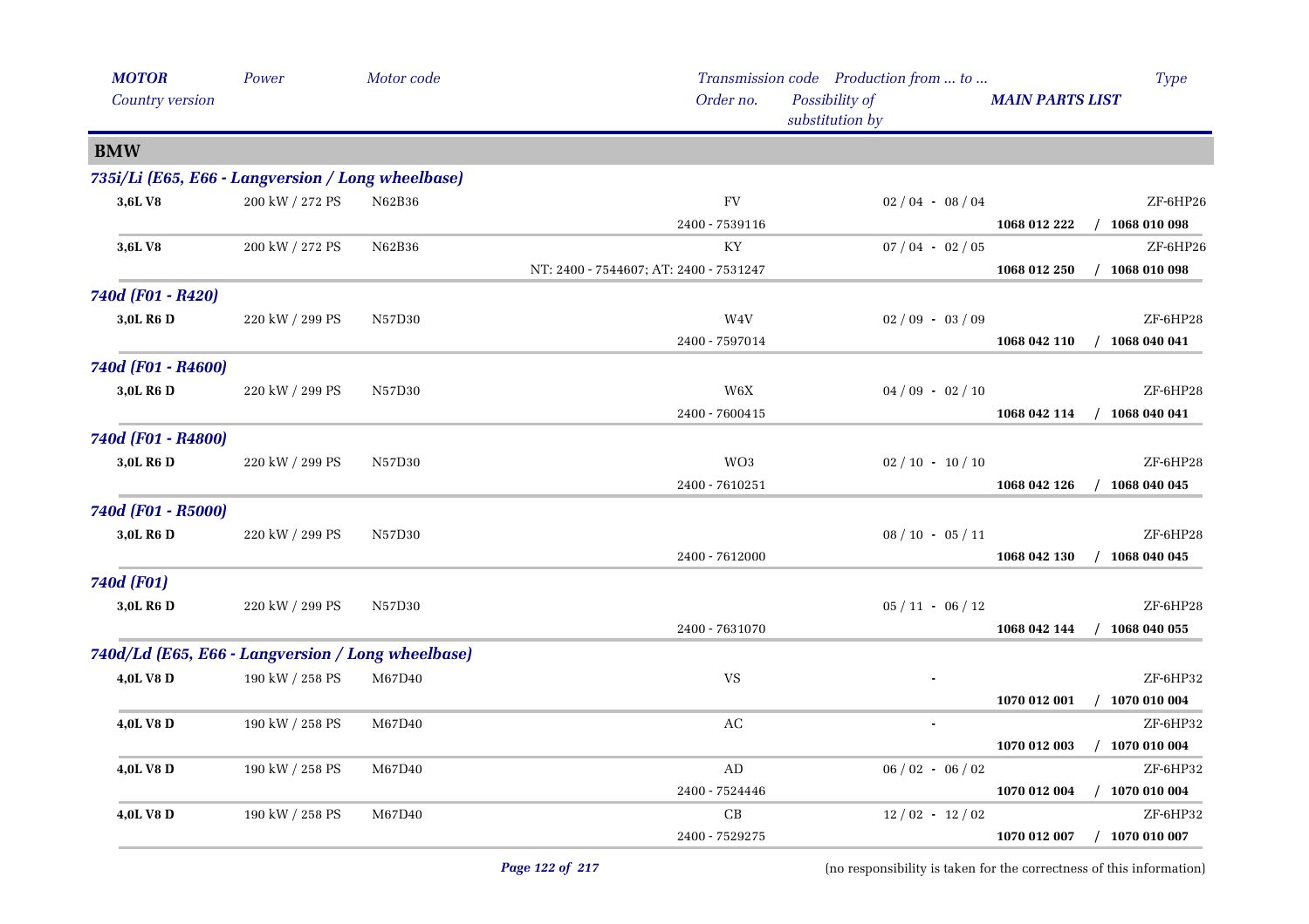| *MOTOR* | *Power* | *Motor code* | *Transmission code* | *Production from ... to ...* | | *Type* |
|---|---|---|---|---|---|---|
| *Country version* | | | *Order no.* | *Possibility of substitution by* | ***MAIN PARTS LIST*** | |

## BMW

### *735i/Li (E65, E66 - Langversion / Long wheelbase)*

| | | | | | | |
|---|---|---|---|---|---|---|
| **3,6L V8** | 200 kW / 272 PS | N62B36 | FV | 02 / 04 - 08 / 04 | | ZF-6HP26 |
| | | | 2400 - 7539116 | | **1068 012 222** | **/ 1068 010 098** |
| **3,6L V8** | 200 kW / 272 PS | N62B36 | KY | 07 / 04 - 02 / 05 | | ZF-6HP26 |
| | | | NT: 2400 - 7544607; AT: 2400 - 7531247 | | **1068 012 250** | **/ 1068 010 098** |

### *740d (F01 - R420)*

| | | | | | | |
|---|---|---|---|---|---|---|
| **3,0L R6 D** | 220 kW / 299 PS | N57D30 | W4V | 02 / 09 - 03 / 09 | | ZF-6HP28 |
| | | | 2400 - 7597014 | | **1068 042 110** | **/ 1068 040 041** |

### *740d (F01 - R4600)*

| | | | | | | |
|---|---|---|---|---|---|---|
| **3,0L R6 D** | 220 kW / 299 PS | N57D30 | W6X | 04 / 09 - 02 / 10 | | ZF-6HP28 |
| | | | 2400 - 7600415 | | **1068 042 114** | **/ 1068 040 041** |

### *740d (F01 - R4800)*

| | | | | | | |
|---|---|---|---|---|---|---|
| **3,0L R6 D** | 220 kW / 299 PS | N57D30 | WO3 | 02 / 10 - 10 / 10 | | ZF-6HP28 |
| | | | 2400 - 7610251 | | **1068 042 126** | **/ 1068 040 045** |

### *740d (F01 - R5000)*

| | | | | | | |
|---|---|---|---|---|---|---|
| **3,0L R6 D** | 220 kW / 299 PS | N57D30 | | 08 / 10 - 05 / 11 | | ZF-6HP28 |
| | | | 2400 - 7612000 | | **1068 042 130** | **/ 1068 040 045** |

### *740d (F01)*

| | | | | | | |
|---|---|---|---|---|---|---|
| **3,0L R6 D** | 220 kW / 299 PS | N57D30 | | 05 / 11 - 06 / 12 | | ZF-6HP28 |
| | | | 2400 - 7631070 | | **1068 042 144** | **/ 1068 040 055** |

### *740d/Ld (E65, E66 - Langversion / Long wheelbase)*

| | | | | | | |
|---|---|---|---|---|---|---|
| **4,0L V8 D** | 190 kW / 258 PS | M67D40 | VS | - | | ZF-6HP32 |
| | | | | | **1070 012 001** | **/ 1070 010 004** |
| **4,0L V8 D** | 190 kW / 258 PS | M67D40 | AC | - | | ZF-6HP32 |
| | | | | | **1070 012 003** | **/ 1070 010 004** |
| **4,0L V8 D** | 190 kW / 258 PS | M67D40 | AD | 06 / 02 - 06 / 02 | | ZF-6HP32 |
| | | | 2400 - 7524446 | | **1070 012 004** | **/ 1070 010 004** |
| **4,0L V8 D** | 190 kW / 258 PS | M67D40 | CB | 12 / 02 - 12 / 02 | | ZF-6HP32 |
| | | | 2400 - 7529275 | | **1070 012 007** | **/ 1070 010 007** |

(no responsibility is taken for the correctness of this information)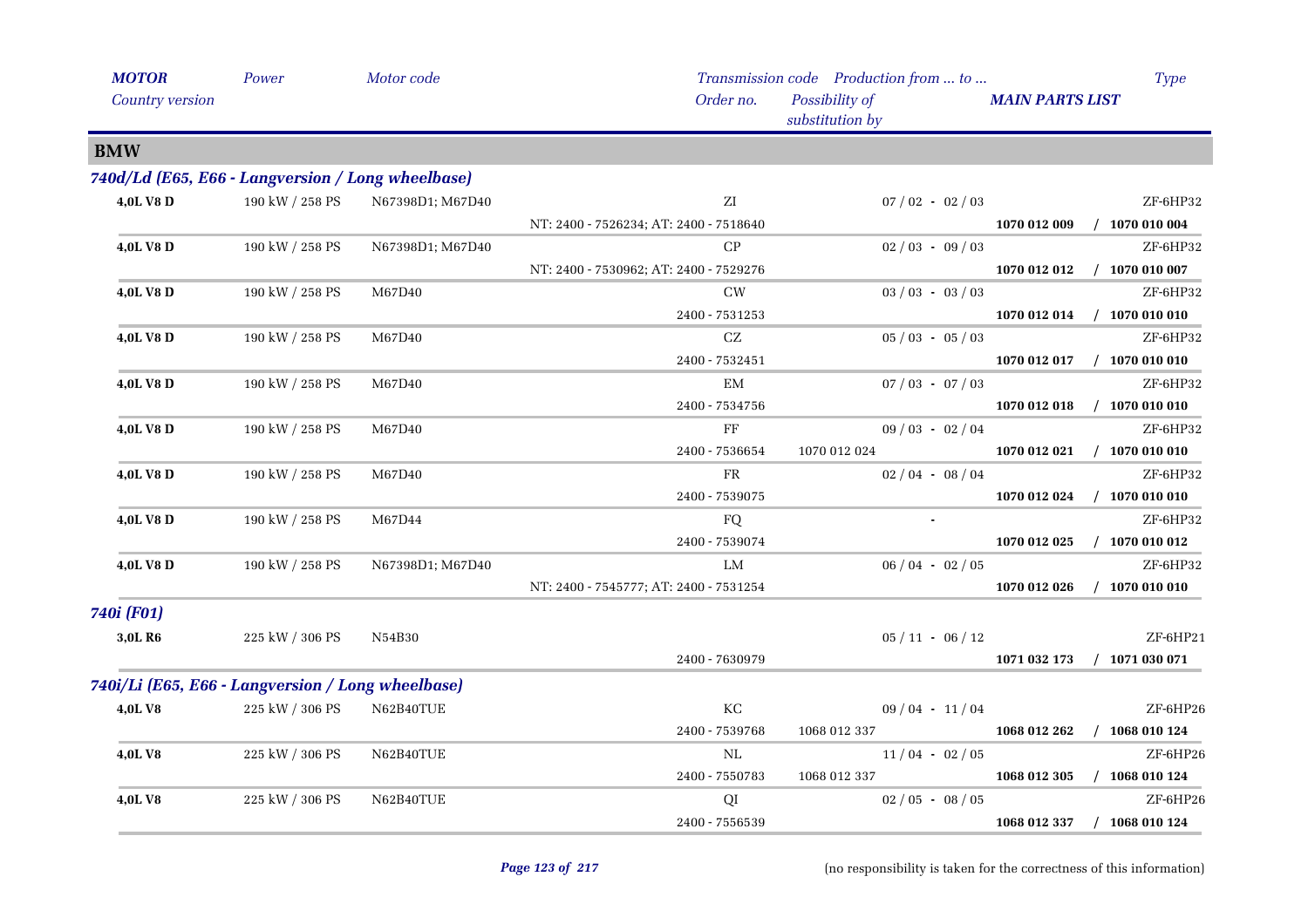| MOTOR | Power | Motor code | Transmission code | Production from ... to ... | | Type |
|---|---|---|---|---|---|---|
| Country version | | | Order no. | Possibility of substitution by | MAIN PARTS LIST | |

## BMW

### 740d/Ld (E65, E66 - Langversion / Long wheelbase)

| MOTOR | Power | Motor code | Transmission code / Order no. | Possibility of substitution by | Production from ... to ... / MAIN PARTS LIST | Type |
|---|---|---|---|---|---|---|
| 4,0L V8 D | 190 kW / 258 PS | N67398D1; M67D40 | ZI | | 07 / 02 - 02 / 03 | ZF-6HP32 |
| | | | NT: 2400 - 7526234; AT: 2400 - 7518640 | | 1070 012 009 | / 1070 010 004 |
| 4,0L V8 D | 190 kW / 258 PS | N67398D1; M67D40 | CP | | 02 / 03 - 09 / 03 | ZF-6HP32 |
| | | | NT: 2400 - 7530962; AT: 2400 - 7529276 | | 1070 012 012 | / 1070 010 007 |
| 4,0L V8 D | 190 kW / 258 PS | M67D40 | CW | | 03 / 03 - 03 / 03 | ZF-6HP32 |
| | | | 2400 - 7531253 | | 1070 012 014 | / 1070 010 010 |
| 4,0L V8 D | 190 kW / 258 PS | M67D40 | CZ | | 05 / 03 - 05 / 03 | ZF-6HP32 |
| | | | 2400 - 7532451 | | 1070 012 017 | / 1070 010 010 |
| 4,0L V8 D | 190 kW / 258 PS | M67D40 | EM | | 07 / 03 - 07 / 03 | ZF-6HP32 |
| | | | 2400 - 7534756 | | 1070 012 018 | / 1070 010 010 |
| 4,0L V8 D | 190 kW / 258 PS | M67D40 | FF | | 09 / 03 - 02 / 04 | ZF-6HP32 |
| | | | 2400 - 7536654 | 1070 012 024 | 1070 012 021 | / 1070 010 010 |
| 4,0L V8 D | 190 kW / 258 PS | M67D40 | FR | | 02 / 04 - 08 / 04 | ZF-6HP32 |
| | | | 2400 - 7539075 | | 1070 012 024 | / 1070 010 010 |
| 4,0L V8 D | 190 kW / 258 PS | M67D44 | FQ | | - | ZF-6HP32 |
| | | | 2400 - 7539074 | | 1070 012 025 | / 1070 010 012 |
| 4,0L V8 D | 190 kW / 258 PS | N67398D1; M67D40 | LM | | 06 / 04 - 02 / 05 | ZF-6HP32 |
| | | | NT: 2400 - 7545777; AT: 2400 - 7531254 | | 1070 012 026 | / 1070 010 010 |

### 740i (F01)

| MOTOR | Power | Motor code | Transmission code / Order no. | Possibility of substitution by | Production from ... to ... / MAIN PARTS LIST | Type |
|---|---|---|---|---|---|---|
| 3,0L R6 | 225 kW / 306 PS | N54B30 | | | 05 / 11 - 06 / 12 | ZF-6HP21 |
| | | | 2400 - 7630979 | | 1071 032 173 | / 1071 030 071 |

### 740i/Li (E65, E66 - Langversion / Long wheelbase)

| MOTOR | Power | Motor code | Transmission code / Order no. | Possibility of substitution by | Production from ... to ... / MAIN PARTS LIST | Type |
|---|---|---|---|---|---|---|
| 4,0L V8 | 225 kW / 306 PS | N62B40TUE | KC | | 09 / 04 - 11 / 04 | ZF-6HP26 |
| | | | 2400 - 7539768 | 1068 012 337 | 1068 012 262 | / 1068 010 124 |
| 4,0L V8 | 225 kW / 306 PS | N62B40TUE | NL | | 11 / 04 - 02 / 05 | ZF-6HP26 |
| | | | 2400 - 7550783 | 1068 012 337 | 1068 012 305 | / 1068 010 124 |
| 4,0L V8 | 225 kW / 306 PS | N62B40TUE | QI | | 02 / 05 - 08 / 05 | ZF-6HP26 |
| | | | 2400 - 7556539 | | 1068 012 337 | / 1068 010 124 |

(no responsibility is taken for the correctness of this information)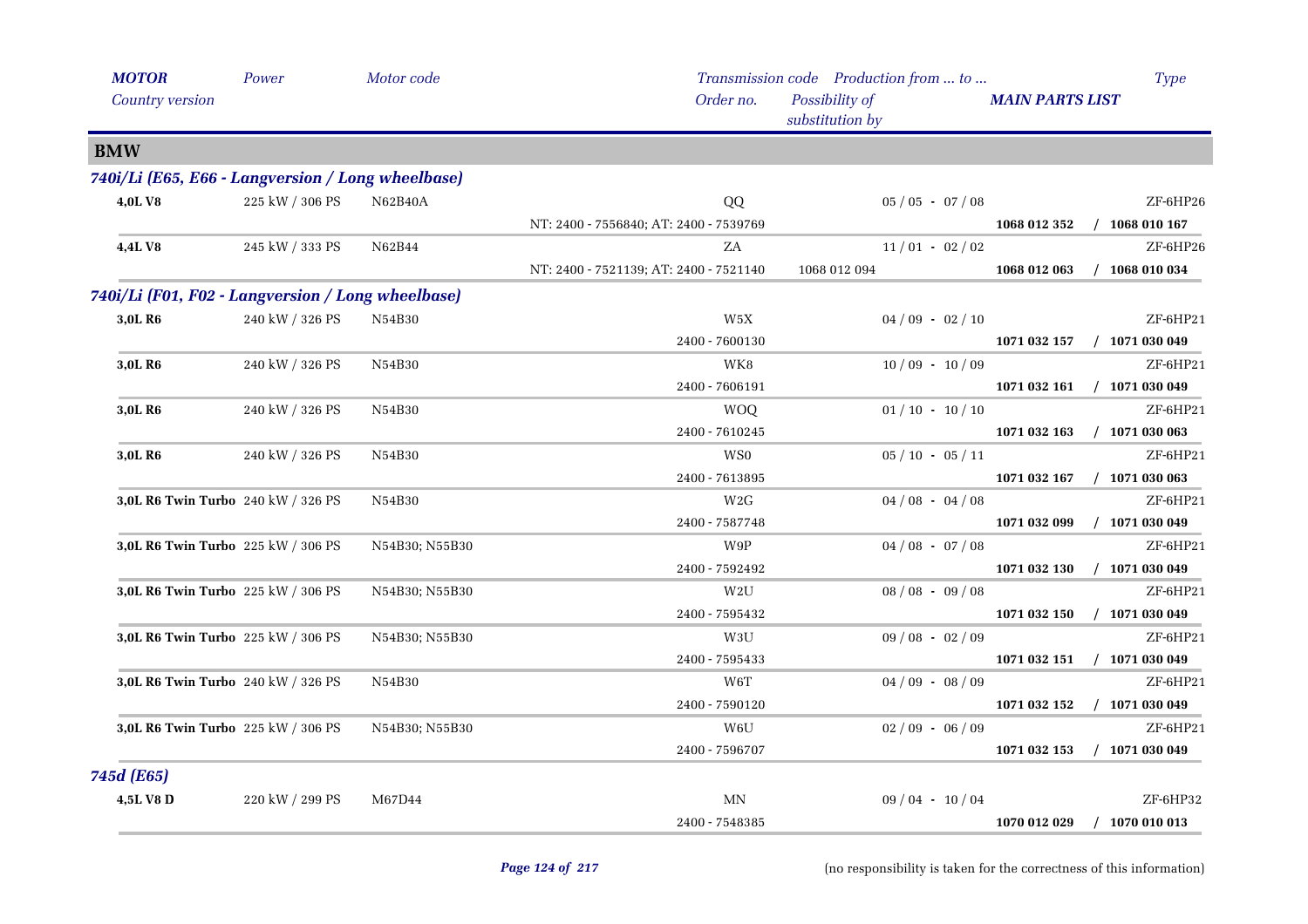| MOTOR | Power | Motor code | Transmission code | Production from ... to ... | | Type |
|---|---|---|---|---|---|---|
| Country version | | | Order no. | Possibility of substitution by | MAIN PARTS LIST | |

## BMW

### 740i/Li (E65, E66 - Langversion / Long wheelbase)

| MOTOR | Power | Motor code | Transmission code / Order no. | Production from ... to ... / Possibility of substitution by | MAIN PARTS LIST | Type |
|---|---|---|---|---|---|---|
| 4,0L V8 | 225 kW / 306 PS | N62B40A | QQ | 05 / 05 - 07 / 08 | | ZF-6HP26 |
| | | | NT: 2400 - 7556840; AT: 2400 - 7539769 | | 1068 012 352 | / 1068 010 167 |
| 4,4L V8 | 245 kW / 333 PS | N62B44 | ZA | 11 / 01 - 02 / 02 | | ZF-6HP26 |
| | | | NT: 2400 - 7521139; AT: 2400 - 7521140 | 1068 012 094 | 1068 012 063 | / 1068 010 034 |

### 740i/Li (F01, F02 - Langversion / Long wheelbase)

| MOTOR | Power | Motor code | Transmission code / Order no. | Production from ... to ... / Possibility of substitution by | MAIN PARTS LIST | Type |
|---|---|---|---|---|---|---|
| 3,0L R6 | 240 kW / 326 PS | N54B30 | W5X | 04 / 09 - 02 / 10 | | ZF-6HP21 |
| | | | 2400 - 7600130 | | 1071 032 157 | / 1071 030 049 |
| 3,0L R6 | 240 kW / 326 PS | N54B30 | WK8 | 10 / 09 - 10 / 09 | | ZF-6HP21 |
| | | | 2400 - 7606191 | | 1071 032 161 | / 1071 030 049 |
| 3,0L R6 | 240 kW / 326 PS | N54B30 | WOQ | 01 / 10 - 10 / 10 | | ZF-6HP21 |
| | | | 2400 - 7610245 | | 1071 032 163 | / 1071 030 063 |
| 3,0L R6 | 240 kW / 326 PS | N54B30 | WS0 | 05 / 10 - 05 / 11 | | ZF-6HP21 |
| | | | 2400 - 7613895 | | 1071 032 167 | / 1071 030 063 |
| 3,0L R6 Twin Turbo | 240 kW / 326 PS | N54B30 | W2G | 04 / 08 - 04 / 08 | | ZF-6HP21 |
| | | | 2400 - 7587748 | | 1071 032 099 | / 1071 030 049 |
| 3,0L R6 Twin Turbo | 225 kW / 306 PS | N54B30; N55B30 | W9P | 04 / 08 - 07 / 08 | | ZF-6HP21 |
| | | | 2400 - 7592492 | | 1071 032 130 | / 1071 030 049 |
| 3,0L R6 Twin Turbo | 225 kW / 306 PS | N54B30; N55B30 | W2U | 08 / 08 - 09 / 08 | | ZF-6HP21 |
| | | | 2400 - 7595432 | | 1071 032 150 | / 1071 030 049 |
| 3,0L R6 Twin Turbo | 225 kW / 306 PS | N54B30; N55B30 | W3U | 09 / 08 - 02 / 09 | | ZF-6HP21 |
| | | | 2400 - 7595433 | | 1071 032 151 | / 1071 030 049 |
| 3,0L R6 Twin Turbo | 240 kW / 326 PS | N54B30 | W6T | 04 / 09 - 08 / 09 | | ZF-6HP21 |
| | | | 2400 - 7590120 | | 1071 032 152 | / 1071 030 049 |
| 3,0L R6 Twin Turbo | 225 kW / 306 PS | N54B30; N55B30 | W6U | 02 / 09 - 06 / 09 | | ZF-6HP21 |
| | | | 2400 - 7596707 | | 1071 032 153 | / 1071 030 049 |

### 745d (E65)

| MOTOR | Power | Motor code | Transmission code / Order no. | Production from ... to ... / Possibility of substitution by | MAIN PARTS LIST | Type |
|---|---|---|---|---|---|---|
| 4,5L V8 D | 220 kW / 299 PS | M67D44 | MN | 09 / 04 - 10 / 04 | | ZF-6HP32 |
| | | | 2400 - 7548385 | | 1070 012 029 | / 1070 010 013 |

(no responsibility is taken for the correctness of this information)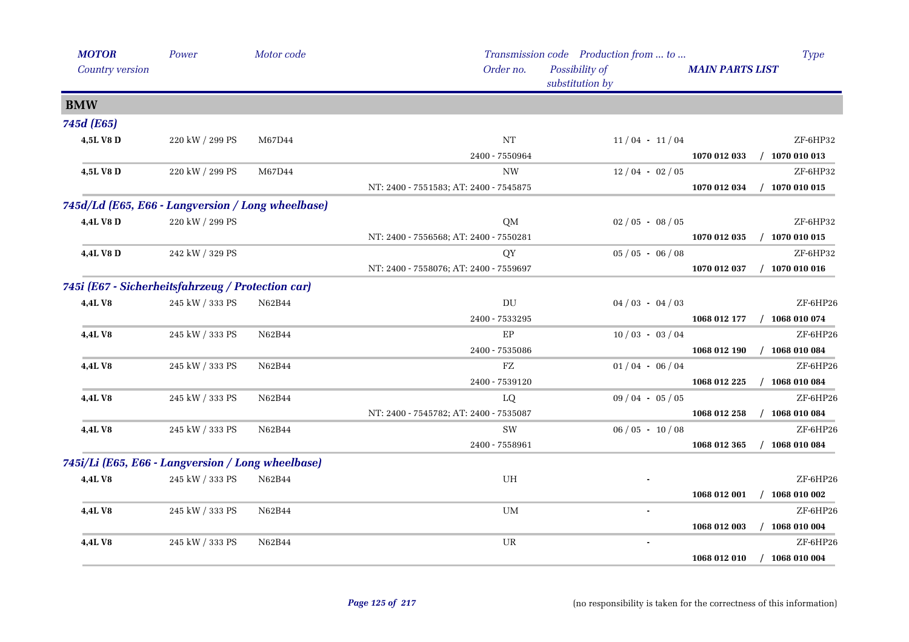| MOTOR | Power | Motor code | Transmission code | Production from ... to ... | | Type |
|---|---|---|---|---|---|---|
| Country version | | | Order no. | Possibility of substitution by | MAIN PARTS LIST | |

## BMW

### 745d (E65)

| MOTOR | Power | Motor code | Transmission code / Order no. | Production from ... to ... | MAIN PARTS LIST | Type |
|---|---|---|---|---|---|---|
| 4,5L V8 D | 220 kW / 299 PS | M67D44 | NT | 11 / 04 - 11 / 04 | | ZF-6HP32 |
| | | | 2400 - 7550964 | | 1070 012 033 | / 1070 010 013 |
| 4,5L V8 D | 220 kW / 299 PS | M67D44 | NW | 12 / 04 - 02 / 05 | | ZF-6HP32 |
| | | | NT: 2400 - 7551583; AT: 2400 - 7545875 | | 1070 012 034 | / 1070 010 015 |

### 745d/Ld (E65, E66 - Langversion / Long wheelbase)

| MOTOR | Power | Motor code | Transmission code / Order no. | Production from ... to ... | MAIN PARTS LIST | Type |
|---|---|---|---|---|---|---|
| 4,4L V8 D | 220 kW / 299 PS | | QM | 02 / 05 - 08 / 05 | | ZF-6HP32 |
| | | | NT: 2400 - 7556568; AT: 2400 - 7550281 | | 1070 012 035 | / 1070 010 015 |
| 4,4L V8 D | 242 kW / 329 PS | | QY | 05 / 05 - 06 / 08 | | ZF-6HP32 |
| | | | NT: 2400 - 7558076; AT: 2400 - 7559697 | | 1070 012 037 | / 1070 010 016 |

### 745i (E67 - Sicherheitsfahrzeug / Protection car)

| MOTOR | Power | Motor code | Transmission code / Order no. | Production from ... to ... | MAIN PARTS LIST | Type |
|---|---|---|---|---|---|---|
| 4,4L V8 | 245 kW / 333 PS | N62B44 | DU | 04 / 03 - 04 / 03 | | ZF-6HP26 |
| | | | 2400 - 7533295 | | 1068 012 177 | / 1068 010 074 |
| 4,4L V8 | 245 kW / 333 PS | N62B44 | EP | 10 / 03 - 03 / 04 | | ZF-6HP26 |
| | | | 2400 - 7535086 | | 1068 012 190 | / 1068 010 084 |
| 4,4L V8 | 245 kW / 333 PS | N62B44 | FZ | 01 / 04 - 06 / 04 | | ZF-6HP26 |
| | | | 2400 - 7539120 | | 1068 012 225 | / 1068 010 084 |
| 4,4L V8 | 245 kW / 333 PS | N62B44 | LQ | 09 / 04 - 05 / 05 | | ZF-6HP26 |
| | | | NT: 2400 - 7545782; AT: 2400 - 7535087 | | 1068 012 258 | / 1068 010 084 |
| 4,4L V8 | 245 kW / 333 PS | N62B44 | SW | 06 / 05 - 10 / 08 | | ZF-6HP26 |
| | | | 2400 - 7558961 | | 1068 012 365 | / 1068 010 084 |

### 745i/Li (E65, E66 - Langversion / Long wheelbase)

| MOTOR | Power | Motor code | Transmission code / Order no. | Production from ... to ... | MAIN PARTS LIST | Type |
|---|---|---|---|---|---|---|
| 4,4L V8 | 245 kW / 333 PS | N62B44 | UH | - | | ZF-6HP26 |
| | | | | | 1068 012 001 | / 1068 010 002 |
| 4,4L V8 | 245 kW / 333 PS | N62B44 | UM | - | | ZF-6HP26 |
| | | | | | 1068 012 003 | / 1068 010 004 |
| 4,4L V8 | 245 kW / 333 PS | N62B44 | UR | - | | ZF-6HP26 |
| | | | | | 1068 012 010 | / 1068 010 004 |

(no responsibility is taken for the correctness of this information)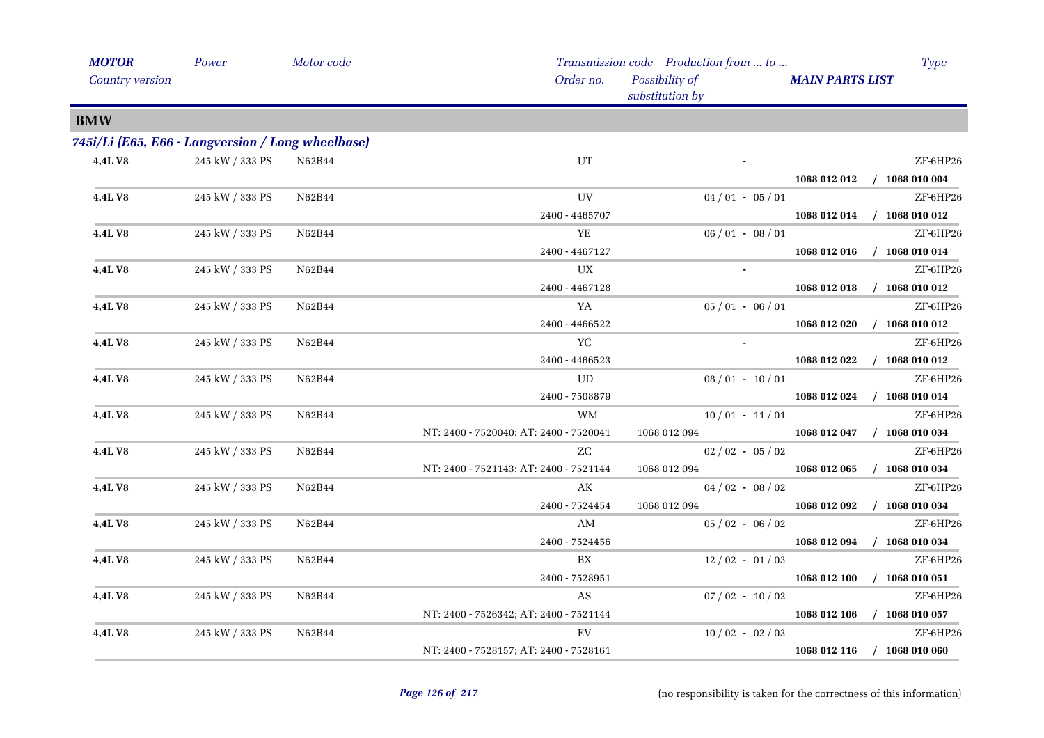## BMW

### 745i/Li (E65, E66 - Langversion / Long wheelbase)

| MOTOR / Country version | Power | Motor code | Transmission code / Order no. | Production from ... to ... / Possibility of substitution by | MAIN PARTS LIST | Type |
|---|---|---|---|---|---|---|
| 4,4L V8 | 245 kW / 333 PS | N62B44 | UT | - | | ZF-6HP26 |
| | | | | | 1068 012 012 / 1068 010 004 | |
| 4,4L V8 | 245 kW / 333 PS | N62B44 | UV | 04 / 01 - 05 / 01 | | ZF-6HP26 |
| | | | 2400 - 4465707 | | 1068 012 014 / 1068 010 012 | |
| 4,4L V8 | 245 kW / 333 PS | N62B44 | YE | 06 / 01 - 08 / 01 | | ZF-6HP26 |
| | | | 2400 - 4467127 | | 1068 012 016 / 1068 010 014 | |
| 4,4L V8 | 245 kW / 333 PS | N62B44 | UX | - | | ZF-6HP26 |
| | | | 2400 - 4467128 | | 1068 012 018 / 1068 010 012 | |
| 4,4L V8 | 245 kW / 333 PS | N62B44 | YA | 05 / 01 - 06 / 01 | | ZF-6HP26 |
| | | | 2400 - 4466522 | | 1068 012 020 / 1068 010 012 | |
| 4,4L V8 | 245 kW / 333 PS | N62B44 | YC | - | | ZF-6HP26 |
| | | | 2400 - 4466523 | | 1068 012 022 / 1068 010 012 | |
| 4,4L V8 | 245 kW / 333 PS | N62B44 | UD | 08 / 01 - 10 / 01 | | ZF-6HP26 |
| | | | 2400 - 7508879 | | 1068 012 024 / 1068 010 014 | |
| 4,4L V8 | 245 kW / 333 PS | N62B44 | WM | 10 / 01 - 11 / 01 | | ZF-6HP26 |
| | | | NT: 2400 - 7520040; AT: 2400 - 7520041 | 1068 012 094 | 1068 012 047 / 1068 010 034 | |
| 4,4L V8 | 245 kW / 333 PS | N62B44 | ZC | 02 / 02 - 05 / 02 | | ZF-6HP26 |
| | | | NT: 2400 - 7521143; AT: 2400 - 7521144 | 1068 012 094 | 1068 012 065 / 1068 010 034 | |
| 4,4L V8 | 245 kW / 333 PS | N62B44 | AK | 04 / 02 - 08 / 02 | | ZF-6HP26 |
| | | | 2400 - 7524454 | 1068 012 094 | 1068 012 092 / 1068 010 034 | |
| 4,4L V8 | 245 kW / 333 PS | N62B44 | AM | 05 / 02 - 06 / 02 | | ZF-6HP26 |
| | | | 2400 - 7524456 | | 1068 012 094 / 1068 010 034 | |
| 4,4L V8 | 245 kW / 333 PS | N62B44 | BX | 12 / 02 - 01 / 03 | | ZF-6HP26 |
| | | | 2400 - 7528951 | | 1068 012 100 / 1068 010 051 | |
| 4,4L V8 | 245 kW / 333 PS | N62B44 | AS | 07 / 02 - 10 / 02 | | ZF-6HP26 |
| | | | NT: 2400 - 7526342; AT: 2400 - 7521144 | | 1068 012 106 / 1068 010 057 | |
| 4,4L V8 | 245 kW / 333 PS | N62B44 | EV | 10 / 02 - 02 / 03 | | ZF-6HP26 |
| | | | NT: 2400 - 7528157; AT: 2400 - 7528161 | | 1068 012 116 / 1068 010 060 | |

(no responsibility is taken for the correctness of this information)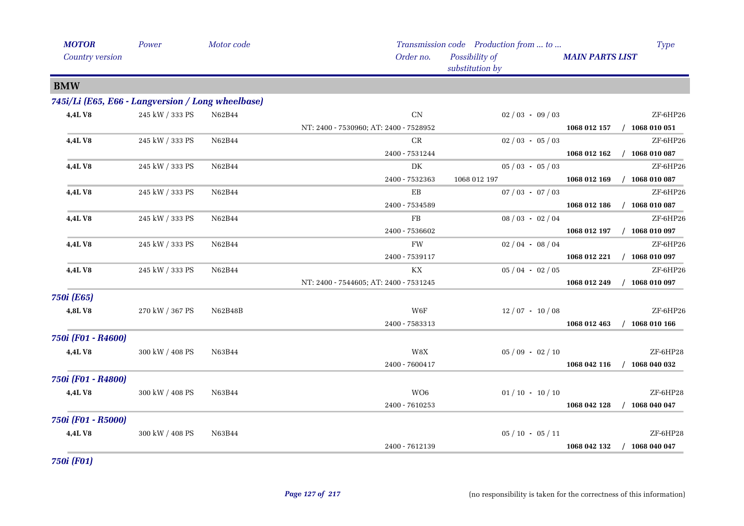| *MOTOR* | *Power* | *Motor code* | *Transmission code* | *Production from ... to ...* | | *Type* |
|---|---|---|---|---|---|---|
| *Country version* | | | *Order no.* | *Possibility of substitution by* | ***MAIN PARTS LIST*** | |

## BMW

### *745i/Li (E65, E66 - Langversion / Long wheelbase)*

| *MOTOR* / *Country version* | *Power* | *Motor code* | *Transmission code* / *Order no.* | *Possibility of substitution by* | *Production from ... to ...* / ***MAIN PARTS LIST*** | *Type* |
|---|---|---|---|---|---|---|
| **4,4L V8** | 245 kW / 333 PS | N62B44 | CN | | 02 / 03 - 09 / 03 | ZF-6HP26 |
| | | | NT: 2400 - 7530960; AT: 2400 - 7528952 | | **1068 012 157** | **/ 1068 010 051** |
| **4,4L V8** | 245 kW / 333 PS | N62B44 | CR | | 02 / 03 - 05 / 03 | ZF-6HP26 |
| | | | 2400 - 7531244 | | **1068 012 162** | **/ 1068 010 087** |
| **4,4L V8** | 245 kW / 333 PS | N62B44 | DK | | 05 / 03 - 05 / 03 | ZF-6HP26 |
| | | | 2400 - 7532363 | 1068 012 197 | **1068 012 169** | **/ 1068 010 087** |
| **4,4L V8** | 245 kW / 333 PS | N62B44 | EB | | 07 / 03 - 07 / 03 | ZF-6HP26 |
| | | | 2400 - 7534589 | | **1068 012 186** | **/ 1068 010 087** |
| **4,4L V8** | 245 kW / 333 PS | N62B44 | FB | | 08 / 03 - 02 / 04 | ZF-6HP26 |
| | | | 2400 - 7536602 | | **1068 012 197** | **/ 1068 010 097** |
| **4,4L V8** | 245 kW / 333 PS | N62B44 | FW | | 02 / 04 - 08 / 04 | ZF-6HP26 |
| | | | 2400 - 7539117 | | **1068 012 221** | **/ 1068 010 097** |
| **4,4L V8** | 245 kW / 333 PS | N62B44 | KX | | 05 / 04 - 02 / 05 | ZF-6HP26 |
| | | | NT: 2400 - 7544605; AT: 2400 - 7531245 | | **1068 012 249** | **/ 1068 010 097** |

### *750i (E65)*

| *MOTOR* / *Country version* | *Power* | *Motor code* | *Transmission code* / *Order no.* | *Possibility of substitution by* | *Production from ... to ...* / ***MAIN PARTS LIST*** | *Type* |
|---|---|---|---|---|---|---|
| **4,8L V8** | 270 kW / 367 PS | N62B48B | W6F | | 12 / 07 - 10 / 08 | ZF-6HP26 |
| | | | 2400 - 7583313 | | **1068 012 463** | **/ 1068 010 166** |

### *750i (F01 - R4600)*

| *MOTOR* / *Country version* | *Power* | *Motor code* | *Transmission code* / *Order no.* | *Possibility of substitution by* | *Production from ... to ...* / ***MAIN PARTS LIST*** | *Type* |
|---|---|---|---|---|---|---|
| **4,4L V8** | 300 kW / 408 PS | N63B44 | W8X | | 05 / 09 - 02 / 10 | ZF-6HP28 |
| | | | 2400 - 7600417 | | **1068 042 116** | **/ 1068 040 032** |

### *750i (F01 - R4800)*

| *MOTOR* / *Country version* | *Power* | *Motor code* | *Transmission code* / *Order no.* | *Possibility of substitution by* | *Production from ... to ...* / ***MAIN PARTS LIST*** | *Type* |
|---|---|---|---|---|---|---|
| **4,4L V8** | 300 kW / 408 PS | N63B44 | WO6 | | 01 / 10 - 10 / 10 | ZF-6HP28 |
| | | | 2400 - 7610253 | | **1068 042 128** | **/ 1068 040 047** |

### *750i (F01 - R5000)*

| *MOTOR* / *Country version* | *Power* | *Motor code* | *Transmission code* / *Order no.* | *Possibility of substitution by* | *Production from ... to ...* / ***MAIN PARTS LIST*** | *Type* |
|---|---|---|---|---|---|---|
| **4,4L V8** | 300 kW / 408 PS | N63B44 | | | 05 / 10 - 05 / 11 | ZF-6HP28 |
| | | | 2400 - 7612139 | | **1068 042 132** | **/ 1068 040 047** |

### *750i (F01)*

(no responsibility is taken for the correctness of this information)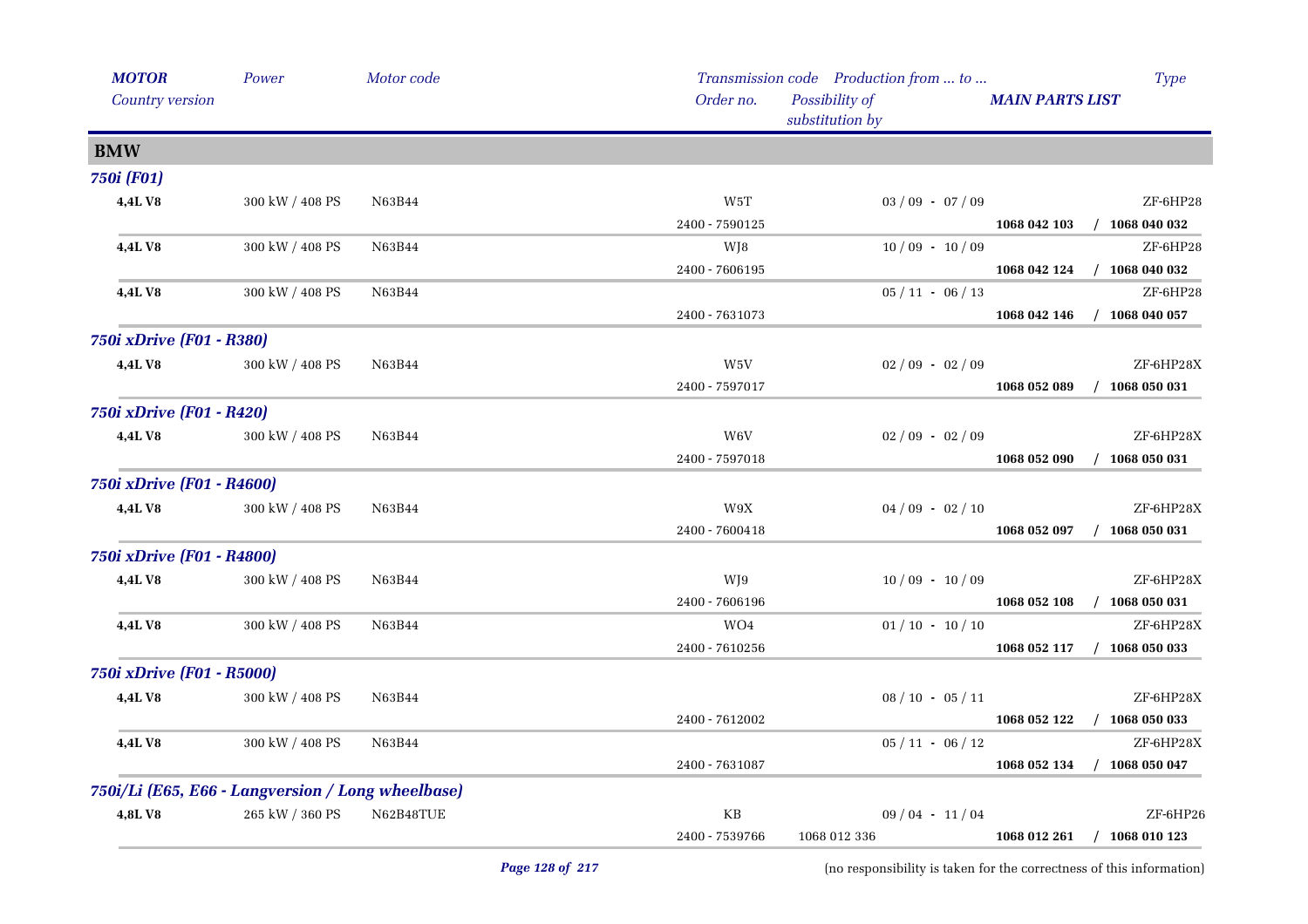| MOTOR<br>Country version | Power | Motor code | Transmission code<br>Order no. | Production from ... to ...<br>Possibility of substitution by | MAIN PARTS LIST | Type |
|---|---|---|---|---|---|---|
| **BMW** | | | | | | |
| ***750i (F01)*** | | | | | | |
| **4,4L V8** | 300 kW / 408 PS | N63B44 | W5T | 03 / 09 - 07 / 09 | | ZF-6HP28 |
| | | | 2400 - 7590125 | | **1068 042 103 / 1068 040 032** | |
| **4,4L V8** | 300 kW / 408 PS | N63B44 | WJ8 | 10 / 09 - 10 / 09 | | ZF-6HP28 |
| | | | 2400 - 7606195 | | **1068 042 124 / 1068 040 032** | |
| **4,4L V8** | 300 kW / 408 PS | N63B44 | | 05 / 11 - 06 / 13 | | ZF-6HP28 |
| | | | 2400 - 7631073 | | **1068 042 146 / 1068 040 057** | |
| ***750i xDrive (F01 - R380)*** | | | | | | |
| **4,4L V8** | 300 kW / 408 PS | N63B44 | W5V | 02 / 09 - 02 / 09 | | ZF-6HP28X |
| | | | 2400 - 7597017 | | **1068 052 089 / 1068 050 031** | |
| ***750i xDrive (F01 - R420)*** | | | | | | |
| **4,4L V8** | 300 kW / 408 PS | N63B44 | W6V | 02 / 09 - 02 / 09 | | ZF-6HP28X |
| | | | 2400 - 7597018 | | **1068 052 090 / 1068 050 031** | |
| ***750i xDrive (F01 - R4600)*** | | | | | | |
| **4,4L V8** | 300 kW / 408 PS | N63B44 | W9X | 04 / 09 - 02 / 10 | | ZF-6HP28X |
| | | | 2400 - 7600418 | | **1068 052 097 / 1068 050 031** | |
| ***750i xDrive (F01 - R4800)*** | | | | | | |
| **4,4L V8** | 300 kW / 408 PS | N63B44 | WJ9 | 10 / 09 - 10 / 09 | | ZF-6HP28X |
| | | | 2400 - 7606196 | | **1068 052 108 / 1068 050 031** | |
| **4,4L V8** | 300 kW / 408 PS | N63B44 | WO4 | 01 / 10 - 10 / 10 | | ZF-6HP28X |
| | | | 2400 - 7610256 | | **1068 052 117 / 1068 050 033** | |
| ***750i xDrive (F01 - R5000)*** | | | | | | |
| **4,4L V8** | 300 kW / 408 PS | N63B44 | | 08 / 10 - 05 / 11 | | ZF-6HP28X |
| | | | 2400 - 7612002 | | **1068 052 122 / 1068 050 033** | |
| **4,4L V8** | 300 kW / 408 PS | N63B44 | | 05 / 11 - 06 / 12 | | ZF-6HP28X |
| | | | 2400 - 7631087 | | **1068 052 134 / 1068 050 047** | |
| ***750i/Li (E65, E66 - Langversion / Long wheelbase)*** | | | | | | |
| **4,8L V8** | 265 kW / 360 PS | N62B48TUE | KB | 09 / 04 - 11 / 04 | | ZF-6HP26 |
| | | | 2400 - 7539766 | 1068 012 336 | **1068 012 261 / 1068 010 123** | |

(no responsibility is taken for the correctness of this information)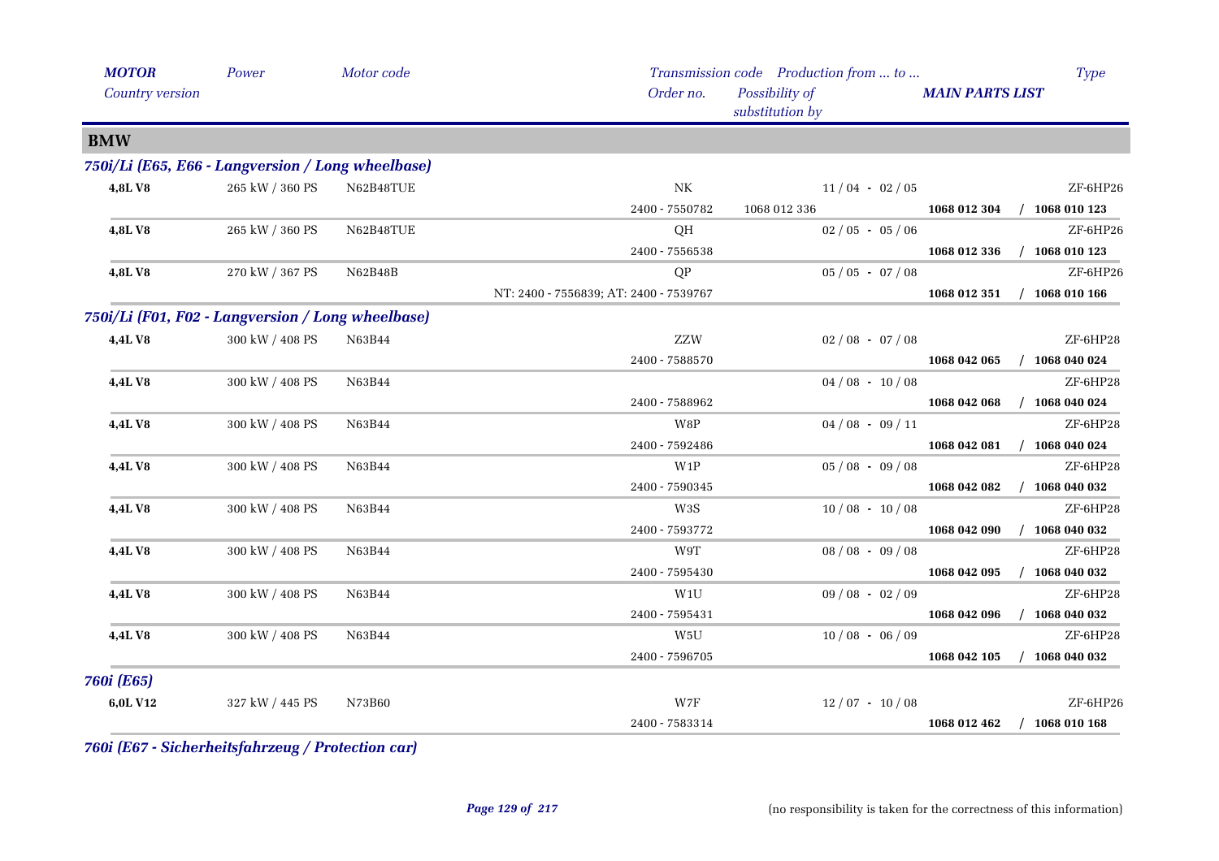| *MOTOR* | *Power* | *Motor code* | *Transmission code* | *Production from ... to ...* | | *Type* |
|---|---|---|---|---|---|---|
| *Country version* | | | *Order no.* | *Possibility of substitution by* | *MAIN PARTS LIST* | |

## BMW

### *750i/Li (E65, E66 - Langversion / Long wheelbase)*

| MOTOR | Power | Motor code | Transmission code / Order no. | Possibility of substitution by | Production from ... to ... / MAIN PARTS LIST | Type |
|---|---|---|---|---|---|---|
| **4,8L V8** | 265 kW / 360 PS | N62B48TUE | NK | | 11 / 04 - 02 / 05 | ZF-6HP26 |
| | | | 2400 - 7550782 | 1068 012 336 | **1068 012 304** | **/ 1068 010 123** |
| **4,8L V8** | 265 kW / 360 PS | N62B48TUE | QH | | 02 / 05 - 05 / 06 | ZF-6HP26 |
| | | | 2400 - 7556538 | | **1068 012 336** | **/ 1068 010 123** |
| **4,8L V8** | 270 kW / 367 PS | N62B48B | QP | | 05 / 05 - 07 / 08 | ZF-6HP26 |
| | | | NT: 2400 - 7556839; AT: 2400 - 7539767 | | **1068 012 351** | **/ 1068 010 166** |

### *750i/Li (F01, F02 - Langversion / Long wheelbase)*

| MOTOR | Power | Motor code | Transmission code / Order no. | Possibility of substitution by | Production from ... to ... / MAIN PARTS LIST | Type |
|---|---|---|---|---|---|---|
| **4,4L V8** | 300 kW / 408 PS | N63B44 | ZZW | | 02 / 08 - 07 / 08 | ZF-6HP28 |
| | | | 2400 - 7588570 | | **1068 042 065** | **/ 1068 040 024** |
| **4,4L V8** | 300 kW / 408 PS | N63B44 | | | 04 / 08 - 10 / 08 | ZF-6HP28 |
| | | | 2400 - 7588962 | | **1068 042 068** | **/ 1068 040 024** |
| **4,4L V8** | 300 kW / 408 PS | N63B44 | W8P | | 04 / 08 - 09 / 11 | ZF-6HP28 |
| | | | 2400 - 7592486 | | **1068 042 081** | **/ 1068 040 024** |
| **4,4L V8** | 300 kW / 408 PS | N63B44 | W1P | | 05 / 08 - 09 / 08 | ZF-6HP28 |
| | | | 2400 - 7590345 | | **1068 042 082** | **/ 1068 040 032** |
| **4,4L V8** | 300 kW / 408 PS | N63B44 | W3S | | 10 / 08 - 10 / 08 | ZF-6HP28 |
| | | | 2400 - 7593772 | | **1068 042 090** | **/ 1068 040 032** |
| **4,4L V8** | 300 kW / 408 PS | N63B44 | W9T | | 08 / 08 - 09 / 08 | ZF-6HP28 |
| | | | 2400 - 7595430 | | **1068 042 095** | **/ 1068 040 032** |
| **4,4L V8** | 300 kW / 408 PS | N63B44 | W1U | | 09 / 08 - 02 / 09 | ZF-6HP28 |
| | | | 2400 - 7595431 | | **1068 042 096** | **/ 1068 040 032** |
| **4,4L V8** | 300 kW / 408 PS | N63B44 | W5U | | 10 / 08 - 06 / 09 | ZF-6HP28 |
| | | | 2400 - 7596705 | | **1068 042 105** | **/ 1068 040 032** |

### *760i (E65)*

| MOTOR | Power | Motor code | Transmission code / Order no. | Possibility of substitution by | Production from ... to ... / MAIN PARTS LIST | Type |
|---|---|---|---|---|---|---|
| **6,0L V12** | 327 kW / 445 PS | N73B60 | W7F | | 12 / 07 - 10 / 08 | ZF-6HP26 |
| | | | 2400 - 7583314 | | **1068 012 462** | **/ 1068 010 168** |

### *760i (E67 - Sicherheitsfahrzeug / Protection car)*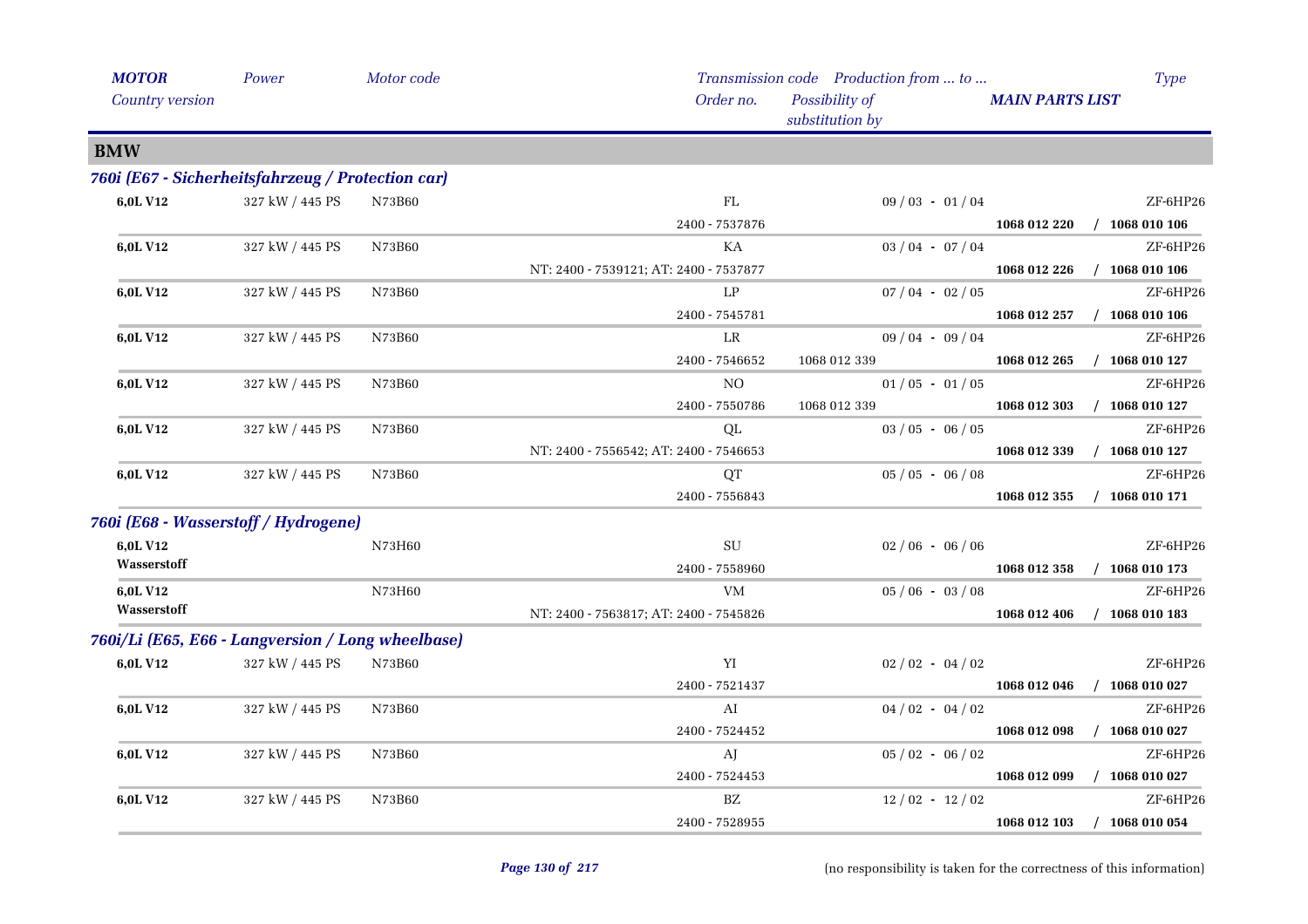| MOTOR | Power | Motor code | | Transmission code | Production from ... to ... | | Type |
|---|---|---|---|---|---|---|---|
| Country version | | | | Order no. | Possibility of substitution by | MAIN PARTS LIST | |

## BMW

### 760i (E67 - Sicherheitsfahrzeug / Protection car)

| MOTOR / Country version | Power | Motor code | Transmission code / Order no. | Possibility of substitution by | Production from ... to ... | MAIN PARTS LIST | Type |
|---|---|---|---|---|---|---|---|
| **6,0L V12** | 327 kW / 445 PS | N73B60 | FL<br>2400 - 7537876 | | 09 / 03 - 01 / 04 | **1068 012 220 / 1068 010 106** | ZF-6HP26 |
| **6,0L V12** | 327 kW / 445 PS | N73B60 | KA<br>NT: 2400 - 7539121; AT: 2400 - 7537877 | | 03 / 04 - 07 / 04 | **1068 012 226 / 1068 010 106** | ZF-6HP26 |
| **6,0L V12** | 327 kW / 445 PS | N73B60 | LP<br>2400 - 7545781 | | 07 / 04 - 02 / 05 | **1068 012 257 / 1068 010 106** | ZF-6HP26 |
| **6,0L V12** | 327 kW / 445 PS | N73B60 | LR<br>2400 - 7546652 | 1068 012 339 | 09 / 04 - 09 / 04 | **1068 012 265 / 1068 010 127** | ZF-6HP26 |
| **6,0L V12** | 327 kW / 445 PS | N73B60 | NO<br>2400 - 7550786 | 1068 012 339 | 01 / 05 - 01 / 05 | **1068 012 303 / 1068 010 127** | ZF-6HP26 |
| **6,0L V12** | 327 kW / 445 PS | N73B60 | QL<br>NT: 2400 - 7556542; AT: 2400 - 7546653 | | 03 / 05 - 06 / 05 | **1068 012 339 / 1068 010 127** | ZF-6HP26 |
| **6,0L V12** | 327 kW / 445 PS | N73B60 | QT<br>2400 - 7556843 | | 05 / 05 - 06 / 08 | **1068 012 355 / 1068 010 171** | ZF-6HP26 |

### 760i (E68 - Wasserstoff / Hydrogene)

| MOTOR / Country version | Power | Motor code | Transmission code / Order no. | Possibility of substitution by | Production from ... to ... | MAIN PARTS LIST | Type |
|---|---|---|---|---|---|---|---|
| **6,0L V12**<br>**Wasserstoff** | | N73H60 | SU<br>2400 - 7558960 | | 02 / 06 - 06 / 06 | **1068 012 358 / 1068 010 173** | ZF-6HP26 |
| **6,0L V12**<br>**Wasserstoff** | | N73H60 | VM<br>NT: 2400 - 7563817; AT: 2400 - 7545826 | | 05 / 06 - 03 / 08 | **1068 012 406 / 1068 010 183** | ZF-6HP26 |

### 760i/Li (E65, E66 - Langversion / Long wheelbase)

| MOTOR / Country version | Power | Motor code | Transmission code / Order no. | Possibility of substitution by | Production from ... to ... | MAIN PARTS LIST | Type |
|---|---|---|---|---|---|---|---|
| **6,0L V12** | 327 kW / 445 PS | N73B60 | YI<br>2400 - 7521437 | | 02 / 02 - 04 / 02 | **1068 012 046 / 1068 010 027** | ZF-6HP26 |
| **6,0L V12** | 327 kW / 445 PS | N73B60 | AI<br>2400 - 7524452 | | 04 / 02 - 04 / 02 | **1068 012 098 / 1068 010 027** | ZF-6HP26 |
| **6,0L V12** | 327 kW / 445 PS | N73B60 | AJ<br>2400 - 7524453 | | 05 / 02 - 06 / 02 | **1068 012 099 / 1068 010 027** | ZF-6HP26 |
| **6,0L V12** | 327 kW / 445 PS | N73B60 | BZ<br>2400 - 7528955 | | 12 / 02 - 12 / 02 | **1068 012 103 / 1068 010 054** | ZF-6HP26 |

(no responsibility is taken for the correctness of this information)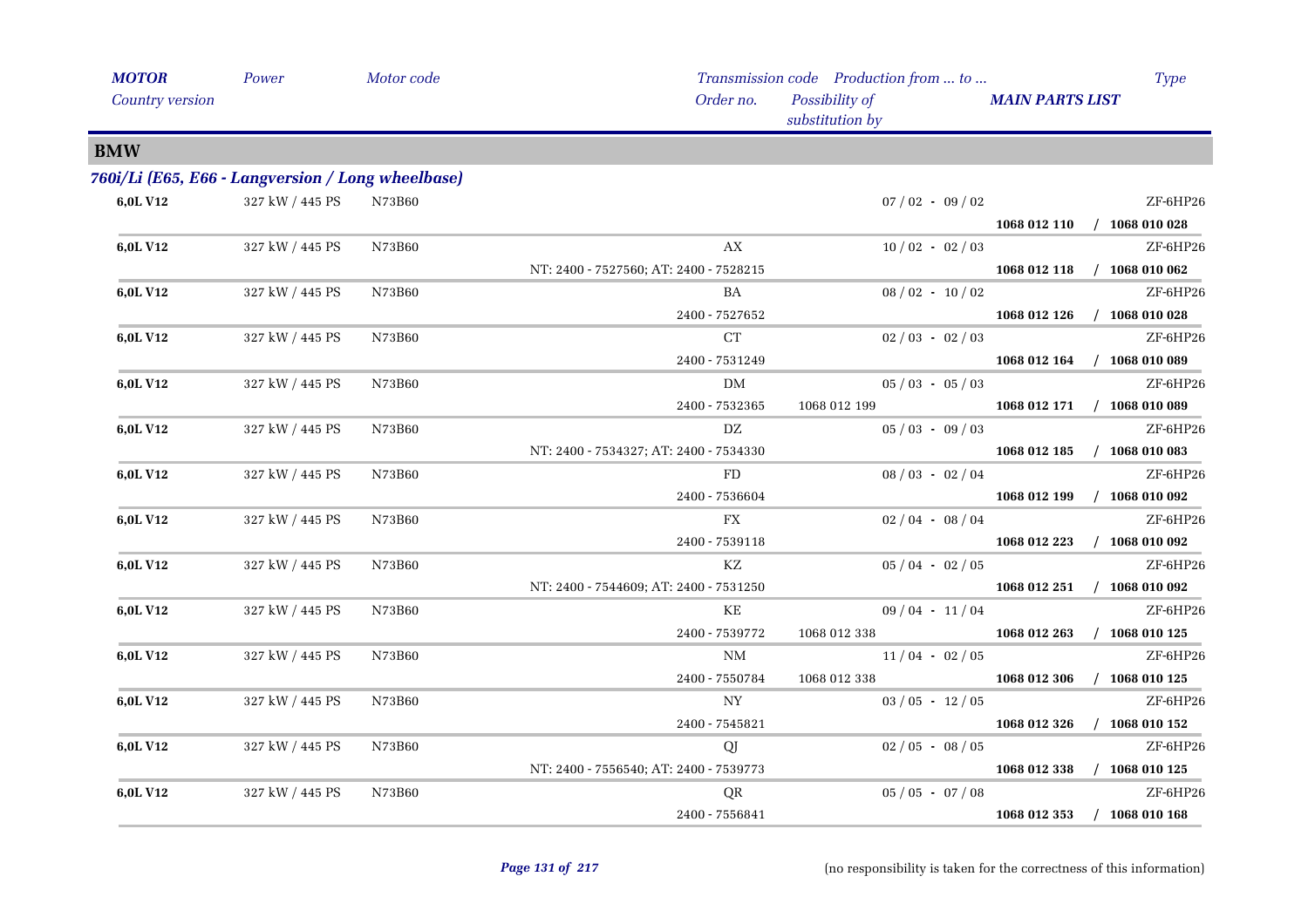## BMW

### *760i/Li (E65, E66 - Langversion / Long wheelbase)*

| MOTOR / Country version | Power | Motor code | Transmission code / Order no. | Production from ... to ... / Possibility of substitution by | MAIN PARTS LIST | Type |
|---|---|---|---|---|---|---|
| 6,0L V12 | 327 kW / 445 PS | N73B60 | | 07 / 02 - 09 / 02 | **1068 012 110 / 1068 010 028** | ZF-6HP26 |
| 6,0L V12 | 327 kW / 445 PS | N73B60 | AX<br>NT: 2400 - 7527560; AT: 2400 - 7528215 | 10 / 02 - 02 / 03 | **1068 012 118 / 1068 010 062** | ZF-6HP26 |
| 6,0L V12 | 327 kW / 445 PS | N73B60 | BA<br>2400 - 7527652 | 08 / 02 - 10 / 02 | **1068 012 126 / 1068 010 028** | ZF-6HP26 |
| 6,0L V12 | 327 kW / 445 PS | N73B60 | CT<br>2400 - 7531249 | 02 / 03 - 02 / 03 | **1068 012 164 / 1068 010 089** | ZF-6HP26 |
| 6,0L V12 | 327 kW / 445 PS | N73B60 | DM<br>2400 - 7532365 | 05 / 03 - 05 / 03<br>1068 012 199 | **1068 012 171 / 1068 010 089** | ZF-6HP26 |
| 6,0L V12 | 327 kW / 445 PS | N73B60 | DZ<br>NT: 2400 - 7534327; AT: 2400 - 7534330 | 05 / 03 - 09 / 03 | **1068 012 185 / 1068 010 083** | ZF-6HP26 |
| 6,0L V12 | 327 kW / 445 PS | N73B60 | FD<br>2400 - 7536604 | 08 / 03 - 02 / 04 | **1068 012 199 / 1068 010 092** | ZF-6HP26 |
| 6,0L V12 | 327 kW / 445 PS | N73B60 | FX<br>2400 - 7539118 | 02 / 04 - 08 / 04 | **1068 012 223 / 1068 010 092** | ZF-6HP26 |
| 6,0L V12 | 327 kW / 445 PS | N73B60 | KZ<br>NT: 2400 - 7544609; AT: 2400 - 7531250 | 05 / 04 - 02 / 05 | **1068 012 251 / 1068 010 092** | ZF-6HP26 |
| 6,0L V12 | 327 kW / 445 PS | N73B60 | KE<br>2400 - 7539772 | 09 / 04 - 11 / 04<br>1068 012 338 | **1068 012 263 / 1068 010 125** | ZF-6HP26 |
| 6,0L V12 | 327 kW / 445 PS | N73B60 | NM<br>2400 - 7550784 | 11 / 04 - 02 / 05<br>1068 012 338 | **1068 012 306 / 1068 010 125** | ZF-6HP26 |
| 6,0L V12 | 327 kW / 445 PS | N73B60 | NY<br>2400 - 7545821 | 03 / 05 - 12 / 05 | **1068 012 326 / 1068 010 152** | ZF-6HP26 |
| 6,0L V12 | 327 kW / 445 PS | N73B60 | QJ<br>NT: 2400 - 7556540; AT: 2400 - 7539773 | 02 / 05 - 08 / 05 | **1068 012 338 / 1068 010 125** | ZF-6HP26 |
| 6,0L V12 | 327 kW / 445 PS | N73B60 | QR<br>2400 - 7556841 | 05 / 05 - 07 / 08 | **1068 012 353 / 1068 010 168** | ZF-6HP26 |

(no responsibility is taken for the correctness of this information)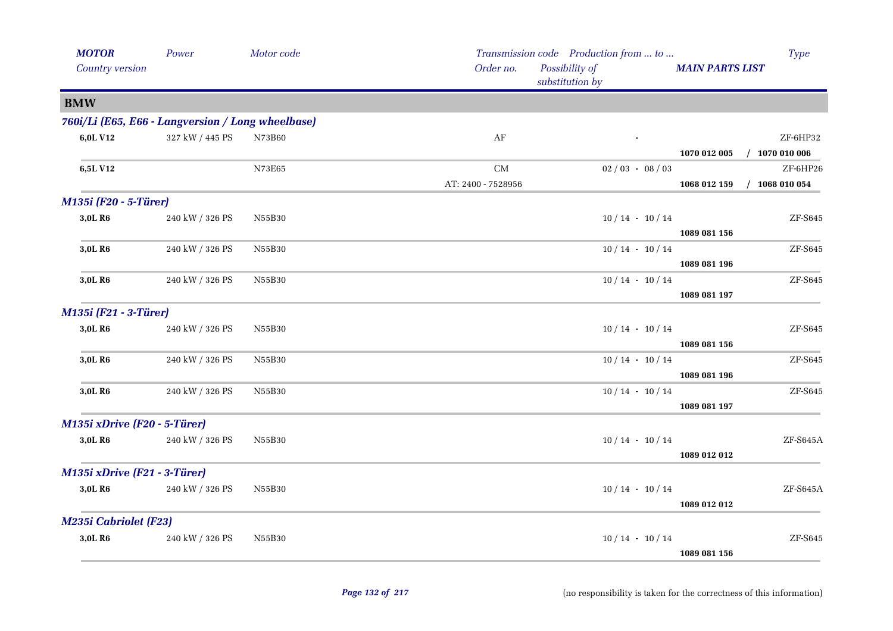| MOTOR | Power | Motor code | Transmission code | Production from ... to ... | | Type |
|---|---|---|---|---|---|---|
| Country version | | | Order no. | Possibility of substitution by | MAIN PARTS LIST | |

## BMW

### 760i/Li (E65, E66 - Langversion / Long wheelbase)

| MOTOR | Power | Motor code | Transmission code / Order no. | Production from ... to ... | MAIN PARTS LIST | Type |
|---|---|---|---|---|---|---|
| 6,0L V12 | 327 kW / 445 PS | N73B60 | AF | - | | ZF-6HP32 |
| | | | | | 1070 012 005 | / 1070 010 006 |
| 6,5L V12 | | N73E65 | CM | 02 / 03 - 08 / 03 | | ZF-6HP26 |
| | | | AT: 2400 - 7528956 | | 1068 012 159 | / 1068 010 054 |

### M135i (F20 - 5-Türer)

| MOTOR | Power | Motor code | Transmission code / Order no. | Production from ... to ... | MAIN PARTS LIST | Type |
|---|---|---|---|---|---|---|
| 3,0L R6 | 240 kW / 326 PS | N55B30 | | 10 / 14 - 10 / 14 | | ZF-S645 |
| | | | | | 1089 081 156 | |
| 3,0L R6 | 240 kW / 326 PS | N55B30 | | 10 / 14 - 10 / 14 | | ZF-S645 |
| | | | | | 1089 081 196 | |
| 3,0L R6 | 240 kW / 326 PS | N55B30 | | 10 / 14 - 10 / 14 | | ZF-S645 |
| | | | | | 1089 081 197 | |

### M135i (F21 - 3-Türer)

| MOTOR | Power | Motor code | Transmission code / Order no. | Production from ... to ... | MAIN PARTS LIST | Type |
|---|---|---|---|---|---|---|
| 3,0L R6 | 240 kW / 326 PS | N55B30 | | 10 / 14 - 10 / 14 | | ZF-S645 |
| | | | | | 1089 081 156 | |
| 3,0L R6 | 240 kW / 326 PS | N55B30 | | 10 / 14 - 10 / 14 | | ZF-S645 |
| | | | | | 1089 081 196 | |
| 3,0L R6 | 240 kW / 326 PS | N55B30 | | 10 / 14 - 10 / 14 | | ZF-S645 |
| | | | | | 1089 081 197 | |

### M135i xDrive (F20 - 5-Türer)

| MOTOR | Power | Motor code | Transmission code / Order no. | Production from ... to ... | MAIN PARTS LIST | Type |
|---|---|---|---|---|---|---|
| 3,0L R6 | 240 kW / 326 PS | N55B30 | | 10 / 14 - 10 / 14 | | ZF-S645A |
| | | | | | 1089 012 012 | |

### M135i xDrive (F21 - 3-Türer)

| MOTOR | Power | Motor code | Transmission code / Order no. | Production from ... to ... | MAIN PARTS LIST | Type |
|---|---|---|---|---|---|---|
| 3,0L R6 | 240 kW / 326 PS | N55B30 | | 10 / 14 - 10 / 14 | | ZF-S645A |
| | | | | | 1089 012 012 | |

### M235i Cabriolet (F23)

| MOTOR | Power | Motor code | Transmission code / Order no. | Production from ... to ... | MAIN PARTS LIST | Type |
|---|---|---|---|---|---|---|
| 3,0L R6 | 240 kW / 326 PS | N55B30 | | 10 / 14 - 10 / 14 | | ZF-S645 |
| | | | | | 1089 081 156 | |

(no responsibility is taken for the correctness of this information)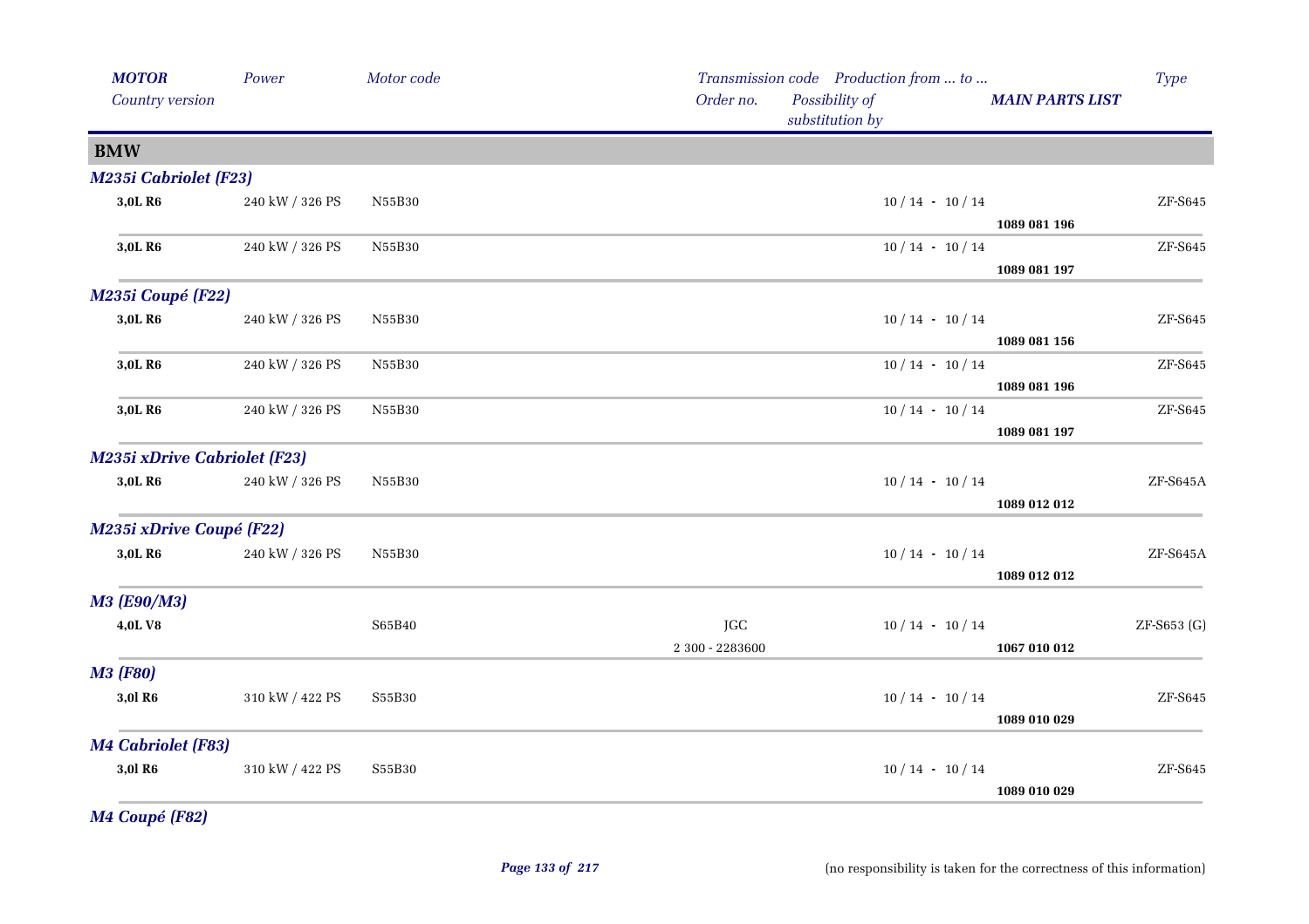| *MOTOR* | *Power* | *Motor code* | *Transmission code* | *Production from ... to ...* | | *Type* |
|---|---|---|---|---|---|---|
| *Country version* | | | *Order no.* | *Possibility of substitution by* | ***MAIN PARTS LIST*** | |

## BMW

### *M235i Cabriolet (F23)*

| MOTOR | Power | Motor code | Transmission code / Order no. | Production from ... to ... | MAIN PARTS LIST | Type |
|---|---|---|---|---|---|---|
| **3,0L R6** | 240 kW / 326 PS | N55B30 | | 10 / 14 - 10 / 14 | **1089 081 196** | ZF-S645 |
| **3,0L R6** | 240 kW / 326 PS | N55B30 | | 10 / 14 - 10 / 14 | **1089 081 197** | ZF-S645 |

### *M235i Coupé (F22)*

| MOTOR | Power | Motor code | Transmission code / Order no. | Production from ... to ... | MAIN PARTS LIST | Type |
|---|---|---|---|---|---|---|
| **3,0L R6** | 240 kW / 326 PS | N55B30 | | 10 / 14 - 10 / 14 | **1089 081 156** | ZF-S645 |
| **3,0L R6** | 240 kW / 326 PS | N55B30 | | 10 / 14 - 10 / 14 | **1089 081 196** | ZF-S645 |
| **3,0L R6** | 240 kW / 326 PS | N55B30 | | 10 / 14 - 10 / 14 | **1089 081 197** | ZF-S645 |

### *M235i xDrive Cabriolet (F23)*

| MOTOR | Power | Motor code | Transmission code / Order no. | Production from ... to ... | MAIN PARTS LIST | Type |
|---|---|---|---|---|---|---|
| **3,0L R6** | 240 kW / 326 PS | N55B30 | | 10 / 14 - 10 / 14 | **1089 012 012** | ZF-S645A |

### *M235i xDrive Coupé (F22)*

| MOTOR | Power | Motor code | Transmission code / Order no. | Production from ... to ... | MAIN PARTS LIST | Type |
|---|---|---|---|---|---|---|
| **3,0L R6** | 240 kW / 326 PS | N55B30 | | 10 / 14 - 10 / 14 | **1089 012 012** | ZF-S645A |

### *M3 (E90/M3)*

| MOTOR | Power | Motor code | Transmission code / Order no. | Production from ... to ... | MAIN PARTS LIST | Type |
|---|---|---|---|---|---|---|
| **4,0L V8** | | S65B40 | JGC / 2 300 - 2283600 | 10 / 14 - 10 / 14 | **1067 010 012** | ZF-S653 (G) |

### *M3 (F80)*

| MOTOR | Power | Motor code | Transmission code / Order no. | Production from ... to ... | MAIN PARTS LIST | Type |
|---|---|---|---|---|---|---|
| **3,0l R6** | 310 kW / 422 PS | S55B30 | | 10 / 14 - 10 / 14 | **1089 010 029** | ZF-S645 |

### *M4 Cabriolet (F83)*

| MOTOR | Power | Motor code | Transmission code / Order no. | Production from ... to ... | MAIN PARTS LIST | Type |
|---|---|---|---|---|---|---|
| **3,0l R6** | 310 kW / 422 PS | S55B30 | | 10 / 14 - 10 / 14 | **1089 010 029** | ZF-S645 |

### *M4 Coupé (F82)*

(no responsibility is taken for the correctness of this information)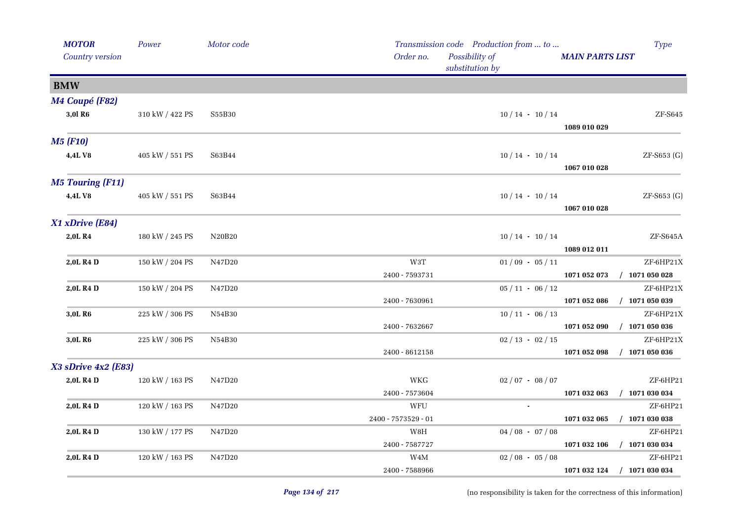| MOTOR Country version | Power | Motor code | Transmission code Order no. | Production from ... to ... Possibility of substitution by | MAIN PARTS LIST | Type |
|---|---|---|---|---|---|---|
| **BMW** | | | | | | |
| ***M4 Coupé (F82)*** | | | | | | |
| **3,0l R6** | 310 kW / 422 PS | S55B30 | | 10 / 14 - 10 / 14 | | ZF-S645 |
| | | | | | **1089 010 029** | |
| ***M5 (F10)*** | | | | | | |
| **4,4L V8** | 405 kW / 551 PS | S63B44 | | 10 / 14 - 10 / 14 | | ZF-S653 (G) |
| | | | | | **1067 010 028** | |
| ***M5 Touring (F11)*** | | | | | | |
| **4,4L V8** | 405 kW / 551 PS | S63B44 | | 10 / 14 - 10 / 14 | | ZF-S653 (G) |
| | | | | | **1067 010 028** | |
| ***X1 xDrive (E84)*** | | | | | | |
| **2,0L R4** | 180 kW / 245 PS | N20B20 | | 10 / 14 - 10 / 14 | | ZF-S645A |
| | | | | | **1089 012 011** | |
| **2,0L R4 D** | 150 kW / 204 PS | N47D20 | W3T | 01 / 09 - 05 / 11 | | ZF-6HP21X |
| | | | 2400 - 7593731 | | **1071 052 073** | / **1071 050 028** |
| **2,0L R4 D** | 150 kW / 204 PS | N47D20 | | 05 / 11 - 06 / 12 | | ZF-6HP21X |
| | | | 2400 - 7630961 | | **1071 052 086** | / **1071 050 039** |
| **3,0L R6** | 225 kW / 306 PS | N54B30 | | 10 / 11 - 06 / 13 | | ZF-6HP21X |
| | | | 2400 - 7632667 | | **1071 052 090** | / **1071 050 036** |
| **3,0L R6** | 225 kW / 306 PS | N54B30 | | 02 / 13 - 02 / 15 | | ZF-6HP21X |
| | | | 2400 - 8612158 | | **1071 052 098** | / **1071 050 036** |
| ***X3 sDrive 4x2 (E83)*** | | | | | | |
| **2,0L R4 D** | 120 kW / 163 PS | N47D20 | WKG | 02 / 07 - 08 / 07 | | ZF-6HP21 |
| | | | 2400 - 7573604 | | **1071 032 063** | / **1071 030 034** |
| **2,0L R4 D** | 120 kW / 163 PS | N47D20 | WFU | - | | ZF-6HP21 |
| | | | 2400 - 7573529 - 01 | | **1071 032 065** | / **1071 030 038** |
| **2,0L R4 D** | 130 kW / 177 PS | N47D20 | W8H | 04 / 08 - 07 / 08 | | ZF-6HP21 |
| | | | 2400 - 7587727 | | **1071 032 106** | / **1071 030 034** |
| **2,0L R4 D** | 120 kW / 163 PS | N47D20 | W4M | 02 / 08 - 05 / 08 | | ZF-6HP21 |
| | | | 2400 - 7588966 | | **1071 032 124** | / **1071 030 034** |

(no responsibility is taken for the correctness of this information)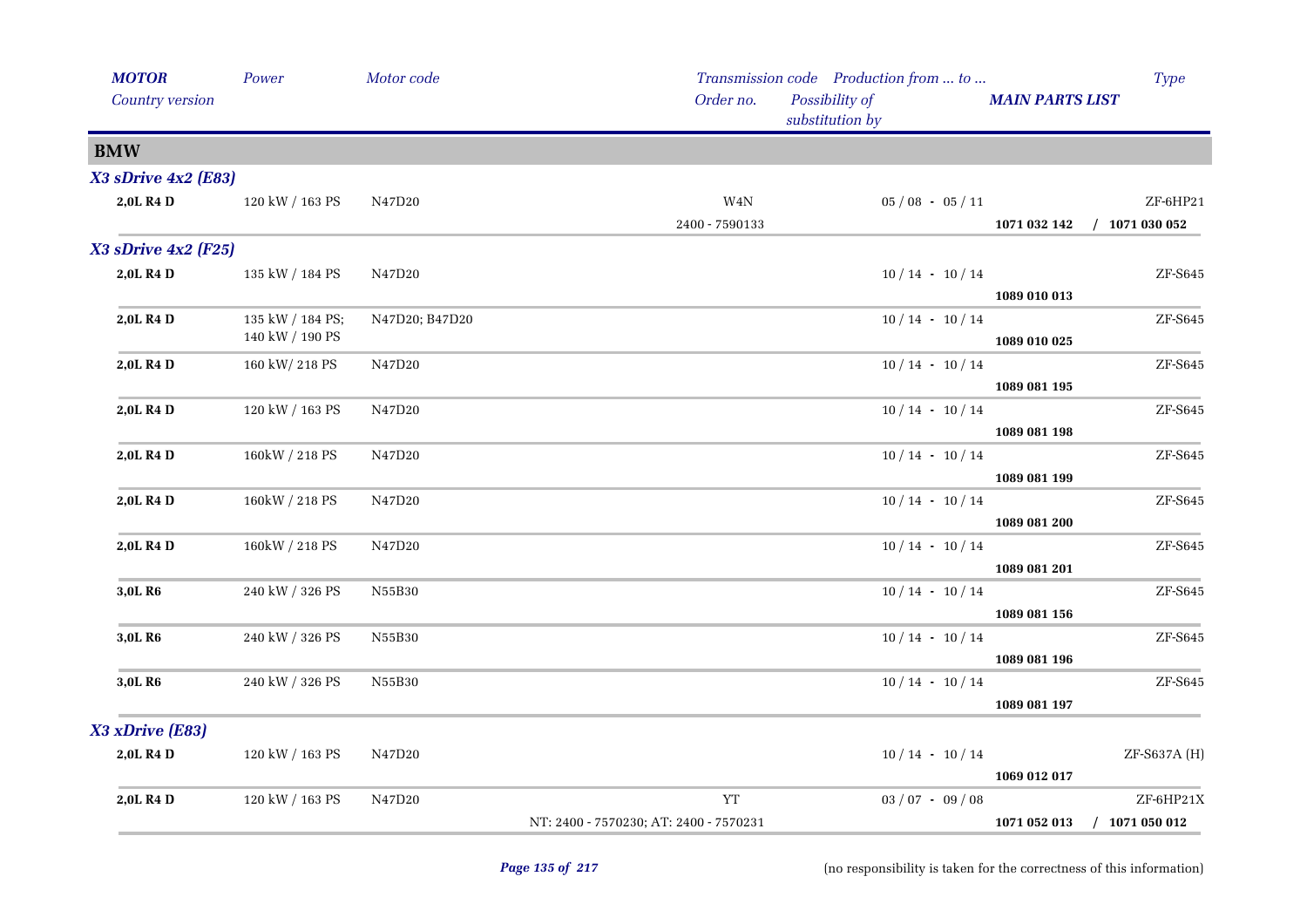| *MOTOR* | *Power* | *Motor code* | *Transmission code* | *Production from ... to ...* | | *Type* |
|---|---|---|---|---|---|---|
| *Country version* | | | *Order no.* | *Possibility of substitution by* | *MAIN PARTS LIST* | |
| **BMW** | | | | | | |
| ***X3 sDrive 4x2 (E83)*** | | | | | | |
| **2,0L R4 D** | 120 kW / 163 PS | N47D20 | W4N | 05 / 08 - 05 / 11 | | ZF-6HP21 |
| | | | 2400 - 7590133 | | **1071 032 142** | **/ 1071 030 052** |
| ***X3 sDrive 4x2 (F25)*** | | | | | | |
| **2,0L R4 D** | 135 kW / 184 PS | N47D20 | | 10 / 14 - 10 / 14 | **1089 010 013** | ZF-S645 |
| **2,0L R4 D** | 135 kW / 184 PS; 140 kW / 190 PS | N47D20; B47D20 | | 10 / 14 - 10 / 14 | **1089 010 025** | ZF-S645 |
| **2,0L R4 D** | 160 kW/ 218 PS | N47D20 | | 10 / 14 - 10 / 14 | **1089 081 195** | ZF-S645 |
| **2,0L R4 D** | 120 kW / 163 PS | N47D20 | | 10 / 14 - 10 / 14 | **1089 081 198** | ZF-S645 |
| **2,0L R4 D** | 160kW / 218 PS | N47D20 | | 10 / 14 - 10 / 14 | **1089 081 199** | ZF-S645 |
| **2,0L R4 D** | 160kW / 218 PS | N47D20 | | 10 / 14 - 10 / 14 | **1089 081 200** | ZF-S645 |
| **2,0L R4 D** | 160kW / 218 PS | N47D20 | | 10 / 14 - 10 / 14 | **1089 081 201** | ZF-S645 |
| **3,0L R6** | 240 kW / 326 PS | N55B30 | | 10 / 14 - 10 / 14 | **1089 081 156** | ZF-S645 |
| **3,0L R6** | 240 kW / 326 PS | N55B30 | | 10 / 14 - 10 / 14 | **1089 081 196** | ZF-S645 |
| **3,0L R6** | 240 kW / 326 PS | N55B30 | | 10 / 14 - 10 / 14 | **1089 081 197** | ZF-S645 |
| ***X3 xDrive (E83)*** | | | | | | |
| **2,0L R4 D** | 120 kW / 163 PS | N47D20 | | 10 / 14 - 10 / 14 | **1069 012 017** | ZF-S637A (H) |
| **2,0L R4 D** | 120 kW / 163 PS | N47D20 | YT | 03 / 07 - 09 / 08 | | ZF-6HP21X |
| | | | NT: 2400 - 7570230; AT: 2400 - 7570231 | | **1071 052 013** | **/ 1071 050 012** |

(no responsibility is taken for the correctness of this information)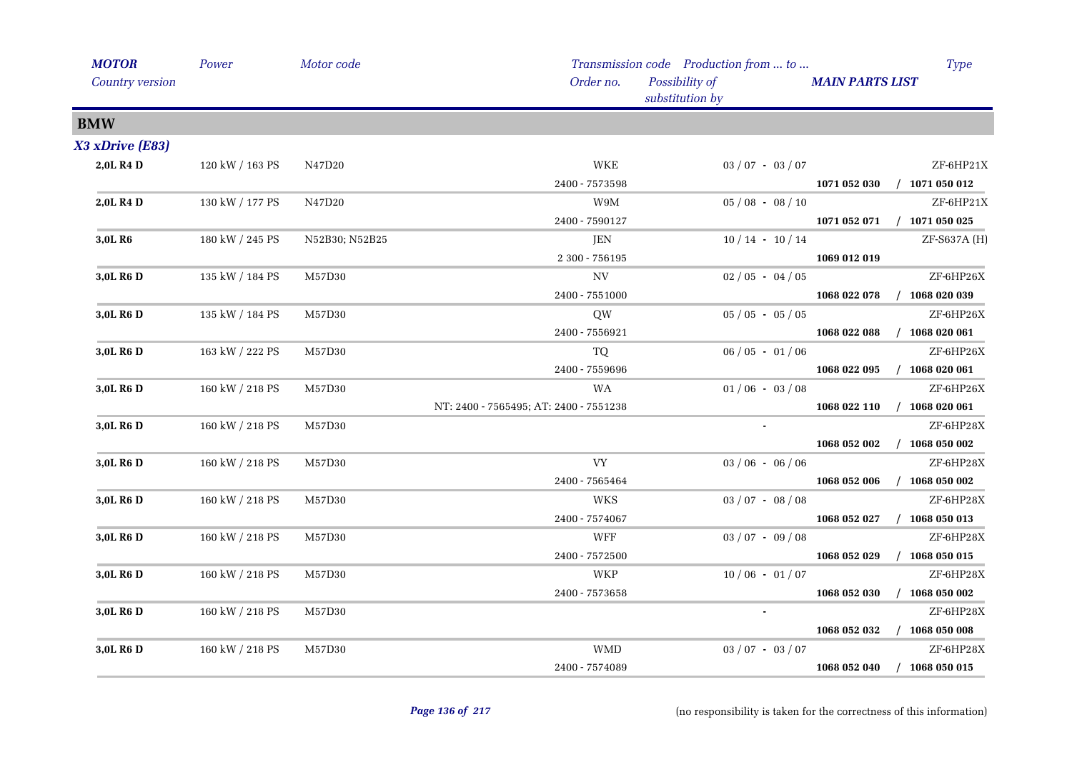| *MOTOR* | *Power* | *Motor code* | *Transmission code* | *Production from ... to ...* | | *Type* |
|---|---|---|---|---|---|---|
| *Country version* | | | *Order no.* | *Possibility of substitution by* | ***MAIN PARTS LIST*** | |

## BMW

### *X3 xDrive (E83)*

| MOTOR / Country version | Power | Motor code | Transmission code / Order no. | Production from ... to ... / Possibility of substitution by | MAIN PARTS LIST | Type |
|---|---|---|---|---|---|---|
| **2,0L R4 D** | 120 kW / 163 PS | N47D20 | WKE | 03 / 07 - 03 / 07 | | ZF-6HP21X |
| | | | 2400 - 7573598 | | **1071 052 030** | **/ 1071 050 012** |
| **2,0L R4 D** | 130 kW / 177 PS | N47D20 | W9M | 05 / 08 - 08 / 10 | | ZF-6HP21X |
| | | | 2400 - 7590127 | | **1071 052 071** | **/ 1071 050 025** |
| **3,0L R6** | 180 kW / 245 PS | N52B30; N52B25 | JEN | 10 / 14 - 10 / 14 | | ZF-S637A (H) |
| | | | 2 300 - 756195 | | **1069 012 019** | |
| **3,0L R6 D** | 135 kW / 184 PS | M57D30 | NV | 02 / 05 - 04 / 05 | | ZF-6HP26X |
| | | | 2400 - 7551000 | | **1068 022 078** | **/ 1068 020 039** |
| **3,0L R6 D** | 135 kW / 184 PS | M57D30 | QW | 05 / 05 - 05 / 05 | | ZF-6HP26X |
| | | | 2400 - 7556921 | | **1068 022 088** | **/ 1068 020 061** |
| **3,0L R6 D** | 163 kW / 222 PS | M57D30 | TQ | 06 / 05 - 01 / 06 | | ZF-6HP26X |
| | | | 2400 - 7559696 | | **1068 022 095** | **/ 1068 020 061** |
| **3,0L R6 D** | 160 kW / 218 PS | M57D30 | WA | 01 / 06 - 03 / 08 | | ZF-6HP26X |
| | | | NT: 2400 - 7565495; AT: 2400 - 7551238 | | **1068 022 110** | **/ 1068 020 061** |
| **3,0L R6 D** | 160 kW / 218 PS | M57D30 | | - | | ZF-6HP28X |
| | | | | | **1068 052 002** | **/ 1068 050 002** |
| **3,0L R6 D** | 160 kW / 218 PS | M57D30 | VY | 03 / 06 - 06 / 06 | | ZF-6HP28X |
| | | | 2400 - 7565464 | | **1068 052 006** | **/ 1068 050 002** |
| **3,0L R6 D** | 160 kW / 218 PS | M57D30 | WKS | 03 / 07 - 08 / 08 | | ZF-6HP28X |
| | | | 2400 - 7574067 | | **1068 052 027** | **/ 1068 050 013** |
| **3,0L R6 D** | 160 kW / 218 PS | M57D30 | WFF | 03 / 07 - 09 / 08 | | ZF-6HP28X |
| | | | 2400 - 7572500 | | **1068 052 029** | **/ 1068 050 015** |
| **3,0L R6 D** | 160 kW / 218 PS | M57D30 | WKP | 10 / 06 - 01 / 07 | | ZF-6HP28X |
| | | | 2400 - 7573658 | | **1068 052 030** | **/ 1068 050 002** |
| **3,0L R6 D** | 160 kW / 218 PS | M57D30 | | - | | ZF-6HP28X |
| | | | | | **1068 052 032** | **/ 1068 050 008** |
| **3,0L R6 D** | 160 kW / 218 PS | M57D30 | WMD | 03 / 07 - 03 / 07 | | ZF-6HP28X |
| | | | 2400 - 7574089 | | **1068 052 040** | **/ 1068 050 015** |

(no responsibility is taken for the correctness of this information)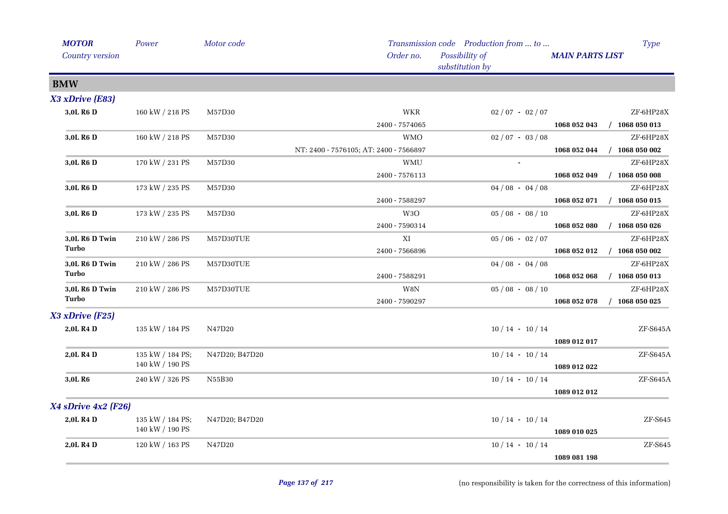| MOTOR<br>Country version | Power | Motor code | Transmission code<br>Order no. | Production from ... to ...<br>Possibility of substitution by | MAIN PARTS LIST | Type |
|---|---|---|---|---|---|---|
| **BMW** | | | | | | |
| ***X3 xDrive (E83)*** | | | | | | |
| **3,0L R6 D** | 160 kW / 218 PS | M57D30 | WKR<br>2400 - 7574065 | 02 / 07 - 02 / 07 | **1068 052 043 / 1068 050 013** | ZF-6HP28X |
| **3,0L R6 D** | 160 kW / 218 PS | M57D30 | WMO<br>NT: 2400 - 7576105; AT: 2400 - 7566897 | 02 / 07 - 03 / 08 | **1068 052 044 / 1068 050 002** | ZF-6HP28X |
| **3,0L R6 D** | 170 kW / 231 PS | M57D30 | WMU<br>2400 - 7576113 | - | **1068 052 049 / 1068 050 008** | ZF-6HP28X |
| **3,0L R6 D** | 173 kW / 235 PS | M57D30 | 2400 - 7588297 | 04 / 08 - 04 / 08 | **1068 052 071 / 1068 050 015** | ZF-6HP28X |
| **3,0L R6 D** | 173 kW / 235 PS | M57D30 | W3O<br>2400 - 7590314 | 05 / 08 - 08 / 10 | **1068 052 080 / 1068 050 026** | ZF-6HP28X |
| **3,0L R6 D Twin Turbo** | 210 kW / 286 PS | M57D30TUE | XI<br>2400 - 7566896 | 05 / 06 - 02 / 07 | **1068 052 012 / 1068 050 002** | ZF-6HP28X |
| **3,0L R6 D Twin Turbo** | 210 kW / 286 PS | M57D30TUE | 2400 - 7588291 | 04 / 08 - 04 / 08 | **1068 052 068 / 1068 050 013** | ZF-6HP28X |
| **3,0L R6 D Twin Turbo** | 210 kW / 286 PS | M57D30TUE | W8N<br>2400 - 7590297 | 05 / 08 - 08 / 10 | **1068 052 078 / 1068 050 025** | ZF-6HP28X |
| ***X3 xDrive (F25)*** | | | | | | |
| **2,0L R4 D** | 135 kW / 184 PS | N47D20 | | 10 / 14 - 10 / 14 | **1089 012 017** | ZF-S645A |
| **2,0L R4 D** | 135 kW / 184 PS; 140 kW / 190 PS | N47D20; B47D20 | | 10 / 14 - 10 / 14 | **1089 012 022** | ZF-S645A |
| **3,0L R6** | 240 kW / 326 PS | N55B30 | | 10 / 14 - 10 / 14 | **1089 012 012** | ZF-S645A |
| ***X4 sDrive 4x2 (F26)*** | | | | | | |
| **2,0L R4 D** | 135 kW / 184 PS; 140 kW / 190 PS | N47D20; B47D20 | | 10 / 14 - 10 / 14 | **1089 010 025** | ZF-S645 |
| **2,0L R4 D** | 120 kW / 163 PS | N47D20 | | 10 / 14 - 10 / 14 | **1089 081 198** | ZF-S645 |

(no responsibility is taken for the correctness of this information)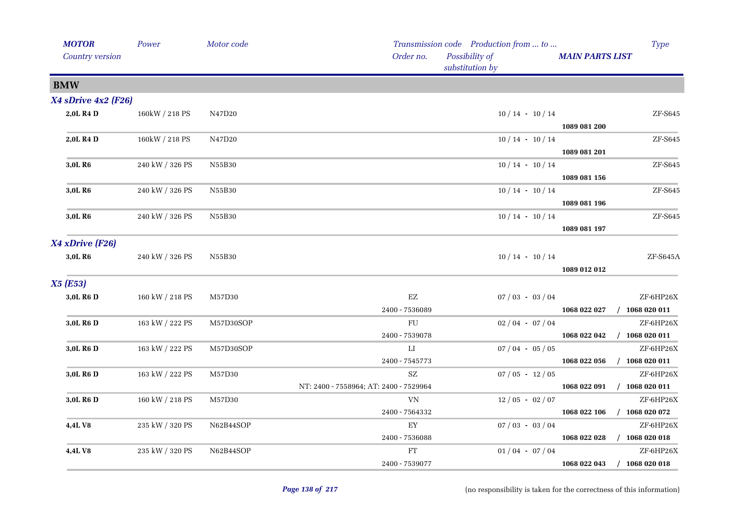| MOTOR<br>Country version | Power | Motor code | Transmission code<br>Order no. | Production from ... to ...<br>Possibility of substitution by | MAIN PARTS LIST | Type |
|---|---|---|---|---|---|---|
| **BMW** | | | | | | |
| ***X4 sDrive 4x2 (F26)*** | | | | | | |
| **2,0L R4 D** | 160kW / 218 PS | N47D20 | | 10 / 14 - 10 / 14 | **1089 081 200** | ZF-S645 |
| **2,0L R4 D** | 160kW / 218 PS | N47D20 | | 10 / 14 - 10 / 14 | **1089 081 201** | ZF-S645 |
| **3,0L R6** | 240 kW / 326 PS | N55B30 | | 10 / 14 - 10 / 14 | **1089 081 156** | ZF-S645 |
| **3,0L R6** | 240 kW / 326 PS | N55B30 | | 10 / 14 - 10 / 14 | **1089 081 196** | ZF-S645 |
| **3,0L R6** | 240 kW / 326 PS | N55B30 | | 10 / 14 - 10 / 14 | **1089 081 197** | ZF-S645 |
| ***X4 xDrive (F26)*** | | | | | | |
| **3,0L R6** | 240 kW / 326 PS | N55B30 | | 10 / 14 - 10 / 14 | **1089 012 012** | ZF-S645A |
| ***X5 (E53)*** | | | | | | |
| **3,0L R6 D** | 160 kW / 218 PS | M57D30 | EZ<br>2400 - 7536089 | 07 / 03 - 03 / 04 | **1068 022 027 / 1068 020 011** | ZF-6HP26X |
| **3,0L R6 D** | 163 kW / 222 PS | M57D30SOP | FU<br>2400 - 7539078 | 02 / 04 - 07 / 04 | **1068 022 042 / 1068 020 011** | ZF-6HP26X |
| **3,0L R6 D** | 163 kW / 222 PS | M57D30SOP | LI<br>2400 - 7545773 | 07 / 04 - 05 / 05 | **1068 022 056 / 1068 020 011** | ZF-6HP26X |
| **3,0L R6 D** | 163 kW / 222 PS | M57D30 | SZ<br>NT: 2400 - 7558964; AT: 2400 - 7529964 | 07 / 05 - 12 / 05 | **1068 022 091 / 1068 020 011** | ZF-6HP26X |
| **3,0L R6 D** | 160 kW / 218 PS | M57D30 | VN<br>2400 - 7564332 | 12 / 05 - 02 / 07 | **1068 022 106 / 1068 020 072** | ZF-6HP26X |
| **4,4L V8** | 235 kW / 320 PS | N62B44SOP | EY<br>2400 - 7536088 | 07 / 03 - 03 / 04 | **1068 022 028 / 1068 020 018** | ZF-6HP26X |
| **4,4L V8** | 235 kW / 320 PS | N62B44SOP | FT<br>2400 - 7539077 | 01 / 04 - 07 / 04 | **1068 022 043 / 1068 020 018** | ZF-6HP26X |

(no responsibility is taken for the correctness of this information)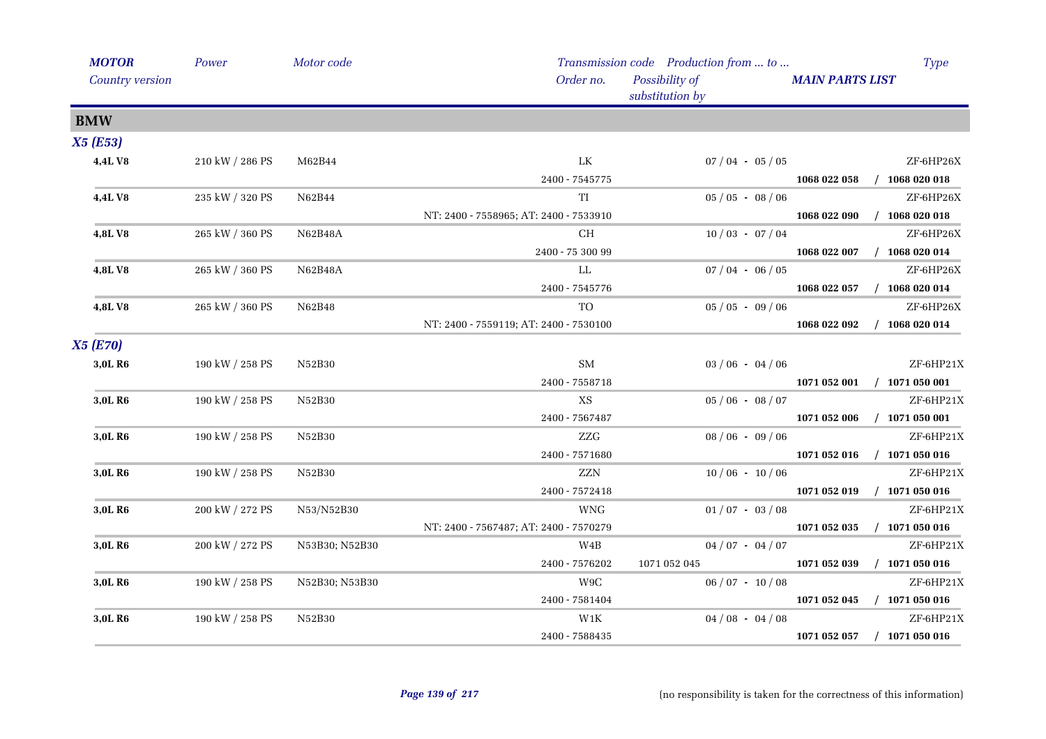| *MOTOR* | *Power* | *Motor code* | *Transmission code* | *Production from ... to ...* | | *Type* |
|---|---|---|---|---|---|---|
| *Country version* | | | *Order no.* | *Possibility of substitution by* | *MAIN PARTS LIST* | |

## BMW

### *X5 (E53)*

| *MOTOR* | *Power* | *Motor code* | *Transmission code* / *Order no.* | *Production from ... to ...* / *Possibility of substitution by* | *MAIN PARTS LIST* | *Type* |
|---|---|---|---|---|---|---|
| **4,4L V8** | 210 kW / 286 PS | M62B44 | LK | 07 / 04 - 05 / 05 | | ZF-6HP26X |
| | | | 2400 - 7545775 | | **1068 022 058** | **/ 1068 020 018** |
| **4,4L V8** | 235 kW / 320 PS | N62B44 | TI | 05 / 05 - 08 / 06 | | ZF-6HP26X |
| | | | NT: 2400 - 7558965; AT: 2400 - 7533910 | | **1068 022 090** | **/ 1068 020 018** |
| **4,8L V8** | 265 kW / 360 PS | N62B48A | CH | 10 / 03 - 07 / 04 | | ZF-6HP26X |
| | | | 2400 - 75 300 99 | | **1068 022 007** | **/ 1068 020 014** |
| **4,8L V8** | 265 kW / 360 PS | N62B48A | LL | 07 / 04 - 06 / 05 | | ZF-6HP26X |
| | | | 2400 - 7545776 | | **1068 022 057** | **/ 1068 020 014** |
| **4,8L V8** | 265 kW / 360 PS | N62B48 | TO | 05 / 05 - 09 / 06 | | ZF-6HP26X |
| | | | NT: 2400 - 7559119; AT: 2400 - 7530100 | | **1068 022 092** | **/ 1068 020 014** |

### *X5 (E70)*

| *MOTOR* | *Power* | *Motor code* | *Transmission code* / *Order no.* | *Production from ... to ...* / *Possibility of substitution by* | *MAIN PARTS LIST* | *Type* |
|---|---|---|---|---|---|---|
| **3,0L R6** | 190 kW / 258 PS | N52B30 | SM | 03 / 06 - 04 / 06 | | ZF-6HP21X |
| | | | 2400 - 7558718 | | **1071 052 001** | **/ 1071 050 001** |
| **3,0L R6** | 190 kW / 258 PS | N52B30 | XS | 05 / 06 - 08 / 07 | | ZF-6HP21X |
| | | | 2400 - 7567487 | | **1071 052 006** | **/ 1071 050 001** |
| **3,0L R6** | 190 kW / 258 PS | N52B30 | ZZG | 08 / 06 - 09 / 06 | | ZF-6HP21X |
| | | | 2400 - 7571680 | | **1071 052 016** | **/ 1071 050 016** |
| **3,0L R6** | 190 kW / 258 PS | N52B30 | ZZN | 10 / 06 - 10 / 06 | | ZF-6HP21X |
| | | | 2400 - 7572418 | | **1071 052 019** | **/ 1071 050 016** |
| **3,0L R6** | 200 kW / 272 PS | N53/N52B30 | WNG | 01 / 07 - 03 / 08 | | ZF-6HP21X |
| | | | NT: 2400 - 7567487; AT: 2400 - 7570279 | | **1071 052 035** | **/ 1071 050 016** |
| **3,0L R6** | 200 kW / 272 PS | N53B30; N52B30 | W4B | 04 / 07 - 04 / 07 | | ZF-6HP21X |
| | | | 2400 - 7576202 | 1071 052 045 | **1071 052 039** | **/ 1071 050 016** |
| **3,0L R6** | 190 kW / 258 PS | N52B30; N53B30 | W9C | 06 / 07 - 10 / 08 | | ZF-6HP21X |
| | | | 2400 - 7581404 | | **1071 052 045** | **/ 1071 050 016** |
| **3,0L R6** | 190 kW / 258 PS | N52B30 | W1K | 04 / 08 - 04 / 08 | | ZF-6HP21X |
| | | | 2400 - 7588435 | | **1071 052 057** | **/ 1071 050 016** |

(no responsibility is taken for the correctness of this information)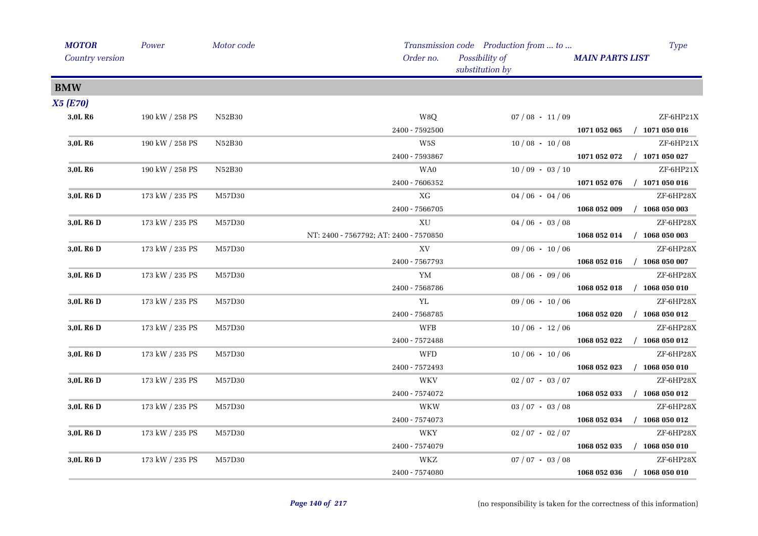| *MOTOR* | *Power* | *Motor code* | *Transmission code* | *Production from ... to ...* | | *Type* |
|---|---|---|---|---|---|---|
| *Country version* | | | *Order no.* | *Possibility of substitution by* | *MAIN PARTS LIST* | |

## BMW

### *X5 (E70)*

| MOTOR / Country version | Power | Motor code | Transmission code / Order no. | Production from ... to ... | MAIN PARTS LIST | Type |
|---|---|---|---|---|---|---|
| **3,0L R6** | 190 kW / 258 PS | N52B30 | W8Q | 07 / 08 - 11 / 09 | | ZF-6HP21X |
| | | | 2400 - 7592500 | | **1071 052 065** | **/ 1071 050 016** |
| **3,0L R6** | 190 kW / 258 PS | N52B30 | W5S | 10 / 08 - 10 / 08 | | ZF-6HP21X |
| | | | 2400 - 7593867 | | **1071 052 072** | **/ 1071 050 027** |
| **3,0L R6** | 190 kW / 258 PS | N52B30 | WA0 | 10 / 09 - 03 / 10 | | ZF-6HP21X |
| | | | 2400 - 7606352 | | **1071 052 076** | **/ 1071 050 016** |
| **3,0L R6 D** | 173 kW / 235 PS | M57D30 | XG | 04 / 06 - 04 / 06 | | ZF-6HP28X |
| | | | 2400 - 7566705 | | **1068 052 009** | **/ 1068 050 003** |
| **3,0L R6 D** | 173 kW / 235 PS | M57D30 | XU | 04 / 06 - 03 / 08 | | ZF-6HP28X |
| | | | NT: 2400 - 7567792; AT: 2400 - 7570850 | | **1068 052 014** | **/ 1068 050 003** |
| **3,0L R6 D** | 173 kW / 235 PS | M57D30 | XV | 09 / 06 - 10 / 06 | | ZF-6HP28X |
| | | | 2400 - 7567793 | | **1068 052 016** | **/ 1068 050 007** |
| **3,0L R6 D** | 173 kW / 235 PS | M57D30 | YM | 08 / 06 - 09 / 06 | | ZF-6HP28X |
| | | | 2400 - 7568786 | | **1068 052 018** | **/ 1068 050 010** |
| **3,0L R6 D** | 173 kW / 235 PS | M57D30 | YL | 09 / 06 - 10 / 06 | | ZF-6HP28X |
| | | | 2400 - 7568785 | | **1068 052 020** | **/ 1068 050 012** |
| **3,0L R6 D** | 173 kW / 235 PS | M57D30 | WFB | 10 / 06 - 12 / 06 | | ZF-6HP28X |
| | | | 2400 - 7572488 | | **1068 052 022** | **/ 1068 050 012** |
| **3,0L R6 D** | 173 kW / 235 PS | M57D30 | WFD | 10 / 06 - 10 / 06 | | ZF-6HP28X |
| | | | 2400 - 7572493 | | **1068 052 023** | **/ 1068 050 010** |
| **3,0L R6 D** | 173 kW / 235 PS | M57D30 | WKV | 02 / 07 - 03 / 07 | | ZF-6HP28X |
| | | | 2400 - 7574072 | | **1068 052 033** | **/ 1068 050 012** |
| **3,0L R6 D** | 173 kW / 235 PS | M57D30 | WKW | 03 / 07 - 03 / 08 | | ZF-6HP28X |
| | | | 2400 - 7574073 | | **1068 052 034** | **/ 1068 050 012** |
| **3,0L R6 D** | 173 kW / 235 PS | M57D30 | WKY | 02 / 07 - 02 / 07 | | ZF-6HP28X |
| | | | 2400 - 7574079 | | **1068 052 035** | **/ 1068 050 010** |
| **3,0L R6 D** | 173 kW / 235 PS | M57D30 | WKZ | 07 / 07 - 03 / 08 | | ZF-6HP28X |
| | | | 2400 - 7574080 | | **1068 052 036** | **/ 1068 050 010** |

(no responsibility is taken for the correctness of this information)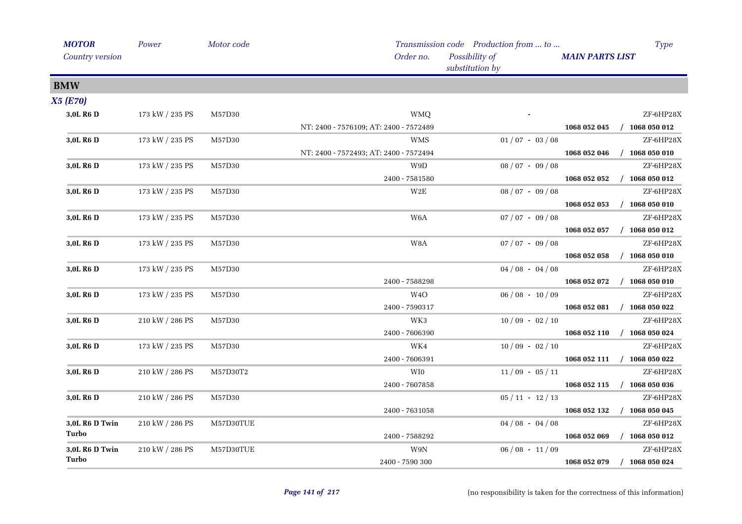| MOTOR | Power | Motor code | Transmission code | Production from ... to ... | | Type |
|---|---|---|---|---|---|---|
| Country version | | | Order no. | Possibility of substitution by | MAIN PARTS LIST | |

## BMW

### X5 (E70)

| MOTOR | Power | Motor code | Transmission code / Order no. | Production from ... to ... | MAIN PARTS LIST | Type |
|---|---|---|---|---|---|---|
| 3,0L R6 D | 173 kW / 235 PS | M57D30 | WMQ | - | | ZF-6HP28X |
| | | | NT: 2400 - 7576109; AT: 2400 - 7572489 | | 1068 052 045 | / 1068 050 012 |
| 3,0L R6 D | 173 kW / 235 PS | M57D30 | WMS | 01 / 07 - 03 / 08 | | ZF-6HP28X |
| | | | NT: 2400 - 7572493; AT: 2400 - 7572494 | | 1068 052 046 | / 1068 050 010 |
| 3,0L R6 D | 173 kW / 235 PS | M57D30 | W9D | 08 / 07 - 09 / 08 | | ZF-6HP28X |
| | | | 2400 - 7581580 | | 1068 052 052 | / 1068 050 012 |
| 3,0L R6 D | 173 kW / 235 PS | M57D30 | W2E | 08 / 07 - 09 / 08 | | ZF-6HP28X |
| | | | | | 1068 052 053 | / 1068 050 010 |
| 3,0L R6 D | 173 kW / 235 PS | M57D30 | W6A | 07 / 07 - 09 / 08 | | ZF-6HP28X |
| | | | | | 1068 052 057 | / 1068 050 012 |
| 3,0L R6 D | 173 kW / 235 PS | M57D30 | W8A | 07 / 07 - 09 / 08 | | ZF-6HP28X |
| | | | | | 1068 052 058 | / 1068 050 010 |
| 3,0L R6 D | 173 kW / 235 PS | M57D30 | | 04 / 08 - 04 / 08 | | ZF-6HP28X |
| | | | 2400 - 7588298 | | 1068 052 072 | / 1068 050 010 |
| 3,0L R6 D | 173 kW / 235 PS | M57D30 | W4O | 06 / 08 - 10 / 09 | | ZF-6HP28X |
| | | | 2400 - 7590317 | | 1068 052 081 | / 1068 050 022 |
| 3,0L R6 D | 210 kW / 286 PS | M57D30 | WK3 | 10 / 09 - 02 / 10 | | ZF-6HP28X |
| | | | 2400 - 7606390 | | 1068 052 110 | / 1068 050 024 |
| 3,0L R6 D | 173 kW / 235 PS | M57D30 | WK4 | 10 / 09 - 02 / 10 | | ZF-6HP28X |
| | | | 2400 - 7606391 | | 1068 052 111 | / 1068 050 022 |
| 3,0L R6 D | 210 kW / 286 PS | M57D30T2 | WI0 | 11 / 09 - 05 / 11 | | ZF-6HP28X |
| | | | 2400 - 7607858 | | 1068 052 115 | / 1068 050 036 |
| 3,0L R6 D | 210 kW / 286 PS | M57D30 | | 05 / 11 - 12 / 13 | | ZF-6HP28X |
| | | | 2400 - 7631058 | | 1068 052 132 | / 1068 050 045 |
| 3,0L R6 D Twin Turbo | 210 kW / 286 PS | M57D30TUE | | 04 / 08 - 04 / 08 | | ZF-6HP28X |
| | | | 2400 - 7588292 | | 1068 052 069 | / 1068 050 012 |
| 3,0L R6 D Twin Turbo | 210 kW / 286 PS | M57D30TUE | W9N | 06 / 08 - 11 / 09 | | ZF-6HP28X |
| | | | 2400 - 7590 300 | | 1068 052 079 | / 1068 050 024 |

(no responsibility is taken for the correctness of this information)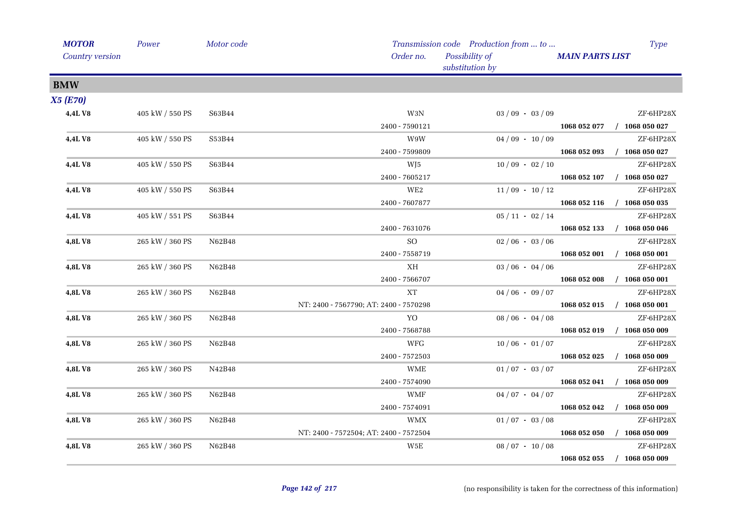| *MOTOR* | *Power* | *Motor code* | *Transmission code* | *Production from ... to ...* | *Type* |
|---|---|---|---|---|---|
| *Country version* | | | *Order no.* | *Possibility of substitution by* | ***MAIN PARTS LIST*** |

## BMW

### *X5 (E70)*

| *MOTOR* / *Country version* | *Power* | *Motor code* | *Transmission code* / *Order no.* | *Production from ... to ...* | *Type* / *MAIN PARTS LIST* |
|---|---|---|---|---|---|
| **4,4L V8** | 405 kW / 550 PS | S63B44 | W3N | 03 / 09 - 03 / 09 | ZF-6HP28X |
| | | | 2400 - 7590121 | | **1068 052 077 / 1068 050 027** |
| **4,4L V8** | 405 kW / 550 PS | S53B44 | W9W | 04 / 09 - 10 / 09 | ZF-6HP28X |
| | | | 2400 - 7599809 | | **1068 052 093 / 1068 050 027** |
| **4,4L V8** | 405 kW / 550 PS | S63B44 | WJ5 | 10 / 09 - 02 / 10 | ZF-6HP28X |
| | | | 2400 - 7605217 | | **1068 052 107 / 1068 050 027** |
| **4,4L V8** | 405 kW / 550 PS | S63B44 | WE2 | 11 / 09 - 10 / 12 | ZF-6HP28X |
| | | | 2400 - 7607877 | | **1068 052 116 / 1068 050 035** |
| **4,4L V8** | 405 kW / 551 PS | S63B44 | | 05 / 11 - 02 / 14 | ZF-6HP28X |
| | | | 2400 - 7631076 | | **1068 052 133 / 1068 050 046** |
| **4,8L V8** | 265 kW / 360 PS | N62B48 | SO | 02 / 06 - 03 / 06 | ZF-6HP28X |
| | | | 2400 - 7558719 | | **1068 052 001 / 1068 050 001** |
| **4,8L V8** | 265 kW / 360 PS | N62B48 | XH | 03 / 06 - 04 / 06 | ZF-6HP28X |
| | | | 2400 - 7566707 | | **1068 052 008 / 1068 050 001** |
| **4,8L V8** | 265 kW / 360 PS | N62B48 | XT | 04 / 06 - 09 / 07 | ZF-6HP28X |
| | | | NT: 2400 - 7567790; AT: 2400 - 7570298 | | **1068 052 015 / 1068 050 001** |
| **4,8L V8** | 265 kW / 360 PS | N62B48 | YO | 08 / 06 - 04 / 08 | ZF-6HP28X |
| | | | 2400 - 7568788 | | **1068 052 019 / 1068 050 009** |
| **4,8L V8** | 265 kW / 360 PS | N62B48 | WFG | 10 / 06 - 01 / 07 | ZF-6HP28X |
| | | | 2400 - 7572503 | | **1068 052 025 / 1068 050 009** |
| **4,8L V8** | 265 kW / 360 PS | N42B48 | WME | 01 / 07 - 03 / 07 | ZF-6HP28X |
| | | | 2400 - 7574090 | | **1068 052 041 / 1068 050 009** |
| **4,8L V8** | 265 kW / 360 PS | N62B48 | WMF | 04 / 07 - 04 / 07 | ZF-6HP28X |
| | | | 2400 - 7574091 | | **1068 052 042 / 1068 050 009** |
| **4,8L V8** | 265 kW / 360 PS | N62B48 | WMX | 01 / 07 - 03 / 08 | ZF-6HP28X |
| | | | NT: 2400 - 7572504; AT: 2400 - 7572504 | | **1068 052 050 / 1068 050 009** |
| **4,8L V8** | 265 kW / 360 PS | N62B48 | W5E | 08 / 07 - 10 / 08 | ZF-6HP28X |
| | | | | | **1068 052 055 / 1068 050 009** |

(no responsibility is taken for the correctness of this information)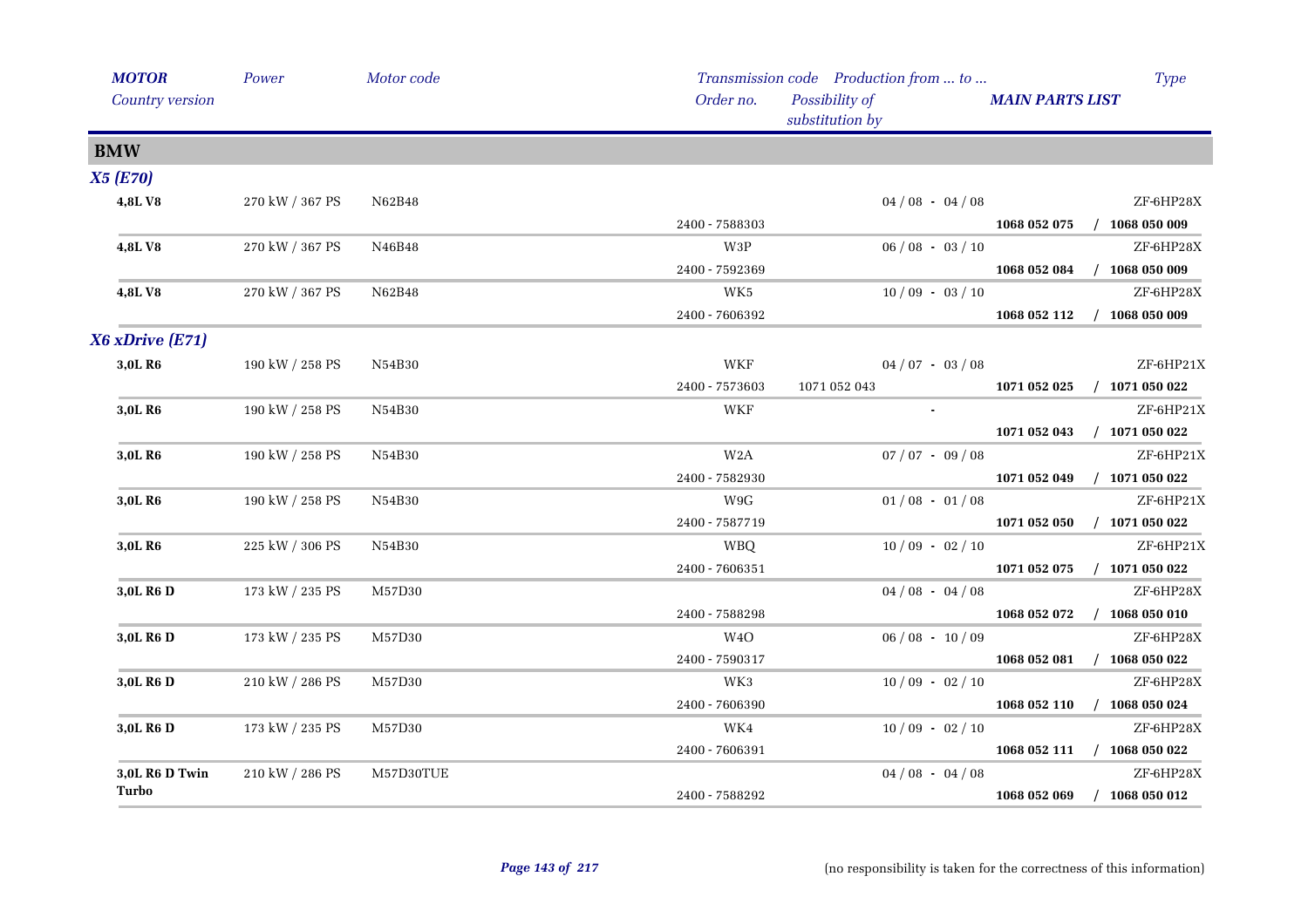| *MOTOR* | *Power* | *Motor code* | *Transmission code* | *Production from ... to ...* | | *Type* |
|---|---|---|---|---|---|---|
| *Country version* | | | *Order no.* | *Possibility of substitution by* | ***MAIN PARTS LIST*** | |

## BMW

### *X5 (E70)*

| MOTOR | Power | Motor code | Transmission code / Order no. | Possibility of substitution by | Production from ... to ... / MAIN PARTS LIST | Type |
|---|---|---|---|---|---|---|
| **4,8L V8** | 270 kW / 367 PS | N62B48 | | | 04 / 08 - 04 / 08 | ZF-6HP28X |
| | | | 2400 - 7588303 | | **1068 052 075** | **/ 1068 050 009** |
| **4,8L V8** | 270 kW / 367 PS | N46B48 | W3P | | 06 / 08 - 03 / 10 | ZF-6HP28X |
| | | | 2400 - 7592369 | | **1068 052 084** | **/ 1068 050 009** |
| **4,8L V8** | 270 kW / 367 PS | N62B48 | WK5 | | 10 / 09 - 03 / 10 | ZF-6HP28X |
| | | | 2400 - 7606392 | | **1068 052 112** | **/ 1068 050 009** |

### *X6 xDrive (E71)*

| MOTOR | Power | Motor code | Transmission code / Order no. | Possibility of substitution by | Production from ... to ... / MAIN PARTS LIST | Type |
|---|---|---|---|---|---|---|
| **3,0L R6** | 190 kW / 258 PS | N54B30 | WKF | | 04 / 07 - 03 / 08 | ZF-6HP21X |
| | | | 2400 - 7573603 | 1071 052 043 | **1071 052 025** | **/ 1071 050 022** |
| **3,0L R6** | 190 kW / 258 PS | N54B30 | WKF | | - | ZF-6HP21X |
| | | | | | **1071 052 043** | **/ 1071 050 022** |
| **3,0L R6** | 190 kW / 258 PS | N54B30 | W2A | | 07 / 07 - 09 / 08 | ZF-6HP21X |
| | | | 2400 - 7582930 | | **1071 052 049** | **/ 1071 050 022** |
| **3,0L R6** | 190 kW / 258 PS | N54B30 | W9G | | 01 / 08 - 01 / 08 | ZF-6HP21X |
| | | | 2400 - 7587719 | | **1071 052 050** | **/ 1071 050 022** |
| **3,0L R6** | 225 kW / 306 PS | N54B30 | WBQ | | 10 / 09 - 02 / 10 | ZF-6HP21X |
| | | | 2400 - 7606351 | | **1071 052 075** | **/ 1071 050 022** |
| **3,0L R6 D** | 173 kW / 235 PS | M57D30 | | | 04 / 08 - 04 / 08 | ZF-6HP28X |
| | | | 2400 - 7588298 | | **1068 052 072** | **/ 1068 050 010** |
| **3,0L R6 D** | 173 kW / 235 PS | M57D30 | W4O | | 06 / 08 - 10 / 09 | ZF-6HP28X |
| | | | 2400 - 7590317 | | **1068 052 081** | **/ 1068 050 022** |
| **3,0L R6 D** | 210 kW / 286 PS | M57D30 | WK3 | | 10 / 09 - 02 / 10 | ZF-6HP28X |
| | | | 2400 - 7606390 | | **1068 052 110** | **/ 1068 050 024** |
| **3,0L R6 D** | 173 kW / 235 PS | M57D30 | WK4 | | 10 / 09 - 02 / 10 | ZF-6HP28X |
| | | | 2400 - 7606391 | | **1068 052 111** | **/ 1068 050 022** |
| **3,0L R6 D Twin Turbo** | 210 kW / 286 PS | M57D30TUE | | | 04 / 08 - 04 / 08 | ZF-6HP28X |
| | | | 2400 - 7588292 | | **1068 052 069** | **/ 1068 050 012** |

(no responsibility is taken for the correctness of this information)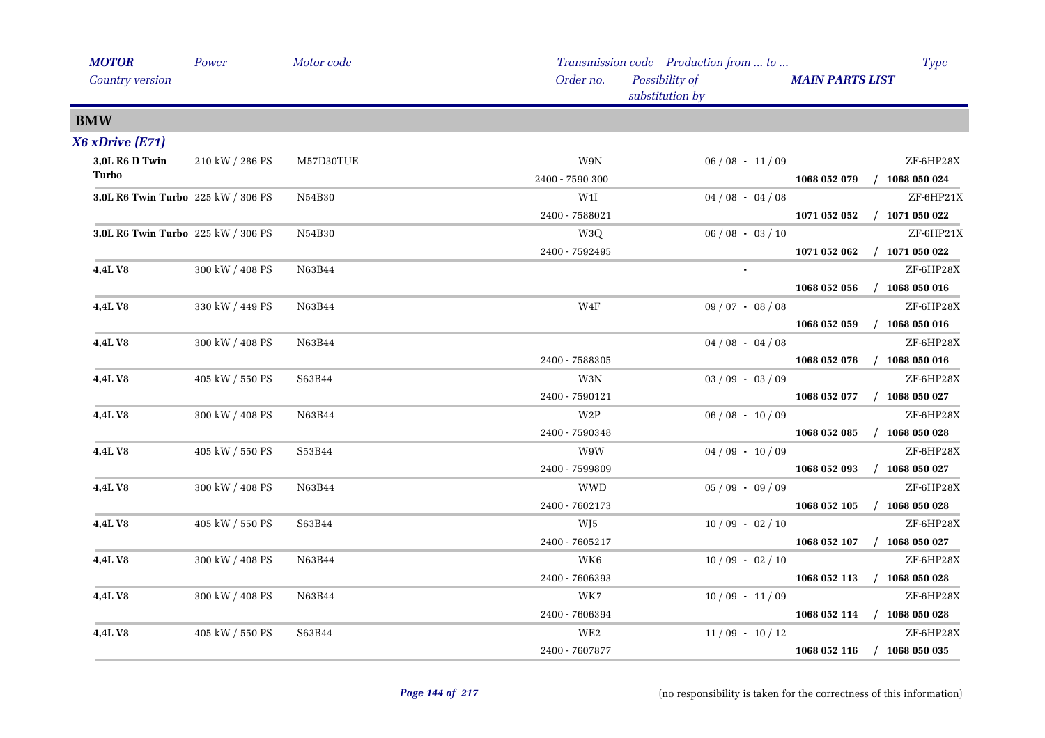| *MOTOR* *Country version* | *Power* | *Motor code* | *Transmission code* *Order no.* | *Production from ... to ...* *Possibility of substitution by* | *MAIN PARTS LIST* | *Type* |
|---|---|---|---|---|---|---|

## BMW

### *X6 xDrive (E71)*

| *MOTOR* *Country version* | *Power* | *Motor code* | *Transmission code* *Order no.* | *Production from ... to ...* *Possibility of substitution by* | *MAIN PARTS LIST* | *Type* |
|---|---|---|---|---|---|---|
| **3,0L R6 D Twin Turbo** | 210 kW / 286 PS | M57D30TUE | W9N<br>2400 - 7590 300 | 06 / 08 - 11 / 09 | **1068 052 079 / 1068 050 024** | ZF-6HP28X |
| **3,0L R6 Twin Turbo** | 225 kW / 306 PS | N54B30 | W1I<br>2400 - 7588021 | 04 / 08 - 04 / 08 | **1071 052 052 / 1071 050 022** | ZF-6HP21X |
| **3,0L R6 Twin Turbo** | 225 kW / 306 PS | N54B30 | W3Q<br>2400 - 7592495 | 06 / 08 - 03 / 10 | **1071 052 062 / 1071 050 022** | ZF-6HP21X |
| **4,4L V8** | 300 kW / 408 PS | N63B44 | | - | **1068 052 056 / 1068 050 016** | ZF-6HP28X |
| **4,4L V8** | 330 kW / 449 PS | N63B44 | W4F | 09 / 07 - 08 / 08 | **1068 052 059 / 1068 050 016** | ZF-6HP28X |
| **4,4L V8** | 300 kW / 408 PS | N63B44 | 2400 - 7588305 | 04 / 08 - 04 / 08 | **1068 052 076 / 1068 050 016** | ZF-6HP28X |
| **4,4L V8** | 405 kW / 550 PS | S63B44 | W3N<br>2400 - 7590121 | 03 / 09 - 03 / 09 | **1068 052 077 / 1068 050 027** | ZF-6HP28X |
| **4,4L V8** | 300 kW / 408 PS | N63B44 | W2P<br>2400 - 7590348 | 06 / 08 - 10 / 09 | **1068 052 085 / 1068 050 028** | ZF-6HP28X |
| **4,4L V8** | 405 kW / 550 PS | S53B44 | W9W<br>2400 - 7599809 | 04 / 09 - 10 / 09 | **1068 052 093 / 1068 050 027** | ZF-6HP28X |
| **4,4L V8** | 300 kW / 408 PS | N63B44 | WWD<br>2400 - 7602173 | 05 / 09 - 09 / 09 | **1068 052 105 / 1068 050 028** | ZF-6HP28X |
| **4,4L V8** | 405 kW / 550 PS | S63B44 | WJ5<br>2400 - 7605217 | 10 / 09 - 02 / 10 | **1068 052 107 / 1068 050 027** | ZF-6HP28X |
| **4,4L V8** | 300 kW / 408 PS | N63B44 | WK6<br>2400 - 7606393 | 10 / 09 - 02 / 10 | **1068 052 113 / 1068 050 028** | ZF-6HP28X |
| **4,4L V8** | 300 kW / 408 PS | N63B44 | WK7<br>2400 - 7606394 | 10 / 09 - 11 / 09 | **1068 052 114 / 1068 050 028** | ZF-6HP28X |
| **4,4L V8** | 405 kW / 550 PS | S63B44 | WE2<br>2400 - 7607877 | 11 / 09 - 10 / 12 | **1068 052 116 / 1068 050 035** | ZF-6HP28X |

(no responsibility is taken for the correctness of this information)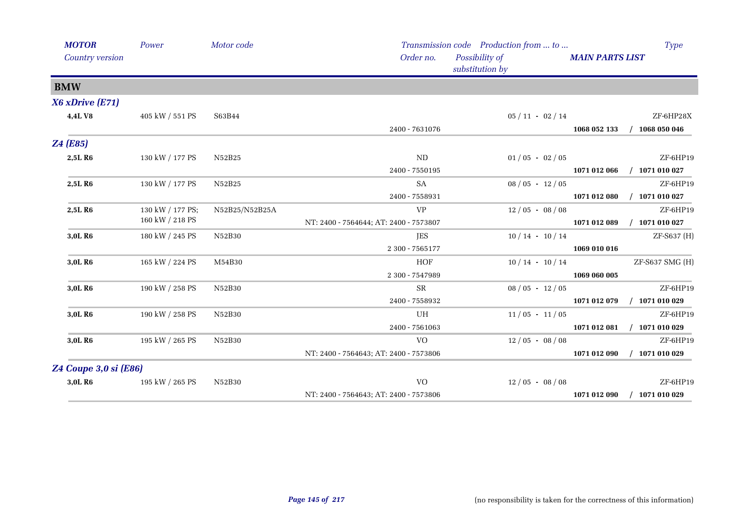| *MOTOR* | *Power* | *Motor code* | *Transmission code* | *Production from ... to ...* | | *Type* |
|---|---|---|---|---|---|---|
| *Country version* | | | *Order no.* | *Possibility of substitution by* | ***MAIN PARTS LIST*** | |
| **BMW** | | | | | | |
| ***X6 xDrive (E71)*** | | | | | | |
| **4,4L V8** | 405 kW / 551 PS | S63B44 | | 05 / 11 - 02 / 14 | | ZF-6HP28X |
| | | | 2400 - 7631076 | | **1068 052 133** | **/ 1068 050 046** |
| ***Z4 (E85)*** | | | | | | |
| **2,5L R6** | 130 kW / 177 PS | N52B25 | ND | 01 / 05 - 02 / 05 | | ZF-6HP19 |
| | | | 2400 - 7550195 | | **1071 012 066** | **/ 1071 010 027** |
| **2,5L R6** | 130 kW / 177 PS | N52B25 | SA | 08 / 05 - 12 / 05 | | ZF-6HP19 |
| | | | 2400 - 7558931 | | **1071 012 080** | **/ 1071 010 027** |
| **2,5L R6** | 130 kW / 177 PS; 160 kW / 218 PS | N52B25/N52B25A | VP | 12 / 05 - 08 / 08 | | ZF-6HP19 |
| | | | NT: 2400 - 7564644; AT: 2400 - 7573807 | | **1071 012 089** | **/ 1071 010 027** |
| **3,0L R6** | 180 kW / 245 PS | N52B30 | JES | 10 / 14 - 10 / 14 | | ZF-S637 (H) |
| | | | 2 300 - 7565177 | | **1069 010 016** | |
| **3,0L R6** | 165 kW / 224 PS | M54B30 | HOF | 10 / 14 - 10 / 14 | | ZF-S637 SMG (H) |
| | | | 2 300 - 7547989 | | **1069 060 005** | |
| **3,0L R6** | 190 kW / 258 PS | N52B30 | SR | 08 / 05 - 12 / 05 | | ZF-6HP19 |
| | | | 2400 - 7558932 | | **1071 012 079** | **/ 1071 010 029** |
| **3,0L R6** | 190 kW / 258 PS | N52B30 | UH | 11 / 05 - 11 / 05 | | ZF-6HP19 |
| | | | 2400 - 7561063 | | **1071 012 081** | **/ 1071 010 029** |
| **3,0L R6** | 195 kW / 265 PS | N52B30 | VO | 12 / 05 - 08 / 08 | | ZF-6HP19 |
| | | | NT: 2400 - 7564643; AT: 2400 - 7573806 | | **1071 012 090** | **/ 1071 010 029** |
| ***Z4 Coupe 3,0 si (E86)*** | | | | | | |
| **3,0L R6** | 195 kW / 265 PS | N52B30 | VO | 12 / 05 - 08 / 08 | | ZF-6HP19 |
| | | | NT: 2400 - 7564643; AT: 2400 - 7573806 | | **1071 012 090** | **/ 1071 010 029** |

(no responsibility is taken for the correctness of this information)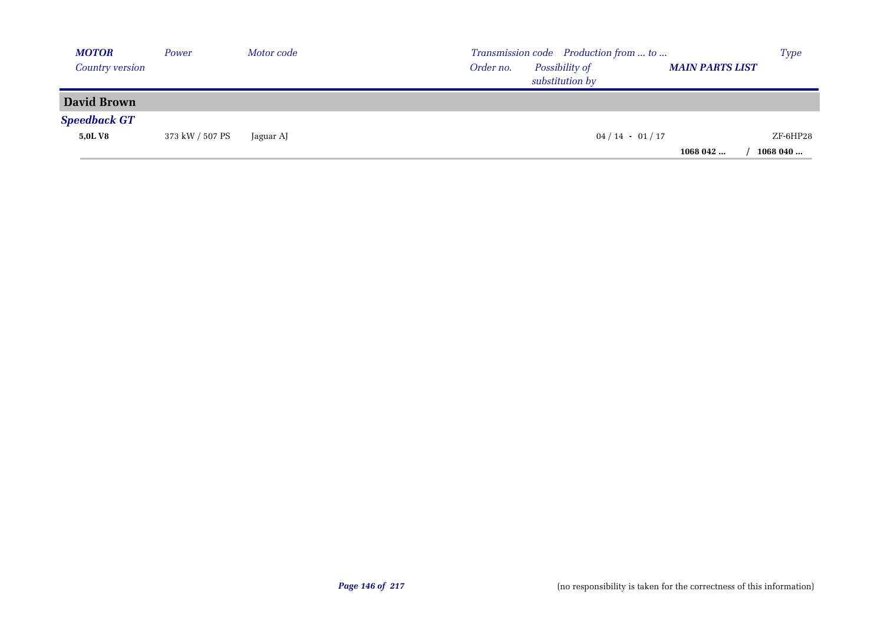| *MOTOR* / *Country version* | *Power* | *Motor code* | *Transmission code* / *Order no.* | *Production from ... to ...* / *Possibility of substitution by* | *MAIN PARTS LIST* | *Type* |
|---|---|---|---|---|---|---|
| **David Brown** | | | | | | |
| ***Speedback GT*** | | | | | | |
| **5,0L V8** | 373 kW / 507 PS | Jaguar AJ | | 04 / 14 - 01 / 17 | | ZF-6HP28 |
| | | | | | **1068 042 ...** | **/ 1068 040 ...** |

(no responsibility is taken for the correctness of this information)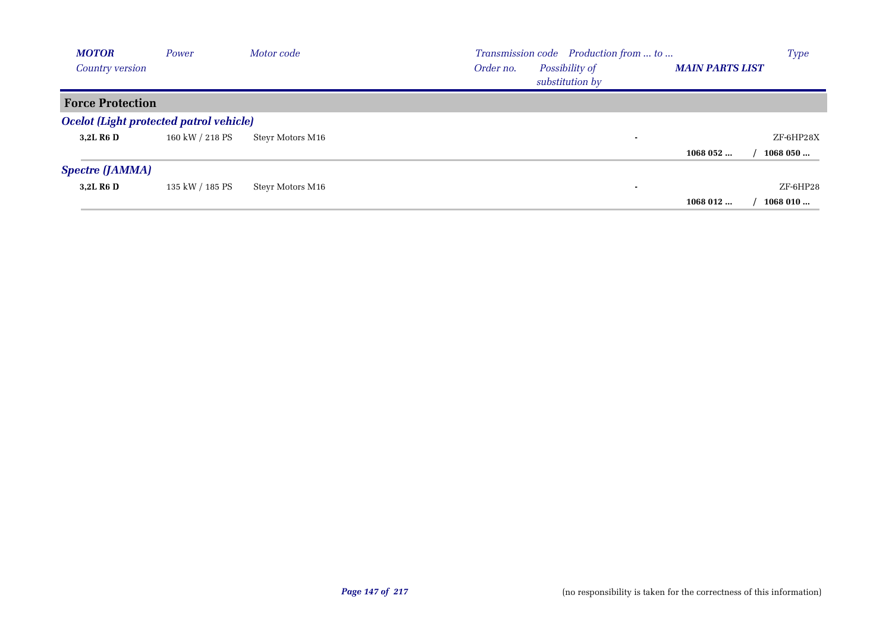| *MOTOR* *Country version* | *Power* | *Motor code* | *Transmission code* *Order no.* | *Production from ... to ...* *Possibility of substitution by* | ***MAIN PARTS LIST*** | *Type* |
|---|---|---|---|---|---|---|
| **Force Protection** | | | | | | |
| ***Ocelot (Light protected patrol vehicle)*** | | | | | | |
| **3,2L R6 D** | 160 kW / 218 PS | Steyr Motors M16 | | - | | ZF-6HP28X |
| | | | | | **1068 052 ...** | / **1068 050 ...** |
| ***Spectre (JAMMA)*** | | | | | | |
| **3,2L R6 D** | 135 kW / 185 PS | Steyr Motors M16 | | - | | ZF-6HP28 |
| | | | | | **1068 012 ...** | / **1068 010 ...** |

(no responsibility is taken for the correctness of this information)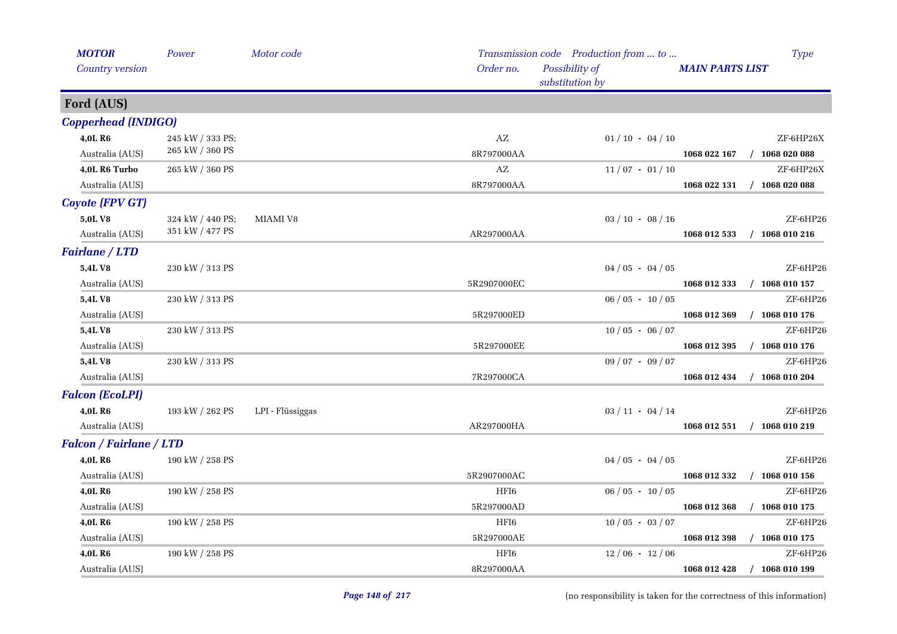| MOTOR<br>Country version | Power | Motor code | Transmission code<br>Order no. | Production from ... to ...<br>Possibility of substitution by | MAIN PARTS LIST | Type |
|---|---|---|---|---|---|---|

## Ford (AUS)

### Copperhead (INDIGO)

| MOTOR<br>Country version | Power | Motor code | Transmission code<br>Order no. | Production from ... to ...<br>Possibility of substitution by | MAIN PARTS LIST | Type |
|---|---|---|---|---|---|---|
| **4,0L R6**<br>Australia (AUS) | 245 kW / 333 PS;<br>265 kW / 360 PS | | AZ<br>8R797000AA | 01 / 10 - 04 / 10 | **1068 022 167 / 1068 020 088** | ZF-6HP26X |
| **4,0L R6 Turbo**<br>Australia (AUS) | 265 kW / 360 PS | | AZ<br>8R797000AA | 11 / 07 - 01 / 10 | **1068 022 131 / 1068 020 088** | ZF-6HP26X |

### Coyote (FPV GT)

| MOTOR<br>Country version | Power | Motor code | Transmission code<br>Order no. | Production from ... to ...<br>Possibility of substitution by | MAIN PARTS LIST | Type |
|---|---|---|---|---|---|---|
| **5,0L V8**<br>Australia (AUS) | 324 kW / 440 PS;<br>351 kW / 477 PS | MIAMI V8 | AR297000AA | 03 / 10 - 08 / 16 | **1068 012 533 / 1068 010 216** | ZF-6HP26 |

### Fairlane / LTD

| MOTOR<br>Country version | Power | Motor code | Transmission code<br>Order no. | Production from ... to ...<br>Possibility of substitution by | MAIN PARTS LIST | Type |
|---|---|---|---|---|---|---|
| **5,4L V8**<br>Australia (AUS) | 230 kW / 313 PS | | 5R2907000EC | 04 / 05 - 04 / 05 | **1068 012 333 / 1068 010 157** | ZF-6HP26 |
| **5,4L V8**<br>Australia (AUS) | 230 kW / 313 PS | | 5R297000ED | 06 / 05 - 10 / 05 | **1068 012 369 / 1068 010 176** | ZF-6HP26 |
| **5,4L V8**<br>Australia (AUS) | 230 kW / 313 PS | | 5R297000EE | 10 / 05 - 06 / 07 | **1068 012 395 / 1068 010 176** | ZF-6HP26 |
| **5,4L V8**<br>Australia (AUS) | 230 kW / 313 PS | | 7R297000CA | 09 / 07 - 09 / 07 | **1068 012 434 / 1068 010 204** | ZF-6HP26 |

### Falcon (EcoLPI)

| MOTOR<br>Country version | Power | Motor code | Transmission code<br>Order no. | Production from ... to ...<br>Possibility of substitution by | MAIN PARTS LIST | Type |
|---|---|---|---|---|---|---|
| **4,0L R6**<br>Australia (AUS) | 193 kW / 262 PS | LPI - Flüssiggas | AR297000HA | 03 / 11 - 04 / 14 | **1068 012 551 / 1068 010 219** | ZF-6HP26 |

### Falcon / Fairlane / LTD

| MOTOR<br>Country version | Power | Motor code | Transmission code<br>Order no. | Production from ... to ...<br>Possibility of substitution by | MAIN PARTS LIST | Type |
|---|---|---|---|---|---|---|
| **4,0L R6**<br>Australia (AUS) | 190 kW / 258 PS | | 5R2907000AC | 04 / 05 - 04 / 05 | **1068 012 332 / 1068 010 156** | ZF-6HP26 |
| **4,0L R6**<br>Australia (AUS) | 190 kW / 258 PS | | HFI6<br>5R297000AD | 06 / 05 - 10 / 05 | **1068 012 368 / 1068 010 175** | ZF-6HP26 |
| **4,0L R6**<br>Australia (AUS) | 190 kW / 258 PS | | HFI6<br>5R297000AE | 10 / 05 - 03 / 07 | **1068 012 398 / 1068 010 175** | ZF-6HP26 |
| **4,0L R6**<br>Australia (AUS) | 190 kW / 258 PS | | HFI6<br>8R297000AA | 12 / 06 - 12 / 06 | **1068 012 428 / 1068 010 199** | ZF-6HP26 |

(no responsibility is taken for the correctness of this information)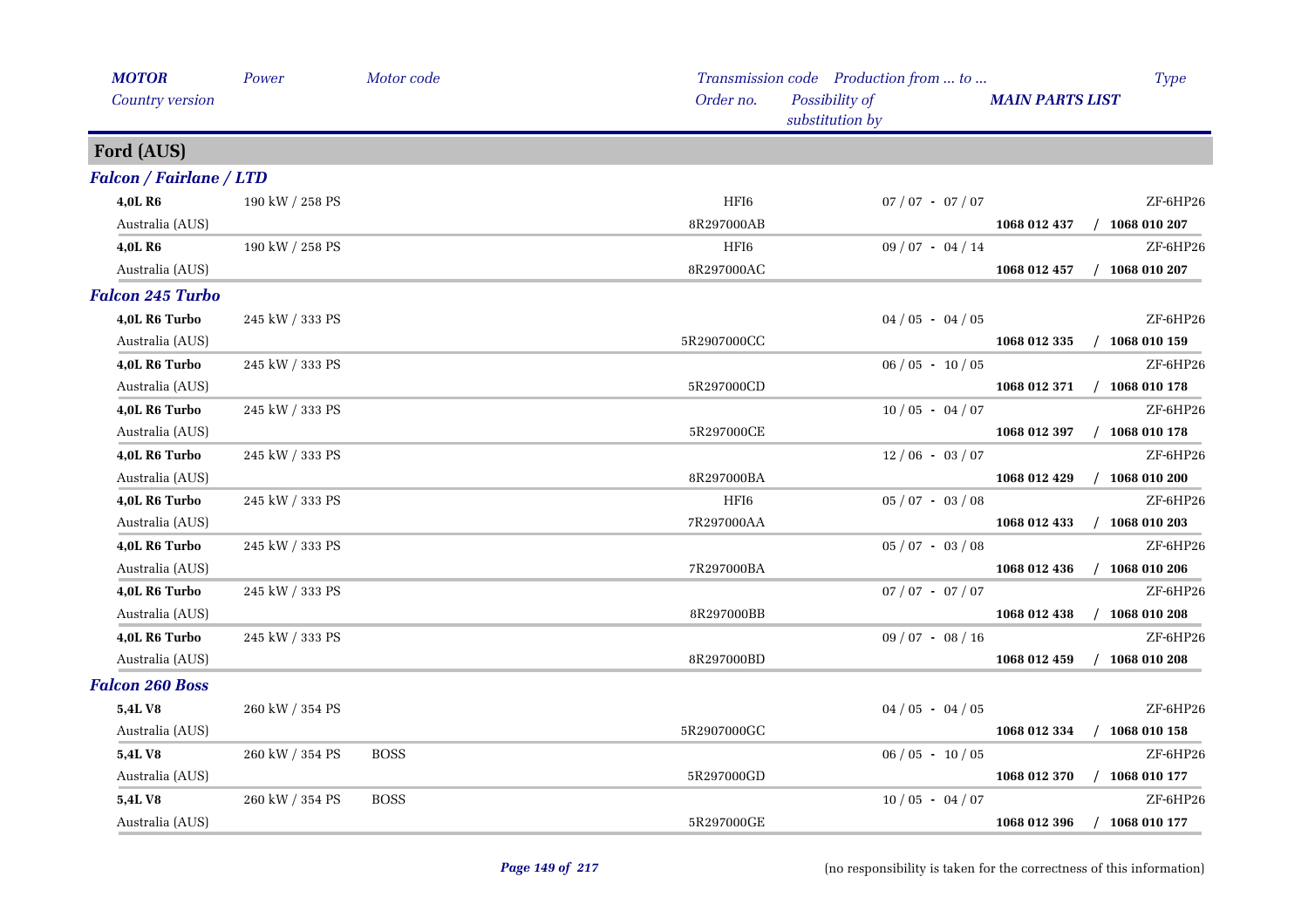| *MOTOR* | *Power* | *Motor code* | *Transmission code* | *Production from ... to ...* | | *Type* |
|---|---|---|---|---|---|---|
| *Country version* | | | *Order no.* | *Possibility of substitution by* | ***MAIN PARTS LIST*** | |

## Ford (AUS)

### *Falcon / Fairlane / LTD*

| MOTOR / Country version | Power | Motor code | Transmission code / Order no. | Possibility of substitution by | Production from ... to ... / MAIN PARTS LIST | Type |
|---|---|---|---|---|---|---|
| **4,0L R6** | 190 kW / 258 PS | | HFI6 | | 07 / 07 - 07 / 07 | ZF-6HP26 |
| Australia (AUS) | | | 8R297000AB | | **1068 012 437 / 1068 010 207** | |
| **4,0L R6** | 190 kW / 258 PS | | HFI6 | | 09 / 07 - 04 / 14 | ZF-6HP26 |
| Australia (AUS) | | | 8R297000AC | | **1068 012 457 / 1068 010 207** | |

### *Falcon 245 Turbo*

| MOTOR / Country version | Power | Motor code | Transmission code / Order no. | Possibility of substitution by | Production from ... to ... / MAIN PARTS LIST | Type |
|---|---|---|---|---|---|---|
| **4,0L R6 Turbo** | 245 kW / 333 PS | | | | 04 / 05 - 04 / 05 | ZF-6HP26 |
| Australia (AUS) | | | 5R2907000CC | | **1068 012 335 / 1068 010 159** | |
| **4,0L R6 Turbo** | 245 kW / 333 PS | | | | 06 / 05 - 10 / 05 | ZF-6HP26 |
| Australia (AUS) | | | 5R297000CD | | **1068 012 371 / 1068 010 178** | |
| **4,0L R6 Turbo** | 245 kW / 333 PS | | | | 10 / 05 - 04 / 07 | ZF-6HP26 |
| Australia (AUS) | | | 5R297000CE | | **1068 012 397 / 1068 010 178** | |
| **4,0L R6 Turbo** | 245 kW / 333 PS | | | | 12 / 06 - 03 / 07 | ZF-6HP26 |
| Australia (AUS) | | | 8R297000BA | | **1068 012 429 / 1068 010 200** | |
| **4,0L R6 Turbo** | 245 kW / 333 PS | | HFI6 | | 05 / 07 - 03 / 08 | ZF-6HP26 |
| Australia (AUS) | | | 7R297000AA | | **1068 012 433 / 1068 010 203** | |
| **4,0L R6 Turbo** | 245 kW / 333 PS | | | | 05 / 07 - 03 / 08 | ZF-6HP26 |
| Australia (AUS) | | | 7R297000BA | | **1068 012 436 / 1068 010 206** | |
| **4,0L R6 Turbo** | 245 kW / 333 PS | | | | 07 / 07 - 07 / 07 | ZF-6HP26 |
| Australia (AUS) | | | 8R297000BB | | **1068 012 438 / 1068 010 208** | |
| **4,0L R6 Turbo** | 245 kW / 333 PS | | | | 09 / 07 - 08 / 16 | ZF-6HP26 |
| Australia (AUS) | | | 8R297000BD | | **1068 012 459 / 1068 010 208** | |

### *Falcon 260 Boss*

| MOTOR / Country version | Power | Motor code | Transmission code / Order no. | Possibility of substitution by | Production from ... to ... / MAIN PARTS LIST | Type |
|---|---|---|---|---|---|---|
| **5,4L V8** | 260 kW / 354 PS | | | | 04 / 05 - 04 / 05 | ZF-6HP26 |
| Australia (AUS) | | | 5R2907000GC | | **1068 012 334 / 1068 010 158** | |
| **5,4L V8** | 260 kW / 354 PS | BOSS | | | 06 / 05 - 10 / 05 | ZF-6HP26 |
| Australia (AUS) | | | 5R297000GD | | **1068 012 370 / 1068 010 177** | |
| **5,4L V8** | 260 kW / 354 PS | BOSS | | | 10 / 05 - 04 / 07 | ZF-6HP26 |
| Australia (AUS) | | | 5R297000GE | | **1068 012 396 / 1068 010 177** | |

(no responsibility is taken for the correctness of this information)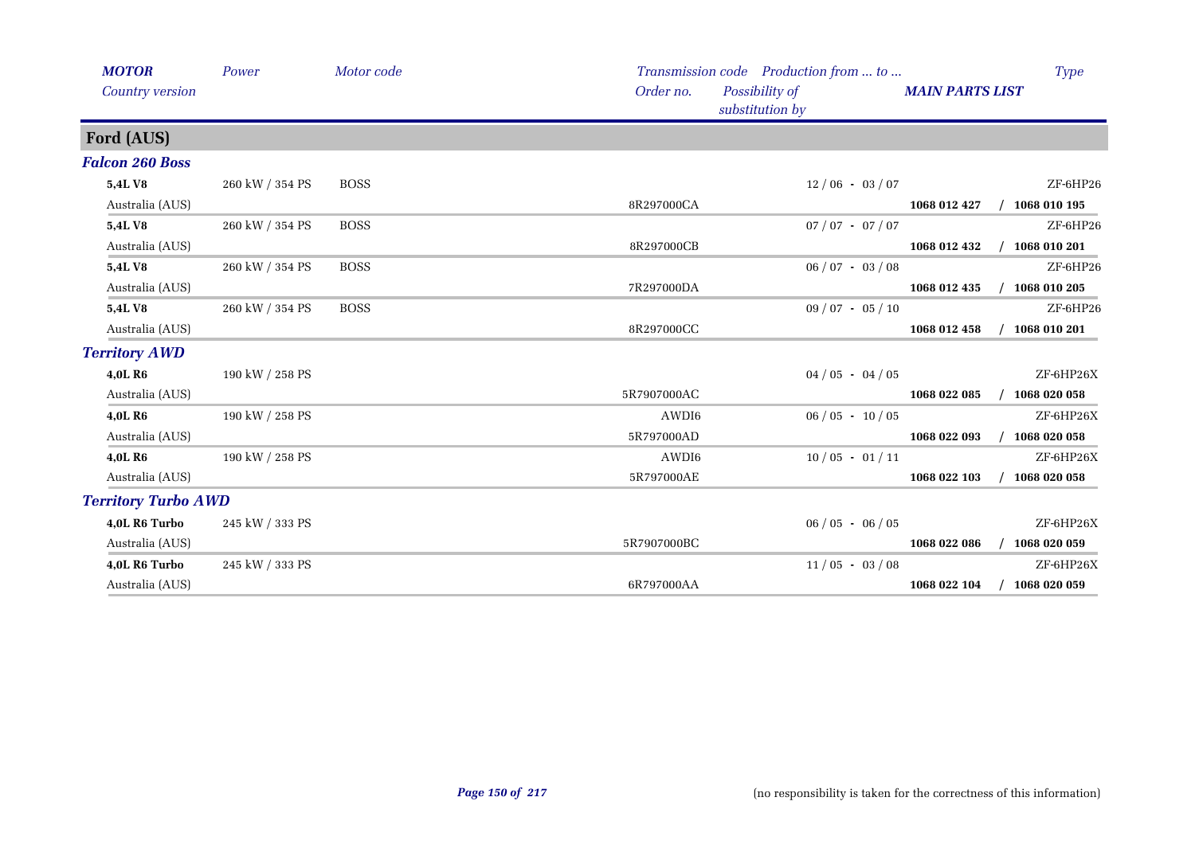| *MOTOR* / *Country version* | *Power* | *Motor code* | *Transmission code* / *Order no.* | *Production from ... to ...* / *Possibility of substitution by* | *MAIN PARTS LIST* | *Type* |
|---|---|---|---|---|---|---|
| **Ford (AUS)** | | | | | | |
| ***Falcon 260 Boss*** | | | | | | |
| **5,4L V8** | 260 kW / 354 PS | BOSS | | 12 / 06 - 03 / 07 | | ZF-6HP26 |
| Australia (AUS) | | | 8R297000CA | | **1068 012 427 / 1068 010 195** | |
| **5,4L V8** | 260 kW / 354 PS | BOSS | | 07 / 07 - 07 / 07 | | ZF-6HP26 |
| Australia (AUS) | | | 8R297000CB | | **1068 012 432 / 1068 010 201** | |
| **5,4L V8** | 260 kW / 354 PS | BOSS | | 06 / 07 - 03 / 08 | | ZF-6HP26 |
| Australia (AUS) | | | 7R297000DA | | **1068 012 435 / 1068 010 205** | |
| **5,4L V8** | 260 kW / 354 PS | BOSS | | 09 / 07 - 05 / 10 | | ZF-6HP26 |
| Australia (AUS) | | | 8R297000CC | | **1068 012 458 / 1068 010 201** | |
| ***Territory AWD*** | | | | | | |
| **4,0L R6** | 190 kW / 258 PS | | | 04 / 05 - 04 / 05 | | ZF-6HP26X |
| Australia (AUS) | | | 5R7907000AC | | **1068 022 085 / 1068 020 058** | |
| **4,0L R6** | 190 kW / 258 PS | | AWDI6 | 06 / 05 - 10 / 05 | | ZF-6HP26X |
| Australia (AUS) | | | 5R797000AD | | **1068 022 093 / 1068 020 058** | |
| **4,0L R6** | 190 kW / 258 PS | | AWDI6 | 10 / 05 - 01 / 11 | | ZF-6HP26X |
| Australia (AUS) | | | 5R797000AE | | **1068 022 103 / 1068 020 058** | |
| ***Territory Turbo AWD*** | | | | | | |
| **4,0L R6 Turbo** | 245 kW / 333 PS | | | 06 / 05 - 06 / 05 | | ZF-6HP26X |
| Australia (AUS) | | | 5R7907000BC | | **1068 022 086 / 1068 020 059** | |
| **4,0L R6 Turbo** | 245 kW / 333 PS | | | 11 / 05 - 03 / 08 | | ZF-6HP26X |
| Australia (AUS) | | | 6R797000AA | | **1068 022 104 / 1068 020 059** | |

(no responsibility is taken for the correctness of this information)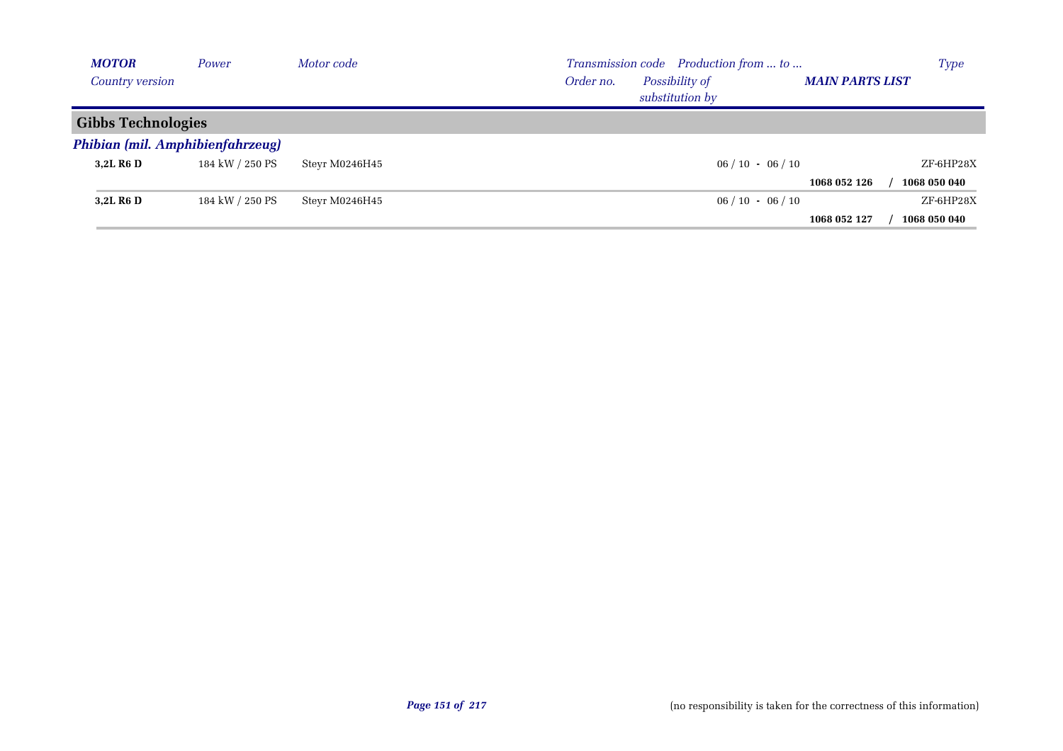| *MOTOR* / *Country version* | *Power* | *Motor code* | *Transmission code* / *Order no.* | *Possibility of substitution by* | *Production from ... to ...* / ***MAIN PARTS LIST*** | *Type* |
| --- | --- | --- | --- | --- | --- | --- |

## Gibbs Technologies

### *Phibian (mil. Amphibienfahrzeug)*

| *MOTOR* / *Country version* | *Power* | *Motor code* | *Transmission code* / *Order no.* | *Possibility of substitution by* | *Production from ... to ...* / ***MAIN PARTS LIST*** | *Type* |
| --- | --- | --- | --- | --- | --- | --- |
| **3,2L R6 D** | 184 kW / 250 PS | Steyr M0246H45 | | | 06 / 10 - 06 / 10 | ZF-6HP28X |
| | | | | | **1068 052 126** | / **1068 050 040** |
| **3,2L R6 D** | 184 kW / 250 PS | Steyr M0246H45 | | | 06 / 10 - 06 / 10 | ZF-6HP28X |
| | | | | | **1068 052 127** | / **1068 050 040** |

(no responsibility is taken for the correctness of this information)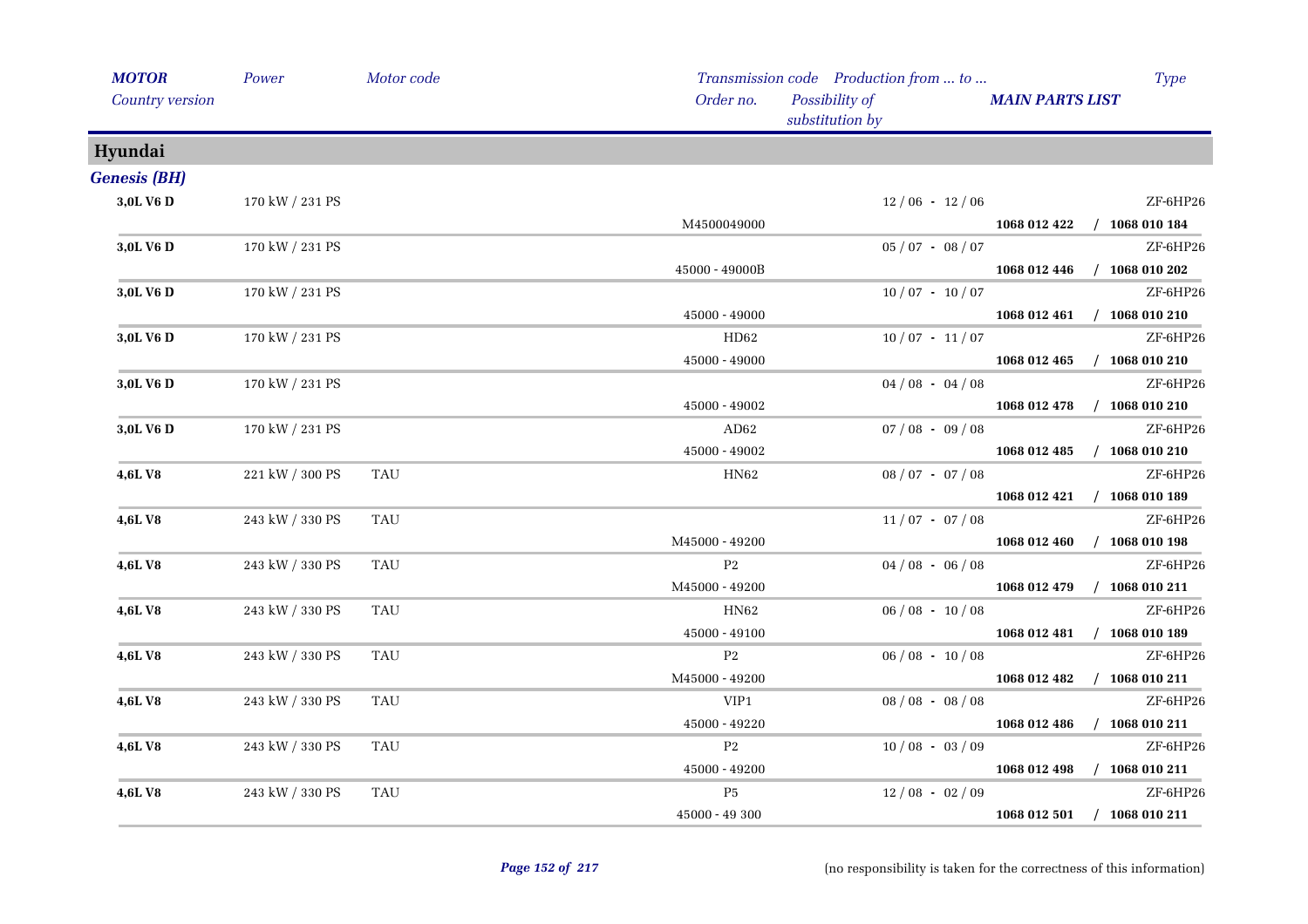| *MOTOR* | *Power* | *Motor code* | *Transmission code* | *Production from ... to ...* | *Type* |
|---|---|---|---|---|---|
| *Country version* | | | *Order no.* | *Possibility of substitution by* | ***MAIN PARTS LIST*** |

## Hyundai

### *Genesis (BH)*

| *MOTOR* / *Country version* | *Power* | *Motor code* | *Transmission code* / *Order no.* | *Production from ... to ...* / *Possibility of substitution by* | *Type* / *MAIN PARTS LIST* |
|---|---|---|---|---|---|
| **3,0L V6 D** | 170 kW / 231 PS | | | 12 / 06 - 12 / 06 | ZF-6HP26 |
| | | | M4500049000 | | **1068 012 422 / 1068 010 184** |
| **3,0L V6 D** | 170 kW / 231 PS | | | 05 / 07 - 08 / 07 | ZF-6HP26 |
| | | | 45000 - 49000B | | **1068 012 446 / 1068 010 202** |
| **3,0L V6 D** | 170 kW / 231 PS | | | 10 / 07 - 10 / 07 | ZF-6HP26 |
| | | | 45000 - 49000 | | **1068 012 461 / 1068 010 210** |
| **3,0L V6 D** | 170 kW / 231 PS | | HD62 | 10 / 07 - 11 / 07 | ZF-6HP26 |
| | | | 45000 - 49000 | | **1068 012 465 / 1068 010 210** |
| **3,0L V6 D** | 170 kW / 231 PS | | | 04 / 08 - 04 / 08 | ZF-6HP26 |
| | | | 45000 - 49002 | | **1068 012 478 / 1068 010 210** |
| **3,0L V6 D** | 170 kW / 231 PS | | AD62 | 07 / 08 - 09 / 08 | ZF-6HP26 |
| | | | 45000 - 49002 | | **1068 012 485 / 1068 010 210** |
| **4,6L V8** | 221 kW / 300 PS | TAU | HN62 | 08 / 07 - 07 / 08 | ZF-6HP26 |
| | | | | | **1068 012 421 / 1068 010 189** |
| **4,6L V8** | 243 kW / 330 PS | TAU | | 11 / 07 - 07 / 08 | ZF-6HP26 |
| | | | M45000 - 49200 | | **1068 012 460 / 1068 010 198** |
| **4,6L V8** | 243 kW / 330 PS | TAU | P2 | 04 / 08 - 06 / 08 | ZF-6HP26 |
| | | | M45000 - 49200 | | **1068 012 479 / 1068 010 211** |
| **4,6L V8** | 243 kW / 330 PS | TAU | HN62 | 06 / 08 - 10 / 08 | ZF-6HP26 |
| | | | 45000 - 49100 | | **1068 012 481 / 1068 010 189** |
| **4,6L V8** | 243 kW / 330 PS | TAU | P2 | 06 / 08 - 10 / 08 | ZF-6HP26 |
| | | | M45000 - 49200 | | **1068 012 482 / 1068 010 211** |
| **4,6L V8** | 243 kW / 330 PS | TAU | VIP1 | 08 / 08 - 08 / 08 | ZF-6HP26 |
| | | | 45000 - 49220 | | **1068 012 486 / 1068 010 211** |
| **4,6L V8** | 243 kW / 330 PS | TAU | P2 | 10 / 08 - 03 / 09 | ZF-6HP26 |
| | | | 45000 - 49200 | | **1068 012 498 / 1068 010 211** |
| **4,6L V8** | 243 kW / 330 PS | TAU | P5 | 12 / 08 - 02 / 09 | ZF-6HP26 |
| | | | 45000 - 49 300 | | **1068 012 501 / 1068 010 211** |

(no responsibility is taken for the correctness of this information)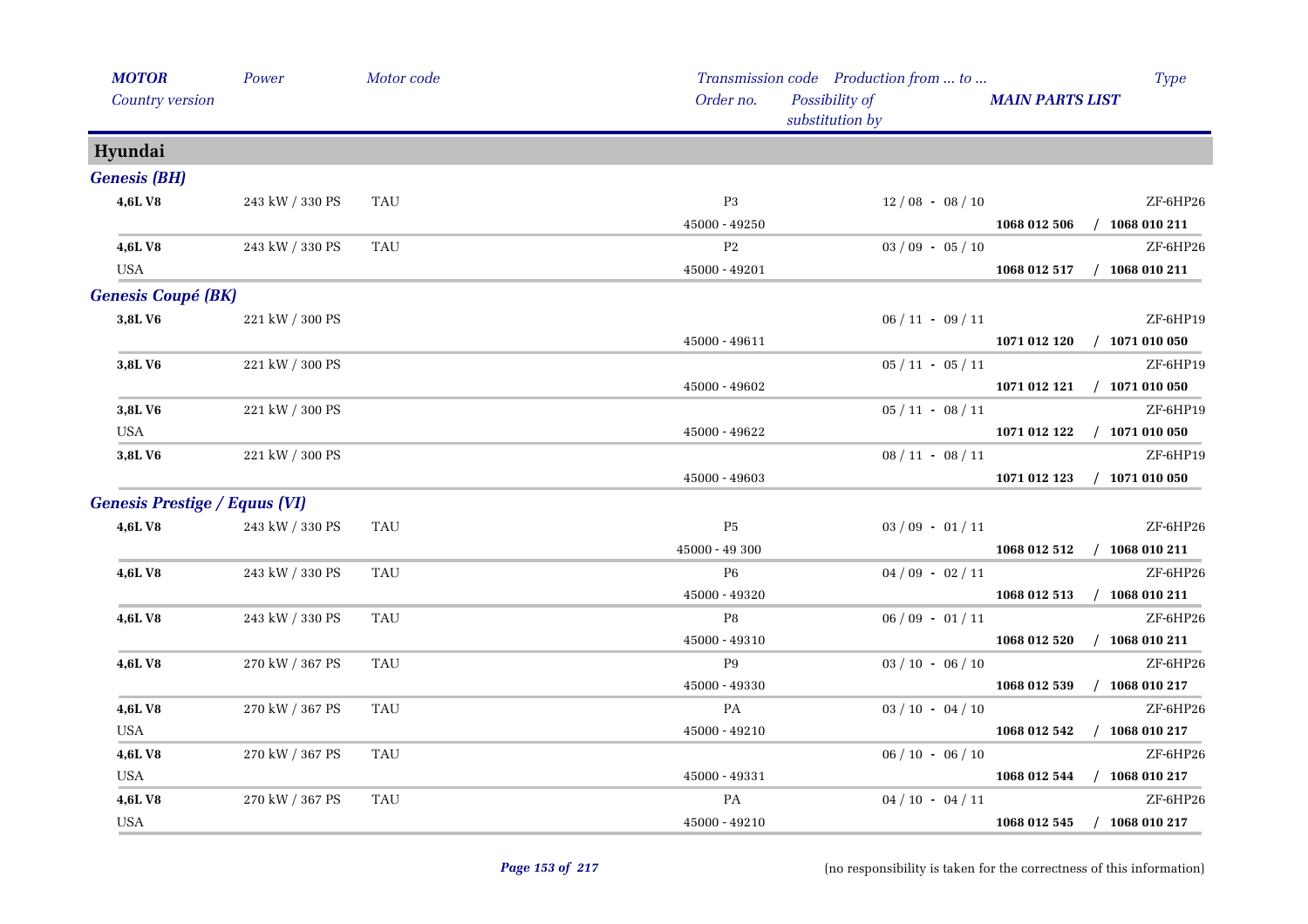| MOTOR | Power | Motor code | Transmission code | Production from ... to ... | | Type |
|---|---|---|---|---|---|---|
| Country version | | | Order no. | Possibility of substitution by | MAIN PARTS LIST | |

## Hyundai

### Genesis (BH)

| MOTOR / Country version | Power | Motor code | Transmission code / Order no. | Production from ... to ... | MAIN PARTS LIST | Type |
|---|---|---|---|---|---|---|
| 4,6L V8 | 243 kW / 330 PS | TAU | P3 | 12 / 08 - 08 / 10 | | ZF-6HP26 |
| | | | 45000 - 49250 | | 1068 012 506 / 1068 010 211 | |
| 4,6L V8 | 243 kW / 330 PS | TAU | P2 | 03 / 09 - 05 / 10 | | ZF-6HP26 |
| USA | | | 45000 - 49201 | | 1068 012 517 / 1068 010 211 | |

### Genesis Coupé (BK)

| MOTOR / Country version | Power | Motor code | Transmission code / Order no. | Production from ... to ... | MAIN PARTS LIST | Type |
|---|---|---|---|---|---|---|
| 3,8L V6 | 221 kW / 300 PS | | | 06 / 11 - 09 / 11 | | ZF-6HP19 |
| | | | 45000 - 49611 | | 1071 012 120 / 1071 010 050 | |
| 3,8L V6 | 221 kW / 300 PS | | | 05 / 11 - 05 / 11 | | ZF-6HP19 |
| | | | 45000 - 49602 | | 1071 012 121 / 1071 010 050 | |
| 3,8L V6 | 221 kW / 300 PS | | | 05 / 11 - 08 / 11 | | ZF-6HP19 |
| USA | | | 45000 - 49622 | | 1071 012 122 / 1071 010 050 | |
| 3,8L V6 | 221 kW / 300 PS | | | 08 / 11 - 08 / 11 | | ZF-6HP19 |
| | | | 45000 - 49603 | | 1071 012 123 / 1071 010 050 | |

### Genesis Prestige / Equus (VI)

| MOTOR / Country version | Power | Motor code | Transmission code / Order no. | Production from ... to ... | MAIN PARTS LIST | Type |
|---|---|---|---|---|---|---|
| 4,6L V8 | 243 kW / 330 PS | TAU | P5 | 03 / 09 - 01 / 11 | | ZF-6HP26 |
| | | | 45000 - 49 300 | | 1068 012 512 / 1068 010 211 | |
| 4,6L V8 | 243 kW / 330 PS | TAU | P6 | 04 / 09 - 02 / 11 | | ZF-6HP26 |
| | | | 45000 - 49320 | | 1068 012 513 / 1068 010 211 | |
| 4,6L V8 | 243 kW / 330 PS | TAU | P8 | 06 / 09 - 01 / 11 | | ZF-6HP26 |
| | | | 45000 - 49310 | | 1068 012 520 / 1068 010 211 | |
| 4,6L V8 | 270 kW / 367 PS | TAU | P9 | 03 / 10 - 06 / 10 | | ZF-6HP26 |
| | | | 45000 - 49330 | | 1068 012 539 / 1068 010 217 | |
| 4,6L V8 | 270 kW / 367 PS | TAU | PA | 03 / 10 - 04 / 10 | | ZF-6HP26 |
| USA | | | 45000 - 49210 | | 1068 012 542 / 1068 010 217 | |
| 4,6L V8 | 270 kW / 367 PS | TAU | | 06 / 10 - 06 / 10 | | ZF-6HP26 |
| USA | | | 45000 - 49331 | | 1068 012 544 / 1068 010 217 | |
| 4,6L V8 | 270 kW / 367 PS | TAU | PA | 04 / 10 - 04 / 11 | | ZF-6HP26 |
| USA | | | 45000 - 49210 | | 1068 012 545 / 1068 010 217 | |

(no responsibility is taken for the correctness of this information)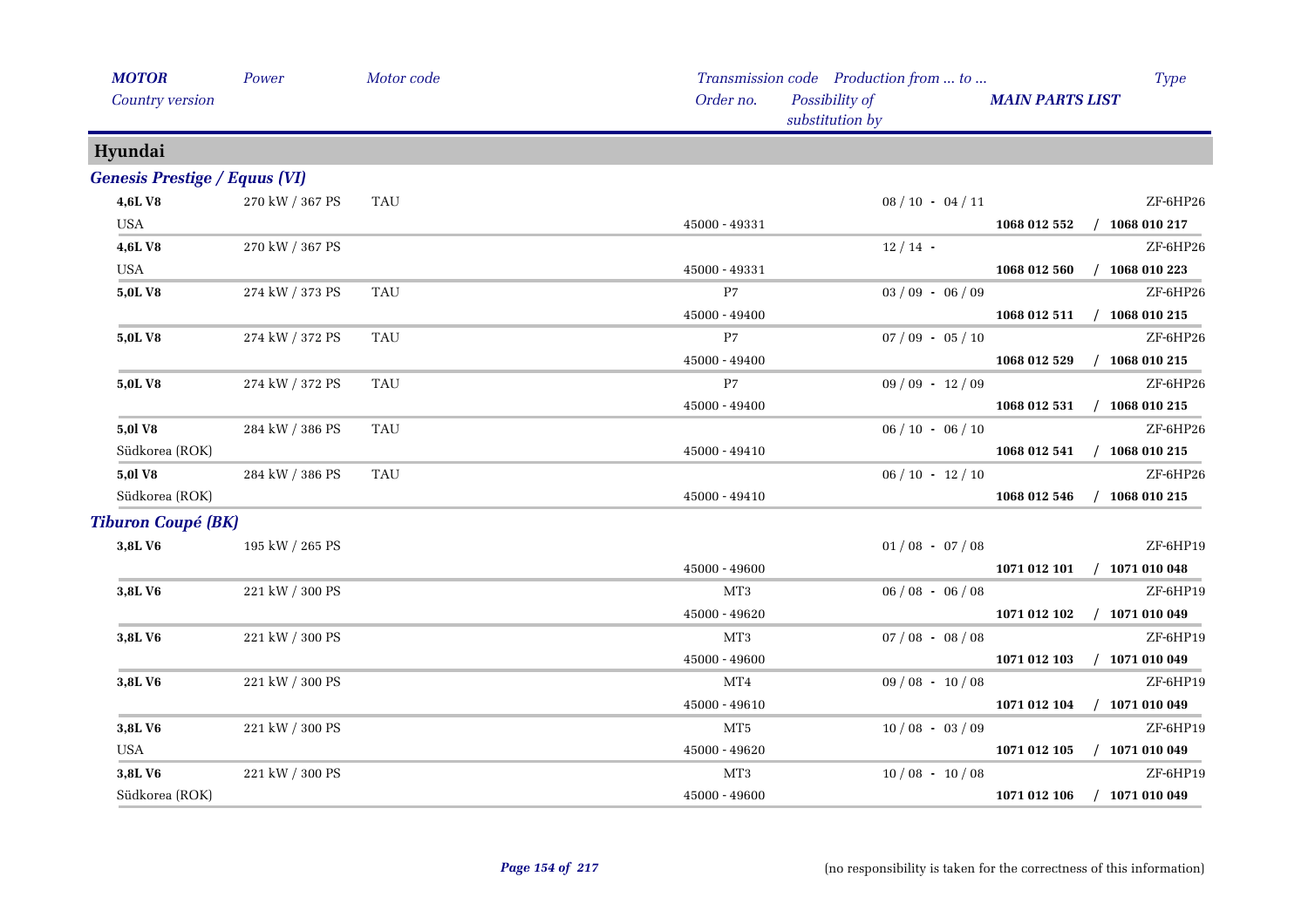| MOTOR | Power | Motor code | Transmission code | Production from ... to ... | | Type |
|---|---|---|---|---|---|---|
| Country version | | | Order no. | Possibility of substitution by | MAIN PARTS LIST | |

## Hyundai

### Genesis Prestige / Equus (VI)

| MOTOR / Country version | Power | Motor code | Transmission code / Order no. | Production from ... to ... / Possibility of substitution by | MAIN PARTS LIST | Type |
|---|---|---|---|---|---|---|
| **4,6L V8** | 270 kW / 367 PS | TAU | | 08 / 10 - 04 / 11 | | ZF-6HP26 |
| USA | | | 45000 - 49331 | | **1068 012 552** | / **1068 010 217** |
| **4,6L V8** | 270 kW / 367 PS | | | 12 / 14 - | | ZF-6HP26 |
| USA | | | 45000 - 49331 | | **1068 012 560** | / **1068 010 223** |
| **5,0L V8** | 274 kW / 373 PS | TAU | P7 | 03 / 09 - 06 / 09 | | ZF-6HP26 |
| | | | 45000 - 49400 | | **1068 012 511** | / **1068 010 215** |
| **5,0L V8** | 274 kW / 372 PS | TAU | P7 | 07 / 09 - 05 / 10 | | ZF-6HP26 |
| | | | 45000 - 49400 | | **1068 012 529** | / **1068 010 215** |
| **5,0L V8** | 274 kW / 372 PS | TAU | P7 | 09 / 09 - 12 / 09 | | ZF-6HP26 |
| | | | 45000 - 49400 | | **1068 012 531** | / **1068 010 215** |
| **5,0l V8** | 284 kW / 386 PS | TAU | | 06 / 10 - 06 / 10 | | ZF-6HP26 |
| Südkorea (ROK) | | | 45000 - 49410 | | **1068 012 541** | / **1068 010 215** |
| **5,0l V8** | 284 kW / 386 PS | TAU | | 06 / 10 - 12 / 10 | | ZF-6HP26 |
| Südkorea (ROK) | | | 45000 - 49410 | | **1068 012 546** | / **1068 010 215** |

### Tiburon Coupé (BK)

| MOTOR / Country version | Power | Motor code | Transmission code / Order no. | Production from ... to ... / Possibility of substitution by | MAIN PARTS LIST | Type |
|---|---|---|---|---|---|---|
| **3,8L V6** | 195 kW / 265 PS | | | 01 / 08 - 07 / 08 | | ZF-6HP19 |
| | | | 45000 - 49600 | | **1071 012 101** | / **1071 010 048** |
| **3,8L V6** | 221 kW / 300 PS | | MT3 | 06 / 08 - 06 / 08 | | ZF-6HP19 |
| | | | 45000 - 49620 | | **1071 012 102** | / **1071 010 049** |
| **3,8L V6** | 221 kW / 300 PS | | MT3 | 07 / 08 - 08 / 08 | | ZF-6HP19 |
| | | | 45000 - 49600 | | **1071 012 103** | / **1071 010 049** |
| **3,8L V6** | 221 kW / 300 PS | | MT4 | 09 / 08 - 10 / 08 | | ZF-6HP19 |
| | | | 45000 - 49610 | | **1071 012 104** | / **1071 010 049** |
| **3,8L V6** | 221 kW / 300 PS | | MT5 | 10 / 08 - 03 / 09 | | ZF-6HP19 |
| USA | | | 45000 - 49620 | | **1071 012 105** | / **1071 010 049** |
| **3,8L V6** | 221 kW / 300 PS | | MT3 | 10 / 08 - 10 / 08 | | ZF-6HP19 |
| Südkorea (ROK) | | | 45000 - 49600 | | **1071 012 106** | / **1071 010 049** |

(no responsibility is taken for the correctness of this information)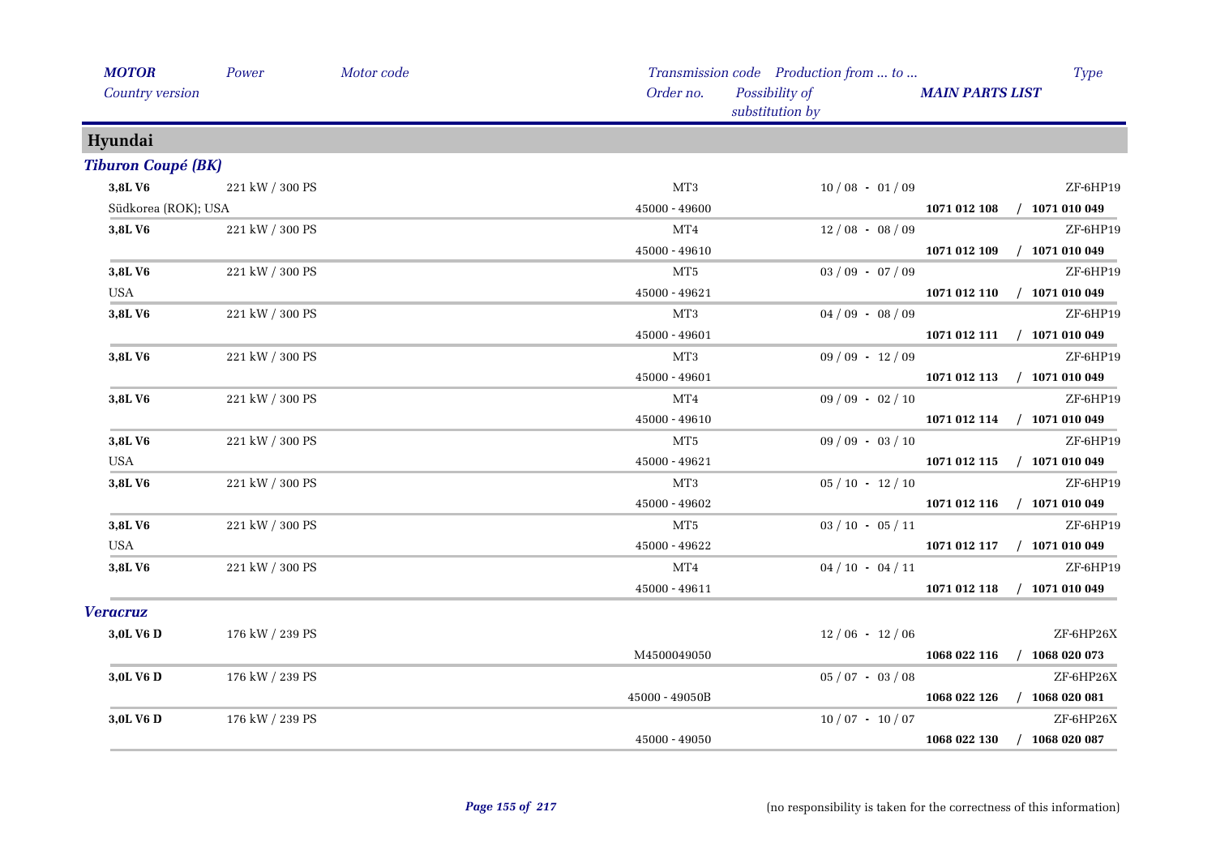| *MOTOR* | *Power* | *Motor code* | *Transmission code* | *Production from ... to ...* | | *Type* |
|---|---|---|---|---|---|---|
| *Country version* | | | *Order no.* | *Possibility of substitution by* | ***MAIN PARTS LIST*** | |

## Hyundai

### *Tiburon Coupé (BK)*

| MOTOR / Country version | Power | Motor code | Transmission code / Order no. | Production from ... to ... | MAIN PARTS LIST | Type |
|---|---|---|---|---|---|---|
| **3,8L V6** | 221 kW / 300 PS | | MT3 | 10 / 08 - 01 / 09 | | ZF-6HP19 |
| Südkorea (ROK); USA | | | 45000 - 49600 | | **1071 012 108 / 1071 010 049** | |
| **3,8L V6** | 221 kW / 300 PS | | MT4 | 12 / 08 - 08 / 09 | | ZF-6HP19 |
| | | | 45000 - 49610 | | **1071 012 109 / 1071 010 049** | |
| **3,8L V6** | 221 kW / 300 PS | | MT5 | 03 / 09 - 07 / 09 | | ZF-6HP19 |
| USA | | | 45000 - 49621 | | **1071 012 110 / 1071 010 049** | |
| **3,8L V6** | 221 kW / 300 PS | | MT3 | 04 / 09 - 08 / 09 | | ZF-6HP19 |
| | | | 45000 - 49601 | | **1071 012 111 / 1071 010 049** | |
| **3,8L V6** | 221 kW / 300 PS | | MT3 | 09 / 09 - 12 / 09 | | ZF-6HP19 |
| | | | 45000 - 49601 | | **1071 012 113 / 1071 010 049** | |
| **3,8L V6** | 221 kW / 300 PS | | MT4 | 09 / 09 - 02 / 10 | | ZF-6HP19 |
| | | | 45000 - 49610 | | **1071 012 114 / 1071 010 049** | |
| **3,8L V6** | 221 kW / 300 PS | | MT5 | 09 / 09 - 03 / 10 | | ZF-6HP19 |
| USA | | | 45000 - 49621 | | **1071 012 115 / 1071 010 049** | |
| **3,8L V6** | 221 kW / 300 PS | | MT3 | 05 / 10 - 12 / 10 | | ZF-6HP19 |
| | | | 45000 - 49602 | | **1071 012 116 / 1071 010 049** | |
| **3,8L V6** | 221 kW / 300 PS | | MT5 | 03 / 10 - 05 / 11 | | ZF-6HP19 |
| USA | | | 45000 - 49622 | | **1071 012 117 / 1071 010 049** | |
| **3,8L V6** | 221 kW / 300 PS | | MT4 | 04 / 10 - 04 / 11 | | ZF-6HP19 |
| | | | 45000 - 49611 | | **1071 012 118 / 1071 010 049** | |

### *Veracruz*

| MOTOR / Country version | Power | Motor code | Transmission code / Order no. | Production from ... to ... | MAIN PARTS LIST | Type |
|---|---|---|---|---|---|---|
| **3,0L V6 D** | 176 kW / 239 PS | | | 12 / 06 - 12 / 06 | | ZF-6HP26X |
| | | | M4500049050 | | **1068 022 116 / 1068 020 073** | |
| **3,0L V6 D** | 176 kW / 239 PS | | | 05 / 07 - 03 / 08 | | ZF-6HP26X |
| | | | 45000 - 49050B | | **1068 022 126 / 1068 020 081** | |
| **3,0L V6 D** | 176 kW / 239 PS | | | 10 / 07 - 10 / 07 | | ZF-6HP26X |
| | | | 45000 - 49050 | | **1068 022 130 / 1068 020 087** | |

(no responsibility is taken for the correctness of this information)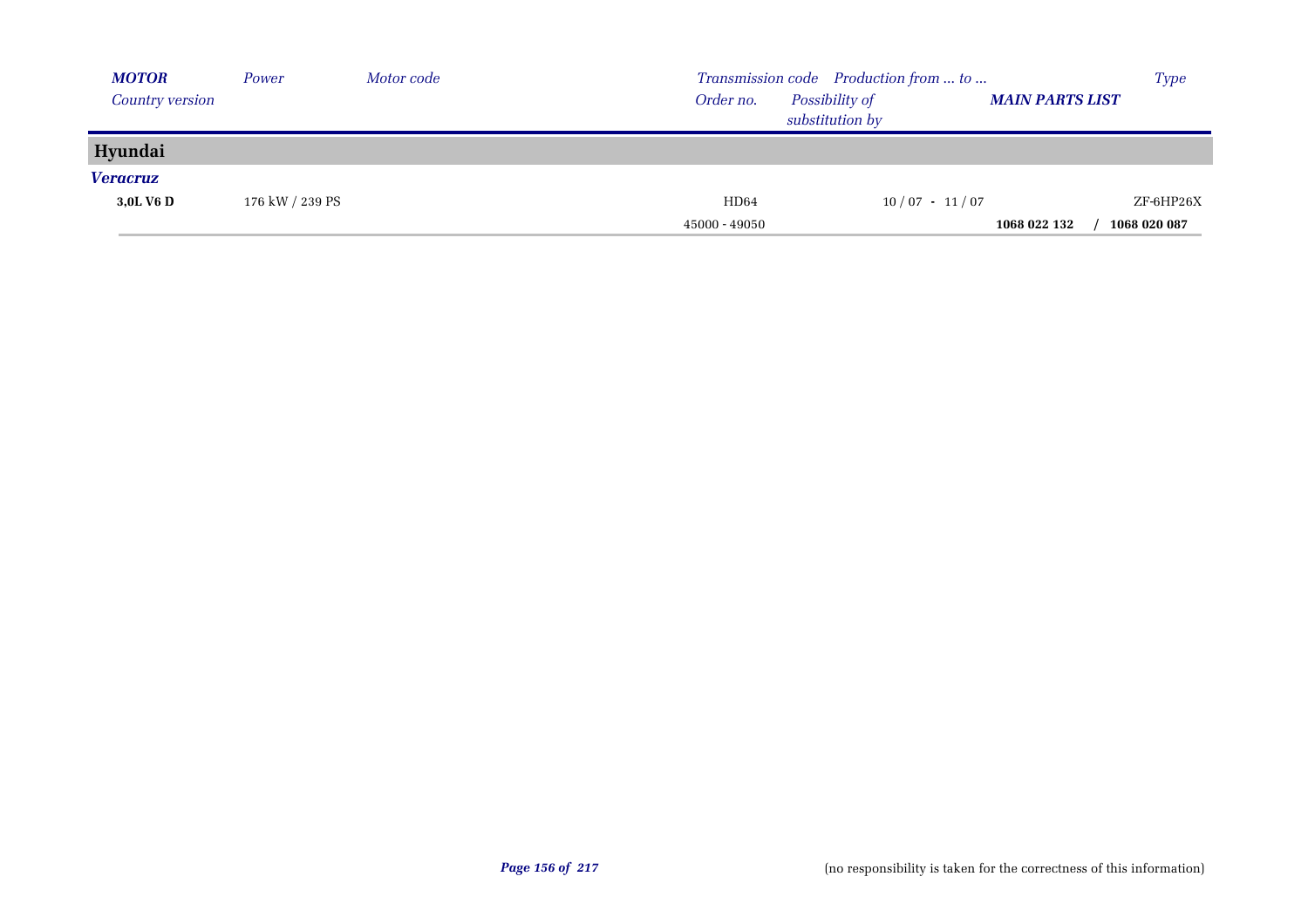| *MOTOR* | *Power* | *Motor code* | *Transmission code* | *Production from ... to ...* | | *Type* |
|---|---|---|---|---|---|---|
| *Country version* | | | *Order no.* | *Possibility of substitution by* | ***MAIN PARTS LIST*** | |
| **Hyundai** | | | | | | |
| ***Veracruz*** | | | | | | |
| **3,0L V6 D** | 176 kW / 239 PS | | HD64 | 10 / 07 - 11 / 07 | | ZF-6HP26X |
| | | | 45000 - 49050 | | **1068 022 132** / | **1068 020 087** |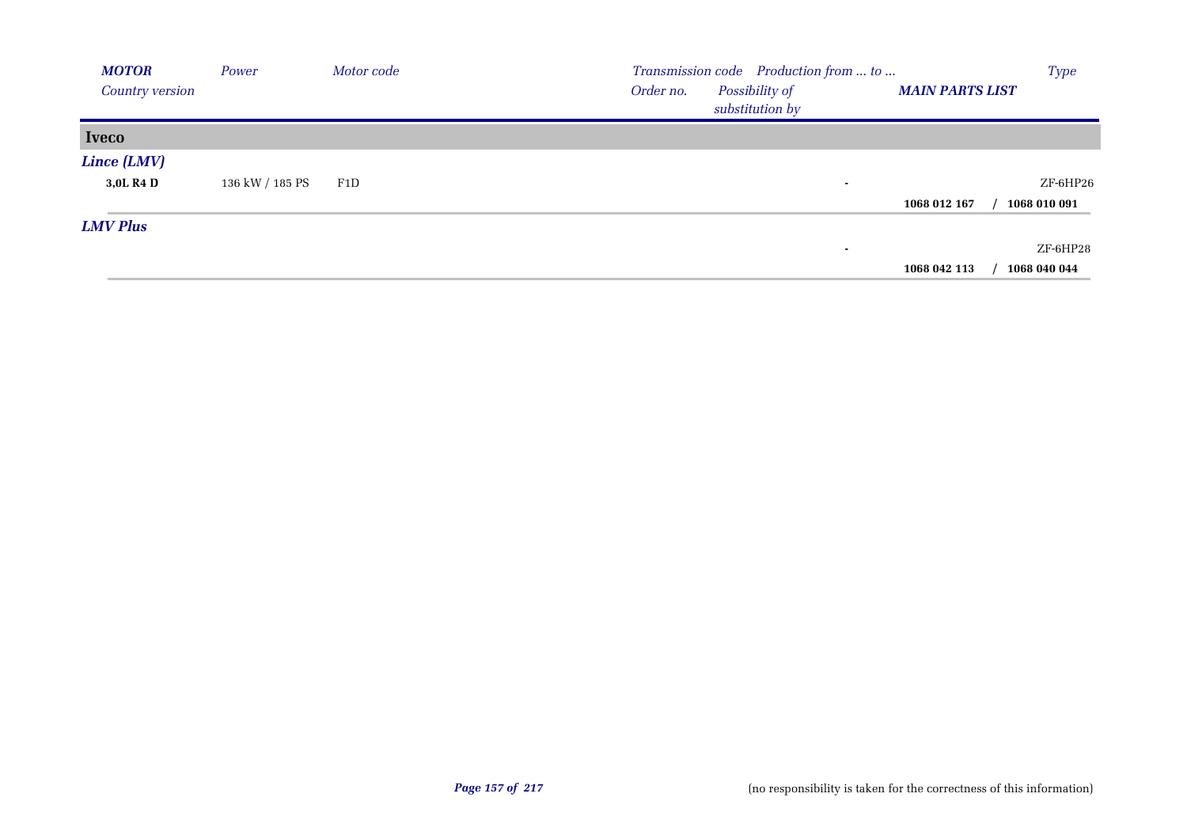| *MOTOR* | *Power* | *Motor code* | *Transmission code* | *Production from ... to ...* | | *Type* |
|---|---|---|---|---|---|---|
| *Country version* | | | *Order no.* | *Possibility of substitution by* | *MAIN PARTS LIST* | |
| **Iveco** | | | | | | |
| ***Lince (LMV)*** | | | | | | |
| **3,0L R4 D** | 136 kW / 185 PS | F1D | | - | | ZF-6HP26 |
| | | | | | **1068 012 167** | **/ 1068 010 091** |
| ***LMV Plus*** | | | | | | |
| | | | | - | | ZF-6HP28 |
| | | | | | **1068 042 113** | **/ 1068 040 044** |

(no responsibility is taken for the correctness of this information)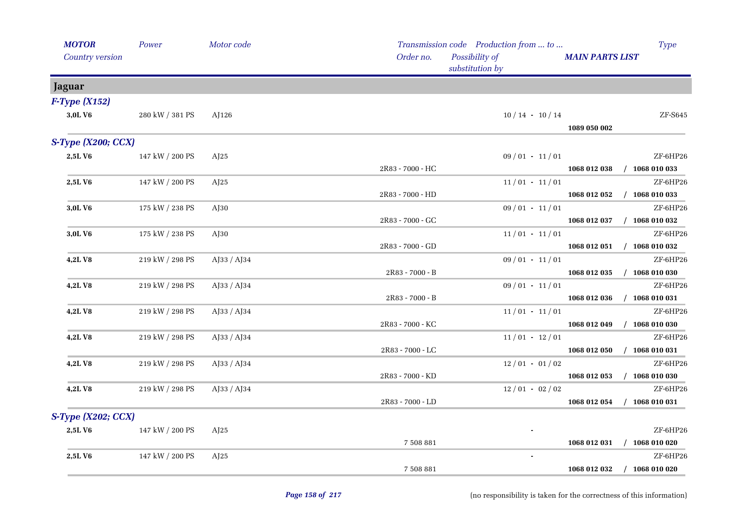| *MOTOR* | *Power* | *Motor code* | *Transmission code* | *Production from ... to ...* | | *Type* |
|---|---|---|---|---|---|---|
| *Country version* | | | *Order no.* | *Possibility of substitution by* | *MAIN PARTS LIST* | |

## Jaguar

### F-Type (X152)

| MOTOR | Power | Motor code | Order no. | Production from ... to ... | MAIN PARTS LIST | Type |
|---|---|---|---|---|---|---|
| **3,0L V6** | 280 kW / 381 PS | AJ126 | | 10 / 14 - 10 / 14 | | ZF-S645 |
| | | | | | **1089 050 002** | |

### S-Type (X200; CCX)

| MOTOR | Power | Motor code | Order no. | Production from ... to ... | MAIN PARTS LIST | Type |
|---|---|---|---|---|---|---|
| **2,5L V6** | 147 kW / 200 PS | AJ25 | | 09 / 01 - 11 / 01 | | ZF-6HP26 |
| | | | 2R83 - 7000 - HC | | **1068 012 038** | **/ 1068 010 033** |
| **2,5L V6** | 147 kW / 200 PS | AJ25 | | 11 / 01 - 11 / 01 | | ZF-6HP26 |
| | | | 2R83 - 7000 - HD | | **1068 012 052** | **/ 1068 010 033** |
| **3,0L V6** | 175 kW / 238 PS | AJ30 | | 09 / 01 - 11 / 01 | | ZF-6HP26 |
| | | | 2R83 - 7000 - GC | | **1068 012 037** | **/ 1068 010 032** |
| **3,0L V6** | 175 kW / 238 PS | AJ30 | | 11 / 01 - 11 / 01 | | ZF-6HP26 |
| | | | 2R83 - 7000 - GD | | **1068 012 051** | **/ 1068 010 032** |
| **4,2L V8** | 219 kW / 298 PS | AJ33 / AJ34 | | 09 / 01 - 11 / 01 | | ZF-6HP26 |
| | | | 2R83 - 7000 - B | | **1068 012 035** | **/ 1068 010 030** |
| **4,2L V8** | 219 kW / 298 PS | AJ33 / AJ34 | | 09 / 01 - 11 / 01 | | ZF-6HP26 |
| | | | 2R83 - 7000 - B | | **1068 012 036** | **/ 1068 010 031** |
| **4,2L V8** | 219 kW / 298 PS | AJ33 / AJ34 | | 11 / 01 - 11 / 01 | | ZF-6HP26 |
| | | | 2R83 - 7000 - KC | | **1068 012 049** | **/ 1068 010 030** |
| **4,2L V8** | 219 kW / 298 PS | AJ33 / AJ34 | | 11 / 01 - 12 / 01 | | ZF-6HP26 |
| | | | 2R83 - 7000 - LC | | **1068 012 050** | **/ 1068 010 031** |
| **4,2L V8** | 219 kW / 298 PS | AJ33 / AJ34 | | 12 / 01 - 01 / 02 | | ZF-6HP26 |
| | | | 2R83 - 7000 - KD | | **1068 012 053** | **/ 1068 010 030** |
| **4,2L V8** | 219 kW / 298 PS | AJ33 / AJ34 | | 12 / 01 - 02 / 02 | | ZF-6HP26 |
| | | | 2R83 - 7000 - LD | | **1068 012 054** | **/ 1068 010 031** |

### S-Type (X202; CCX)

| MOTOR | Power | Motor code | Order no. | Production from ... to ... | MAIN PARTS LIST | Type |
|---|---|---|---|---|---|---|
| **2,5L V6** | 147 kW / 200 PS | AJ25 | | - | | ZF-6HP26 |
| | | | 7 508 881 | | **1068 012 031** | **/ 1068 010 020** |
| **2,5L V6** | 147 kW / 200 PS | AJ25 | | - | | ZF-6HP26 |
| | | | 7 508 881 | | **1068 012 032** | **/ 1068 010 020** |

(no responsibility is taken for the correctness of this information)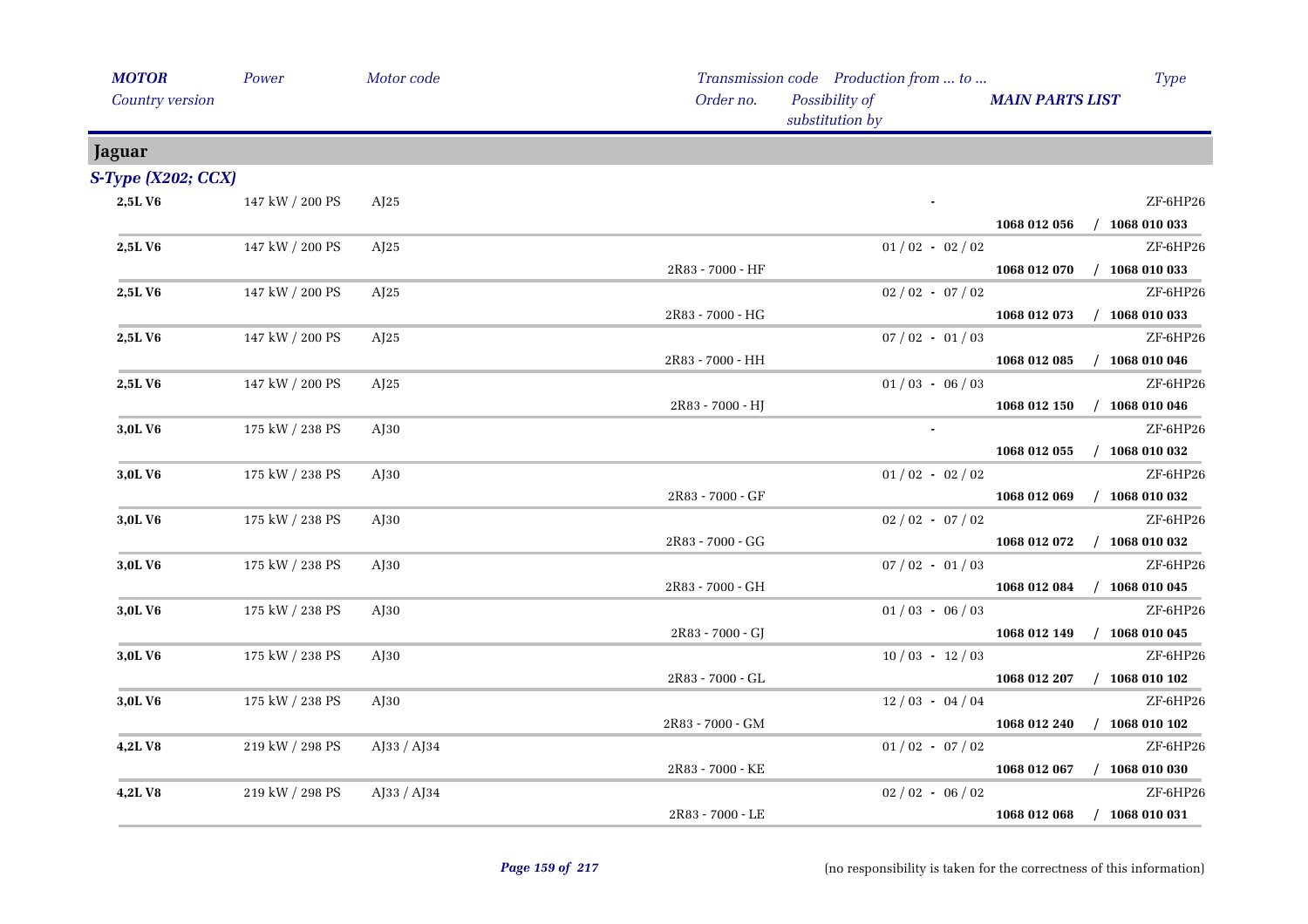| *MOTOR* / *Country version* | *Power* | *Motor code* | *Transmission code* / *Order no.* | *Production from ... to ...* / *Possibility of substitution by* | *MAIN PARTS LIST* | *Type* |
|---|---|---|---|---|---|---|
| **Jaguar** | | | | | | |
| ***S-Type (X202; CCX)*** | | | | | | |
| **2,5L V6** | 147 kW / 200 PS | AJ25 | | - | **1068 012 056 / 1068 010 033** | ZF-6HP26 |
| **2,5L V6** | 147 kW / 200 PS | AJ25 | 2R83 - 7000 - HF | 01 / 02 - 02 / 02 | **1068 012 070 / 1068 010 033** | ZF-6HP26 |
| **2,5L V6** | 147 kW / 200 PS | AJ25 | 2R83 - 7000 - HG | 02 / 02 - 07 / 02 | **1068 012 073 / 1068 010 033** | ZF-6HP26 |
| **2,5L V6** | 147 kW / 200 PS | AJ25 | 2R83 - 7000 - HH | 07 / 02 - 01 / 03 | **1068 012 085 / 1068 010 046** | ZF-6HP26 |
| **2,5L V6** | 147 kW / 200 PS | AJ25 | 2R83 - 7000 - HJ | 01 / 03 - 06 / 03 | **1068 012 150 / 1068 010 046** | ZF-6HP26 |
| **3,0L V6** | 175 kW / 238 PS | AJ30 | | - | **1068 012 055 / 1068 010 032** | ZF-6HP26 |
| **3,0L V6** | 175 kW / 238 PS | AJ30 | 2R83 - 7000 - GF | 01 / 02 - 02 / 02 | **1068 012 069 / 1068 010 032** | ZF-6HP26 |
| **3,0L V6** | 175 kW / 238 PS | AJ30 | 2R83 - 7000 - GG | 02 / 02 - 07 / 02 | **1068 012 072 / 1068 010 032** | ZF-6HP26 |
| **3,0L V6** | 175 kW / 238 PS | AJ30 | 2R83 - 7000 - GH | 07 / 02 - 01 / 03 | **1068 012 084 / 1068 010 045** | ZF-6HP26 |
| **3,0L V6** | 175 kW / 238 PS | AJ30 | 2R83 - 7000 - GJ | 01 / 03 - 06 / 03 | **1068 012 149 / 1068 010 045** | ZF-6HP26 |
| **3,0L V6** | 175 kW / 238 PS | AJ30 | 2R83 - 7000 - GL | 10 / 03 - 12 / 03 | **1068 012 207 / 1068 010 102** | ZF-6HP26 |
| **3,0L V6** | 175 kW / 238 PS | AJ30 | 2R83 - 7000 - GM | 12 / 03 - 04 / 04 | **1068 012 240 / 1068 010 102** | ZF-6HP26 |
| **4,2L V8** | 219 kW / 298 PS | AJ33 / AJ34 | 2R83 - 7000 - KE | 01 / 02 - 07 / 02 | **1068 012 067 / 1068 010 030** | ZF-6HP26 |
| **4,2L V8** | 219 kW / 298 PS | AJ33 / AJ34 | 2R83 - 7000 - LE | 02 / 02 - 06 / 02 | **1068 012 068 / 1068 010 031** | ZF-6HP26 |

(no responsibility is taken for the correctness of this information)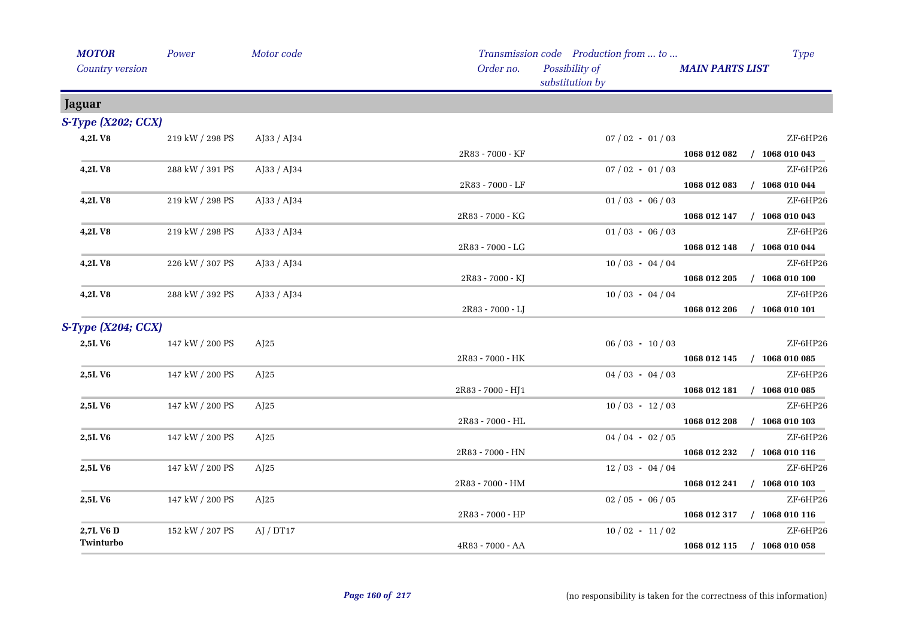| *MOTOR* *Country version* | *Power* | *Motor code* | *Order no.* | *Transmission code* *Possibility of substitution by* | *Production from ... to ...* | *MAIN PARTS LIST* | *Type* |
|---|---|---|---|---|---|---|---|
| **Jaguar** | | | | | | | |
| ***S-Type (X202; CCX)*** | | | | | | | |
| **4,2L V8** | 219 kW / 298 PS | AJ33 / AJ34 | 2R83 - 7000 - KF | | 07 / 02 - 01 / 03 | **1068 012 082 / 1068 010 043** | ZF-6HP26 |
| **4,2L V8** | 288 kW / 391 PS | AJ33 / AJ34 | 2R83 - 7000 - LF | | 07 / 02 - 01 / 03 | **1068 012 083 / 1068 010 044** | ZF-6HP26 |
| **4,2L V8** | 219 kW / 298 PS | AJ33 / AJ34 | 2R83 - 7000 - KG | | 01 / 03 - 06 / 03 | **1068 012 147 / 1068 010 043** | ZF-6HP26 |
| **4,2L V8** | 219 kW / 298 PS | AJ33 / AJ34 | 2R83 - 7000 - LG | | 01 / 03 - 06 / 03 | **1068 012 148 / 1068 010 044** | ZF-6HP26 |
| **4,2L V8** | 226 kW / 307 PS | AJ33 / AJ34 | 2R83 - 7000 - KJ | | 10 / 03 - 04 / 04 | **1068 012 205 / 1068 010 100** | ZF-6HP26 |
| **4,2L V8** | 288 kW / 392 PS | AJ33 / AJ34 | 2R83 - 7000 - LJ | | 10 / 03 - 04 / 04 | **1068 012 206 / 1068 010 101** | ZF-6HP26 |
| ***S-Type (X204; CCX)*** | | | | | | | |
| **2,5L V6** | 147 kW / 200 PS | AJ25 | 2R83 - 7000 - HK | | 06 / 03 - 10 / 03 | **1068 012 145 / 1068 010 085** | ZF-6HP26 |
| **2,5L V6** | 147 kW / 200 PS | AJ25 | 2R83 - 7000 - HJ1 | | 04 / 03 - 04 / 03 | **1068 012 181 / 1068 010 085** | ZF-6HP26 |
| **2,5L V6** | 147 kW / 200 PS | AJ25 | 2R83 - 7000 - HL | | 10 / 03 - 12 / 03 | **1068 012 208 / 1068 010 103** | ZF-6HP26 |
| **2,5L V6** | 147 kW / 200 PS | AJ25 | 2R83 - 7000 - HN | | 04 / 04 - 02 / 05 | **1068 012 232 / 1068 010 116** | ZF-6HP26 |
| **2,5L V6** | 147 kW / 200 PS | AJ25 | 2R83 - 7000 - HM | | 12 / 03 - 04 / 04 | **1068 012 241 / 1068 010 103** | ZF-6HP26 |
| **2,5L V6** | 147 kW / 200 PS | AJ25 | 2R83 - 7000 - HP | | 02 / 05 - 06 / 05 | **1068 012 317 / 1068 010 116** | ZF-6HP26 |
| **2,7L V6 D Twinturbo** | 152 kW / 207 PS | AJ / DT17 | 4R83 - 7000 - AA | | 10 / 02 - 11 / 02 | **1068 012 115 / 1068 010 058** | ZF-6HP26 |

(no responsibility is taken for the correctness of this information)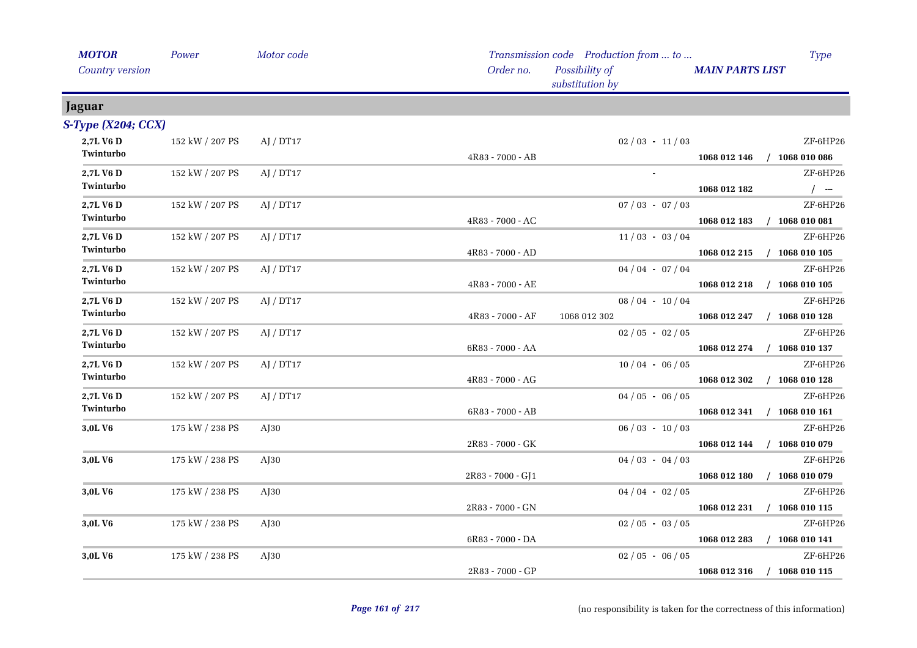| *MOTOR* *Country version* | *Power* | *Motor code* | *Transmission code* *Order no.* | *Production from ... to ...* *Possibility of substitution by* | *MAIN PARTS LIST* | *Type* |
|---|---|---|---|---|---|---|
| **Jaguar** | | | | | | |
| ***S-Type (X204; CCX)*** | | | | | | |
| **2,7L V6 D Twinturbo** | 152 kW / 207 PS | AJ / DT17 | 4R83 - 7000 - AB | 02 / 03 - 11 / 03 | **1068 012 146** | ZF-6HP26 / **1068 010 086** |
| **2,7L V6 D Twinturbo** | 152 kW / 207 PS | AJ / DT17 | | - | **1068 012 182** | ZF-6HP26 / --- |
| **2,7L V6 D Twinturbo** | 152 kW / 207 PS | AJ / DT17 | 4R83 - 7000 - AC | 07 / 03 - 07 / 03 | **1068 012 183** | ZF-6HP26 / **1068 010 081** |
| **2,7L V6 D Twinturbo** | 152 kW / 207 PS | AJ / DT17 | 4R83 - 7000 - AD | 11 / 03 - 03 / 04 | **1068 012 215** | ZF-6HP26 / **1068 010 105** |
| **2,7L V6 D Twinturbo** | 152 kW / 207 PS | AJ / DT17 | 4R83 - 7000 - AE | 04 / 04 - 07 / 04 | **1068 012 218** | ZF-6HP26 / **1068 010 105** |
| **2,7L V6 D Twinturbo** | 152 kW / 207 PS | AJ / DT17 | 4R83 - 7000 - AF | 08 / 04 - 10 / 04 1068 012 302 | **1068 012 247** | ZF-6HP26 / **1068 010 128** |
| **2,7L V6 D Twinturbo** | 152 kW / 207 PS | AJ / DT17 | 6R83 - 7000 - AA | 02 / 05 - 02 / 05 | **1068 012 274** | ZF-6HP26 / **1068 010 137** |
| **2,7L V6 D Twinturbo** | 152 kW / 207 PS | AJ / DT17 | 4R83 - 7000 - AG | 10 / 04 - 06 / 05 | **1068 012 302** | ZF-6HP26 / **1068 010 128** |
| **2,7L V6 D Twinturbo** | 152 kW / 207 PS | AJ / DT17 | 6R83 - 7000 - AB | 04 / 05 - 06 / 05 | **1068 012 341** | ZF-6HP26 / **1068 010 161** |
| **3,0L V6** | 175 kW / 238 PS | AJ30 | 2R83 - 7000 - GK | 06 / 03 - 10 / 03 | **1068 012 144** | ZF-6HP26 / **1068 010 079** |
| **3,0L V6** | 175 kW / 238 PS | AJ30 | 2R83 - 7000 - GJ1 | 04 / 03 - 04 / 03 | **1068 012 180** | ZF-6HP26 / **1068 010 079** |
| **3,0L V6** | 175 kW / 238 PS | AJ30 | 2R83 - 7000 - GN | 04 / 04 - 02 / 05 | **1068 012 231** | ZF-6HP26 / **1068 010 115** |
| **3,0L V6** | 175 kW / 238 PS | AJ30 | 6R83 - 7000 - DA | 02 / 05 - 03 / 05 | **1068 012 283** | ZF-6HP26 / **1068 010 141** |
| **3,0L V6** | 175 kW / 238 PS | AJ30 | 2R83 - 7000 - GP | 02 / 05 - 06 / 05 | **1068 012 316** | ZF-6HP26 / **1068 010 115** |

(no responsibility is taken for the correctness of this information)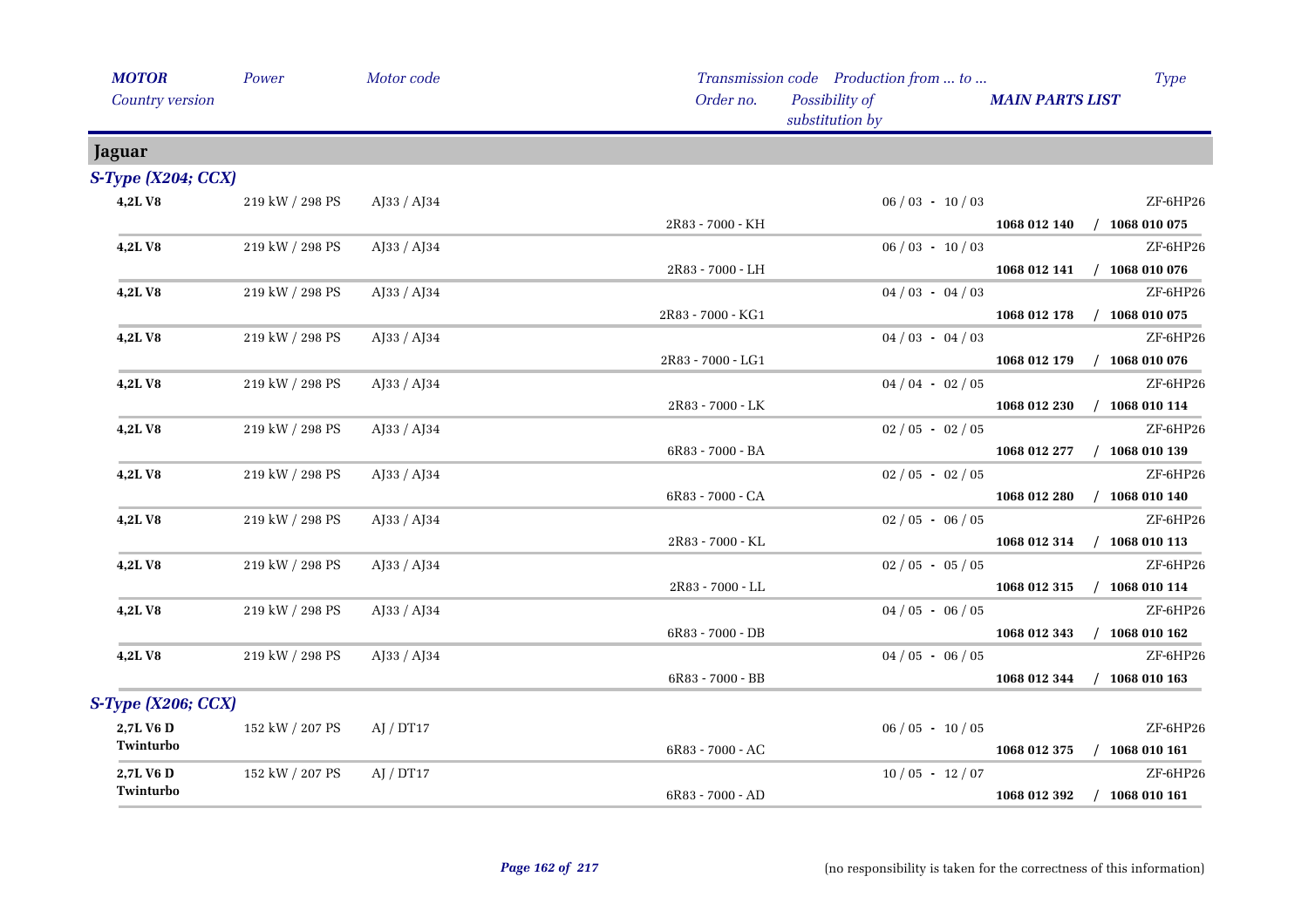| *MOTOR* *Country version* | *Power* | *Motor code* | *Transmission code* *Order no.* | *Production from ... to ...* *Possibility of substitution by* | *MAIN PARTS LIST* | *Type* |
|---|---|---|---|---|---|---|
| **Jaguar** | | | | | | |
| ***S-Type (X204; CCX)*** | | | | | | |
| **4,2L V8** | 219 kW / 298 PS | AJ33 / AJ34 | 2R83 - 7000 - KH | 06 / 03 - 10 / 03 | **1068 012 140 / 1068 010 075** | ZF-6HP26 |
| **4,2L V8** | 219 kW / 298 PS | AJ33 / AJ34 | 2R83 - 7000 - LH | 06 / 03 - 10 / 03 | **1068 012 141 / 1068 010 076** | ZF-6HP26 |
| **4,2L V8** | 219 kW / 298 PS | AJ33 / AJ34 | 2R83 - 7000 - KG1 | 04 / 03 - 04 / 03 | **1068 012 178 / 1068 010 075** | ZF-6HP26 |
| **4,2L V8** | 219 kW / 298 PS | AJ33 / AJ34 | 2R83 - 7000 - LG1 | 04 / 03 - 04 / 03 | **1068 012 179 / 1068 010 076** | ZF-6HP26 |
| **4,2L V8** | 219 kW / 298 PS | AJ33 / AJ34 | 2R83 - 7000 - LK | 04 / 04 - 02 / 05 | **1068 012 230 / 1068 010 114** | ZF-6HP26 |
| **4,2L V8** | 219 kW / 298 PS | AJ33 / AJ34 | 6R83 - 7000 - BA | 02 / 05 - 02 / 05 | **1068 012 277 / 1068 010 139** | ZF-6HP26 |
| **4,2L V8** | 219 kW / 298 PS | AJ33 / AJ34 | 6R83 - 7000 - CA | 02 / 05 - 02 / 05 | **1068 012 280 / 1068 010 140** | ZF-6HP26 |
| **4,2L V8** | 219 kW / 298 PS | AJ33 / AJ34 | 2R83 - 7000 - KL | 02 / 05 - 06 / 05 | **1068 012 314 / 1068 010 113** | ZF-6HP26 |
| **4,2L V8** | 219 kW / 298 PS | AJ33 / AJ34 | 2R83 - 7000 - LL | 02 / 05 - 05 / 05 | **1068 012 315 / 1068 010 114** | ZF-6HP26 |
| **4,2L V8** | 219 kW / 298 PS | AJ33 / AJ34 | 6R83 - 7000 - DB | 04 / 05 - 06 / 05 | **1068 012 343 / 1068 010 162** | ZF-6HP26 |
| **4,2L V8** | 219 kW / 298 PS | AJ33 / AJ34 | 6R83 - 7000 - BB | 04 / 05 - 06 / 05 | **1068 012 344 / 1068 010 163** | ZF-6HP26 |
| ***S-Type (X206; CCX)*** | | | | | | |
| **2,7L V6 D Twinturbo** | 152 kW / 207 PS | AJ / DT17 | 6R83 - 7000 - AC | 06 / 05 - 10 / 05 | **1068 012 375 / 1068 010 161** | ZF-6HP26 |
| **2,7L V6 D Twinturbo** | 152 kW / 207 PS | AJ / DT17 | 6R83 - 7000 - AD | 10 / 05 - 12 / 07 | **1068 012 392 / 1068 010 161** | ZF-6HP26 |

(no responsibility is taken for the correctness of this information)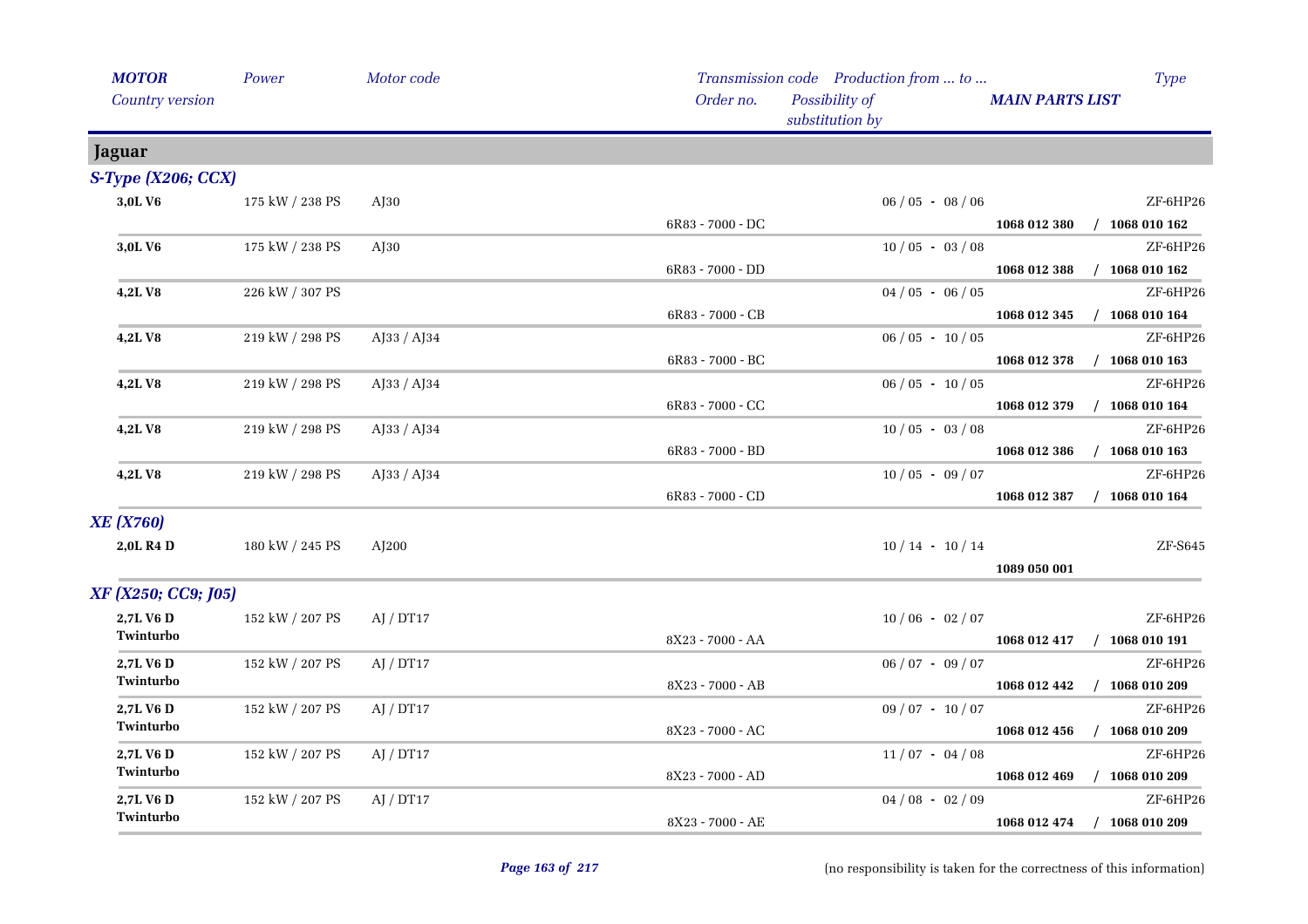| MOTOR<br>Country version | Power | Motor code | Transmission code<br>Order no. | Production from ... to ...<br>Possibility of substitution by | MAIN PARTS LIST | Type |
|---|---|---|---|---|---|---|
| **Jaguar** | | | | | | |
| ***S-Type (X206; CCX)*** | | | | | | |
| **3,0L V6** | 175 kW / 238 PS | AJ30 | 6R83 - 7000 - DC | 06 / 05 - 08 / 06 | **1068 012 380 / 1068 010 162** | ZF-6HP26 |
| **3,0L V6** | 175 kW / 238 PS | AJ30 | 6R83 - 7000 - DD | 10 / 05 - 03 / 08 | **1068 012 388 / 1068 010 162** | ZF-6HP26 |
| **4,2L V8** | 226 kW / 307 PS | | 6R83 - 7000 - CB | 04 / 05 - 06 / 05 | **1068 012 345 / 1068 010 164** | ZF-6HP26 |
| **4,2L V8** | 219 kW / 298 PS | AJ33 / AJ34 | 6R83 - 7000 - BC | 06 / 05 - 10 / 05 | **1068 012 378 / 1068 010 163** | ZF-6HP26 |
| **4,2L V8** | 219 kW / 298 PS | AJ33 / AJ34 | 6R83 - 7000 - CC | 06 / 05 - 10 / 05 | **1068 012 379 / 1068 010 164** | ZF-6HP26 |
| **4,2L V8** | 219 kW / 298 PS | AJ33 / AJ34 | 6R83 - 7000 - BD | 10 / 05 - 03 / 08 | **1068 012 386 / 1068 010 163** | ZF-6HP26 |
| **4,2L V8** | 219 kW / 298 PS | AJ33 / AJ34 | 6R83 - 7000 - CD | 10 / 05 - 09 / 07 | **1068 012 387 / 1068 010 164** | ZF-6HP26 |
| ***XE (X760)*** | | | | | | |
| **2,0L R4 D** | 180 kW / 245 PS | AJ200 | | 10 / 14 - 10 / 14 | **1089 050 001** | ZF-S645 |
| ***XF (X250; CC9; J05)*** | | | | | | |
| **2,7L V6 D Twinturbo** | 152 kW / 207 PS | AJ / DT17 | 8X23 - 7000 - AA | 10 / 06 - 02 / 07 | **1068 012 417 / 1068 010 191** | ZF-6HP26 |
| **2,7L V6 D Twinturbo** | 152 kW / 207 PS | AJ / DT17 | 8X23 - 7000 - AB | 06 / 07 - 09 / 07 | **1068 012 442 / 1068 010 209** | ZF-6HP26 |
| **2,7L V6 D Twinturbo** | 152 kW / 207 PS | AJ / DT17 | 8X23 - 7000 - AC | 09 / 07 - 10 / 07 | **1068 012 456 / 1068 010 209** | ZF-6HP26 |
| **2,7L V6 D Twinturbo** | 152 kW / 207 PS | AJ / DT17 | 8X23 - 7000 - AD | 11 / 07 - 04 / 08 | **1068 012 469 / 1068 010 209** | ZF-6HP26 |
| **2,7L V6 D Twinturbo** | 152 kW / 207 PS | AJ / DT17 | 8X23 - 7000 - AE | 04 / 08 - 02 / 09 | **1068 012 474 / 1068 010 209** | ZF-6HP26 |

(no responsibility is taken for the correctness of this information)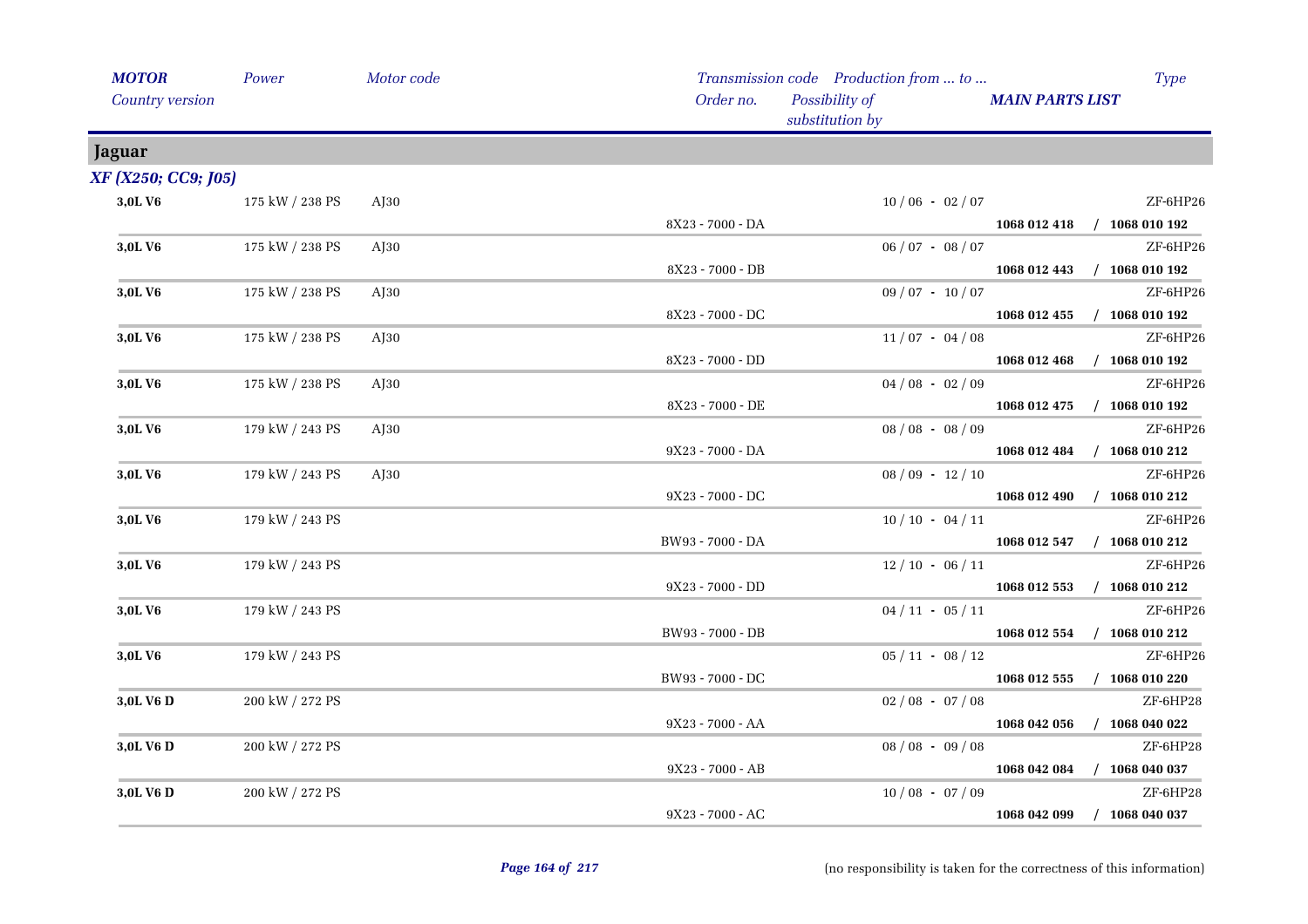| MOTOR | Power | Motor code | Transmission code | Production from ... to ... | | Type |
|---|---|---|---|---|---|---|
| Country version | | | Order no. | Possibility of substitution by | MAIN PARTS LIST | |

## Jaguar

### XF (X250; CC9; J05)

| MOTOR / Country version | Power | Motor code | Transmission code / Order no. | Production from ... to ... / Possibility of substitution by | MAIN PARTS LIST | Type |
|---|---|---|---|---|---|---|
| **3,0L V6** | 175 kW / 238 PS | AJ30 | | 10 / 06 - 02 / 07 | | ZF-6HP26 |
| | | | 8X23 - 7000 - DA | | **1068 012 418** | **/ 1068 010 192** |
| **3,0L V6** | 175 kW / 238 PS | AJ30 | | 06 / 07 - 08 / 07 | | ZF-6HP26 |
| | | | 8X23 - 7000 - DB | | **1068 012 443** | **/ 1068 010 192** |
| **3,0L V6** | 175 kW / 238 PS | AJ30 | | 09 / 07 - 10 / 07 | | ZF-6HP26 |
| | | | 8X23 - 7000 - DC | | **1068 012 455** | **/ 1068 010 192** |
| **3,0L V6** | 175 kW / 238 PS | AJ30 | | 11 / 07 - 04 / 08 | | ZF-6HP26 |
| | | | 8X23 - 7000 - DD | | **1068 012 468** | **/ 1068 010 192** |
| **3,0L V6** | 175 kW / 238 PS | AJ30 | | 04 / 08 - 02 / 09 | | ZF-6HP26 |
| | | | 8X23 - 7000 - DE | | **1068 012 475** | **/ 1068 010 192** |
| **3,0L V6** | 179 kW / 243 PS | AJ30 | | 08 / 08 - 08 / 09 | | ZF-6HP26 |
| | | | 9X23 - 7000 - DA | | **1068 012 484** | **/ 1068 010 212** |
| **3,0L V6** | 179 kW / 243 PS | AJ30 | | 08 / 09 - 12 / 10 | | ZF-6HP26 |
| | | | 9X23 - 7000 - DC | | **1068 012 490** | **/ 1068 010 212** |
| **3,0L V6** | 179 kW / 243 PS | | | 10 / 10 - 04 / 11 | | ZF-6HP26 |
| | | | BW93 - 7000 - DA | | **1068 012 547** | **/ 1068 010 212** |
| **3,0L V6** | 179 kW / 243 PS | | | 12 / 10 - 06 / 11 | | ZF-6HP26 |
| | | | 9X23 - 7000 - DD | | **1068 012 553** | **/ 1068 010 212** |
| **3,0L V6** | 179 kW / 243 PS | | | 04 / 11 - 05 / 11 | | ZF-6HP26 |
| | | | BW93 - 7000 - DB | | **1068 012 554** | **/ 1068 010 212** |
| **3,0L V6** | 179 kW / 243 PS | | | 05 / 11 - 08 / 12 | | ZF-6HP26 |
| | | | BW93 - 7000 - DC | | **1068 012 555** | **/ 1068 010 220** |
| **3,0L V6 D** | 200 kW / 272 PS | | | 02 / 08 - 07 / 08 | | ZF-6HP28 |
| | | | 9X23 - 7000 - AA | | **1068 042 056** | **/ 1068 040 022** |
| **3,0L V6 D** | 200 kW / 272 PS | | | 08 / 08 - 09 / 08 | | ZF-6HP28 |
| | | | 9X23 - 7000 - AB | | **1068 042 084** | **/ 1068 040 037** |
| **3,0L V6 D** | 200 kW / 272 PS | | | 10 / 08 - 07 / 09 | | ZF-6HP28 |
| | | | 9X23 - 7000 - AC | | **1068 042 099** | **/ 1068 040 037** |

(no responsibility is taken for the correctness of this information)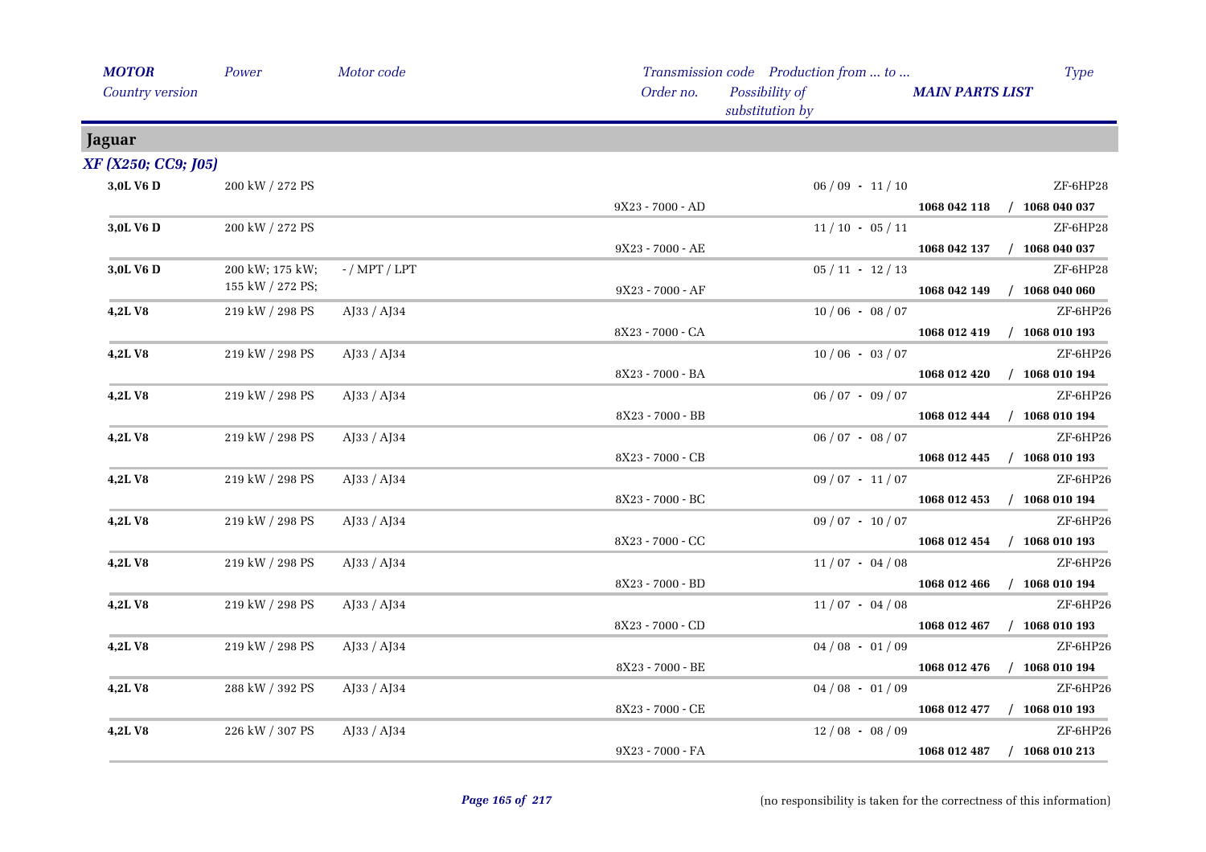## Jaguar

### *XF (X250; CC9; J05)*

| MOTOR / Country version | Power | Motor code | Transmission code / Order no. | Possibility of substitution by | Production from ... to ... | MAIN PARTS LIST | Type |
|---|---|---|---|---|---|---|---|
| **3,0L V6 D** | 200 kW / 272 PS | | 9X23 - 7000 - AD | | 06 / 09 - 11 / 10 | **1068 042 118 / 1068 040 037** | ZF-6HP28 |
| **3,0L V6 D** | 200 kW / 272 PS | | 9X23 - 7000 - AE | | 11 / 10 - 05 / 11 | **1068 042 137 / 1068 040 037** | ZF-6HP28 |
| **3,0L V6 D** | 200 kW; 175 kW; 155 kW / 272 PS; | - / MPT / LPT | 9X23 - 7000 - AF | | 05 / 11 - 12 / 13 | **1068 042 149 / 1068 040 060** | ZF-6HP28 |
| **4,2L V8** | 219 kW / 298 PS | AJ33 / AJ34 | 8X23 - 7000 - CA | | 10 / 06 - 08 / 07 | **1068 012 419 / 1068 010 193** | ZF-6HP26 |
| **4,2L V8** | 219 kW / 298 PS | AJ33 / AJ34 | 8X23 - 7000 - BA | | 10 / 06 - 03 / 07 | **1068 012 420 / 1068 010 194** | ZF-6HP26 |
| **4,2L V8** | 219 kW / 298 PS | AJ33 / AJ34 | 8X23 - 7000 - BB | | 06 / 07 - 09 / 07 | **1068 012 444 / 1068 010 194** | ZF-6HP26 |
| **4,2L V8** | 219 kW / 298 PS | AJ33 / AJ34 | 8X23 - 7000 - CB | | 06 / 07 - 08 / 07 | **1068 012 445 / 1068 010 193** | ZF-6HP26 |
| **4,2L V8** | 219 kW / 298 PS | AJ33 / AJ34 | 8X23 - 7000 - BC | | 09 / 07 - 11 / 07 | **1068 012 453 / 1068 010 194** | ZF-6HP26 |
| **4,2L V8** | 219 kW / 298 PS | AJ33 / AJ34 | 8X23 - 7000 - CC | | 09 / 07 - 10 / 07 | **1068 012 454 / 1068 010 193** | ZF-6HP26 |
| **4,2L V8** | 219 kW / 298 PS | AJ33 / AJ34 | 8X23 - 7000 - BD | | 11 / 07 - 04 / 08 | **1068 012 466 / 1068 010 194** | ZF-6HP26 |
| **4,2L V8** | 219 kW / 298 PS | AJ33 / AJ34 | 8X23 - 7000 - CD | | 11 / 07 - 04 / 08 | **1068 012 467 / 1068 010 193** | ZF-6HP26 |
| **4,2L V8** | 219 kW / 298 PS | AJ33 / AJ34 | 8X23 - 7000 - BE | | 04 / 08 - 01 / 09 | **1068 012 476 / 1068 010 194** | ZF-6HP26 |
| **4,2L V8** | 288 kW / 392 PS | AJ33 / AJ34 | 8X23 - 7000 - CE | | 04 / 08 - 01 / 09 | **1068 012 477 / 1068 010 193** | ZF-6HP26 |
| **4,2L V8** | 226 kW / 307 PS | AJ33 / AJ34 | 9X23 - 7000 - FA | | 12 / 08 - 08 / 09 | **1068 012 487 / 1068 010 213** | ZF-6HP26 |

(no responsibility is taken for the correctness of this information)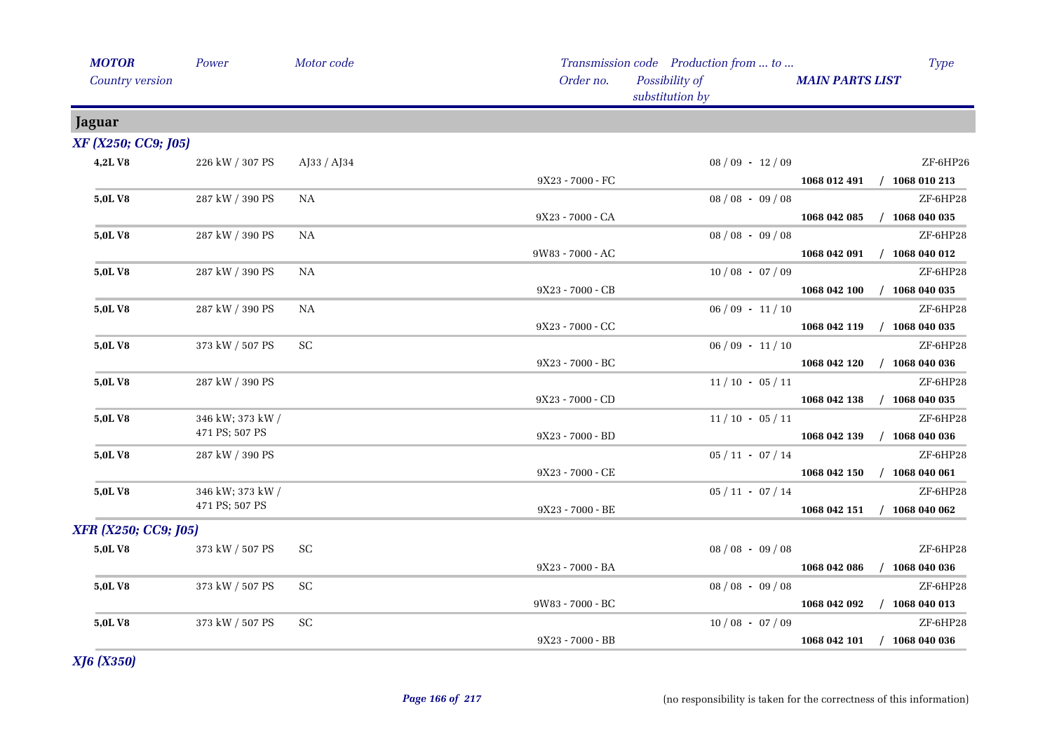| MOTOR<br>Country version | Power | Motor code | Transmission code<br>Order no. | Possibility of substitution by | Production from ... to ... | MAIN PARTS LIST | Type |
|---|---|---|---|---|---|---|---|
| **Jaguar** | | | | | | | |
| ***XF (X250; CC9; J05)*** | | | | | | | |
| **4,2L V8** | 226 kW / 307 PS | AJ33 / AJ34 | 9X23 - 7000 - FC | | 08 / 09 - 12 / 09 | **1068 012 491 / 1068 010 213** | ZF-6HP26 |
| **5,0L V8** | 287 kW / 390 PS | NA | 9X23 - 7000 - CA | | 08 / 08 - 09 / 08 | **1068 042 085 / 1068 040 035** | ZF-6HP28 |
| **5,0L V8** | 287 kW / 390 PS | NA | 9W83 - 7000 - AC | | 08 / 08 - 09 / 08 | **1068 042 091 / 1068 040 012** | ZF-6HP28 |
| **5,0L V8** | 287 kW / 390 PS | NA | 9X23 - 7000 - CB | | 10 / 08 - 07 / 09 | **1068 042 100 / 1068 040 035** | ZF-6HP28 |
| **5,0L V8** | 287 kW / 390 PS | NA | 9X23 - 7000 - CC | | 06 / 09 - 11 / 10 | **1068 042 119 / 1068 040 035** | ZF-6HP28 |
| **5,0L V8** | 373 kW / 507 PS | SC | 9X23 - 7000 - BC | | 06 / 09 - 11 / 10 | **1068 042 120 / 1068 040 036** | ZF-6HP28 |
| **5,0L V8** | 287 kW / 390 PS | | 9X23 - 7000 - CD | | 11 / 10 - 05 / 11 | **1068 042 138 / 1068 040 035** | ZF-6HP28 |
| **5,0L V8** | 346 kW; 373 kW / 471 PS; 507 PS | | 9X23 - 7000 - BD | | 11 / 10 - 05 / 11 | **1068 042 139 / 1068 040 036** | ZF-6HP28 |
| **5,0L V8** | 287 kW / 390 PS | | 9X23 - 7000 - CE | | 05 / 11 - 07 / 14 | **1068 042 150 / 1068 040 061** | ZF-6HP28 |
| **5,0L V8** | 346 kW; 373 kW / 471 PS; 507 PS | | 9X23 - 7000 - BE | | 05 / 11 - 07 / 14 | **1068 042 151 / 1068 040 062** | ZF-6HP28 |
| ***XFR (X250; CC9; J05)*** | | | | | | | |
| **5,0L V8** | 373 kW / 507 PS | SC | 9X23 - 7000 - BA | | 08 / 08 - 09 / 08 | **1068 042 086 / 1068 040 036** | ZF-6HP28 |
| **5,0L V8** | 373 kW / 507 PS | SC | 9W83 - 7000 - BC | | 08 / 08 - 09 / 08 | **1068 042 092 / 1068 040 013** | ZF-6HP28 |
| **5,0L V8** | 373 kW / 507 PS | SC | 9X23 - 7000 - BB | | 10 / 08 - 07 / 09 | **1068 042 101 / 1068 040 036** | ZF-6HP28 |
| ***XJ6 (X350)*** | | | | | | | |

(no responsibility is taken for the correctness of this information)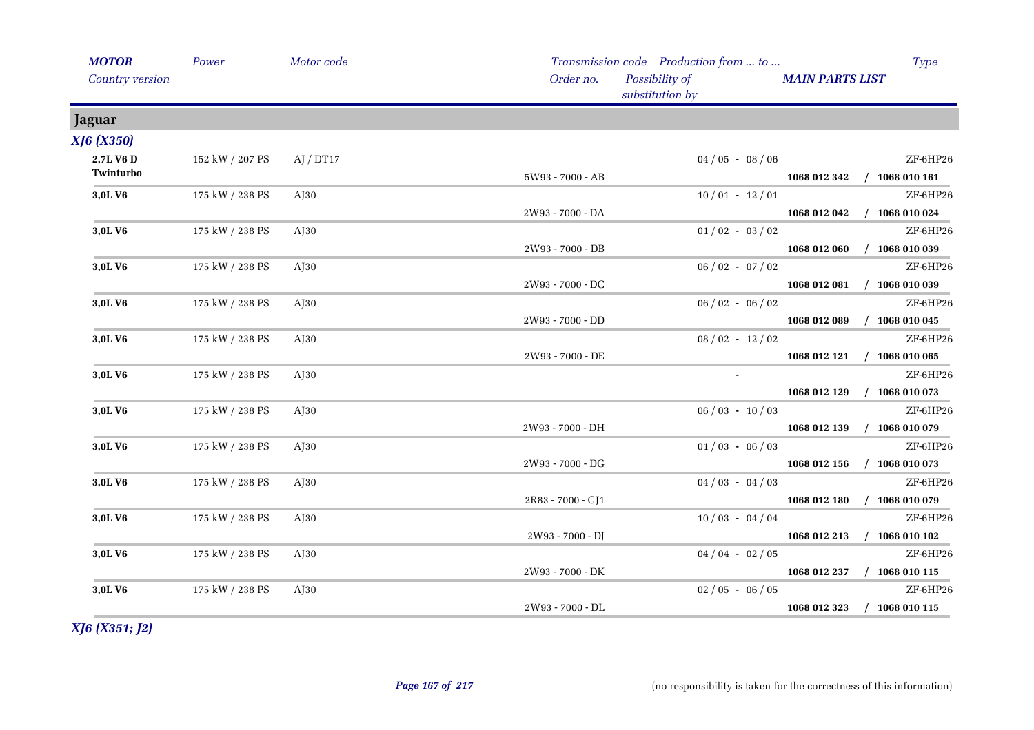| MOTOR<br>Country version | Power | Motor code | Transmission code<br>Order no. | Production from ... to ...<br>Possibility of substitution by | MAIN PARTS LIST | Type |
|---|---|---|---|---|---|---|
| **Jaguar** | | | | | | |
| ***XJ6 (X350)*** | | | | | | |
| **2,7L V6 D Twinturbo** | 152 kW / 207 PS | AJ / DT17 | 5W93 - 7000 - AB | 04 / 05 - 08 / 06 | **1068 012 342 / 1068 010 161** | ZF-6HP26 |
| **3,0L V6** | 175 kW / 238 PS | AJ30 | 2W93 - 7000 - DA | 10 / 01 - 12 / 01 | **1068 012 042 / 1068 010 024** | ZF-6HP26 |
| **3,0L V6** | 175 kW / 238 PS | AJ30 | 2W93 - 7000 - DB | 01 / 02 - 03 / 02 | **1068 012 060 / 1068 010 039** | ZF-6HP26 |
| **3,0L V6** | 175 kW / 238 PS | AJ30 | 2W93 - 7000 - DC | 06 / 02 - 07 / 02 | **1068 012 081 / 1068 010 039** | ZF-6HP26 |
| **3,0L V6** | 175 kW / 238 PS | AJ30 | 2W93 - 7000 - DD | 06 / 02 - 06 / 02 | **1068 012 089 / 1068 010 045** | ZF-6HP26 |
| **3,0L V6** | 175 kW / 238 PS | AJ30 | 2W93 - 7000 - DE | 08 / 02 - 12 / 02 | **1068 012 121 / 1068 010 065** | ZF-6HP26 |
| **3,0L V6** | 175 kW / 238 PS | AJ30 | | - | **1068 012 129 / 1068 010 073** | ZF-6HP26 |
| **3,0L V6** | 175 kW / 238 PS | AJ30 | 2W93 - 7000 - DH | 06 / 03 - 10 / 03 | **1068 012 139 / 1068 010 079** | ZF-6HP26 |
| **3,0L V6** | 175 kW / 238 PS | AJ30 | 2W93 - 7000 - DG | 01 / 03 - 06 / 03 | **1068 012 156 / 1068 010 073** | ZF-6HP26 |
| **3,0L V6** | 175 kW / 238 PS | AJ30 | 2R83 - 7000 - GJ1 | 04 / 03 - 04 / 03 | **1068 012 180 / 1068 010 079** | ZF-6HP26 |
| **3,0L V6** | 175 kW / 238 PS | AJ30 | 2W93 - 7000 - DJ | 10 / 03 - 04 / 04 | **1068 012 213 / 1068 010 102** | ZF-6HP26 |
| **3,0L V6** | 175 kW / 238 PS | AJ30 | 2W93 - 7000 - DK | 04 / 04 - 02 / 05 | **1068 012 237 / 1068 010 115** | ZF-6HP26 |
| **3,0L V6** | 175 kW / 238 PS | AJ30 | 2W93 - 7000 - DL | 02 / 05 - 06 / 05 | **1068 012 323 / 1068 010 115** | ZF-6HP26 |
| ***XJ6 (X351; J2)*** | | | | | | |

(no responsibility is taken for the correctness of this information)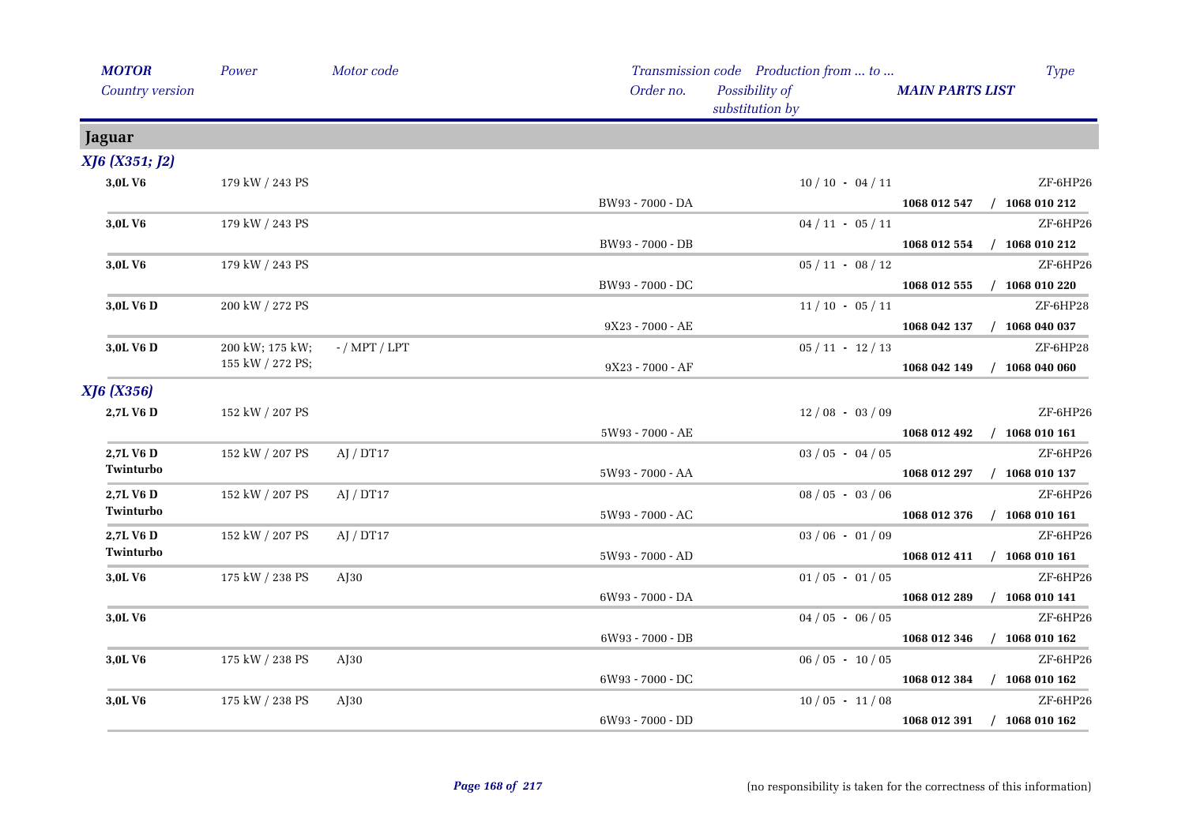| *MOTOR* *Country version* | *Power* | *Motor code* | *Transmission code* *Order no.* | *Production from ... to ...* *Possibility of substitution by* | *MAIN PARTS LIST* | *Type* |
|---|---|---|---|---|---|---|
| **Jaguar** | | | | | | |
| ***XJ6 (X351; J2)*** | | | | | | |
| **3,0L V6** | 179 kW / 243 PS | | BW93 - 7000 - DA | 10 / 10 - 04 / 11 | **1068 012 547 / 1068 010 212** | ZF-6HP26 |
| **3,0L V6** | 179 kW / 243 PS | | BW93 - 7000 - DB | 04 / 11 - 05 / 11 | **1068 012 554 / 1068 010 212** | ZF-6HP26 |
| **3,0L V6** | 179 kW / 243 PS | | BW93 - 7000 - DC | 05 / 11 - 08 / 12 | **1068 012 555 / 1068 010 220** | ZF-6HP26 |
| **3,0L V6 D** | 200 kW / 272 PS | | 9X23 - 7000 - AE | 11 / 10 - 05 / 11 | **1068 042 137 / 1068 040 037** | ZF-6HP28 |
| **3,0L V6 D** | 200 kW; 175 kW; 155 kW / 272 PS; | - / MPT / LPT | 9X23 - 7000 - AF | 05 / 11 - 12 / 13 | **1068 042 149 / 1068 040 060** | ZF-6HP28 |
| ***XJ6 (X356)*** | | | | | | |
| **2,7L V6 D** | 152 kW / 207 PS | | 5W93 - 7000 - AE | 12 / 08 - 03 / 09 | **1068 012 492 / 1068 010 161** | ZF-6HP26 |
| **2,7L V6 D Twinturbo** | 152 kW / 207 PS | AJ / DT17 | 5W93 - 7000 - AA | 03 / 05 - 04 / 05 | **1068 012 297 / 1068 010 137** | ZF-6HP26 |
| **2,7L V6 D Twinturbo** | 152 kW / 207 PS | AJ / DT17 | 5W93 - 7000 - AC | 08 / 05 - 03 / 06 | **1068 012 376 / 1068 010 161** | ZF-6HP26 |
| **2,7L V6 D Twinturbo** | 152 kW / 207 PS | AJ / DT17 | 5W93 - 7000 - AD | 03 / 06 - 01 / 09 | **1068 012 411 / 1068 010 161** | ZF-6HP26 |
| **3,0L V6** | 175 kW / 238 PS | AJ30 | 6W93 - 7000 - DA | 01 / 05 - 01 / 05 | **1068 012 289 / 1068 010 141** | ZF-6HP26 |
| **3,0L V6** | | | 6W93 - 7000 - DB | 04 / 05 - 06 / 05 | **1068 012 346 / 1068 010 162** | ZF-6HP26 |
| **3,0L V6** | 175 kW / 238 PS | AJ30 | 6W93 - 7000 - DC | 06 / 05 - 10 / 05 | **1068 012 384 / 1068 010 162** | ZF-6HP26 |
| **3,0L V6** | 175 kW / 238 PS | AJ30 | 6W93 - 7000 - DD | 10 / 05 - 11 / 08 | **1068 012 391 / 1068 010 162** | ZF-6HP26 |

(no responsibility is taken for the correctness of this information)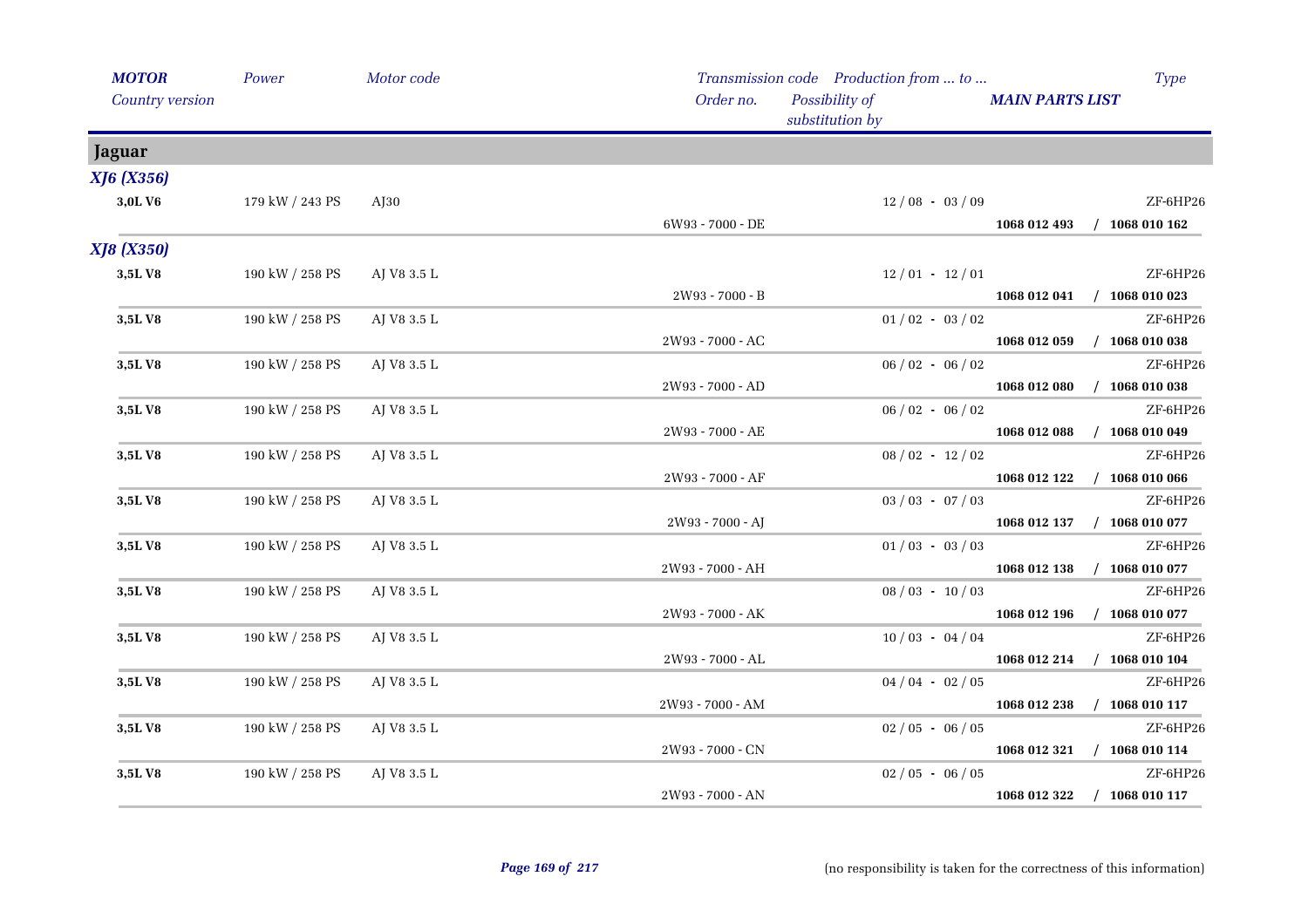| MOTOR<br>Country version | Power | Motor code | Transmission code<br>Order no. | Production from ... to ...<br>Possibility of substitution by | MAIN PARTS LIST | Type |
|---|---|---|---|---|---|---|
| **Jaguar** | | | | | | |
| ***XJ6 (X356)*** | | | | | | |
| **3,0L V6** | 179 kW / 243 PS | AJ30 | | 12 / 08 - 03 / 09 | | ZF-6HP26 |
| | | | 6W93 - 7000 - DE | | **1068 012 493** | **/ 1068 010 162** |
| ***XJ8 (X350)*** | | | | | | |
| **3,5L V8** | 190 kW / 258 PS | AJ V8 3.5 L | | 12 / 01 - 12 / 01 | | ZF-6HP26 |
| | | | 2W93 - 7000 - B | | **1068 012 041** | **/ 1068 010 023** |
| **3,5L V8** | 190 kW / 258 PS | AJ V8 3.5 L | | 01 / 02 - 03 / 02 | | ZF-6HP26 |
| | | | 2W93 - 7000 - AC | | **1068 012 059** | **/ 1068 010 038** |
| **3,5L V8** | 190 kW / 258 PS | AJ V8 3.5 L | | 06 / 02 - 06 / 02 | | ZF-6HP26 |
| | | | 2W93 - 7000 - AD | | **1068 012 080** | **/ 1068 010 038** |
| **3,5L V8** | 190 kW / 258 PS | AJ V8 3.5 L | | 06 / 02 - 06 / 02 | | ZF-6HP26 |
| | | | 2W93 - 7000 - AE | | **1068 012 088** | **/ 1068 010 049** |
| **3,5L V8** | 190 kW / 258 PS | AJ V8 3.5 L | | 08 / 02 - 12 / 02 | | ZF-6HP26 |
| | | | 2W93 - 7000 - AF | | **1068 012 122** | **/ 1068 010 066** |
| **3,5L V8** | 190 kW / 258 PS | AJ V8 3.5 L | | 03 / 03 - 07 / 03 | | ZF-6HP26 |
| | | | 2W93 - 7000 - AJ | | **1068 012 137** | **/ 1068 010 077** |
| **3,5L V8** | 190 kW / 258 PS | AJ V8 3.5 L | | 01 / 03 - 03 / 03 | | ZF-6HP26 |
| | | | 2W93 - 7000 - AH | | **1068 012 138** | **/ 1068 010 077** |
| **3,5L V8** | 190 kW / 258 PS | AJ V8 3.5 L | | 08 / 03 - 10 / 03 | | ZF-6HP26 |
| | | | 2W93 - 7000 - AK | | **1068 012 196** | **/ 1068 010 077** |
| **3,5L V8** | 190 kW / 258 PS | AJ V8 3.5 L | | 10 / 03 - 04 / 04 | | ZF-6HP26 |
| | | | 2W93 - 7000 - AL | | **1068 012 214** | **/ 1068 010 104** |
| **3,5L V8** | 190 kW / 258 PS | AJ V8 3.5 L | | 04 / 04 - 02 / 05 | | ZF-6HP26 |
| | | | 2W93 - 7000 - AM | | **1068 012 238** | **/ 1068 010 117** |
| **3,5L V8** | 190 kW / 258 PS | AJ V8 3.5 L | | 02 / 05 - 06 / 05 | | ZF-6HP26 |
| | | | 2W93 - 7000 - CN | | **1068 012 321** | **/ 1068 010 114** |
| **3,5L V8** | 190 kW / 258 PS | AJ V8 3.5 L | | 02 / 05 - 06 / 05 | | ZF-6HP26 |
| | | | 2W93 - 7000 - AN | | **1068 012 322** | **/ 1068 010 117** |

(no responsibility is taken for the correctness of this information)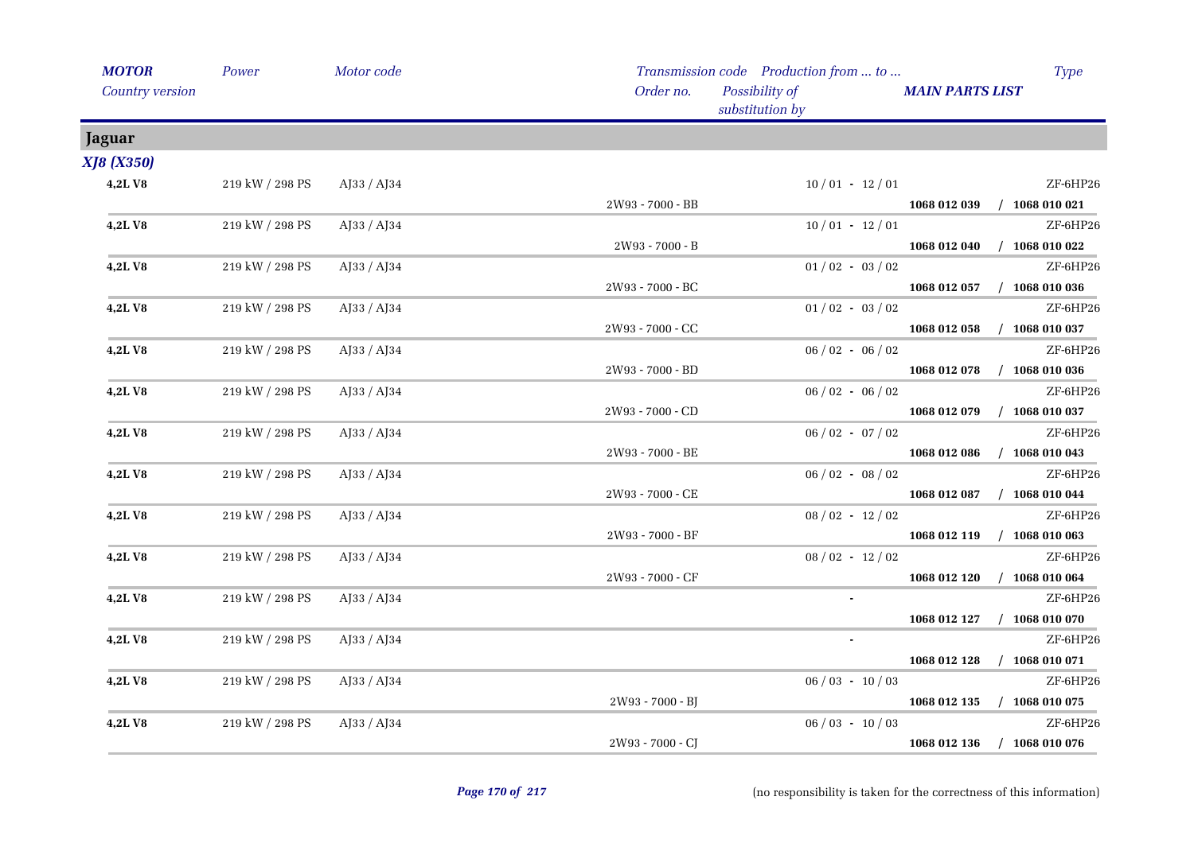| *MOTOR* *Country version* | *Power* | *Motor code* | *Transmission code* *Order no.* | *Production from ... to ...* *Possibility of substitution by* | *MAIN PARTS LIST* | *Type* |
|---|---|---|---|---|---|---|
| **Jaguar** | | | | | | |
| ***XJ8 (X350)*** | | | | | | |
| **4,2L V8** | 219 kW / 298 PS | AJ33 / AJ34 | | 10 / 01 - 12 / 01 | | ZF-6HP26 |
| | | | 2W93 - 7000 - BB | | **1068 012 039 / 1068 010 021** | |
| **4,2L V8** | 219 kW / 298 PS | AJ33 / AJ34 | | 10 / 01 - 12 / 01 | | ZF-6HP26 |
| | | | 2W93 - 7000 - B | | **1068 012 040 / 1068 010 022** | |
| **4,2L V8** | 219 kW / 298 PS | AJ33 / AJ34 | | 01 / 02 - 03 / 02 | | ZF-6HP26 |
| | | | 2W93 - 7000 - BC | | **1068 012 057 / 1068 010 036** | |
| **4,2L V8** | 219 kW / 298 PS | AJ33 / AJ34 | | 01 / 02 - 03 / 02 | | ZF-6HP26 |
| | | | 2W93 - 7000 - CC | | **1068 012 058 / 1068 010 037** | |
| **4,2L V8** | 219 kW / 298 PS | AJ33 / AJ34 | | 06 / 02 - 06 / 02 | | ZF-6HP26 |
| | | | 2W93 - 7000 - BD | | **1068 012 078 / 1068 010 036** | |
| **4,2L V8** | 219 kW / 298 PS | AJ33 / AJ34 | | 06 / 02 - 06 / 02 | | ZF-6HP26 |
| | | | 2W93 - 7000 - CD | | **1068 012 079 / 1068 010 037** | |
| **4,2L V8** | 219 kW / 298 PS | AJ33 / AJ34 | | 06 / 02 - 07 / 02 | | ZF-6HP26 |
| | | | 2W93 - 7000 - BE | | **1068 012 086 / 1068 010 043** | |
| **4,2L V8** | 219 kW / 298 PS | AJ33 / AJ34 | | 06 / 02 - 08 / 02 | | ZF-6HP26 |
| | | | 2W93 - 7000 - CE | | **1068 012 087 / 1068 010 044** | |
| **4,2L V8** | 219 kW / 298 PS | AJ33 / AJ34 | | 08 / 02 - 12 / 02 | | ZF-6HP26 |
| | | | 2W93 - 7000 - BF | | **1068 012 119 / 1068 010 063** | |
| **4,2L V8** | 219 kW / 298 PS | AJ33 / AJ34 | | 08 / 02 - 12 / 02 | | ZF-6HP26 |
| | | | 2W93 - 7000 - CF | | **1068 012 120 / 1068 010 064** | |
| **4,2L V8** | 219 kW / 298 PS | AJ33 / AJ34 | | - | | ZF-6HP26 |
| | | | | | **1068 012 127 / 1068 010 070** | |
| **4,2L V8** | 219 kW / 298 PS | AJ33 / AJ34 | | - | | ZF-6HP26 |
| | | | | | **1068 012 128 / 1068 010 071** | |
| **4,2L V8** | 219 kW / 298 PS | AJ33 / AJ34 | | 06 / 03 - 10 / 03 | | ZF-6HP26 |
| | | | 2W93 - 7000 - BJ | | **1068 012 135 / 1068 010 075** | |
| **4,2L V8** | 219 kW / 298 PS | AJ33 / AJ34 | | 06 / 03 - 10 / 03 | | ZF-6HP26 |
| | | | 2W93 - 7000 - CJ | | **1068 012 136 / 1068 010 076** | |

(no responsibility is taken for the correctness of this information)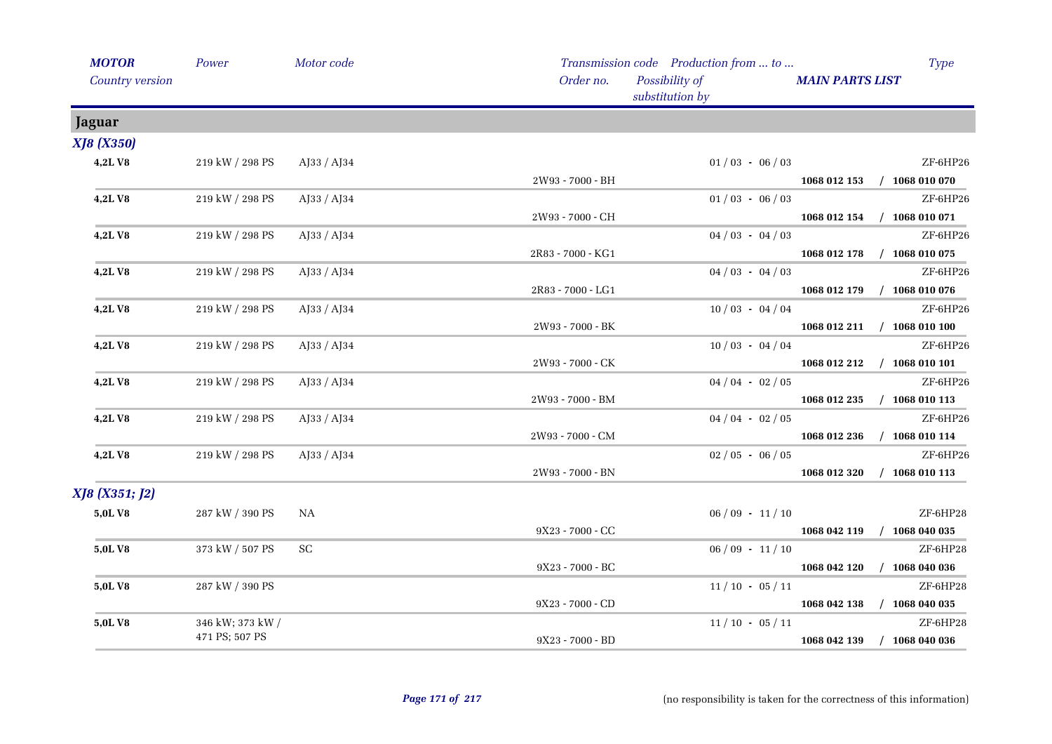| *MOTOR* / *Country version* | *Power* | *Motor code* | *Transmission code* / *Order no.* | *Production from ... to ...* / *Possibility of substitution by* | *Type* / *MAIN PARTS LIST* |
|---|---|---|---|---|---|
| **Jaguar** | | | | | |
| ***XJ8 (X350)*** | | | | | |
| **4,2L V8** | 219 kW / 298 PS | AJ33 / AJ34 | | 01 / 03 - 06 / 03 | ZF-6HP26 |
| | | | 2W93 - 7000 - BH | | **1068 012 153 / 1068 010 070** |
| **4,2L V8** | 219 kW / 298 PS | AJ33 / AJ34 | | 01 / 03 - 06 / 03 | ZF-6HP26 |
| | | | 2W93 - 7000 - CH | | **1068 012 154 / 1068 010 071** |
| **4,2L V8** | 219 kW / 298 PS | AJ33 / AJ34 | | 04 / 03 - 04 / 03 | ZF-6HP26 |
| | | | 2R83 - 7000 - KG1 | | **1068 012 178 / 1068 010 075** |
| **4,2L V8** | 219 kW / 298 PS | AJ33 / AJ34 | | 04 / 03 - 04 / 03 | ZF-6HP26 |
| | | | 2R83 - 7000 - LG1 | | **1068 012 179 / 1068 010 076** |
| **4,2L V8** | 219 kW / 298 PS | AJ33 / AJ34 | | 10 / 03 - 04 / 04 | ZF-6HP26 |
| | | | 2W93 - 7000 - BK | | **1068 012 211 / 1068 010 100** |
| **4,2L V8** | 219 kW / 298 PS | AJ33 / AJ34 | | 10 / 03 - 04 / 04 | ZF-6HP26 |
| | | | 2W93 - 7000 - CK | | **1068 012 212 / 1068 010 101** |
| **4,2L V8** | 219 kW / 298 PS | AJ33 / AJ34 | | 04 / 04 - 02 / 05 | ZF-6HP26 |
| | | | 2W93 - 7000 - BM | | **1068 012 235 / 1068 010 113** |
| **4,2L V8** | 219 kW / 298 PS | AJ33 / AJ34 | | 04 / 04 - 02 / 05 | ZF-6HP26 |
| | | | 2W93 - 7000 - CM | | **1068 012 236 / 1068 010 114** |
| **4,2L V8** | 219 kW / 298 PS | AJ33 / AJ34 | | 02 / 05 - 06 / 05 | ZF-6HP26 |
| | | | 2W93 - 7000 - BN | | **1068 012 320 / 1068 010 113** |
| ***XJ8 (X351; J2)*** | | | | | |
| **5,0L V8** | 287 kW / 390 PS | NA | | 06 / 09 - 11 / 10 | ZF-6HP28 |
| | | | 9X23 - 7000 - CC | | **1068 042 119 / 1068 040 035** |
| **5,0L V8** | 373 kW / 507 PS | SC | | 06 / 09 - 11 / 10 | ZF-6HP28 |
| | | | 9X23 - 7000 - BC | | **1068 042 120 / 1068 040 036** |
| **5,0L V8** | 287 kW / 390 PS | | | 11 / 10 - 05 / 11 | ZF-6HP28 |
| | | | 9X23 - 7000 - CD | | **1068 042 138 / 1068 040 035** |
| **5,0L V8** | 346 kW; 373 kW / 471 PS; 507 PS | | | 11 / 10 - 05 / 11 | ZF-6HP28 |
| | | | 9X23 - 7000 - BD | | **1068 042 139 / 1068 040 036** |

(no responsibility is taken for the correctness of this information)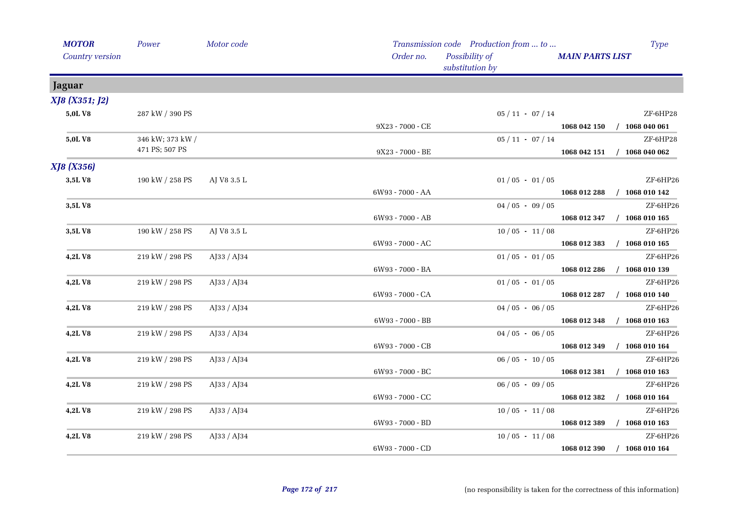| MOTOR | Power | Motor code | Transmission code | Production from ... to ... | | Type |
|---|---|---|---|---|---|---|
| Country version | | | Order no. | Possibility of substitution by | MAIN PARTS LIST | |

## Jaguar

### XJ8 (X351; J2)

| MOTOR | Power | Motor code | Order no. | Production from ... to ... | MAIN PARTS LIST | Type |
|---|---|---|---|---|---|---|
| 5,0L V8 | 287 kW / 390 PS | | 9X23 - 7000 - CE | 05 / 11 - 07 / 14 | **1068 042 150 / 1068 040 061** | ZF-6HP28 |
| 5,0L V8 | 346 kW; 373 kW / 471 PS; 507 PS | | 9X23 - 7000 - BE | 05 / 11 - 07 / 14 | **1068 042 151 / 1068 040 062** | ZF-6HP28 |

### XJ8 (X356)

| MOTOR | Power | Motor code | Order no. | Production from ... to ... | MAIN PARTS LIST | Type |
|---|---|---|---|---|---|---|
| 3,5L V8 | 190 kW / 258 PS | AJ V8 3.5 L | 6W93 - 7000 - AA | 01 / 05 - 01 / 05 | **1068 012 288 / 1068 010 142** | ZF-6HP26 |
| 3,5L V8 | | | 6W93 - 7000 - AB | 04 / 05 - 09 / 05 | **1068 012 347 / 1068 010 165** | ZF-6HP26 |
| 3,5L V8 | 190 kW / 258 PS | AJ V8 3.5 L | 6W93 - 7000 - AC | 10 / 05 - 11 / 08 | **1068 012 383 / 1068 010 165** | ZF-6HP26 |
| 4,2L V8 | 219 kW / 298 PS | AJ33 / AJ34 | 6W93 - 7000 - BA | 01 / 05 - 01 / 05 | **1068 012 286 / 1068 010 139** | ZF-6HP26 |
| 4,2L V8 | 219 kW / 298 PS | AJ33 / AJ34 | 6W93 - 7000 - CA | 01 / 05 - 01 / 05 | **1068 012 287 / 1068 010 140** | ZF-6HP26 |
| 4,2L V8 | 219 kW / 298 PS | AJ33 / AJ34 | 6W93 - 7000 - BB | 04 / 05 - 06 / 05 | **1068 012 348 / 1068 010 163** | ZF-6HP26 |
| 4,2L V8 | 219 kW / 298 PS | AJ33 / AJ34 | 6W93 - 7000 - CB | 04 / 05 - 06 / 05 | **1068 012 349 / 1068 010 164** | ZF-6HP26 |
| 4,2L V8 | 219 kW / 298 PS | AJ33 / AJ34 | 6W93 - 7000 - BC | 06 / 05 - 10 / 05 | **1068 012 381 / 1068 010 163** | ZF-6HP26 |
| 4,2L V8 | 219 kW / 298 PS | AJ33 / AJ34 | 6W93 - 7000 - CC | 06 / 05 - 09 / 05 | **1068 012 382 / 1068 010 164** | ZF-6HP26 |
| 4,2L V8 | 219 kW / 298 PS | AJ33 / AJ34 | 6W93 - 7000 - BD | 10 / 05 - 11 / 08 | **1068 012 389 / 1068 010 163** | ZF-6HP26 |
| 4,2L V8 | 219 kW / 298 PS | AJ33 / AJ34 | 6W93 - 7000 - CD | 10 / 05 - 11 / 08 | **1068 012 390 / 1068 010 164** | ZF-6HP26 |

(no responsibility is taken for the correctness of this information)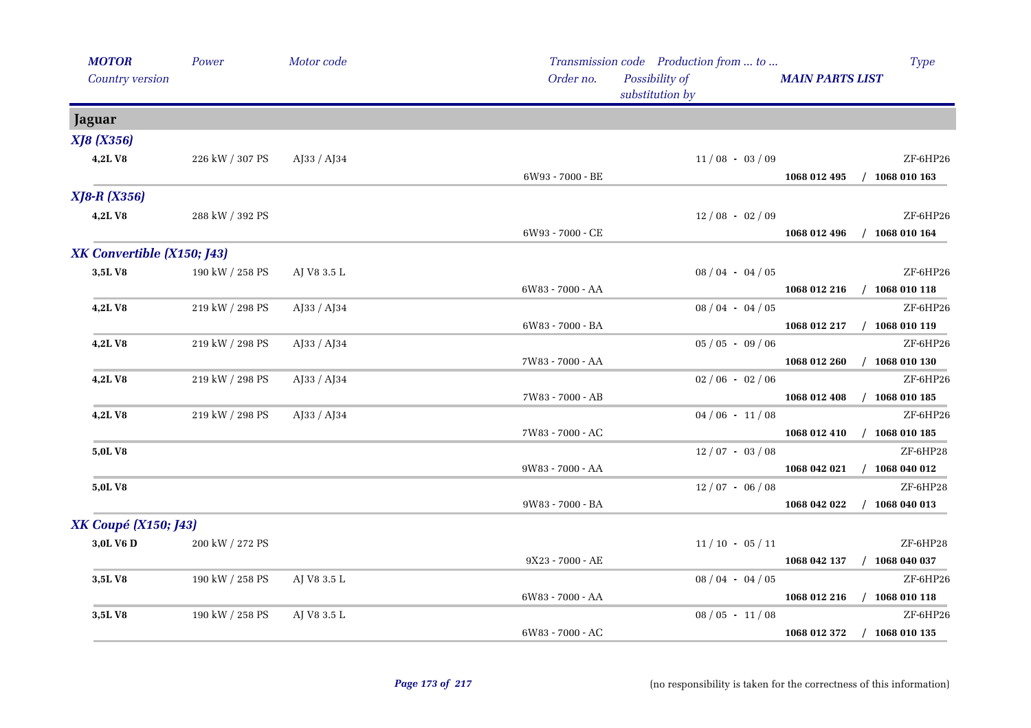| MOTOR | Power | Motor code | Transmission code | Production from ... to ... | | Type |
|---|---|---|---|---|---|---|
| Country version | | | Order no. | Possibility of substitution by | MAIN PARTS LIST | |
| **Jaguar** | | | | | | |
| ***XJ8 (X356)*** | | | | | | |
| **4,2L V8** | 226 kW / 307 PS | AJ33 / AJ34 | | 11 / 08 - 03 / 09 | | ZF-6HP26 |
| | | | 6W93 - 7000 - BE | | **1068 012 495** | **/ 1068 010 163** |
| ***XJ8-R (X356)*** | | | | | | |
| **4,2L V8** | 288 kW / 392 PS | | | 12 / 08 - 02 / 09 | | ZF-6HP26 |
| | | | 6W93 - 7000 - CE | | **1068 012 496** | **/ 1068 010 164** |
| ***XK Convertible (X150; J43)*** | | | | | | |
| **3,5L V8** | 190 kW / 258 PS | AJ V8 3.5 L | | 08 / 04 - 04 / 05 | | ZF-6HP26 |
| | | | 6W83 - 7000 - AA | | **1068 012 216** | **/ 1068 010 118** |
| **4,2L V8** | 219 kW / 298 PS | AJ33 / AJ34 | | 08 / 04 - 04 / 05 | | ZF-6HP26 |
| | | | 6W83 - 7000 - BA | | **1068 012 217** | **/ 1068 010 119** |
| **4,2L V8** | 219 kW / 298 PS | AJ33 / AJ34 | | 05 / 05 - 09 / 06 | | ZF-6HP26 |
| | | | 7W83 - 7000 - AA | | **1068 012 260** | **/ 1068 010 130** |
| **4,2L V8** | 219 kW / 298 PS | AJ33 / AJ34 | | 02 / 06 - 02 / 06 | | ZF-6HP26 |
| | | | 7W83 - 7000 - AB | | **1068 012 408** | **/ 1068 010 185** |
| **4,2L V8** | 219 kW / 298 PS | AJ33 / AJ34 | | 04 / 06 - 11 / 08 | | ZF-6HP26 |
| | | | 7W83 - 7000 - AC | | **1068 012 410** | **/ 1068 010 185** |
| **5,0L V8** | | | | 12 / 07 - 03 / 08 | | ZF-6HP28 |
| | | | 9W83 - 7000 - AA | | **1068 042 021** | **/ 1068 040 012** |
| **5,0L V8** | | | | 12 / 07 - 06 / 08 | | ZF-6HP28 |
| | | | 9W83 - 7000 - BA | | **1068 042 022** | **/ 1068 040 013** |
| ***XK Coupé (X150; J43)*** | | | | | | |
| **3,0L V6 D** | 200 kW / 272 PS | | | 11 / 10 - 05 / 11 | | ZF-6HP28 |
| | | | 9X23 - 7000 - AE | | **1068 042 137** | **/ 1068 040 037** |
| **3,5L V8** | 190 kW / 258 PS | AJ V8 3.5 L | | 08 / 04 - 04 / 05 | | ZF-6HP26 |
| | | | 6W83 - 7000 - AA | | **1068 012 216** | **/ 1068 010 118** |
| **3,5L V8** | 190 kW / 258 PS | AJ V8 3.5 L | | 08 / 05 - 11 / 08 | | ZF-6HP26 |
| | | | 6W83 - 7000 - AC | | **1068 012 372** | **/ 1068 010 135** |

(no responsibility is taken for the correctness of this information)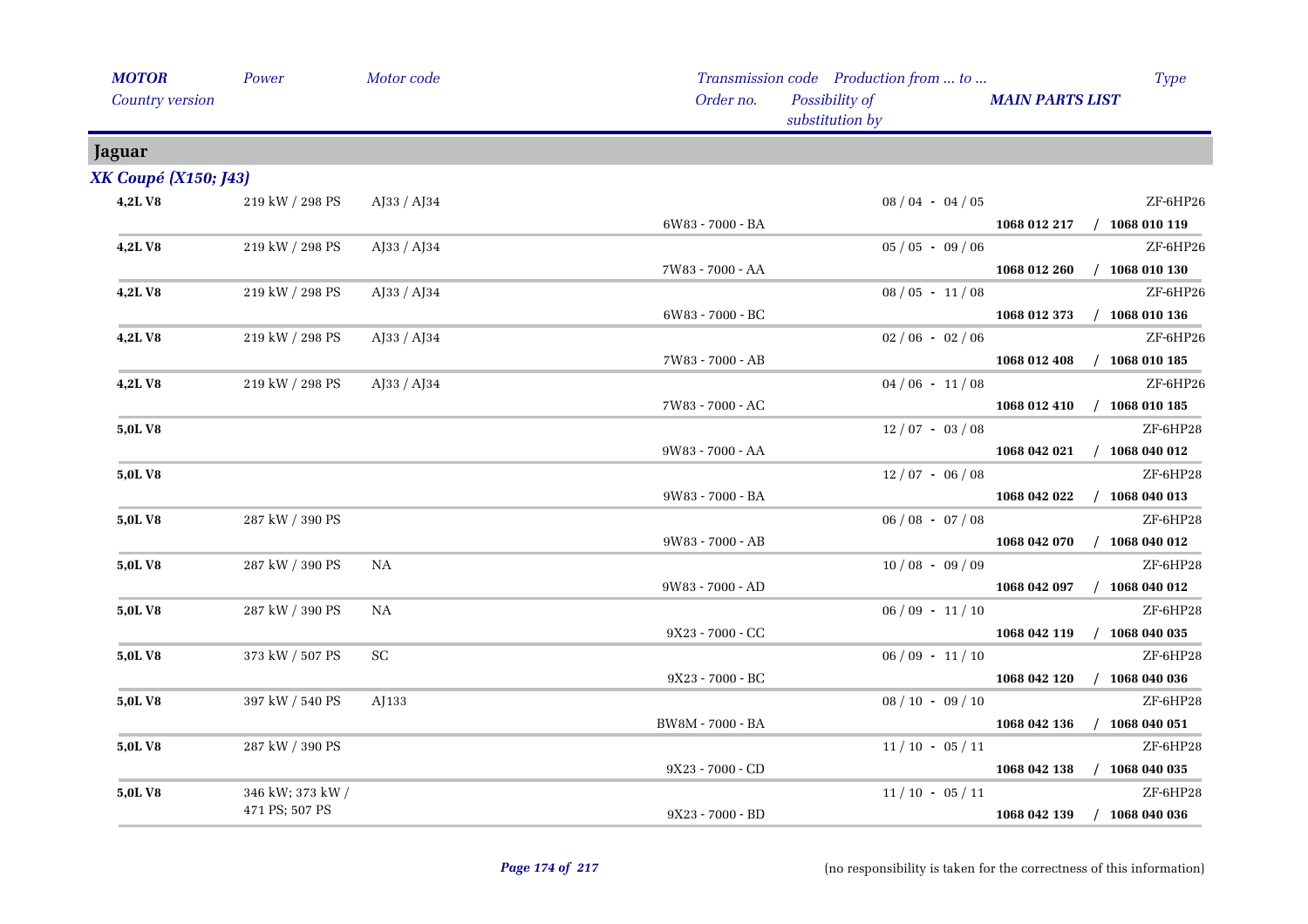| *MOTOR* *Country version* | *Power* | *Motor code* | *Transmission code* *Order no.* | *Production from ... to ...* *Possibility of substitution by* | *MAIN PARTS LIST* | *Type* |
|---|---|---|---|---|---|---|
| **Jaguar** | | | | | | |
| ***XK Coupé (X150; J43)*** | | | | | | |
| **4,2L V8** | 219 kW / 298 PS | AJ33 / AJ34 | 6W83 - 7000 - BA | 08 / 04 - 04 / 05 | **1068 012 217 / 1068 010 119** | ZF-6HP26 |
| **4,2L V8** | 219 kW / 298 PS | AJ33 / AJ34 | 7W83 - 7000 - AA | 05 / 05 - 09 / 06 | **1068 012 260 / 1068 010 130** | ZF-6HP26 |
| **4,2L V8** | 219 kW / 298 PS | AJ33 / AJ34 | 6W83 - 7000 - BC | 08 / 05 - 11 / 08 | **1068 012 373 / 1068 010 136** | ZF-6HP26 |
| **4,2L V8** | 219 kW / 298 PS | AJ33 / AJ34 | 7W83 - 7000 - AB | 02 / 06 - 02 / 06 | **1068 012 408 / 1068 010 185** | ZF-6HP26 |
| **4,2L V8** | 219 kW / 298 PS | AJ33 / AJ34 | 7W83 - 7000 - AC | 04 / 06 - 11 / 08 | **1068 012 410 / 1068 010 185** | ZF-6HP26 |
| **5,0L V8** | | | 9W83 - 7000 - AA | 12 / 07 - 03 / 08 | **1068 042 021 / 1068 040 012** | ZF-6HP28 |
| **5,0L V8** | | | 9W83 - 7000 - BA | 12 / 07 - 06 / 08 | **1068 042 022 / 1068 040 013** | ZF-6HP28 |
| **5,0L V8** | 287 kW / 390 PS | | 9W83 - 7000 - AB | 06 / 08 - 07 / 08 | **1068 042 070 / 1068 040 012** | ZF-6HP28 |
| **5,0L V8** | 287 kW / 390 PS | NA | 9W83 - 7000 - AD | 10 / 08 - 09 / 09 | **1068 042 097 / 1068 040 012** | ZF-6HP28 |
| **5,0L V8** | 287 kW / 390 PS | NA | 9X23 - 7000 - CC | 06 / 09 - 11 / 10 | **1068 042 119 / 1068 040 035** | ZF-6HP28 |
| **5,0L V8** | 373 kW / 507 PS | SC | 9X23 - 7000 - BC | 06 / 09 - 11 / 10 | **1068 042 120 / 1068 040 036** | ZF-6HP28 |
| **5,0L V8** | 397 kW / 540 PS | AJ133 | BW8M - 7000 - BA | 08 / 10 - 09 / 10 | **1068 042 136 / 1068 040 051** | ZF-6HP28 |
| **5,0L V8** | 287 kW / 390 PS | | 9X23 - 7000 - CD | 11 / 10 - 05 / 11 | **1068 042 138 / 1068 040 035** | ZF-6HP28 |
| **5,0L V8** | 346 kW; 373 kW / 471 PS; 507 PS | | 9X23 - 7000 - BD | 11 / 10 - 05 / 11 | **1068 042 139 / 1068 040 036** | ZF-6HP28 |

(no responsibility is taken for the correctness of this information)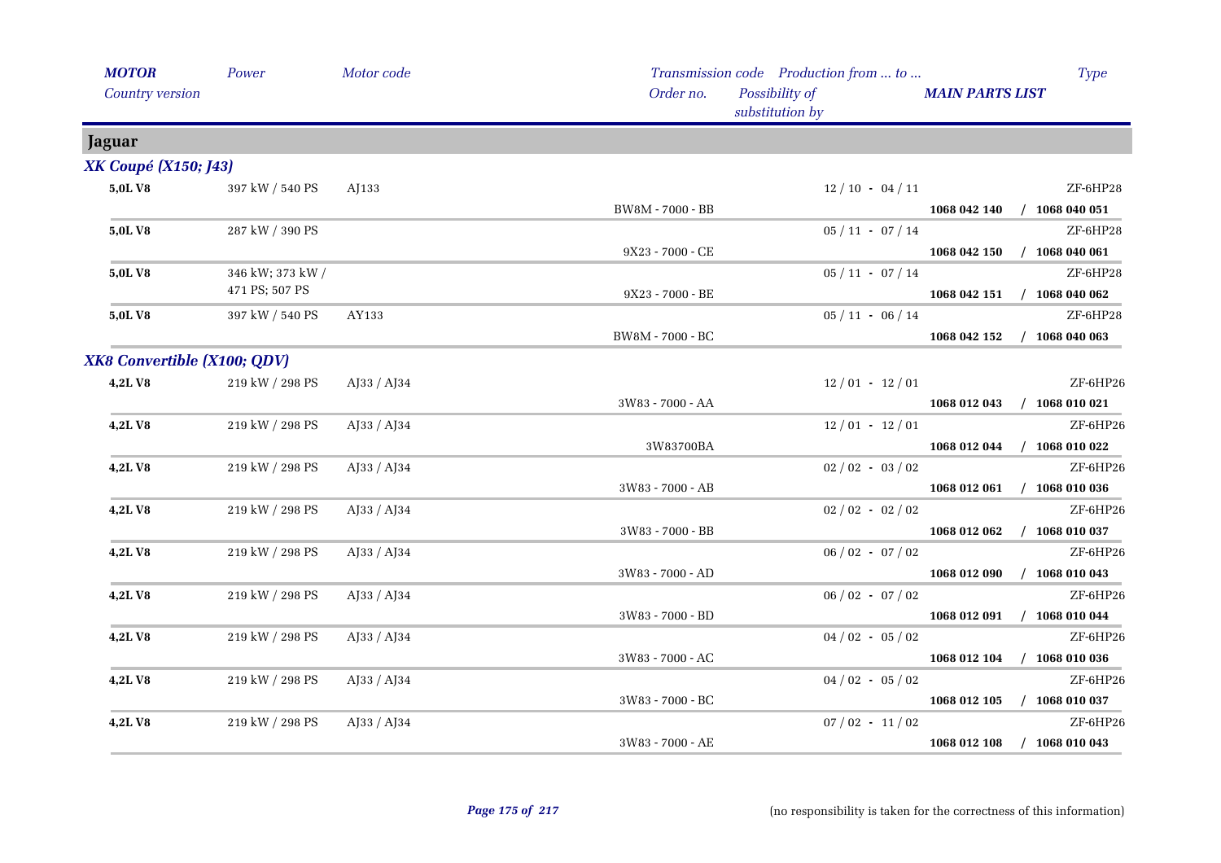| MOTOR | Power | Motor code | Transmission code | Production from ... to ... | Type |
|---|---|---|---|---|---|
| Country version | | | Order no. | Possibility of substitution by | MAIN PARTS LIST |

## Jaguar

### XK Coupé (X150; J43)

| MOTOR | Power | Motor code | Order no. | Production from ... to ... | MAIN PARTS LIST | Type |
|---|---|---|---|---|---|---|
| 5,0L V8 | 397 kW / 540 PS | AJ133 | BW8M - 7000 - BB | 12 / 10 - 04 / 11 | 1068 042 140 / 1068 040 051 | ZF-6HP28 |
| 5,0L V8 | 287 kW / 390 PS | | 9X23 - 7000 - CE | 05 / 11 - 07 / 14 | 1068 042 150 / 1068 040 061 | ZF-6HP28 |
| 5,0L V8 | 346 kW; 373 kW / 471 PS; 507 PS | | 9X23 - 7000 - BE | 05 / 11 - 07 / 14 | 1068 042 151 / 1068 040 062 | ZF-6HP28 |
| 5,0L V8 | 397 kW / 540 PS | AY133 | BW8M - 7000 - BC | 05 / 11 - 06 / 14 | 1068 042 152 / 1068 040 063 | ZF-6HP28 |

### XK8 Convertible (X100; QDV)

| MOTOR | Power | Motor code | Order no. | Production from ... to ... | MAIN PARTS LIST | Type |
|---|---|---|---|---|---|---|
| 4,2L V8 | 219 kW / 298 PS | AJ33 / AJ34 | 3W83 - 7000 - AA | 12 / 01 - 12 / 01 | 1068 012 043 / 1068 010 021 | ZF-6HP26 |
| 4,2L V8 | 219 kW / 298 PS | AJ33 / AJ34 | 3W83700BA | 12 / 01 - 12 / 01 | 1068 012 044 / 1068 010 022 | ZF-6HP26 |
| 4,2L V8 | 219 kW / 298 PS | AJ33 / AJ34 | 3W83 - 7000 - AB | 02 / 02 - 03 / 02 | 1068 012 061 / 1068 010 036 | ZF-6HP26 |
| 4,2L V8 | 219 kW / 298 PS | AJ33 / AJ34 | 3W83 - 7000 - BB | 02 / 02 - 02 / 02 | 1068 012 062 / 1068 010 037 | ZF-6HP26 |
| 4,2L V8 | 219 kW / 298 PS | AJ33 / AJ34 | 3W83 - 7000 - AD | 06 / 02 - 07 / 02 | 1068 012 090 / 1068 010 043 | ZF-6HP26 |
| 4,2L V8 | 219 kW / 298 PS | AJ33 / AJ34 | 3W83 - 7000 - BD | 06 / 02 - 07 / 02 | 1068 012 091 / 1068 010 044 | ZF-6HP26 |
| 4,2L V8 | 219 kW / 298 PS | AJ33 / AJ34 | 3W83 - 7000 - AC | 04 / 02 - 05 / 02 | 1068 012 104 / 1068 010 036 | ZF-6HP26 |
| 4,2L V8 | 219 kW / 298 PS | AJ33 / AJ34 | 3W83 - 7000 - BC | 04 / 02 - 05 / 02 | 1068 012 105 / 1068 010 037 | ZF-6HP26 |
| 4,2L V8 | 219 kW / 298 PS | AJ33 / AJ34 | 3W83 - 7000 - AE | 07 / 02 - 11 / 02 | 1068 012 108 / 1068 010 043 | ZF-6HP26 |

(no responsibility is taken for the correctness of this information)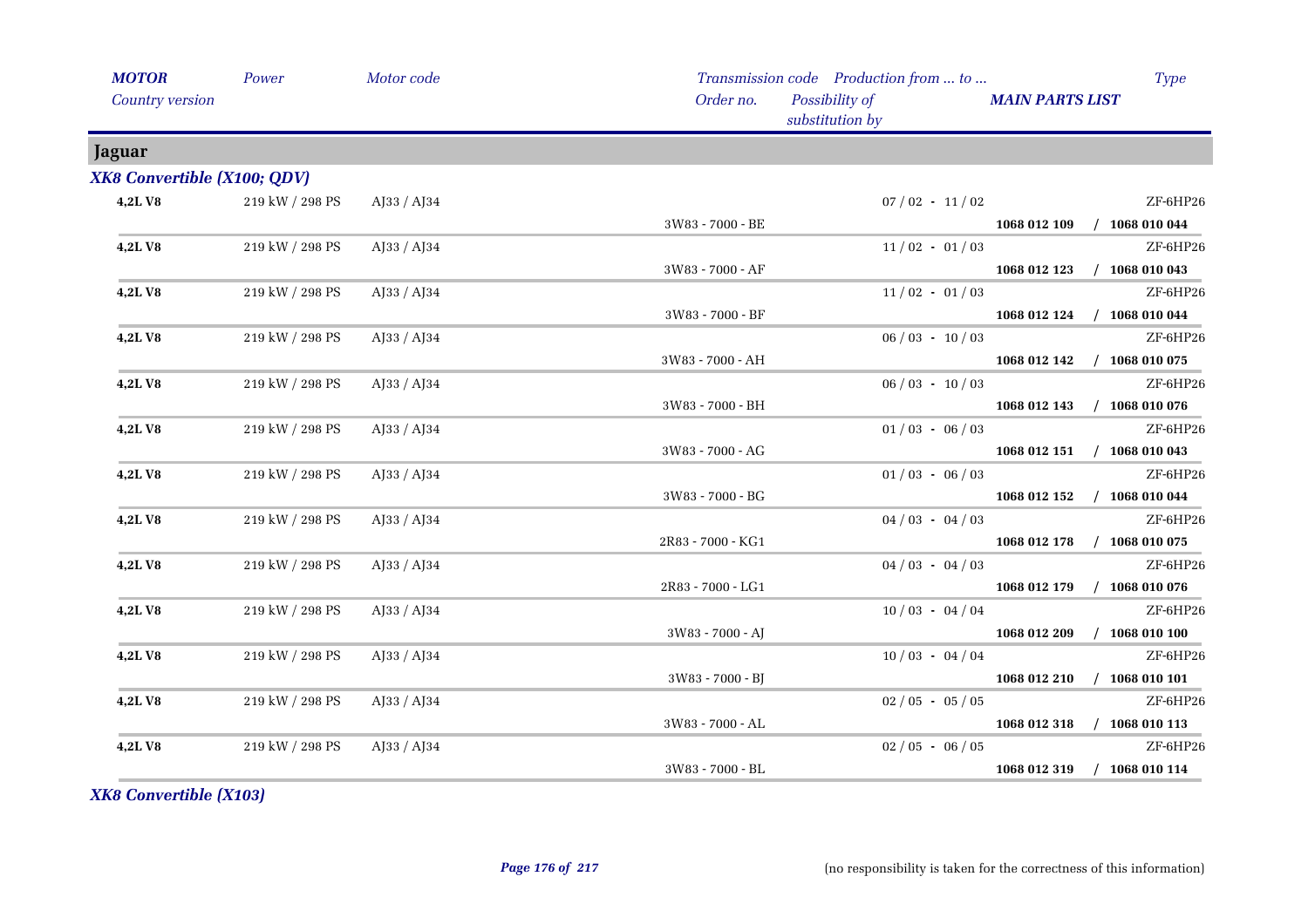| MOTOR | Power | Motor code | Transmission code | Production from ... to ... | | Type |
|---|---|---|---|---|---|---|
| Country version | | | Order no. | Possibility of substitution by | MAIN PARTS LIST | |

## Jaguar

### XK8 Convertible (X100; QDV)

| MOTOR | Power | Motor code | Order no. | Production from ... to ... | MAIN PARTS LIST | Type |
|---|---|---|---|---|---|---|
| 4,2L V8 | 219 kW / 298 PS | AJ33 / AJ34 | | 07 / 02 - 11 / 02 | | ZF-6HP26 |
| | | | 3W83 - 7000 - BE | | 1068 012 109 / 1068 010 044 | |
| 4,2L V8 | 219 kW / 298 PS | AJ33 / AJ34 | | 11 / 02 - 01 / 03 | | ZF-6HP26 |
| | | | 3W83 - 7000 - AF | | 1068 012 123 / 1068 010 043 | |
| 4,2L V8 | 219 kW / 298 PS | AJ33 / AJ34 | | 11 / 02 - 01 / 03 | | ZF-6HP26 |
| | | | 3W83 - 7000 - BF | | 1068 012 124 / 1068 010 044 | |
| 4,2L V8 | 219 kW / 298 PS | AJ33 / AJ34 | | 06 / 03 - 10 / 03 | | ZF-6HP26 |
| | | | 3W83 - 7000 - AH | | 1068 012 142 / 1068 010 075 | |
| 4,2L V8 | 219 kW / 298 PS | AJ33 / AJ34 | | 06 / 03 - 10 / 03 | | ZF-6HP26 |
| | | | 3W83 - 7000 - BH | | 1068 012 143 / 1068 010 076 | |
| 4,2L V8 | 219 kW / 298 PS | AJ33 / AJ34 | | 01 / 03 - 06 / 03 | | ZF-6HP26 |
| | | | 3W83 - 7000 - AG | | 1068 012 151 / 1068 010 043 | |
| 4,2L V8 | 219 kW / 298 PS | AJ33 / AJ34 | | 01 / 03 - 06 / 03 | | ZF-6HP26 |
| | | | 3W83 - 7000 - BG | | 1068 012 152 / 1068 010 044 | |
| 4,2L V8 | 219 kW / 298 PS | AJ33 / AJ34 | | 04 / 03 - 04 / 03 | | ZF-6HP26 |
| | | | 2R83 - 7000 - KG1 | | 1068 012 178 / 1068 010 075 | |
| 4,2L V8 | 219 kW / 298 PS | AJ33 / AJ34 | | 04 / 03 - 04 / 03 | | ZF-6HP26 |
| | | | 2R83 - 7000 - LG1 | | 1068 012 179 / 1068 010 076 | |
| 4,2L V8 | 219 kW / 298 PS | AJ33 / AJ34 | | 10 / 03 - 04 / 04 | | ZF-6HP26 |
| | | | 3W83 - 7000 - AJ | | 1068 012 209 / 1068 010 100 | |
| 4,2L V8 | 219 kW / 298 PS | AJ33 / AJ34 | | 10 / 03 - 04 / 04 | | ZF-6HP26 |
| | | | 3W83 - 7000 - BJ | | 1068 012 210 / 1068 010 101 | |
| 4,2L V8 | 219 kW / 298 PS | AJ33 / AJ34 | | 02 / 05 - 05 / 05 | | ZF-6HP26 |
| | | | 3W83 - 7000 - AL | | 1068 012 318 / 1068 010 113 | |
| 4,2L V8 | 219 kW / 298 PS | AJ33 / AJ34 | | 02 / 05 - 06 / 05 | | ZF-6HP26 |
| | | | 3W83 - 7000 - BL | | 1068 012 319 / 1068 010 114 | |

### XK8 Convertible (X103)

(no responsibility is taken for the correctness of this information)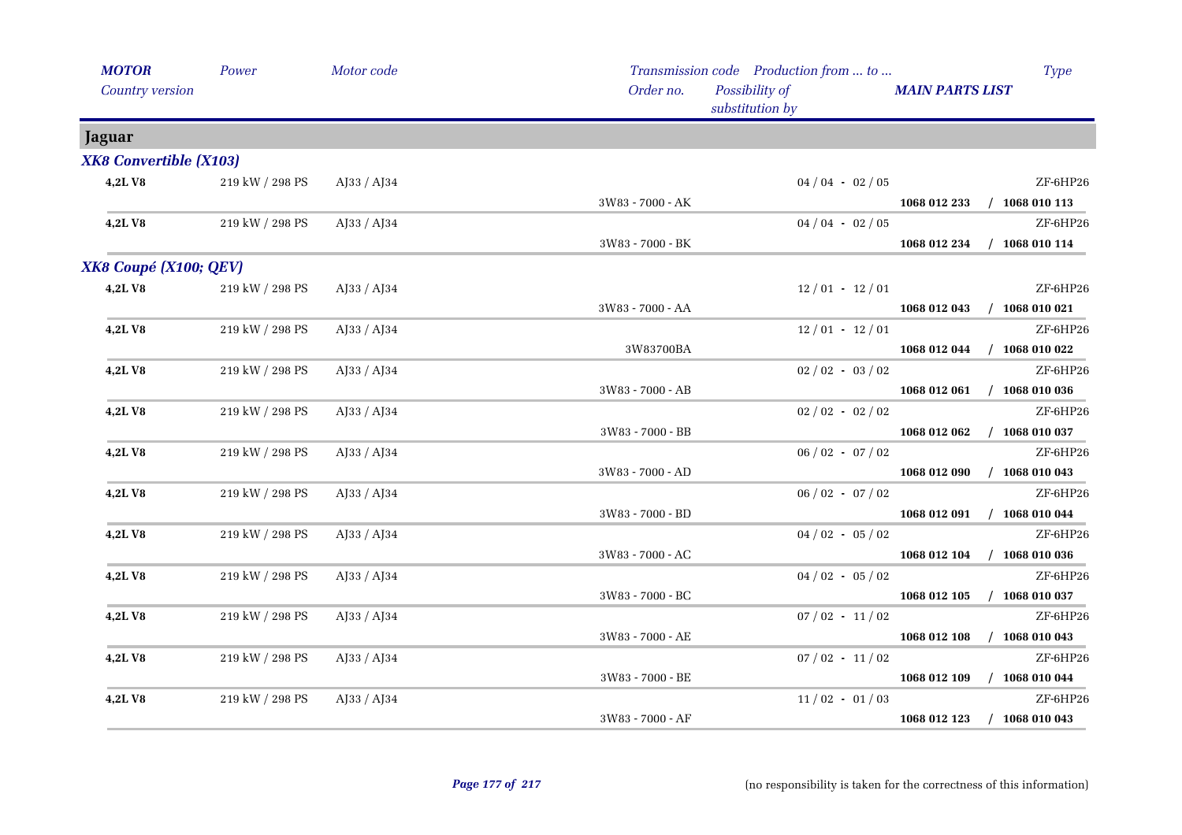| *MOTOR* | *Power* | *Motor code* | *Transmission code* | *Production from ... to ...* | *Type* |
|---|---|---|---|---|---|
| *Country version* | | | *Order no.* | *Possibility of substitution by* | ***MAIN PARTS LIST*** |

## Jaguar

### *XK8 Convertible (X103)*

| MOTOR | Power | Motor code | Order no. | Production from ... to ... | Type | MAIN PARTS LIST |
|---|---|---|---|---|---|---|
| **4,2L V8** | 219 kW / 298 PS | AJ33 / AJ34 | 3W83 - 7000 - AK | 04 / 04 - 02 / 05 | ZF-6HP26 | **1068 012 233 / 1068 010 113** |
| **4,2L V8** | 219 kW / 298 PS | AJ33 / AJ34 | 3W83 - 7000 - BK | 04 / 04 - 02 / 05 | ZF-6HP26 | **1068 012 234 / 1068 010 114** |

### *XK8 Coupé (X100; QEV)*

| MOTOR | Power | Motor code | Order no. | Production from ... to ... | Type | MAIN PARTS LIST |
|---|---|---|---|---|---|---|
| **4,2L V8** | 219 kW / 298 PS | AJ33 / AJ34 | 3W83 - 7000 - AA | 12 / 01 - 12 / 01 | ZF-6HP26 | **1068 012 043 / 1068 010 021** |
| **4,2L V8** | 219 kW / 298 PS | AJ33 / AJ34 | 3W83700BA | 12 / 01 - 12 / 01 | ZF-6HP26 | **1068 012 044 / 1068 010 022** |
| **4,2L V8** | 219 kW / 298 PS | AJ33 / AJ34 | 3W83 - 7000 - AB | 02 / 02 - 03 / 02 | ZF-6HP26 | **1068 012 061 / 1068 010 036** |
| **4,2L V8** | 219 kW / 298 PS | AJ33 / AJ34 | 3W83 - 7000 - BB | 02 / 02 - 02 / 02 | ZF-6HP26 | **1068 012 062 / 1068 010 037** |
| **4,2L V8** | 219 kW / 298 PS | AJ33 / AJ34 | 3W83 - 7000 - AD | 06 / 02 - 07 / 02 | ZF-6HP26 | **1068 012 090 / 1068 010 043** |
| **4,2L V8** | 219 kW / 298 PS | AJ33 / AJ34 | 3W83 - 7000 - BD | 06 / 02 - 07 / 02 | ZF-6HP26 | **1068 012 091 / 1068 010 044** |
| **4,2L V8** | 219 kW / 298 PS | AJ33 / AJ34 | 3W83 - 7000 - AC | 04 / 02 - 05 / 02 | ZF-6HP26 | **1068 012 104 / 1068 010 036** |
| **4,2L V8** | 219 kW / 298 PS | AJ33 / AJ34 | 3W83 - 7000 - BC | 04 / 02 - 05 / 02 | ZF-6HP26 | **1068 012 105 / 1068 010 037** |
| **4,2L V8** | 219 kW / 298 PS | AJ33 / AJ34 | 3W83 - 7000 - AE | 07 / 02 - 11 / 02 | ZF-6HP26 | **1068 012 108 / 1068 010 043** |
| **4,2L V8** | 219 kW / 298 PS | AJ33 / AJ34 | 3W83 - 7000 - BE | 07 / 02 - 11 / 02 | ZF-6HP26 | **1068 012 109 / 1068 010 044** |
| **4,2L V8** | 219 kW / 298 PS | AJ33 / AJ34 | 3W83 - 7000 - AF | 11 / 02 - 01 / 03 | ZF-6HP26 | **1068 012 123 / 1068 010 043** |

(no responsibility is taken for the correctness of this information)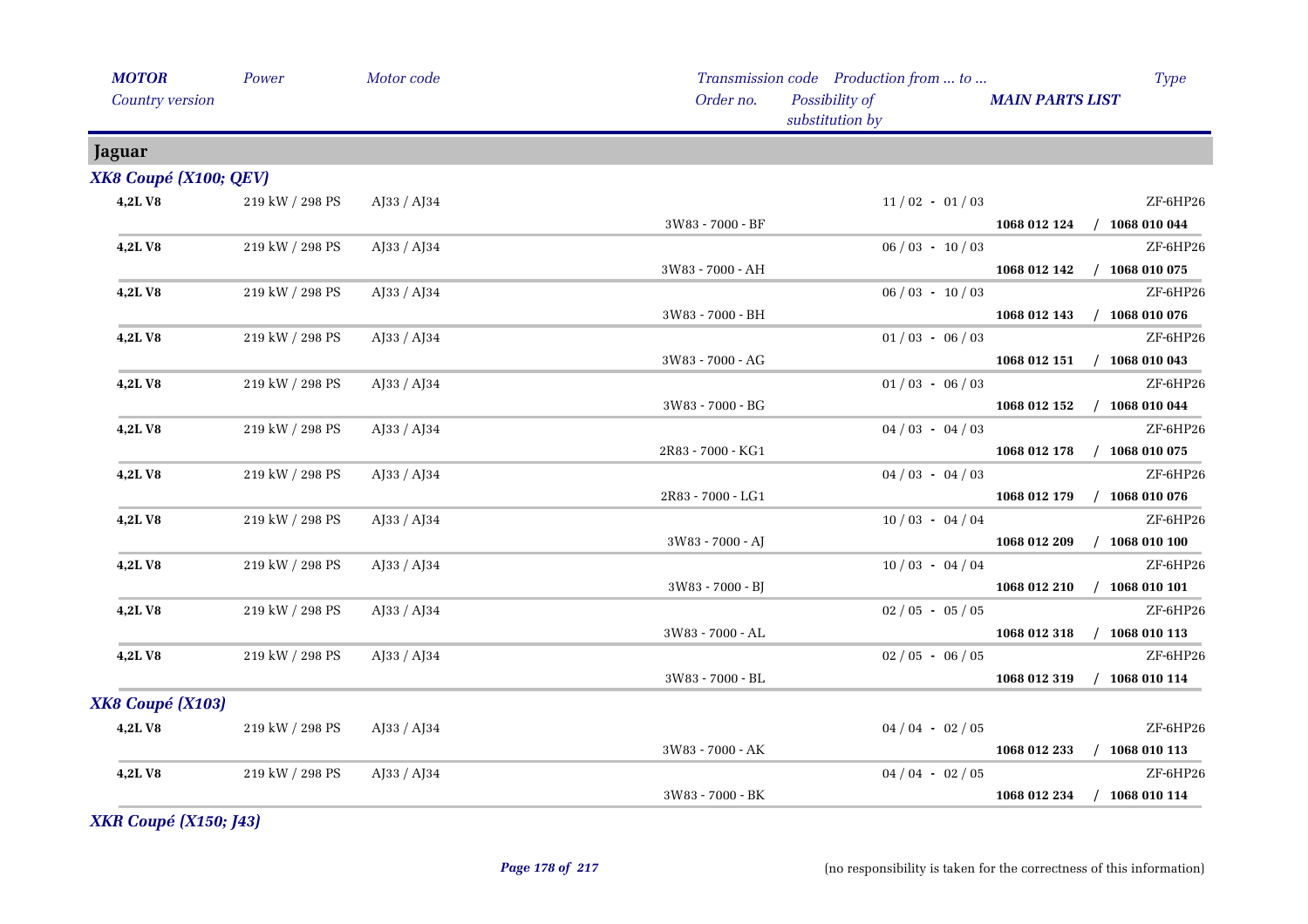| *MOTOR* | *Power* | *Motor code* | | *Transmission code* | *Production from ... to ...* | | *Type* |
|---|---|---|---|---|---|---|---|
| *Country version* | | | | *Order no.* | *Possibility of substitution by* | ***MAIN PARTS LIST*** | |

## Jaguar

### *XK8 Coupé (X100; QEV)*

| MOTOR | Power | Motor code | Order no. | Production | MAIN PARTS LIST | Type |
|---|---|---|---|---|---|---|
| **4,2L V8** | 219 kW / 298 PS | AJ33 / AJ34 | 3W83 - 7000 - BF | 11 / 02 - 01 / 03 | **1068 012 124 / 1068 010 044** | ZF-6HP26 |
| **4,2L V8** | 219 kW / 298 PS | AJ33 / AJ34 | 3W83 - 7000 - AH | 06 / 03 - 10 / 03 | **1068 012 142 / 1068 010 075** | ZF-6HP26 |
| **4,2L V8** | 219 kW / 298 PS | AJ33 / AJ34 | 3W83 - 7000 - BH | 06 / 03 - 10 / 03 | **1068 012 143 / 1068 010 076** | ZF-6HP26 |
| **4,2L V8** | 219 kW / 298 PS | AJ33 / AJ34 | 3W83 - 7000 - AG | 01 / 03 - 06 / 03 | **1068 012 151 / 1068 010 043** | ZF-6HP26 |
| **4,2L V8** | 219 kW / 298 PS | AJ33 / AJ34 | 3W83 - 7000 - BG | 01 / 03 - 06 / 03 | **1068 012 152 / 1068 010 044** | ZF-6HP26 |
| **4,2L V8** | 219 kW / 298 PS | AJ33 / AJ34 | 2R83 - 7000 - KG1 | 04 / 03 - 04 / 03 | **1068 012 178 / 1068 010 075** | ZF-6HP26 |
| **4,2L V8** | 219 kW / 298 PS | AJ33 / AJ34 | 2R83 - 7000 - LG1 | 04 / 03 - 04 / 03 | **1068 012 179 / 1068 010 076** | ZF-6HP26 |
| **4,2L V8** | 219 kW / 298 PS | AJ33 / AJ34 | 3W83 - 7000 - AJ | 10 / 03 - 04 / 04 | **1068 012 209 / 1068 010 100** | ZF-6HP26 |
| **4,2L V8** | 219 kW / 298 PS | AJ33 / AJ34 | 3W83 - 7000 - BJ | 10 / 03 - 04 / 04 | **1068 012 210 / 1068 010 101** | ZF-6HP26 |
| **4,2L V8** | 219 kW / 298 PS | AJ33 / AJ34 | 3W83 - 7000 - AL | 02 / 05 - 05 / 05 | **1068 012 318 / 1068 010 113** | ZF-6HP26 |
| **4,2L V8** | 219 kW / 298 PS | AJ33 / AJ34 | 3W83 - 7000 - BL | 02 / 05 - 06 / 05 | **1068 012 319 / 1068 010 114** | ZF-6HP26 |

### *XK8 Coupé (X103)*

| MOTOR | Power | Motor code | Order no. | Production | MAIN PARTS LIST | Type |
|---|---|---|---|---|---|---|
| **4,2L V8** | 219 kW / 298 PS | AJ33 / AJ34 | 3W83 - 7000 - AK | 04 / 04 - 02 / 05 | **1068 012 233 / 1068 010 113** | ZF-6HP26 |
| **4,2L V8** | 219 kW / 298 PS | AJ33 / AJ34 | 3W83 - 7000 - BK | 04 / 04 - 02 / 05 | **1068 012 234 / 1068 010 114** | ZF-6HP26 |

### *XKR Coupé (X150; J43)*

(no responsibility is taken for the correctness of this information)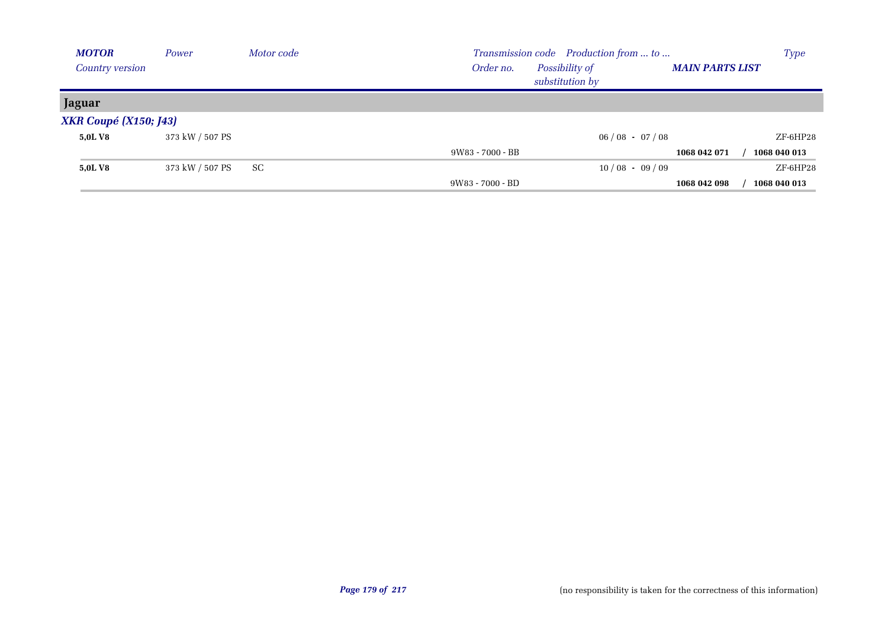| *MOTOR* | *Power* | *Motor code* | *Transmission code* | *Production from ... to ...* | | *Type* |
|---|---|---|---|---|---|---|
| *Country version* | | | *Order no.* | *Possibility of substitution by* | ***MAIN PARTS LIST*** | |

## Jaguar

### *XKR Coupé (X150; J43)*

| *MOTOR* | *Power* | *Motor code* | *Transmission code* / *Order no.* | *Production from ... to ...* | ***MAIN PARTS LIST*** | *Type* |
|---|---|---|---|---|---|---|
| **5,0L V8** | 373 kW / 507 PS | | | 06 / 08 - 07 / 08 | | ZF-6HP28 |
| | | | 9W83 - 7000 - BB | | **1068 042 071** / **1068 040 013** | |
| **5,0L V8** | 373 kW / 507 PS | SC | | 10 / 08 - 09 / 09 | | ZF-6HP28 |
| | | | 9W83 - 7000 - BD | | **1068 042 098** / **1068 040 013** | |

(no responsibility is taken for the correctness of this information)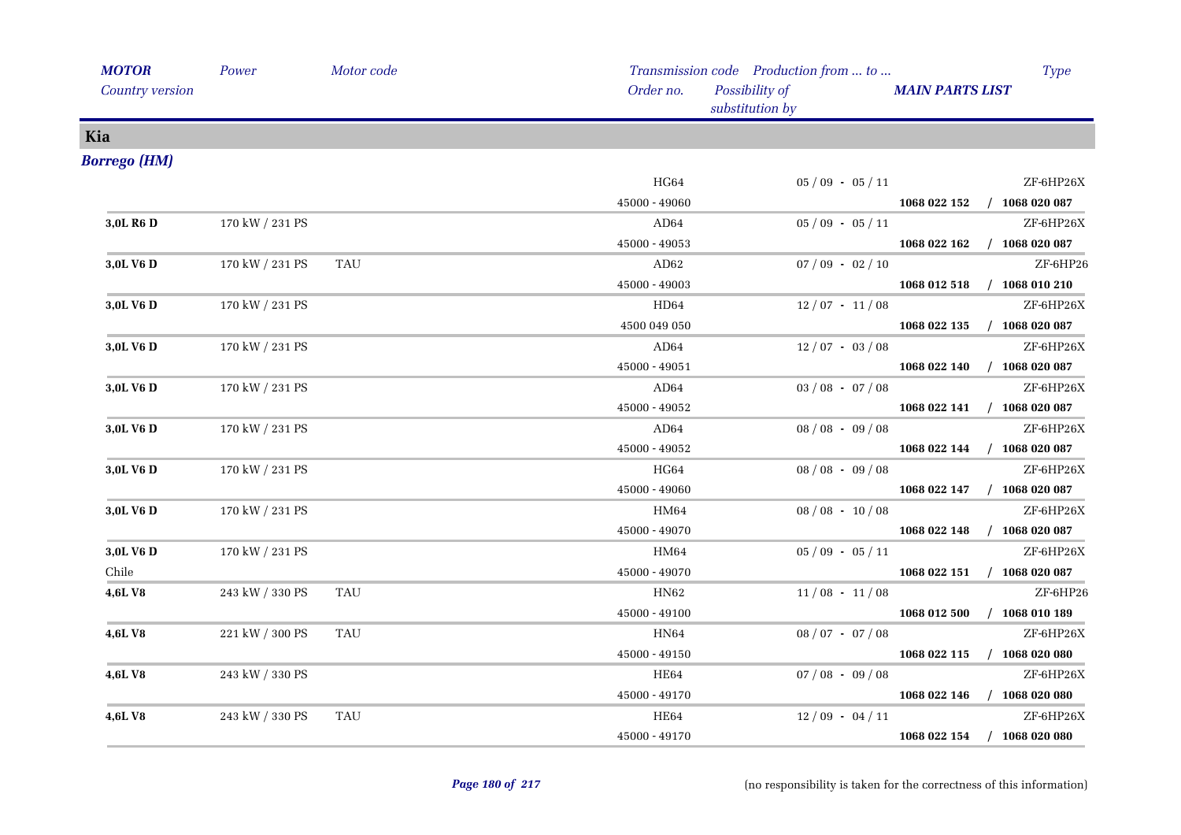| MOTOR<br>*Country version* | *Power* | *Motor code* | *Transmission code*<br>*Order no.* | *Production from ... to ...*<br>*Possibility of substitution by* | *MAIN PARTS LIST* | *Type* |
|---|---|---|---|---|---|---|
| **Kia** | | | | | | |
| ***Borrego (HM)*** | | | | | | |
| | | | HG64<br>45000 - 49060 | 05 / 09 - 05 / 11 | **1068 022 152 / 1068 020 087** | ZF-6HP26X |
| **3,0L R6 D** | 170 kW / 231 PS | | AD64<br>45000 - 49053 | 05 / 09 - 05 / 11 | **1068 022 162 / 1068 020 087** | ZF-6HP26X |
| **3,0L V6 D** | 170 kW / 231 PS | TAU | AD62<br>45000 - 49003 | 07 / 09 - 02 / 10 | **1068 012 518 / 1068 010 210** | ZF-6HP26 |
| **3,0L V6 D** | 170 kW / 231 PS | | HD64<br>4500 049 050 | 12 / 07 - 11 / 08 | **1068 022 135 / 1068 020 087** | ZF-6HP26X |
| **3,0L V6 D** | 170 kW / 231 PS | | AD64<br>45000 - 49051 | 12 / 07 - 03 / 08 | **1068 022 140 / 1068 020 087** | ZF-6HP26X |
| **3,0L V6 D** | 170 kW / 231 PS | | AD64<br>45000 - 49052 | 03 / 08 - 07 / 08 | **1068 022 141 / 1068 020 087** | ZF-6HP26X |
| **3,0L V6 D** | 170 kW / 231 PS | | AD64<br>45000 - 49052 | 08 / 08 - 09 / 08 | **1068 022 144 / 1068 020 087** | ZF-6HP26X |
| **3,0L V6 D** | 170 kW / 231 PS | | HG64<br>45000 - 49060 | 08 / 08 - 09 / 08 | **1068 022 147 / 1068 020 087** | ZF-6HP26X |
| **3,0L V6 D** | 170 kW / 231 PS | | HM64<br>45000 - 49070 | 08 / 08 - 10 / 08 | **1068 022 148 / 1068 020 087** | ZF-6HP26X |
| **3,0L V6 D**<br>Chile | 170 kW / 231 PS | | HM64<br>45000 - 49070 | 05 / 09 - 05 / 11 | **1068 022 151 / 1068 020 087** | ZF-6HP26X |
| **4,6L V8** | 243 kW / 330 PS | TAU | HN62<br>45000 - 49100 | 11 / 08 - 11 / 08 | **1068 012 500 / 1068 010 189** | ZF-6HP26 |
| **4,6L V8** | 221 kW / 300 PS | TAU | HN64<br>45000 - 49150 | 08 / 07 - 07 / 08 | **1068 022 115 / 1068 020 080** | ZF-6HP26X |
| **4,6L V8** | 243 kW / 330 PS | | HE64<br>45000 - 49170 | 07 / 08 - 09 / 08 | **1068 022 146 / 1068 020 080** | ZF-6HP26X |
| **4,6L V8** | 243 kW / 330 PS | TAU | HE64<br>45000 - 49170 | 12 / 09 - 04 / 11 | **1068 022 154 / 1068 020 080** | ZF-6HP26X |

(no responsibility is taken for the correctness of this information)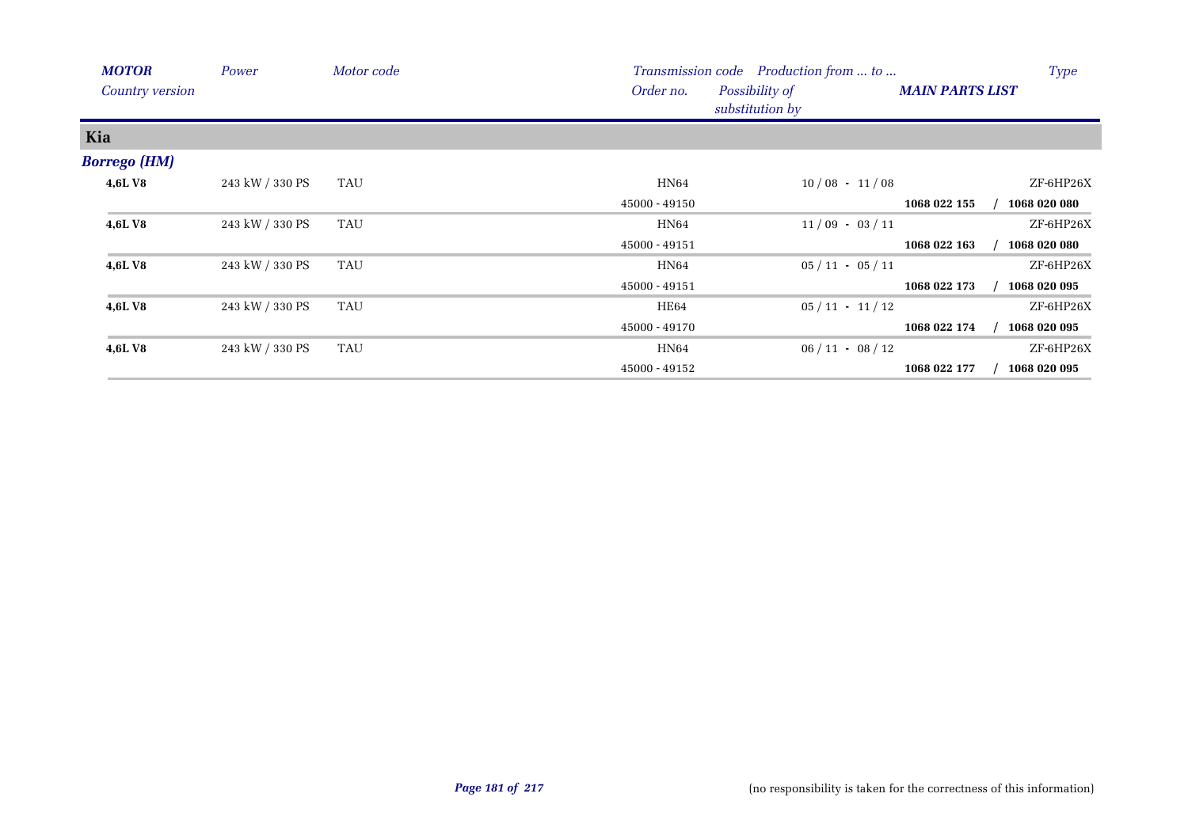| *MOTOR* | *Power* | *Motor code* | *Transmission code* | *Production from ... to ...* | | *Type* |
|---|---|---|---|---|---|---|
| *Country version* | | | *Order no.* | *Possibility of substitution by* | ***MAIN PARTS LIST*** | |

## Kia

### *Borrego (HM)*

| *MOTOR* | *Power* | *Motor code* | *Transmission code* / *Order no.* | *Production from ... to ...* | *MAIN PARTS LIST* | *Type* |
|---|---|---|---|---|---|---|
| **4,6L V8** | 243 kW / 330 PS | TAU | HN64 | 10 / 08 - 11 / 08 | | ZF-6HP26X |
| | | | 45000 - 49150 | | **1068 022 155** | / **1068 020 080** |
| **4,6L V8** | 243 kW / 330 PS | TAU | HN64 | 11 / 09 - 03 / 11 | | ZF-6HP26X |
| | | | 45000 - 49151 | | **1068 022 163** | / **1068 020 080** |
| **4,6L V8** | 243 kW / 330 PS | TAU | HN64 | 05 / 11 - 05 / 11 | | ZF-6HP26X |
| | | | 45000 - 49151 | | **1068 022 173** | / **1068 020 095** |
| **4,6L V8** | 243 kW / 330 PS | TAU | HE64 | 05 / 11 - 11 / 12 | | ZF-6HP26X |
| | | | 45000 - 49170 | | **1068 022 174** | / **1068 020 095** |
| **4,6L V8** | 243 kW / 330 PS | TAU | HN64 | 06 / 11 - 08 / 12 | | ZF-6HP26X |
| | | | 45000 - 49152 | | **1068 022 177** | / **1068 020 095** |

(no responsibility is taken for the correctness of this information)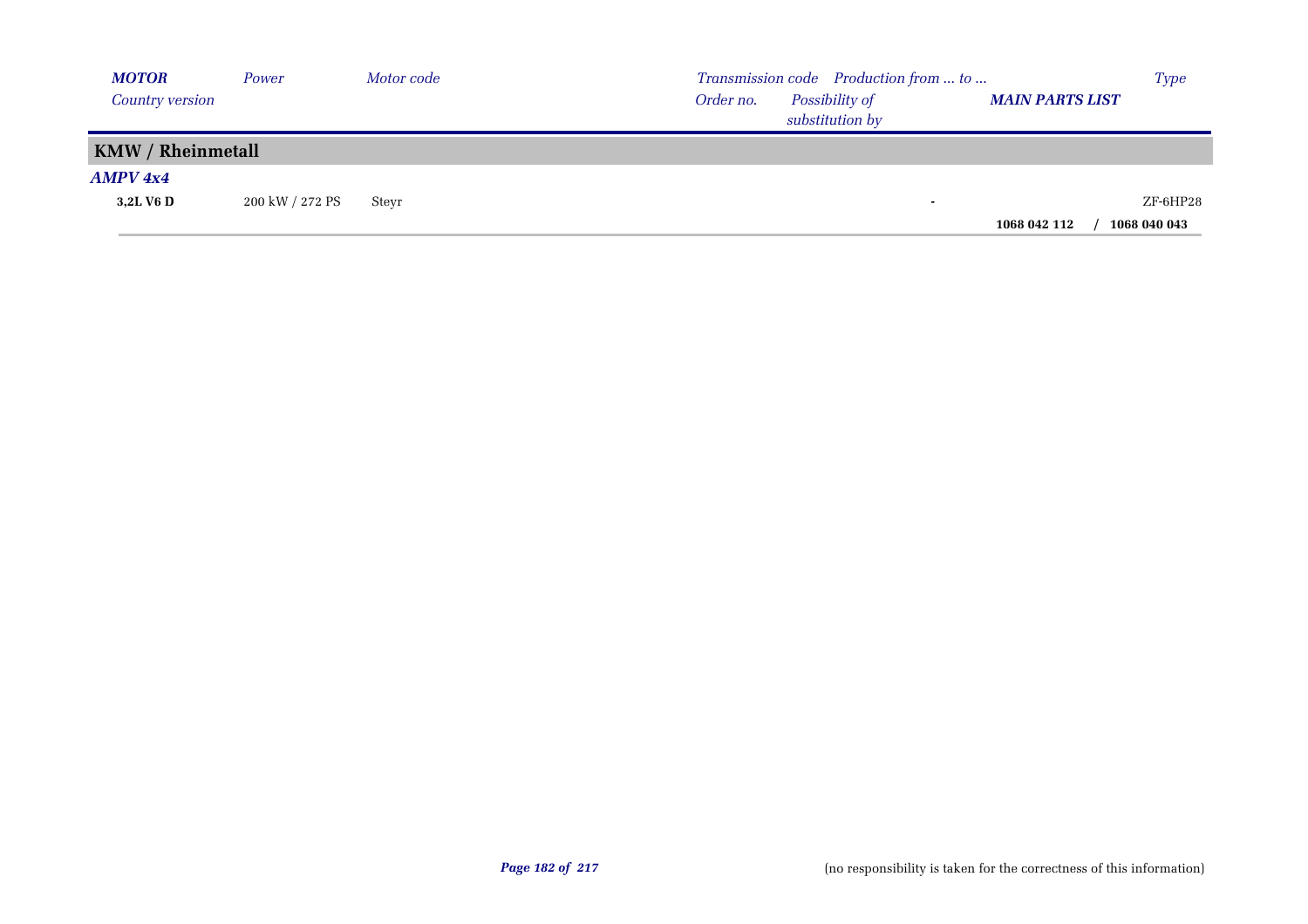| *MOTOR* *Country version* | *Power* | *Motor code* | *Transmission code* *Order no.* | *Production from ... to ...* *Possibility of substitution by* | *MAIN PARTS LIST* | *Type* |
|---|---|---|---|---|---|---|
| **KMW / Rheinmetall** | | | | | | |
| ***AMPV 4x4*** | | | | | | |
| **3,2L V6 D** | 200 kW / 272 PS | Steyr | | - | | ZF-6HP28 |
| | | | | | **1068 042 112** | **/ 1068 040 043** |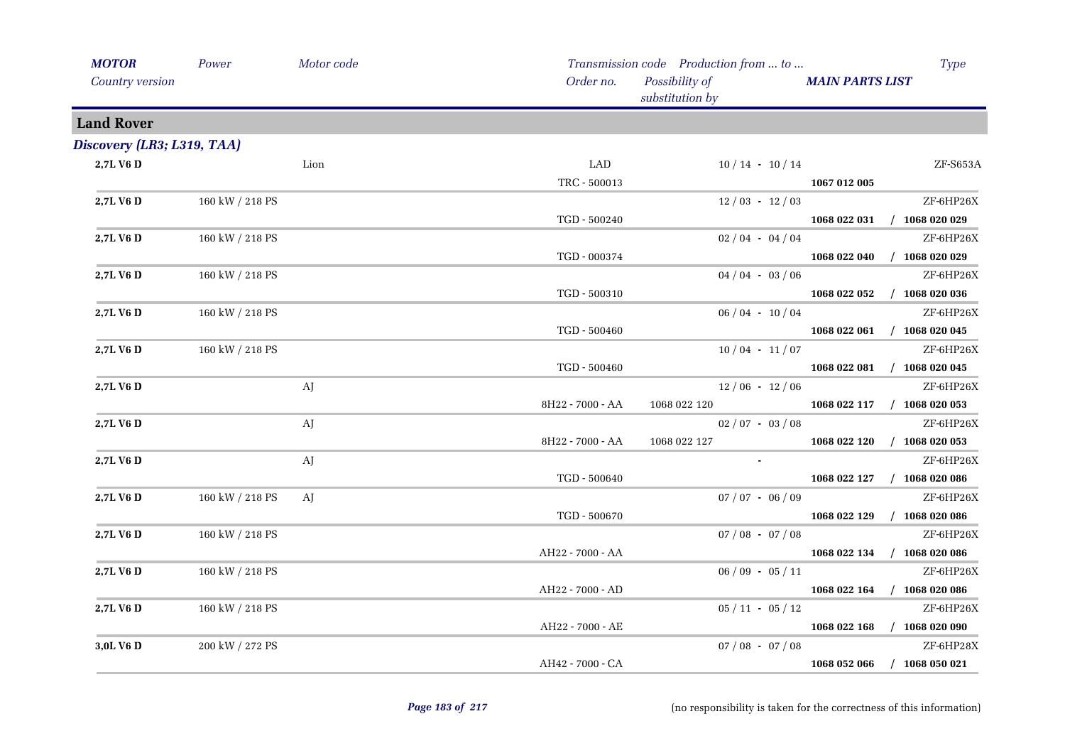| MOTOR | Power | Motor code | Transmission code | Production from ... to ... | | Type |
|---|---|---|---|---|---|---|
| Country version | | | Order no. | Possibility of substitution by | MAIN PARTS LIST | |

## Land Rover

### Discovery (LR3; L319, TAA)

| MOTOR | Power | Motor code | Transmission code / Order no. | Possibility of substitution by | Production from ... to ... / MAIN PARTS LIST | Type |
|---|---|---|---|---|---|---|
| 2,7L V6 D | | Lion | LAD | | 10 / 14 - 10 / 14 | ZF-S653A |
| | | | TRC - 500013 | | 1067 012 005 | |
| 2,7L V6 D | 160 kW / 218 PS | | | | 12 / 03 - 12 / 03 | ZF-6HP26X |
| | | | TGD - 500240 | | 1068 022 031 | / 1068 020 029 |
| 2,7L V6 D | 160 kW / 218 PS | | | | 02 / 04 - 04 / 04 | ZF-6HP26X |
| | | | TGD - 000374 | | 1068 022 040 | / 1068 020 029 |
| 2,7L V6 D | 160 kW / 218 PS | | | | 04 / 04 - 03 / 06 | ZF-6HP26X |
| | | | TGD - 500310 | | 1068 022 052 | / 1068 020 036 |
| 2,7L V6 D | 160 kW / 218 PS | | | | 06 / 04 - 10 / 04 | ZF-6HP26X |
| | | | TGD - 500460 | | 1068 022 061 | / 1068 020 045 |
| 2,7L V6 D | 160 kW / 218 PS | | | | 10 / 04 - 11 / 07 | ZF-6HP26X |
| | | | TGD - 500460 | | 1068 022 081 | / 1068 020 045 |
| 2,7L V6 D | | AJ | | | 12 / 06 - 12 / 06 | ZF-6HP26X |
| | | | 8H22 - 7000 - AA | 1068 022 120 | 1068 022 117 | / 1068 020 053 |
| 2,7L V6 D | | AJ | | | 02 / 07 - 03 / 08 | ZF-6HP26X |
| | | | 8H22 - 7000 - AA | 1068 022 127 | 1068 022 120 | / 1068 020 053 |
| 2,7L V6 D | | AJ | | | - | ZF-6HP26X |
| | | | TGD - 500640 | | 1068 022 127 | / 1068 020 086 |
| 2,7L V6 D | 160 kW / 218 PS | AJ | | | 07 / 07 - 06 / 09 | ZF-6HP26X |
| | | | TGD - 500670 | | 1068 022 129 | / 1068 020 086 |
| 2,7L V6 D | 160 kW / 218 PS | | | | 07 / 08 - 07 / 08 | ZF-6HP26X |
| | | | AH22 - 7000 - AA | | 1068 022 134 | / 1068 020 086 |
| 2,7L V6 D | 160 kW / 218 PS | | | | 06 / 09 - 05 / 11 | ZF-6HP26X |
| | | | AH22 - 7000 - AD | | 1068 022 164 | / 1068 020 086 |
| 2,7L V6 D | 160 kW / 218 PS | | | | 05 / 11 - 05 / 12 | ZF-6HP26X |
| | | | AH22 - 7000 - AE | | 1068 022 168 | / 1068 020 090 |
| 3,0L V6 D | 200 kW / 272 PS | | | | 07 / 08 - 07 / 08 | ZF-6HP28X |
| | | | AH42 - 7000 - CA | | 1068 052 066 | / 1068 050 021 |

(no responsibility is taken for the correctness of this information)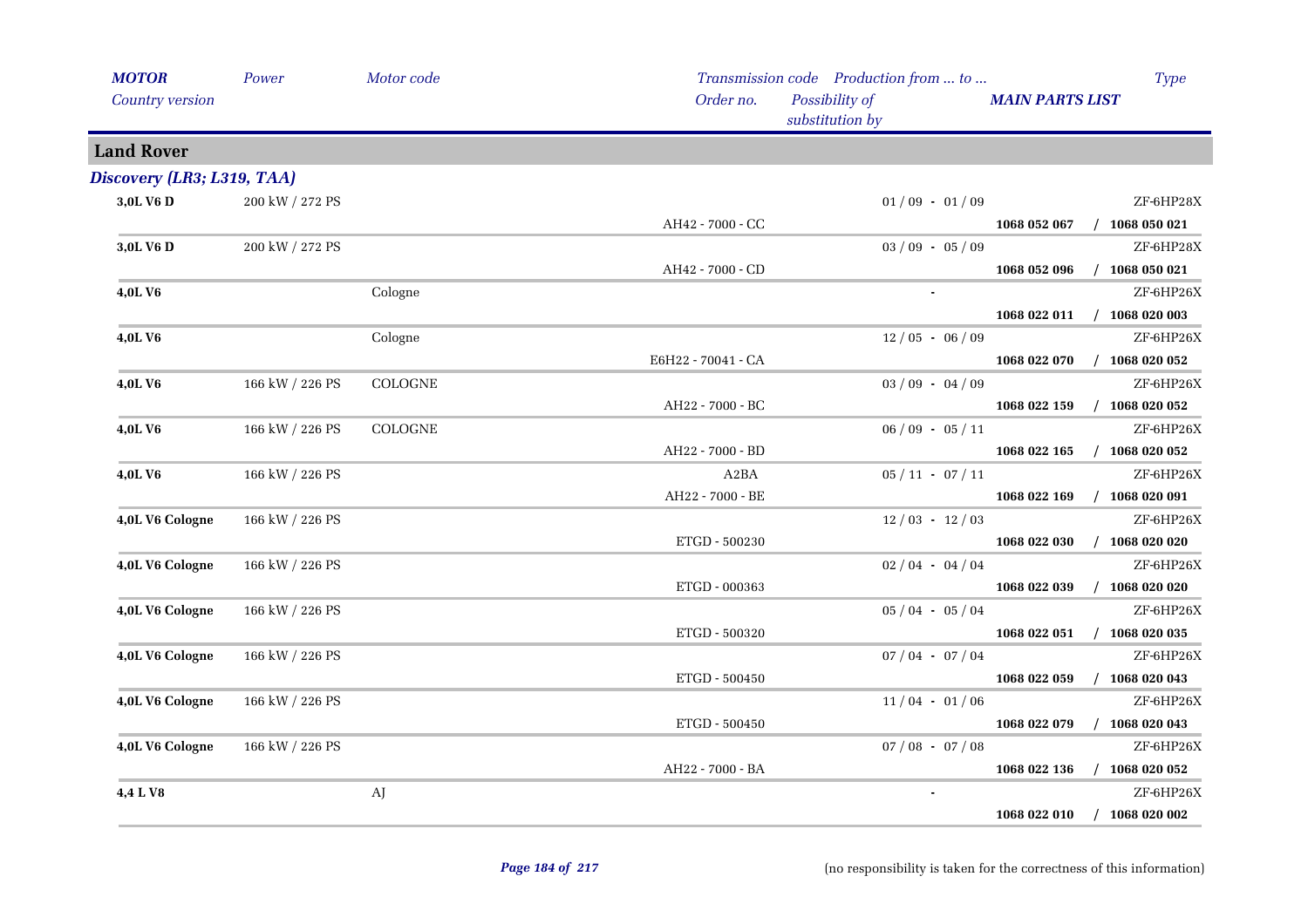## Land Rover

### *Discovery (LR3; L319, TAA)*

| MOTOR / Country version | Power | Motor code | Transmission code / Order no. | Possibility of substitution by | Production from ... to ... | MAIN PARTS LIST | Type |
|---|---|---|---|---|---|---|---|
| **3,0L V6 D** | 200 kW / 272 PS | | | | 01 / 09 - 01 / 09 | | ZF-6HP28X |
| | | | AH42 - 7000 - CC | | | **1068 052 067 / 1068 050 021** | |
| **3,0L V6 D** | 200 kW / 272 PS | | | | 03 / 09 - 05 / 09 | | ZF-6HP28X |
| | | | AH42 - 7000 - CD | | | **1068 052 096 / 1068 050 021** | |
| **4,0L V6** | | Cologne | | | - | | ZF-6HP26X |
| | | | | | | **1068 022 011 / 1068 020 003** | |
| **4,0L V6** | | Cologne | | | 12 / 05 - 06 / 09 | | ZF-6HP26X |
| | | | E6H22 - 70041 - CA | | | **1068 022 070 / 1068 020 052** | |
| **4,0L V6** | 166 kW / 226 PS | COLOGNE | | | 03 / 09 - 04 / 09 | | ZF-6HP26X |
| | | | AH22 - 7000 - BC | | | **1068 022 159 / 1068 020 052** | |
| **4,0L V6** | 166 kW / 226 PS | COLOGNE | | | 06 / 09 - 05 / 11 | | ZF-6HP26X |
| | | | AH22 - 7000 - BD | | | **1068 022 165 / 1068 020 052** | |
| **4,0L V6** | 166 kW / 226 PS | | A2BA | | 05 / 11 - 07 / 11 | | ZF-6HP26X |
| | | | AH22 - 7000 - BE | | | **1068 022 169 / 1068 020 091** | |
| **4,0L V6 Cologne** | 166 kW / 226 PS | | | | 12 / 03 - 12 / 03 | | ZF-6HP26X |
| | | | ETGD - 500230 | | | **1068 022 030 / 1068 020 020** | |
| **4,0L V6 Cologne** | 166 kW / 226 PS | | | | 02 / 04 - 04 / 04 | | ZF-6HP26X |
| | | | ETGD - 000363 | | | **1068 022 039 / 1068 020 020** | |
| **4,0L V6 Cologne** | 166 kW / 226 PS | | | | 05 / 04 - 05 / 04 | | ZF-6HP26X |
| | | | ETGD - 500320 | | | **1068 022 051 / 1068 020 035** | |
| **4,0L V6 Cologne** | 166 kW / 226 PS | | | | 07 / 04 - 07 / 04 | | ZF-6HP26X |
| | | | ETGD - 500450 | | | **1068 022 059 / 1068 020 043** | |
| **4,0L V6 Cologne** | 166 kW / 226 PS | | | | 11 / 04 - 01 / 06 | | ZF-6HP26X |
| | | | ETGD - 500450 | | | **1068 022 079 / 1068 020 043** | |
| **4,0L V6 Cologne** | 166 kW / 226 PS | | | | 07 / 08 - 07 / 08 | | ZF-6HP26X |
| | | | AH22 - 7000 - BA | | | **1068 022 136 / 1068 020 052** | |
| **4,4 L V8** | | AJ | | | - | | ZF-6HP26X |
| | | | | | | **1068 022 010 / 1068 020 002** | |

(no responsibility is taken for the correctness of this information)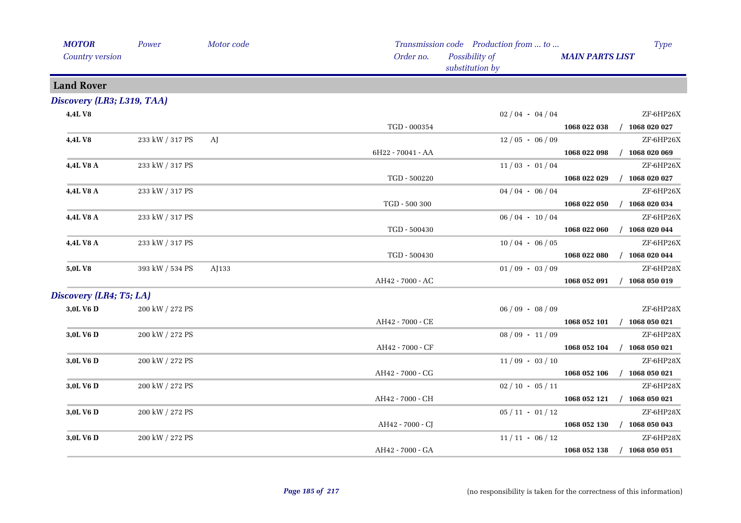| MOTOR | Power | Motor code | Transmission code | Production from ... to ... | | Type |
|---|---|---|---|---|---|---|
| Country version | | | Order no. | Possibility of substitution by | MAIN PARTS LIST | |

## Land Rover

### Discovery (LR3; L319, TAA)

| MOTOR / Country version | Power | Motor code | Transmission code / Order no. | Production from ... to ... / Possibility of substitution by | MAIN PARTS LIST | Type |
|---|---|---|---|---|---|---|
| **4,4L V8** | | | | 02 / 04 - 04 / 04 | | ZF-6HP26X |
| | | | TGD - 000354 | | **1068 022 038** | / **1068 020 027** |
| **4,4L V8** | 233 kW / 317 PS | AJ | | 12 / 05 - 06 / 09 | | ZF-6HP26X |
| | | | 6H22 - 70041 - AA | | **1068 022 098** | / **1068 020 069** |
| **4,4L V8 A** | 233 kW / 317 PS | | | 11 / 03 - 01 / 04 | | ZF-6HP26X |
| | | | TGD - 500220 | | **1068 022 029** | / **1068 020 027** |
| **4,4L V8 A** | 233 kW / 317 PS | | | 04 / 04 - 06 / 04 | | ZF-6HP26X |
| | | | TGD - 500 300 | | **1068 022 050** | / **1068 020 034** |
| **4,4L V8 A** | 233 kW / 317 PS | | | 06 / 04 - 10 / 04 | | ZF-6HP26X |
| | | | TGD - 500430 | | **1068 022 060** | / **1068 020 044** |
| **4,4L V8 A** | 233 kW / 317 PS | | | 10 / 04 - 06 / 05 | | ZF-6HP26X |
| | | | TGD - 500430 | | **1068 022 080** | / **1068 020 044** |
| **5,0L V8** | 393 kW / 534 PS | AJ133 | | 01 / 09 - 03 / 09 | | ZF-6HP28X |
| | | | AH42 - 7000 - AC | | **1068 052 091** | / **1068 050 019** |

### Discovery (LR4; T5; LA)

| MOTOR / Country version | Power | Motor code | Transmission code / Order no. | Production from ... to ... / Possibility of substitution by | MAIN PARTS LIST | Type |
|---|---|---|---|---|---|---|
| **3,0L V6 D** | 200 kW / 272 PS | | | 06 / 09 - 08 / 09 | | ZF-6HP28X |
| | | | AH42 - 7000 - CE | | **1068 052 101** | / **1068 050 021** |
| **3,0L V6 D** | 200 kW / 272 PS | | | 08 / 09 - 11 / 09 | | ZF-6HP28X |
| | | | AH42 - 7000 - CF | | **1068 052 104** | / **1068 050 021** |
| **3,0L V6 D** | 200 kW / 272 PS | | | 11 / 09 - 03 / 10 | | ZF-6HP28X |
| | | | AH42 - 7000 - CG | | **1068 052 106** | / **1068 050 021** |
| **3,0L V6 D** | 200 kW / 272 PS | | | 02 / 10 - 05 / 11 | | ZF-6HP28X |
| | | | AH42 - 7000 - CH | | **1068 052 121** | / **1068 050 021** |
| **3,0L V6 D** | 200 kW / 272 PS | | | 05 / 11 - 01 / 12 | | ZF-6HP28X |
| | | | AH42 - 7000 - CJ | | **1068 052 130** | / **1068 050 043** |
| **3,0L V6 D** | 200 kW / 272 PS | | | 11 / 11 - 06 / 12 | | ZF-6HP28X |
| | | | AH42 - 7000 - GA | | **1068 052 138** | / **1068 050 051** |

(no responsibility is taken for the correctness of this information)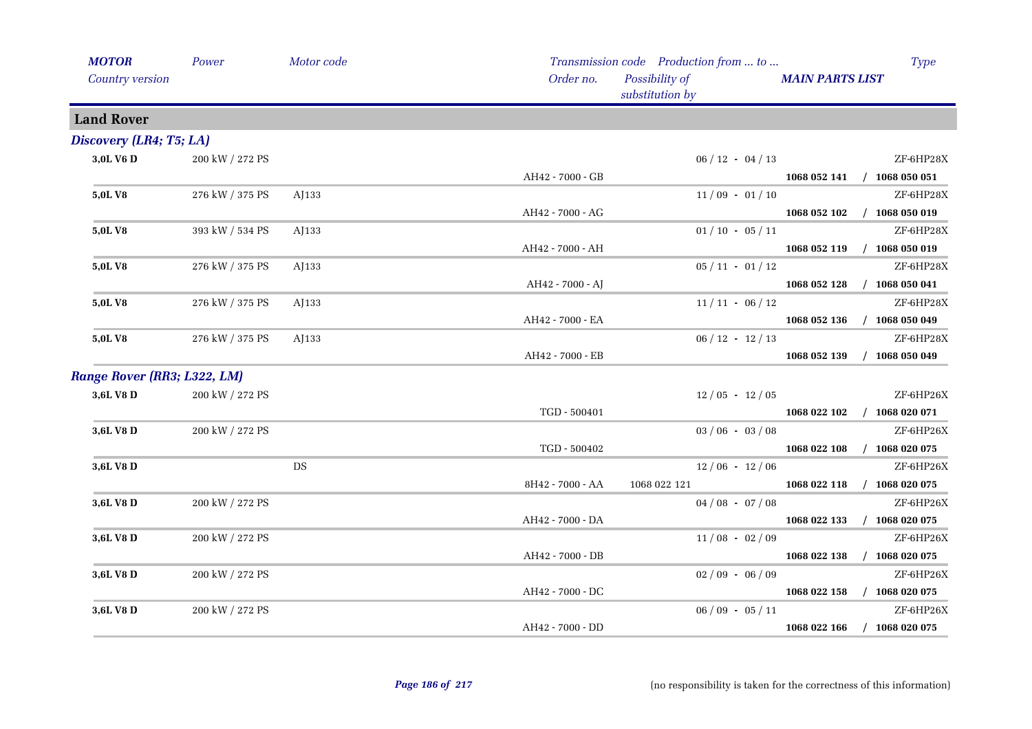| MOTOR<br>Country version | Power | Motor code | Order no. | Transmission code<br>Possibility of substitution by | Production from ... to ...<br>MAIN PARTS LIST | Type |
|---|---|---|---|---|---|---|
| **Land Rover** | | | | | | |
| ***Discovery (LR4; T5; LA)*** | | | | | | |
| **3,0L V6 D** | 200 kW / 272 PS | | | | 06 / 12 - 04 / 13 | ZF-6HP28X |
| | | | AH42 - 7000 - GB | | **1068 052 141** | **/ 1068 050 051** |
| **5,0L V8** | 276 kW / 375 PS | AJ133 | | | 11 / 09 - 01 / 10 | ZF-6HP28X |
| | | | AH42 - 7000 - AG | | **1068 052 102** | **/ 1068 050 019** |
| **5,0L V8** | 393 kW / 534 PS | AJ133 | | | 01 / 10 - 05 / 11 | ZF-6HP28X |
| | | | AH42 - 7000 - AH | | **1068 052 119** | **/ 1068 050 019** |
| **5,0L V8** | 276 kW / 375 PS | AJ133 | | | 05 / 11 - 01 / 12 | ZF-6HP28X |
| | | | AH42 - 7000 - AJ | | **1068 052 128** | **/ 1068 050 041** |
| **5,0L V8** | 276 kW / 375 PS | AJ133 | | | 11 / 11 - 06 / 12 | ZF-6HP28X |
| | | | AH42 - 7000 - EA | | **1068 052 136** | **/ 1068 050 049** |
| **5,0L V8** | 276 kW / 375 PS | AJ133 | | | 06 / 12 - 12 / 13 | ZF-6HP28X |
| | | | AH42 - 7000 - EB | | **1068 052 139** | **/ 1068 050 049** |
| ***Range Rover (RR3; L322, LM)*** | | | | | | |
| **3,6L V8 D** | 200 kW / 272 PS | | | | 12 / 05 - 12 / 05 | ZF-6HP26X |
| | | | TGD - 500401 | | **1068 022 102** | **/ 1068 020 071** |
| **3,6L V8 D** | 200 kW / 272 PS | | | | 03 / 06 - 03 / 08 | ZF-6HP26X |
| | | | TGD - 500402 | | **1068 022 108** | **/ 1068 020 075** |
| **3,6L V8 D** | | DS | | | 12 / 06 - 12 / 06 | ZF-6HP26X |
| | | | 8H42 - 7000 - AA | 1068 022 121 | **1068 022 118** | **/ 1068 020 075** |
| **3,6L V8 D** | 200 kW / 272 PS | | | | 04 / 08 - 07 / 08 | ZF-6HP26X |
| | | | AH42 - 7000 - DA | | **1068 022 133** | **/ 1068 020 075** |
| **3,6L V8 D** | 200 kW / 272 PS | | | | 11 / 08 - 02 / 09 | ZF-6HP26X |
| | | | AH42 - 7000 - DB | | **1068 022 138** | **/ 1068 020 075** |
| **3,6L V8 D** | 200 kW / 272 PS | | | | 02 / 09 - 06 / 09 | ZF-6HP26X |
| | | | AH42 - 7000 - DC | | **1068 022 158** | **/ 1068 020 075** |
| **3,6L V8 D** | 200 kW / 272 PS | | | | 06 / 09 - 05 / 11 | ZF-6HP26X |
| | | | AH42 - 7000 - DD | | **1068 022 166** | **/ 1068 020 075** |

(no responsibility is taken for the correctness of this information)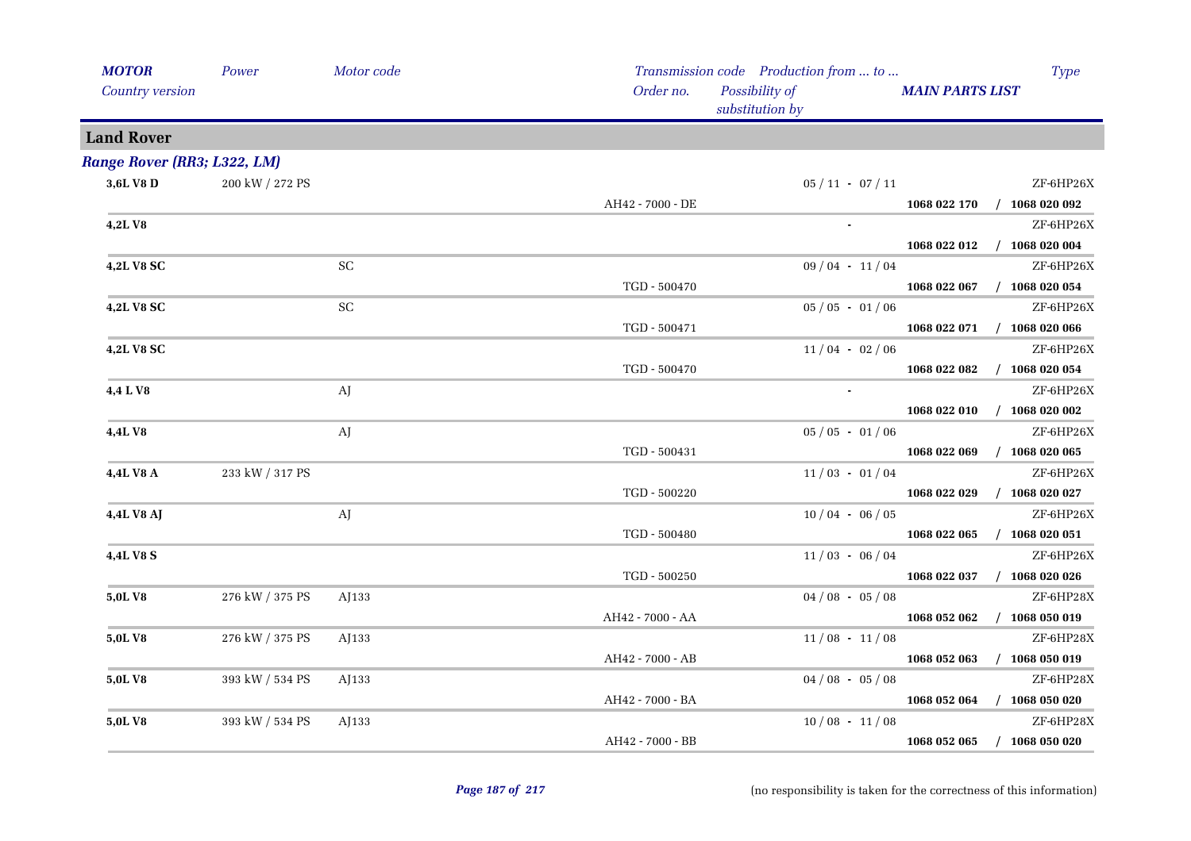## Land Rover

### Range Rover (RR3; L322, LM)

| MOTOR / Country version | Power | Motor code | Transmission code / Order no. | Production from ... to ... / Possibility of substitution by | MAIN PARTS LIST | Type |
|---|---|---|---|---|---|---|
| 3,6L V8 D | 200 kW / 272 PS | | | 05 / 11 - 07 / 11 | | ZF-6HP26X |
| | | | AH42 - 7000 - DE | | 1068 022 170 / 1068 020 092 | |
| 4,2L V8 | | | | - | | ZF-6HP26X |
| | | | | | 1068 022 012 / 1068 020 004 | |
| 4,2L V8 SC | | SC | | 09 / 04 - 11 / 04 | | ZF-6HP26X |
| | | | TGD - 500470 | | 1068 022 067 / 1068 020 054 | |
| 4,2L V8 SC | | SC | | 05 / 05 - 01 / 06 | | ZF-6HP26X |
| | | | TGD - 500471 | | 1068 022 071 / 1068 020 066 | |
| 4,2L V8 SC | | | | 11 / 04 - 02 / 06 | | ZF-6HP26X |
| | | | TGD - 500470 | | 1068 022 082 / 1068 020 054 | |
| 4,4 L V8 | | AJ | | - | | ZF-6HP26X |
| | | | | | 1068 022 010 / 1068 020 002 | |
| 4,4L V8 | | AJ | | 05 / 05 - 01 / 06 | | ZF-6HP26X |
| | | | TGD - 500431 | | 1068 022 069 / 1068 020 065 | |
| 4,4L V8 A | 233 kW / 317 PS | | | 11 / 03 - 01 / 04 | | ZF-6HP26X |
| | | | TGD - 500220 | | 1068 022 029 / 1068 020 027 | |
| 4,4L V8 AJ | | AJ | | 10 / 04 - 06 / 05 | | ZF-6HP26X |
| | | | TGD - 500480 | | 1068 022 065 / 1068 020 051 | |
| 4,4L V8 S | | | | 11 / 03 - 06 / 04 | | ZF-6HP26X |
| | | | TGD - 500250 | | 1068 022 037 / 1068 020 026 | |
| 5,0L V8 | 276 kW / 375 PS | AJ133 | | 04 / 08 - 05 / 08 | | ZF-6HP28X |
| | | | AH42 - 7000 - AA | | 1068 052 062 / 1068 050 019 | |
| 5,0L V8 | 276 kW / 375 PS | AJ133 | | 11 / 08 - 11 / 08 | | ZF-6HP28X |
| | | | AH42 - 7000 - AB | | 1068 052 063 / 1068 050 019 | |
| 5,0L V8 | 393 kW / 534 PS | AJ133 | | 04 / 08 - 05 / 08 | | ZF-6HP28X |
| | | | AH42 - 7000 - BA | | 1068 052 064 / 1068 050 020 | |
| 5,0L V8 | 393 kW / 534 PS | AJ133 | | 10 / 08 - 11 / 08 | | ZF-6HP28X |
| | | | AH42 - 7000 - BB | | 1068 052 065 / 1068 050 020 | |

(no responsibility is taken for the correctness of this information)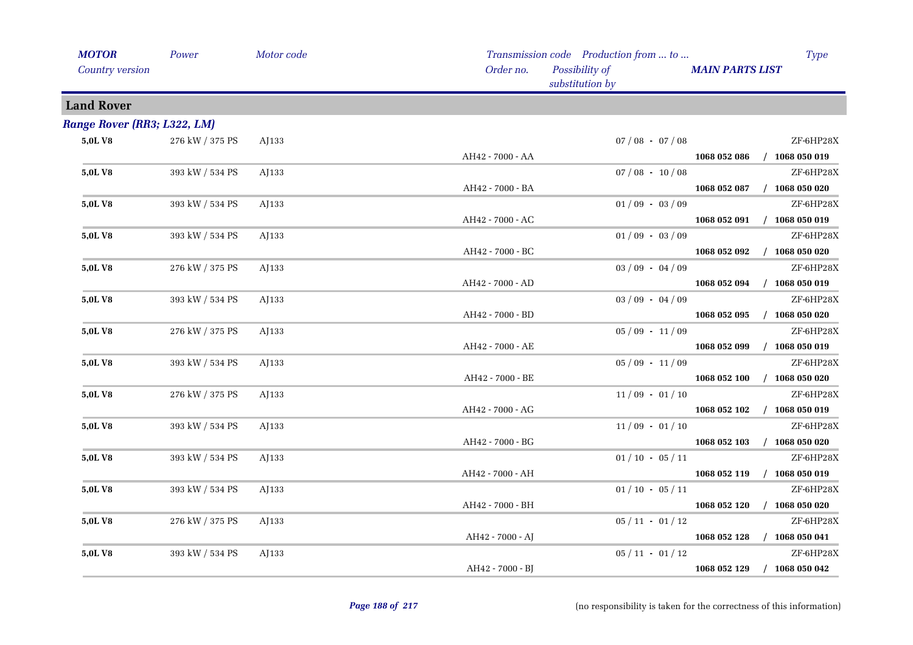| MOTOR<br>Country version | Power | Motor code | Transmission code<br>Order no. | Production from ... to ...<br>Possibility of substitution by | MAIN PARTS LIST | Type |
|---|---|---|---|---|---|---|
| **Land Rover** | | | | | | |
| ***Range Rover (RR3; L322, LM)*** | | | | | | |
| **5,0L V8** | 276 kW / 375 PS | AJ133 | | 07 / 08 - 07 / 08 | | ZF-6HP28X |
| | | | AH42 - 7000 - AA | | **1068 052 086** | **/ 1068 050 019** |
| **5,0L V8** | 393 kW / 534 PS | AJ133 | | 07 / 08 - 10 / 08 | | ZF-6HP28X |
| | | | AH42 - 7000 - BA | | **1068 052 087** | **/ 1068 050 020** |
| **5,0L V8** | 393 kW / 534 PS | AJ133 | | 01 / 09 - 03 / 09 | | ZF-6HP28X |
| | | | AH42 - 7000 - AC | | **1068 052 091** | **/ 1068 050 019** |
| **5,0L V8** | 393 kW / 534 PS | AJ133 | | 01 / 09 - 03 / 09 | | ZF-6HP28X |
| | | | AH42 - 7000 - BC | | **1068 052 092** | **/ 1068 050 020** |
| **5,0L V8** | 276 kW / 375 PS | AJ133 | | 03 / 09 - 04 / 09 | | ZF-6HP28X |
| | | | AH42 - 7000 - AD | | **1068 052 094** | **/ 1068 050 019** |
| **5,0L V8** | 393 kW / 534 PS | AJ133 | | 03 / 09 - 04 / 09 | | ZF-6HP28X |
| | | | AH42 - 7000 - BD | | **1068 052 095** | **/ 1068 050 020** |
| **5,0L V8** | 276 kW / 375 PS | AJ133 | | 05 / 09 - 11 / 09 | | ZF-6HP28X |
| | | | AH42 - 7000 - AE | | **1068 052 099** | **/ 1068 050 019** |
| **5,0L V8** | 393 kW / 534 PS | AJ133 | | 05 / 09 - 11 / 09 | | ZF-6HP28X |
| | | | AH42 - 7000 - BE | | **1068 052 100** | **/ 1068 050 020** |
| **5,0L V8** | 276 kW / 375 PS | AJ133 | | 11 / 09 - 01 / 10 | | ZF-6HP28X |
| | | | AH42 - 7000 - AG | | **1068 052 102** | **/ 1068 050 019** |
| **5,0L V8** | 393 kW / 534 PS | AJ133 | | 11 / 09 - 01 / 10 | | ZF-6HP28X |
| | | | AH42 - 7000 - BG | | **1068 052 103** | **/ 1068 050 020** |
| **5,0L V8** | 393 kW / 534 PS | AJ133 | | 01 / 10 - 05 / 11 | | ZF-6HP28X |
| | | | AH42 - 7000 - AH | | **1068 052 119** | **/ 1068 050 019** |
| **5,0L V8** | 393 kW / 534 PS | AJ133 | | 01 / 10 - 05 / 11 | | ZF-6HP28X |
| | | | AH42 - 7000 - BH | | **1068 052 120** | **/ 1068 050 020** |
| **5,0L V8** | 276 kW / 375 PS | AJ133 | | 05 / 11 - 01 / 12 | | ZF-6HP28X |
| | | | AH42 - 7000 - AJ | | **1068 052 128** | **/ 1068 050 041** |
| **5,0L V8** | 393 kW / 534 PS | AJ133 | | 05 / 11 - 01 / 12 | | ZF-6HP28X |
| | | | AH42 - 7000 - BJ | | **1068 052 129** | **/ 1068 050 042** |

(no responsibility is taken for the correctness of this information)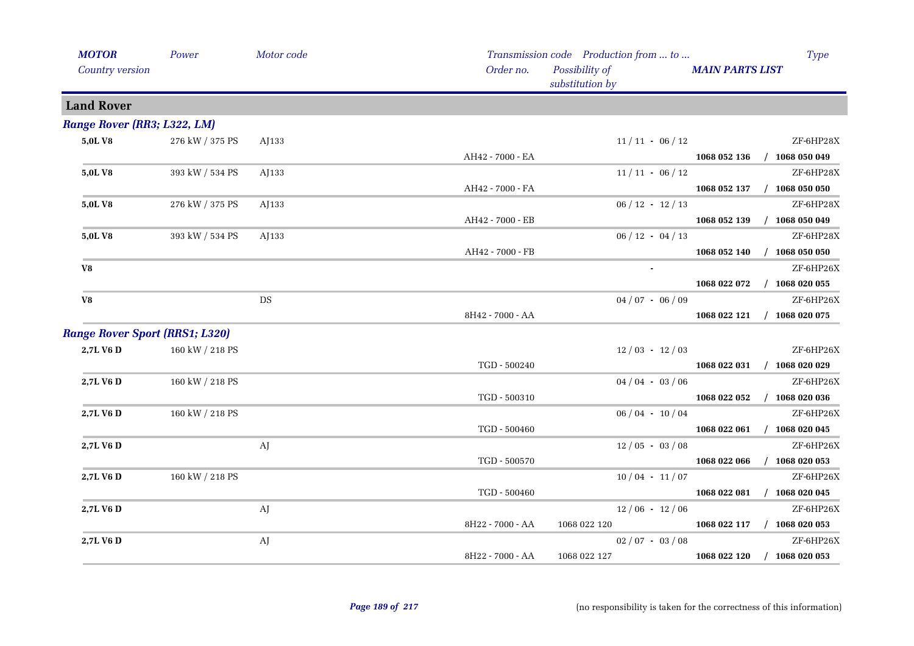| *MOTOR* | *Power* | *Motor code* | *Transmission code* | *Production from ... to ...* | | *Type* |
|---|---|---|---|---|---|---|
| *Country version* | | | *Order no.* | *Possibility of substitution by* | *MAIN PARTS LIST* | |

## Land Rover

### *Range Rover (RR3; L322, LM)*

| | | | | | | |
|---|---|---|---|---|---|---|
| **5,0L V8** | 276 kW / 375 PS | AJ133 | | 11 / 11 - 06 / 12 | | ZF-6HP28X |
| | | | AH42 - 7000 - EA | | **1068 052 136** | **/ 1068 050 049** |
| **5,0L V8** | 393 kW / 534 PS | AJ133 | | 11 / 11 - 06 / 12 | | ZF-6HP28X |
| | | | AH42 - 7000 - FA | | **1068 052 137** | **/ 1068 050 050** |
| **5,0L V8** | 276 kW / 375 PS | AJ133 | | 06 / 12 - 12 / 13 | | ZF-6HP28X |
| | | | AH42 - 7000 - EB | | **1068 052 139** | **/ 1068 050 049** |
| **5,0L V8** | 393 kW / 534 PS | AJ133 | | 06 / 12 - 04 / 13 | | ZF-6HP28X |
| | | | AH42 - 7000 - FB | | **1068 052 140** | **/ 1068 050 050** |
| **V8** | | | | - | | ZF-6HP26X |
| | | | | | **1068 022 072** | **/ 1068 020 055** |
| **V8** | | DS | | 04 / 07 - 06 / 09 | | ZF-6HP26X |
| | | | 8H42 - 7000 - AA | | **1068 022 121** | **/ 1068 020 075** |

### *Range Rover Sport (RRS1; L320)*

| | | | | | | |
|---|---|---|---|---|---|---|
| **2,7L V6 D** | 160 kW / 218 PS | | | 12 / 03 - 12 / 03 | | ZF-6HP26X |
| | | | TGD - 500240 | | **1068 022 031** | **/ 1068 020 029** |
| **2,7L V6 D** | 160 kW / 218 PS | | | 04 / 04 - 03 / 06 | | ZF-6HP26X |
| | | | TGD - 500310 | | **1068 022 052** | **/ 1068 020 036** |
| **2,7L V6 D** | 160 kW / 218 PS | | | 06 / 04 - 10 / 04 | | ZF-6HP26X |
| | | | TGD - 500460 | | **1068 022 061** | **/ 1068 020 045** |
| **2,7L V6 D** | | AJ | | 12 / 05 - 03 / 08 | | ZF-6HP26X |
| | | | TGD - 500570 | | **1068 022 066** | **/ 1068 020 053** |
| **2,7L V6 D** | 160 kW / 218 PS | | | 10 / 04 - 11 / 07 | | ZF-6HP26X |
| | | | TGD - 500460 | | **1068 022 081** | **/ 1068 020 045** |
| **2,7L V6 D** | | AJ | | 12 / 06 - 12 / 06 | | ZF-6HP26X |
| | | | 8H22 - 7000 - AA | 1068 022 120 | **1068 022 117** | **/ 1068 020 053** |
| **2,7L V6 D** | | AJ | | 02 / 07 - 03 / 08 | | ZF-6HP26X |
| | | | 8H22 - 7000 - AA | 1068 022 127 | **1068 022 120** | **/ 1068 020 053** |

(no responsibility is taken for the correctness of this information)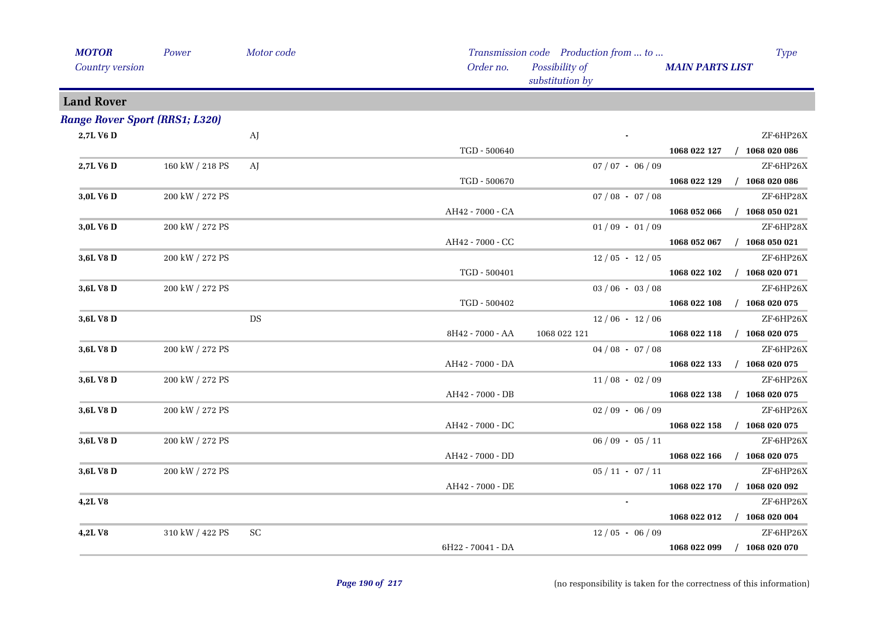## Land Rover

### *Range Rover Sport (RRS1; L320)*

| MOTOR / Country version | Power | Motor code | Transmission code / Order no. | Possibility of substitution by | Production from ... to ... | MAIN PARTS LIST | Type |
|---|---|---|---|---|---|---|---|
| **2,7L V6 D** | | AJ | | | - | | ZF-6HP26X |
| | | | TGD - 500640 | | | **1068 022 127 / 1068 020 086** | |
| **2,7L V6 D** | 160 kW / 218 PS | AJ | | | 07 / 07 - 06 / 09 | | ZF-6HP26X |
| | | | TGD - 500670 | | | **1068 022 129 / 1068 020 086** | |
| **3,0L V6 D** | 200 kW / 272 PS | | | | 07 / 08 - 07 / 08 | | ZF-6HP28X |
| | | | AH42 - 7000 - CA | | | **1068 052 066 / 1068 050 021** | |
| **3,0L V6 D** | 200 kW / 272 PS | | | | 01 / 09 - 01 / 09 | | ZF-6HP28X |
| | | | AH42 - 7000 - CC | | | **1068 052 067 / 1068 050 021** | |
| **3,6L V8 D** | 200 kW / 272 PS | | | | 12 / 05 - 12 / 05 | | ZF-6HP26X |
| | | | TGD - 500401 | | | **1068 022 102 / 1068 020 071** | |
| **3,6L V8 D** | 200 kW / 272 PS | | | | 03 / 06 - 03 / 08 | | ZF-6HP26X |
| | | | TGD - 500402 | | | **1068 022 108 / 1068 020 075** | |
| **3,6L V8 D** | | DS | | | 12 / 06 - 12 / 06 | | ZF-6HP26X |
| | | | 8H42 - 7000 - AA | 1068 022 121 | | **1068 022 118 / 1068 020 075** | |
| **3,6L V8 D** | 200 kW / 272 PS | | | | 04 / 08 - 07 / 08 | | ZF-6HP26X |
| | | | AH42 - 7000 - DA | | | **1068 022 133 / 1068 020 075** | |
| **3,6L V8 D** | 200 kW / 272 PS | | | | 11 / 08 - 02 / 09 | | ZF-6HP26X |
| | | | AH42 - 7000 - DB | | | **1068 022 138 / 1068 020 075** | |
| **3,6L V8 D** | 200 kW / 272 PS | | | | 02 / 09 - 06 / 09 | | ZF-6HP26X |
| | | | AH42 - 7000 - DC | | | **1068 022 158 / 1068 020 075** | |
| **3,6L V8 D** | 200 kW / 272 PS | | | | 06 / 09 - 05 / 11 | | ZF-6HP26X |
| | | | AH42 - 7000 - DD | | | **1068 022 166 / 1068 020 075** | |
| **3,6L V8 D** | 200 kW / 272 PS | | | | 05 / 11 - 07 / 11 | | ZF-6HP26X |
| | | | AH42 - 7000 - DE | | | **1068 022 170 / 1068 020 092** | |
| **4,2L V8** | | | | | - | | ZF-6HP26X |
| | | | | | | **1068 022 012 / 1068 020 004** | |
| **4,2L V8** | 310 kW / 422 PS | SC | | | 12 / 05 - 06 / 09 | | ZF-6HP26X |
| | | | 6H22 - 70041 - DA | | | **1068 022 099 / 1068 020 070** | |

(no responsibility is taken for the correctness of this information)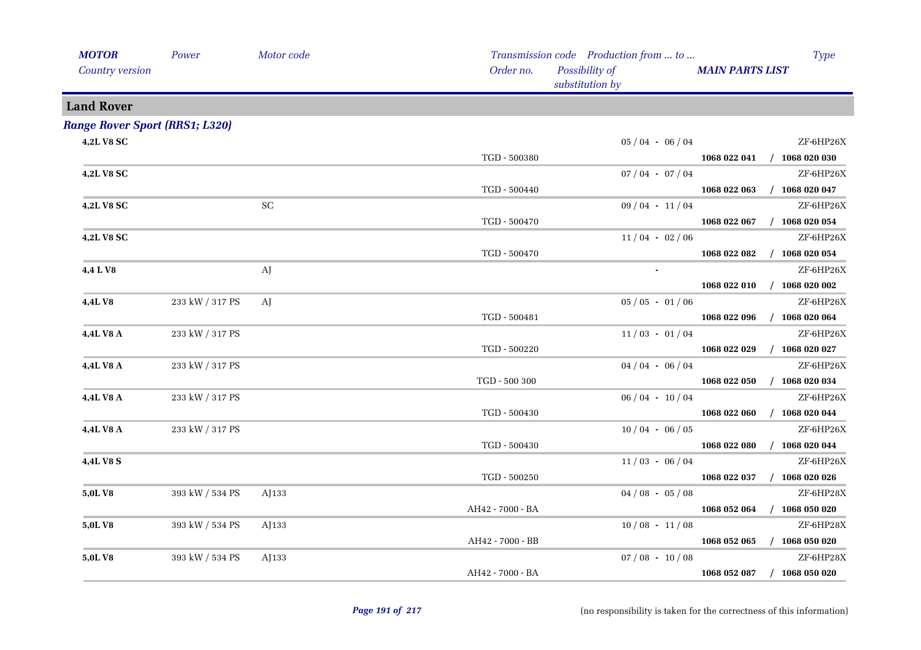| MOTOR | Power | Motor code | Transmission code | Production from ... to ... | | Type |
|---|---|---|---|---|---|---|
| Country version | | | Order no. | Possibility of substitution by | MAIN PARTS LIST | |

## Land Rover

### Range Rover Sport (RRS1; L320)

| MOTOR | Power | Motor code | Transmission code / Order no. | Production from ... to ... | MAIN PARTS LIST | Type |
|---|---|---|---|---|---|---|
| 4,2L V8 SC | | | | 05 / 04 - 06 / 04 | | ZF-6HP26X |
| | | | TGD - 500380 | | 1068 022 041 | / 1068 020 030 |
| 4,2L V8 SC | | | | 07 / 04 - 07 / 04 | | ZF-6HP26X |
| | | | TGD - 500440 | | 1068 022 063 | / 1068 020 047 |
| 4,2L V8 SC | | SC | | 09 / 04 - 11 / 04 | | ZF-6HP26X |
| | | | TGD - 500470 | | 1068 022 067 | / 1068 020 054 |
| 4,2L V8 SC | | | | 11 / 04 - 02 / 06 | | ZF-6HP26X |
| | | | TGD - 500470 | | 1068 022 082 | / 1068 020 054 |
| 4,4 L V8 | | AJ | | - | | ZF-6HP26X |
| | | | | | 1068 022 010 | / 1068 020 002 |
| 4,4L V8 | 233 kW / 317 PS | AJ | | 05 / 05 - 01 / 06 | | ZF-6HP26X |
| | | | TGD - 500481 | | 1068 022 096 | / 1068 020 064 |
| 4,4L V8 A | 233 kW / 317 PS | | | 11 / 03 - 01 / 04 | | ZF-6HP26X |
| | | | TGD - 500220 | | 1068 022 029 | / 1068 020 027 |
| 4,4L V8 A | 233 kW / 317 PS | | | 04 / 04 - 06 / 04 | | ZF-6HP26X |
| | | | TGD - 500 300 | | 1068 022 050 | / 1068 020 034 |
| 4,4L V8 A | 233 kW / 317 PS | | | 06 / 04 - 10 / 04 | | ZF-6HP26X |
| | | | TGD - 500430 | | 1068 022 060 | / 1068 020 044 |
| 4,4L V8 A | 233 kW / 317 PS | | | 10 / 04 - 06 / 05 | | ZF-6HP26X |
| | | | TGD - 500430 | | 1068 022 080 | / 1068 020 044 |
| 4,4L V8 S | | | | 11 / 03 - 06 / 04 | | ZF-6HP26X |
| | | | TGD - 500250 | | 1068 022 037 | / 1068 020 026 |
| 5,0L V8 | 393 kW / 534 PS | AJ133 | | 04 / 08 - 05 / 08 | | ZF-6HP28X |
| | | | AH42 - 7000 - BA | | 1068 052 064 | / 1068 050 020 |
| 5,0L V8 | 393 kW / 534 PS | AJ133 | | 10 / 08 - 11 / 08 | | ZF-6HP28X |
| | | | AH42 - 7000 - BB | | 1068 052 065 | / 1068 050 020 |
| 5,0L V8 | 393 kW / 534 PS | AJ133 | | 07 / 08 - 10 / 08 | | ZF-6HP28X |
| | | | AH42 - 7000 - BA | | 1068 052 087 | / 1068 050 020 |

(no responsibility is taken for the correctness of this information)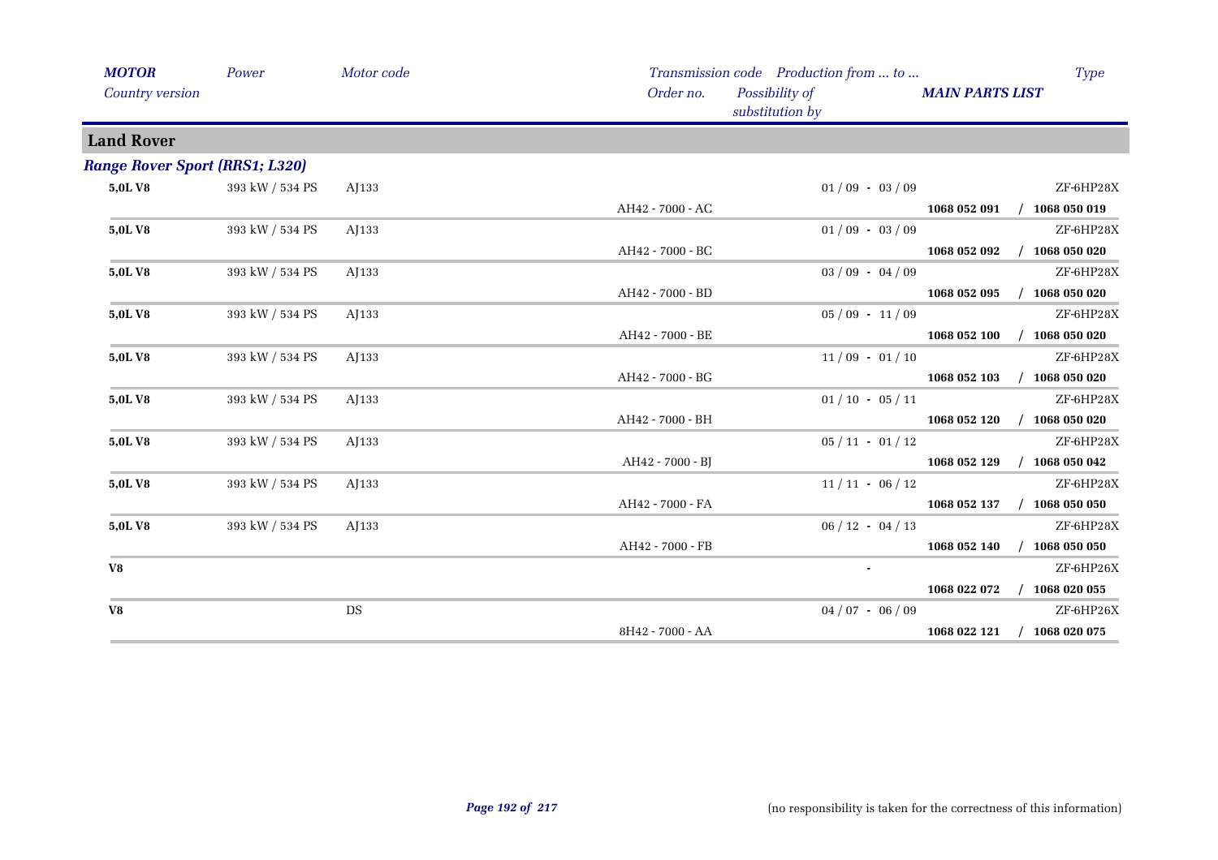| *MOTOR* *Country version* | *Power* | *Motor code* | *Transmission code* *Order no.* | *Production from ... to ...* *Possibility of substitution by* | *MAIN PARTS LIST* | *Type* |
|---|---|---|---|---|---|---|

## Land Rover

### *Range Rover Sport (RRS1; L320)*

| MOTOR | Power | Motor code | Transmission code / Order no. | Production from ... to ... | MAIN PARTS LIST | Type |
|---|---|---|---|---|---|---|
| **5,0L V8** | 393 kW / 534 PS | AJ133 | | 01 / 09 - 03 / 09 | | ZF-6HP28X |
| | | | AH42 - 7000 - AC | | **1068 052 091** | / **1068 050 019** |
| **5,0L V8** | 393 kW / 534 PS | AJ133 | | 01 / 09 - 03 / 09 | | ZF-6HP28X |
| | | | AH42 - 7000 - BC | | **1068 052 092** | / **1068 050 020** |
| **5,0L V8** | 393 kW / 534 PS | AJ133 | | 03 / 09 - 04 / 09 | | ZF-6HP28X |
| | | | AH42 - 7000 - BD | | **1068 052 095** | / **1068 050 020** |
| **5,0L V8** | 393 kW / 534 PS | AJ133 | | 05 / 09 - 11 / 09 | | ZF-6HP28X |
| | | | AH42 - 7000 - BE | | **1068 052 100** | / **1068 050 020** |
| **5,0L V8** | 393 kW / 534 PS | AJ133 | | 11 / 09 - 01 / 10 | | ZF-6HP28X |
| | | | AH42 - 7000 - BG | | **1068 052 103** | / **1068 050 020** |
| **5,0L V8** | 393 kW / 534 PS | AJ133 | | 01 / 10 - 05 / 11 | | ZF-6HP28X |
| | | | AH42 - 7000 - BH | | **1068 052 120** | / **1068 050 020** |
| **5,0L V8** | 393 kW / 534 PS | AJ133 | | 05 / 11 - 01 / 12 | | ZF-6HP28X |
| | | | AH42 - 7000 - BJ | | **1068 052 129** | / **1068 050 042** |
| **5,0L V8** | 393 kW / 534 PS | AJ133 | | 11 / 11 - 06 / 12 | | ZF-6HP28X |
| | | | AH42 - 7000 - FA | | **1068 052 137** | / **1068 050 050** |
| **5,0L V8** | 393 kW / 534 PS | AJ133 | | 06 / 12 - 04 / 13 | | ZF-6HP28X |
| | | | AH42 - 7000 - FB | | **1068 052 140** | / **1068 050 050** |
| **V8** | | | | - | | ZF-6HP26X |
| | | | | | **1068 022 072** | / **1068 020 055** |
| **V8** | | DS | | 04 / 07 - 06 / 09 | | ZF-6HP26X |
| | | | 8H42 - 7000 - AA | | **1068 022 121** | / **1068 020 075** |

(no responsibility is taken for the correctness of this information)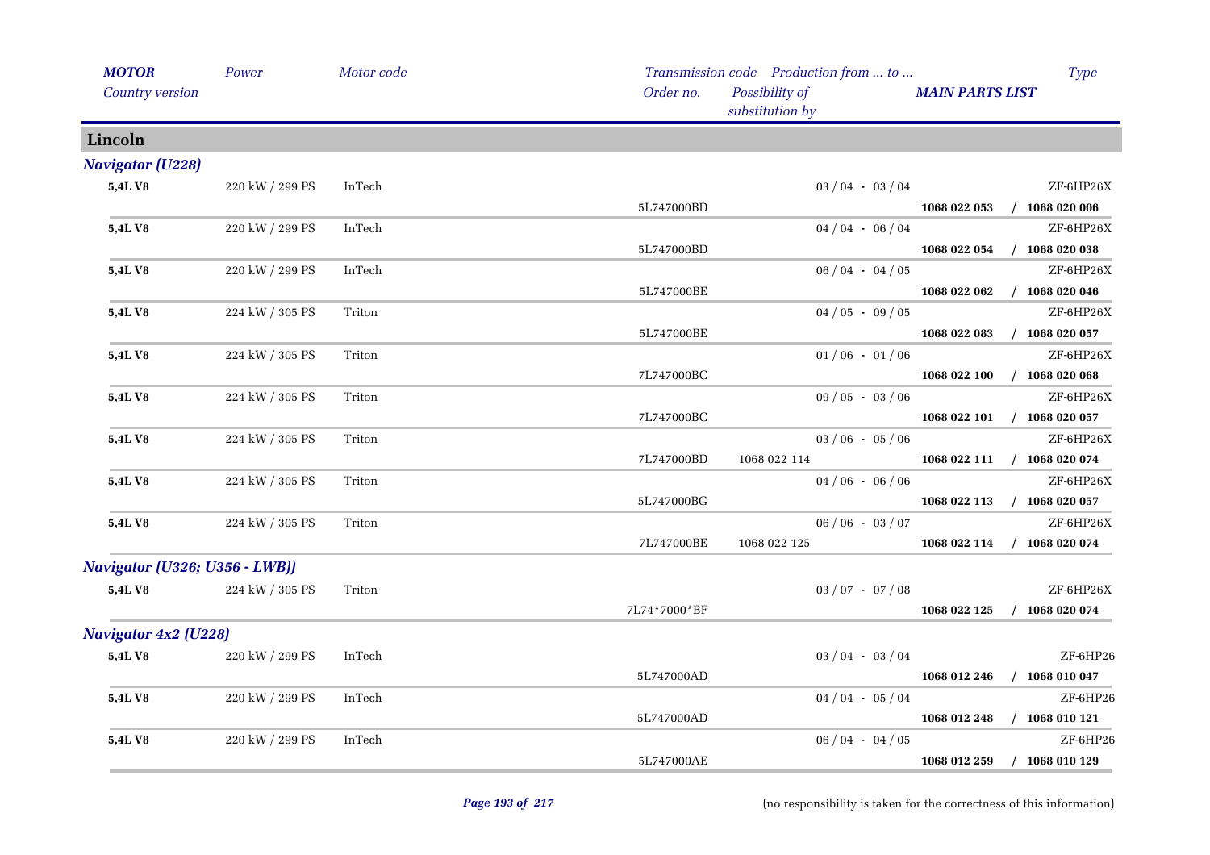| *MOTOR* | *Power* | *Motor code* | *Transmission code* | *Production from ... to ...* | | *Type* |
|---|---|---|---|---|---|---|
| *Country version* | | | *Order no.* | *Possibility of substitution by* | *MAIN PARTS LIST* | |
| **Lincoln** | | | | | | |
| ***Navigator (U228)*** | | | | | | |
| **5,4L V8** | 220 kW / 299 PS | InTech | | 03 / 04 - 03 / 04 | | ZF-6HP26X |
| | | | 5L747000BD | | **1068 022 053** | / **1068 020 006** |
| **5,4L V8** | 220 kW / 299 PS | InTech | | 04 / 04 - 06 / 04 | | ZF-6HP26X |
| | | | 5L747000BD | | **1068 022 054** | / **1068 020 038** |
| **5,4L V8** | 220 kW / 299 PS | InTech | | 06 / 04 - 04 / 05 | | ZF-6HP26X |
| | | | 5L747000BE | | **1068 022 062** | / **1068 020 046** |
| **5,4L V8** | 224 kW / 305 PS | Triton | | 04 / 05 - 09 / 05 | | ZF-6HP26X |
| | | | 5L747000BE | | **1068 022 083** | / **1068 020 057** |
| **5,4L V8** | 224 kW / 305 PS | Triton | | 01 / 06 - 01 / 06 | | ZF-6HP26X |
| | | | 7L747000BC | | **1068 022 100** | / **1068 020 068** |
| **5,4L V8** | 224 kW / 305 PS | Triton | | 09 / 05 - 03 / 06 | | ZF-6HP26X |
| | | | 7L747000BC | | **1068 022 101** | / **1068 020 057** |
| **5,4L V8** | 224 kW / 305 PS | Triton | | 03 / 06 - 05 / 06 | | ZF-6HP26X |
| | | | 7L747000BD | 1068 022 114 | **1068 022 111** | / **1068 020 074** |
| **5,4L V8** | 224 kW / 305 PS | Triton | | 04 / 06 - 06 / 06 | | ZF-6HP26X |
| | | | 5L747000BG | | **1068 022 113** | / **1068 020 057** |
| **5,4L V8** | 224 kW / 305 PS | Triton | | 06 / 06 - 03 / 07 | | ZF-6HP26X |
| | | | 7L747000BE | 1068 022 125 | **1068 022 114** | / **1068 020 074** |
| ***Navigator (U326; U356 - LWB))*** | | | | | | |
| **5,4L V8** | 224 kW / 305 PS | Triton | | 03 / 07 - 07 / 08 | | ZF-6HP26X |
| | | | 7L74*7000*BF | | **1068 022 125** | / **1068 020 074** |
| ***Navigator 4x2 (U228)*** | | | | | | |
| **5,4L V8** | 220 kW / 299 PS | InTech | | 03 / 04 - 03 / 04 | | ZF-6HP26 |
| | | | 5L747000AD | | **1068 012 246** | / **1068 010 047** |
| **5,4L V8** | 220 kW / 299 PS | InTech | | 04 / 04 - 05 / 04 | | ZF-6HP26 |
| | | | 5L747000AD | | **1068 012 248** | / **1068 010 121** |
| **5,4L V8** | 220 kW / 299 PS | InTech | | 06 / 04 - 04 / 05 | | ZF-6HP26 |
| | | | 5L747000AE | | **1068 012 259** | / **1068 010 129** |

(no responsibility is taken for the correctness of this information)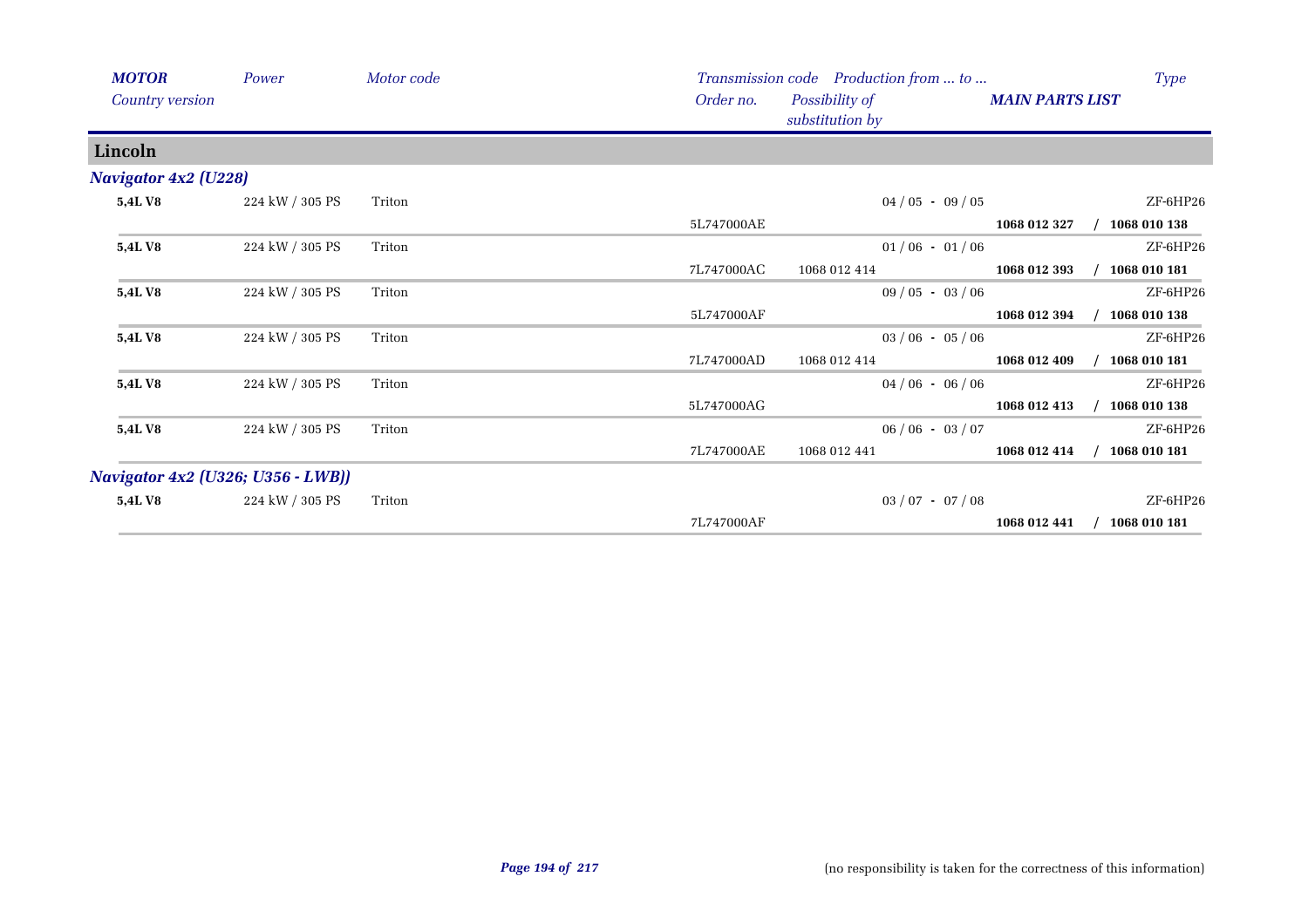| *MOTOR* | *Power* | *Motor code* | *Transmission code* | *Production from ... to ...* | | *Type* |
|---|---|---|---|---|---|---|
| *Country version* | | | *Order no.* | *Possibility of substitution by* | ***MAIN PARTS LIST*** | |

## Lincoln

### *Navigator 4x2 (U228)*

| *MOTOR* | *Power* | *Motor code* | *Order no.* | *Possibility of substitution by* | *Production from ... to ...* / ***MAIN PARTS LIST*** | *Type* |
|---|---|---|---|---|---|---|
| **5,4L V8** | 224 kW / 305 PS | Triton | | | 04 / 05 - 09 / 05 | ZF-6HP26 |
| | | | 5L747000AE | | **1068 012 327** / **1068 010 138** | |
| **5,4L V8** | 224 kW / 305 PS | Triton | | | 01 / 06 - 01 / 06 | ZF-6HP26 |
| | | | 7L747000AC | 1068 012 414 | **1068 012 393** / **1068 010 181** | |
| **5,4L V8** | 224 kW / 305 PS | Triton | | | 09 / 05 - 03 / 06 | ZF-6HP26 |
| | | | 5L747000AF | | **1068 012 394** / **1068 010 138** | |
| **5,4L V8** | 224 kW / 305 PS | Triton | | | 03 / 06 - 05 / 06 | ZF-6HP26 |
| | | | 7L747000AD | 1068 012 414 | **1068 012 409** / **1068 010 181** | |
| **5,4L V8** | 224 kW / 305 PS | Triton | | | 04 / 06 - 06 / 06 | ZF-6HP26 |
| | | | 5L747000AG | | **1068 012 413** / **1068 010 138** | |
| **5,4L V8** | 224 kW / 305 PS | Triton | | | 06 / 06 - 03 / 07 | ZF-6HP26 |
| | | | 7L747000AE | 1068 012 441 | **1068 012 414** / **1068 010 181** | |

### *Navigator 4x2 (U326; U356 - LWB))*

| *MOTOR* | *Power* | *Motor code* | *Order no.* | *Possibility of substitution by* | *Production from ... to ...* / ***MAIN PARTS LIST*** | *Type* |
|---|---|---|---|---|---|---|
| **5,4L V8** | 224 kW / 305 PS | Triton | | | 03 / 07 - 07 / 08 | ZF-6HP26 |
| | | | 7L747000AF | | **1068 012 441** / **1068 010 181** | |

(no responsibility is taken for the correctness of this information)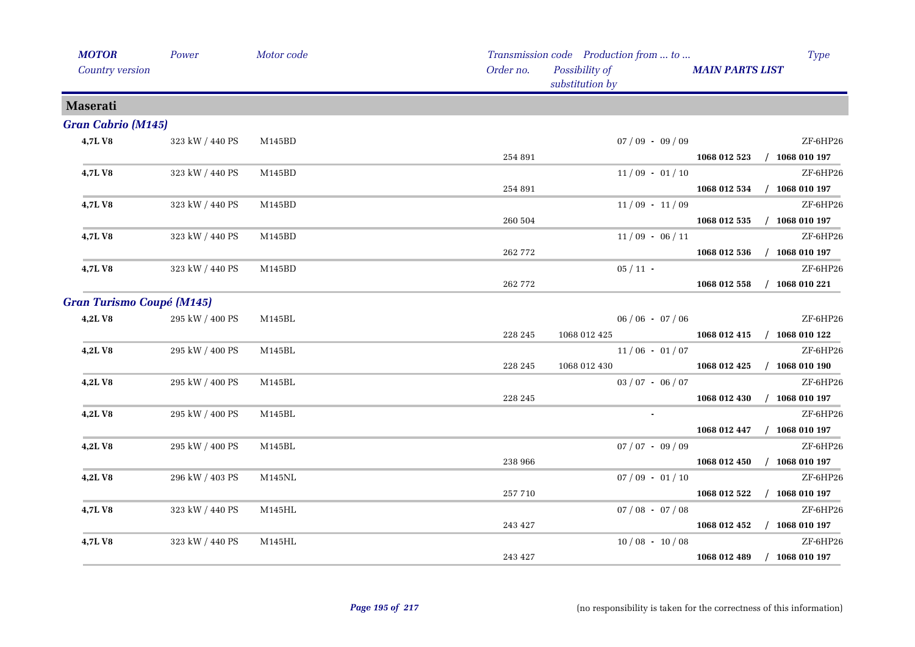| *MOTOR* | *Power* | *Motor code* | *Transmission code* | *Production from ... to ...* | | *Type* |
|---|---|---|---|---|---|---|
| *Country version* | | | *Order no.* | *Possibility of substitution by* | *MAIN PARTS LIST* | |

## Maserati

### Gran Cabrio (M145)

| MOTOR | Power | Motor code | Order no. | Possibility of substitution by | Production from ... to ... / MAIN PARTS LIST | Type |
|---|---|---|---|---|---|---|
| **4,7L V8** | 323 kW / 440 PS | M145BD | | | 07 / 09 - 09 / 09 | ZF-6HP26 |
| | | | 254 891 | | **1068 012 523** | **/ 1068 010 197** |
| **4,7L V8** | 323 kW / 440 PS | M145BD | | | 11 / 09 - 01 / 10 | ZF-6HP26 |
| | | | 254 891 | | **1068 012 534** | **/ 1068 010 197** |
| **4,7L V8** | 323 kW / 440 PS | M145BD | | | 11 / 09 - 11 / 09 | ZF-6HP26 |
| | | | 260 504 | | **1068 012 535** | **/ 1068 010 197** |
| **4,7L V8** | 323 kW / 440 PS | M145BD | | | 11 / 09 - 06 / 11 | ZF-6HP26 |
| | | | 262 772 | | **1068 012 536** | **/ 1068 010 197** |
| **4,7L V8** | 323 kW / 440 PS | M145BD | | | 05 / 11 - | ZF-6HP26 |
| | | | 262 772 | | **1068 012 558** | **/ 1068 010 221** |

### Gran Turismo Coupé (M145)

| MOTOR | Power | Motor code | Order no. | Possibility of substitution by | Production from ... to ... / MAIN PARTS LIST | Type |
|---|---|---|---|---|---|---|
| **4,2L V8** | 295 kW / 400 PS | M145BL | | | 06 / 06 - 07 / 06 | ZF-6HP26 |
| | | | 228 245 | 1068 012 425 | **1068 012 415** | **/ 1068 010 122** |
| **4,2L V8** | 295 kW / 400 PS | M145BL | | | 11 / 06 - 01 / 07 | ZF-6HP26 |
| | | | 228 245 | 1068 012 430 | **1068 012 425** | **/ 1068 010 190** |
| **4,2L V8** | 295 kW / 400 PS | M145BL | | | 03 / 07 - 06 / 07 | ZF-6HP26 |
| | | | 228 245 | | **1068 012 430** | **/ 1068 010 197** |
| **4,2L V8** | 295 kW / 400 PS | M145BL | | | - | ZF-6HP26 |
| | | | | | **1068 012 447** | **/ 1068 010 197** |
| **4,2L V8** | 295 kW / 400 PS | M145BL | | | 07 / 07 - 09 / 09 | ZF-6HP26 |
| | | | 238 966 | | **1068 012 450** | **/ 1068 010 197** |
| **4,2L V8** | 296 kW / 403 PS | M145NL | | | 07 / 09 - 01 / 10 | ZF-6HP26 |
| | | | 257 710 | | **1068 012 522** | **/ 1068 010 197** |
| **4,7L V8** | 323 kW / 440 PS | M145HL | | | 07 / 08 - 07 / 08 | ZF-6HP26 |
| | | | 243 427 | | **1068 012 452** | **/ 1068 010 197** |
| **4,7L V8** | 323 kW / 440 PS | M145HL | | | 10 / 08 - 10 / 08 | ZF-6HP26 |
| | | | 243 427 | | **1068 012 489** | **/ 1068 010 197** |

(no responsibility is taken for the correctness of this information)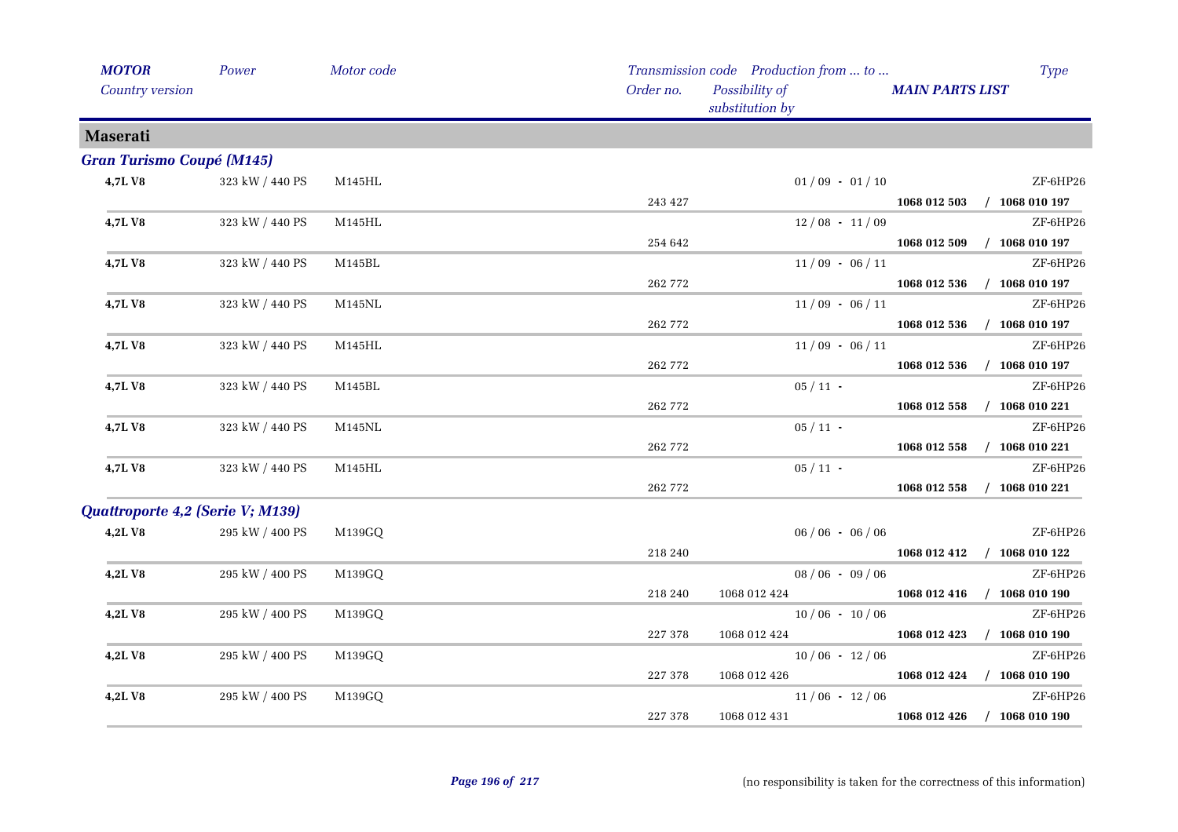| *MOTOR* *Country version* | *Power* | *Motor code* | *Order no.* | *Transmission code* *Possibility of substitution by* | *Production from ... to ...* | *MAIN PARTS LIST* | *Type* |
|---|---|---|---|---|---|---|---|
| **Maserati** | | | | | | | |
| ***Gran Turismo Coupé (M145)*** | | | | | | | |
| **4,7L V8** | 323 kW / 440 PS | M145HL | | | 01 / 09 - 01 / 10 | | ZF-6HP26 |
| | | | 243 427 | | | **1068 012 503 / 1068 010 197** | |
| **4,7L V8** | 323 kW / 440 PS | M145HL | | | 12 / 08 - 11 / 09 | | ZF-6HP26 |
| | | | 254 642 | | | **1068 012 509 / 1068 010 197** | |
| **4,7L V8** | 323 kW / 440 PS | M145BL | | | 11 / 09 - 06 / 11 | | ZF-6HP26 |
| | | | 262 772 | | | **1068 012 536 / 1068 010 197** | |
| **4,7L V8** | 323 kW / 440 PS | M145NL | | | 11 / 09 - 06 / 11 | | ZF-6HP26 |
| | | | 262 772 | | | **1068 012 536 / 1068 010 197** | |
| **4,7L V8** | 323 kW / 440 PS | M145HL | | | 11 / 09 - 06 / 11 | | ZF-6HP26 |
| | | | 262 772 | | | **1068 012 536 / 1068 010 197** | |
| **4,7L V8** | 323 kW / 440 PS | M145BL | | | 05 / 11 - | | ZF-6HP26 |
| | | | 262 772 | | | **1068 012 558 / 1068 010 221** | |
| **4,7L V8** | 323 kW / 440 PS | M145NL | | | 05 / 11 - | | ZF-6HP26 |
| | | | 262 772 | | | **1068 012 558 / 1068 010 221** | |
| **4,7L V8** | 323 kW / 440 PS | M145HL | | | 05 / 11 - | | ZF-6HP26 |
| | | | 262 772 | | | **1068 012 558 / 1068 010 221** | |
| ***Quattroporte 4,2 (Serie V; M139)*** | | | | | | | |
| **4,2L V8** | 295 kW / 400 PS | M139GQ | | | 06 / 06 - 06 / 06 | | ZF-6HP26 |
| | | | 218 240 | | | **1068 012 412 / 1068 010 122** | |
| **4,2L V8** | 295 kW / 400 PS | M139GQ | | | 08 / 06 - 09 / 06 | | ZF-6HP26 |
| | | | 218 240 | 1068 012 424 | | **1068 012 416 / 1068 010 190** | |
| **4,2L V8** | 295 kW / 400 PS | M139GQ | | | 10 / 06 - 10 / 06 | | ZF-6HP26 |
| | | | 227 378 | 1068 012 424 | | **1068 012 423 / 1068 010 190** | |
| **4,2L V8** | 295 kW / 400 PS | M139GQ | | | 10 / 06 - 12 / 06 | | ZF-6HP26 |
| | | | 227 378 | 1068 012 426 | | **1068 012 424 / 1068 010 190** | |
| **4,2L V8** | 295 kW / 400 PS | M139GQ | | | 11 / 06 - 12 / 06 | | ZF-6HP26 |
| | | | 227 378 | 1068 012 431 | | **1068 012 426 / 1068 010 190** | |

(no responsibility is taken for the correctness of this information)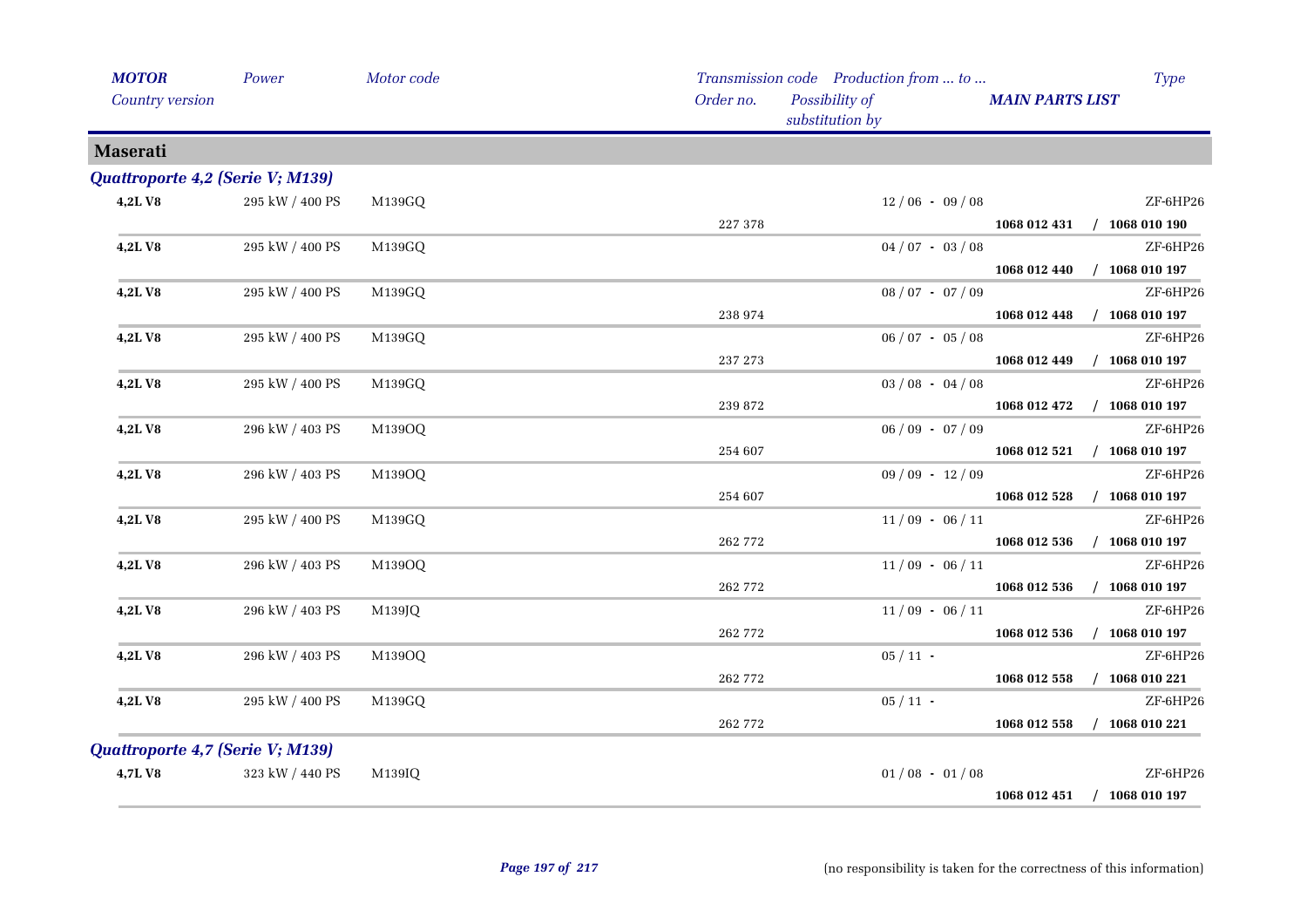| MOTOR | Power | Motor code | Transmission code | Production from ... to ... | | Type |
|---|---|---|---|---|---|---|
| Country version | | | Order no. | Possibility of substitution by | MAIN PARTS LIST | |

## Maserati

### Quattroporte 4,2 (Serie V; M139)

| MOTOR | Power | Motor code | Order no. | Production from ... to ... | MAIN PARTS LIST | Type |
|---|---|---|---|---|---|---|
| **4,2L V8** | 295 kW / 400 PS | M139GQ | 227 378 | 12 / 06 - 09 / 08 | **1068 012 431 / 1068 010 190** | ZF-6HP26 |
| **4,2L V8** | 295 kW / 400 PS | M139GQ | | 04 / 07 - 03 / 08 | **1068 012 440 / 1068 010 197** | ZF-6HP26 |
| **4,2L V8** | 295 kW / 400 PS | M139GQ | 238 974 | 08 / 07 - 07 / 09 | **1068 012 448 / 1068 010 197** | ZF-6HP26 |
| **4,2L V8** | 295 kW / 400 PS | M139GQ | 237 273 | 06 / 07 - 05 / 08 | **1068 012 449 / 1068 010 197** | ZF-6HP26 |
| **4,2L V8** | 295 kW / 400 PS | M139GQ | 239 872 | 03 / 08 - 04 / 08 | **1068 012 472 / 1068 010 197** | ZF-6HP26 |
| **4,2L V8** | 296 kW / 403 PS | M139OQ | 254 607 | 06 / 09 - 07 / 09 | **1068 012 521 / 1068 010 197** | ZF-6HP26 |
| **4,2L V8** | 296 kW / 403 PS | M139OQ | 254 607 | 09 / 09 - 12 / 09 | **1068 012 528 / 1068 010 197** | ZF-6HP26 |
| **4,2L V8** | 295 kW / 400 PS | M139GQ | 262 772 | 11 / 09 - 06 / 11 | **1068 012 536 / 1068 010 197** | ZF-6HP26 |
| **4,2L V8** | 296 kW / 403 PS | M139OQ | 262 772 | 11 / 09 - 06 / 11 | **1068 012 536 / 1068 010 197** | ZF-6HP26 |
| **4,2L V8** | 296 kW / 403 PS | M139JQ | 262 772 | 11 / 09 - 06 / 11 | **1068 012 536 / 1068 010 197** | ZF-6HP26 |
| **4,2L V8** | 296 kW / 403 PS | M139OQ | 262 772 | 05 / 11 - | **1068 012 558 / 1068 010 221** | ZF-6HP26 |
| **4,2L V8** | 295 kW / 400 PS | M139GQ | 262 772 | 05 / 11 - | **1068 012 558 / 1068 010 221** | ZF-6HP26 |

### Quattroporte 4,7 (Serie V; M139)

| MOTOR | Power | Motor code | Order no. | Production from ... to ... | MAIN PARTS LIST | Type |
|---|---|---|---|---|---|---|
| **4,7L V8** | 323 kW / 440 PS | M139IQ | | 01 / 08 - 01 / 08 | **1068 012 451 / 1068 010 197** | ZF-6HP26 |

(no responsibility is taken for the correctness of this information)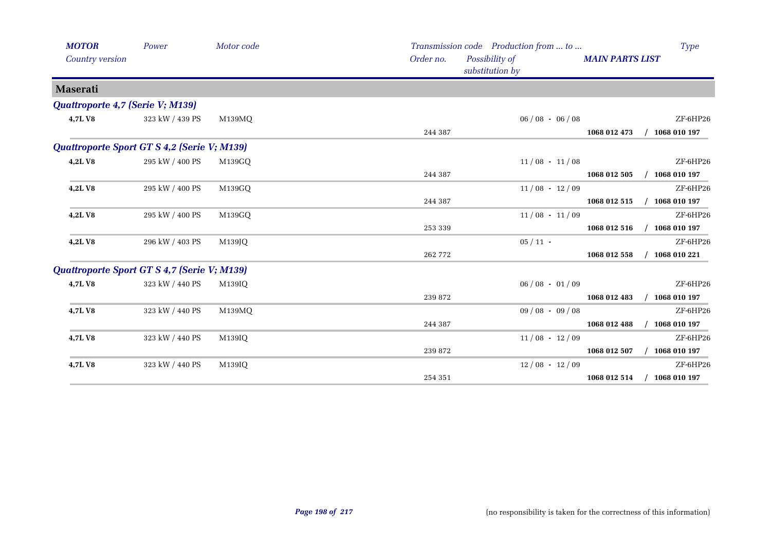| *MOTOR* | *Power* | *Motor code* | *Transmission code* | *Production from ... to ...* | | *Type* |
|---|---|---|---|---|---|---|
| *Country version* | | | *Order no.* | *Possibility of substitution by* | ***MAIN PARTS LIST*** | |

## Maserati

### *Quattroporte 4,7 (Serie V; M139)*

| | | | | | | |
|---|---|---|---|---|---|---|
| **4,7L V8** | 323 kW / 439 PS | M139MQ | | 06 / 08 - 06 / 08 | | ZF-6HP26 |
| | | | 244 387 | | **1068 012 473** | **/ 1068 010 197** |

### *Quattroporte Sport GT S 4,2 (Serie V; M139)*

| | | | | | | |
|---|---|---|---|---|---|---|
| **4,2L V8** | 295 kW / 400 PS | M139GQ | | 11 / 08 - 11 / 08 | | ZF-6HP26 |
| | | | 244 387 | | **1068 012 505** | **/ 1068 010 197** |
| **4,2L V8** | 295 kW / 400 PS | M139GQ | | 11 / 08 - 12 / 09 | | ZF-6HP26 |
| | | | 244 387 | | **1068 012 515** | **/ 1068 010 197** |
| **4,2L V8** | 295 kW / 400 PS | M139GQ | | 11 / 08 - 11 / 09 | | ZF-6HP26 |
| | | | 253 339 | | **1068 012 516** | **/ 1068 010 197** |
| **4,2L V8** | 296 kW / 403 PS | M139JQ | | 05 / 11 - | | ZF-6HP26 |
| | | | 262 772 | | **1068 012 558** | **/ 1068 010 221** |

### *Quattroporte Sport GT S 4,7 (Serie V; M139)*

| | | | | | | |
|---|---|---|---|---|---|---|
| **4,7L V8** | 323 kW / 440 PS | M139IQ | | 06 / 08 - 01 / 09 | | ZF-6HP26 |
| | | | 239 872 | | **1068 012 483** | **/ 1068 010 197** |
| **4,7L V8** | 323 kW / 440 PS | M139MQ | | 09 / 08 - 09 / 08 | | ZF-6HP26 |
| | | | 244 387 | | **1068 012 488** | **/ 1068 010 197** |
| **4,7L V8** | 323 kW / 440 PS | M139IQ | | 11 / 08 - 12 / 09 | | ZF-6HP26 |
| | | | 239 872 | | **1068 012 507** | **/ 1068 010 197** |
| **4,7L V8** | 323 kW / 440 PS | M139IQ | | 12 / 08 - 12 / 09 | | ZF-6HP26 |
| | | | 254 351 | | **1068 012 514** | **/ 1068 010 197** |

(no responsibility is taken for the correctness of this information)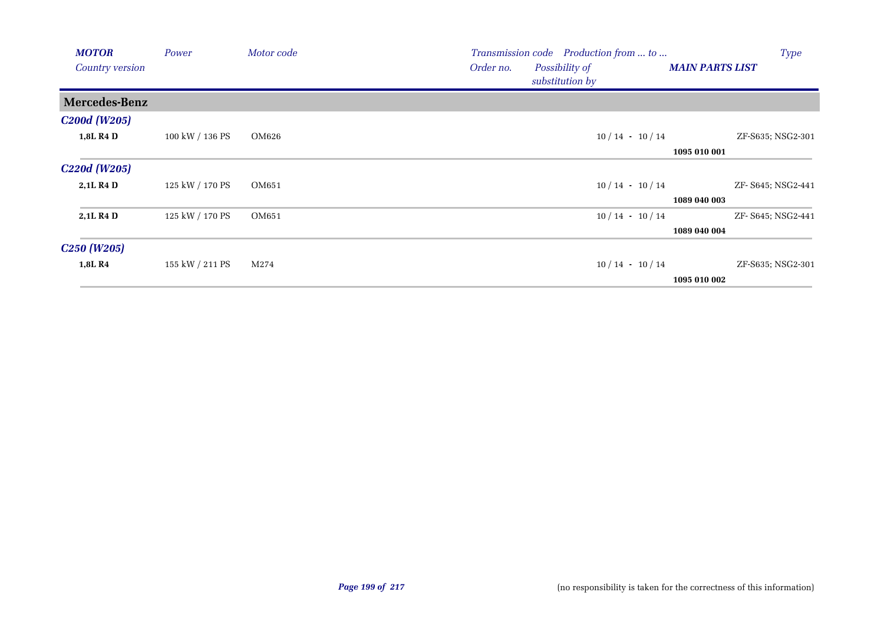| MOTOR<br>Country version | Power | Motor code | Transmission code<br>Order no. | Production from ... to ...<br>Possibility of substitution by | MAIN PARTS LIST | Type |
|---|---|---|---|---|---|---|
| **Mercedes-Benz** | | | | | | |
| ***C200d (W205)*** | | | | | | |
| **1,8L R4 D** | 100 kW / 136 PS | OM626 | | 10 / 14 - 10 / 14 | **1095 010 001** | ZF-S635; NSG2-301 |
| ***C220d (W205)*** | | | | | | |
| **2,1L R4 D** | 125 kW / 170 PS | OM651 | | 10 / 14 - 10 / 14 | **1089 040 003** | ZF- S645; NSG2-441 |
| **2,1L R4 D** | 125 kW / 170 PS | OM651 | | 10 / 14 - 10 / 14 | **1089 040 004** | ZF- S645; NSG2-441 |
| ***C250 (W205)*** | | | | | | |
| **1,8L R4** | 155 kW / 211 PS | M274 | | 10 / 14 - 10 / 14 | **1095 010 002** | ZF-S635; NSG2-301 |

(no responsibility is taken for the correctness of this information)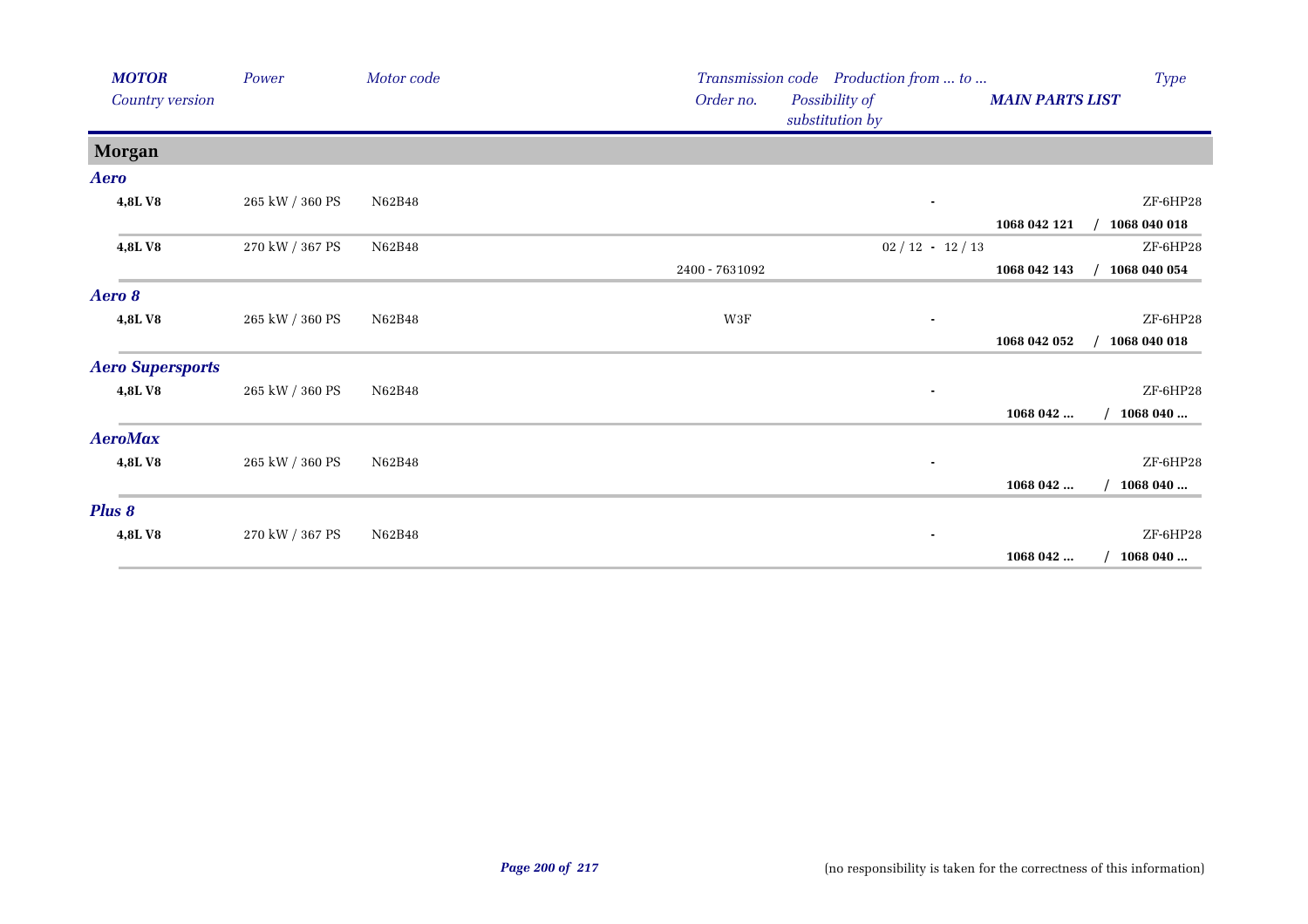| *MOTOR* / *Country version* | *Power* | *Motor code* | *Transmission code* / *Order no.* | *Production from ... to ...* / *Possibility of substitution by* | *MAIN PARTS LIST* | *Type* |
|---|---|---|---|---|---|---|
| **Morgan** | | | | | | |
| ***Aero*** | | | | | | |
| **4,8L V8** | 265 kW / 360 PS | N62B48 | | - | | ZF-6HP28 |
| | | | | | **1068 042 121** | **/ 1068 040 018** |
| **4,8L V8** | 270 kW / 367 PS | N62B48 | | 02 / 12 - 12 / 13 | | ZF-6HP28 |
| | | | 2400 - 7631092 | | **1068 042 143** | **/ 1068 040 054** |
| ***Aero 8*** | | | | | | |
| **4,8L V8** | 265 kW / 360 PS | N62B48 | W3F | - | | ZF-6HP28 |
| | | | | | **1068 042 052** | **/ 1068 040 018** |
| ***Aero Supersports*** | | | | | | |
| **4,8L V8** | 265 kW / 360 PS | N62B48 | | - | | ZF-6HP28 |
| | | | | | **1068 042 ...** | **/ 1068 040 ...** |
| ***AeroMax*** | | | | | | |
| **4,8L V8** | 265 kW / 360 PS | N62B48 | | - | | ZF-6HP28 |
| | | | | | **1068 042 ...** | **/ 1068 040 ...** |
| ***Plus 8*** | | | | | | |
| **4,8L V8** | 270 kW / 367 PS | N62B48 | | - | | ZF-6HP28 |
| | | | | | **1068 042 ...** | **/ 1068 040 ...** |

(no responsibility is taken for the correctness of this information)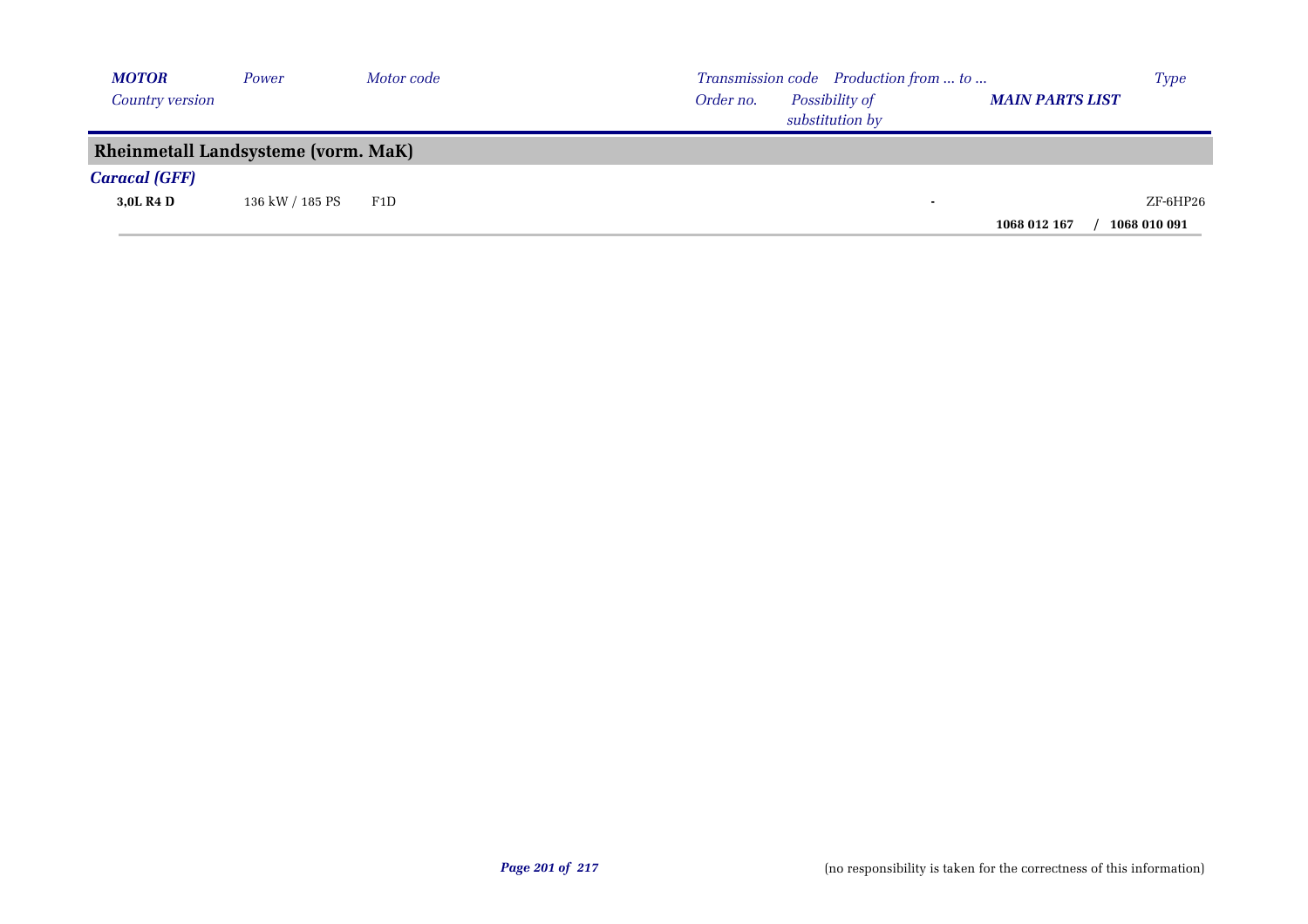| *MOTOR* | *Power* | *Motor code* | *Transmission code* | *Production from ... to ...* | | *Type* |
|---|---|---|---|---|---|---|
| *Country version* | | | *Order no.* | *Possibility of substitution by* | ***MAIN PARTS LIST*** | |
| **Rheinmetall Landsysteme (vorm. MaK)** | | | | | | |
| ***Caracal (GFF)*** | | | | | | |
| **3,0L R4 D** | 136 kW / 185 PS | F1D | | - | | ZF-6HP26 |
| | | | | | **1068 012 167 / 1068 010 091** | |

(no responsibility is taken for the correctness of this information)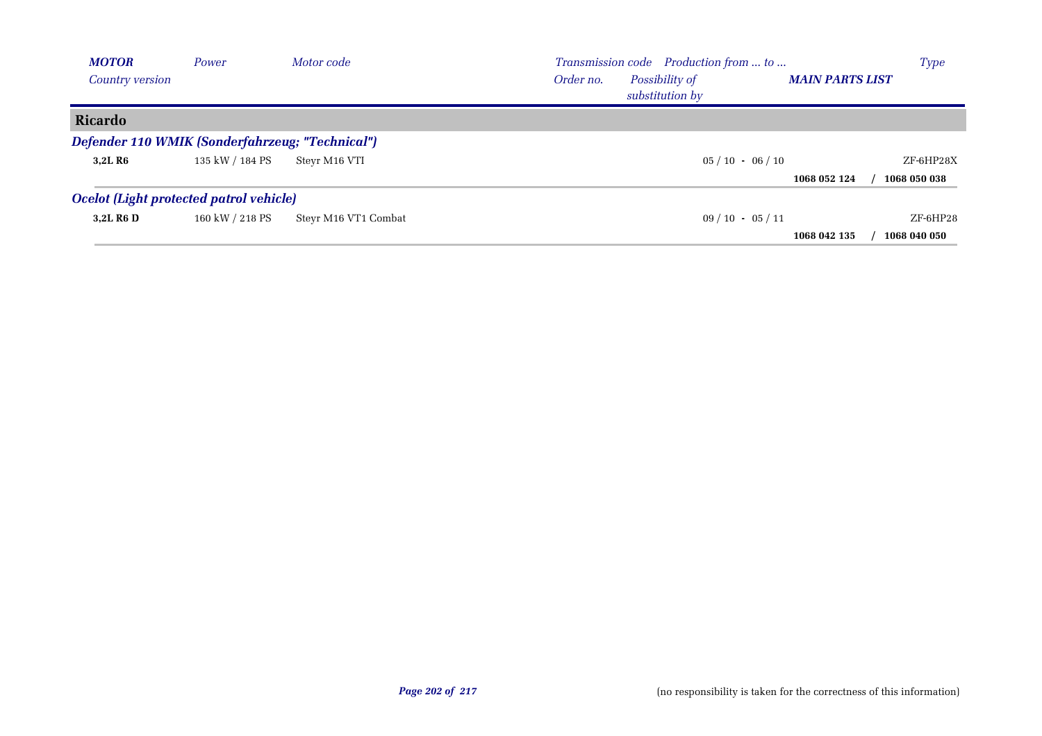| *MOTOR* | *Power* | *Motor code* | *Transmission code* | *Production from ... to ...* | | *Type* |
|---|---|---|---|---|---|---|
| *Country version* | | | *Order no.* | *Possibility of substitution by* | ***MAIN PARTS LIST*** | |
| **Ricardo** | | | | | | |
| ***Defender 110 WMIK (Sonderfahrzeug; "Technical")*** | | | | | | |
| **3,2L R6** | 135 kW / 184 PS | Steyr M16 VTI | | 05 / 10 - 06 / 10 | | ZF-6HP28X |
| | | | | | **1068 052 124** | / **1068 050 038** |
| ***Ocelot (Light protected patrol vehicle)*** | | | | | | |
| **3,2L R6 D** | 160 kW / 218 PS | Steyr M16 VT1 Combat | | 09 / 10 - 05 / 11 | | ZF-6HP28 |
| | | | | | **1068 042 135** | / **1068 040 050** |

(no responsibility is taken for the correctness of this information)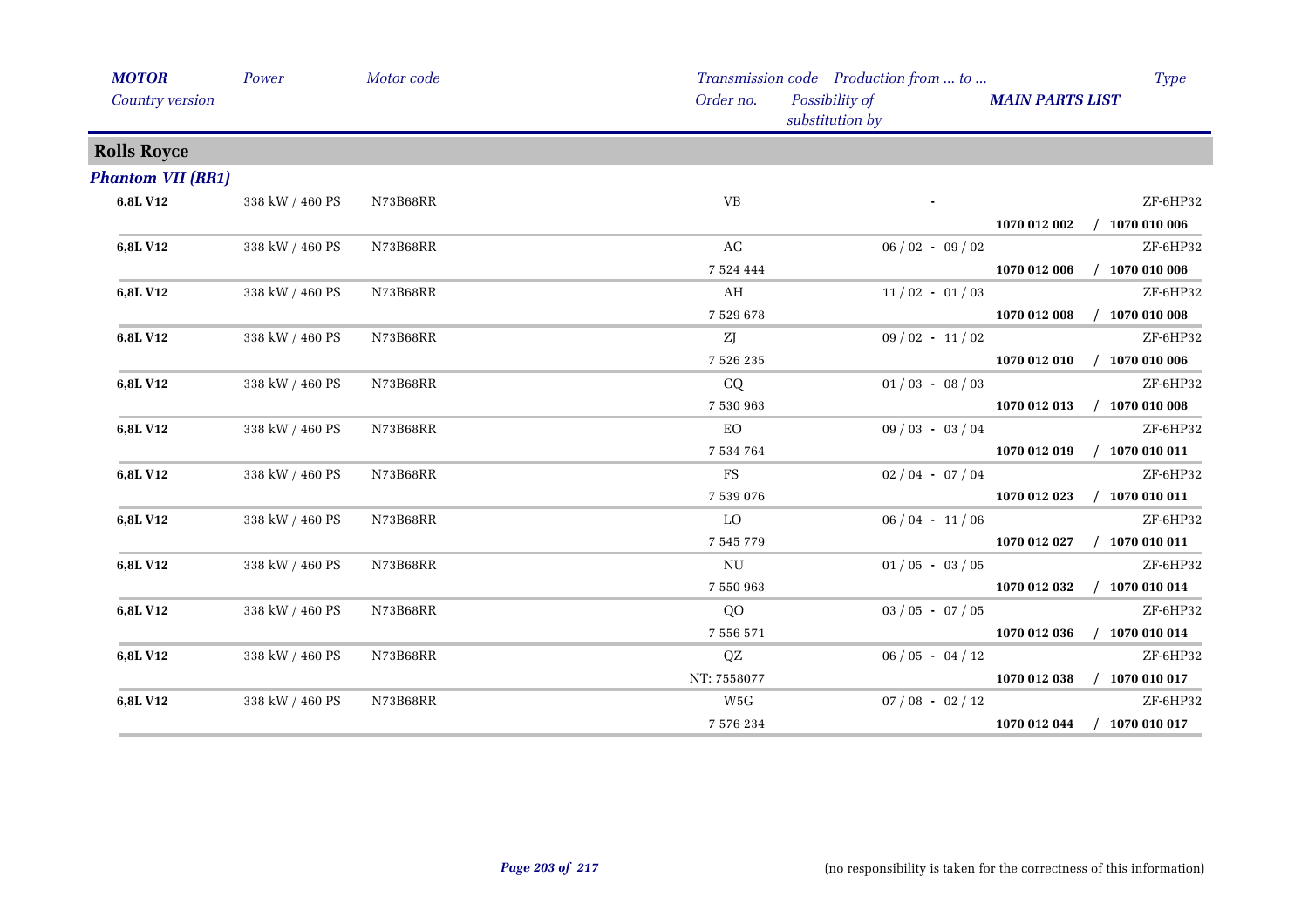| *MOTOR* | *Power* | *Motor code* | *Transmission code* | *Production from ... to ...* | | *Type* |
|---|---|---|---|---|---|---|
| *Country version* | | | *Order no.* | *Possibility of substitution by* | *MAIN PARTS LIST* | |

## Rolls Royce

### *Phantom VII (RR1)*

| MOTOR | Power | Motor code | Transmission code / Order no. | Production from ... to ... | MAIN PARTS LIST | Type |
|---|---|---|---|---|---|---|
| **6,8L V12** | 338 kW / 460 PS | N73B68RR | VB | - | | ZF-6HP32 |
| | | | | | **1070 012 002** | **/ 1070 010 006** |
| **6,8L V12** | 338 kW / 460 PS | N73B68RR | AG | 06 / 02 - 09 / 02 | | ZF-6HP32 |
| | | | 7 524 444 | | **1070 012 006** | **/ 1070 010 006** |
| **6,8L V12** | 338 kW / 460 PS | N73B68RR | AH | 11 / 02 - 01 / 03 | | ZF-6HP32 |
| | | | 7 529 678 | | **1070 012 008** | **/ 1070 010 008** |
| **6,8L V12** | 338 kW / 460 PS | N73B68RR | ZJ | 09 / 02 - 11 / 02 | | ZF-6HP32 |
| | | | 7 526 235 | | **1070 012 010** | **/ 1070 010 006** |
| **6,8L V12** | 338 kW / 460 PS | N73B68RR | CQ | 01 / 03 - 08 / 03 | | ZF-6HP32 |
| | | | 7 530 963 | | **1070 012 013** | **/ 1070 010 008** |
| **6,8L V12** | 338 kW / 460 PS | N73B68RR | EO | 09 / 03 - 03 / 04 | | ZF-6HP32 |
| | | | 7 534 764 | | **1070 012 019** | **/ 1070 010 011** |
| **6,8L V12** | 338 kW / 460 PS | N73B68RR | FS | 02 / 04 - 07 / 04 | | ZF-6HP32 |
| | | | 7 539 076 | | **1070 012 023** | **/ 1070 010 011** |
| **6,8L V12** | 338 kW / 460 PS | N73B68RR | LO | 06 / 04 - 11 / 06 | | ZF-6HP32 |
| | | | 7 545 779 | | **1070 012 027** | **/ 1070 010 011** |
| **6,8L V12** | 338 kW / 460 PS | N73B68RR | NU | 01 / 05 - 03 / 05 | | ZF-6HP32 |
| | | | 7 550 963 | | **1070 012 032** | **/ 1070 010 014** |
| **6,8L V12** | 338 kW / 460 PS | N73B68RR | QO | 03 / 05 - 07 / 05 | | ZF-6HP32 |
| | | | 7 556 571 | | **1070 012 036** | **/ 1070 010 014** |
| **6,8L V12** | 338 kW / 460 PS | N73B68RR | QZ | 06 / 05 - 04 / 12 | | ZF-6HP32 |
| | | | NT: 7558077 | | **1070 012 038** | **/ 1070 010 017** |
| **6,8L V12** | 338 kW / 460 PS | N73B68RR | W5G | 07 / 08 - 02 / 12 | | ZF-6HP32 |
| | | | 7 576 234 | | **1070 012 044** | **/ 1070 010 017** |

(no responsibility is taken for the correctness of this information)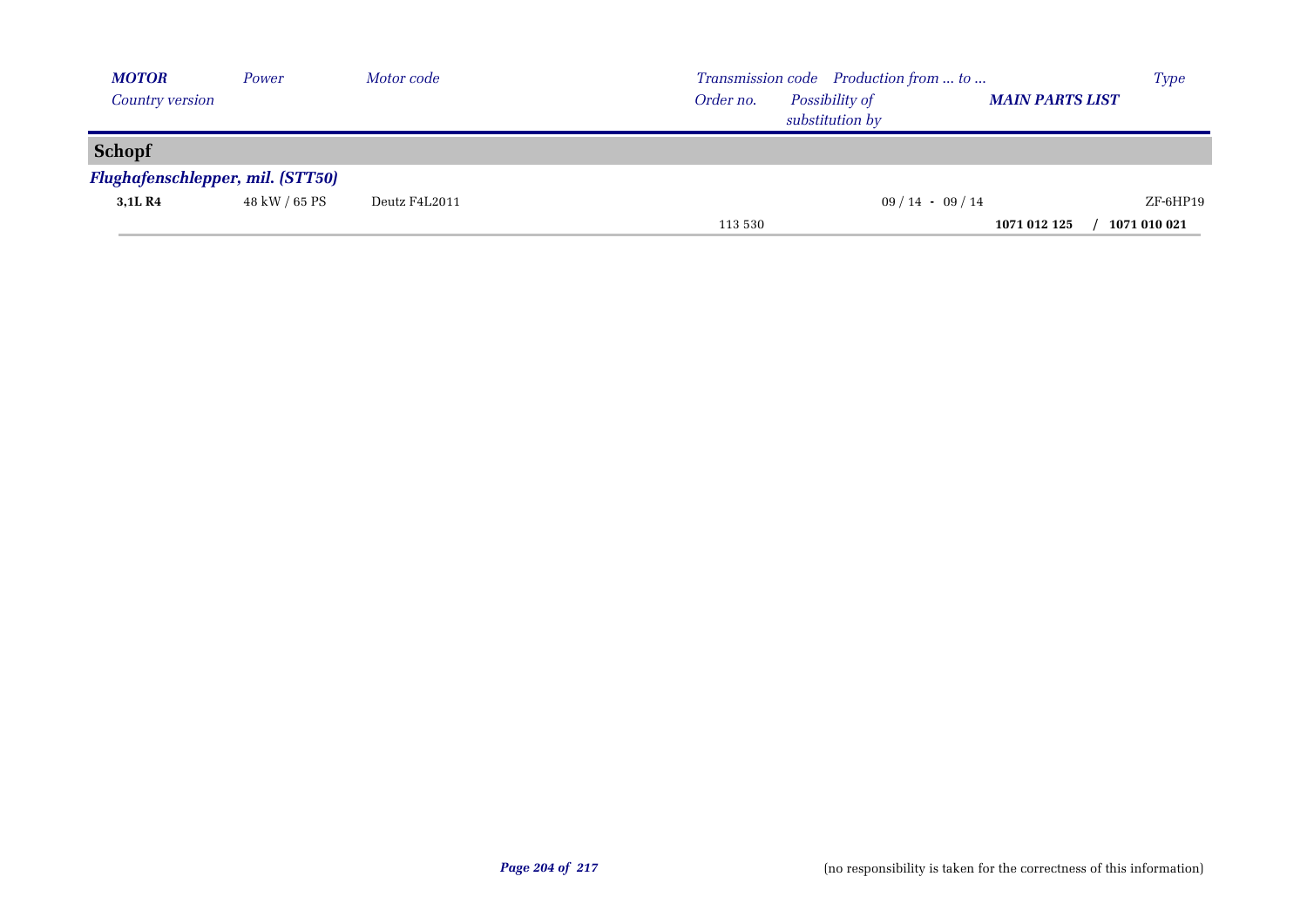| *MOTOR* | *Power* | *Motor code* | *Transmission code* | *Production from ... to ...* | | *Type* |
|---|---|---|---|---|---|---|
| *Country version* | | | *Order no.* | *Possibility of substitution by* | *MAIN PARTS LIST* | |

## Schopf

### *Flughafenschlepper, mil. (STT50)*

| | | | | | | |
|---|---|---|---|---|---|---|
| **3,1L R4** | 48 kW / 65 PS | Deutz F4L2011 | | 09 / 14 - 09 / 14 | | ZF-6HP19 |
| | | | 113 530 | | **1071 012 125** | / **1071 010 021** |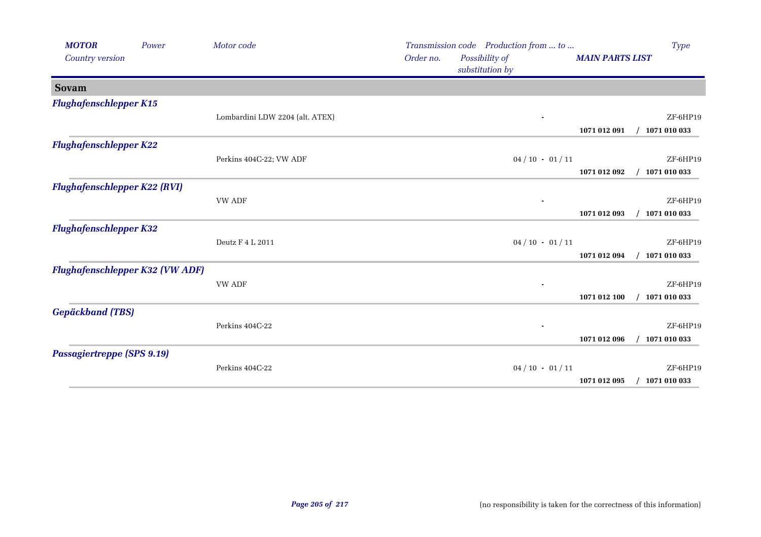| MOTOR | Power | Motor code | Transmission code | Production from ... to ... | | Type |
|---|---|---|---|---|---|---|
| Country version | | | Order no. | Possibility of substitution by | MAIN PARTS LIST | |

## Sovam

| MOTOR | Motor code | Production from ... to ... | Type | MAIN PARTS LIST |
|---|---|---|---|---|
| ***Flughafenschlepper K15*** | Lombardini LDW 2204 (alt. ATEX) | - | ZF-6HP19 | **1071 012 091 / 1071 010 033** |
| ***Flughafenschlepper K22*** | Perkins 404C-22; VW ADF | 04 / 10 - 01 / 11 | ZF-6HP19 | **1071 012 092 / 1071 010 033** |
| ***Flughafenschlepper K22 (RVI)*** | VW ADF | - | ZF-6HP19 | **1071 012 093 / 1071 010 033** |
| ***Flughafenschlepper K32*** | Deutz F 4 L 2011 | 04 / 10 - 01 / 11 | ZF-6HP19 | **1071 012 094 / 1071 010 033** |
| ***Flughafenschlepper K32 (VW ADF)*** | VW ADF | - | ZF-6HP19 | **1071 012 100 / 1071 010 033** |
| ***Gepäckband (TBS)*** | Perkins 404C-22 | - | ZF-6HP19 | **1071 012 096 / 1071 010 033** |
| ***Passagiertreppe (SPS 9.19)*** | Perkins 404C-22 | 04 / 10 - 01 / 11 | ZF-6HP19 | **1071 012 095 / 1071 010 033** |

(no responsibility is taken for the correctness of this information)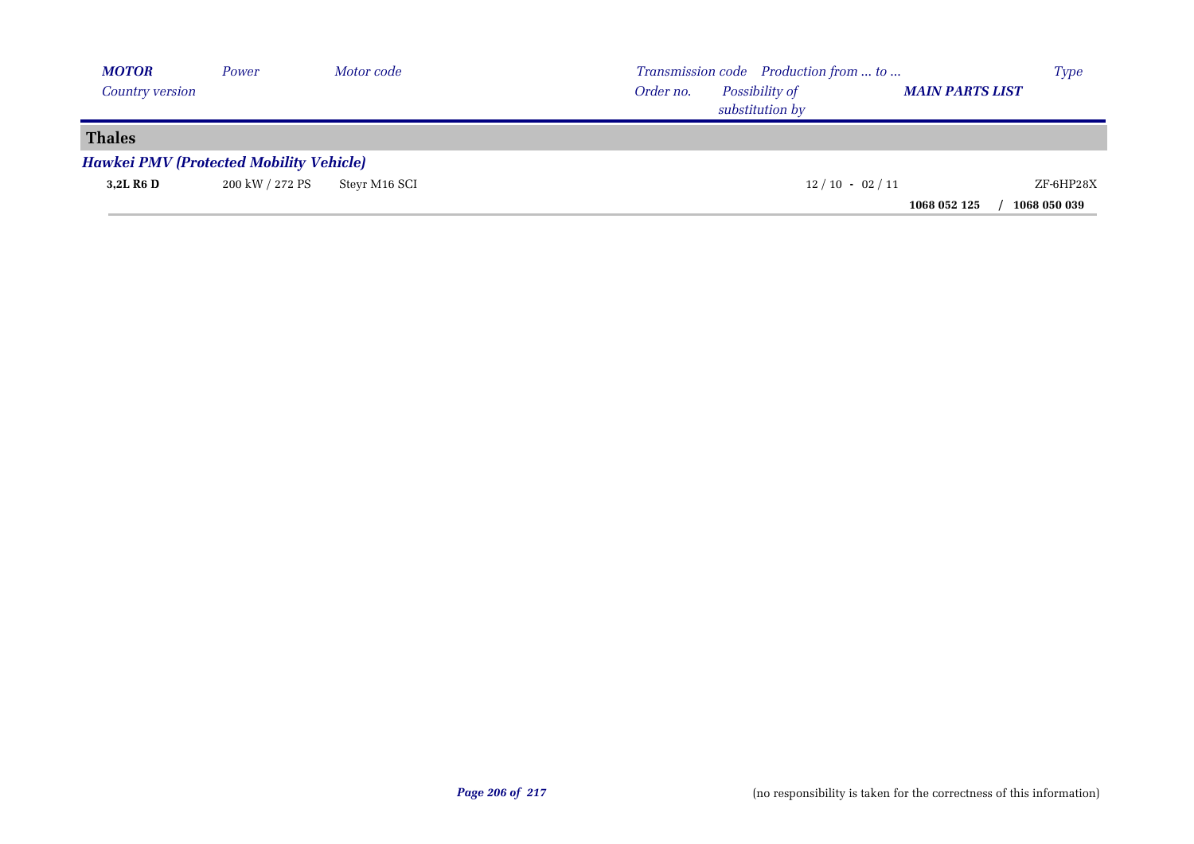| *MOTOR* | *Power* | *Motor code* | *Transmission code* | *Production from ... to ...* | | *Type* |
|---|---|---|---|---|---|---|
| *Country version* | | | *Order no.* | *Possibility of substitution by* | *MAIN PARTS LIST* | |
| **Thales** | | | | | | |
| ***Hawkei PMV (Protected Mobility Vehicle)*** | | | | | | |
| **3,2L R6 D** | 200 kW / 272 PS | Steyr M16 SCI | | 12 / 10 - 02 / 11 | | ZF-6HP28X |
| | | | | | **1068 052 125** / **1068 050 039** | |

(no responsibility is taken for the correctness of this information)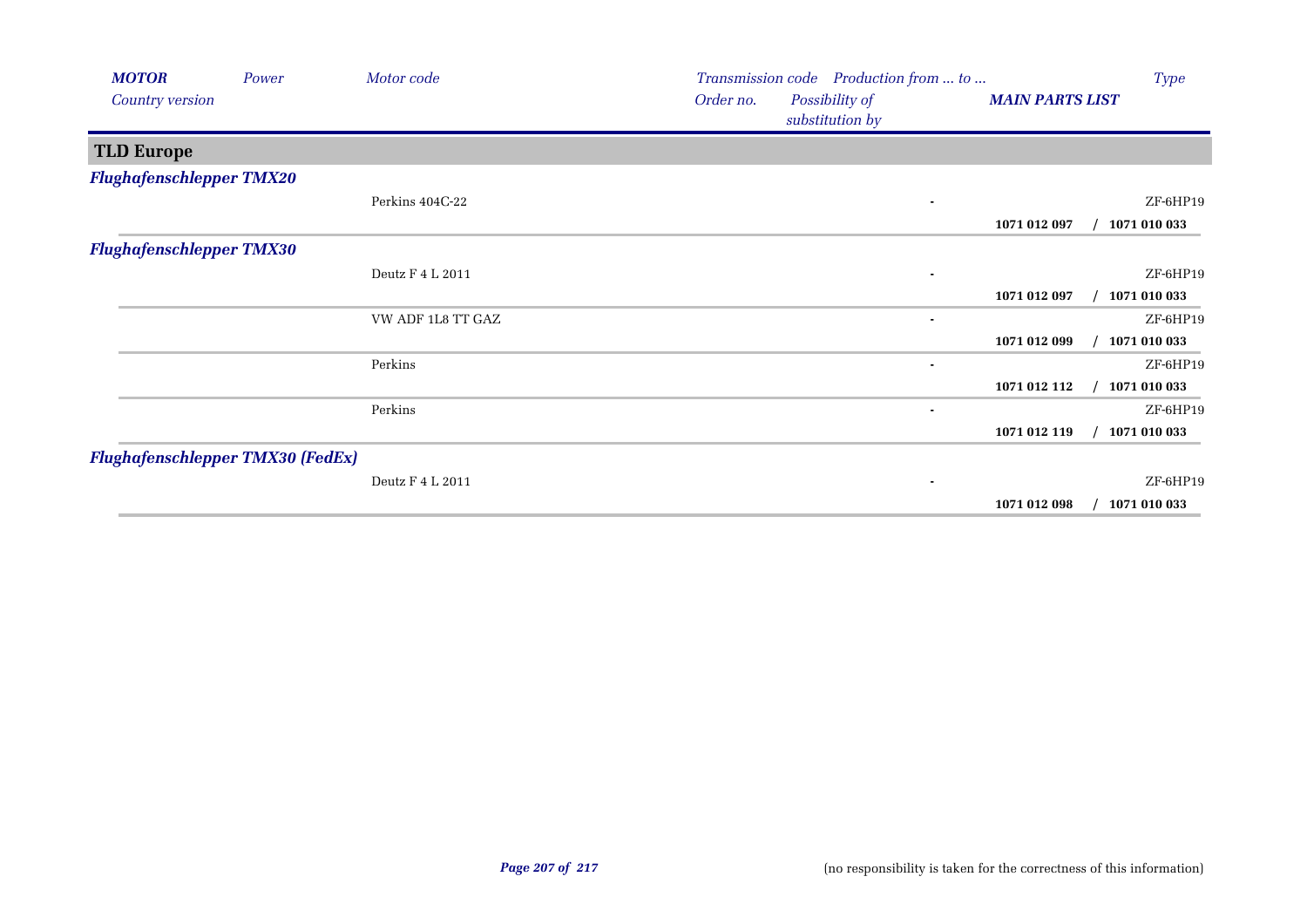| MOTOR | Power | Motor code | Transmission code | Production from ... to ... | | Type |
|---|---|---|---|---|---|---|
| Country version | | | Order no. | Possibility of substitution by | MAIN PARTS LIST | |
| **TLD Europe** | | | | | | |
| ***Flughafenschlepper TMX20*** | | | | | | |
| | | Perkins 404C-22 | | - | | ZF-6HP19 |
| | | | | | **1071 012 097** | / **1071 010 033** |
| ***Flughafenschlepper TMX30*** | | | | | | |
| | | Deutz F 4 L 2011 | | - | | ZF-6HP19 |
| | | | | | **1071 012 097** | / **1071 010 033** |
| | | VW ADF 1L8 TT GAZ | | - | | ZF-6HP19 |
| | | | | | **1071 012 099** | / **1071 010 033** |
| | | Perkins | | - | | ZF-6HP19 |
| | | | | | **1071 012 112** | / **1071 010 033** |
| | | Perkins | | - | | ZF-6HP19 |
| | | | | | **1071 012 119** | / **1071 010 033** |
| ***Flughafenschlepper TMX30 (FedEx)*** | | | | | | |
| | | Deutz F 4 L 2011 | | - | | ZF-6HP19 |
| | | | | | **1071 012 098** | / **1071 010 033** |

(no responsibility is taken for the correctness of this information)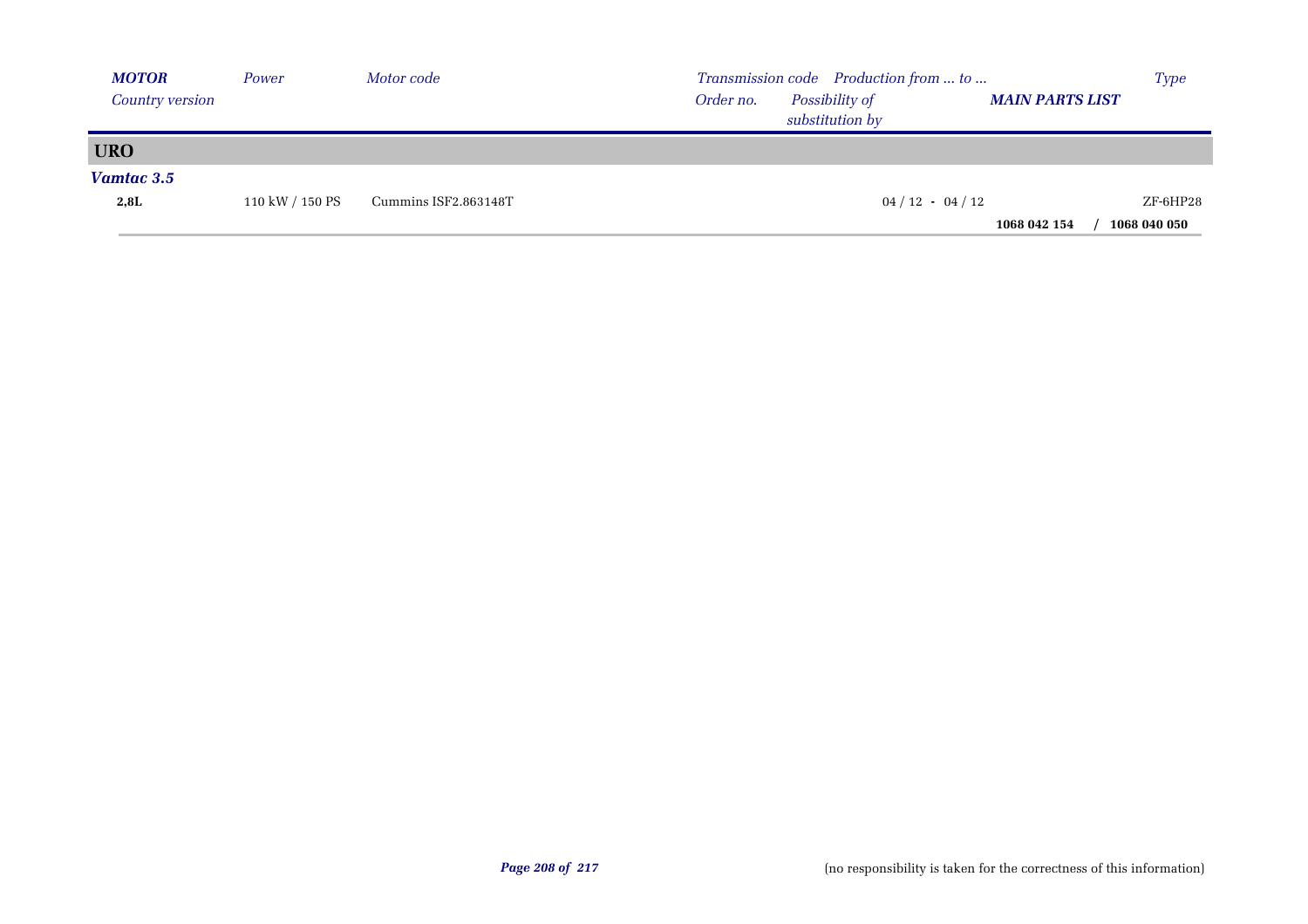| *MOTOR* | *Power* | *Motor code* | *Transmission code* | *Production from ... to ...* | | *Type* |
|---|---|---|---|---|---|---|
| *Country version* | | | *Order no.* | *Possibility of substitution by* | ***MAIN PARTS LIST*** | |
| **URO** | | | | | | |
| ***Vamtac 3.5*** | | | | | | |
| **2,8L** | 110 kW / 150 PS | Cummins ISF2.863148T | | 04 / 12 - 04 / 12 | | ZF-6HP28 |
| | | | | | **1068 042 154** | **/ 1068 040 050** |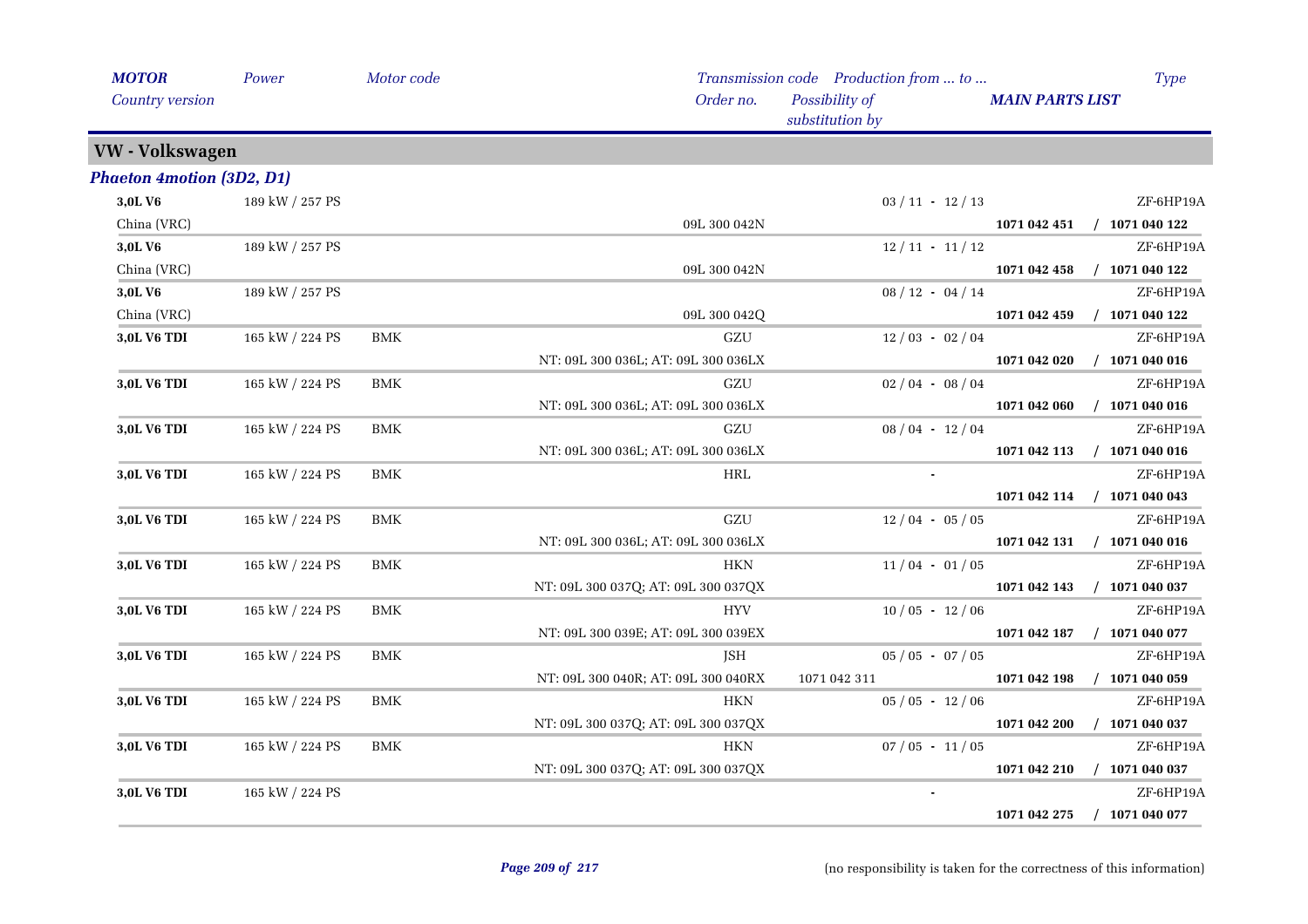| MOTOR<br>Country version | Power | Motor code | Transmission code<br>Order no. | Possibility of substitution by | Production from ... to ... | MAIN PARTS LIST | Type |
|---|---|---|---|---|---|---|---|

## VW - Volkswagen

### Phaeton 4motion (3D2, D1)

| MOTOR<br>Country version | Power | Motor code | Transmission code<br>Order no. | Possibility of substitution by | Production from ... to ... | MAIN PARTS LIST | Type |
|---|---|---|---|---|---|---|---|
| **3,0L V6** | 189 kW / 257 PS | | | | 03 / 11 - 12 / 13 | | ZF-6HP19A |
| China (VRC) | | | 09L 300 042N | | | **1071 042 451 / 1071 040 122** | |
| **3,0L V6** | 189 kW / 257 PS | | | | 12 / 11 - 11 / 12 | | ZF-6HP19A |
| China (VRC) | | | 09L 300 042N | | | **1071 042 458 / 1071 040 122** | |
| **3,0L V6** | 189 kW / 257 PS | | | | 08 / 12 - 04 / 14 | | ZF-6HP19A |
| China (VRC) | | | 09L 300 042Q | | | **1071 042 459 / 1071 040 122** | |
| **3,0L V6 TDI** | 165 kW / 224 PS | BMK | GZU | | 12 / 03 - 02 / 04 | | ZF-6HP19A |
| | | | NT: 09L 300 036L; AT: 09L 300 036LX | | | **1071 042 020 / 1071 040 016** | |
| **3,0L V6 TDI** | 165 kW / 224 PS | BMK | GZU | | 02 / 04 - 08 / 04 | | ZF-6HP19A |
| | | | NT: 09L 300 036L; AT: 09L 300 036LX | | | **1071 042 060 / 1071 040 016** | |
| **3,0L V6 TDI** | 165 kW / 224 PS | BMK | GZU | | 08 / 04 - 12 / 04 | | ZF-6HP19A |
| | | | NT: 09L 300 036L; AT: 09L 300 036LX | | | **1071 042 113 / 1071 040 016** | |
| **3,0L V6 TDI** | 165 kW / 224 PS | BMK | HRL | | - | | ZF-6HP19A |
| | | | | | | **1071 042 114 / 1071 040 043** | |
| **3,0L V6 TDI** | 165 kW / 224 PS | BMK | GZU | | 12 / 04 - 05 / 05 | | ZF-6HP19A |
| | | | NT: 09L 300 036L; AT: 09L 300 036LX | | | **1071 042 131 / 1071 040 016** | |
| **3,0L V6 TDI** | 165 kW / 224 PS | BMK | HKN | | 11 / 04 - 01 / 05 | | ZF-6HP19A |
| | | | NT: 09L 300 037Q; AT: 09L 300 037QX | | | **1071 042 143 / 1071 040 037** | |
| **3,0L V6 TDI** | 165 kW / 224 PS | BMK | HYV | | 10 / 05 - 12 / 06 | | ZF-6HP19A |
| | | | NT: 09L 300 039E; AT: 09L 300 039EX | | | **1071 042 187 / 1071 040 077** | |
| **3,0L V6 TDI** | 165 kW / 224 PS | BMK | JSH | | 05 / 05 - 07 / 05 | | ZF-6HP19A |
| | | | NT: 09L 300 040R; AT: 09L 300 040RX | 1071 042 311 | | **1071 042 198 / 1071 040 059** | |
| **3,0L V6 TDI** | 165 kW / 224 PS | BMK | HKN | | 05 / 05 - 12 / 06 | | ZF-6HP19A |
| | | | NT: 09L 300 037Q; AT: 09L 300 037QX | | | **1071 042 200 / 1071 040 037** | |
| **3,0L V6 TDI** | 165 kW / 224 PS | BMK | HKN | | 07 / 05 - 11 / 05 | | ZF-6HP19A |
| | | | NT: 09L 300 037Q; AT: 09L 300 037QX | | | **1071 042 210 / 1071 040 037** | |
| **3,0L V6 TDI** | 165 kW / 224 PS | | | | - | | ZF-6HP19A |
| | | | | | | **1071 042 275 / 1071 040 077** | |

(no responsibility is taken for the correctness of this information)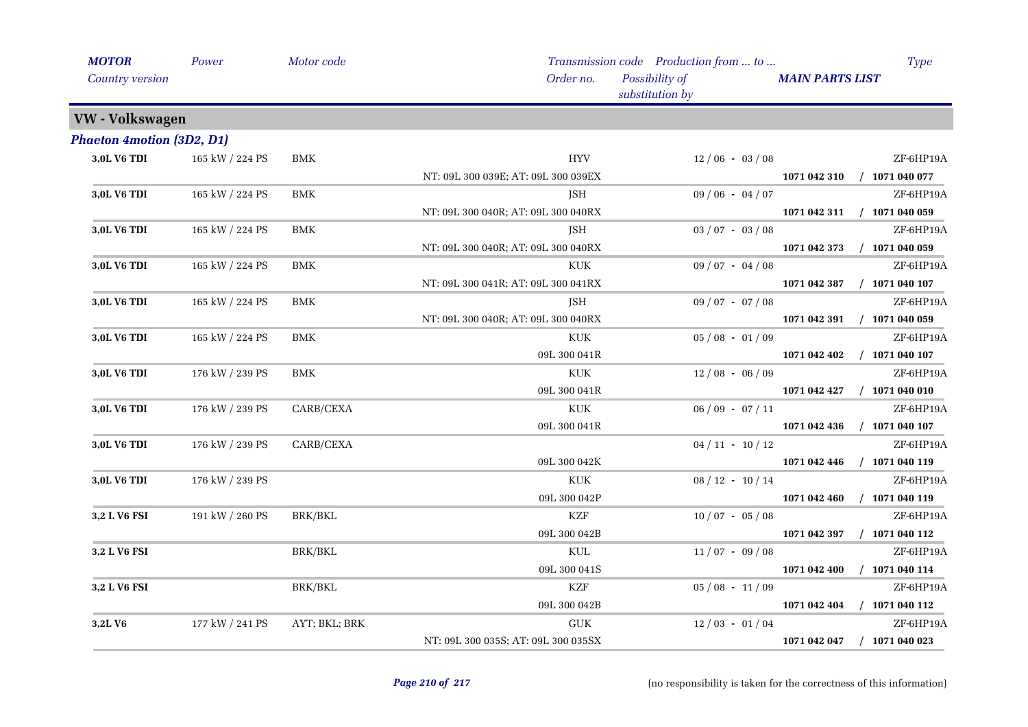## VW - Volkswagen

### *Phaeton 4motion (3D2, D1)*

| MOTOR / Country version | Power | Motor code | Transmission code / Order no. | Production from ... to ... / Possibility of substitution by | MAIN PARTS LIST | Type |
|---|---|---|---|---|---|---|
| **3,0L V6 TDI** | 165 kW / 224 PS | BMK | HYV | 12 / 06 - 03 / 08 | | ZF-6HP19A |
| | | | NT: 09L 300 039E; AT: 09L 300 039EX | | **1071 042 310 / 1071 040 077** | |
| **3,0L V6 TDI** | 165 kW / 224 PS | BMK | JSH | 09 / 06 - 04 / 07 | | ZF-6HP19A |
| | | | NT: 09L 300 040R; AT: 09L 300 040RX | | **1071 042 311 / 1071 040 059** | |
| **3,0L V6 TDI** | 165 kW / 224 PS | BMK | JSH | 03 / 07 - 03 / 08 | | ZF-6HP19A |
| | | | NT: 09L 300 040R; AT: 09L 300 040RX | | **1071 042 373 / 1071 040 059** | |
| **3,0L V6 TDI** | 165 kW / 224 PS | BMK | KUK | 09 / 07 - 04 / 08 | | ZF-6HP19A |
| | | | NT: 09L 300 041R; AT: 09L 300 041RX | | **1071 042 387 / 1071 040 107** | |
| **3,0L V6 TDI** | 165 kW / 224 PS | BMK | JSH | 09 / 07 - 07 / 08 | | ZF-6HP19A |
| | | | NT: 09L 300 040R; AT: 09L 300 040RX | | **1071 042 391 / 1071 040 059** | |
| **3,0L V6 TDI** | 165 kW / 224 PS | BMK | KUK | 05 / 08 - 01 / 09 | | ZF-6HP19A |
| | | | 09L 300 041R | | **1071 042 402 / 1071 040 107** | |
| **3,0L V6 TDI** | 176 kW / 239 PS | BMK | KUK | 12 / 08 - 06 / 09 | | ZF-6HP19A |
| | | | 09L 300 041R | | **1071 042 427 / 1071 040 010** | |
| **3,0L V6 TDI** | 176 kW / 239 PS | CARB/CEXA | KUK | 06 / 09 - 07 / 11 | | ZF-6HP19A |
| | | | 09L 300 041R | | **1071 042 436 / 1071 040 107** | |
| **3,0L V6 TDI** | 176 kW / 239 PS | CARB/CEXA | | 04 / 11 - 10 / 12 | | ZF-6HP19A |
| | | | 09L 300 042K | | **1071 042 446 / 1071 040 119** | |
| **3,0L V6 TDI** | 176 kW / 239 PS | | KUK | 08 / 12 - 10 / 14 | | ZF-6HP19A |
| | | | 09L 300 042P | | **1071 042 460 / 1071 040 119** | |
| **3,2 L V6 FSI** | 191 kW / 260 PS | BRK/BKL | KZF | 10 / 07 - 05 / 08 | | ZF-6HP19A |
| | | | 09L 300 042B | | **1071 042 397 / 1071 040 112** | |
| **3,2 L V6 FSI** | | BRK/BKL | KUL | 11 / 07 - 09 / 08 | | ZF-6HP19A |
| | | | 09L 300 041S | | **1071 042 400 / 1071 040 114** | |
| **3,2 L V6 FSI** | | BRK/BKL | KZF | 05 / 08 - 11 / 09 | | ZF-6HP19A |
| | | | 09L 300 042B | | **1071 042 404 / 1071 040 112** | |
| **3,2L V6** | 177 kW / 241 PS | AYT; BKL; BRK | GUK | 12 / 03 - 01 / 04 | | ZF-6HP19A |
| | | | NT: 09L 300 035S; AT: 09L 300 035SX | | **1071 042 047 / 1071 040 023** | |

(no responsibility is taken for the correctness of this information)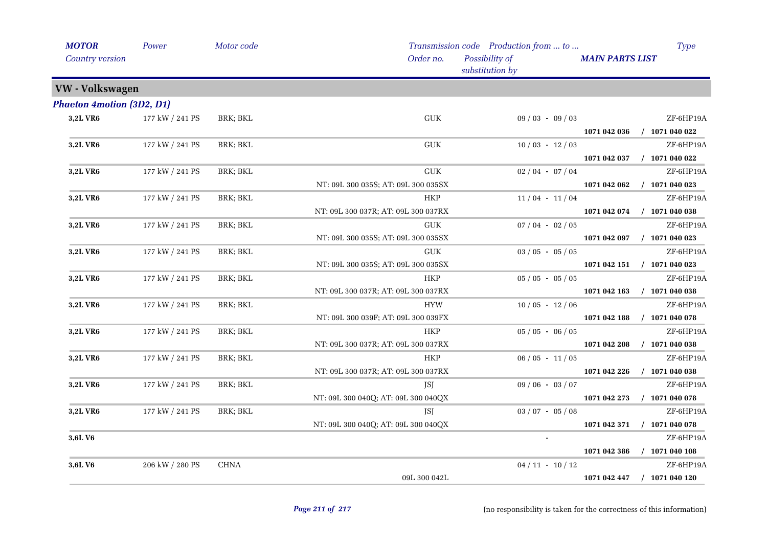| *MOTOR* | *Power* | *Motor code* | *Transmission code* | *Production from ... to ...* | | *Type* |
|---|---|---|---|---|---|---|
| *Country version* | | | *Order no.* | *Possibility of substitution by* | *MAIN PARTS LIST* | |

## VW - Volkswagen

### *Phaeton 4motion (3D2, D1)*

| MOTOR / Country version | Power | Motor code | Transmission code / Order no. | Production from ... to ... / Possibility of substitution by | MAIN PARTS LIST | Type |
|---|---|---|---|---|---|---|
| **3,2L VR6** | 177 kW / 241 PS | BRK; BKL | GUK | 09 / 03 - 09 / 03 | | ZF-6HP19A |
| | | | | | **1071 042 036** | **/ 1071 040 022** |
| **3,2L VR6** | 177 kW / 241 PS | BRK; BKL | GUK | 10 / 03 - 12 / 03 | | ZF-6HP19A |
| | | | | | **1071 042 037** | **/ 1071 040 022** |
| **3,2L VR6** | 177 kW / 241 PS | BRK; BKL | GUK | 02 / 04 - 07 / 04 | | ZF-6HP19A |
| | | | NT: 09L 300 035S; AT: 09L 300 035SX | | **1071 042 062** | **/ 1071 040 023** |
| **3,2L VR6** | 177 kW / 241 PS | BRK; BKL | HKP | 11 / 04 - 11 / 04 | | ZF-6HP19A |
| | | | NT: 09L 300 037R; AT: 09L 300 037RX | | **1071 042 074** | **/ 1071 040 038** |
| **3,2L VR6** | 177 kW / 241 PS | BRK; BKL | GUK | 07 / 04 - 02 / 05 | | ZF-6HP19A |
| | | | NT: 09L 300 035S; AT: 09L 300 035SX | | **1071 042 097** | **/ 1071 040 023** |
| **3,2L VR6** | 177 kW / 241 PS | BRK; BKL | GUK | 03 / 05 - 05 / 05 | | ZF-6HP19A |
| | | | NT: 09L 300 035S; AT: 09L 300 035SX | | **1071 042 151** | **/ 1071 040 023** |
| **3,2L VR6** | 177 kW / 241 PS | BRK; BKL | HKP | 05 / 05 - 05 / 05 | | ZF-6HP19A |
| | | | NT: 09L 300 037R; AT: 09L 300 037RX | | **1071 042 163** | **/ 1071 040 038** |
| **3,2L VR6** | 177 kW / 241 PS | BRK; BKL | HYW | 10 / 05 - 12 / 06 | | ZF-6HP19A |
| | | | NT: 09L 300 039F; AT: 09L 300 039FX | | **1071 042 188** | **/ 1071 040 078** |
| **3,2L VR6** | 177 kW / 241 PS | BRK; BKL | HKP | 05 / 05 - 06 / 05 | | ZF-6HP19A |
| | | | NT: 09L 300 037R; AT: 09L 300 037RX | | **1071 042 208** | **/ 1071 040 038** |
| **3,2L VR6** | 177 kW / 241 PS | BRK; BKL | HKP | 06 / 05 - 11 / 05 | | ZF-6HP19A |
| | | | NT: 09L 300 037R; AT: 09L 300 037RX | | **1071 042 226** | **/ 1071 040 038** |
| **3,2L VR6** | 177 kW / 241 PS | BRK; BKL | JSJ | 09 / 06 - 03 / 07 | | ZF-6HP19A |
| | | | NT: 09L 300 040Q; AT: 09L 300 040QX | | **1071 042 273** | **/ 1071 040 078** |
| **3,2L VR6** | 177 kW / 241 PS | BRK; BKL | JSJ | 03 / 07 - 05 / 08 | | ZF-6HP19A |
| | | | NT: 09L 300 040Q; AT: 09L 300 040QX | | **1071 042 371** | **/ 1071 040 078** |
| **3,6L V6** | | | | - | | ZF-6HP19A |
| | | | | | **1071 042 386** | **/ 1071 040 108** |
| **3,6L V6** | 206 kW / 280 PS | CHNA | | 04 / 11 - 10 / 12 | | ZF-6HP19A |
| | | | 09L 300 042L | | **1071 042 447** | **/ 1071 040 120** |

(no responsibility is taken for the correctness of this information)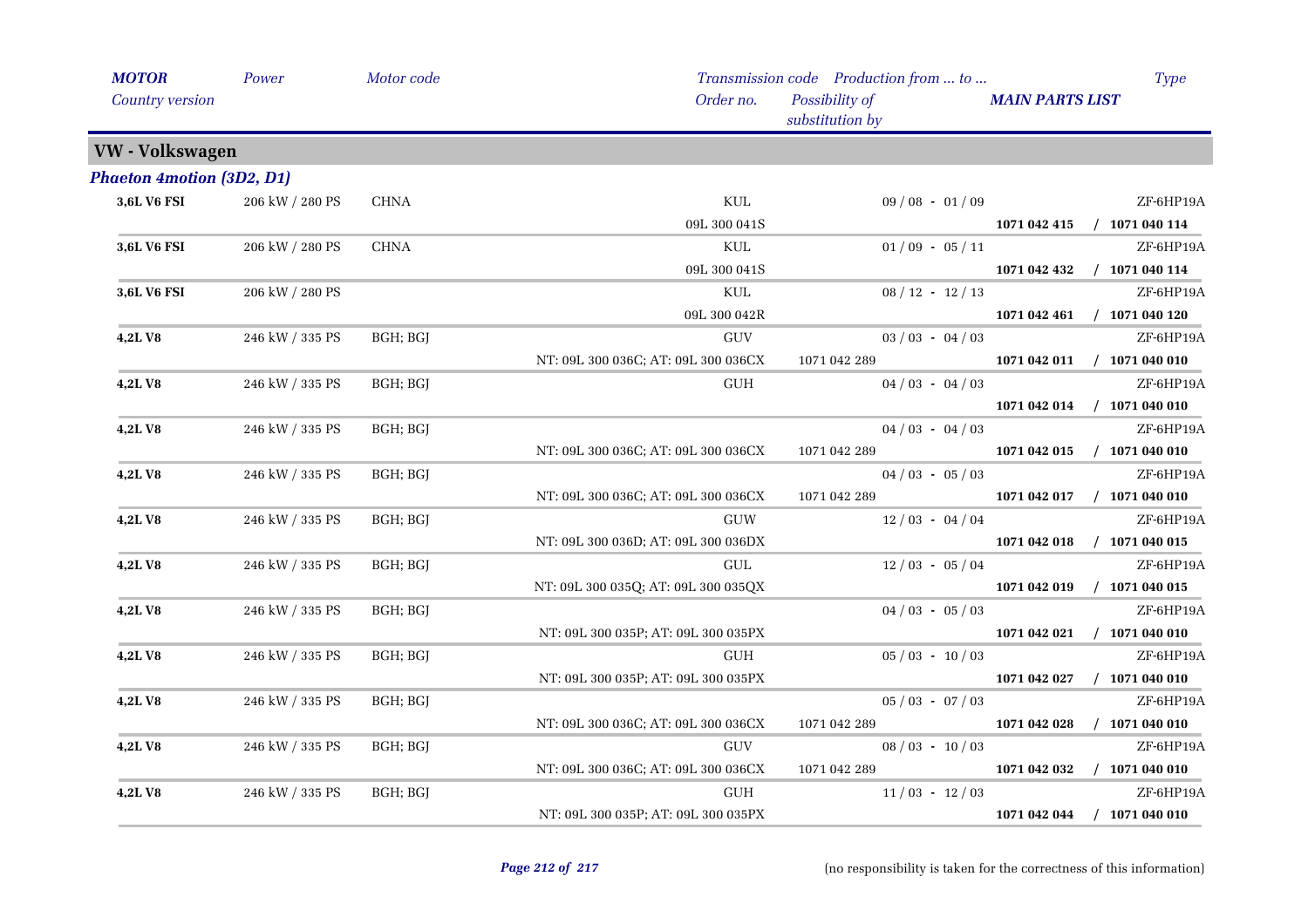| MOTOR | Power | Motor code | Transmission code | Production from ... to ... | | Type |
|---|---|---|---|---|---|---|
| Country version | | | Order no. | Possibility of substitution by | MAIN PARTS LIST | |

## VW - Volkswagen

### *Phaeton 4motion (3D2, D1)*

| MOTOR | Power | Motor code | Transmission code / Order no. | Possibility of substitution by | Production from ... to ... / MAIN PARTS LIST | Type |
|---|---|---|---|---|---|---|
| **3,6L V6 FSI** | 206 kW / 280 PS | CHNA | KUL | | 09 / 08 - 01 / 09 | ZF-6HP19A |
| | | | 09L 300 041S | | **1071 042 415** | **/ 1071 040 114** |
| **3,6L V6 FSI** | 206 kW / 280 PS | CHNA | KUL | | 01 / 09 - 05 / 11 | ZF-6HP19A |
| | | | 09L 300 041S | | **1071 042 432** | **/ 1071 040 114** |
| **3,6L V6 FSI** | 206 kW / 280 PS | | KUL | | 08 / 12 - 12 / 13 | ZF-6HP19A |
| | | | 09L 300 042R | | **1071 042 461** | **/ 1071 040 120** |
| **4,2L V8** | 246 kW / 335 PS | BGH; BGJ | GUV | | 03 / 03 - 04 / 03 | ZF-6HP19A |
| | | | NT: 09L 300 036C; AT: 09L 300 036CX | 1071 042 289 | **1071 042 011** | **/ 1071 040 010** |
| **4,2L V8** | 246 kW / 335 PS | BGH; BGJ | GUH | | 04 / 03 - 04 / 03 | ZF-6HP19A |
| | | | | | **1071 042 014** | **/ 1071 040 010** |
| **4,2L V8** | 246 kW / 335 PS | BGH; BGJ | | | 04 / 03 - 04 / 03 | ZF-6HP19A |
| | | | NT: 09L 300 036C; AT: 09L 300 036CX | 1071 042 289 | **1071 042 015** | **/ 1071 040 010** |
| **4,2L V8** | 246 kW / 335 PS | BGH; BGJ | | | 04 / 03 - 05 / 03 | ZF-6HP19A |
| | | | NT: 09L 300 036C; AT: 09L 300 036CX | 1071 042 289 | **1071 042 017** | **/ 1071 040 010** |
| **4,2L V8** | 246 kW / 335 PS | BGH; BGJ | GUW | | 12 / 03 - 04 / 04 | ZF-6HP19A |
| | | | NT: 09L 300 036D; AT: 09L 300 036DX | | **1071 042 018** | **/ 1071 040 015** |
| **4,2L V8** | 246 kW / 335 PS | BGH; BGJ | GUL | | 12 / 03 - 05 / 04 | ZF-6HP19A |
| | | | NT: 09L 300 035Q; AT: 09L 300 035QX | | **1071 042 019** | **/ 1071 040 015** |
| **4,2L V8** | 246 kW / 335 PS | BGH; BGJ | | | 04 / 03 - 05 / 03 | ZF-6HP19A |
| | | | NT: 09L 300 035P; AT: 09L 300 035PX | | **1071 042 021** | **/ 1071 040 010** |
| **4,2L V8** | 246 kW / 335 PS | BGH; BGJ | GUH | | 05 / 03 - 10 / 03 | ZF-6HP19A |
| | | | NT: 09L 300 035P; AT: 09L 300 035PX | | **1071 042 027** | **/ 1071 040 010** |
| **4,2L V8** | 246 kW / 335 PS | BGH; BGJ | | | 05 / 03 - 07 / 03 | ZF-6HP19A |
| | | | NT: 09L 300 036C; AT: 09L 300 036CX | 1071 042 289 | **1071 042 028** | **/ 1071 040 010** |
| **4,2L V8** | 246 kW / 335 PS | BGH; BGJ | GUV | | 08 / 03 - 10 / 03 | ZF-6HP19A |
| | | | NT: 09L 300 036C; AT: 09L 300 036CX | 1071 042 289 | **1071 042 032** | **/ 1071 040 010** |
| **4,2L V8** | 246 kW / 335 PS | BGH; BGJ | GUH | | 11 / 03 - 12 / 03 | ZF-6HP19A |
| | | | NT: 09L 300 035P; AT: 09L 300 035PX | | **1071 042 044** | **/ 1071 040 010** |

(no responsibility is taken for the correctness of this information)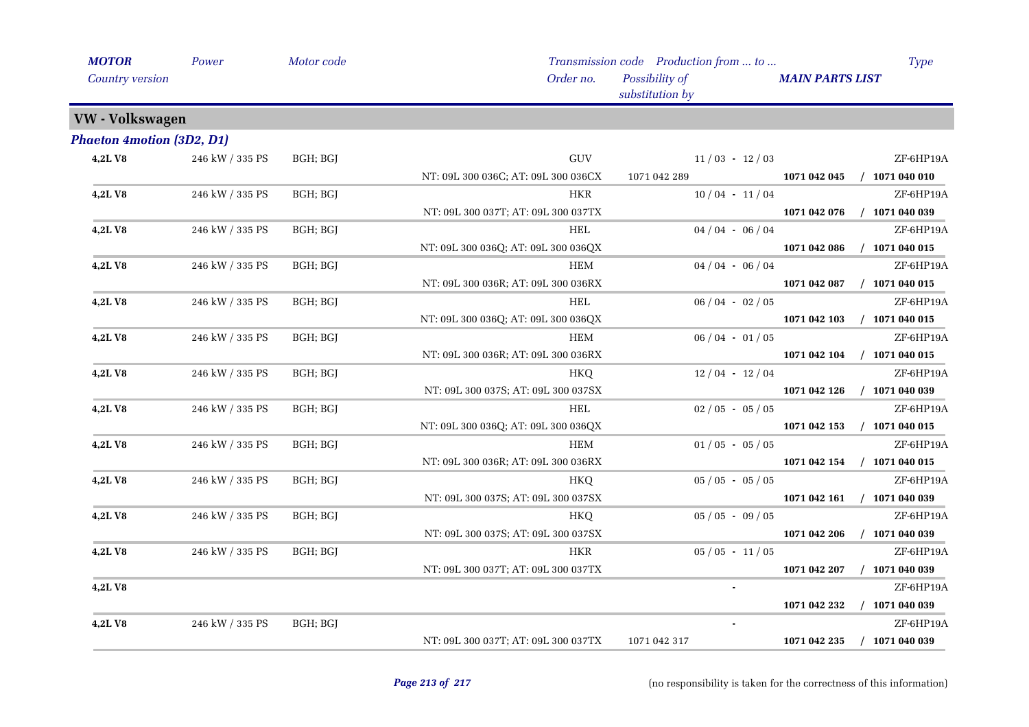## VW - Volkswagen

### *Phaeton 4motion (3D2, D1)*

| MOTOR<br>Country version | Power | Motor code | Transmission code<br>Order no. | Production from ... to ...<br>Possibility of substitution by | MAIN PARTS LIST | Type |
|---|---|---|---|---|---|---|
| **4,2L V8** | 246 kW / 335 PS | BGH; BGJ | GUV | 11 / 03 - 12 / 03 | | ZF-6HP19A |
| | | | NT: 09L 300 036C; AT: 09L 300 036CX | 1071 042 289 | **1071 042 045** | **/ 1071 040 010** |
| **4,2L V8** | 246 kW / 335 PS | BGH; BGJ | HKR | 10 / 04 - 11 / 04 | | ZF-6HP19A |
| | | | NT: 09L 300 037T; AT: 09L 300 037TX | | **1071 042 076** | **/ 1071 040 039** |
| **4,2L V8** | 246 kW / 335 PS | BGH; BGJ | HEL | 04 / 04 - 06 / 04 | | ZF-6HP19A |
| | | | NT: 09L 300 036Q; AT: 09L 300 036QX | | **1071 042 086** | **/ 1071 040 015** |
| **4,2L V8** | 246 kW / 335 PS | BGH; BGJ | HEM | 04 / 04 - 06 / 04 | | ZF-6HP19A |
| | | | NT: 09L 300 036R; AT: 09L 300 036RX | | **1071 042 087** | **/ 1071 040 015** |
| **4,2L V8** | 246 kW / 335 PS | BGH; BGJ | HEL | 06 / 04 - 02 / 05 | | ZF-6HP19A |
| | | | NT: 09L 300 036Q; AT: 09L 300 036QX | | **1071 042 103** | **/ 1071 040 015** |
| **4,2L V8** | 246 kW / 335 PS | BGH; BGJ | HEM | 06 / 04 - 01 / 05 | | ZF-6HP19A |
| | | | NT: 09L 300 036R; AT: 09L 300 036RX | | **1071 042 104** | **/ 1071 040 015** |
| **4,2L V8** | 246 kW / 335 PS | BGH; BGJ | HKQ | 12 / 04 - 12 / 04 | | ZF-6HP19A |
| | | | NT: 09L 300 037S; AT: 09L 300 037SX | | **1071 042 126** | **/ 1071 040 039** |
| **4,2L V8** | 246 kW / 335 PS | BGH; BGJ | HEL | 02 / 05 - 05 / 05 | | ZF-6HP19A |
| | | | NT: 09L 300 036Q; AT: 09L 300 036QX | | **1071 042 153** | **/ 1071 040 015** |
| **4,2L V8** | 246 kW / 335 PS | BGH; BGJ | HEM | 01 / 05 - 05 / 05 | | ZF-6HP19A |
| | | | NT: 09L 300 036R; AT: 09L 300 036RX | | **1071 042 154** | **/ 1071 040 015** |
| **4,2L V8** | 246 kW / 335 PS | BGH; BGJ | HKQ | 05 / 05 - 05 / 05 | | ZF-6HP19A |
| | | | NT: 09L 300 037S; AT: 09L 300 037SX | | **1071 042 161** | **/ 1071 040 039** |
| **4,2L V8** | 246 kW / 335 PS | BGH; BGJ | HKQ | 05 / 05 - 09 / 05 | | ZF-6HP19A |
| | | | NT: 09L 300 037S; AT: 09L 300 037SX | | **1071 042 206** | **/ 1071 040 039** |
| **4,2L V8** | 246 kW / 335 PS | BGH; BGJ | HKR | 05 / 05 - 11 / 05 | | ZF-6HP19A |
| | | | NT: 09L 300 037T; AT: 09L 300 037TX | | **1071 042 207** | **/ 1071 040 039** |
| **4,2L V8** | | | | - | | ZF-6HP19A |
| | | | | | **1071 042 232** | **/ 1071 040 039** |
| **4,2L V8** | 246 kW / 335 PS | BGH; BGJ | | - | | ZF-6HP19A |
| | | | NT: 09L 300 037T; AT: 09L 300 037TX | 1071 042 317 | **1071 042 235** | **/ 1071 040 039** |

(no responsibility is taken for the correctness of this information)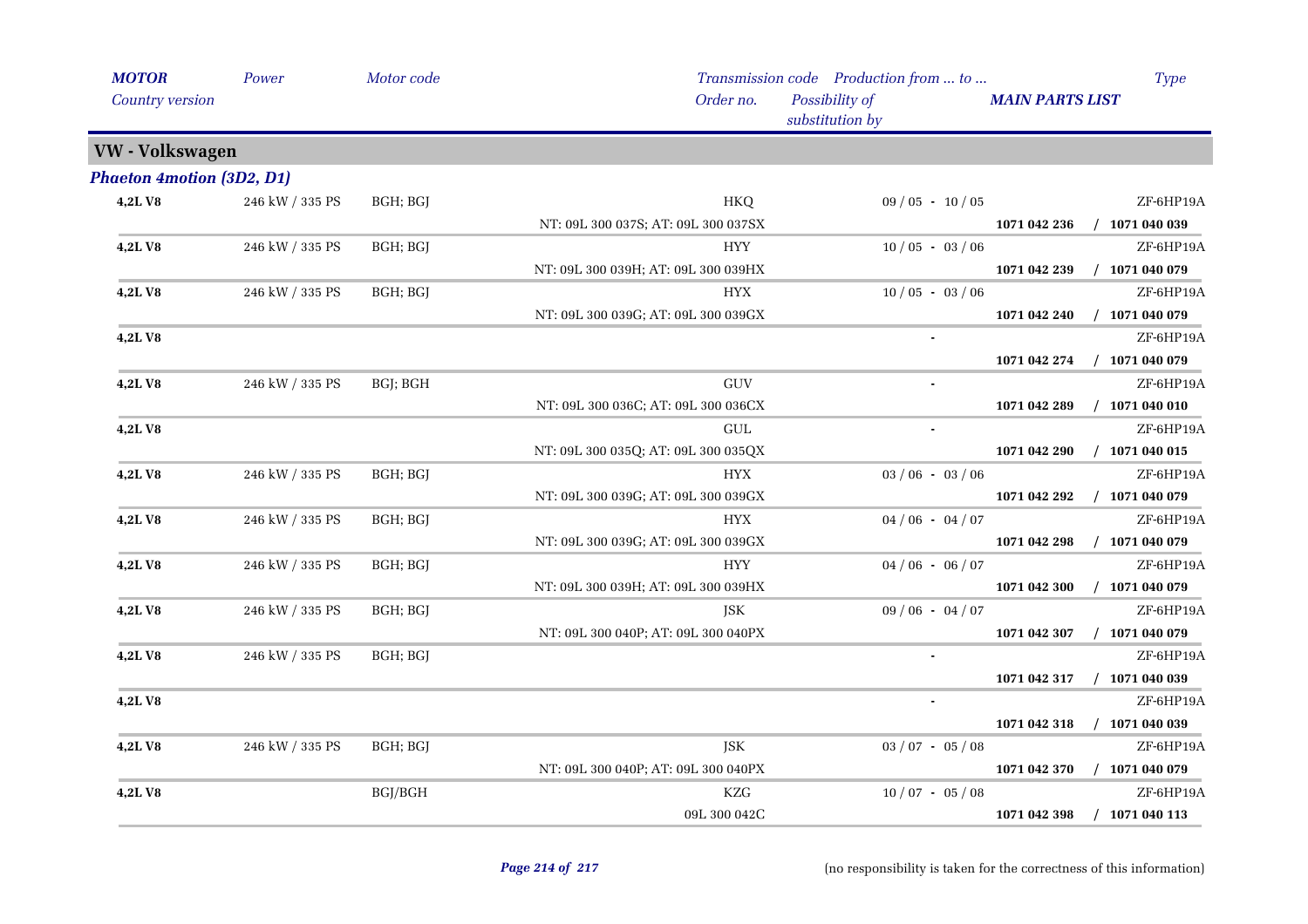| MOTOR | Power | Motor code | Transmission code | Production from ... to ... | Type |
|---|---|---|---|---|---|
| Country version | | | Order no. | Possibility of substitution by | MAIN PARTS LIST |

## VW - Volkswagen

### Phaeton 4motion (3D2, D1)

| MOTOR | Power | Motor code | Transmission code / Order no. | Production from ... to ... | Type / MAIN PARTS LIST |
|---|---|---|---|---|---|
| 4,2L V8 | 246 kW / 335 PS | BGH; BGJ | HKQ | 09 / 05 - 10 / 05 | ZF-6HP19A |
| | | | NT: 09L 300 037S; AT: 09L 300 037SX | | 1071 042 236 / 1071 040 039 |
| 4,2L V8 | 246 kW / 335 PS | BGH; BGJ | HYY | 10 / 05 - 03 / 06 | ZF-6HP19A |
| | | | NT: 09L 300 039H; AT: 09L 300 039HX | | 1071 042 239 / 1071 040 079 |
| 4,2L V8 | 246 kW / 335 PS | BGH; BGJ | HYX | 10 / 05 - 03 / 06 | ZF-6HP19A |
| | | | NT: 09L 300 039G; AT: 09L 300 039GX | | 1071 042 240 / 1071 040 079 |
| 4,2L V8 | | | | - | ZF-6HP19A |
| | | | | | 1071 042 274 / 1071 040 079 |
| 4,2L V8 | 246 kW / 335 PS | BGJ; BGH | GUV | - | ZF-6HP19A |
| | | | NT: 09L 300 036C; AT: 09L 300 036CX | | 1071 042 289 / 1071 040 010 |
| 4,2L V8 | | | GUL | - | ZF-6HP19A |
| | | | NT: 09L 300 035Q; AT: 09L 300 035QX | | 1071 042 290 / 1071 040 015 |
| 4,2L V8 | 246 kW / 335 PS | BGH; BGJ | HYX | 03 / 06 - 03 / 06 | ZF-6HP19A |
| | | | NT: 09L 300 039G; AT: 09L 300 039GX | | 1071 042 292 / 1071 040 079 |
| 4,2L V8 | 246 kW / 335 PS | BGH; BGJ | HYX | 04 / 06 - 04 / 07 | ZF-6HP19A |
| | | | NT: 09L 300 039G; AT: 09L 300 039GX | | 1071 042 298 / 1071 040 079 |
| 4,2L V8 | 246 kW / 335 PS | BGH; BGJ | HYY | 04 / 06 - 06 / 07 | ZF-6HP19A |
| | | | NT: 09L 300 039H; AT: 09L 300 039HX | | 1071 042 300 / 1071 040 079 |
| 4,2L V8 | 246 kW / 335 PS | BGH; BGJ | JSK | 09 / 06 - 04 / 07 | ZF-6HP19A |
| | | | NT: 09L 300 040P; AT: 09L 300 040PX | | 1071 042 307 / 1071 040 079 |
| 4,2L V8 | 246 kW / 335 PS | BGH; BGJ | | - | ZF-6HP19A |
| | | | | | 1071 042 317 / 1071 040 039 |
| 4,2L V8 | | | | - | ZF-6HP19A |
| | | | | | 1071 042 318 / 1071 040 039 |
| 4,2L V8 | 246 kW / 335 PS | BGH; BGJ | JSK | 03 / 07 - 05 / 08 | ZF-6HP19A |
| | | | NT: 09L 300 040P; AT: 09L 300 040PX | | 1071 042 370 / 1071 040 079 |
| 4,2L V8 | | BGJ/BGH | KZG | 10 / 07 - 05 / 08 | ZF-6HP19A |
| | | | 09L 300 042C | | 1071 042 398 / 1071 040 113 |

(no responsibility is taken for the correctness of this information)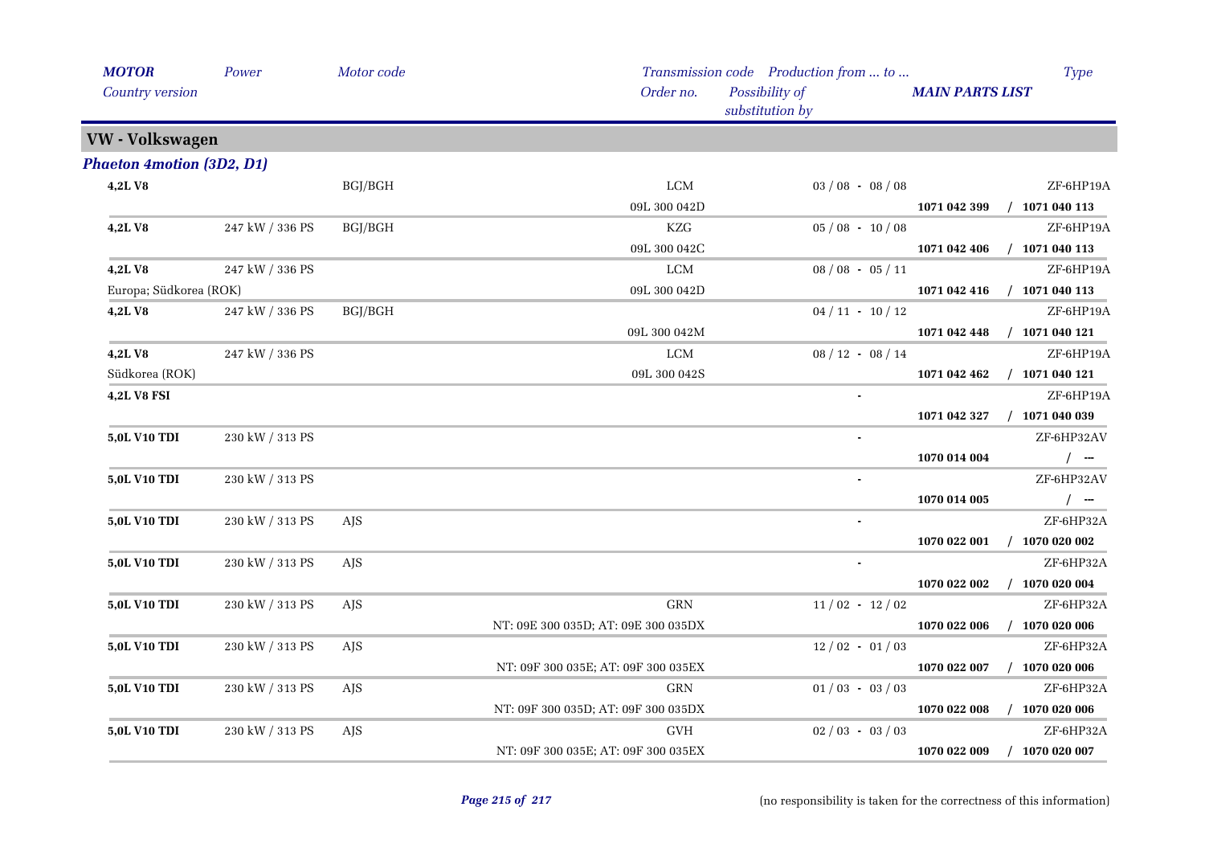| *MOTOR* | *Power* | *Motor code* | *Transmission code* | *Production from ... to ...* | | *Type* |
|---|---|---|---|---|---|---|
| *Country version* | | | *Order no.* | *Possibility of substitution by* | ***MAIN PARTS LIST*** | |

## VW - Volkswagen

### *Phaeton 4motion (3D2, D1)*

| *MOTOR* / *Country version* | *Power* | *Motor code* | *Transmission code* / *Order no.* | *Production from ... to ...* | ***MAIN PARTS LIST*** | *Type* |
|---|---|---|---|---|---|---|
| **4,2L V8** | | BGJ/BGH | LCM | 03 / 08 - 08 / 08 | | ZF-6HP19A |
| | | | 09L 300 042D | | **1071 042 399** | / **1071 040 113** |
| **4,2L V8** | 247 kW / 336 PS | BGJ/BGH | KZG | 05 / 08 - 10 / 08 | | ZF-6HP19A |
| | | | 09L 300 042C | | **1071 042 406** | / **1071 040 113** |
| **4,2L V8** | 247 kW / 336 PS | | LCM | 08 / 08 - 05 / 11 | | ZF-6HP19A |
| Europa; Südkorea (ROK) | | | 09L 300 042D | | **1071 042 416** | / **1071 040 113** |
| **4,2L V8** | 247 kW / 336 PS | BGJ/BGH | | 04 / 11 - 10 / 12 | | ZF-6HP19A |
| | | | 09L 300 042M | | **1071 042 448** | / **1071 040 121** |
| **4,2L V8** | 247 kW / 336 PS | | LCM | 08 / 12 - 08 / 14 | | ZF-6HP19A |
| Südkorea (ROK) | | | 09L 300 042S | | **1071 042 462** | / **1071 040 121** |
| **4,2L V8 FSI** | | | | - | | ZF-6HP19A |
| | | | | | **1071 042 327** | / **1071 040 039** |
| **5,0L V10 TDI** | 230 kW / 313 PS | | | - | | ZF-6HP32AV |
| | | | | | **1070 014 004** | / --- |
| **5,0L V10 TDI** | 230 kW / 313 PS | | | - | | ZF-6HP32AV |
| | | | | | **1070 014 005** | / --- |
| **5,0L V10 TDI** | 230 kW / 313 PS | AJS | | - | | ZF-6HP32A |
| | | | | | **1070 022 001** | / **1070 020 002** |
| **5,0L V10 TDI** | 230 kW / 313 PS | AJS | | - | | ZF-6HP32A |
| | | | | | **1070 022 002** | / **1070 020 004** |
| **5,0L V10 TDI** | 230 kW / 313 PS | AJS | GRN | 11 / 02 - 12 / 02 | | ZF-6HP32A |
| | | | NT: 09E 300 035D; AT: 09E 300 035DX | | **1070 022 006** | / **1070 020 006** |
| **5,0L V10 TDI** | 230 kW / 313 PS | AJS | | 12 / 02 - 01 / 03 | | ZF-6HP32A |
| | | | NT: 09F 300 035E; AT: 09F 300 035EX | | **1070 022 007** | / **1070 020 006** |
| **5,0L V10 TDI** | 230 kW / 313 PS | AJS | GRN | 01 / 03 - 03 / 03 | | ZF-6HP32A |
| | | | NT: 09F 300 035D; AT: 09F 300 035DX | | **1070 022 008** | / **1070 020 006** |
| **5,0L V10 TDI** | 230 kW / 313 PS | AJS | GVH | 02 / 03 - 03 / 03 | | ZF-6HP32A |
| | | | NT: 09F 300 035E; AT: 09F 300 035EX | | **1070 022 009** | / **1070 020 007** |

(no responsibility is taken for the correctness of this information)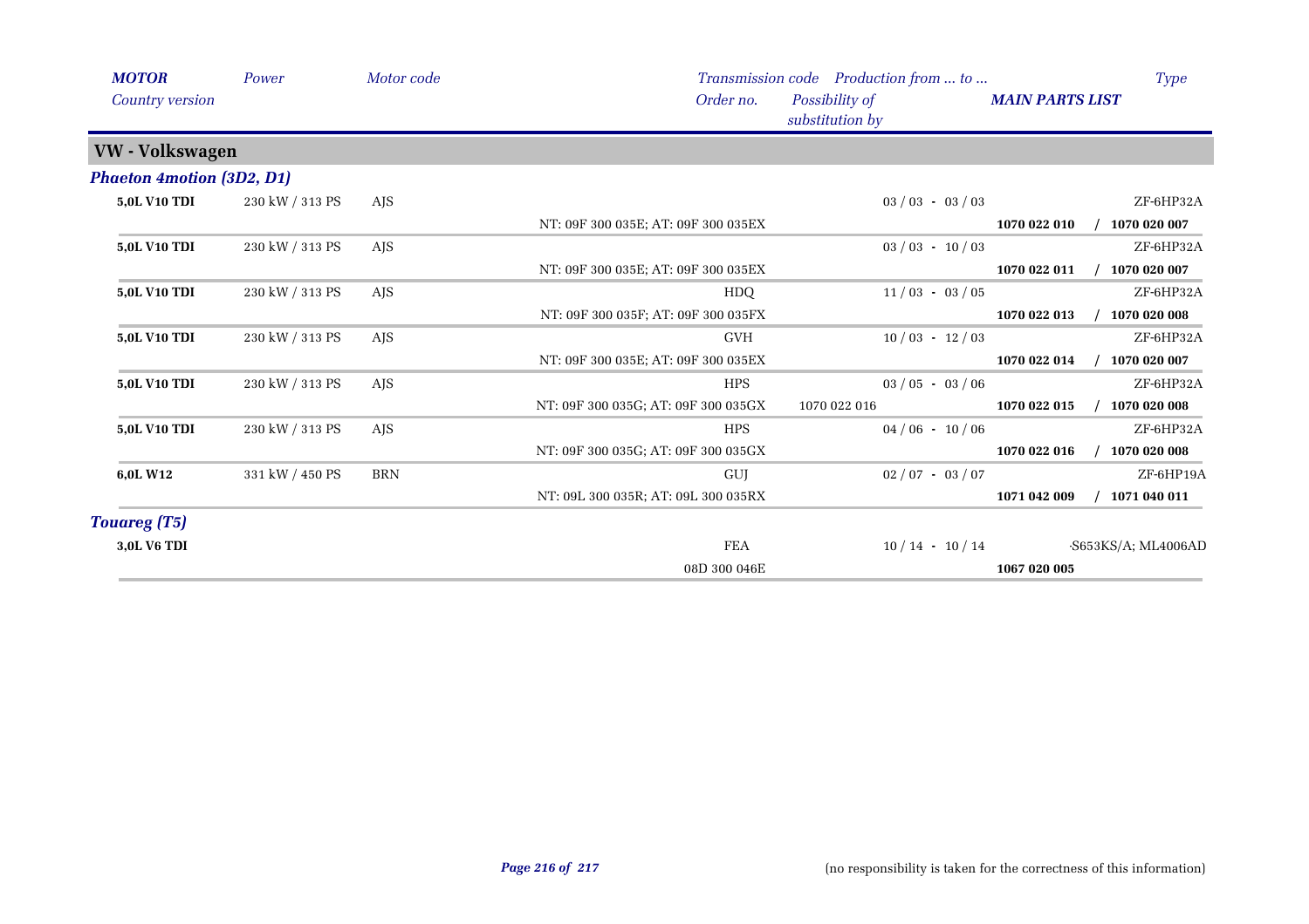| *MOTOR* | *Power* | *Motor code* | *Transmission code* | *Production from ... to ...* | | *Type* |
|---|---|---|---|---|---|---|
| *Country version* | | | *Order no.* | *Possibility of substitution by* | ***MAIN PARTS LIST*** | |

## VW - Volkswagen

### *Phaeton 4motion (3D2, D1)*

| *MOTOR* | *Power* | *Motor code* | *Transmission code* / *Order no.* | *Possibility of substitution by* | *Production from ... to ...* / ***MAIN PARTS LIST*** | *Type* |
|---|---|---|---|---|---|---|
| **5,0L V10 TDI** | 230 kW / 313 PS | AJS | | | 03 / 03 - 03 / 03 | ZF-6HP32A |
| | | | NT: 09F 300 035E; AT: 09F 300 035EX | | **1070 022 010** | **/ 1070 020 007** |
| **5,0L V10 TDI** | 230 kW / 313 PS | AJS | | | 03 / 03 - 10 / 03 | ZF-6HP32A |
| | | | NT: 09F 300 035E; AT: 09F 300 035EX | | **1070 022 011** | **/ 1070 020 007** |
| **5,0L V10 TDI** | 230 kW / 313 PS | AJS | HDQ | | 11 / 03 - 03 / 05 | ZF-6HP32A |
| | | | NT: 09F 300 035F; AT: 09F 300 035FX | | **1070 022 013** | **/ 1070 020 008** |
| **5,0L V10 TDI** | 230 kW / 313 PS | AJS | GVH | | 10 / 03 - 12 / 03 | ZF-6HP32A |
| | | | NT: 09F 300 035E; AT: 09F 300 035EX | | **1070 022 014** | **/ 1070 020 007** |
| **5,0L V10 TDI** | 230 kW / 313 PS | AJS | HPS | | 03 / 05 - 03 / 06 | ZF-6HP32A |
| | | | NT: 09F 300 035G; AT: 09F 300 035GX | 1070 022 016 | **1070 022 015** | **/ 1070 020 008** |
| **5,0L V10 TDI** | 230 kW / 313 PS | AJS | HPS | | 04 / 06 - 10 / 06 | ZF-6HP32A |
| | | | NT: 09F 300 035G; AT: 09F 300 035GX | | **1070 022 016** | **/ 1070 020 008** |
| **6,0L W12** | 331 kW / 450 PS | BRN | GUJ | | 02 / 07 - 03 / 07 | ZF-6HP19A |
| | | | NT: 09L 300 035R; AT: 09L 300 035RX | | **1071 042 009** | **/ 1071 040 011** |

### *Touareg (T5)*

| *MOTOR* | *Power* | *Motor code* | *Transmission code* / *Order no.* | *Possibility of substitution by* | *Production from ... to ...* / ***MAIN PARTS LIST*** | *Type* |
|---|---|---|---|---|---|---|
| **3,0L V6 TDI** | | | FEA | | 10 / 14 - 10 / 14 | -S653KS/A; ML4006AD |
| | | | 08D 300 046E | | **1067 020 005** | |

(no responsibility is taken for the correctness of this information)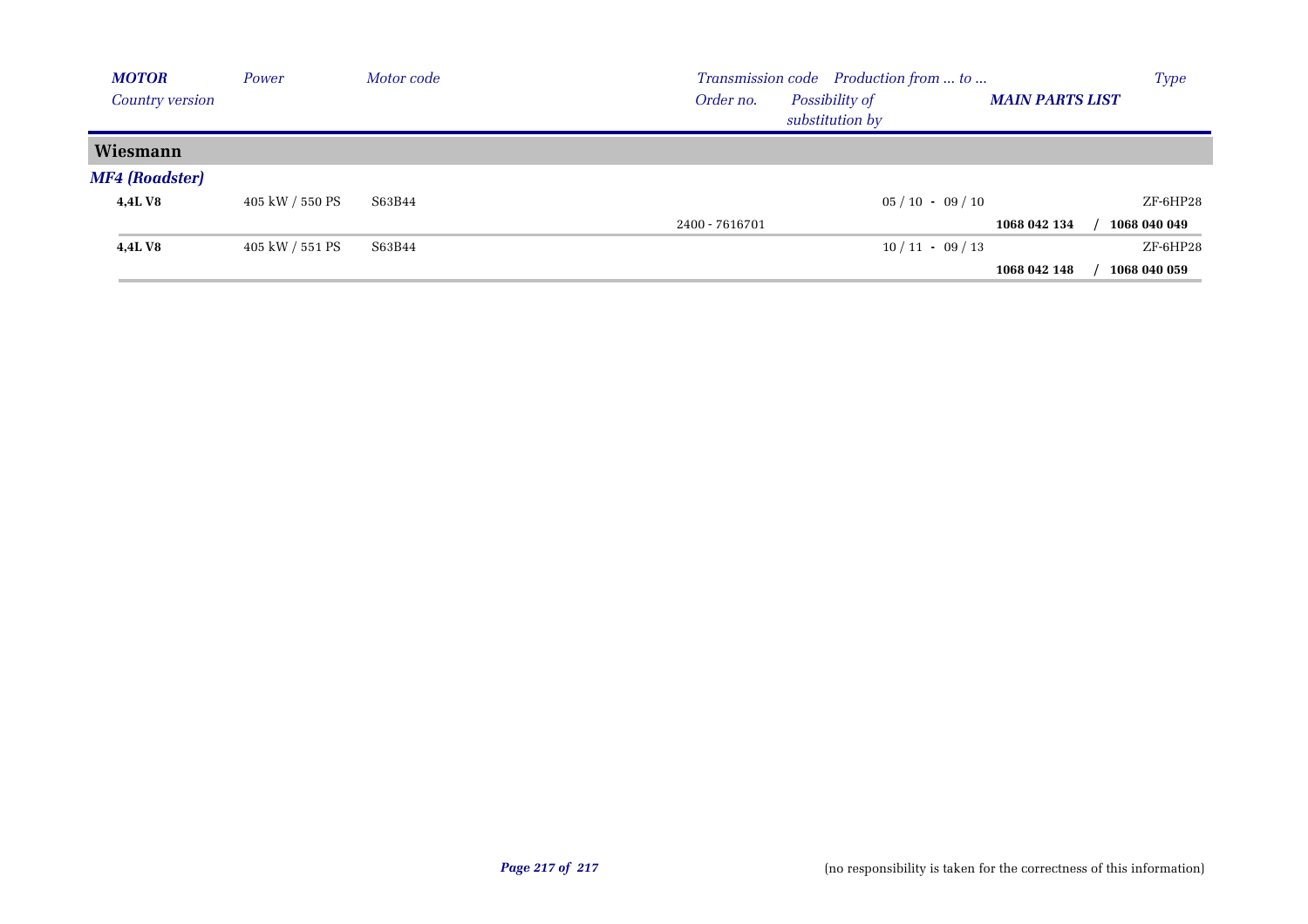| *MOTOR* | *Power* | *Motor code* | *Transmission code* | *Production from ... to ...* | | *Type* |
|---|---|---|---|---|---|---|
| *Country version* | | | *Order no.* | *Possibility of substitution by* | ***MAIN PARTS LIST*** | |

## Wiesmann

### *MF4 (Roadster)*

| | | | | | | |
|---|---|---|---|---|---|---|
| **4,4L V8** | 405 kW / 550 PS | S63B44 | | 05 / 10 - 09 / 10 | | ZF-6HP28 |
| | | | 2400 - 7616701 | | **1068 042 134** | / **1068 040 049** |
| **4,4L V8** | 405 kW / 551 PS | S63B44 | | 10 / 11 - 09 / 13 | | ZF-6HP28 |
| | | | | | **1068 042 148** | / **1068 040 059** |

(no responsibility is taken for the correctness of this information)